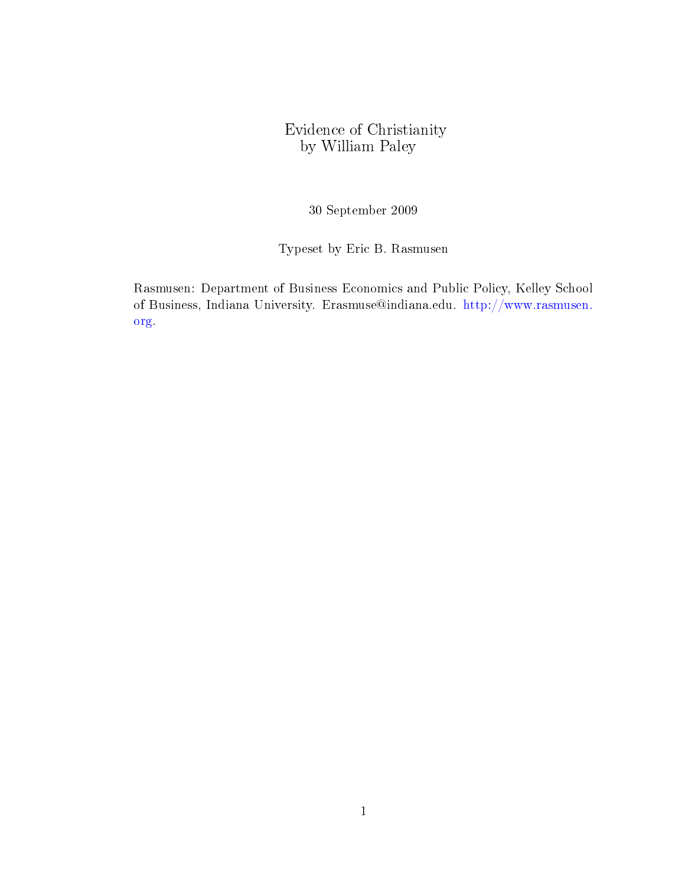# Evidence of Christianity
## by William Paley

30 September 2009

Typeset by Eric B. Rasmusen

Rasmusen: Department of Business Economics and Public Policy, Kelley School of Business, Indiana University. Erasmuse@indiana.edu. http://www.rasmusen.org.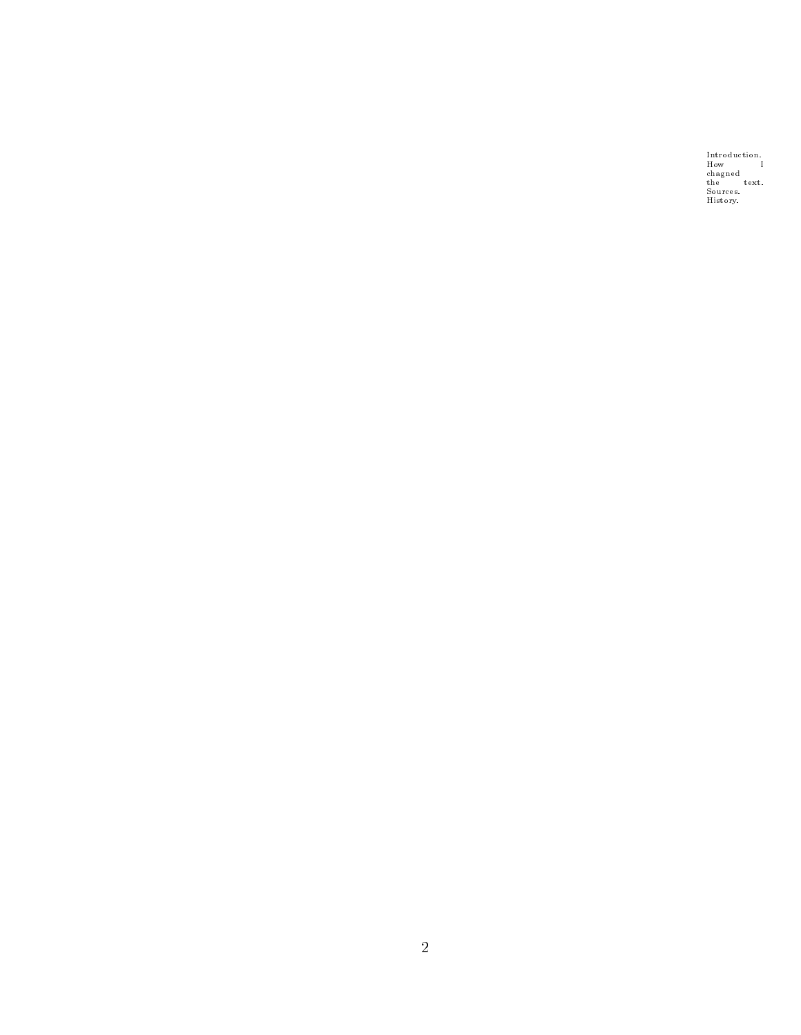Introduction.
How I chagned the text.
Sources.
History.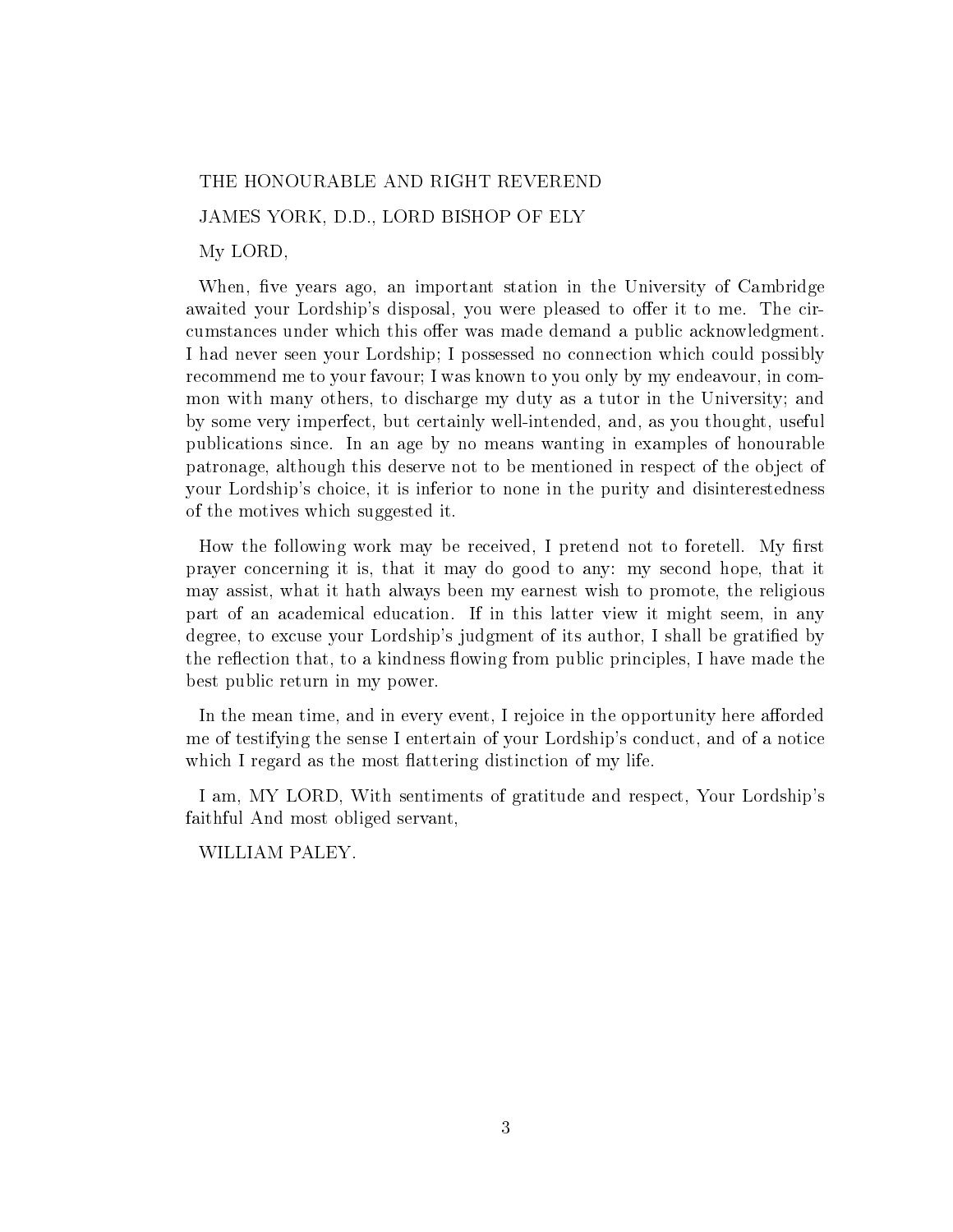THE HONOURABLE AND RIGHT REVEREND

JAMES YORK, D.D., LORD BISHOP OF ELY

My LORD,

When, five years ago, an important station in the University of Cambridge awaited your Lordship's disposal, you were pleased to offer it to me. The circumstances under which this offer was made demand a public acknowledgment. I had never seen your Lordship; I possessed no connection which could possibly recommend me to your favour; I was known to you only by my endeavour, in common with many others, to discharge my duty as a tutor in the University; and by some very imperfect, but certainly well-intended, and, as you thought, useful publications since. In an age by no means wanting in examples of honourable patronage, although this deserve not to be mentioned in respect of the object of your Lordship's choice, it is inferior to none in the purity and disinterestedness of the motives which suggested it.

How the following work may be received, I pretend not to foretell. My first prayer concerning it is, that it may do good to any: my second hope, that it may assist, what it hath always been my earnest wish to promote, the religious part of an academical education. If in this latter view it might seem, in any degree, to excuse your Lordship's judgment of its author, I shall be gratified by the reflection that, to a kindness flowing from public principles, I have made the best public return in my power.

In the mean time, and in every event, I rejoice in the opportunity here afforded me of testifying the sense I entertain of your Lordship's conduct, and of a notice which I regard as the most flattering distinction of my life.

I am, MY LORD, With sentiments of gratitude and respect, Your Lordship's faithful And most obliged servant,

WILLIAM PALEY.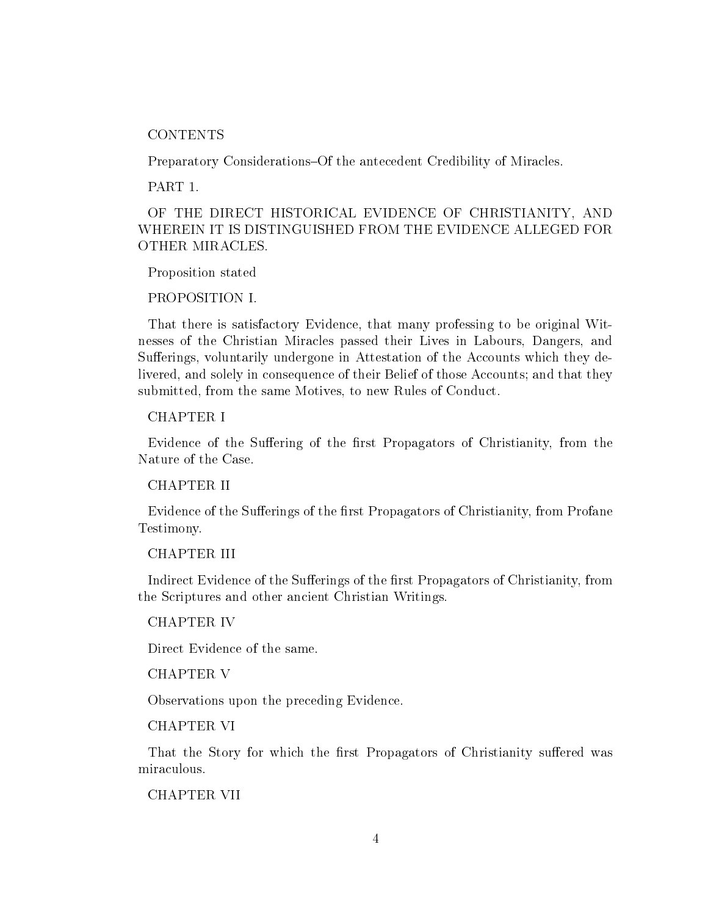CONTENTS

Preparatory Considerations–Of the antecedent Credibility of Miracles.

PART 1.

OF THE DIRECT HISTORICAL EVIDENCE OF CHRISTIANITY, AND WHEREIN IT IS DISTINGUISHED FROM THE EVIDENCE ALLEGED FOR OTHER MIRACLES.

Proposition stated

PROPOSITION I.

That there is satisfactory Evidence, that many professing to be original Witnesses of the Christian Miracles passed their Lives in Labours, Dangers, and Sufferings, voluntarily undergone in Attestation of the Accounts which they delivered, and solely in consequence of their Belief of those Accounts; and that they submitted, from the same Motives, to new Rules of Conduct.

CHAPTER I

Evidence of the Suffering of the first Propagators of Christianity, from the Nature of the Case.

CHAPTER II

Evidence of the Sufferings of the first Propagators of Christianity, from Profane Testimony.

CHAPTER III

Indirect Evidence of the Sufferings of the first Propagators of Christianity, from the Scriptures and other ancient Christian Writings.

CHAPTER IV

Direct Evidence of the same.

CHAPTER V

Observations upon the preceding Evidence.

CHAPTER VI

That the Story for which the first Propagators of Christianity suffered was miraculous.

CHAPTER VII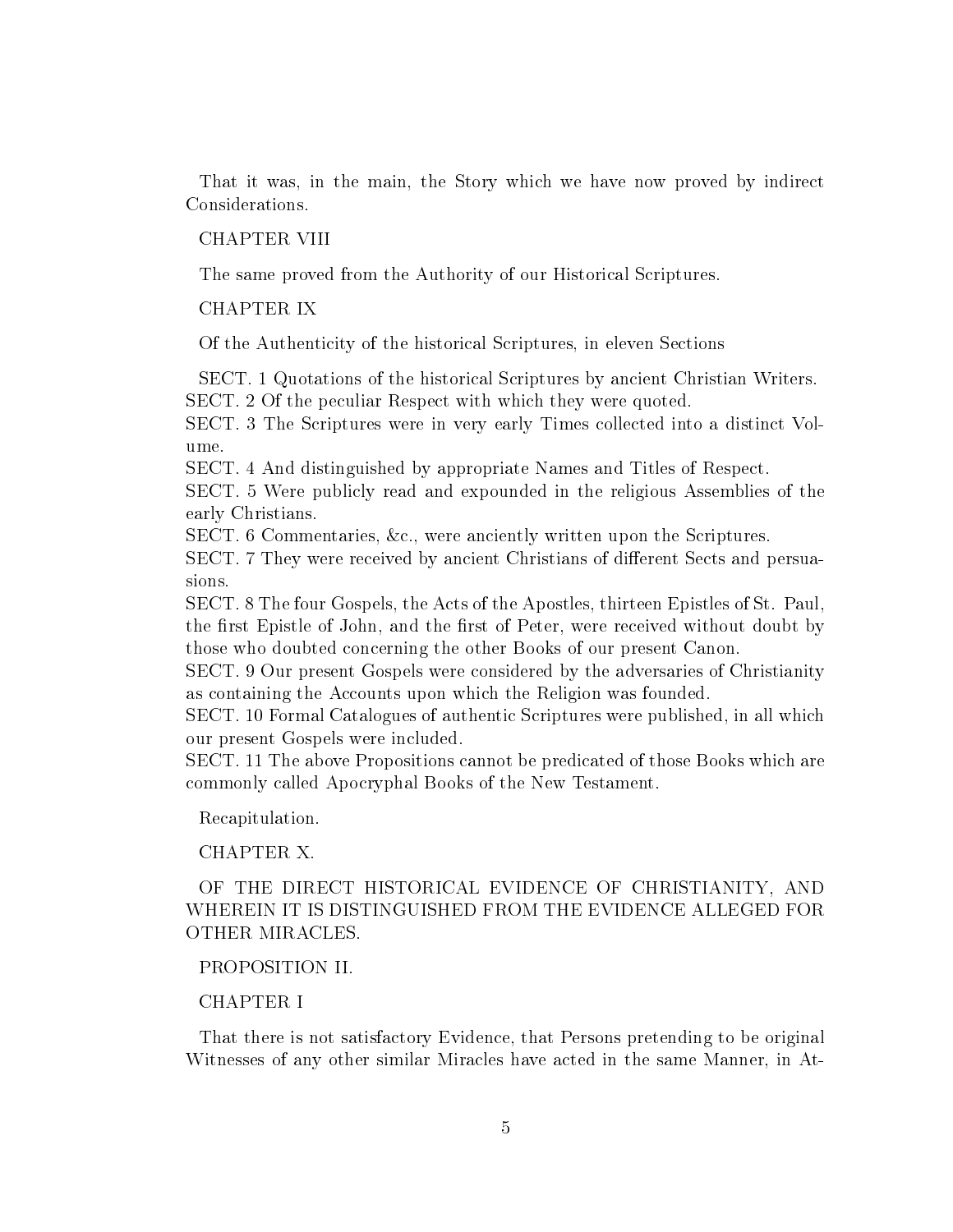That it was, in the main, the Story which we have now proved by indirect Considerations.

CHAPTER VIII

The same proved from the Authority of our Historical Scriptures.

CHAPTER IX

Of the Authenticity of the historical Scriptures, in eleven Sections

SECT. 1 Quotations of the historical Scriptures by ancient Christian Writers.
SECT. 2 Of the peculiar Respect with which they were quoted.
SECT. 3 The Scriptures were in very early Times collected into a distinct Volume.
SECT. 4 And distinguished by appropriate Names and Titles of Respect.
SECT. 5 Were publicly read and expounded in the religious Assemblies of the early Christians.
SECT. 6 Commentaries, &c., were anciently written upon the Scriptures.
SECT. 7 They were received by ancient Christians of different Sects and persuasions.
SECT. 8 The four Gospels, the Acts of the Apostles, thirteen Epistles of St. Paul, the first Epistle of John, and the first of Peter, were received without doubt by those who doubted concerning the other Books of our present Canon.
SECT. 9 Our present Gospels were considered by the adversaries of Christianity as containing the Accounts upon which the Religion was founded.
SECT. 10 Formal Catalogues of authentic Scriptures were published, in all which our present Gospels were included.
SECT. 11 The above Propositions cannot be predicated of those Books which are commonly called Apocryphal Books of the New Testament.

Recapitulation.

CHAPTER X.

OF THE DIRECT HISTORICAL EVIDENCE OF CHRISTIANITY, AND WHEREIN IT IS DISTINGUISHED FROM THE EVIDENCE ALLEGED FOR OTHER MIRACLES.

PROPOSITION II.

CHAPTER I

That there is not satisfactory Evidence, that Persons pretending to be original Witnesses of any other similar Miracles have acted in the same Manner, in At-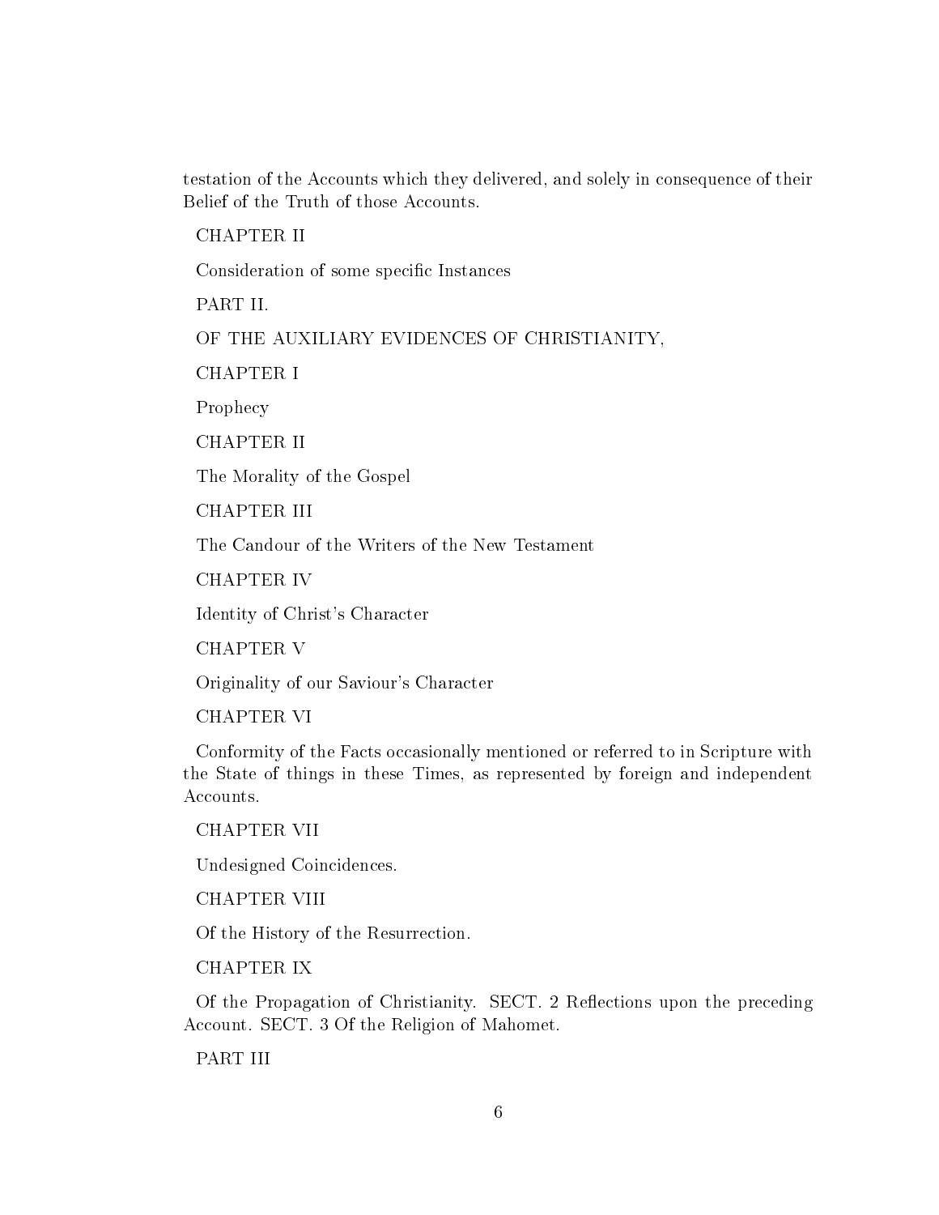testation of the Accounts which they delivered, and solely in consequence of their Belief of the Truth of those Accounts.

CHAPTER II

Consideration of some specific Instances

PART II.

OF THE AUXILIARY EVIDENCES OF CHRISTIANITY,

CHAPTER I

Prophecy

CHAPTER II

The Morality of the Gospel

CHAPTER III

The Candour of the Writers of the New Testament

CHAPTER IV

Identity of Christ's Character

CHAPTER V

Originality of our Saviour's Character

CHAPTER VI

Conformity of the Facts occasionally mentioned or referred to in Scripture with the State of things in these Times, as represented by foreign and independent Accounts.

CHAPTER VII

Undesigned Coincidences.

CHAPTER VIII

Of the History of the Resurrection.

CHAPTER IX

Of the Propagation of Christianity. SECT. 2 Reflections upon the preceding Account. SECT. 3 Of the Religion of Mahomet.

PART III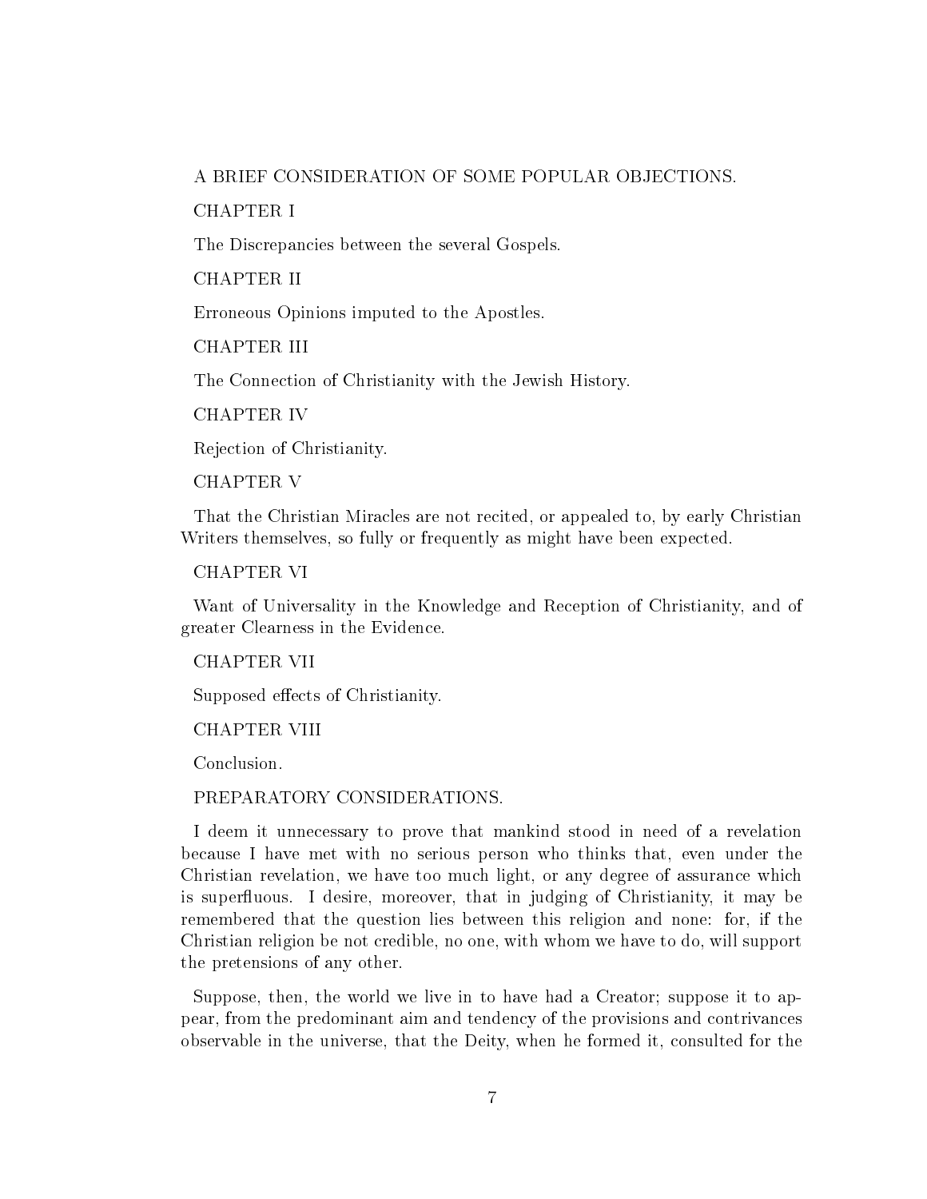A BRIEF CONSIDERATION OF SOME POPULAR OBJECTIONS.

CHAPTER I

The Discrepancies between the several Gospels.

CHAPTER II

Erroneous Opinions imputed to the Apostles.

CHAPTER III

The Connection of Christianity with the Jewish History.

CHAPTER IV

Rejection of Christianity.

CHAPTER V

That the Christian Miracles are not recited, or appealed to, by early Christian Writers themselves, so fully or frequently as might have been expected.

CHAPTER VI

Want of Universality in the Knowledge and Reception of Christianity, and of greater Clearness in the Evidence.

CHAPTER VII

Supposed effects of Christianity.

CHAPTER VIII

Conclusion.

PREPARATORY CONSIDERATIONS.

I deem it unnecessary to prove that mankind stood in need of a revelation because I have met with no serious person who thinks that, even under the Christian revelation, we have too much light, or any degree of assurance which is superfluous. I desire, moreover, that in judging of Christianity, it may be remembered that the question lies between this religion and none: for, if the Christian religion be not credible, no one, with whom we have to do, will support the pretensions of any other.

Suppose, then, the world we live in to have had a Creator; suppose it to appear, from the predominant aim and tendency of the provisions and contrivances observable in the universe, that the Deity, when he formed it, consulted for the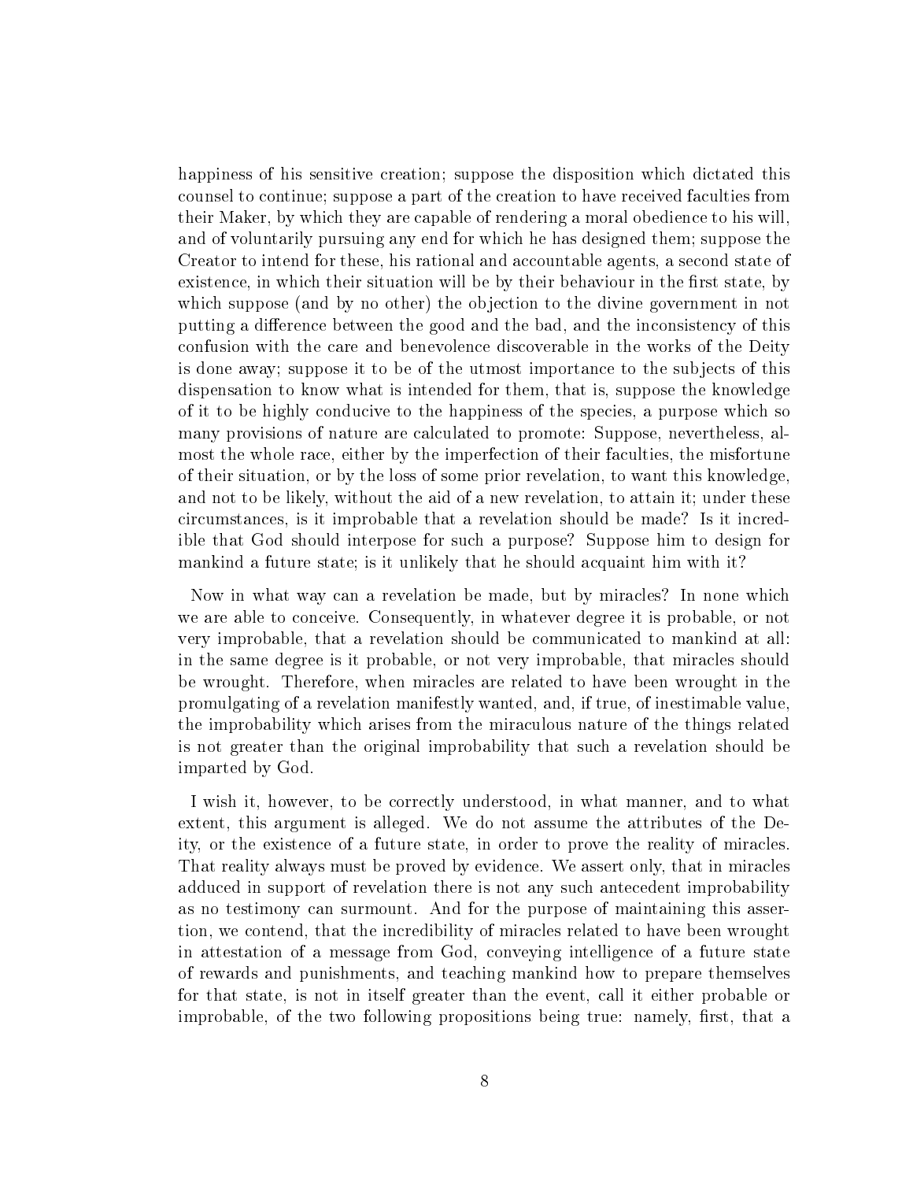happiness of his sensitive creation; suppose the disposition which dictated this counsel to continue; suppose a part of the creation to have received faculties from their Maker, by which they are capable of rendering a moral obedience to his will, and of voluntarily pursuing any end for which he has designed them; suppose the Creator to intend for these, his rational and accountable agents, a second state of existence, in which their situation will be by their behaviour in the first state, by which suppose (and by no other) the objection to the divine government in not putting a difference between the good and the bad, and the inconsistency of this confusion with the care and benevolence discoverable in the works of the Deity is done away; suppose it to be of the utmost importance to the subjects of this dispensation to know what is intended for them, that is, suppose the knowledge of it to be highly conducive to the happiness of the species, a purpose which so many provisions of nature are calculated to promote: Suppose, nevertheless, almost the whole race, either by the imperfection of their faculties, the misfortune of their situation, or by the loss of some prior revelation, to want this knowledge, and not to be likely, without the aid of a new revelation, to attain it; under these circumstances, is it improbable that a revelation should be made? Is it incredible that God should interpose for such a purpose? Suppose him to design for mankind a future state; is it unlikely that he should acquaint him with it?

Now in what way can a revelation be made, but by miracles? In none which we are able to conceive. Consequently, in whatever degree it is probable, or not very improbable, that a revelation should be communicated to mankind at all: in the same degree is it probable, or not very improbable, that miracles should be wrought. Therefore, when miracles are related to have been wrought in the promulgating of a revelation manifestly wanted, and, if true, of inestimable value, the improbability which arises from the miraculous nature of the things related is not greater than the original improbability that such a revelation should be imparted by God.

I wish it, however, to be correctly understood, in what manner, and to what extent, this argument is alleged. We do not assume the attributes of the Deity, or the existence of a future state, in order to prove the reality of miracles. That reality always must be proved by evidence. We assert only, that in miracles adduced in support of revelation there is not any such antecedent improbability as no testimony can surmount. And for the purpose of maintaining this assertion, we contend, that the incredibility of miracles related to have been wrought in attestation of a message from God, conveying intelligence of a future state of rewards and punishments, and teaching mankind how to prepare themselves for that state, is not in itself greater than the event, call it either probable or improbable, of the two following propositions being true: namely, first, that a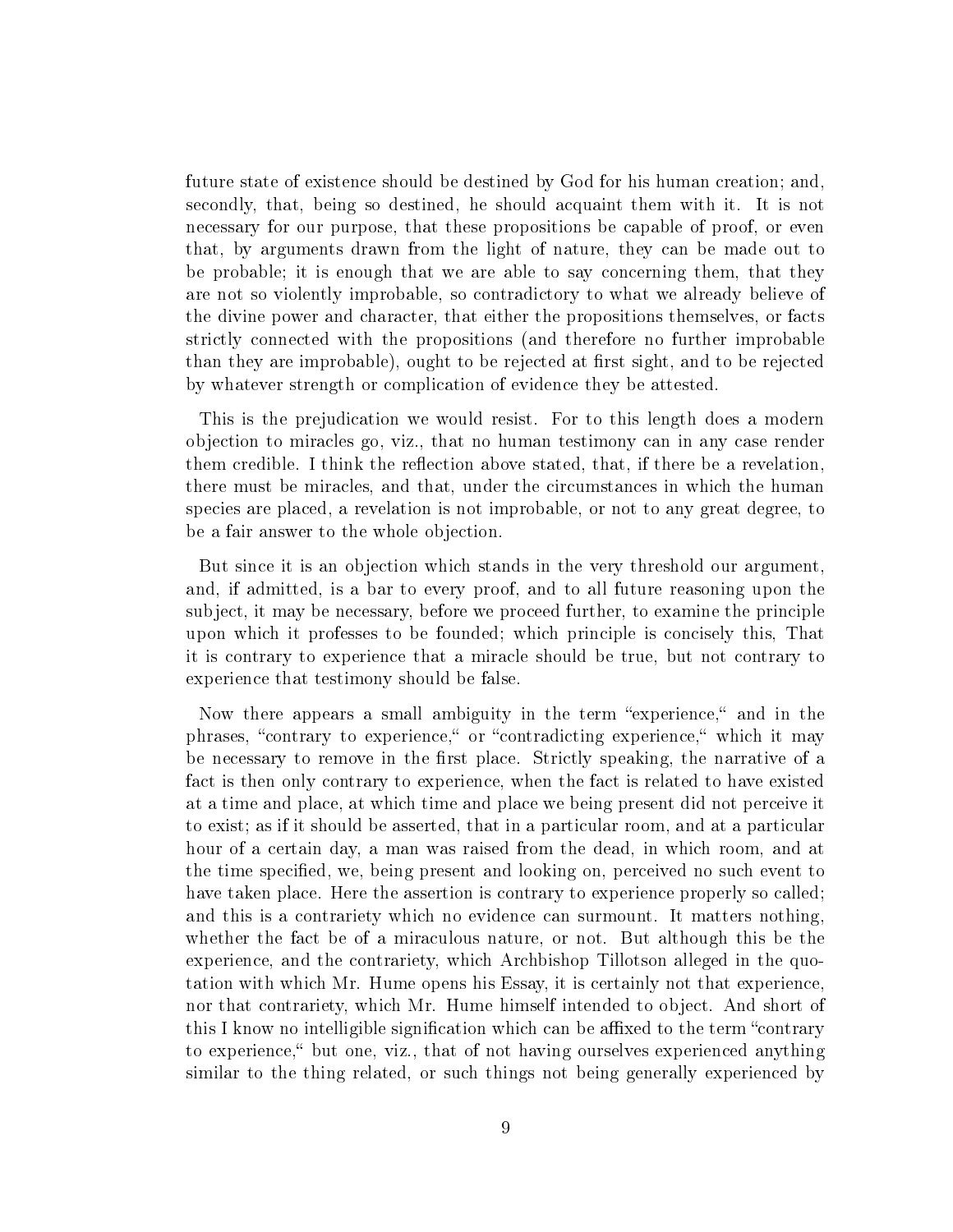future state of existence should be destined by God for his human creation; and, secondly, that, being so destined, he should acquaint them with it. It is not necessary for our purpose, that these propositions be capable of proof, or even that, by arguments drawn from the light of nature, they can be made out to be probable; it is enough that we are able to say concerning them, that they are not so violently improbable, so contradictory to what we already believe of the divine power and character, that either the propositions themselves, or facts strictly connected with the propositions (and therefore no further improbable than they are improbable), ought to be rejected at first sight, and to be rejected by whatever strength or complication of evidence they be attested.

This is the prejudication we would resist. For to this length does a modern objection to miracles go, viz., that no human testimony can in any case render them credible. I think the reflection above stated, that, if there be a revelation, there must be miracles, and that, under the circumstances in which the human species are placed, a revelation is not improbable, or not to any great degree, to be a fair answer to the whole objection.

But since it is an objection which stands in the very threshold our argument, and, if admitted, is a bar to every proof, and to all future reasoning upon the subject, it may be necessary, before we proceed further, to examine the principle upon which it professes to be founded; which principle is concisely this, That it is contrary to experience that a miracle should be true, but not contrary to experience that testimony should be false.

Now there appears a small ambiguity in the term "experience," and in the phrases, "contrary to experience," or "contradicting experience," which it may be necessary to remove in the first place. Strictly speaking, the narrative of a fact is then only contrary to experience, when the fact is related to have existed at a time and place, at which time and place we being present did not perceive it to exist; as if it should be asserted, that in a particular room, and at a particular hour of a certain day, a man was raised from the dead, in which room, and at the time specified, we, being present and looking on, perceived no such event to have taken place. Here the assertion is contrary to experience properly so called; and this is a contrariety which no evidence can surmount. It matters nothing, whether the fact be of a miraculous nature, or not. But although this be the experience, and the contrariety, which Archbishop Tillotson alleged in the quotation with which Mr. Hume opens his Essay, it is certainly not that experience, nor that contrariety, which Mr. Hume himself intended to object. And short of this I know no intelligible signification which can be affixed to the term "contrary to experience," but one, viz., that of not having ourselves experienced anything similar to the thing related, or such things not being generally experienced by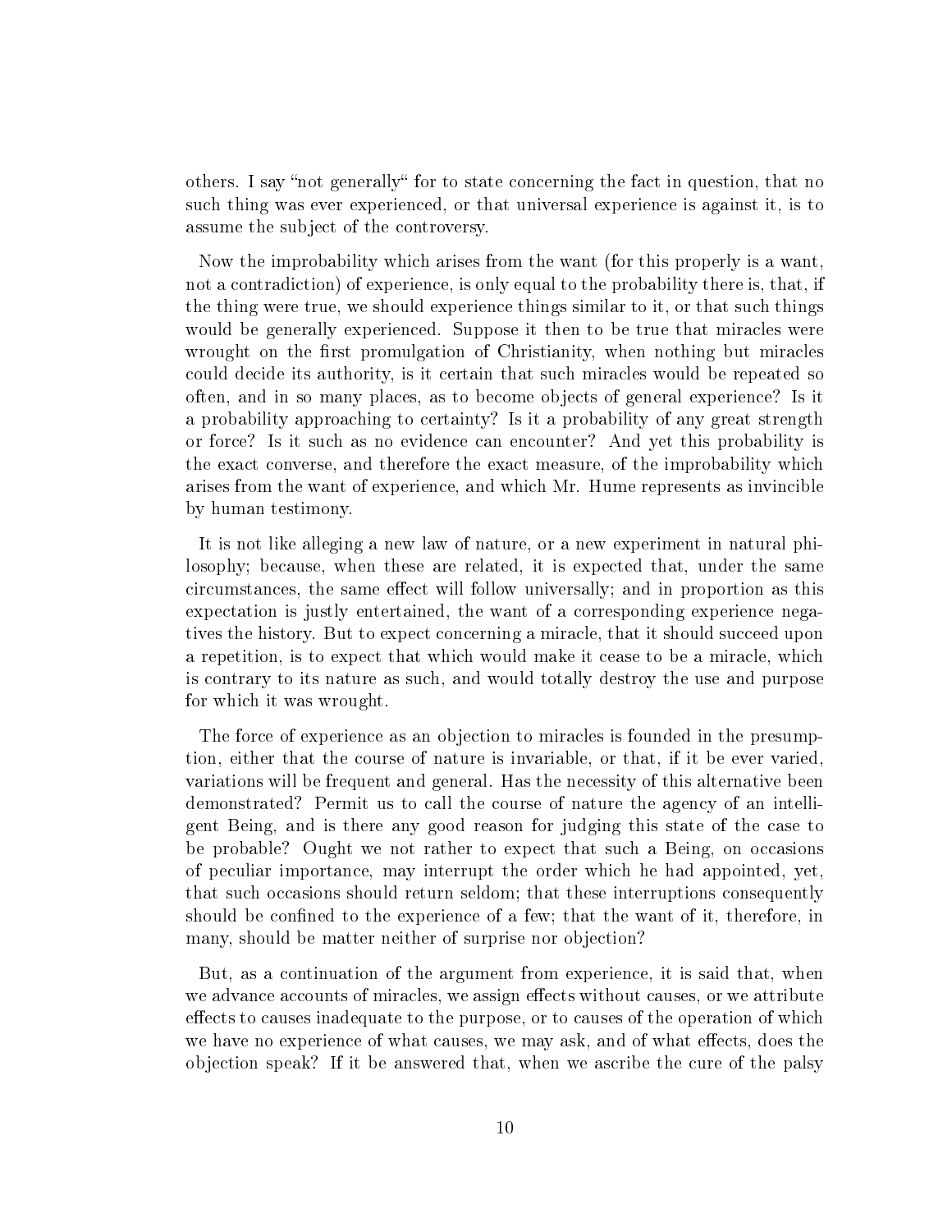others. I say “not generally“ for to state concerning the fact in question, that no such thing was ever experienced, or that universal experience is against it, is to assume the subject of the controversy.

Now the improbability which arises from the want (for this properly is a want, not a contradiction) of experience, is only equal to the probability there is, that, if the thing were true, we should experience things similar to it, or that such things would be generally experienced. Suppose it then to be true that miracles were wrought on the first promulgation of Christianity, when nothing but miracles could decide its authority, is it certain that such miracles would be repeated so often, and in so many places, as to become objects of general experience? Is it a probability approaching to certainty? Is it a probability of any great strength or force? Is it such as no evidence can encounter? And yet this probability is the exact converse, and therefore the exact measure, of the improbability which arises from the want of experience, and which Mr. Hume represents as invincible by human testimony.

It is not like alleging a new law of nature, or a new experiment in natural philosophy; because, when these are related, it is expected that, under the same circumstances, the same effect will follow universally; and in proportion as this expectation is justly entertained, the want of a corresponding experience negatives the history. But to expect concerning a miracle, that it should succeed upon a repetition, is to expect that which would make it cease to be a miracle, which is contrary to its nature as such, and would totally destroy the use and purpose for which it was wrought.

The force of experience as an objection to miracles is founded in the presumption, either that the course of nature is invariable, or that, if it be ever varied, variations will be frequent and general. Has the necessity of this alternative been demonstrated? Permit us to call the course of nature the agency of an intelligent Being, and is there any good reason for judging this state of the case to be probable? Ought we not rather to expect that such a Being, on occasions of peculiar importance, may interrupt the order which he had appointed, yet, that such occasions should return seldom; that these interruptions consequently should be confined to the experience of a few; that the want of it, therefore, in many, should be matter neither of surprise nor objection?

But, as a continuation of the argument from experience, it is said that, when we advance accounts of miracles, we assign effects without causes, or we attribute effects to causes inadequate to the purpose, or to causes of the operation of which we have no experience of what causes, we may ask, and of what effects, does the objection speak? If it be answered that, when we ascribe the cure of the palsy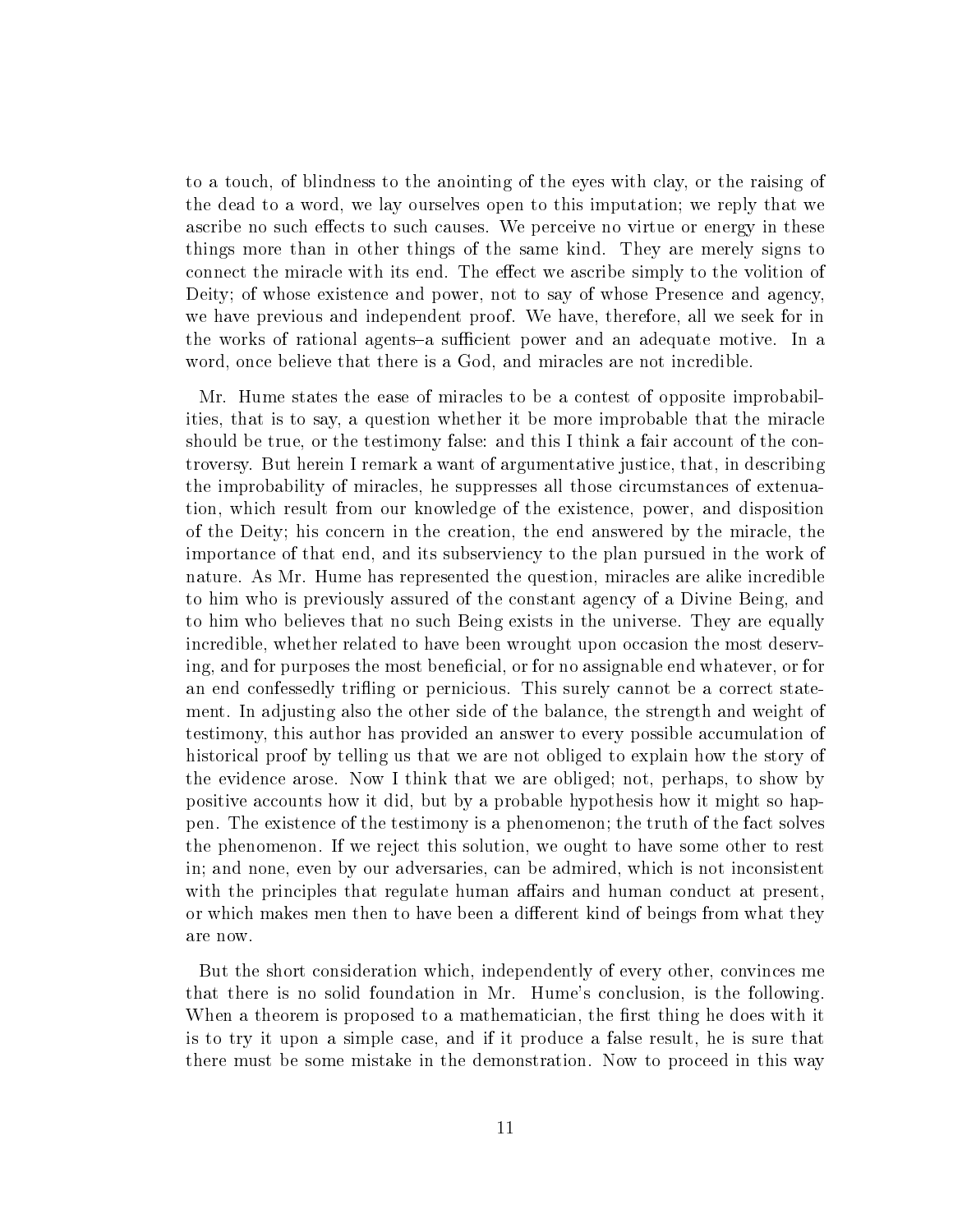to a touch, of blindness to the anointing of the eyes with clay, or the raising of the dead to a word, we lay ourselves open to this imputation; we reply that we ascribe no such effects to such causes. We perceive no virtue or energy in these things more than in other things of the same kind. They are merely signs to connect the miracle with its end. The effect we ascribe simply to the volition of Deity; of whose existence and power, not to say of whose Presence and agency, we have previous and independent proof. We have, therefore, all we seek for in the works of rational agents–a sufficient power and an adequate motive. In a word, once believe that there is a God, and miracles are not incredible.

Mr. Hume states the ease of miracles to be a contest of opposite improbabilities, that is to say, a question whether it be more improbable that the miracle should be true, or the testimony false: and this I think a fair account of the controversy. But herein I remark a want of argumentative justice, that, in describing the improbability of miracles, he suppresses all those circumstances of extenuation, which result from our knowledge of the existence, power, and disposition of the Deity; his concern in the creation, the end answered by the miracle, the importance of that end, and its subserviency to the plan pursued in the work of nature. As Mr. Hume has represented the question, miracles are alike incredible to him who is previously assured of the constant agency of a Divine Being, and to him who believes that no such Being exists in the universe. They are equally incredible, whether related to have been wrought upon occasion the most deserving, and for purposes the most beneficial, or for no assignable end whatever, or for an end confessedly trifling or pernicious. This surely cannot be a correct statement. In adjusting also the other side of the balance, the strength and weight of testimony, this author has provided an answer to every possible accumulation of historical proof by telling us that we are not obliged to explain how the story of the evidence arose. Now I think that we are obliged; not, perhaps, to show by positive accounts how it did, but by a probable hypothesis how it might so happen. The existence of the testimony is a phenomenon; the truth of the fact solves the phenomenon. If we reject this solution, we ought to have some other to rest in; and none, even by our adversaries, can be admired, which is not inconsistent with the principles that regulate human affairs and human conduct at present, or which makes men then to have been a different kind of beings from what they are now.

But the short consideration which, independently of every other, convinces me that there is no solid foundation in Mr. Hume's conclusion, is the following. When a theorem is proposed to a mathematician, the first thing he does with it is to try it upon a simple case, and if it produce a false result, he is sure that there must be some mistake in the demonstration. Now to proceed in this way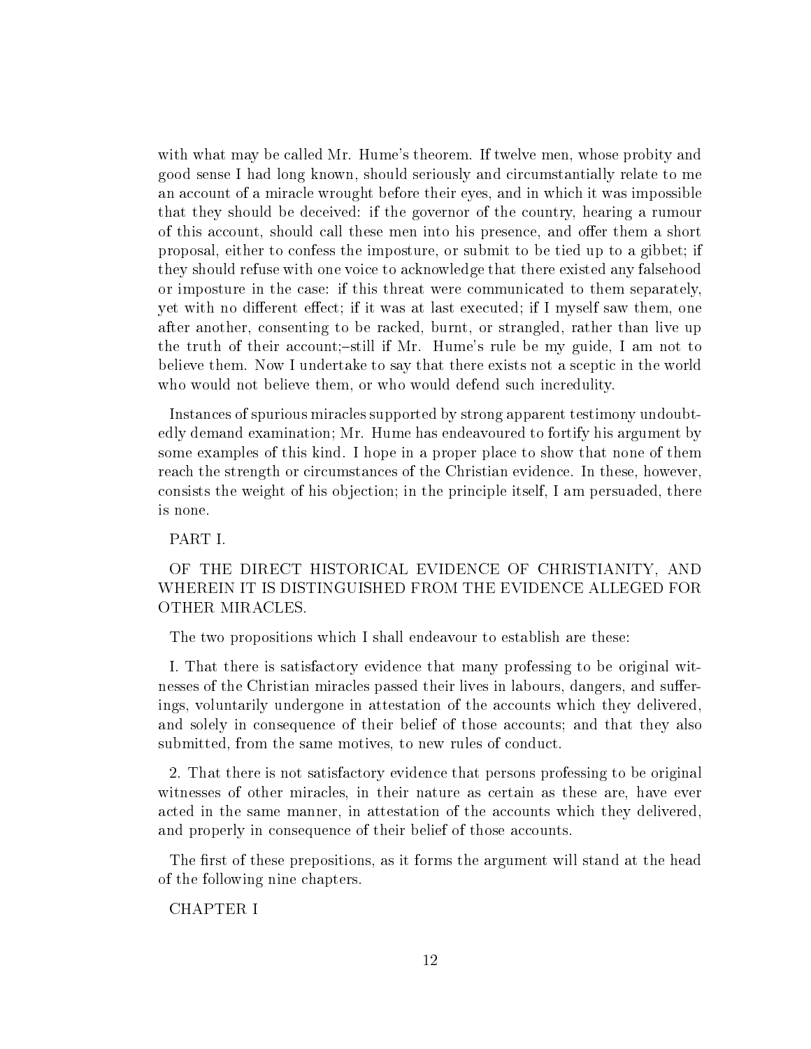with what may be called Mr. Hume's theorem. If twelve men, whose probity and good sense I had long known, should seriously and circumstantially relate to me an account of a miracle wrought before their eyes, and in which it was impossible that they should be deceived: if the governor of the country, hearing a rumour of this account, should call these men into his presence, and offer them a short proposal, either to confess the imposture, or submit to be tied up to a gibbet; if they should refuse with one voice to acknowledge that there existed any falsehood or imposture in the case: if this threat were communicated to them separately, yet with no different effect; if it was at last executed; if I myself saw them, one after another, consenting to be racked, burnt, or strangled, rather than live up the truth of their account;–still if Mr. Hume's rule be my guide, I am not to believe them. Now I undertake to say that there exists not a sceptic in the world who would not believe them, or who would defend such incredulity.

Instances of spurious miracles supported by strong apparent testimony undoubtedly demand examination; Mr. Hume has endeavoured to fortify his argument by some examples of this kind. I hope in a proper place to show that none of them reach the strength or circumstances of the Christian evidence. In these, however, consists the weight of his objection; in the principle itself, I am persuaded, there is none.

# PART I.

## OF THE DIRECT HISTORICAL EVIDENCE OF CHRISTIANITY, AND WHEREIN IT IS DISTINGUISHED FROM THE EVIDENCE ALLEGED FOR OTHER MIRACLES.

The two propositions which I shall endeavour to establish are these:

I. That there is satisfactory evidence that many professing to be original witnesses of the Christian miracles passed their lives in labours, dangers, and sufferings, voluntarily undergone in attestation of the accounts which they delivered, and solely in consequence of their belief of those accounts; and that they also submitted, from the same motives, to new rules of conduct.

2. That there is not satisfactory evidence that persons professing to be original witnesses of other miracles, in their nature as certain as these are, have ever acted in the same manner, in attestation of the accounts which they delivered, and properly in consequence of their belief of those accounts.

The first of these prepositions, as it forms the argument will stand at the head of the following nine chapters.

### CHAPTER I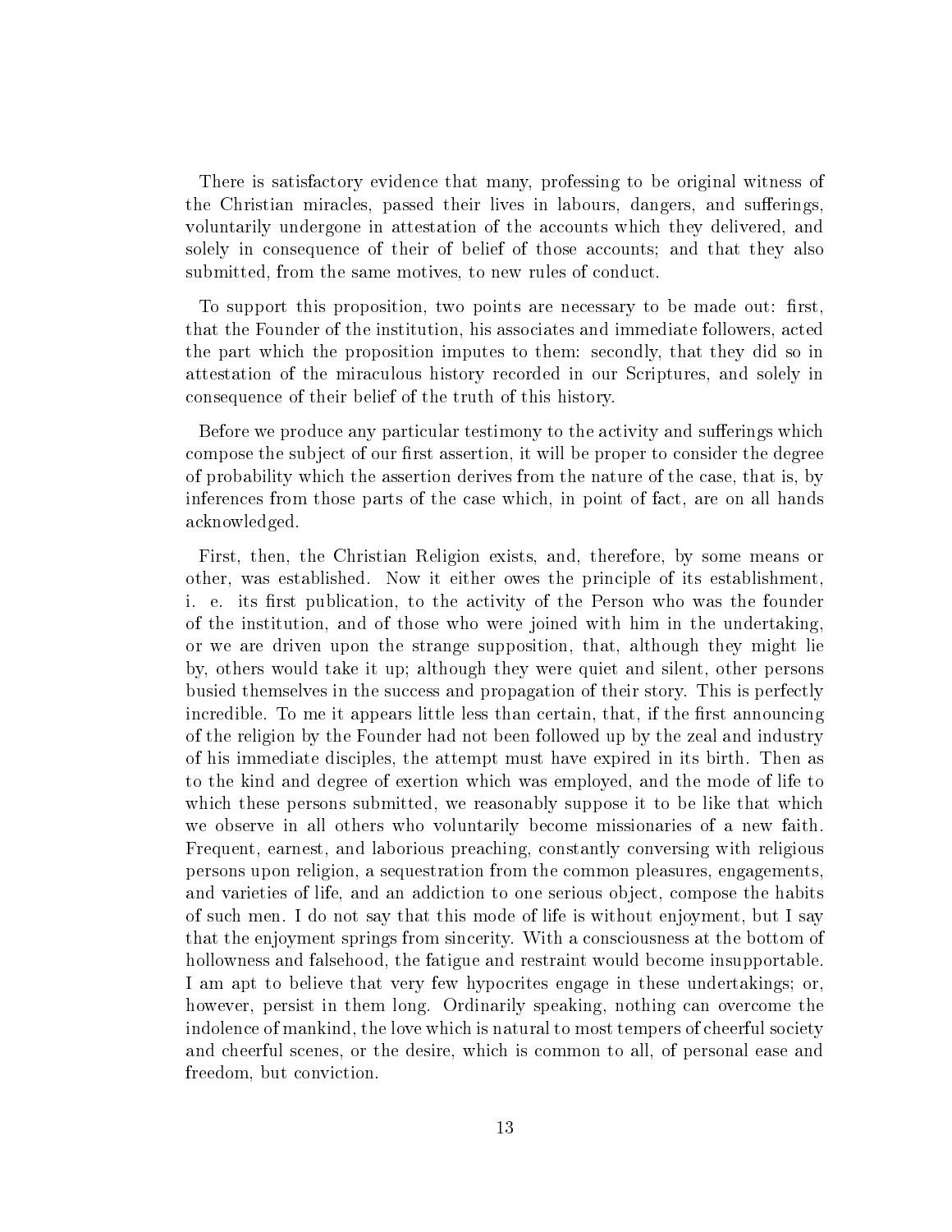There is satisfactory evidence that many, professing to be original witness of the Christian miracles, passed their lives in labours, dangers, and sufferings, voluntarily undergone in attestation of the accounts which they delivered, and solely in consequence of their of belief of those accounts; and that they also submitted, from the same motives, to new rules of conduct.

To support this proposition, two points are necessary to be made out: first, that the Founder of the institution, his associates and immediate followers, acted the part which the proposition imputes to them: secondly, that they did so in attestation of the miraculous history recorded in our Scriptures, and solely in consequence of their belief of the truth of this history.

Before we produce any particular testimony to the activity and sufferings which compose the subject of our first assertion, it will be proper to consider the degree of probability which the assertion derives from the nature of the case, that is, by inferences from those parts of the case which, in point of fact, are on all hands acknowledged.

First, then, the Christian Religion exists, and, therefore, by some means or other, was established. Now it either owes the principle of its establishment, i. e. its first publication, to the activity of the Person who was the founder of the institution, and of those who were joined with him in the undertaking, or we are driven upon the strange supposition, that, although they might lie by, others would take it up; although they were quiet and silent, other persons busied themselves in the success and propagation of their story. This is perfectly incredible. To me it appears little less than certain, that, if the first announcing of the religion by the Founder had not been followed up by the zeal and industry of his immediate disciples, the attempt must have expired in its birth. Then as to the kind and degree of exertion which was employed, and the mode of life to which these persons submitted, we reasonably suppose it to be like that which we observe in all others who voluntarily become missionaries of a new faith. Frequent, earnest, and laborious preaching, constantly conversing with religious persons upon religion, a sequestration from the common pleasures, engagements, and varieties of life, and an addiction to one serious object, compose the habits of such men. I do not say that this mode of life is without enjoyment, but I say that the enjoyment springs from sincerity. With a consciousness at the bottom of hollowness and falsehood, the fatigue and restraint would become insupportable. I am apt to believe that very few hypocrites engage in these undertakings; or, however, persist in them long. Ordinarily speaking, nothing can overcome the indolence of mankind, the love which is natural to most tempers of cheerful society and cheerful scenes, or the desire, which is common to all, of personal ease and freedom, but conviction.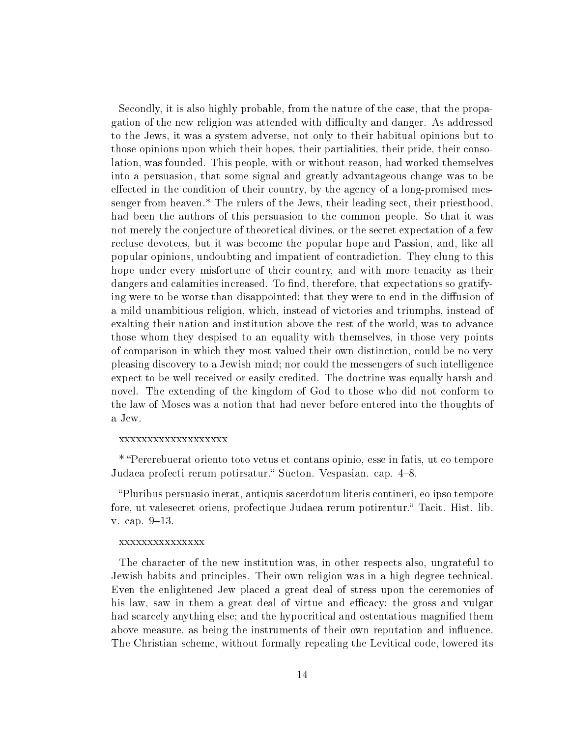Secondly, it is also highly probable, from the nature of the case, that the propagation of the new religion was attended with difficulty and danger. As addressed to the Jews, it was a system adverse, not only to their habitual opinions but to those opinions upon which their hopes, their partialities, their pride, their consolation, was founded. This people, with or without reason, had worked themselves into a persuasion, that some signal and greatly advantageous change was to be effected in the condition of their country, by the agency of a long-promised messenger from heaven.* The rulers of the Jews, their leading sect, their priesthood, had been the authors of this persuasion to the common people. So that it was not merely the conjecture of theoretical divines, or the secret expectation of a few recluse devotees, but it was become the popular hope and Passion, and, like all popular opinions, undoubting and impatient of contradiction. They clung to this hope under every misfortune of their country, and with more tenacity as their dangers and calamities increased. To find, therefore, that expectations so gratifying were to be worse than disappointed; that they were to end in the diffusion of a mild unambitious religion, which, instead of victories and triumphs, instead of exalting their nation and institution above the rest of the world, was to advance those whom they despised to an equality with themselves, in those very points of comparison in which they most valued their own distinction, could be no very pleasing discovery to a Jewish mind; nor could the messengers of such intelligence expect to be well received or easily credited. The doctrine was equally harsh and novel. The extending of the kingdom of God to those who did not conform to the law of Moses was a notion that had never before entered into the thoughts of a Jew.

xxxxxxxxxxxxxxxxxxx

* "Pererebuerat oriento toto vetus et contans opinio, esse in fatis, ut eo tempore Judaea profecti rerum potirsatur." Sueton. Vespasian. cap. 4–8.

"Pluribus persuasio inerat, antiquis sacerdotum literis contineri, eo ipso tempore fore, ut valesecret oriens, profectique Judaea rerum potirentur." Tacit. Hist. lib. v. cap. 9–13.

xxxxxxxxxxxxxxx

The character of the new institution was, in other respects also, ungrateful to Jewish habits and principles. Their own religion was in a high degree technical. Even the enlightened Jew placed a great deal of stress upon the ceremonies of his law, saw in them a great deal of virtue and efficacy; the gross and vulgar had scarcely anything else; and the hypocritical and ostentatious magnified them above measure, as being the instruments of their own reputation and influence. The Christian scheme, without formally repealing the Levitical code, lowered its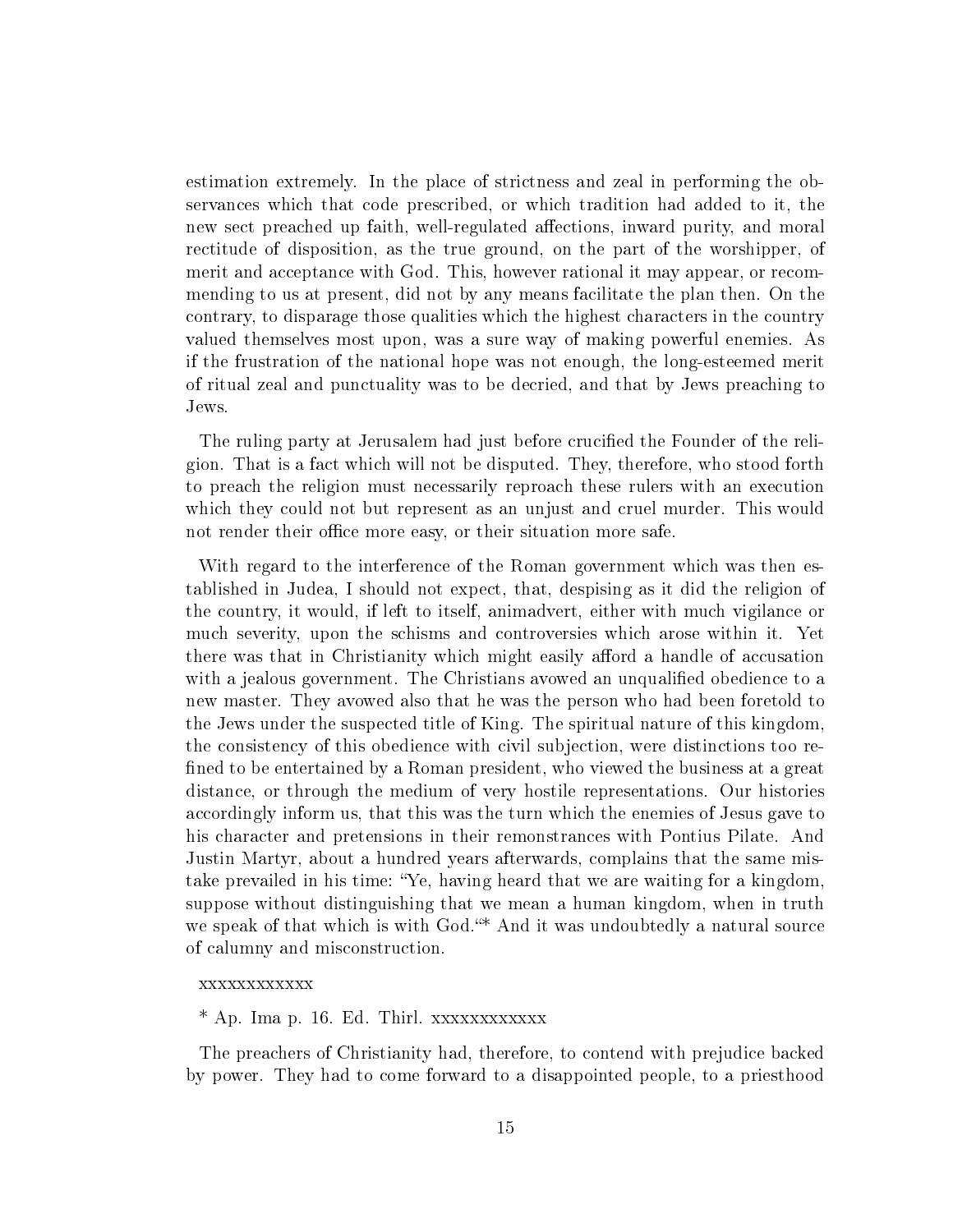estimation extremely. In the place of strictness and zeal in performing the observances which that code prescribed, or which tradition had added to it, the new sect preached up faith, well-regulated affections, inward purity, and moral rectitude of disposition, as the true ground, on the part of the worshipper, of merit and acceptance with God. This, however rational it may appear, or recommending to us at present, did not by any means facilitate the plan then. On the contrary, to disparage those qualities which the highest characters in the country valued themselves most upon, was a sure way of making powerful enemies. As if the frustration of the national hope was not enough, the long-esteemed merit of ritual zeal and punctuality was to be decried, and that by Jews preaching to Jews.

The ruling party at Jerusalem had just before crucified the Founder of the religion. That is a fact which will not be disputed. They, therefore, who stood forth to preach the religion must necessarily reproach these rulers with an execution which they could not but represent as an unjust and cruel murder. This would not render their office more easy, or their situation more safe.

With regard to the interference of the Roman government which was then established in Judea, I should not expect, that, despising as it did the religion of the country, it would, if left to itself, animadvert, either with much vigilance or much severity, upon the schisms and controversies which arose within it. Yet there was that in Christianity which might easily afford a handle of accusation with a jealous government. The Christians avowed an unqualified obedience to a new master. They avowed also that he was the person who had been foretold to the Jews under the suspected title of King. The spiritual nature of this kingdom, the consistency of this obedience with civil subjection, were distinctions too refined to be entertained by a Roman president, who viewed the business at a great distance, or through the medium of very hostile representations. Our histories accordingly inform us, that this was the turn which the enemies of Jesus gave to his character and pretensions in their remonstrances with Pontius Pilate. And Justin Martyr, about a hundred years afterwards, complains that the same mistake prevailed in his time: "Ye, having heard that we are waiting for a kingdom, suppose without distinguishing that we mean a human kingdom, when in truth we speak of that which is with God."* And it was undoubtedly a natural source of calumny and misconstruction.

xxxxxxxxxxxx

* Ap. Ima p. 16. Ed. Thirl. xxxxxxxxxxxx

The preachers of Christianity had, therefore, to contend with prejudice backed by power. They had to come forward to a disappointed people, to a priesthood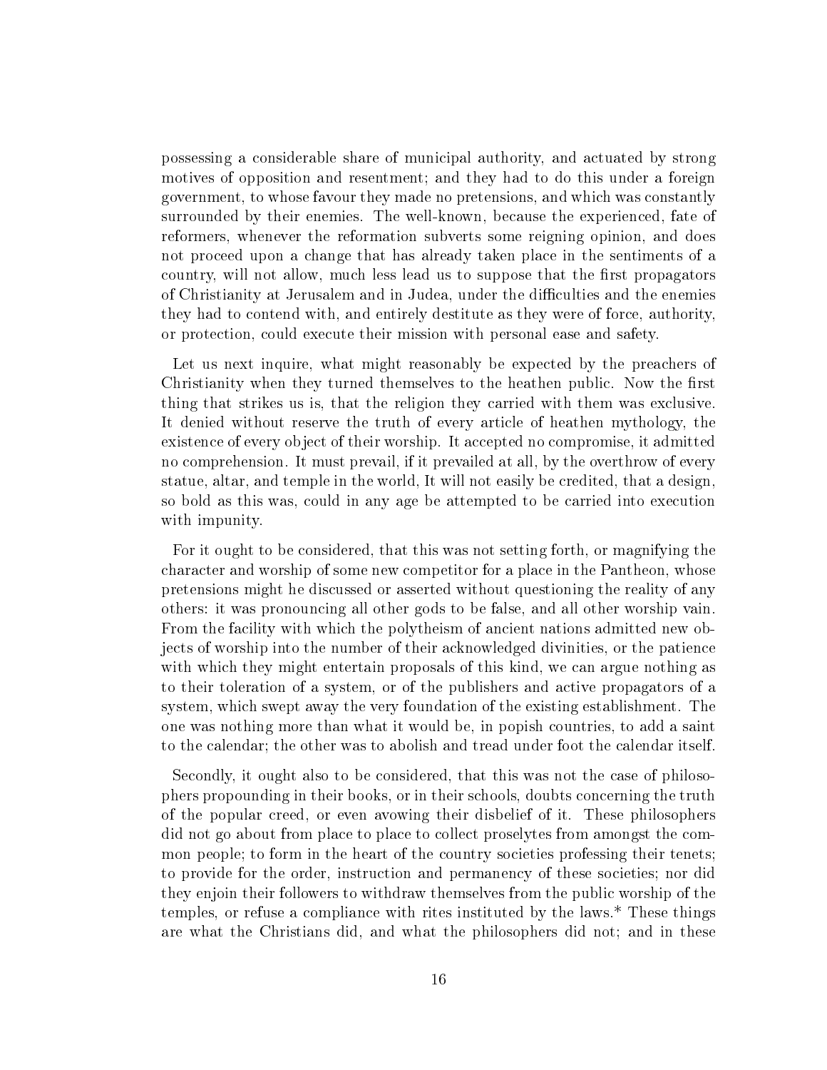possessing a considerable share of municipal authority, and actuated by strong motives of opposition and resentment; and they had to do this under a foreign government, to whose favour they made no pretensions, and which was constantly surrounded by their enemies. The well-known, because the experienced, fate of reformers, whenever the reformation subverts some reigning opinion, and does not proceed upon a change that has already taken place in the sentiments of a country, will not allow, much less lead us to suppose that the first propagators of Christianity at Jerusalem and in Judea, under the difficulties and the enemies they had to contend with, and entirely destitute as they were of force, authority, or protection, could execute their mission with personal ease and safety.

Let us next inquire, what might reasonably be expected by the preachers of Christianity when they turned themselves to the heathen public. Now the first thing that strikes us is, that the religion they carried with them was exclusive. It denied without reserve the truth of every article of heathen mythology, the existence of every object of their worship. It accepted no compromise, it admitted no comprehension. It must prevail, if it prevailed at all, by the overthrow of every statue, altar, and temple in the world, It will not easily be credited, that a design, so bold as this was, could in any age be attempted to be carried into execution with impunity.

For it ought to be considered, that this was not setting forth, or magnifying the character and worship of some new competitor for a place in the Pantheon, whose pretensions might he discussed or asserted without questioning the reality of any others: it was pronouncing all other gods to be false, and all other worship vain. From the facility with which the polytheism of ancient nations admitted new objects of worship into the number of their acknowledged divinities, or the patience with which they might entertain proposals of this kind, we can argue nothing as to their toleration of a system, or of the publishers and active propagators of a system, which swept away the very foundation of the existing establishment. The one was nothing more than what it would be, in popish countries, to add a saint to the calendar; the other was to abolish and tread under foot the calendar itself.

Secondly, it ought also to be considered, that this was not the case of philosophers propounding in their books, or in their schools, doubts concerning the truth of the popular creed, or even avowing their disbelief of it. These philosophers did not go about from place to place to collect proselytes from amongst the common people; to form in the heart of the country societies professing their tenets; to provide for the order, instruction and permanency of these societies; nor did they enjoin their followers to withdraw themselves from the public worship of the temples, or refuse a compliance with rites instituted by the laws.* These things are what the Christians did, and what the philosophers did not; and in these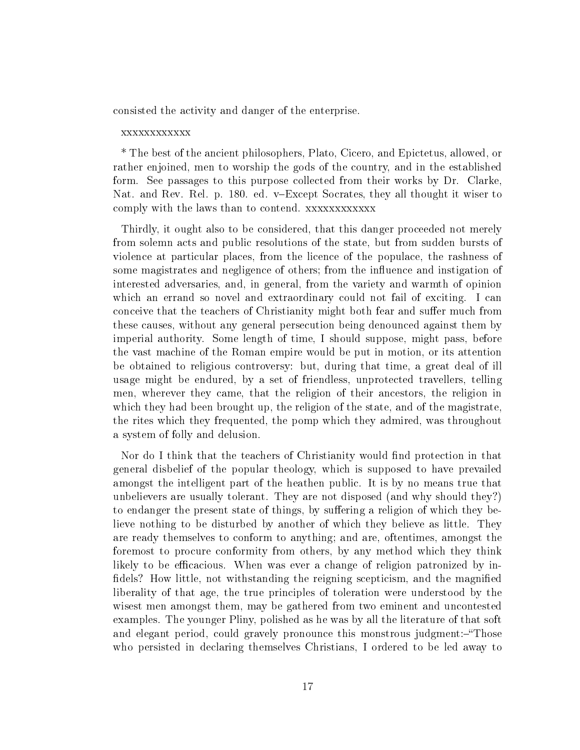consisted the activity and danger of the enterprise.

xxxxxxxxxxxx

* The best of the ancient philosophers, Plato, Cicero, and Epictetus, allowed, or rather enjoined, men to worship the gods of the country, and in the established form. See passages to this purpose collected from their works by Dr. Clarke, Nat. and Rev. Rel. p. 180. ed. v–Except Socrates, they all thought it wiser to comply with the laws than to contend. xxxxxxxxxxxx

Thirdly, it ought also to be considered, that this danger proceeded not merely from solemn acts and public resolutions of the state, but from sudden bursts of violence at particular places, from the licence of the populace, the rashness of some magistrates and negligence of others; from the influence and instigation of interested adversaries, and, in general, from the variety and warmth of opinion which an errand so novel and extraordinary could not fail of exciting. I can conceive that the teachers of Christianity might both fear and suffer much from these causes, without any general persecution being denounced against them by imperial authority. Some length of time, I should suppose, might pass, before the vast machine of the Roman empire would be put in motion, or its attention be obtained to religious controversy: but, during that time, a great deal of ill usage might be endured, by a set of friendless, unprotected travellers, telling men, wherever they came, that the religion of their ancestors, the religion in which they had been brought up, the religion of the state, and of the magistrate, the rites which they frequented, the pomp which they admired, was throughout a system of folly and delusion.

Nor do I think that the teachers of Christianity would find protection in that general disbelief of the popular theology, which is supposed to have prevailed amongst the intelligent part of the heathen public. It is by no means true that unbelievers are usually tolerant. They are not disposed (and why should they?) to endanger the present state of things, by suffering a religion of which they believe nothing to be disturbed by another of which they believe as little. They are ready themselves to conform to anything; and are, oftentimes, amongst the foremost to procure conformity from others, by any method which they think likely to be efficacious. When was ever a change of religion patronized by infidels? How little, not withstanding the reigning scepticism, and the magnified liberality of that age, the true principles of toleration were understood by the wisest men amongst them, may be gathered from two eminent and uncontested examples. The younger Pliny, polished as he was by all the literature of that soft and elegant period, could gravely pronounce this monstrous judgment:–"Those who persisted in declaring themselves Christians, I ordered to be led away to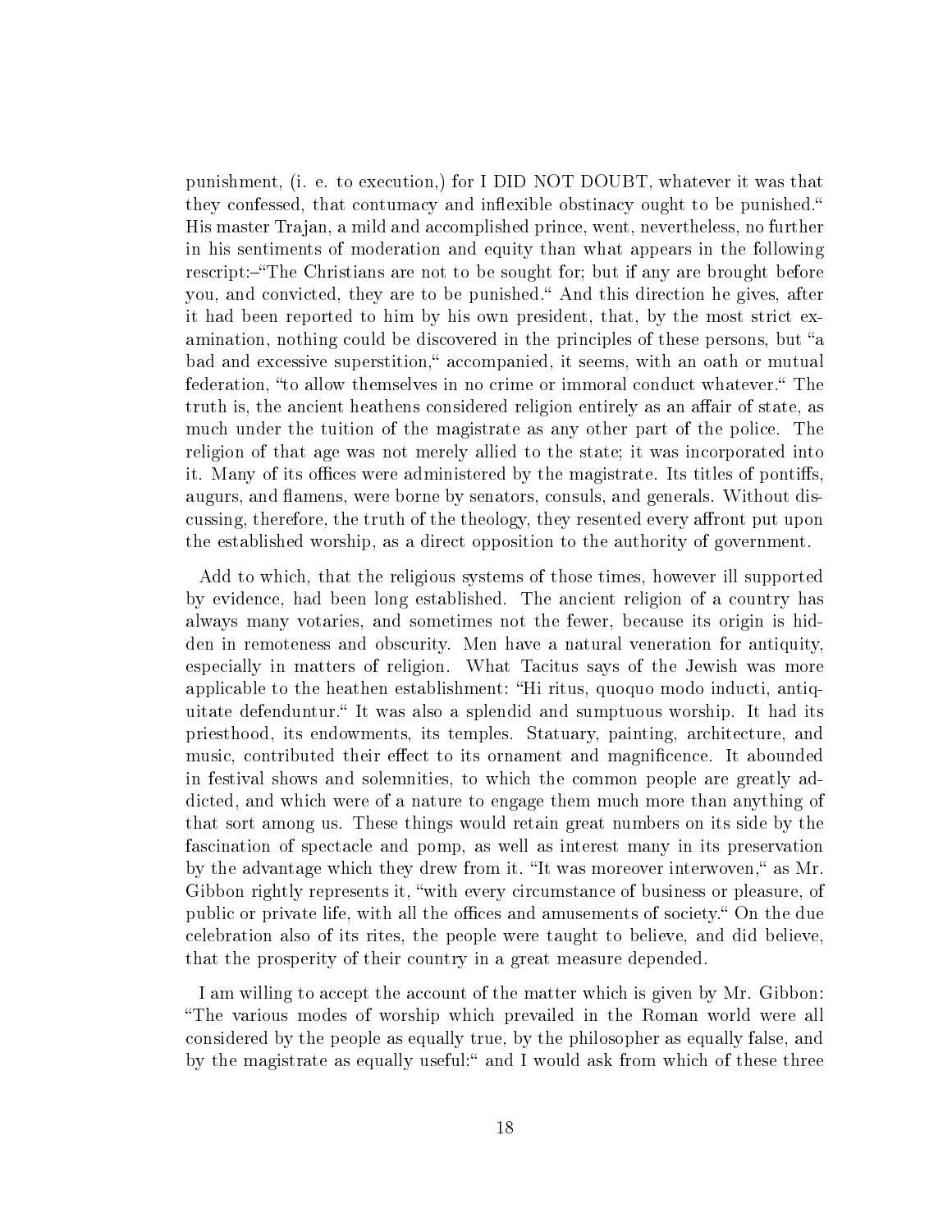punishment, (i. e. to execution,) for I DID NOT DOUBT, whatever it was that they confessed, that contumacy and inflexible obstinacy ought to be punished." His master Trajan, a mild and accomplished prince, went, nevertheless, no further in his sentiments of moderation and equity than what appears in the following rescript:–"The Christians are not to be sought for; but if any are brought before you, and convicted, they are to be punished." And this direction he gives, after it had been reported to him by his own president, that, by the most strict examination, nothing could be discovered in the principles of these persons, but "a bad and excessive superstition," accompanied, it seems, with an oath or mutual federation, "to allow themselves in no crime or immoral conduct whatever." The truth is, the ancient heathens considered religion entirely as an affair of state, as much under the tuition of the magistrate as any other part of the police. The religion of that age was not merely allied to the state; it was incorporated into it. Many of its offices were administered by the magistrate. Its titles of pontiffs, augurs, and flamens, were borne by senators, consuls, and generals. Without discussing, therefore, the truth of the theology, they resented every affront put upon the established worship, as a direct opposition to the authority of government.

Add to which, that the religious systems of those times, however ill supported by evidence, had been long established. The ancient religion of a country has always many votaries, and sometimes not the fewer, because its origin is hidden in remoteness and obscurity. Men have a natural veneration for antiquity, especially in matters of religion. What Tacitus says of the Jewish was more applicable to the heathen establishment: "Hi ritus, quoquo modo inducti, antiquitate defenduntur." It was also a splendid and sumptuous worship. It had its priesthood, its endowments, its temples. Statuary, painting, architecture, and music, contributed their effect to its ornament and magnificence. It abounded in festival shows and solemnities, to which the common people are greatly addicted, and which were of a nature to engage them much more than anything of that sort among us. These things would retain great numbers on its side by the fascination of spectacle and pomp, as well as interest many in its preservation by the advantage which they drew from it. "It was moreover interwoven," as Mr. Gibbon rightly represents it, "with every circumstance of business or pleasure, of public or private life, with all the offices and amusements of society." On the due celebration also of its rites, the people were taught to believe, and did believe, that the prosperity of their country in a great measure depended.

I am willing to accept the account of the matter which is given by Mr. Gibbon: "The various modes of worship which prevailed in the Roman world were all considered by the people as equally true, by the philosopher as equally false, and by the magistrate as equally useful:" and I would ask from which of these three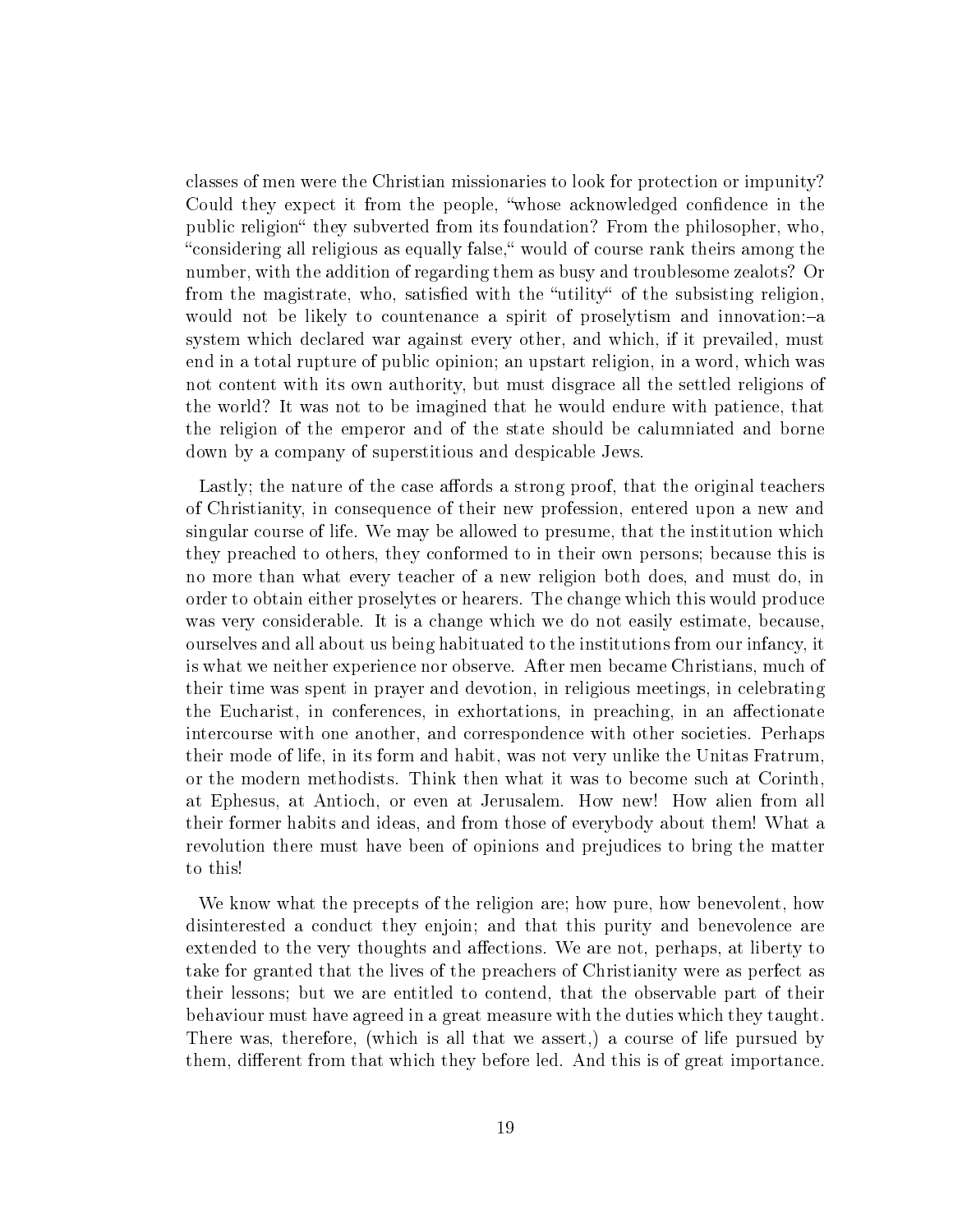classes of men were the Christian missionaries to look for protection or impunity? Could they expect it from the people, "whose acknowledged confidence in the public religion" they subverted from its foundation? From the philosopher, who, "considering all religious as equally false," would of course rank theirs among the number, with the addition of regarding them as busy and troublesome zealots? Or from the magistrate, who, satisfied with the "utility" of the subsisting religion, would not be likely to countenance a spirit of proselytism and innovation:–a system which declared war against every other, and which, if it prevailed, must end in a total rupture of public opinion; an upstart religion, in a word, which was not content with its own authority, but must disgrace all the settled religions of the world? It was not to be imagined that he would endure with patience, that the religion of the emperor and of the state should be calumniated and borne down by a company of superstitious and despicable Jews.

Lastly; the nature of the case affords a strong proof, that the original teachers of Christianity, in consequence of their new profession, entered upon a new and singular course of life. We may be allowed to presume, that the institution which they preached to others, they conformed to in their own persons; because this is no more than what every teacher of a new religion both does, and must do, in order to obtain either proselytes or hearers. The change which this would produce was very considerable. It is a change which we do not easily estimate, because, ourselves and all about us being habituated to the institutions from our infancy, it is what we neither experience nor observe. After men became Christians, much of their time was spent in prayer and devotion, in religious meetings, in celebrating the Eucharist, in conferences, in exhortations, in preaching, in an affectionate intercourse with one another, and correspondence with other societies. Perhaps their mode of life, in its form and habit, was not very unlike the Unitas Fratrum, or the modern methodists. Think then what it was to become such at Corinth, at Ephesus, at Antioch, or even at Jerusalem. How new! How alien from all their former habits and ideas, and from those of everybody about them! What a revolution there must have been of opinions and prejudices to bring the matter to this!

We know what the precepts of the religion are; how pure, how benevolent, how disinterested a conduct they enjoin; and that this purity and benevolence are extended to the very thoughts and affections. We are not, perhaps, at liberty to take for granted that the lives of the preachers of Christianity were as perfect as their lessons; but we are entitled to contend, that the observable part of their behaviour must have agreed in a great measure with the duties which they taught. There was, therefore, (which is all that we assert,) a course of life pursued by them, different from that which they before led. And this is of great importance.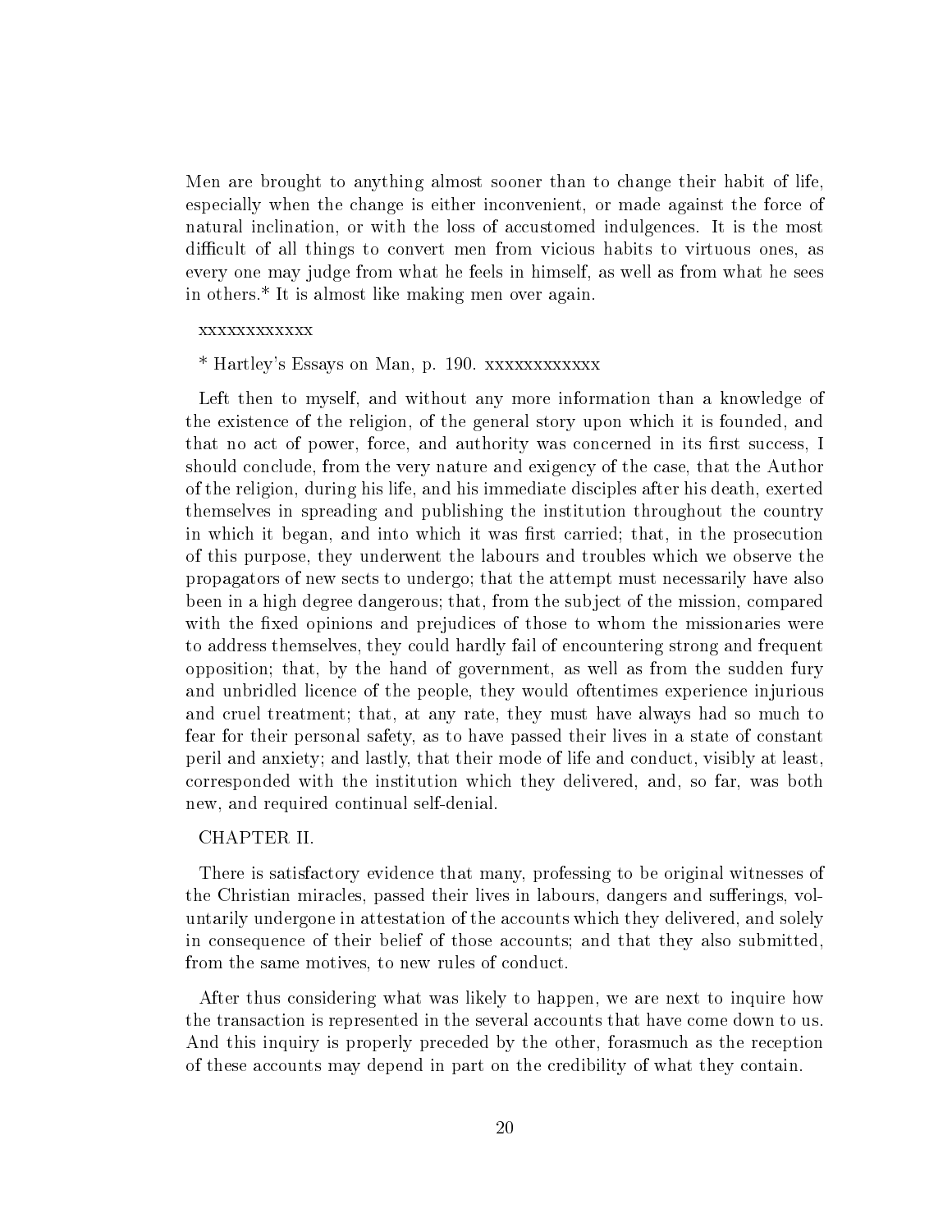Men are brought to anything almost sooner than to change their habit of life, especially when the change is either inconvenient, or made against the force of natural inclination, or with the loss of accustomed indulgences. It is the most difficult of all things to convert men from vicious habits to virtuous ones, as every one may judge from what he feels in himself, as well as from what he sees in others.* It is almost like making men over again.

xxxxxxxxxxxx

* Hartley's Essays on Man, p. 190. xxxxxxxxxxxx

Left then to myself, and without any more information than a knowledge of the existence of the religion, of the general story upon which it is founded, and that no act of power, force, and authority was concerned in its first success, I should conclude, from the very nature and exigency of the case, that the Author of the religion, during his life, and his immediate disciples after his death, exerted themselves in spreading and publishing the institution throughout the country in which it began, and into which it was first carried; that, in the prosecution of this purpose, they underwent the labours and troubles which we observe the propagators of new sects to undergo; that the attempt must necessarily have also been in a high degree dangerous; that, from the subject of the mission, compared with the fixed opinions and prejudices of those to whom the missionaries were to address themselves, they could hardly fail of encountering strong and frequent opposition; that, by the hand of government, as well as from the sudden fury and unbridled licence of the people, they would oftentimes experience injurious and cruel treatment; that, at any rate, they must have always had so much to fear for their personal safety, as to have passed their lives in a state of constant peril and anxiety; and lastly, that their mode of life and conduct, visibly at least, corresponded with the institution which they delivered, and, so far, was both new, and required continual self-denial.

## CHAPTER II.

There is satisfactory evidence that many, professing to be original witnesses of the Christian miracles, passed their lives in labours, dangers and sufferings, voluntarily undergone in attestation of the accounts which they delivered, and solely in consequence of their belief of those accounts; and that they also submitted, from the same motives, to new rules of conduct.

After thus considering what was likely to happen, we are next to inquire how the transaction is represented in the several accounts that have come down to us. And this inquiry is properly preceded by the other, forasmuch as the reception of these accounts may depend in part on the credibility of what they contain.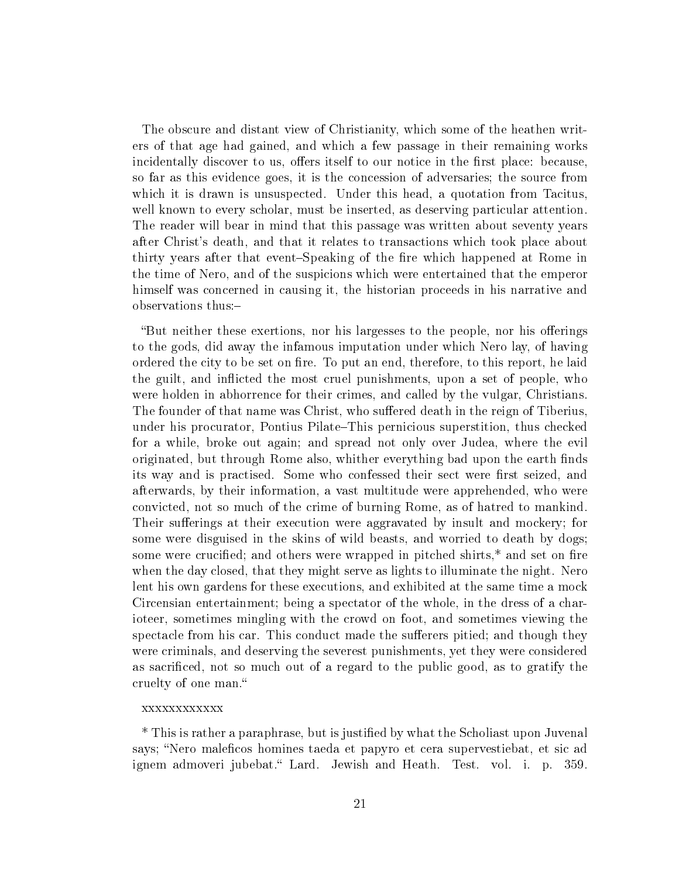The obscure and distant view of Christianity, which some of the heathen writers of that age had gained, and which a few passage in their remaining works incidentally discover to us, offers itself to our notice in the first place: because, so far as this evidence goes, it is the concession of adversaries; the source from which it is drawn is unsuspected. Under this head, a quotation from Tacitus, well known to every scholar, must be inserted, as deserving particular attention. The reader will bear in mind that this passage was written about seventy years after Christ's death, and that it relates to transactions which took place about thirty years after that event–Speaking of the fire which happened at Rome in the time of Nero, and of the suspicions which were entertained that the emperor himself was concerned in causing it, the historian proceeds in his narrative and observations thus:–

"But neither these exertions, nor his largesses to the people, nor his offerings to the gods, did away the infamous imputation under which Nero lay, of having ordered the city to be set on fire. To put an end, therefore, to this report, he laid the guilt, and inflicted the most cruel punishments, upon a set of people, who were holden in abhorrence for their crimes, and called by the vulgar, Christians. The founder of that name was Christ, who suffered death in the reign of Tiberius, under his procurator, Pontius Pilate–This pernicious superstition, thus checked for a while, broke out again; and spread not only over Judea, where the evil originated, but through Rome also, whither everything bad upon the earth finds its way and is practised. Some who confessed their sect were first seized, and afterwards, by their information, a vast multitude were apprehended, who were convicted, not so much of the crime of burning Rome, as of hatred to mankind. Their sufferings at their execution were aggravated by insult and mockery; for some were disguised in the skins of wild beasts, and worried to death by dogs; some were crucified; and others were wrapped in pitched shirts,* and set on fire when the day closed, that they might serve as lights to illuminate the night. Nero lent his own gardens for these executions, and exhibited at the same time a mock Circensian entertainment; being a spectator of the whole, in the dress of a charioteer, sometimes mingling with the crowd on foot, and sometimes viewing the spectacle from his car. This conduct made the sufferers pitied; and though they were criminals, and deserving the severest punishments, yet they were considered as sacrificed, not so much out of a regard to the public good, as to gratify the cruelty of one man."

xxxxxxxxxxxx

* This is rather a paraphrase, but is justified by what the Scholiast upon Juvenal says; "Nero maleficos homines taeda et papyro et cera supervestiebat, et sic ad ignem admoveri jubebat." Lard. Jewish and Heath. Test. vol. i. p. 359.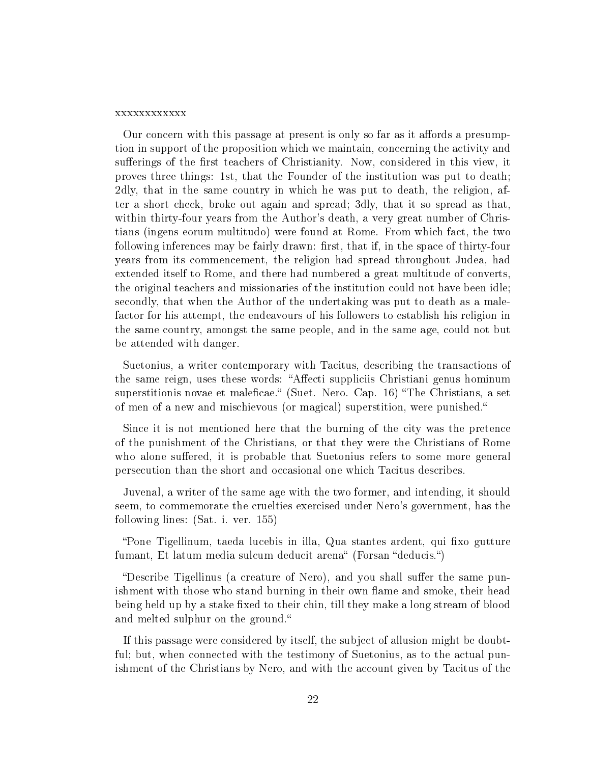xxxxxxxxxxxx

Our concern with this passage at present is only so far as it affords a presumption in support of the proposition which we maintain, concerning the activity and sufferings of the first teachers of Christianity. Now, considered in this view, it proves three things: 1st, that the Founder of the institution was put to death; 2dly, that in the same country in which he was put to death, the religion, after a short check, broke out again and spread; 3dly, that it so spread as that, within thirty-four years from the Author's death, a very great number of Christians (ingens eorum multitudo) were found at Rome. From which fact, the two following inferences may be fairly drawn: first, that if, in the space of thirty-four years from its commencement, the religion had spread throughout Judea, had extended itself to Rome, and there had numbered a great multitude of converts, the original teachers and missionaries of the institution could not have been idle; secondly, that when the Author of the undertaking was put to death as a malefactor for his attempt, the endeavours of his followers to establish his religion in the same country, amongst the same people, and in the same age, could not but be attended with danger.

Suetonius, a writer contemporary with Tacitus, describing the transactions of the same reign, uses these words: "Affecti suppliciis Christiani genus hominum superstitionis novae et maleficae." (Suet. Nero. Cap. 16) "The Christians, a set of men of a new and mischievous (or magical) superstition, were punished."

Since it is not mentioned here that the burning of the city was the pretence of the punishment of the Christians, or that they were the Christians of Rome who alone suffered, it is probable that Suetonius refers to some more general persecution than the short and occasional one which Tacitus describes.

Juvenal, a writer of the same age with the two former, and intending, it should seem, to commemorate the cruelties exercised under Nero's government, has the following lines: (Sat. i. ver. 155)

"Pone Tigellinum, taeda lucebis in illa, Qua stantes ardent, qui fixo gutture fumant, Et latum media sulcum deducit arena" (Forsan "deducis.")

"Describe Tigellinus (a creature of Nero), and you shall suffer the same punishment with those who stand burning in their own flame and smoke, their head being held up by a stake fixed to their chin, till they make a long stream of blood and melted sulphur on the ground."

If this passage were considered by itself, the subject of allusion might be doubtful; but, when connected with the testimony of Suetonius, as to the actual punishment of the Christians by Nero, and with the account given by Tacitus of the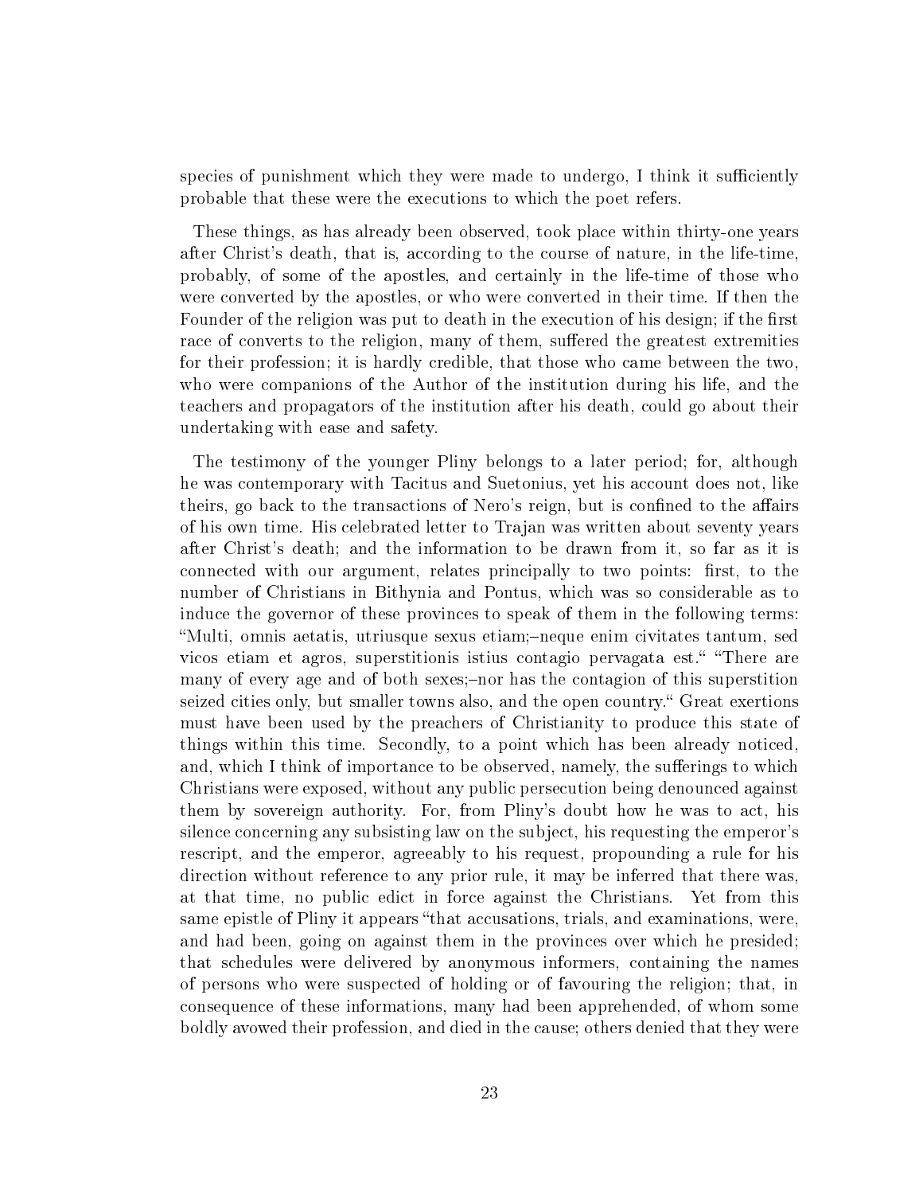species of punishment which they were made to undergo, I think it sufficiently probable that these were the executions to which the poet refers.

These things, as has already been observed, took place within thirty-one years after Christ's death, that is, according to the course of nature, in the life-time, probably, of some of the apostles, and certainly in the life-time of those who were converted by the apostles, or who were converted in their time. If then the Founder of the religion was put to death in the execution of his design; if the first race of converts to the religion, many of them, suffered the greatest extremities for their profession; it is hardly credible, that those who came between the two, who were companions of the Author of the institution during his life, and the teachers and propagators of the institution after his death, could go about their undertaking with ease and safety.

The testimony of the younger Pliny belongs to a later period; for, although he was contemporary with Tacitus and Suetonius, yet his account does not, like theirs, go back to the transactions of Nero's reign, but is confined to the affairs of his own time. His celebrated letter to Trajan was written about seventy years after Christ's death; and the information to be drawn from it, so far as it is connected with our argument, relates principally to two points: first, to the number of Christians in Bithynia and Pontus, which was so considerable as to induce the governor of these provinces to speak of them in the following terms: "Multi, omnis aetatis, utriusque sexus etiam;–neque enim civitates tantum, sed vicos etiam et agros, superstitionis istius contagio pervagata est." "There are many of every age and of both sexes;–nor has the contagion of this superstition seized cities only, but smaller towns also, and the open country." Great exertions must have been used by the preachers of Christianity to produce this state of things within this time. Secondly, to a point which has been already noticed, and, which I think of importance to be observed, namely, the sufferings to which Christians were exposed, without any public persecution being denounced against them by sovereign authority. For, from Pliny's doubt how he was to act, his silence concerning any subsisting law on the subject, his requesting the emperor's rescript, and the emperor, agreeably to his request, propounding a rule for his direction without reference to any prior rule, it may be inferred that there was, at that time, no public edict in force against the Christians. Yet from this same epistle of Pliny it appears "that accusations, trials, and examinations, were, and had been, going on against them in the provinces over which he presided; that schedules were delivered by anonymous informers, containing the names of persons who were suspected of holding or of favouring the religion; that, in consequence of these informations, many had been apprehended, of whom some boldly avowed their profession, and died in the cause; others denied that they were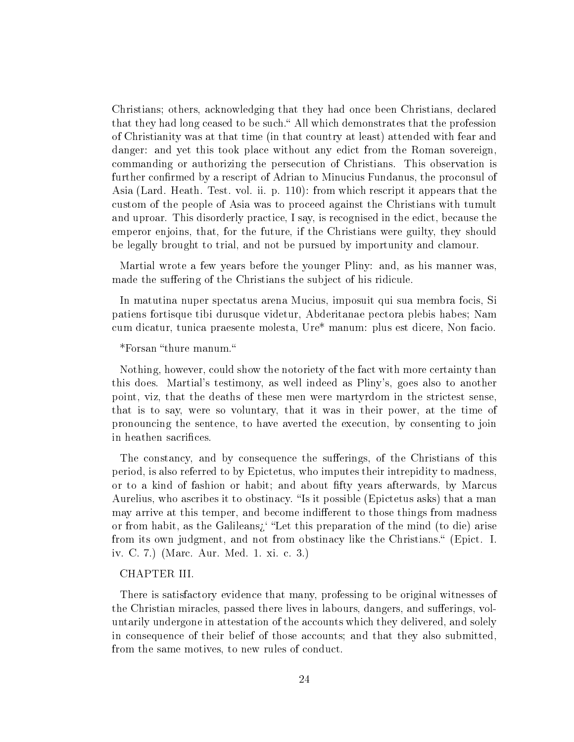Christians; others, acknowledging that they had once been Christians, declared that they had long ceased to be such." All which demonstrates that the profession of Christianity was at that time (in that country at least) attended with fear and danger: and yet this took place without any edict from the Roman sovereign, commanding or authorizing the persecution of Christians. This observation is further confirmed by a rescript of Adrian to Minucius Fundanus, the proconsul of Asia (Lard. Heath. Test. vol. ii. p. 110): from which rescript it appears that the custom of the people of Asia was to proceed against the Christians with tumult and uproar. This disorderly practice, I say, is recognised in the edict, because the emperor enjoins, that, for the future, if the Christians were guilty, they should be legally brought to trial, and not be pursued by importunity and clamour.

Martial wrote a few years before the younger Pliny: and, as his manner was, made the suffering of the Christians the subject of his ridicule.

In matutina nuper spectatus arena Mucius, imposuit qui sua membra focis, Si patiens fortisque tibi durusque videtur, Abderitanae pectora plebis habes; Nam cum dicatur, tunica praesente molesta, Ure* manum: plus est dicere, Non facio.

*Forsan "thure manum."

Nothing, however, could show the notoriety of the fact with more certainty than this does. Martial's testimony, as well indeed as Pliny's, goes also to another point, viz, that the deaths of these men were martyrdom in the strictest sense, that is to say, were so voluntary, that it was in their power, at the time of pronouncing the sentence, to have averted the execution, by consenting to join in heathen sacrifices.

The constancy, and by consequence the sufferings, of the Christians of this period, is also referred to by Epictetus, who imputes their intrepidity to madness, or to a kind of fashion or habit; and about fifty years afterwards, by Marcus Aurelius, who ascribes it to obstinacy. "Is it possible (Epictetus asks) that a man may arrive at this temper, and become indifferent to those things from madness or from habit, as the Galileans¿' "Let this preparation of the mind (to die) arise from its own judgment, and not from obstinacy like the Christians." (Epict. I. iv. C. 7.) (Marc. Aur. Med. 1. xi. c. 3.)

## CHAPTER III.

There is satisfactory evidence that many, professing to be original witnesses of the Christian miracles, passed there lives in labours, dangers, and sufferings, voluntarily undergone in attestation of the accounts which they delivered, and solely in consequence of their belief of those accounts; and that they also submitted, from the same motives, to new rules of conduct.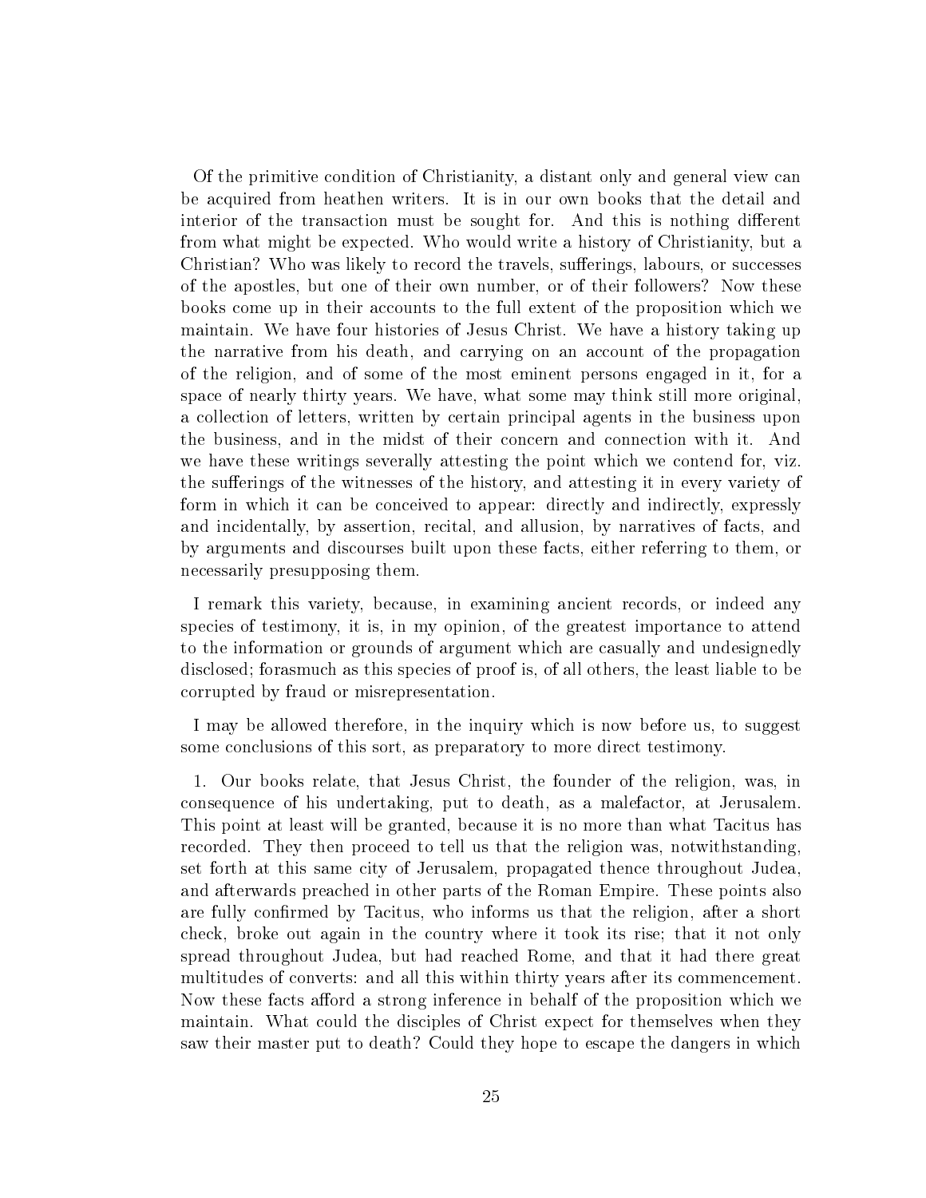Of the primitive condition of Christianity, a distant only and general view can be acquired from heathen writers. It is in our own books that the detail and interior of the transaction must be sought for. And this is nothing different from what might be expected. Who would write a history of Christianity, but a Christian? Who was likely to record the travels, sufferings, labours, or successes of the apostles, but one of their own number, or of their followers? Now these books come up in their accounts to the full extent of the proposition which we maintain. We have four histories of Jesus Christ. We have a history taking up the narrative from his death, and carrying on an account of the propagation of the religion, and of some of the most eminent persons engaged in it, for a space of nearly thirty years. We have, what some may think still more original, a collection of letters, written by certain principal agents in the business upon the business, and in the midst of their concern and connection with it. And we have these writings severally attesting the point which we contend for, viz. the sufferings of the witnesses of the history, and attesting it in every variety of form in which it can be conceived to appear: directly and indirectly, expressly and incidentally, by assertion, recital, and allusion, by narratives of facts, and by arguments and discourses built upon these facts, either referring to them, or necessarily presupposing them.

I remark this variety, because, in examining ancient records, or indeed any species of testimony, it is, in my opinion, of the greatest importance to attend to the information or grounds of argument which are casually and undesignedly disclosed; forasmuch as this species of proof is, of all others, the least liable to be corrupted by fraud or misrepresentation.

I may be allowed therefore, in the inquiry which is now before us, to suggest some conclusions of this sort, as preparatory to more direct testimony.

1. Our books relate, that Jesus Christ, the founder of the religion, was, in consequence of his undertaking, put to death, as a malefactor, at Jerusalem. This point at least will be granted, because it is no more than what Tacitus has recorded. They then proceed to tell us that the religion was, notwithstanding, set forth at this same city of Jerusalem, propagated thence throughout Judea, and afterwards preached in other parts of the Roman Empire. These points also are fully confirmed by Tacitus, who informs us that the religion, after a short check, broke out again in the country where it took its rise; that it not only spread throughout Judea, but had reached Rome, and that it had there great multitudes of converts: and all this within thirty years after its commencement. Now these facts afford a strong inference in behalf of the proposition which we maintain. What could the disciples of Christ expect for themselves when they saw their master put to death? Could they hope to escape the dangers in which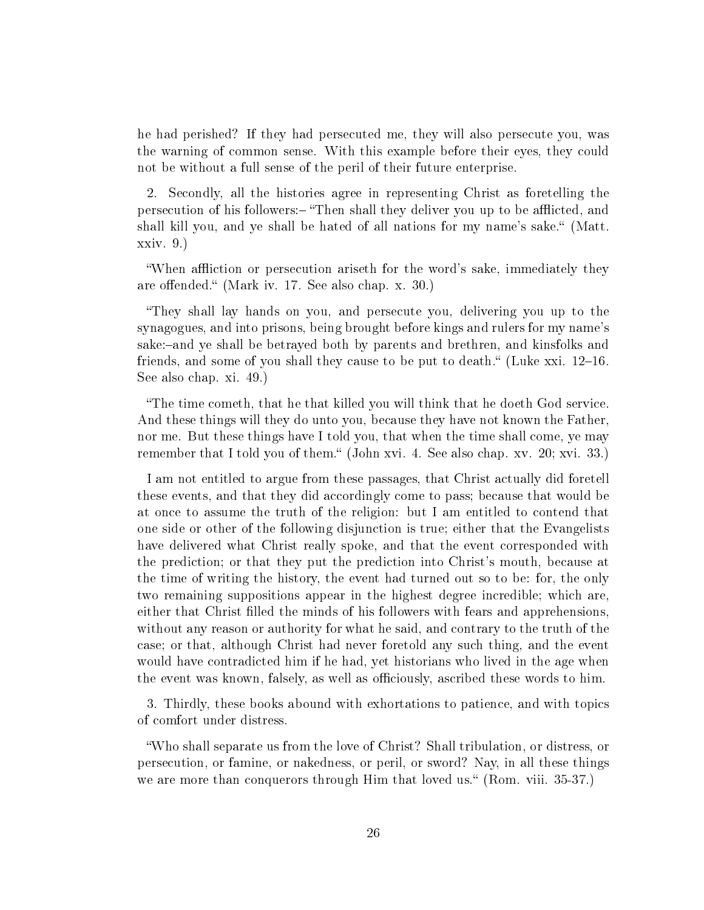he had perished? If they had persecuted me, they will also persecute you, was the warning of common sense. With this example before their eyes, they could not be without a full sense of the peril of their future enterprise.

2. Secondly, all the histories agree in representing Christ as foretelling the persecution of his followers:– "Then shall they deliver you up to be afflicted, and shall kill you, and ye shall be hated of all nations for my name's sake." (Matt. xxiv. 9.)

"When affliction or persecution ariseth for the word's sake, immediately they are offended." (Mark iv. 17. See also chap. x. 30.)

"They shall lay hands on you, and persecute you, delivering you up to the synagogues, and into prisons, being brought before kings and rulers for my name's sake:–and ye shall be betrayed both by parents and brethren, and kinsfolks and friends, and some of you shall they cause to be put to death." (Luke xxi. 12–16. See also chap. xi. 49.)

"The time cometh, that he that killed you will think that he doeth God service. And these things will they do unto you, because they have not known the Father, nor me. But these things have I told you, that when the time shall come, ye may remember that I told you of them." (John xvi. 4. See also chap. xv. 20; xvi. 33.)

I am not entitled to argue from these passages, that Christ actually did foretell these events, and that they did accordingly come to pass; because that would be at once to assume the truth of the religion: but I am entitled to contend that one side or other of the following disjunction is true; either that the Evangelists have delivered what Christ really spoke, and that the event corresponded with the prediction; or that they put the prediction into Christ's mouth, because at the time of writing the history, the event had turned out so to be: for, the only two remaining suppositions appear in the highest degree incredible; which are, either that Christ filled the minds of his followers with fears and apprehensions, without any reason or authority for what he said, and contrary to the truth of the case; or that, although Christ had never foretold any such thing, and the event would have contradicted him if he had, yet historians who lived in the age when the event was known, falsely, as well as officiously, ascribed these words to him.

3. Thirdly, these books abound with exhortations to patience, and with topics of comfort under distress.

"Who shall separate us from the love of Christ? Shall tribulation, or distress, or persecution, or famine, or nakedness, or peril, or sword? Nay, in all these things we are more than conquerors through Him that loved us." (Rom. viii. 35-37.)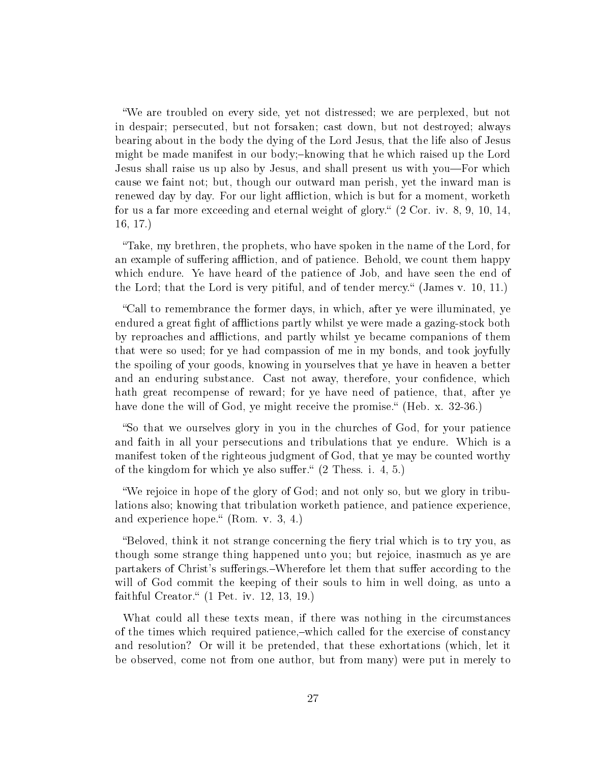"We are troubled on every side, yet not distressed; we are perplexed, but not in despair; persecuted, but not forsaken; cast down, but not destroyed; always bearing about in the body the dying of the Lord Jesus, that the life also of Jesus might be made manifest in our body;–knowing that he which raised up the Lord Jesus shall raise us up also by Jesus, and shall present us with you—For which cause we faint not; but, though our outward man perish, yet the inward man is renewed day by day. For our light affliction, which is but for a moment, worketh for us a far more exceeding and eternal weight of glory." (2 Cor. iv. 8, 9, 10, 14, 16, 17.)

"Take, my brethren, the prophets, who have spoken in the name of the Lord, for an example of suffering affliction, and of patience. Behold, we count them happy which endure. Ye have heard of the patience of Job, and have seen the end of the Lord; that the Lord is very pitiful, and of tender mercy." (James v. 10, 11.)

"Call to remembrance the former days, in which, after ye were illuminated, ye endured a great fight of afflictions partly whilst ye were made a gazing-stock both by reproaches and afflictions, and partly whilst ye became companions of them that were so used; for ye had compassion of me in my bonds, and took joyfully the spoiling of your goods, knowing in yourselves that ye have in heaven a better and an enduring substance. Cast not away, therefore, your confidence, which hath great recompense of reward; for ye have need of patience, that, after ye have done the will of God, ye might receive the promise." (Heb. x. 32-36.)

"So that we ourselves glory in you in the churches of God, for your patience and faith in all your persecutions and tribulations that ye endure. Which is a manifest token of the righteous judgment of God, that ye may be counted worthy of the kingdom for which ye also suffer." (2 Thess. i. 4, 5.)

"We rejoice in hope of the glory of God; and not only so, but we glory in tribulations also; knowing that tribulation worketh patience, and patience experience, and experience hope." (Rom. v. 3, 4.)

"Beloved, think it not strange concerning the fiery trial which is to try you, as though some strange thing happened unto you; but rejoice, inasmuch as ye are partakers of Christ's sufferings.–Wherefore let them that suffer according to the will of God commit the keeping of their souls to him in well doing, as unto a faithful Creator." (1 Pet. iv. 12, 13, 19.)

What could all these texts mean, if there was nothing in the circumstances of the times which required patience,–which called for the exercise of constancy and resolution? Or will it be pretended, that these exhortations (which, let it be observed, come not from one author, but from many) were put in merely to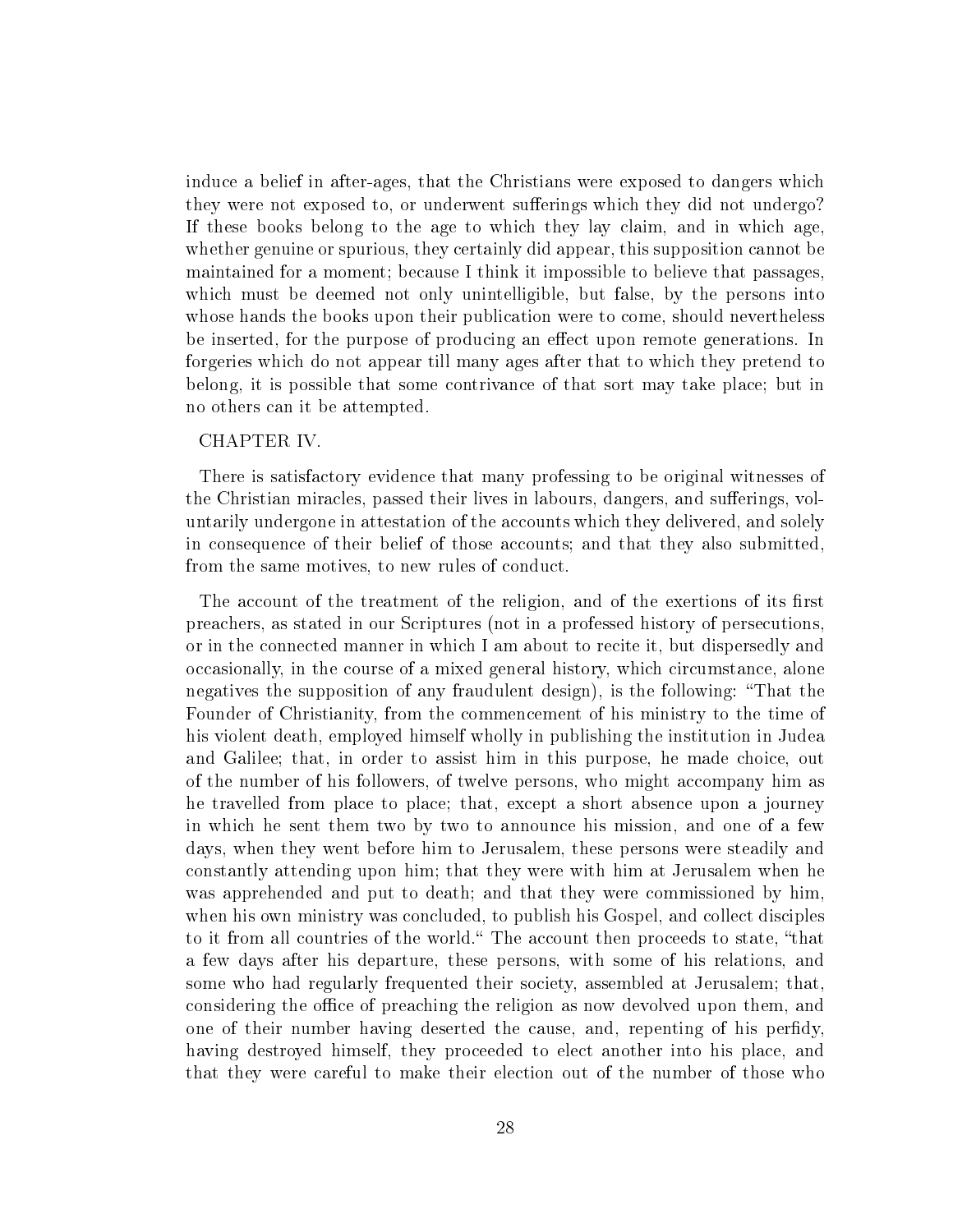induce a belief in after-ages, that the Christians were exposed to dangers which they were not exposed to, or underwent sufferings which they did not undergo? If these books belong to the age to which they lay claim, and in which age, whether genuine or spurious, they certainly did appear, this supposition cannot be maintained for a moment; because I think it impossible to believe that passages, which must be deemed not only unintelligible, but false, by the persons into whose hands the books upon their publication were to come, should nevertheless be inserted, for the purpose of producing an effect upon remote generations. In forgeries which do not appear till many ages after that to which they pretend to belong, it is possible that some contrivance of that sort may take place; but in no others can it be attempted.

## CHAPTER IV.

There is satisfactory evidence that many professing to be original witnesses of the Christian miracles, passed their lives in labours, dangers, and sufferings, voluntarily undergone in attestation of the accounts which they delivered, and solely in consequence of their belief of those accounts; and that they also submitted, from the same motives, to new rules of conduct.

The account of the treatment of the religion, and of the exertions of its first preachers, as stated in our Scriptures (not in a professed history of persecutions, or in the connected manner in which I am about to recite it, but dispersedly and occasionally, in the course of a mixed general history, which circumstance, alone negatives the supposition of any fraudulent design), is the following: "That the Founder of Christianity, from the commencement of his ministry to the time of his violent death, employed himself wholly in publishing the institution in Judea and Galilee; that, in order to assist him in this purpose, he made choice, out of the number of his followers, of twelve persons, who might accompany him as he travelled from place to place; that, except a short absence upon a journey in which he sent them two by two to announce his mission, and one of a few days, when they went before him to Jerusalem, these persons were steadily and constantly attending upon him; that they were with him at Jerusalem when he was apprehended and put to death; and that they were commissioned by him, when his own ministry was concluded, to publish his Gospel, and collect disciples to it from all countries of the world." The account then proceeds to state, "that a few days after his departure, these persons, with some of his relations, and some who had regularly frequented their society, assembled at Jerusalem; that, considering the office of preaching the religion as now devolved upon them, and one of their number having deserted the cause, and, repenting of his perfidy, having destroyed himself, they proceeded to elect another into his place, and that they were careful to make their election out of the number of those who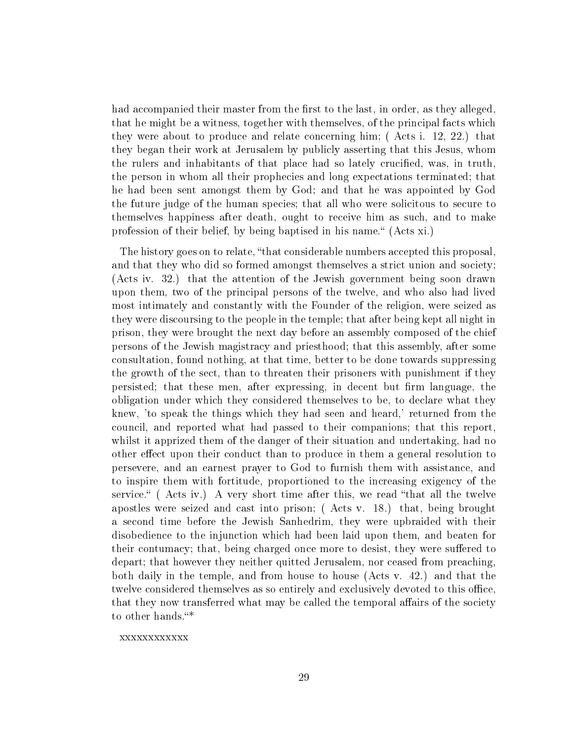had accompanied their master from the first to the last, in order, as they alleged, that he might be a witness, together with themselves, of the principal facts which they were about to produce and relate concerning him; ( Acts i. 12, 22.) that they began their work at Jerusalem by publicly asserting that this Jesus, whom the rulers and inhabitants of that place had so lately crucified, was, in truth, the person in whom all their prophecies and long expectations terminated; that he had been sent amongst them by God; and that he was appointed by God the future judge of the human species; that all who were solicitous to secure to themselves happiness after death, ought to receive him as such, and to make profession of their belief, by being baptised in his name.“ (Acts xi.)

The history goes on to relate, “that considerable numbers accepted this proposal, and that they who did so formed amongst themselves a strict union and society; (Acts iv. 32.) that the attention of the Jewish government being soon drawn upon them, two of the principal persons of the twelve, and who also had lived most intimately and constantly with the Founder of the religion, were seized as they were discoursing to the people in the temple; that after being kept all night in prison, they were brought the next day before an assembly composed of the chief persons of the Jewish magistracy and priesthood; that this assembly, after some consultation, found nothing, at that time, better to be done towards suppressing the growth of the sect, than to threaten their prisoners with punishment if they persisted; that these men, after expressing, in decent but firm language, the obligation under which they considered themselves to be, to declare what they knew, 'to speak the things which they had seen and heard,' returned from the council, and reported what had passed to their companions; that this report, whilst it apprized them of the danger of their situation and undertaking, had no other effect upon their conduct than to produce in them a general resolution to persevere, and an earnest prayer to God to furnish them with assistance, and to inspire them with fortitude, proportioned to the increasing exigency of the service.“ ( Acts iv.) A very short time after this, we read “that all the twelve apostles were seized and cast into prison; ( Acts v. 18.) that, being brought a second time before the Jewish Sanhedrim, they were upbraided with their disobedience to the injunction which had been laid upon them, and beaten for their contumacy; that, being charged once more to desist, they were suffered to depart; that however they neither quitted Jerusalem, nor ceased from preaching, both daily in the temple, and from house to house (Acts v. 42.) and that the twelve considered themselves as so entirely and exclusively devoted to this office, that they now transferred what may be called the temporal affairs of the society to other hands.“*

xxxxxxxxxxxx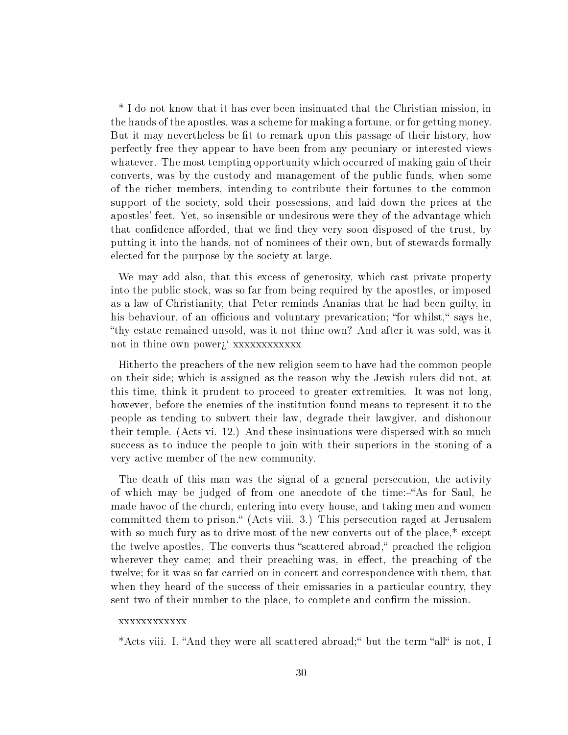* I do not know that it has ever been insinuated that the Christian mission, in the hands of the apostles, was a scheme for making a fortune, or for getting money. But it may nevertheless be fit to remark upon this passage of their history, how perfectly free they appear to have been from any pecuniary or interested views whatever. The most tempting opportunity which occurred of making gain of their converts, was by the custody and management of the public funds, when some of the richer members, intending to contribute their fortunes to the common support of the society, sold their possessions, and laid down the prices at the apostles' feet. Yet, so insensible or undesirous were they of the advantage which that confidence afforded, that we find they very soon disposed of the trust, by putting it into the hands, not of nominees of their own, but of stewards formally elected for the purpose by the society at large.

We may add also, that this excess of generosity, which cast private property into the public stock, was so far from being required by the apostles, or imposed as a law of Christianity, that Peter reminds Ananias that he had been guilty, in his behaviour, of an officious and voluntary prevarication; "for whilst," says he, "thy estate remained unsold, was it not thine own? And after it was sold, was it not in thine own power¿' xxxxxxxxxxxx

Hitherto the preachers of the new religion seem to have had the common people on their side; which is assigned as the reason why the Jewish rulers did not, at this time, think it prudent to proceed to greater extremities. It was not long, however, before the enemies of the institution found means to represent it to the people as tending to subvert their law, degrade their lawgiver, and dishonour their temple. (Acts vi. 12.) And these insinuations were dispersed with so much success as to induce the people to join with their superiors in the stoning of a very active member of the new community.

The death of this man was the signal of a general persecution, the activity of which may be judged of from one anecdote of the time:–"As for Saul, he made havoc of the church, entering into every house, and taking men and women committed them to prison." (Acts viii. 3.) This persecution raged at Jerusalem with so much fury as to drive most of the new converts out of the place,* except the twelve apostles. The converts thus "scattered abroad," preached the religion wherever they came; and their preaching was, in effect, the preaching of the twelve; for it was so far carried on in concert and correspondence with them, that when they heard of the success of their emissaries in a particular country, they sent two of their number to the place, to complete and confirm the mission.

xxxxxxxxxxxx

*Acts viii. I. "And they were all scattered abroad;" but the term "all" is not, I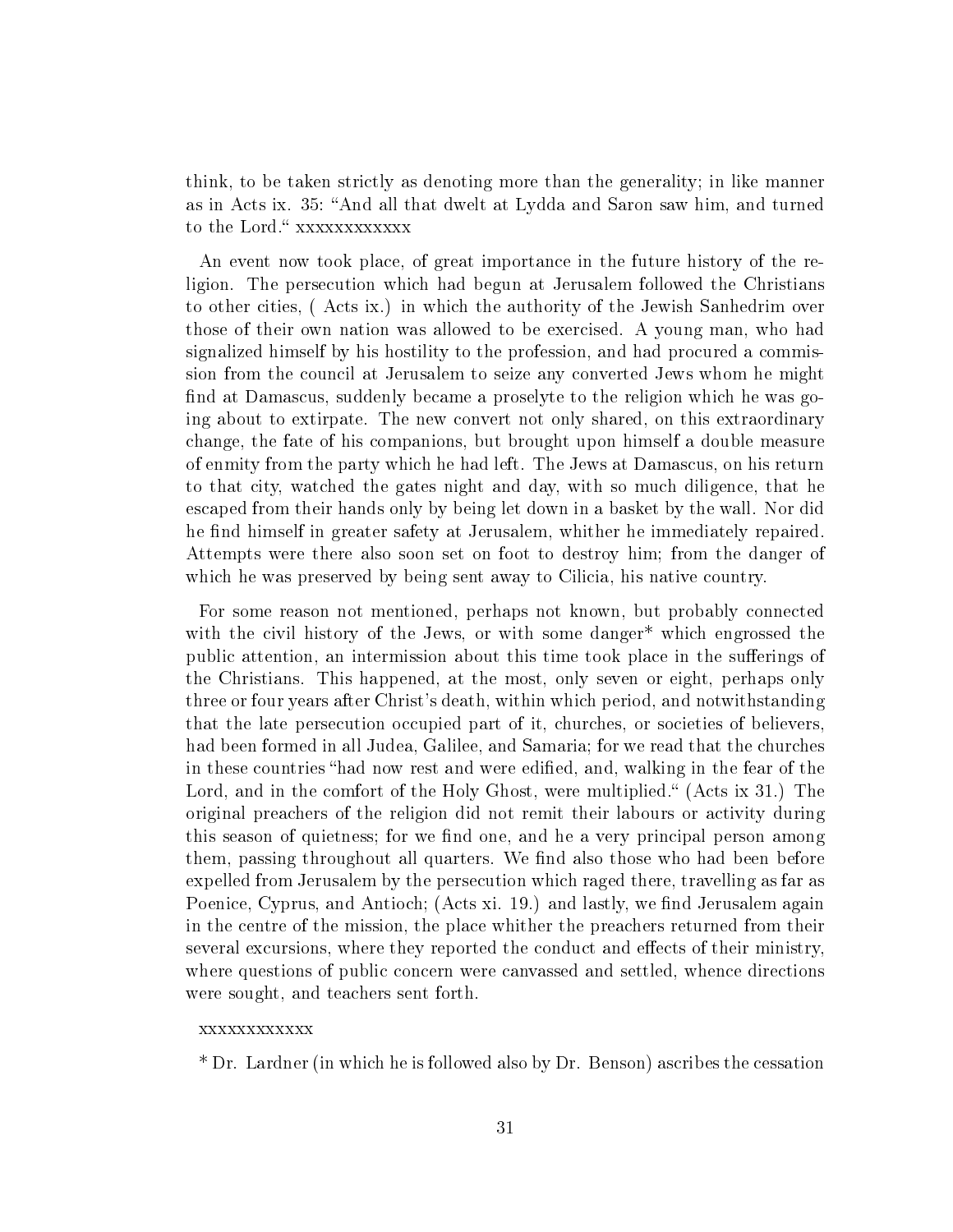think, to be taken strictly as denoting more than the generality; in like manner as in Acts ix. 35: "And all that dwelt at Lydda and Saron saw him, and turned to the Lord." xxxxxxxxxxxx

An event now took place, of great importance in the future history of the religion. The persecution which had begun at Jerusalem followed the Christians to other cities, ( Acts ix.) in which the authority of the Jewish Sanhedrim over those of their own nation was allowed to be exercised. A young man, who had signalized himself by his hostility to the profession, and had procured a commission from the council at Jerusalem to seize any converted Jews whom he might find at Damascus, suddenly became a proselyte to the religion which he was going about to extirpate. The new convert not only shared, on this extraordinary change, the fate of his companions, but brought upon himself a double measure of enmity from the party which he had left. The Jews at Damascus, on his return to that city, watched the gates night and day, with so much diligence, that he escaped from their hands only by being let down in a basket by the wall. Nor did he find himself in greater safety at Jerusalem, whither he immediately repaired. Attempts were there also soon set on foot to destroy him; from the danger of which he was preserved by being sent away to Cilicia, his native country.

For some reason not mentioned, perhaps not known, but probably connected with the civil history of the Jews, or with some danger* which engrossed the public attention, an intermission about this time took place in the sufferings of the Christians. This happened, at the most, only seven or eight, perhaps only three or four years after Christ's death, within which period, and notwithstanding that the late persecution occupied part of it, churches, or societies of believers, had been formed in all Judea, Galilee, and Samaria; for we read that the churches in these countries "had now rest and were edified, and, walking in the fear of the Lord, and in the comfort of the Holy Ghost, were multiplied." (Acts ix 31.) The original preachers of the religion did not remit their labours or activity during this season of quietness; for we find one, and he a very principal person among them, passing throughout all quarters. We find also those who had been before expelled from Jerusalem by the persecution which raged there, travelling as far as Poenice, Cyprus, and Antioch; (Acts xi. 19.) and lastly, we find Jerusalem again in the centre of the mission, the place whither the preachers returned from their several excursions, where they reported the conduct and effects of their ministry, where questions of public concern were canvassed and settled, whence directions were sought, and teachers sent forth.

xxxxxxxxxxxx

* Dr. Lardner (in which he is followed also by Dr. Benson) ascribes the cessation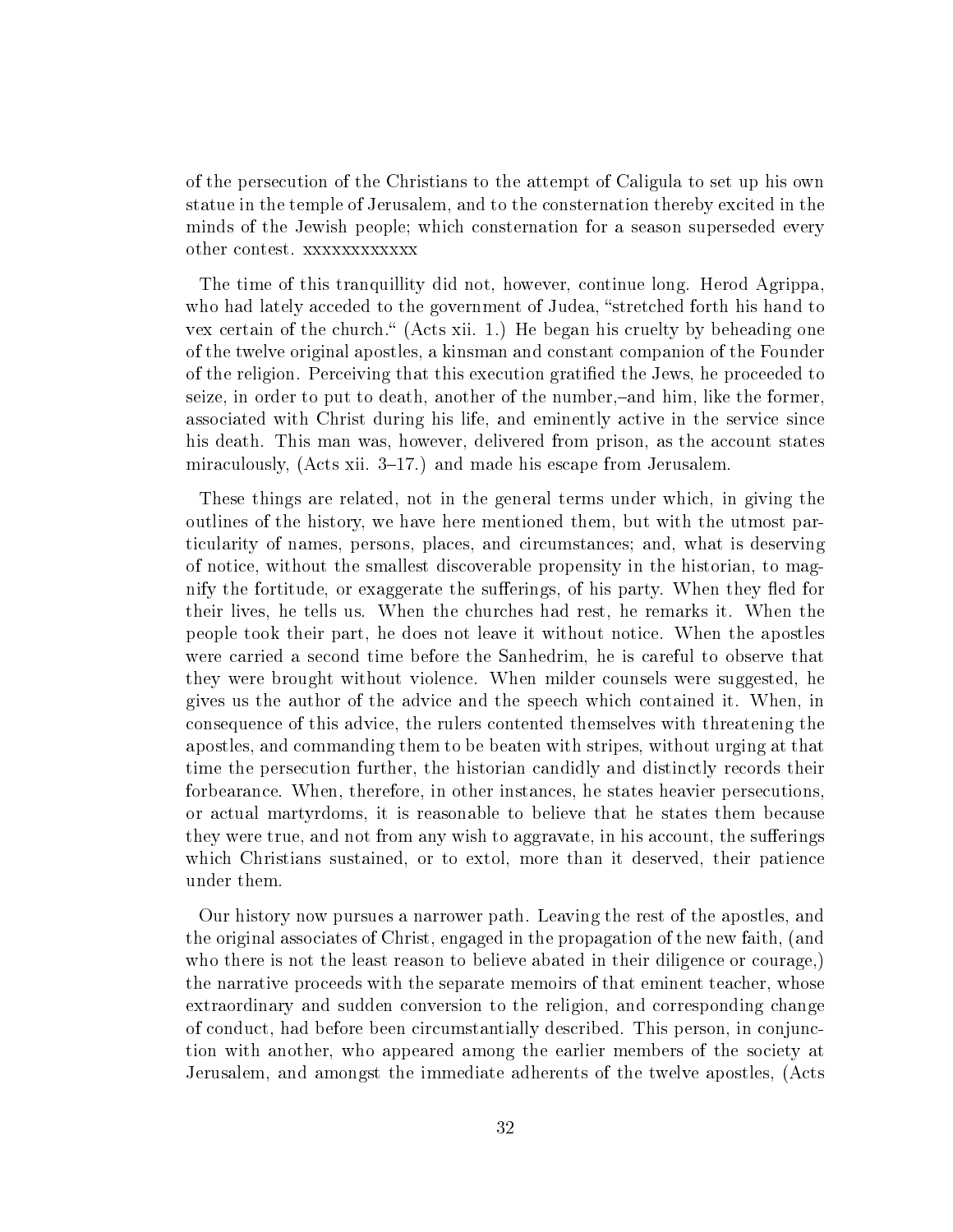of the persecution of the Christians to the attempt of Caligula to set up his own statue in the temple of Jerusalem, and to the consternation thereby excited in the minds of the Jewish people; which consternation for a season superseded every other contest. xxxxxxxxxxxx

The time of this tranquillity did not, however, continue long. Herod Agrippa, who had lately acceded to the government of Judea, "stretched forth his hand to vex certain of the church." (Acts xii. 1.) He began his cruelty by beheading one of the twelve original apostles, a kinsman and constant companion of the Founder of the religion. Perceiving that this execution gratified the Jews, he proceeded to seize, in order to put to death, another of the number,–and him, like the former, associated with Christ during his life, and eminently active in the service since his death. This man was, however, delivered from prison, as the account states miraculously, (Acts xii. 3–17.) and made his escape from Jerusalem.

These things are related, not in the general terms under which, in giving the outlines of the history, we have here mentioned them, but with the utmost particularity of names, persons, places, and circumstances; and, what is deserving of notice, without the smallest discoverable propensity in the historian, to magnify the fortitude, or exaggerate the sufferings, of his party. When they fled for their lives, he tells us. When the churches had rest, he remarks it. When the people took their part, he does not leave it without notice. When the apostles were carried a second time before the Sanhedrim, he is careful to observe that they were brought without violence. When milder counsels were suggested, he gives us the author of the advice and the speech which contained it. When, in consequence of this advice, the rulers contented themselves with threatening the apostles, and commanding them to be beaten with stripes, without urging at that time the persecution further, the historian candidly and distinctly records their forbearance. When, therefore, in other instances, he states heavier persecutions, or actual martyrdoms, it is reasonable to believe that he states them because they were true, and not from any wish to aggravate, in his account, the sufferings which Christians sustained, or to extol, more than it deserved, their patience under them.

Our history now pursues a narrower path. Leaving the rest of the apostles, and the original associates of Christ, engaged in the propagation of the new faith, (and who there is not the least reason to believe abated in their diligence or courage,) the narrative proceeds with the separate memoirs of that eminent teacher, whose extraordinary and sudden conversion to the religion, and corresponding change of conduct, had before been circumstantially described. This person, in conjunction with another, who appeared among the earlier members of the society at Jerusalem, and amongst the immediate adherents of the twelve apostles, (Acts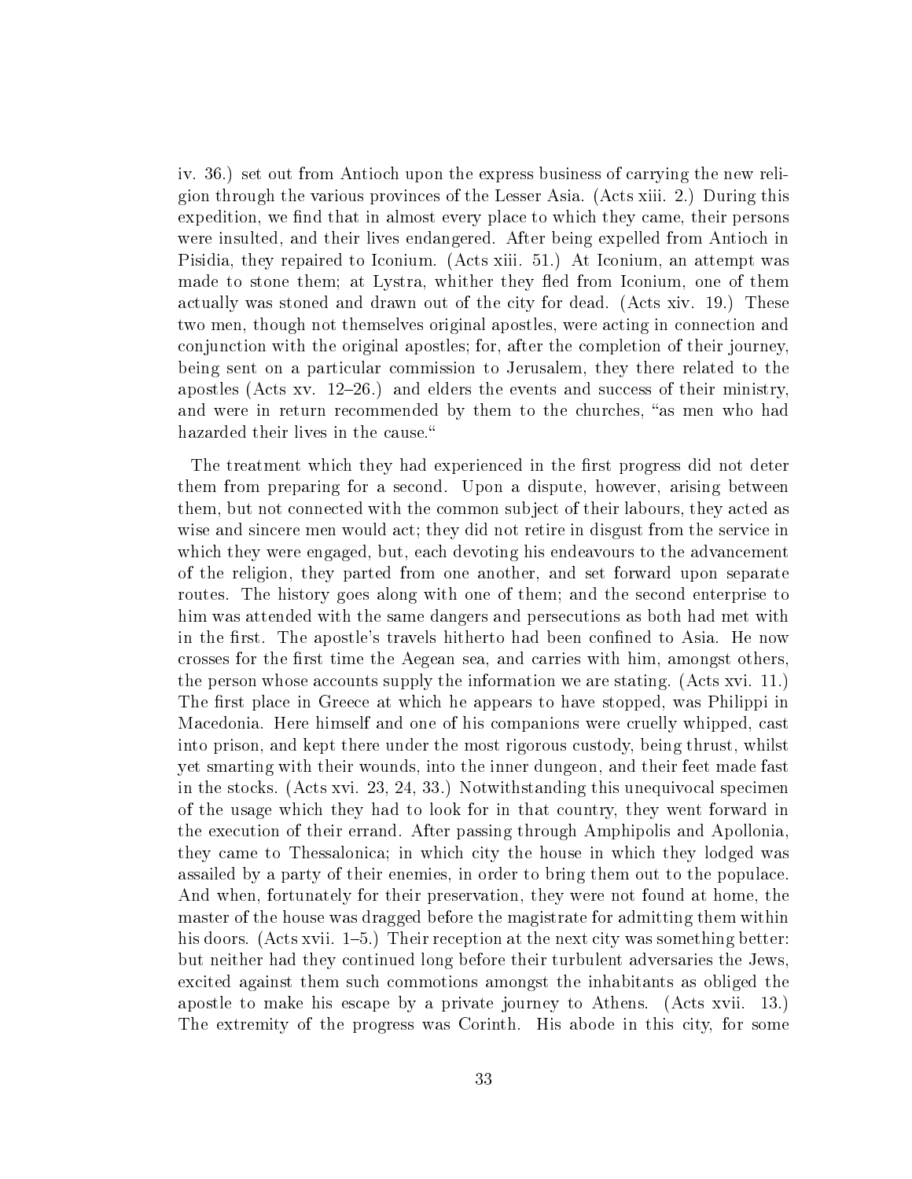iv. 36.) set out from Antioch upon the express business of carrying the new religion through the various provinces of the Lesser Asia. (Acts xiii. 2.) During this expedition, we find that in almost every place to which they came, their persons were insulted, and their lives endangered. After being expelled from Antioch in Pisidia, they repaired to Iconium. (Acts xiii. 51.) At Iconium, an attempt was made to stone them; at Lystra, whither they fled from Iconium, one of them actually was stoned and drawn out of the city for dead. (Acts xiv. 19.) These two men, though not themselves original apostles, were acting in connection and conjunction with the original apostles; for, after the completion of their journey, being sent on a particular commission to Jerusalem, they there related to the apostles (Acts xv. 12–26.) and elders the events and success of their ministry, and were in return recommended by them to the churches, "as men who had hazarded their lives in the cause."

The treatment which they had experienced in the first progress did not deter them from preparing for a second. Upon a dispute, however, arising between them, but not connected with the common subject of their labours, they acted as wise and sincere men would act; they did not retire in disgust from the service in which they were engaged, but, each devoting his endeavours to the advancement of the religion, they parted from one another, and set forward upon separate routes. The history goes along with one of them; and the second enterprise to him was attended with the same dangers and persecutions as both had met with in the first. The apostle's travels hitherto had been confined to Asia. He now crosses for the first time the Aegean sea, and carries with him, amongst others, the person whose accounts supply the information we are stating. (Acts xvi. 11.) The first place in Greece at which he appears to have stopped, was Philippi in Macedonia. Here himself and one of his companions were cruelly whipped, cast into prison, and kept there under the most rigorous custody, being thrust, whilst yet smarting with their wounds, into the inner dungeon, and their feet made fast in the stocks. (Acts xvi. 23, 24, 33.) Notwithstanding this unequivocal specimen of the usage which they had to look for in that country, they went forward in the execution of their errand. After passing through Amphipolis and Apollonia, they came to Thessalonica; in which city the house in which they lodged was assailed by a party of their enemies, in order to bring them out to the populace. And when, fortunately for their preservation, they were not found at home, the master of the house was dragged before the magistrate for admitting them within his doors. (Acts xvii. 1–5.) Their reception at the next city was something better: but neither had they continued long before their turbulent adversaries the Jews, excited against them such commotions amongst the inhabitants as obliged the apostle to make his escape by a private journey to Athens. (Acts xvii. 13.) The extremity of the progress was Corinth. His abode in this city, for some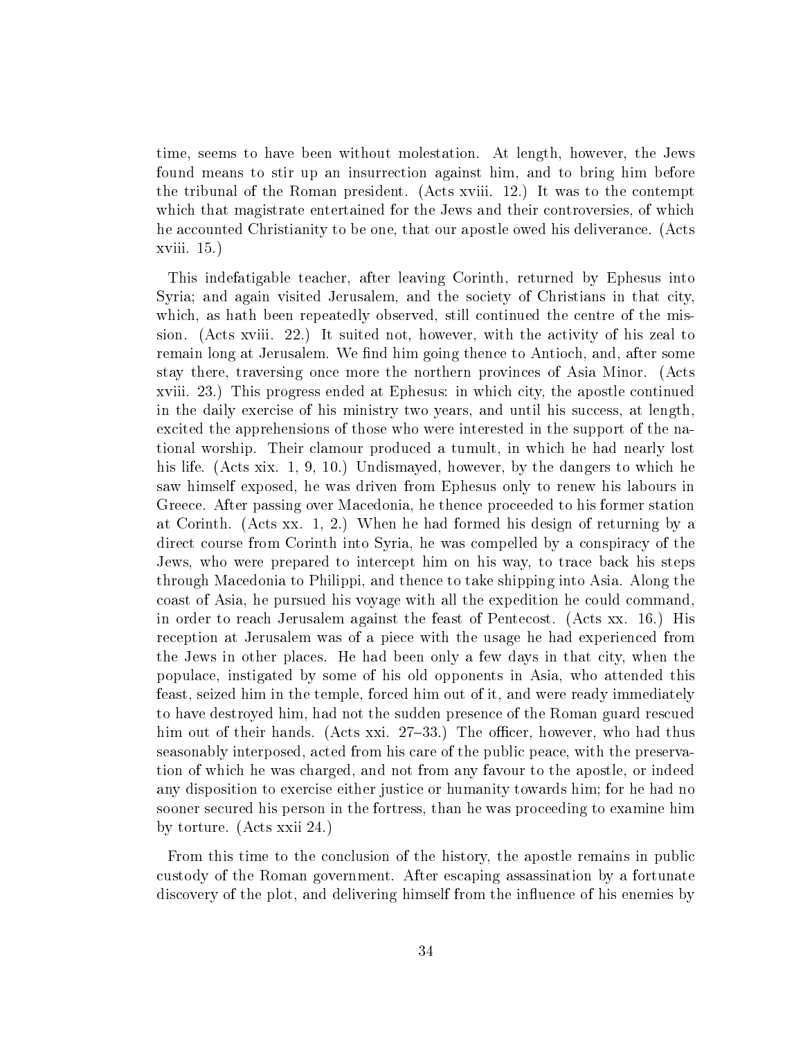time, seems to have been without molestation. At length, however, the Jews found means to stir up an insurrection against him, and to bring him before the tribunal of the Roman president. (Acts xviii. 12.) It was to the contempt which that magistrate entertained for the Jews and their controversies, of which he accounted Christianity to be one, that our apostle owed his deliverance. (Acts xviii. 15.)

This indefatigable teacher, after leaving Corinth, returned by Ephesus into Syria; and again visited Jerusalem, and the society of Christians in that city, which, as hath been repeatedly observed, still continued the centre of the mission. (Acts xviii. 22.) It suited not, however, with the activity of his zeal to remain long at Jerusalem. We find him going thence to Antioch, and, after some stay there, traversing once more the northern provinces of Asia Minor. (Acts xviii. 23.) This progress ended at Ephesus: in which city, the apostle continued in the daily exercise of his ministry two years, and until his success, at length, excited the apprehensions of those who were interested in the support of the national worship. Their clamour produced a tumult, in which he had nearly lost his life. (Acts xix. 1, 9, 10.) Undismayed, however, by the dangers to which he saw himself exposed, he was driven from Ephesus only to renew his labours in Greece. After passing over Macedonia, he thence proceeded to his former station at Corinth. (Acts xx. 1, 2.) When he had formed his design of returning by a direct course from Corinth into Syria, he was compelled by a conspiracy of the Jews, who were prepared to intercept him on his way, to trace back his steps through Macedonia to Philippi, and thence to take shipping into Asia. Along the coast of Asia, he pursued his voyage with all the expedition he could command, in order to reach Jerusalem against the feast of Pentecost. (Acts xx. 16.) His reception at Jerusalem was of a piece with the usage he had experienced from the Jews in other places. He had been only a few days in that city, when the populace, instigated by some of his old opponents in Asia, who attended this feast, seized him in the temple, forced him out of it, and were ready immediately to have destroyed him, had not the sudden presence of the Roman guard rescued him out of their hands. (Acts xxi. 27–33.) The officer, however, who had thus seasonably interposed, acted from his care of the public peace, with the preservation of which he was charged, and not from any favour to the apostle, or indeed any disposition to exercise either justice or humanity towards him; for he had no sooner secured his person in the fortress, than he was proceeding to examine him by torture. (Acts xxii 24.)

From this time to the conclusion of the history, the apostle remains in public custody of the Roman government. After escaping assassination by a fortunate discovery of the plot, and delivering himself from the influence of his enemies by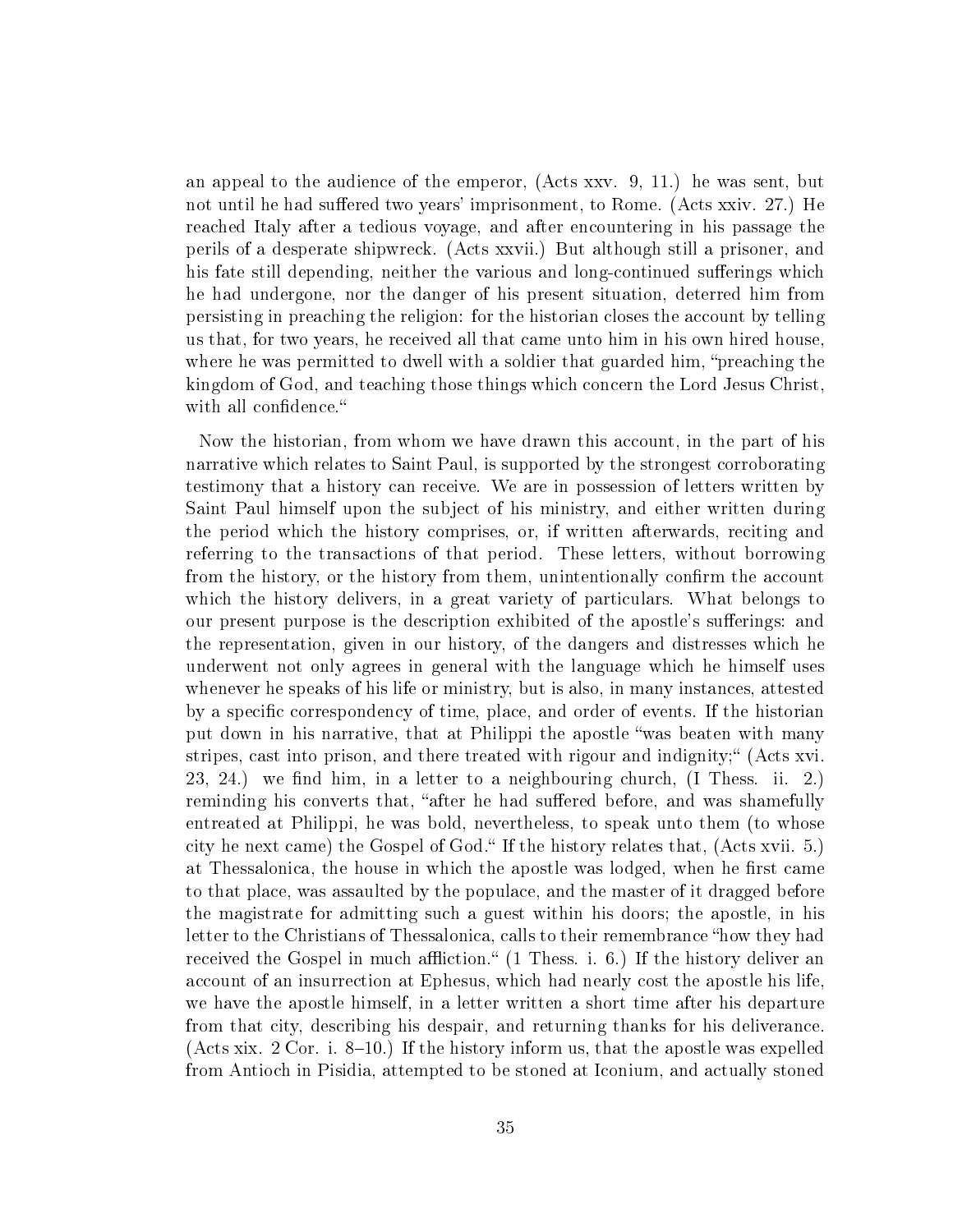an appeal to the audience of the emperor, (Acts xxv. 9, 11.) he was sent, but not until he had suffered two years' imprisonment, to Rome. (Acts xxiv. 27.) He reached Italy after a tedious voyage, and after encountering in his passage the perils of a desperate shipwreck. (Acts xxvii.) But although still a prisoner, and his fate still depending, neither the various and long-continued sufferings which he had undergone, nor the danger of his present situation, deterred him from persisting in preaching the religion: for the historian closes the account by telling us that, for two years, he received all that came unto him in his own hired house, where he was permitted to dwell with a soldier that guarded him, "preaching the kingdom of God, and teaching those things which concern the Lord Jesus Christ, with all confidence."

Now the historian, from whom we have drawn this account, in the part of his narrative which relates to Saint Paul, is supported by the strongest corroborating testimony that a history can receive. We are in possession of letters written by Saint Paul himself upon the subject of his ministry, and either written during the period which the history comprises, or, if written afterwards, reciting and referring to the transactions of that period. These letters, without borrowing from the history, or the history from them, unintentionally confirm the account which the history delivers, in a great variety of particulars. What belongs to our present purpose is the description exhibited of the apostle's sufferings: and the representation, given in our history, of the dangers and distresses which he underwent not only agrees in general with the language which he himself uses whenever he speaks of his life or ministry, but is also, in many instances, attested by a specific correspondency of time, place, and order of events. If the historian put down in his narrative, that at Philippi the apostle "was beaten with many stripes, cast into prison, and there treated with rigour and indignity;" (Acts xvi. 23, 24.) we find him, in a letter to a neighbouring church, (I Thess. ii. 2.) reminding his converts that, "after he had suffered before, and was shamefully entreated at Philippi, he was bold, nevertheless, to speak unto them (to whose city he next came) the Gospel of God." If the history relates that, (Acts xvii. 5.) at Thessalonica, the house in which the apostle was lodged, when he first came to that place, was assaulted by the populace, and the master of it dragged before the magistrate for admitting such a guest within his doors; the apostle, in his letter to the Christians of Thessalonica, calls to their remembrance "how they had received the Gospel in much affliction." (1 Thess. i. 6.) If the history deliver an account of an insurrection at Ephesus, which had nearly cost the apostle his life, we have the apostle himself, in a letter written a short time after his departure from that city, describing his despair, and returning thanks for his deliverance. (Acts xix. 2 Cor. i. 8–10.) If the history inform us, that the apostle was expelled from Antioch in Pisidia, attempted to be stoned at Iconium, and actually stoned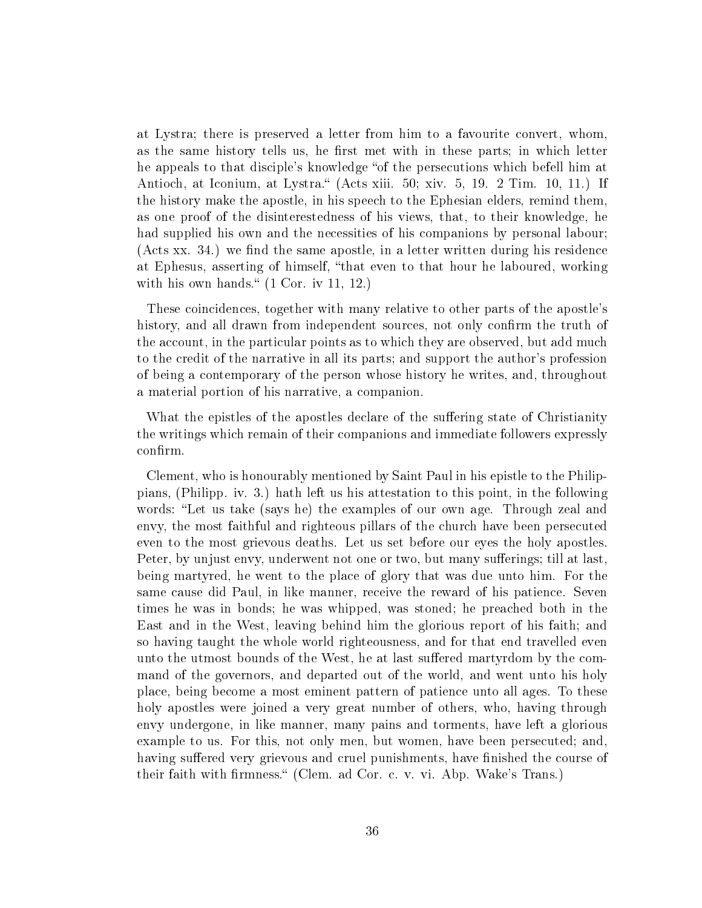at Lystra; there is preserved a letter from him to a favourite convert, whom, as the same history tells us, he first met with in these parts; in which letter he appeals to that disciple's knowledge "of the persecutions which befell him at Antioch, at Iconium, at Lystra." (Acts xiii. 50; xiv. 5, 19. 2 Tim. 10, 11.) If the history make the apostle, in his speech to the Ephesian elders, remind them, as one proof of the disinterestedness of his views, that, to their knowledge, he had supplied his own and the necessities of his companions by personal labour; (Acts xx. 34.) we find the same apostle, in a letter written during his residence at Ephesus, asserting of himself, "that even to that hour he laboured, working with his own hands." (1 Cor. iv 11, 12.)

These coincidences, together with many relative to other parts of the apostle's history, and all drawn from independent sources, not only confirm the truth of the account, in the particular points as to which they are observed, but add much to the credit of the narrative in all its parts; and support the author's profession of being a contemporary of the person whose history he writes, and, throughout a material portion of his narrative, a companion.

What the epistles of the apostles declare of the suffering state of Christianity the writings which remain of their companions and immediate followers expressly confirm.

Clement, who is honourably mentioned by Saint Paul in his epistle to the Philippians, (Philipp. iv. 3.) hath left us his attestation to this point, in the following words: "Let us take (says he) the examples of our own age. Through zeal and envy, the most faithful and righteous pillars of the church have been persecuted even to the most grievous deaths. Let us set before our eyes the holy apostles. Peter, by unjust envy, underwent not one or two, but many sufferings; till at last, being martyred, he went to the place of glory that was due unto him. For the same cause did Paul, in like manner, receive the reward of his patience. Seven times he was in bonds; he was whipped, was stoned; he preached both in the East and in the West, leaving behind him the glorious report of his faith; and so having taught the whole world righteousness, and for that end travelled even unto the utmost bounds of the West, he at last suffered martyrdom by the command of the governors, and departed out of the world, and went unto his holy place, being become a most eminent pattern of patience unto all ages. To these holy apostles were joined a very great number of others, who, having through envy undergone, in like manner, many pains and torments, have left a glorious example to us. For this, not only men, but women, have been persecuted; and, having suffered very grievous and cruel punishments, have finished the course of their faith with firmness." (Clem. ad Cor. c. v. vi. Abp. Wake's Trans.)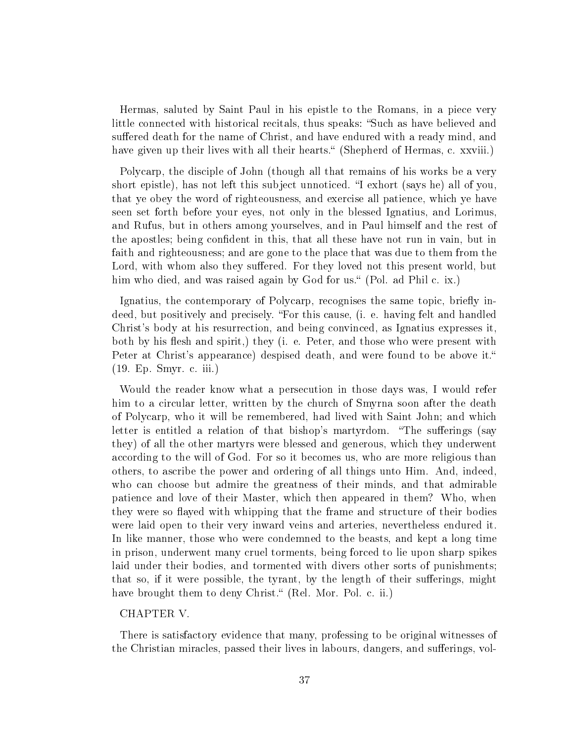Hermas, saluted by Saint Paul in his epistle to the Romans, in a piece very little connected with historical recitals, thus speaks: "Such as have believed and suffered death for the name of Christ, and have endured with a ready mind, and have given up their lives with all their hearts." (Shepherd of Hermas, c. xxviii.)

Polycarp, the disciple of John (though all that remains of his works be a very short epistle), has not left this subject unnoticed. "I exhort (says he) all of you, that ye obey the word of righteousness, and exercise all patience, which ye have seen set forth before your eyes, not only in the blessed Ignatius, and Lorimus, and Rufus, but in others among yourselves, and in Paul himself and the rest of the apostles; being confident in this, that all these have not run in vain, but in faith and righteousness; and are gone to the place that was due to them from the Lord, with whom also they suffered. For they loved not this present world, but him who died, and was raised again by God for us." (Pol. ad Phil c. ix.)

Ignatius, the contemporary of Polycarp, recognises the same topic, briefly indeed, but positively and precisely. "For this cause, (i. e. having felt and handled Christ's body at his resurrection, and being convinced, as Ignatius expresses it, both by his flesh and spirit,) they (i. e. Peter, and those who were present with Peter at Christ's appearance) despised death, and were found to be above it." (19. Ep. Smyr. c. iii.)

Would the reader know what a persecution in those days was, I would refer him to a circular letter, written by the church of Smyrna soon after the death of Polycarp, who it will be remembered, had lived with Saint John; and which letter is entitled a relation of that bishop's martyrdom. "The sufferings (say they) of all the other martyrs were blessed and generous, which they underwent according to the will of God. For so it becomes us, who are more religious than others, to ascribe the power and ordering of all things unto Him. And, indeed, who can choose but admire the greatness of their minds, and that admirable patience and love of their Master, which then appeared in them? Who, when they were so flayed with whipping that the frame and structure of their bodies were laid open to their very inward veins and arteries, nevertheless endured it. In like manner, those who were condemned to the beasts, and kept a long time in prison, underwent many cruel torments, being forced to lie upon sharp spikes laid under their bodies, and tormented with divers other sorts of punishments; that so, if it were possible, the tyrant, by the length of their sufferings, might have brought them to deny Christ." (Rel. Mor. Pol. c. ii.)

## CHAPTER V.

There is satisfactory evidence that many, professing to be original witnesses of the Christian miracles, passed their lives in labours, dangers, and sufferings, vol-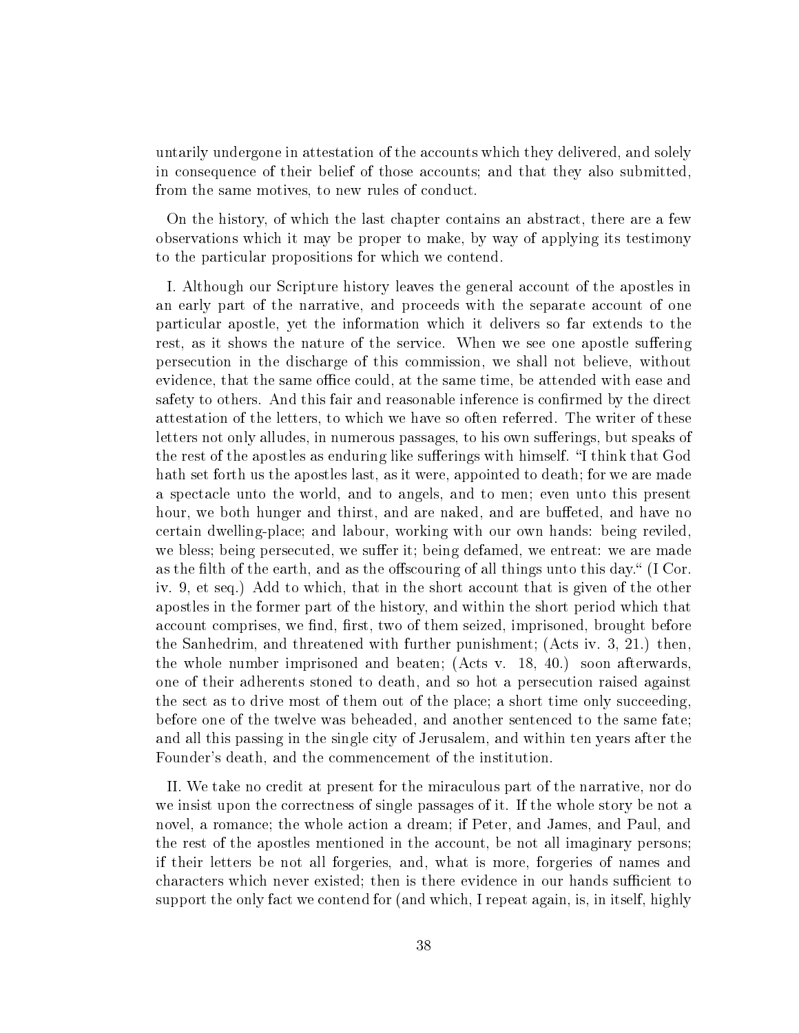untarily undergone in attestation of the accounts which they delivered, and solely in consequence of their belief of those accounts; and that they also submitted, from the same motives, to new rules of conduct.

On the history, of which the last chapter contains an abstract, there are a few observations which it may be proper to make, by way of applying its testimony to the particular propositions for which we contend.

I. Although our Scripture history leaves the general account of the apostles in an early part of the narrative, and proceeds with the separate account of one particular apostle, yet the information which it delivers so far extends to the rest, as it shows the nature of the service. When we see one apostle suffering persecution in the discharge of this commission, we shall not believe, without evidence, that the same office could, at the same time, be attended with ease and safety to others. And this fair and reasonable inference is confirmed by the direct attestation of the letters, to which we have so often referred. The writer of these letters not only alludes, in numerous passages, to his own sufferings, but speaks of the rest of the apostles as enduring like sufferings with himself. "I think that God hath set forth us the apostles last, as it were, appointed to death; for we are made a spectacle unto the world, and to angels, and to men; even unto this present hour, we both hunger and thirst, and are naked, and are buffeted, and have no certain dwelling-place; and labour, working with our own hands: being reviled, we bless; being persecuted, we suffer it; being defamed, we entreat: we are made as the filth of the earth, and as the offscouring of all things unto this day." (I Cor. iv. 9, et seq.) Add to which, that in the short account that is given of the other apostles in the former part of the history, and within the short period which that account comprises, we find, first, two of them seized, imprisoned, brought before the Sanhedrim, and threatened with further punishment; (Acts iv. 3, 21.) then, the whole number imprisoned and beaten; (Acts v. 18, 40.) soon afterwards, one of their adherents stoned to death, and so hot a persecution raised against the sect as to drive most of them out of the place; a short time only succeeding, before one of the twelve was beheaded, and another sentenced to the same fate; and all this passing in the single city of Jerusalem, and within ten years after the Founder's death, and the commencement of the institution.

II. We take no credit at present for the miraculous part of the narrative, nor do we insist upon the correctness of single passages of it. If the whole story be not a novel, a romance; the whole action a dream; if Peter, and James, and Paul, and the rest of the apostles mentioned in the account, be not all imaginary persons; if their letters be not all forgeries, and, what is more, forgeries of names and characters which never existed; then is there evidence in our hands sufficient to support the only fact we contend for (and which, I repeat again, is, in itself, highly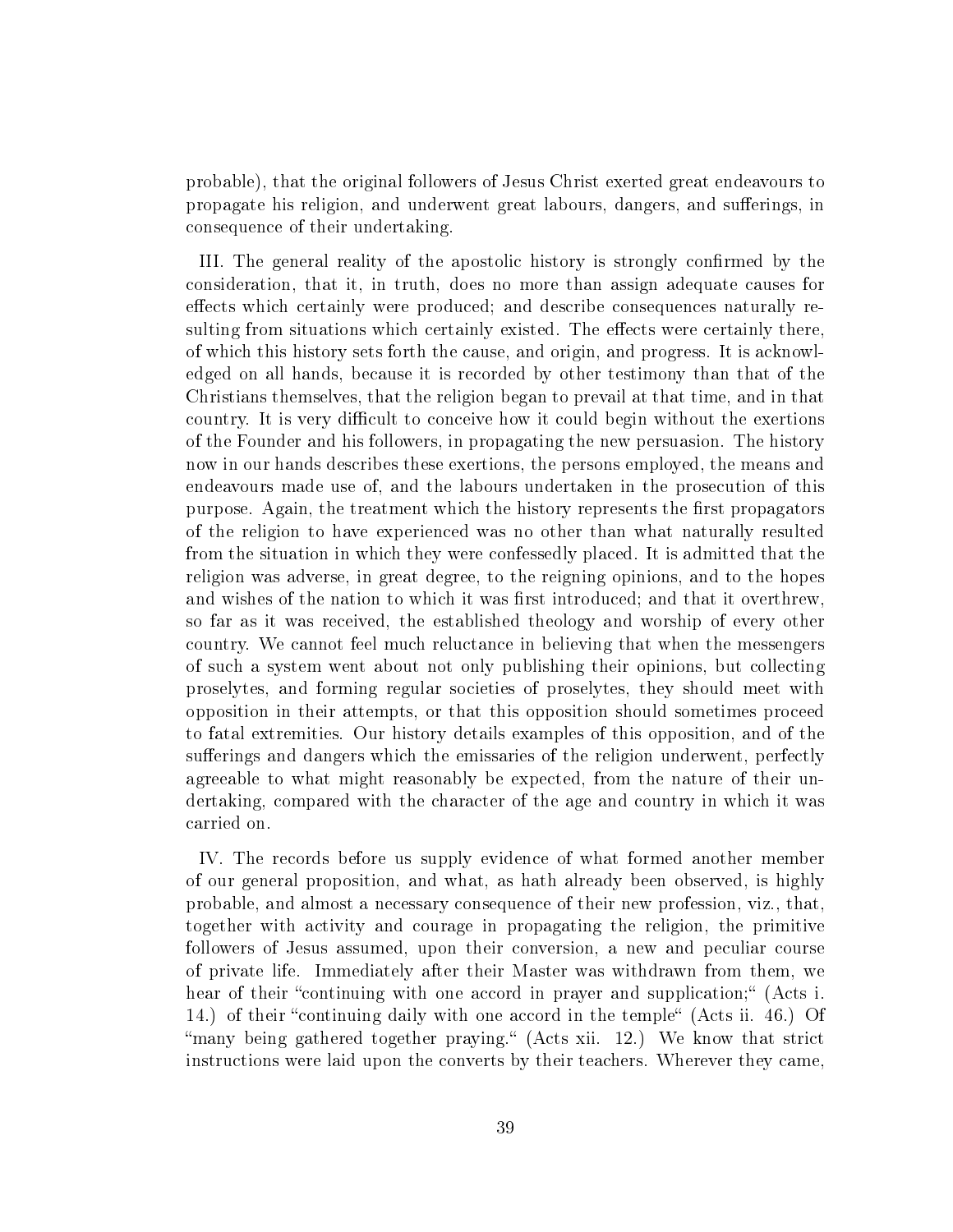probable), that the original followers of Jesus Christ exerted great endeavours to propagate his religion, and underwent great labours, dangers, and sufferings, in consequence of their undertaking.

III. The general reality of the apostolic history is strongly confirmed by the consideration, that it, in truth, does no more than assign adequate causes for effects which certainly were produced; and describe consequences naturally resulting from situations which certainly existed. The effects were certainly there, of which this history sets forth the cause, and origin, and progress. It is acknowledged on all hands, because it is recorded by other testimony than that of the Christians themselves, that the religion began to prevail at that time, and in that country. It is very difficult to conceive how it could begin without the exertions of the Founder and his followers, in propagating the new persuasion. The history now in our hands describes these exertions, the persons employed, the means and endeavours made use of, and the labours undertaken in the prosecution of this purpose. Again, the treatment which the history represents the first propagators of the religion to have experienced was no other than what naturally resulted from the situation in which they were confessedly placed. It is admitted that the religion was adverse, in great degree, to the reigning opinions, and to the hopes and wishes of the nation to which it was first introduced; and that it overthrew, so far as it was received, the established theology and worship of every other country. We cannot feel much reluctance in believing that when the messengers of such a system went about not only publishing their opinions, but collecting proselytes, and forming regular societies of proselytes, they should meet with opposition in their attempts, or that this opposition should sometimes proceed to fatal extremities. Our history details examples of this opposition, and of the sufferings and dangers which the emissaries of the religion underwent, perfectly agreeable to what might reasonably be expected, from the nature of their undertaking, compared with the character of the age and country in which it was carried on.

IV. The records before us supply evidence of what formed another member of our general proposition, and what, as hath already been observed, is highly probable, and almost a necessary consequence of their new profession, viz., that, together with activity and courage in propagating the religion, the primitive followers of Jesus assumed, upon their conversion, a new and peculiar course of private life. Immediately after their Master was withdrawn from them, we hear of their "continuing with one accord in prayer and supplication;" (Acts i. 14.) of their "continuing daily with one accord in the temple" (Acts ii. 46.) Of "many being gathered together praying." (Acts xii. 12.) We know that strict instructions were laid upon the converts by their teachers. Wherever they came,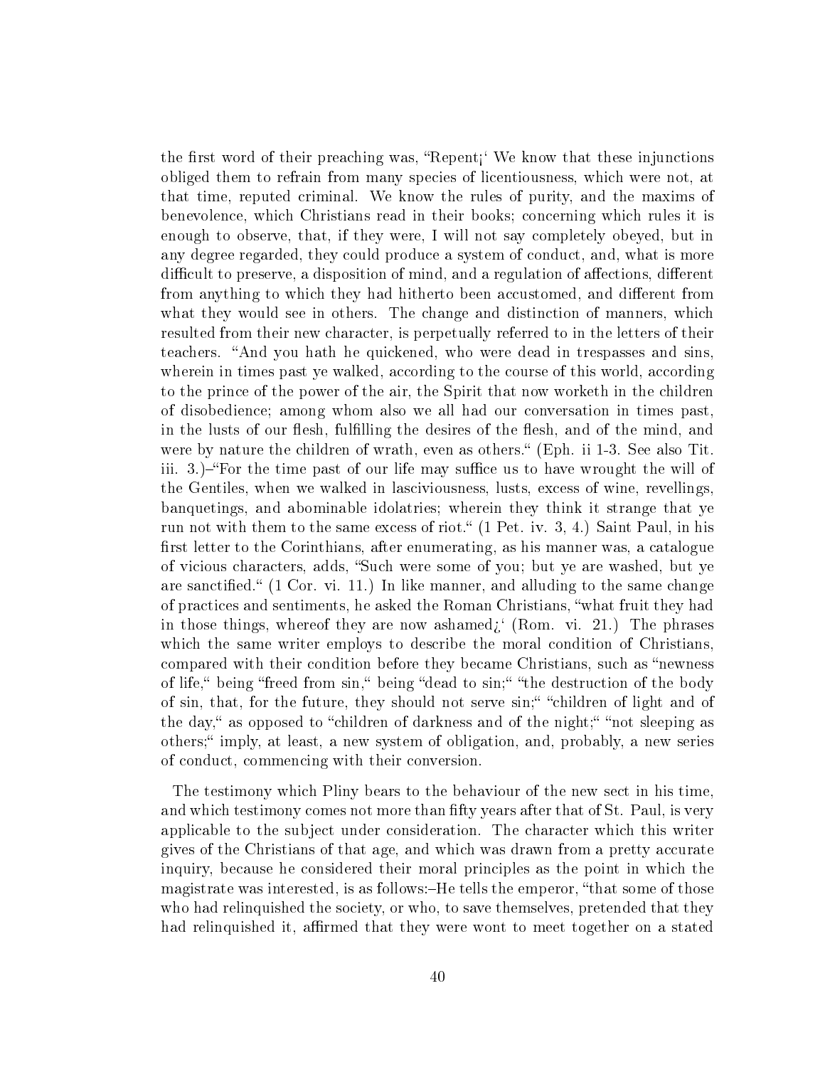the first word of their preaching was, "Repent¡' We know that these injunctions obliged them to refrain from many species of licentiousness, which were not, at that time, reputed criminal. We know the rules of purity, and the maxims of benevolence, which Christians read in their books; concerning which rules it is enough to observe, that, if they were, I will not say completely obeyed, but in any degree regarded, they could produce a system of conduct, and, what is more difficult to preserve, a disposition of mind, and a regulation of affections, different from anything to which they had hitherto been accustomed, and different from what they would see in others. The change and distinction of manners, which resulted from their new character, is perpetually referred to in the letters of their teachers. "And you hath he quickened, who were dead in trespasses and sins, wherein in times past ye walked, according to the course of this world, according to the prince of the power of the air, the Spirit that now worketh in the children of disobedience; among whom also we all had our conversation in times past, in the lusts of our flesh, fulfilling the desires of the flesh, and of the mind, and were by nature the children of wrath, even as others." (Eph. ii 1-3. See also Tit. iii. 3.)–"For the time past of our life may suffice us to have wrought the will of the Gentiles, when we walked in lasciviousness, lusts, excess of wine, revellings, banquetings, and abominable idolatries; wherein they think it strange that ye run not with them to the same excess of riot." (1 Pet. iv. 3, 4.) Saint Paul, in his first letter to the Corinthians, after enumerating, as his manner was, a catalogue of vicious characters, adds, "Such were some of you; but ye are washed, but ye are sanctified." (1 Cor. vi. 11.) In like manner, and alluding to the same change of practices and sentiments, he asked the Roman Christians, "what fruit they had in those things, whereof they are now ashamed¿' (Rom. vi. 21.) The phrases which the same writer employs to describe the moral condition of Christians, compared with their condition before they became Christians, such as "newness of life," being "freed from sin," being "dead to sin;" "the destruction of the body of sin, that, for the future, they should not serve sin;" "children of light and of the day," as opposed to "children of darkness and of the night;" "not sleeping as others;" imply, at least, a new system of obligation, and, probably, a new series of conduct, commencing with their conversion.

The testimony which Pliny bears to the behaviour of the new sect in his time, and which testimony comes not more than fifty years after that of St. Paul, is very applicable to the subject under consideration. The character which this writer gives of the Christians of that age, and which was drawn from a pretty accurate inquiry, because he considered their moral principles as the point in which the magistrate was interested, is as follows:–He tells the emperor, "that some of those who had relinquished the society, or who, to save themselves, pretended that they had relinquished it, affirmed that they were wont to meet together on a stated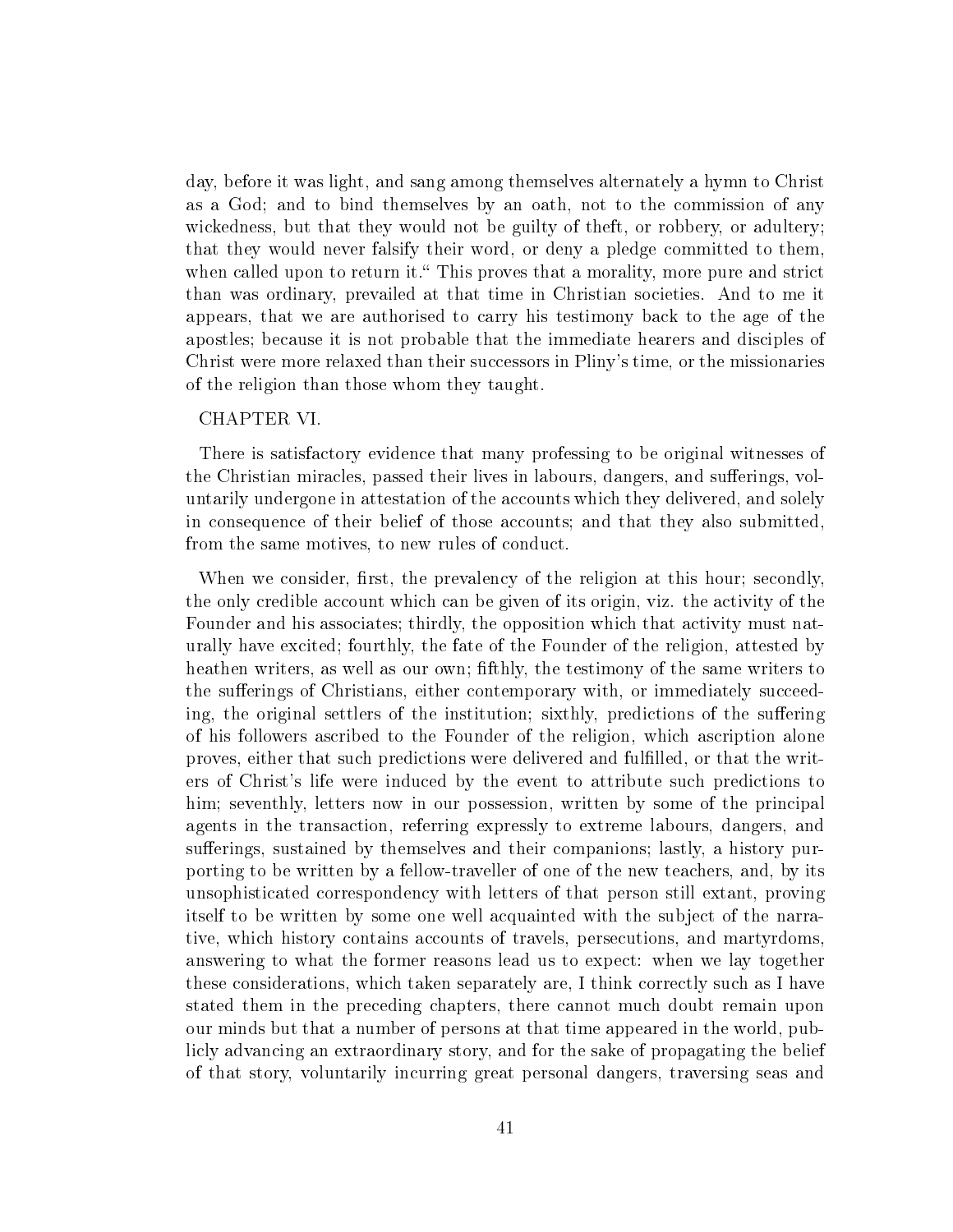day, before it was light, and sang among themselves alternately a hymn to Christ as a God; and to bind themselves by an oath, not to the commission of any wickedness, but that they would not be guilty of theft, or robbery, or adultery; that they would never falsify their word, or deny a pledge committed to them, when called upon to return it." This proves that a morality, more pure and strict than was ordinary, prevailed at that time in Christian societies. And to me it appears, that we are authorised to carry his testimony back to the age of the apostles; because it is not probable that the immediate hearers and disciples of Christ were more relaxed than their successors in Pliny's time, or the missionaries of the religion than those whom they taught.

## CHAPTER VI.

There is satisfactory evidence that many professing to be original witnesses of the Christian miracles, passed their lives in labours, dangers, and sufferings, voluntarily undergone in attestation of the accounts which they delivered, and solely in consequence of their belief of those accounts; and that they also submitted, from the same motives, to new rules of conduct.

When we consider, first, the prevalency of the religion at this hour; secondly, the only credible account which can be given of its origin, viz. the activity of the Founder and his associates; thirdly, the opposition which that activity must naturally have excited; fourthly, the fate of the Founder of the religion, attested by heathen writers, as well as our own; fifthly, the testimony of the same writers to the sufferings of Christians, either contemporary with, or immediately succeeding, the original settlers of the institution; sixthly, predictions of the suffering of his followers ascribed to the Founder of the religion, which ascription alone proves, either that such predictions were delivered and fulfilled, or that the writers of Christ's life were induced by the event to attribute such predictions to him; seventhly, letters now in our possession, written by some of the principal agents in the transaction, referring expressly to extreme labours, dangers, and sufferings, sustained by themselves and their companions; lastly, a history purporting to be written by a fellow-traveller of one of the new teachers, and, by its unsophisticated correspondency with letters of that person still extant, proving itself to be written by some one well acquainted with the subject of the narrative, which history contains accounts of travels, persecutions, and martyrdoms, answering to what the former reasons lead us to expect: when we lay together these considerations, which taken separately are, I think correctly such as I have stated them in the preceding chapters, there cannot much doubt remain upon our minds but that a number of persons at that time appeared in the world, publicly advancing an extraordinary story, and for the sake of propagating the belief of that story, voluntarily incurring great personal dangers, traversing seas and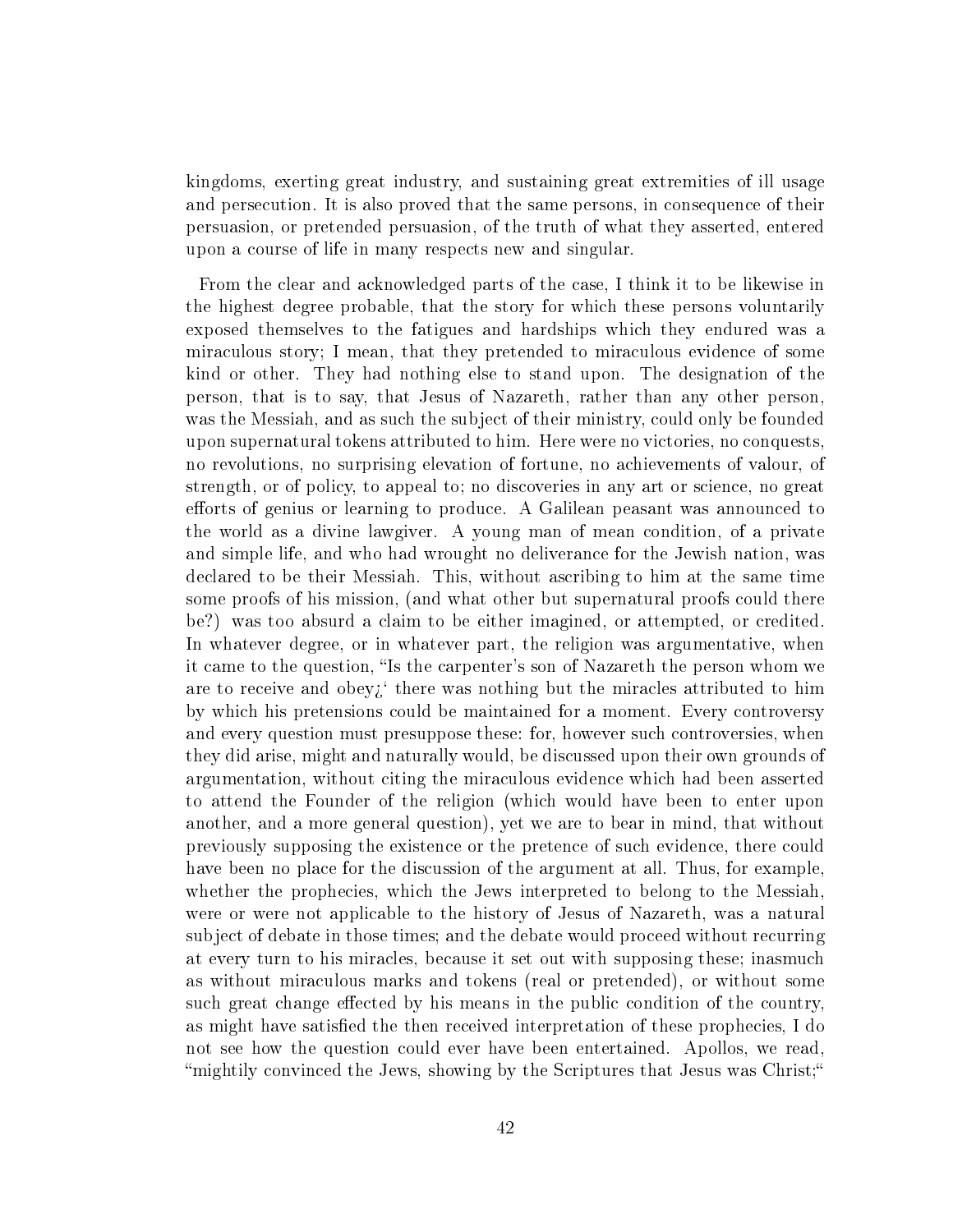kingdoms, exerting great industry, and sustaining great extremities of ill usage and persecution. It is also proved that the same persons, in consequence of their persuasion, or pretended persuasion, of the truth of what they asserted, entered upon a course of life in many respects new and singular.

From the clear and acknowledged parts of the case, I think it to be likewise in the highest degree probable, that the story for which these persons voluntarily exposed themselves to the fatigues and hardships which they endured was a miraculous story; I mean, that they pretended to miraculous evidence of some kind or other. They had nothing else to stand upon. The designation of the person, that is to say, that Jesus of Nazareth, rather than any other person, was the Messiah, and as such the subject of their ministry, could only be founded upon supernatural tokens attributed to him. Here were no victories, no conquests, no revolutions, no surprising elevation of fortune, no achievements of valour, of strength, or of policy, to appeal to; no discoveries in any art or science, no great efforts of genius or learning to produce. A Galilean peasant was announced to the world as a divine lawgiver. A young man of mean condition, of a private and simple life, and who had wrought no deliverance for the Jewish nation, was declared to be their Messiah. This, without ascribing to him at the same time some proofs of his mission, (and what other but supernatural proofs could there be?) was too absurd a claim to be either imagined, or attempted, or credited. In whatever degree, or in whatever part, the religion was argumentative, when it came to the question, "Is the carpenter's son of Nazareth the person whom we are to receive and obey¿' there was nothing but the miracles attributed to him by which his pretensions could be maintained for a moment. Every controversy and every question must presuppose these: for, however such controversies, when they did arise, might and naturally would, be discussed upon their own grounds of argumentation, without citing the miraculous evidence which had been asserted to attend the Founder of the religion (which would have been to enter upon another, and a more general question), yet we are to bear in mind, that without previously supposing the existence or the pretence of such evidence, there could have been no place for the discussion of the argument at all. Thus, for example, whether the prophecies, which the Jews interpreted to belong to the Messiah, were or were not applicable to the history of Jesus of Nazareth, was a natural subject of debate in those times; and the debate would proceed without recurring at every turn to his miracles, because it set out with supposing these; inasmuch as without miraculous marks and tokens (real or pretended), or without some such great change effected by his means in the public condition of the country, as might have satisfied the then received interpretation of these prophecies, I do not see how the question could ever have been entertained. Apollos, we read, "mightily convinced the Jews, showing by the Scriptures that Jesus was Christ;"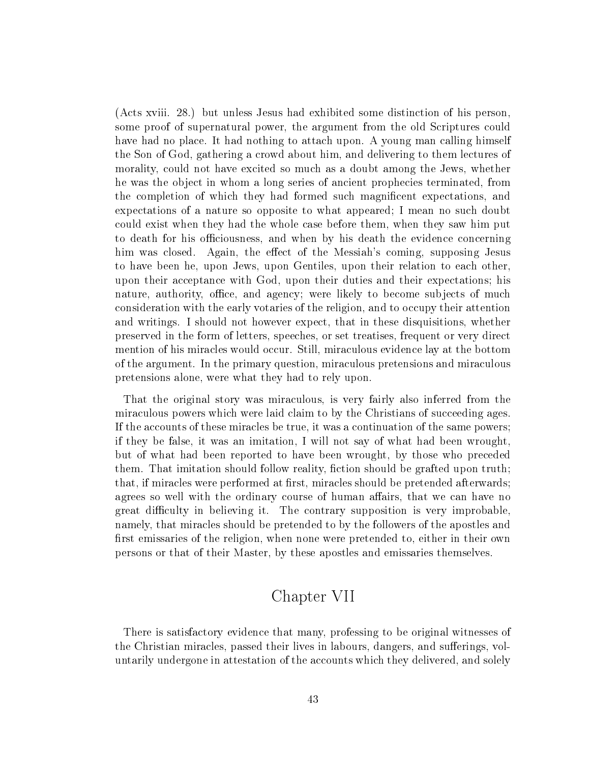(Acts xviii. 28.) but unless Jesus had exhibited some distinction of his person, some proof of supernatural power, the argument from the old Scriptures could have had no place. It had nothing to attach upon. A young man calling himself the Son of God, gathering a crowd about him, and delivering to them lectures of morality, could not have excited so much as a doubt among the Jews, whether he was the object in whom a long series of ancient prophecies terminated, from the completion of which they had formed such magnificent expectations, and expectations of a nature so opposite to what appeared; I mean no such doubt could exist when they had the whole case before them, when they saw him put to death for his officiousness, and when by his death the evidence concerning him was closed. Again, the effect of the Messiah's coming, supposing Jesus to have been he, upon Jews, upon Gentiles, upon their relation to each other, upon their acceptance with God, upon their duties and their expectations; his nature, authority, office, and agency; were likely to become subjects of much consideration with the early votaries of the religion, and to occupy their attention and writings. I should not however expect, that in these disquisitions, whether preserved in the form of letters, speeches, or set treatises, frequent or very direct mention of his miracles would occur. Still, miraculous evidence lay at the bottom of the argument. In the primary question, miraculous pretensions and miraculous pretensions alone, were what they had to rely upon.

That the original story was miraculous, is very fairly also inferred from the miraculous powers which were laid claim to by the Christians of succeeding ages. If the accounts of these miracles be true, it was a continuation of the same powers; if they be false, it was an imitation, I will not say of what had been wrought, but of what had been reported to have been wrought, by those who preceded them. That imitation should follow reality, fiction should be grafted upon truth; that, if miracles were performed at first, miracles should be pretended afterwards; agrees so well with the ordinary course of human affairs, that we can have no great difficulty in believing it. The contrary supposition is very improbable, namely, that miracles should be pretended to by the followers of the apostles and first emissaries of the religion, when none were pretended to, either in their own persons or that of their Master, by these apostles and emissaries themselves.

# Chapter VII

There is satisfactory evidence that many, professing to be original witnesses of the Christian miracles, passed their lives in labours, dangers, and sufferings, voluntarily undergone in attestation of the accounts which they delivered, and solely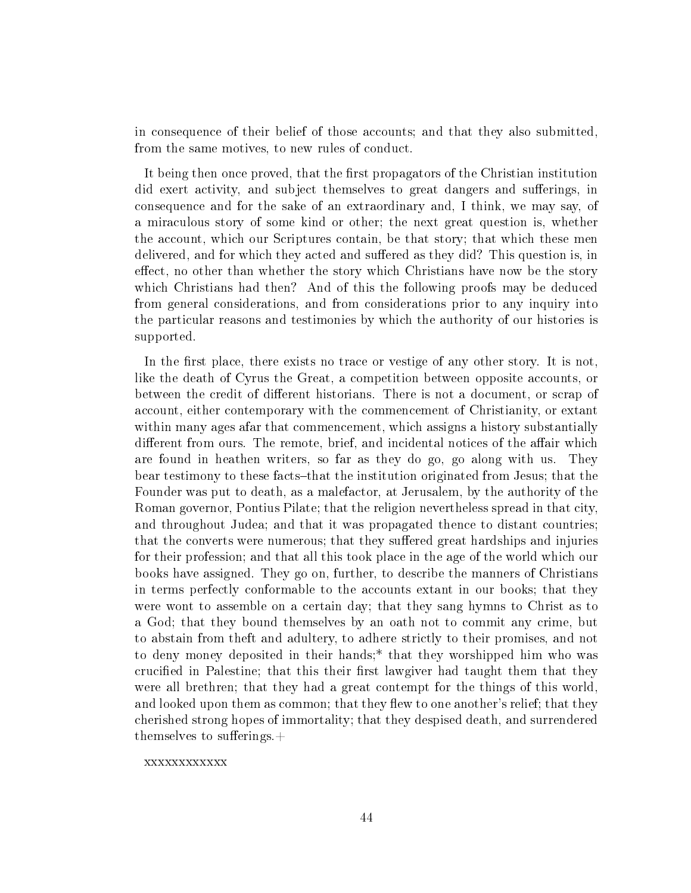in consequence of their belief of those accounts; and that they also submitted, from the same motives, to new rules of conduct.

It being then once proved, that the first propagators of the Christian institution did exert activity, and subject themselves to great dangers and sufferings, in consequence and for the sake of an extraordinary and, I think, we may say, of a miraculous story of some kind or other; the next great question is, whether the account, which our Scriptures contain, be that story; that which these men delivered, and for which they acted and suffered as they did? This question is, in effect, no other than whether the story which Christians have now be the story which Christians had then? And of this the following proofs may be deduced from general considerations, and from considerations prior to any inquiry into the particular reasons and testimonies by which the authority of our histories is supported.

In the first place, there exists no trace or vestige of any other story. It is not, like the death of Cyrus the Great, a competition between opposite accounts, or between the credit of different historians. There is not a document, or scrap of account, either contemporary with the commencement of Christianity, or extant within many ages afar that commencement, which assigns a history substantially different from ours. The remote, brief, and incidental notices of the affair which are found in heathen writers, so far as they do go, go along with us. They bear testimony to these facts–that the institution originated from Jesus; that the Founder was put to death, as a malefactor, at Jerusalem, by the authority of the Roman governor, Pontius Pilate; that the religion nevertheless spread in that city, and throughout Judea; and that it was propagated thence to distant countries; that the converts were numerous; that they suffered great hardships and injuries for their profession; and that all this took place in the age of the world which our books have assigned. They go on, further, to describe the manners of Christians in terms perfectly conformable to the accounts extant in our books; that they were wont to assemble on a certain day; that they sang hymns to Christ as to a God; that they bound themselves by an oath not to commit any crime, but to abstain from theft and adultery, to adhere strictly to their promises, and not to deny money deposited in their hands;* that they worshipped him who was crucified in Palestine; that this their first lawgiver had taught them that they were all brethren; that they had a great contempt for the things of this world, and looked upon them as common; that they flew to one another's relief; that they cherished strong hopes of immortality; that they despised death, and surrendered themselves to sufferings.+

xxxxxxxxxxxx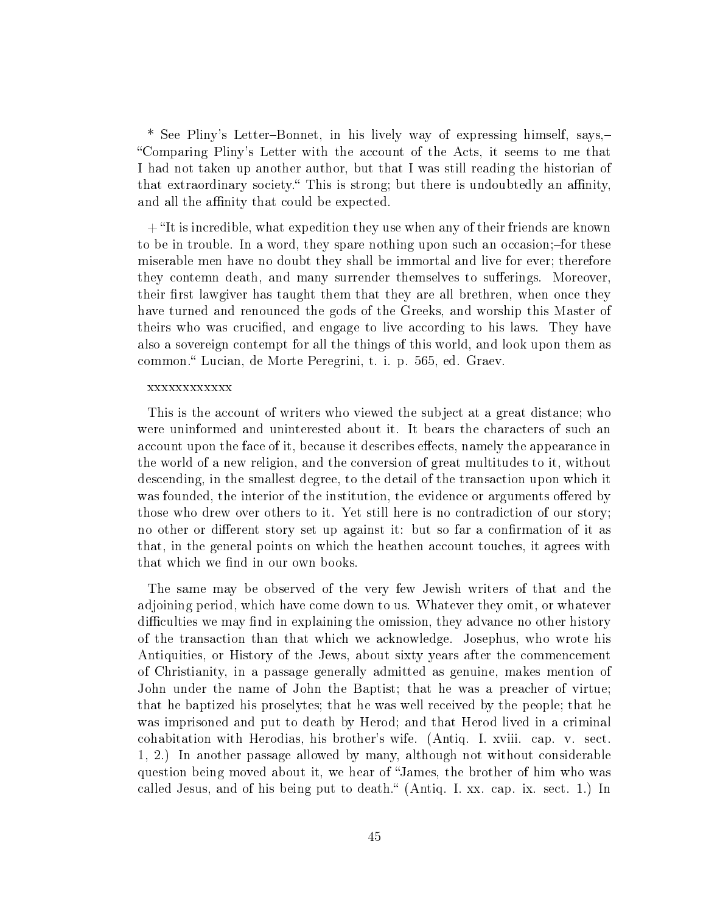* See Pliny's Letter–Bonnet, in his lively way of expressing himself, says,–"Comparing Pliny's Letter with the account of the Acts, it seems to me that I had not taken up another author, but that I was still reading the historian of that extraordinary society." This is strong; but there is undoubtedly an affinity, and all the affinity that could be expected.

+ "It is incredible, what expedition they use when any of their friends are known to be in trouble. In a word, they spare nothing upon such an occasion;–for these miserable men have no doubt they shall be immortal and live for ever; therefore they contemn death, and many surrender themselves to sufferings. Moreover, their first lawgiver has taught them that they are all brethren, when once they have turned and renounced the gods of the Greeks, and worship this Master of theirs who was crucified, and engage to live according to his laws. They have also a sovereign contempt for all the things of this world, and look upon them as common." Lucian, de Morte Peregrini, t. i. p. 565, ed. Graev.

xxxxxxxxxxxx

This is the account of writers who viewed the subject at a great distance; who were uninformed and uninterested about it. It bears the characters of such an account upon the face of it, because it describes effects, namely the appearance in the world of a new religion, and the conversion of great multitudes to it, without descending, in the smallest degree, to the detail of the transaction upon which it was founded, the interior of the institution, the evidence or arguments offered by those who drew over others to it. Yet still here is no contradiction of our story; no other or different story set up against it: but so far a confirmation of it as that, in the general points on which the heathen account touches, it agrees with that which we find in our own books.

The same may be observed of the very few Jewish writers of that and the adjoining period, which have come down to us. Whatever they omit, or whatever difficulties we may find in explaining the omission, they advance no other history of the transaction than that which we acknowledge. Josephus, who wrote his Antiquities, or History of the Jews, about sixty years after the commencement of Christianity, in a passage generally admitted as genuine, makes mention of John under the name of John the Baptist; that he was a preacher of virtue; that he baptized his proselytes; that he was well received by the people; that he was imprisoned and put to death by Herod; and that Herod lived in a criminal cohabitation with Herodias, his brother's wife. (Antiq. I. xviii. cap. v. sect. 1, 2.) In another passage allowed by many, although not without considerable question being moved about it, we hear of "James, the brother of him who was called Jesus, and of his being put to death." (Antiq. I. xx. cap. ix. sect. 1.) In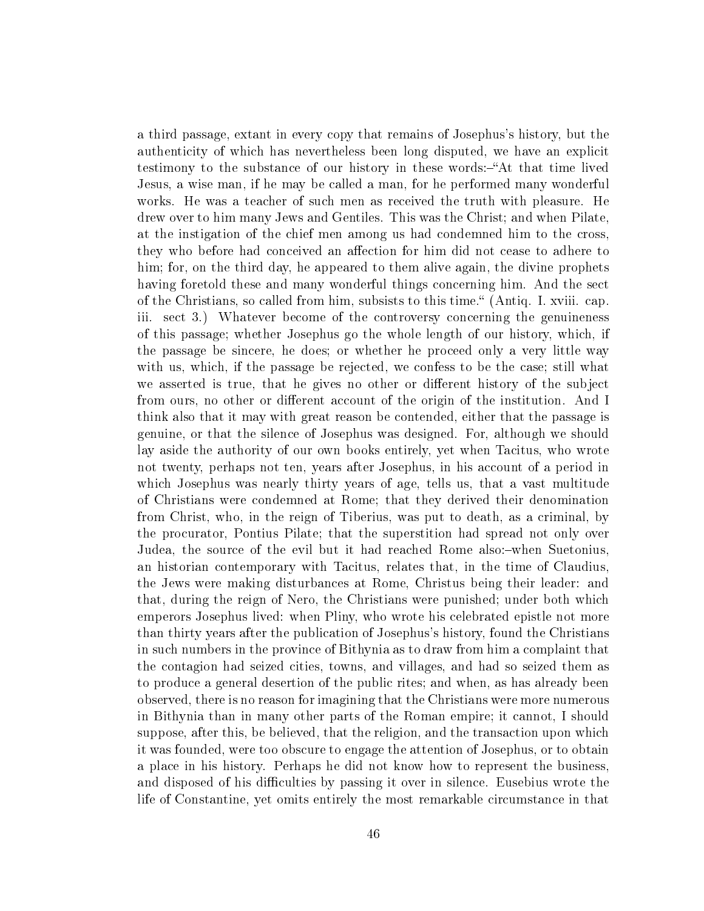a third passage, extant in every copy that remains of Josephus's history, but the authenticity of which has nevertheless been long disputed, we have an explicit testimony to the substance of our history in these words:–"At that time lived Jesus, a wise man, if he may be called a man, for he performed many wonderful works. He was a teacher of such men as received the truth with pleasure. He drew over to him many Jews and Gentiles. This was the Christ; and when Pilate, at the instigation of the chief men among us had condemned him to the cross, they who before had conceived an affection for him did not cease to adhere to him; for, on the third day, he appeared to them alive again, the divine prophets having foretold these and many wonderful things concerning him. And the sect of the Christians, so called from him, subsists to this time." (Antiq. I. xviii. cap. iii. sect 3.) Whatever become of the controversy concerning the genuineness of this passage; whether Josephus go the whole length of our history, which, if the passage be sincere, he does; or whether he proceed only a very little way with us, which, if the passage be rejected, we confess to be the case; still what we asserted is true, that he gives no other or different history of the subject from ours, no other or different account of the origin of the institution. And I think also that it may with great reason be contended, either that the passage is genuine, or that the silence of Josephus was designed. For, although we should lay aside the authority of our own books entirely, yet when Tacitus, who wrote not twenty, perhaps not ten, years after Josephus, in his account of a period in which Josephus was nearly thirty years of age, tells us, that a vast multitude of Christians were condemned at Rome; that they derived their denomination from Christ, who, in the reign of Tiberius, was put to death, as a criminal, by the procurator, Pontius Pilate; that the superstition had spread not only over Judea, the source of the evil but it had reached Rome also:–when Suetonius, an historian contemporary with Tacitus, relates that, in the time of Claudius, the Jews were making disturbances at Rome, Christus being their leader: and that, during the reign of Nero, the Christians were punished; under both which emperors Josephus lived: when Pliny, who wrote his celebrated epistle not more than thirty years after the publication of Josephus's history, found the Christians in such numbers in the province of Bithynia as to draw from him a complaint that the contagion had seized cities, towns, and villages, and had so seized them as to produce a general desertion of the public rites; and when, as has already been observed, there is no reason for imagining that the Christians were more numerous in Bithynia than in many other parts of the Roman empire; it cannot, I should suppose, after this, be believed, that the religion, and the transaction upon which it was founded, were too obscure to engage the attention of Josephus, or to obtain a place in his history. Perhaps he did not know how to represent the business, and disposed of his difficulties by passing it over in silence. Eusebius wrote the life of Constantine, yet omits entirely the most remarkable circumstance in that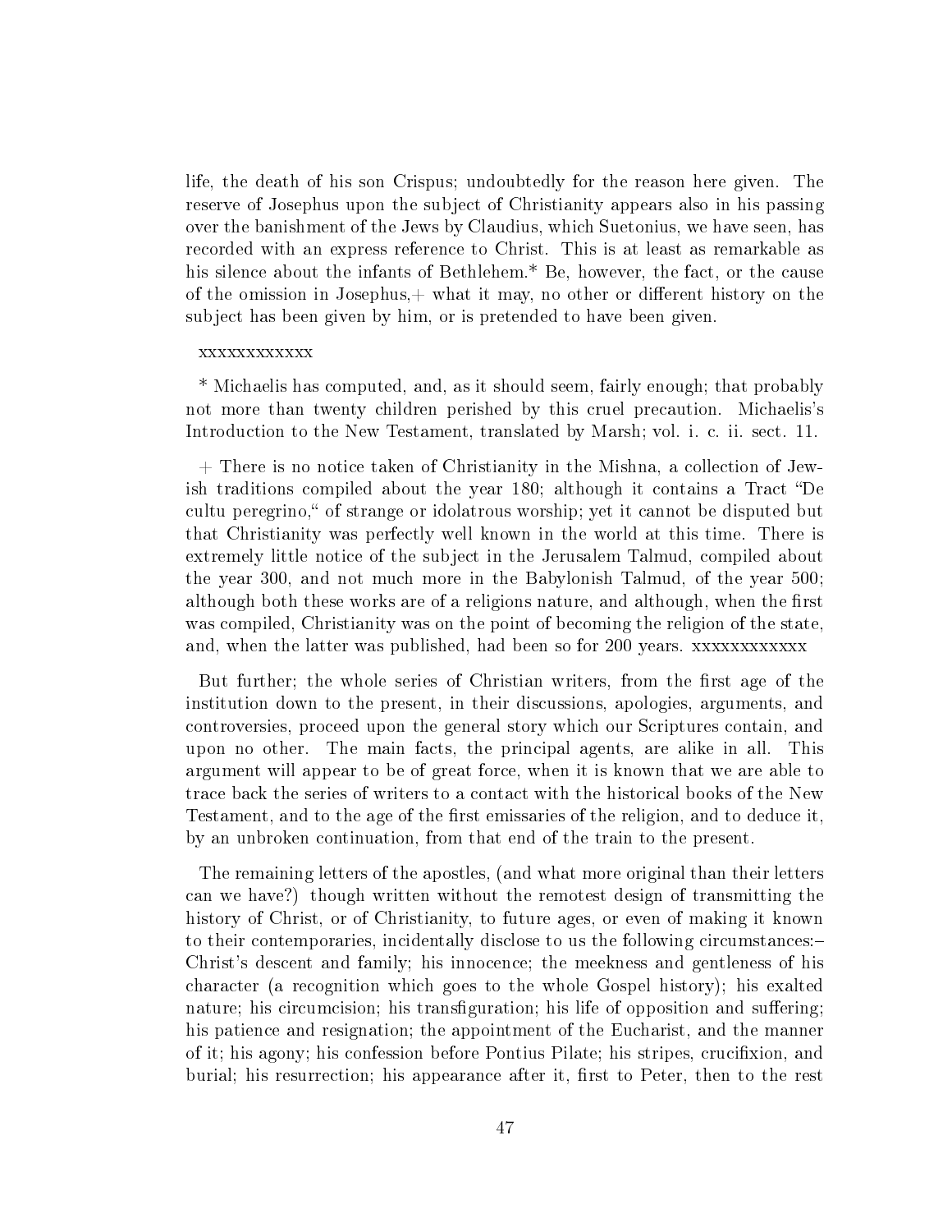life, the death of his son Crispus; undoubtedly for the reason here given. The reserve of Josephus upon the subject of Christianity appears also in his passing over the banishment of the Jews by Claudius, which Suetonius, we have seen, has recorded with an express reference to Christ. This is at least as remarkable as his silence about the infants of Bethlehem.* Be, however, the fact, or the cause of the omission in Josephus,+ what it may, no other or different history on the subject has been given by him, or is pretended to have been given.

xxxxxxxxxxxx

* Michaelis has computed, and, as it should seem, fairly enough; that probably not more than twenty children perished by this cruel precaution. Michaelis's Introduction to the New Testament, translated by Marsh; vol. i. c. ii. sect. 11.

+ There is no notice taken of Christianity in the Mishna, a collection of Jewish traditions compiled about the year 180; although it contains a Tract "De cultu peregrino," of strange or idolatrous worship; yet it cannot be disputed but that Christianity was perfectly well known in the world at this time. There is extremely little notice of the subject in the Jerusalem Talmud, compiled about the year 300, and not much more in the Babylonish Talmud, of the year 500; although both these works are of a religions nature, and although, when the first was compiled, Christianity was on the point of becoming the religion of the state, and, when the latter was published, had been so for 200 years. xxxxxxxxxxxx

But further; the whole series of Christian writers, from the first age of the institution down to the present, in their discussions, apologies, arguments, and controversies, proceed upon the general story which our Scriptures contain, and upon no other. The main facts, the principal agents, are alike in all. This argument will appear to be of great force, when it is known that we are able to trace back the series of writers to a contact with the historical books of the New Testament, and to the age of the first emissaries of the religion, and to deduce it, by an unbroken continuation, from that end of the train to the present.

The remaining letters of the apostles, (and what more original than their letters can we have?) though written without the remotest design of transmitting the history of Christ, or of Christianity, to future ages, or even of making it known to their contemporaries, incidentally disclose to us the following circumstances:– Christ's descent and family; his innocence; the meekness and gentleness of his character (a recognition which goes to the whole Gospel history); his exalted nature; his circumcision; his transfiguration; his life of opposition and suffering; his patience and resignation; the appointment of the Eucharist, and the manner of it; his agony; his confession before Pontius Pilate; his stripes, crucifixion, and burial; his resurrection; his appearance after it, first to Peter, then to the rest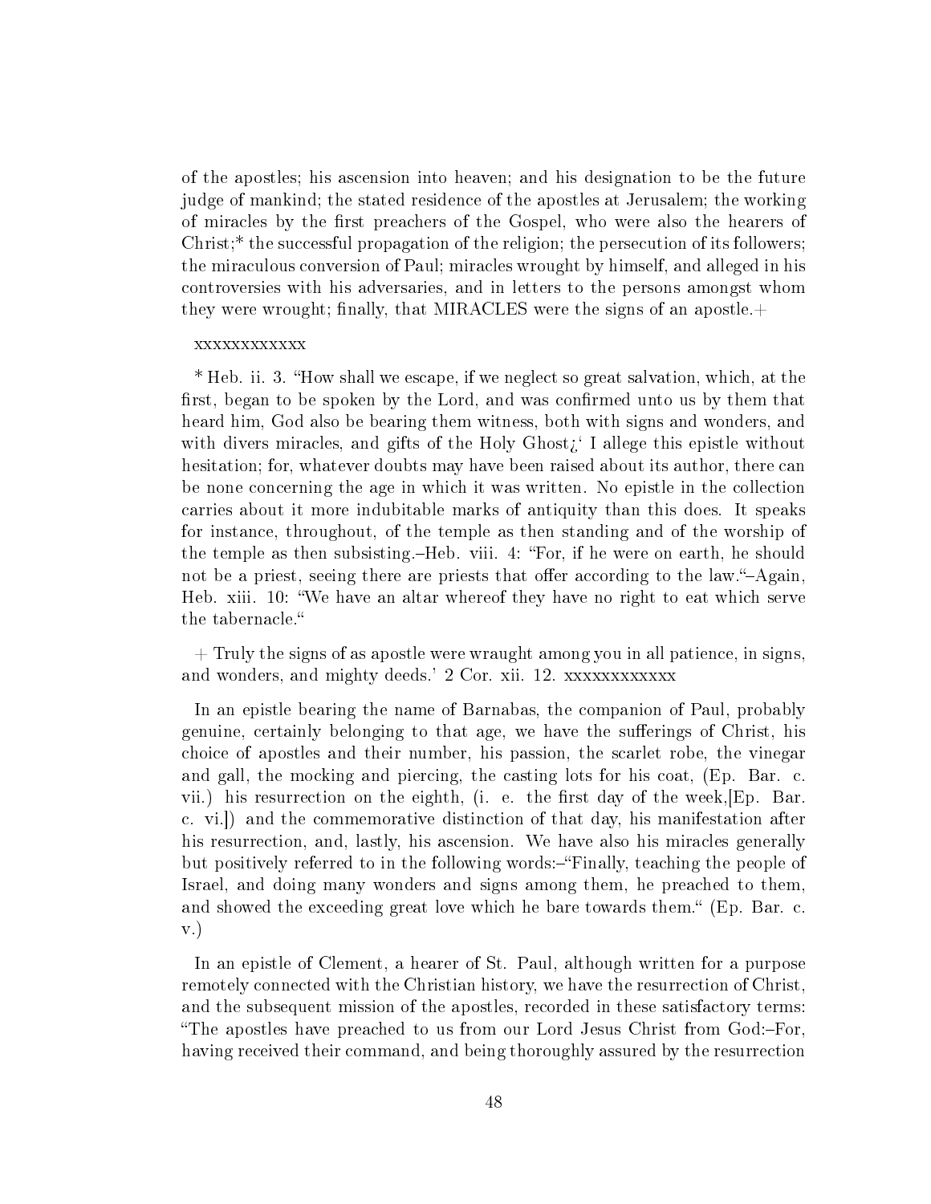of the apostles; his ascension into heaven; and his designation to be the future judge of mankind; the stated residence of the apostles at Jerusalem; the working of miracles by the first preachers of the Gospel, who were also the hearers of Christ;* the successful propagation of the religion; the persecution of its followers; the miraculous conversion of Paul; miracles wrought by himself, and alleged in his controversies with his adversaries, and in letters to the persons amongst whom they were wrought; finally, that MIRACLES were the signs of an apostle.+

xxxxxxxxxxxx

* Heb. ii. 3. "How shall we escape, if we neglect so great salvation, which, at the first, began to be spoken by the Lord, and was confirmed unto us by them that heard him, God also be bearing them witness, both with signs and wonders, and with divers miracles, and gifts of the Holy Ghost¿' I allege this epistle without hesitation; for, whatever doubts may have been raised about its author, there can be none concerning the age in which it was written. No epistle in the collection carries about it more indubitable marks of antiquity than this does. It speaks for instance, throughout, of the temple as then standing and of the worship of the temple as then subsisting.–Heb. viii. 4: "For, if he were on earth, he should not be a priest, seeing there are priests that offer according to the law."–Again, Heb. xiii. 10: "We have an altar whereof they have no right to eat which serve the tabernacle."

+ Truly the signs of as apostle were wraught among you in all patience, in signs, and wonders, and mighty deeds.' 2 Cor. xii. 12. xxxxxxxxxxxx

In an epistle bearing the name of Barnabas, the companion of Paul, probably genuine, certainly belonging to that age, we have the sufferings of Christ, his choice of apostles and their number, his passion, the scarlet robe, the vinegar and gall, the mocking and piercing, the casting lots for his coat, (Ep. Bar. c. vii.) his resurrection on the eighth, (i. e. the first day of the week,[Ep. Bar. c. vi.]) and the commemorative distinction of that day, his manifestation after his resurrection, and, lastly, his ascension. We have also his miracles generally but positively referred to in the following words:–"Finally, teaching the people of Israel, and doing many wonders and signs among them, he preached to them, and showed the exceeding great love which he bare towards them." (Ep. Bar. c. v.)

In an epistle of Clement, a hearer of St. Paul, although written for a purpose remotely connected with the Christian history, we have the resurrection of Christ, and the subsequent mission of the apostles, recorded in these satisfactory terms: "The apostles have preached to us from our Lord Jesus Christ from God:–For, having received their command, and being thoroughly assured by the resurrection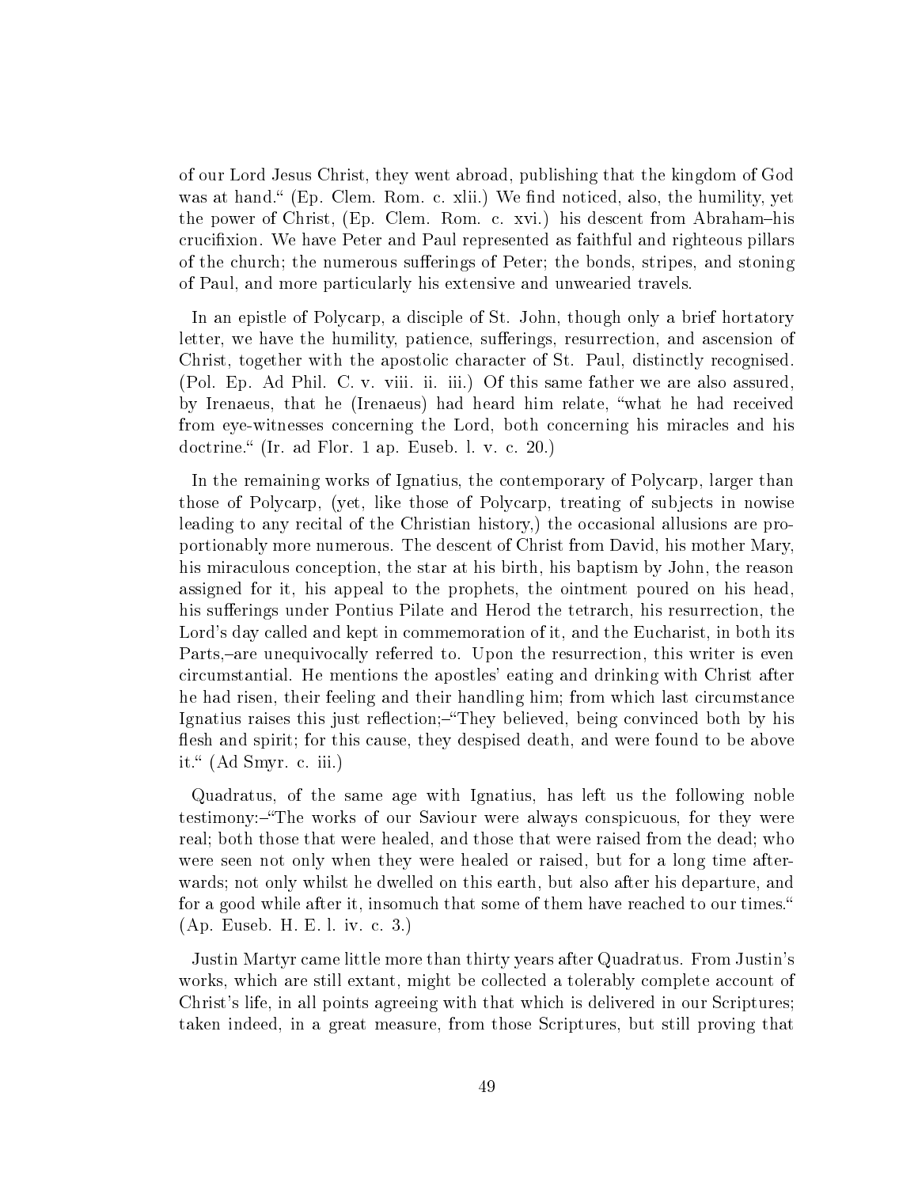of our Lord Jesus Christ, they went abroad, publishing that the kingdom of God was at hand.“ (Ep. Clem. Rom. c. xlii.) We find noticed, also, the humility, yet the power of Christ, (Ep. Clem. Rom. c. xvi.) his descent from Abraham–his crucifixion. We have Peter and Paul represented as faithful and righteous pillars of the church; the numerous sufferings of Peter; the bonds, stripes, and stoning of Paul, and more particularly his extensive and unwearied travels.

In an epistle of Polycarp, a disciple of St. John, though only a brief hortatory letter, we have the humility, patience, sufferings, resurrection, and ascension of Christ, together with the apostolic character of St. Paul, distinctly recognised. (Pol. Ep. Ad Phil. C. v. viii. ii. iii.) Of this same father we are also assured, by Irenaeus, that he (Irenaeus) had heard him relate, "what he had received from eye-witnesses concerning the Lord, both concerning his miracles and his doctrine.“ (Ir. ad Flor. 1 ap. Euseb. l. v. c. 20.)

In the remaining works of Ignatius, the contemporary of Polycarp, larger than those of Polycarp, (yet, like those of Polycarp, treating of subjects in nowise leading to any recital of the Christian history,) the occasional allusions are proportionably more numerous. The descent of Christ from David, his mother Mary, his miraculous conception, the star at his birth, his baptism by John, the reason assigned for it, his appeal to the prophets, the ointment poured on his head, his sufferings under Pontius Pilate and Herod the tetrarch, his resurrection, the Lord's day called and kept in commemoration of it, and the Eucharist, in both its Parts,–are unequivocally referred to. Upon the resurrection, this writer is even circumstantial. He mentions the apostles' eating and drinking with Christ after he had risen, their feeling and their handling him; from which last circumstance Ignatius raises this just reflection;–"They believed, being convinced both by his flesh and spirit; for this cause, they despised death, and were found to be above it.“ (Ad Smyr. c. iii.)

Quadratus, of the same age with Ignatius, has left us the following noble testimony:–"The works of our Saviour were always conspicuous, for they were real; both those that were healed, and those that were raised from the dead; who were seen not only when they were healed or raised, but for a long time afterwards; not only whilst he dwelled on this earth, but also after his departure, and for a good while after it, insomuch that some of them have reached to our times.“ (Ap. Euseb. H. E. l. iv. c. 3.)

Justin Martyr came little more than thirty years after Quadratus. From Justin's works, which are still extant, might be collected a tolerably complete account of Christ's life, in all points agreeing with that which is delivered in our Scriptures; taken indeed, in a great measure, from those Scriptures, but still proving that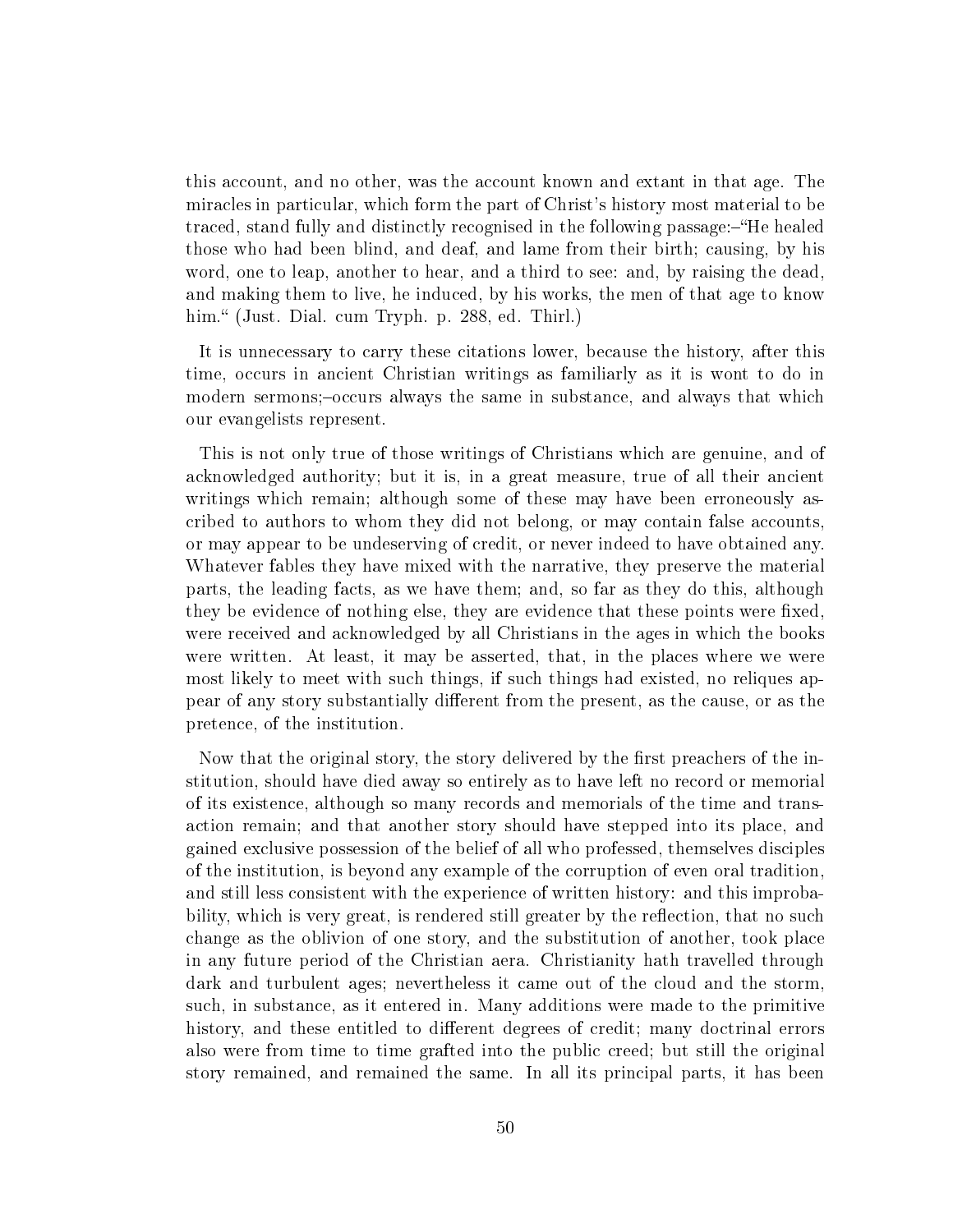this account, and no other, was the account known and extant in that age. The miracles in particular, which form the part of Christ's history most material to be traced, stand fully and distinctly recognised in the following passage:–"He healed those who had been blind, and deaf, and lame from their birth; causing, by his word, one to leap, another to hear, and a third to see: and, by raising the dead, and making them to live, he induced, by his works, the men of that age to know him." (Just. Dial. cum Tryph. p. 288, ed. Thirl.)

It is unnecessary to carry these citations lower, because the history, after this time, occurs in ancient Christian writings as familiarly as it is wont to do in modern sermons;–occurs always the same in substance, and always that which our evangelists represent.

This is not only true of those writings of Christians which are genuine, and of acknowledged authority; but it is, in a great measure, true of all their ancient writings which remain; although some of these may have been erroneously ascribed to authors to whom they did not belong, or may contain false accounts, or may appear to be undeserving of credit, or never indeed to have obtained any. Whatever fables they have mixed with the narrative, they preserve the material parts, the leading facts, as we have them; and, so far as they do this, although they be evidence of nothing else, they are evidence that these points were fixed, were received and acknowledged by all Christians in the ages in which the books were written. At least, it may be asserted, that, in the places where we were most likely to meet with such things, if such things had existed, no reliques appear of any story substantially different from the present, as the cause, or as the pretence, of the institution.

Now that the original story, the story delivered by the first preachers of the institution, should have died away so entirely as to have left no record or memorial of its existence, although so many records and memorials of the time and transaction remain; and that another story should have stepped into its place, and gained exclusive possession of the belief of all who professed, themselves disciples of the institution, is beyond any example of the corruption of even oral tradition, and still less consistent with the experience of written history: and this improbability, which is very great, is rendered still greater by the reflection, that no such change as the oblivion of one story, and the substitution of another, took place in any future period of the Christian aera. Christianity hath travelled through dark and turbulent ages; nevertheless it came out of the cloud and the storm, such, in substance, as it entered in. Many additions were made to the primitive history, and these entitled to different degrees of credit; many doctrinal errors also were from time to time grafted into the public creed; but still the original story remained, and remained the same. In all its principal parts, it has been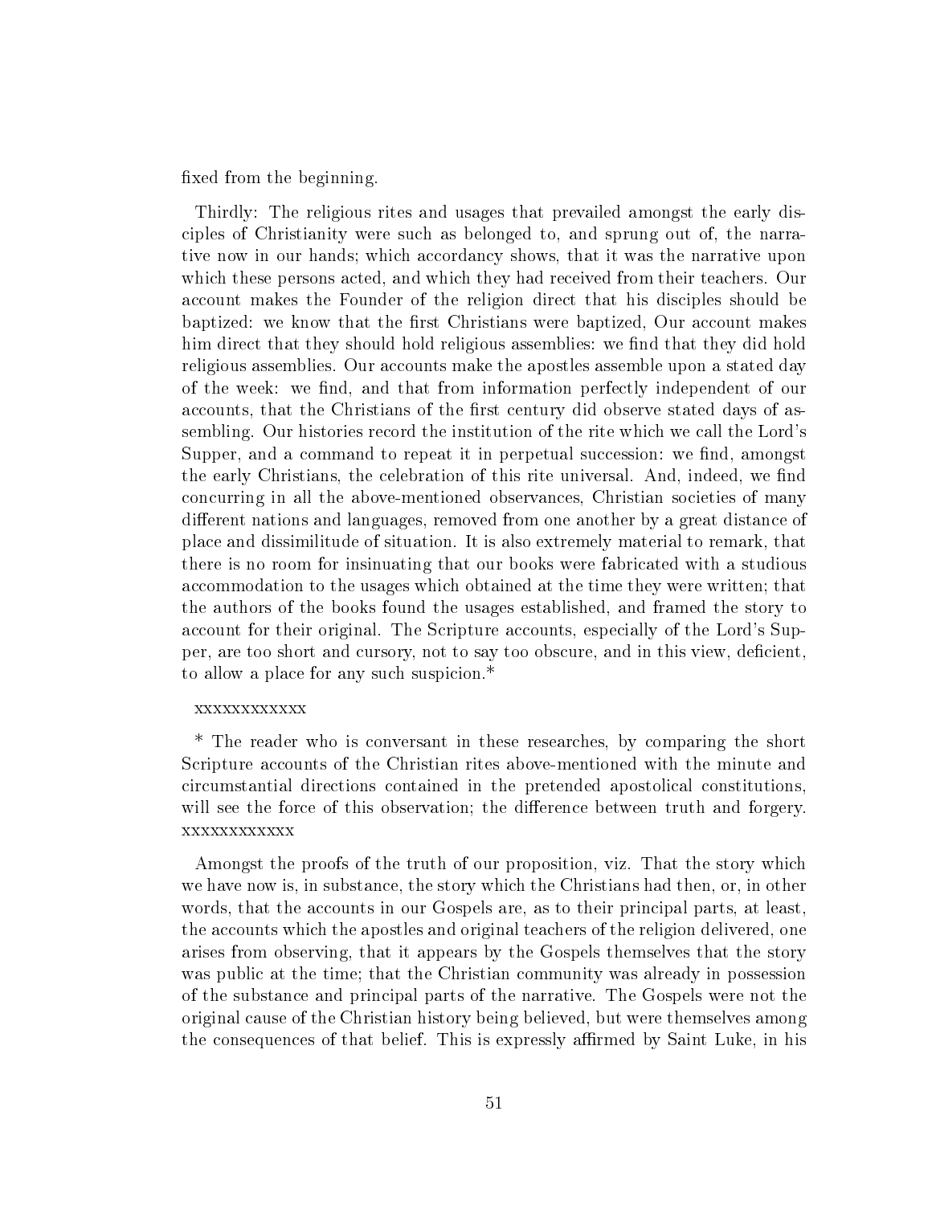fixed from the beginning.

Thirdly: The religious rites and usages that prevailed amongst the early disciples of Christianity were such as belonged to, and sprung out of, the narrative now in our hands; which accordancy shows, that it was the narrative upon which these persons acted, and which they had received from their teachers. Our account makes the Founder of the religion direct that his disciples should be baptized: we know that the first Christians were baptized, Our account makes him direct that they should hold religious assemblies: we find that they did hold religious assemblies. Our accounts make the apostles assemble upon a stated day of the week: we find, and that from information perfectly independent of our accounts, that the Christians of the first century did observe stated days of assembling. Our histories record the institution of the rite which we call the Lord's Supper, and a command to repeat it in perpetual succession: we find, amongst the early Christians, the celebration of this rite universal. And, indeed, we find concurring in all the above-mentioned observances, Christian societies of many different nations and languages, removed from one another by a great distance of place and dissimilitude of situation. It is also extremely material to remark, that there is no room for insinuating that our books were fabricated with a studious accommodation to the usages which obtained at the time they were written; that the authors of the books found the usages established, and framed the story to account for their original. The Scripture accounts, especially of the Lord's Supper, are too short and cursory, not to say too obscure, and in this view, deficient, to allow a place for any such suspicion.*

xxxxxxxxxxxx

* The reader who is conversant in these researches, by comparing the short Scripture accounts of the Christian rites above-mentioned with the minute and circumstantial directions contained in the pretended apostolical constitutions, will see the force of this observation; the difference between truth and forgery. xxxxxxxxxxxx

Amongst the proofs of the truth of our proposition, viz. That the story which we have now is, in substance, the story which the Christians had then, or, in other words, that the accounts in our Gospels are, as to their principal parts, at least, the accounts which the apostles and original teachers of the religion delivered, one arises from observing, that it appears by the Gospels themselves that the story was public at the time; that the Christian community was already in possession of the substance and principal parts of the narrative. The Gospels were not the original cause of the Christian history being believed, but were themselves among the consequences of that belief. This is expressly affirmed by Saint Luke, in his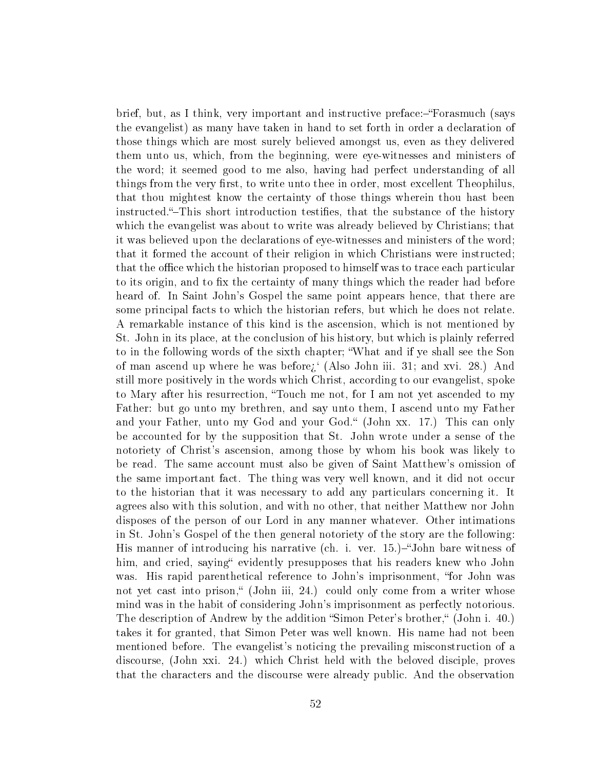brief, but, as I think, very important and instructive preface:–"Forasmuch (says the evangelist) as many have taken in hand to set forth in order a declaration of those things which are most surely believed amongst us, even as they delivered them unto us, which, from the beginning, were eye-witnesses and ministers of the word; it seemed good to me also, having had perfect understanding of all things from the very first, to write unto thee in order, most excellent Theophilus, that thou mightest know the certainty of those things wherein thou hast been instructed."–This short introduction testifies, that the substance of the history which the evangelist was about to write was already believed by Christians; that it was believed upon the declarations of eye-witnesses and ministers of the word; that it formed the account of their religion in which Christians were instructed; that the office which the historian proposed to himself was to trace each particular to its origin, and to fix the certainty of many things which the reader had before heard of. In Saint John's Gospel the same point appears hence, that there are some principal facts to which the historian refers, but which he does not relate. A remarkable instance of this kind is the ascension, which is not mentioned by St. John in its place, at the conclusion of his history, but which is plainly referred to in the following words of the sixth chapter; "What and if ye shall see the Son of man ascend up where he was before¿' (Also John iii. 31; and xvi. 28.) And still more positively in the words which Christ, according to our evangelist, spoke to Mary after his resurrection, "Touch me not, for I am not yet ascended to my Father: but go unto my brethren, and say unto them, I ascend unto my Father and your Father, unto my God and your God." (John xx. 17.) This can only be accounted for by the supposition that St. John wrote under a sense of the notoriety of Christ's ascension, among those by whom his book was likely to be read. The same account must also be given of Saint Matthew's omission of the same important fact. The thing was very well known, and it did not occur to the historian that it was necessary to add any particulars concerning it. It agrees also with this solution, and with no other, that neither Matthew nor John disposes of the person of our Lord in any manner whatever. Other intimations in St. John's Gospel of the then general notoriety of the story are the following: His manner of introducing his narrative (ch. i. ver. 15.)–"John bare witness of him, and cried, saying" evidently presupposes that his readers knew who John was. His rapid parenthetical reference to John's imprisonment, "for John was not yet cast into prison," (John iii, 24.) could only come from a writer whose mind was in the habit of considering John's imprisonment as perfectly notorious. The description of Andrew by the addition "Simon Peter's brother," (John i. 40.) takes it for granted, that Simon Peter was well known. His name had not been mentioned before. The evangelist's noticing the prevailing misconstruction of a discourse, (John xxi. 24.) which Christ held with the beloved disciple, proves that the characters and the discourse were already public. And the observation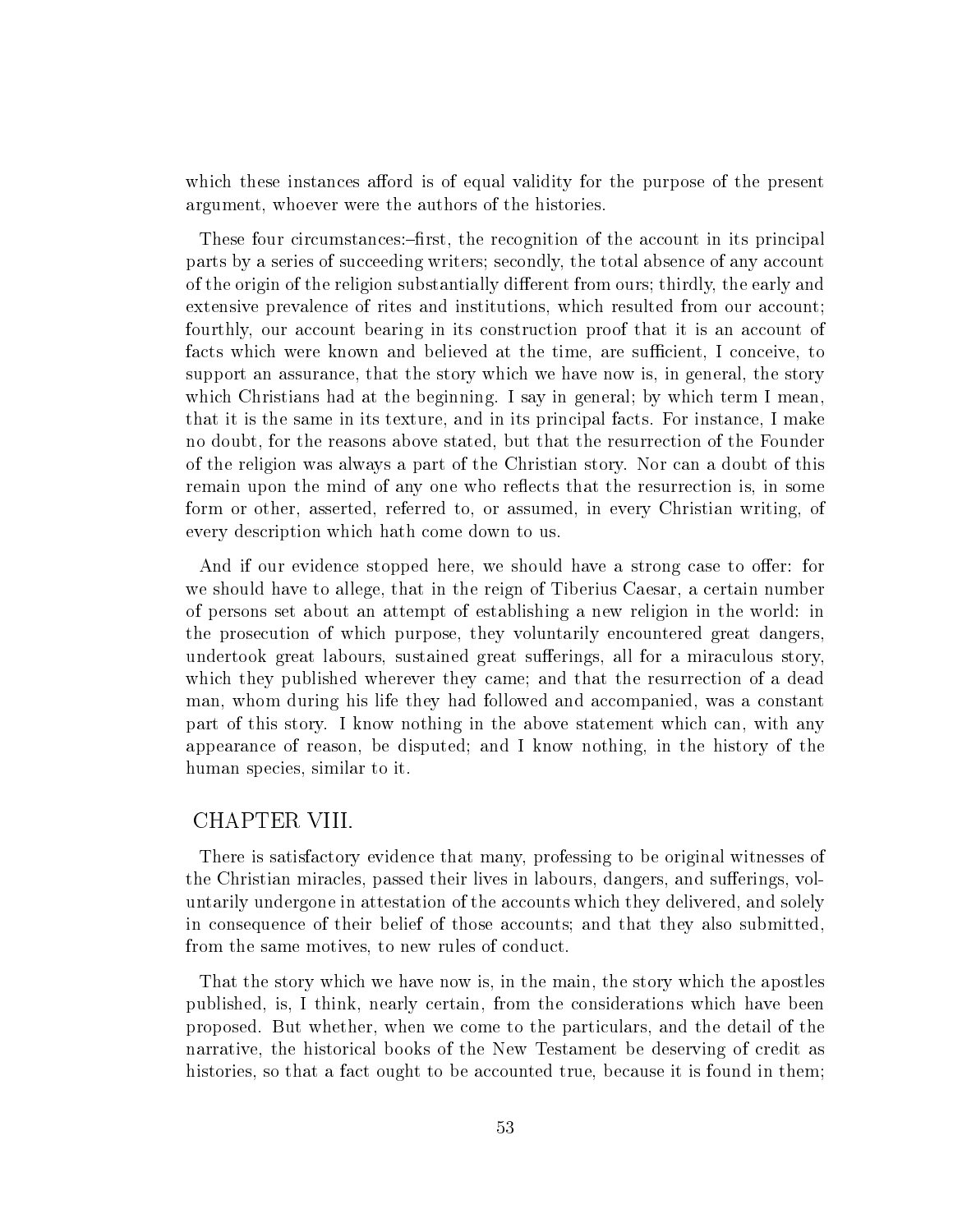which these instances afford is of equal validity for the purpose of the present argument, whoever were the authors of the histories.

These four circumstances:–first, the recognition of the account in its principal parts by a series of succeeding writers; secondly, the total absence of any account of the origin of the religion substantially different from ours; thirdly, the early and extensive prevalence of rites and institutions, which resulted from our account; fourthly, our account bearing in its construction proof that it is an account of facts which were known and believed at the time, are sufficient, I conceive, to support an assurance, that the story which we have now is, in general, the story which Christians had at the beginning. I say in general; by which term I mean, that it is the same in its texture, and in its principal facts. For instance, I make no doubt, for the reasons above stated, but that the resurrection of the Founder of the religion was always a part of the Christian story. Nor can a doubt of this remain upon the mind of any one who reflects that the resurrection is, in some form or other, asserted, referred to, or assumed, in every Christian writing, of every description which hath come down to us.

And if our evidence stopped here, we should have a strong case to offer: for we should have to allege, that in the reign of Tiberius Caesar, a certain number of persons set about an attempt of establishing a new religion in the world: in the prosecution of which purpose, they voluntarily encountered great dangers, undertook great labours, sustained great sufferings, all for a miraculous story, which they published wherever they came; and that the resurrection of a dead man, whom during his life they had followed and accompanied, was a constant part of this story. I know nothing in the above statement which can, with any appearance of reason, be disputed; and I know nothing, in the history of the human species, similar to it.

## CHAPTER VIII.

There is satisfactory evidence that many, professing to be original witnesses of the Christian miracles, passed their lives in labours, dangers, and sufferings, voluntarily undergone in attestation of the accounts which they delivered, and solely in consequence of their belief of those accounts; and that they also submitted, from the same motives, to new rules of conduct.

That the story which we have now is, in the main, the story which the apostles published, is, I think, nearly certain, from the considerations which have been proposed. But whether, when we come to the particulars, and the detail of the narrative, the historical books of the New Testament be deserving of credit as histories, so that a fact ought to be accounted true, because it is found in them;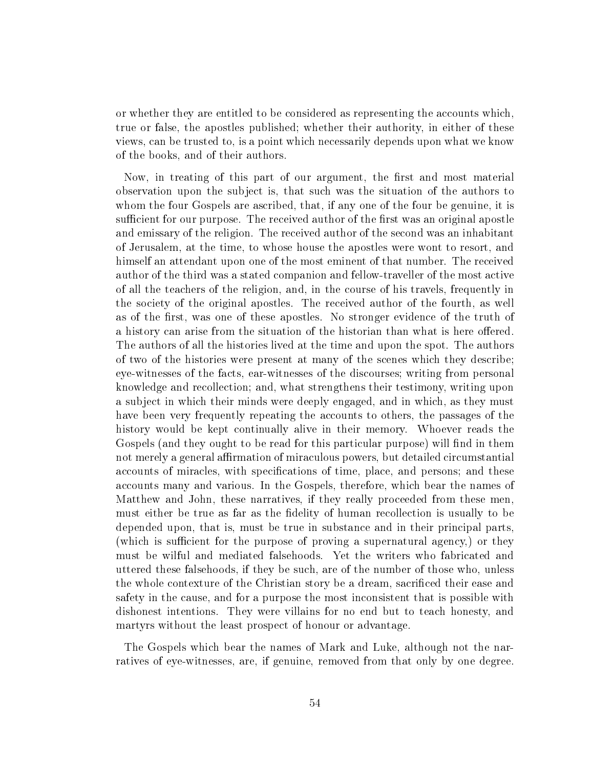or whether they are entitled to be considered as representing the accounts which, true or false, the apostles published; whether their authority, in either of these views, can be trusted to, is a point which necessarily depends upon what we know of the books, and of their authors.

Now, in treating of this part of our argument, the first and most material observation upon the subject is, that such was the situation of the authors to whom the four Gospels are ascribed, that, if any one of the four be genuine, it is sufficient for our purpose. The received author of the first was an original apostle and emissary of the religion. The received author of the second was an inhabitant of Jerusalem, at the time, to whose house the apostles were wont to resort, and himself an attendant upon one of the most eminent of that number. The received author of the third was a stated companion and fellow-traveller of the most active of all the teachers of the religion, and, in the course of his travels, frequently in the society of the original apostles. The received author of the fourth, as well as of the first, was one of these apostles. No stronger evidence of the truth of a history can arise from the situation of the historian than what is here offered. The authors of all the histories lived at the time and upon the spot. The authors of two of the histories were present at many of the scenes which they describe; eye-witnesses of the facts, ear-witnesses of the discourses; writing from personal knowledge and recollection; and, what strengthens their testimony, writing upon a subject in which their minds were deeply engaged, and in which, as they must have been very frequently repeating the accounts to others, the passages of the history would be kept continually alive in their memory. Whoever reads the Gospels (and they ought to be read for this particular purpose) will find in them not merely a general affirmation of miraculous powers, but detailed circumstantial accounts of miracles, with specifications of time, place, and persons; and these accounts many and various. In the Gospels, therefore, which bear the names of Matthew and John, these narratives, if they really proceeded from these men, must either be true as far as the fidelity of human recollection is usually to be depended upon, that is, must be true in substance and in their principal parts, (which is sufficient for the purpose of proving a supernatural agency,) or they must be wilful and mediated falsehoods. Yet the writers who fabricated and uttered these falsehoods, if they be such, are of the number of those who, unless the whole contexture of the Christian story be a dream, sacrificed their ease and safety in the cause, and for a purpose the most inconsistent that is possible with dishonest intentions. They were villains for no end but to teach honesty, and martyrs without the least prospect of honour or advantage.

The Gospels which bear the names of Mark and Luke, although not the narratives of eye-witnesses, are, if genuine, removed from that only by one degree.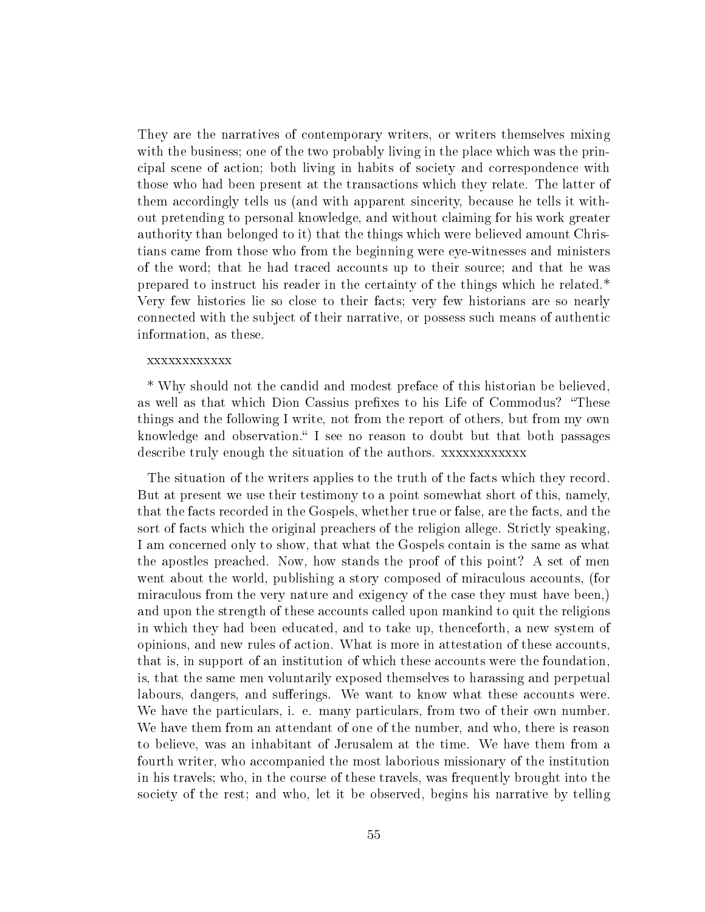They are the narratives of contemporary writers, or writers themselves mixing with the business; one of the two probably living in the place which was the principal scene of action; both living in habits of society and correspondence with those who had been present at the transactions which they relate. The latter of them accordingly tells us (and with apparent sincerity, because he tells it without pretending to personal knowledge, and without claiming for his work greater authority than belonged to it) that the things which were believed amount Christians came from those who from the beginning were eye-witnesses and ministers of the word; that he had traced accounts up to their source; and that he was prepared to instruct his reader in the certainty of the things which he related.* Very few histories lie so close to their facts; very few historians are so nearly connected with the subject of their narrative, or possess such means of authentic information, as these.

xxxxxxxxxxxx

* Why should not the candid and modest preface of this historian be believed, as well as that which Dion Cassius prefixes to his Life of Commodus? "These things and the following I write, not from the report of others, but from my own knowledge and observation." I see no reason to doubt but that both passages describe truly enough the situation of the authors. xxxxxxxxxxxx

The situation of the writers applies to the truth of the facts which they record. But at present we use their testimony to a point somewhat short of this, namely, that the facts recorded in the Gospels, whether true or false, are the facts, and the sort of facts which the original preachers of the religion allege. Strictly speaking, I am concerned only to show, that what the Gospels contain is the same as what the apostles preached. Now, how stands the proof of this point? A set of men went about the world, publishing a story composed of miraculous accounts, (for miraculous from the very nature and exigency of the case they must have been,) and upon the strength of these accounts called upon mankind to quit the religions in which they had been educated, and to take up, thenceforth, a new system of opinions, and new rules of action. What is more in attestation of these accounts, that is, in support of an institution of which these accounts were the foundation, is, that the same men voluntarily exposed themselves to harassing and perpetual labours, dangers, and sufferings. We want to know what these accounts were. We have the particulars, i. e. many particulars, from two of their own number. We have them from an attendant of one of the number, and who, there is reason to believe, was an inhabitant of Jerusalem at the time. We have them from a fourth writer, who accompanied the most laborious missionary of the institution in his travels; who, in the course of these travels, was frequently brought into the society of the rest; and who, let it be observed, begins his narrative by telling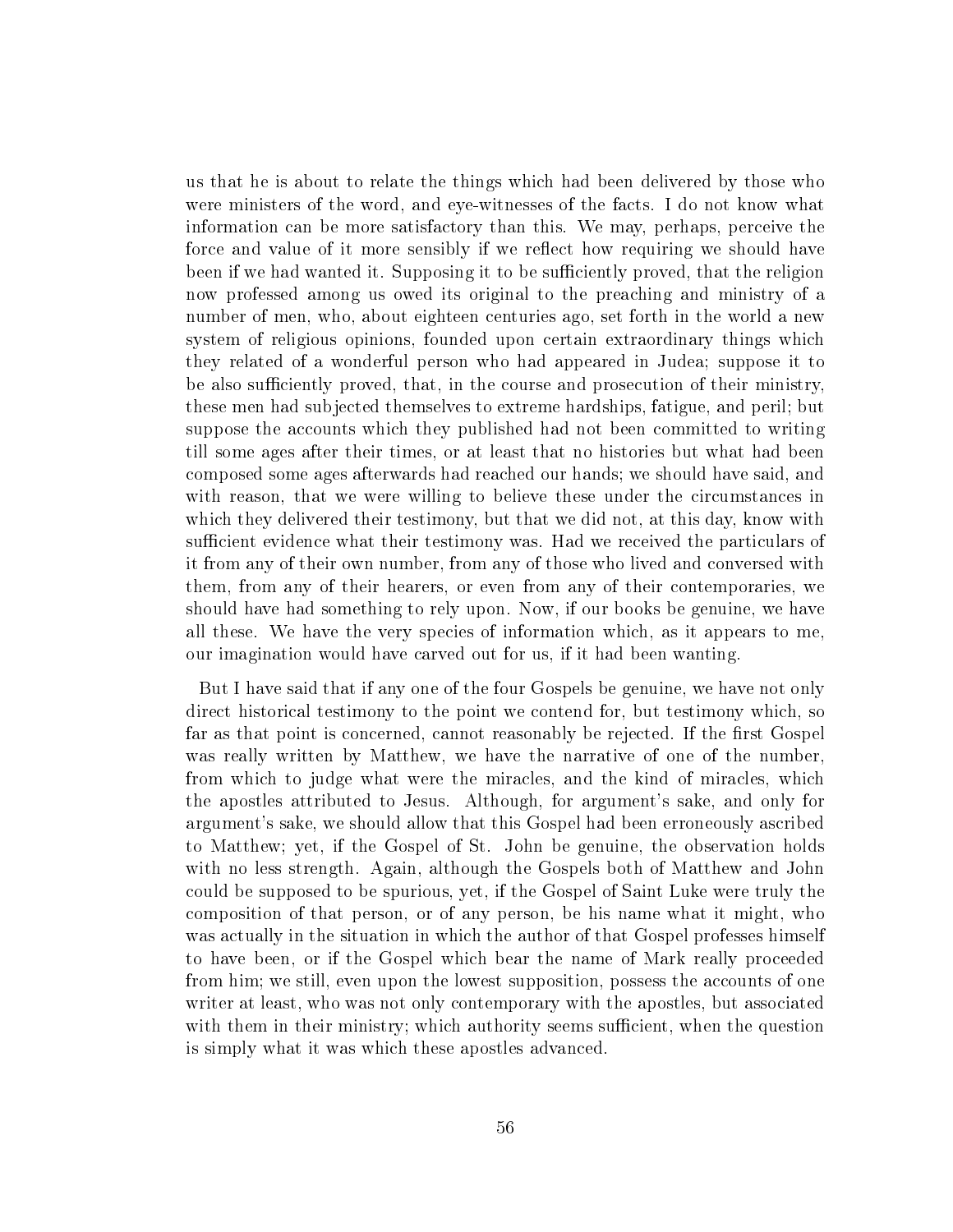us that he is about to relate the things which had been delivered by those who were ministers of the word, and eye-witnesses of the facts. I do not know what information can be more satisfactory than this. We may, perhaps, perceive the force and value of it more sensibly if we reflect how requiring we should have been if we had wanted it. Supposing it to be sufficiently proved, that the religion now professed among us owed its original to the preaching and ministry of a number of men, who, about eighteen centuries ago, set forth in the world a new system of religious opinions, founded upon certain extraordinary things which they related of a wonderful person who had appeared in Judea; suppose it to be also sufficiently proved, that, in the course and prosecution of their ministry, these men had subjected themselves to extreme hardships, fatigue, and peril; but suppose the accounts which they published had not been committed to writing till some ages after their times, or at least that no histories but what had been composed some ages afterwards had reached our hands; we should have said, and with reason, that we were willing to believe these under the circumstances in which they delivered their testimony, but that we did not, at this day, know with sufficient evidence what their testimony was. Had we received the particulars of it from any of their own number, from any of those who lived and conversed with them, from any of their hearers, or even from any of their contemporaries, we should have had something to rely upon. Now, if our books be genuine, we have all these. We have the very species of information which, as it appears to me, our imagination would have carved out for us, if it had been wanting.

But I have said that if any one of the four Gospels be genuine, we have not only direct historical testimony to the point we contend for, but testimony which, so far as that point is concerned, cannot reasonably be rejected. If the first Gospel was really written by Matthew, we have the narrative of one of the number, from which to judge what were the miracles, and the kind of miracles, which the apostles attributed to Jesus. Although, for argument's sake, and only for argument's sake, we should allow that this Gospel had been erroneously ascribed to Matthew; yet, if the Gospel of St. John be genuine, the observation holds with no less strength. Again, although the Gospels both of Matthew and John could be supposed to be spurious, yet, if the Gospel of Saint Luke were truly the composition of that person, or of any person, be his name what it might, who was actually in the situation in which the author of that Gospel professes himself to have been, or if the Gospel which bear the name of Mark really proceeded from him; we still, even upon the lowest supposition, possess the accounts of one writer at least, who was not only contemporary with the apostles, but associated with them in their ministry; which authority seems sufficient, when the question is simply what it was which these apostles advanced.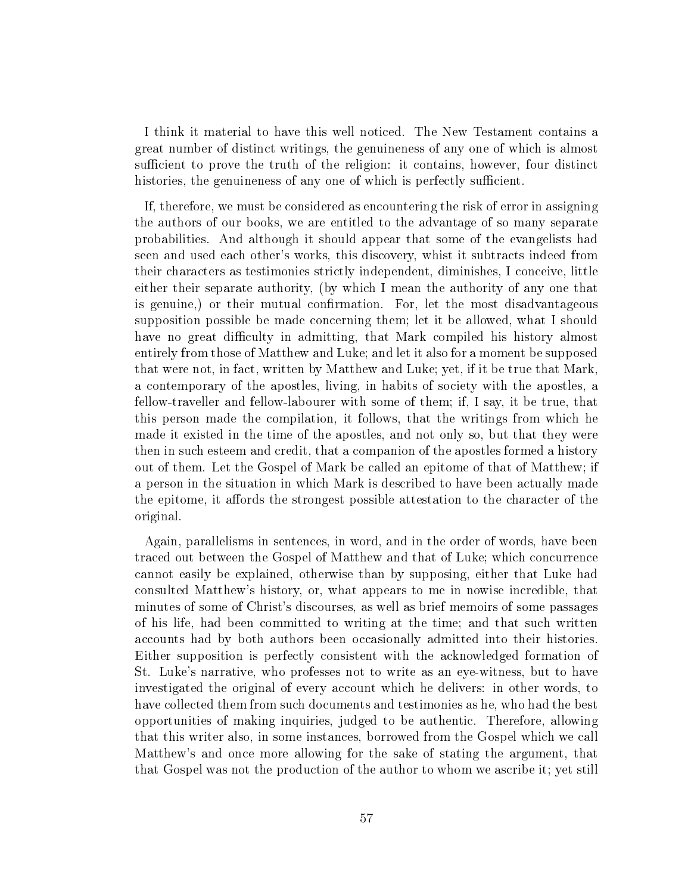I think it material to have this well noticed. The New Testament contains a great number of distinct writings, the genuineness of any one of which is almost sufficient to prove the truth of the religion: it contains, however, four distinct histories, the genuineness of any one of which is perfectly sufficient.

If, therefore, we must be considered as encountering the risk of error in assigning the authors of our books, we are entitled to the advantage of so many separate probabilities. And although it should appear that some of the evangelists had seen and used each other's works, this discovery, whist it subtracts indeed from their characters as testimonies strictly independent, diminishes, I conceive, little either their separate authority, (by which I mean the authority of any one that is genuine,) or their mutual confirmation. For, let the most disadvantageous supposition possible be made concerning them; let it be allowed, what I should have no great difficulty in admitting, that Mark compiled his history almost entirely from those of Matthew and Luke; and let it also for a moment be supposed that were not, in fact, written by Matthew and Luke; yet, if it be true that Mark, a contemporary of the apostles, living, in habits of society with the apostles, a fellow-traveller and fellow-labourer with some of them; if, I say, it be true, that this person made the compilation, it follows, that the writings from which he made it existed in the time of the apostles, and not only so, but that they were then in such esteem and credit, that a companion of the apostles formed a history out of them. Let the Gospel of Mark be called an epitome of that of Matthew; if a person in the situation in which Mark is described to have been actually made the epitome, it affords the strongest possible attestation to the character of the original.

Again, parallelisms in sentences, in word, and in the order of words, have been traced out between the Gospel of Matthew and that of Luke; which concurrence cannot easily be explained, otherwise than by supposing, either that Luke had consulted Matthew's history, or, what appears to me in nowise incredible, that minutes of some of Christ's discourses, as well as brief memoirs of some passages of his life, had been committed to writing at the time; and that such written accounts had by both authors been occasionally admitted into their histories. Either supposition is perfectly consistent with the acknowledged formation of St. Luke's narrative, who professes not to write as an eye-witness, but to have investigated the original of every account which he delivers: in other words, to have collected them from such documents and testimonies as he, who had the best opportunities of making inquiries, judged to be authentic. Therefore, allowing that this writer also, in some instances, borrowed from the Gospel which we call Matthew's and once more allowing for the sake of stating the argument, that that Gospel was not the production of the author to whom we ascribe it; yet still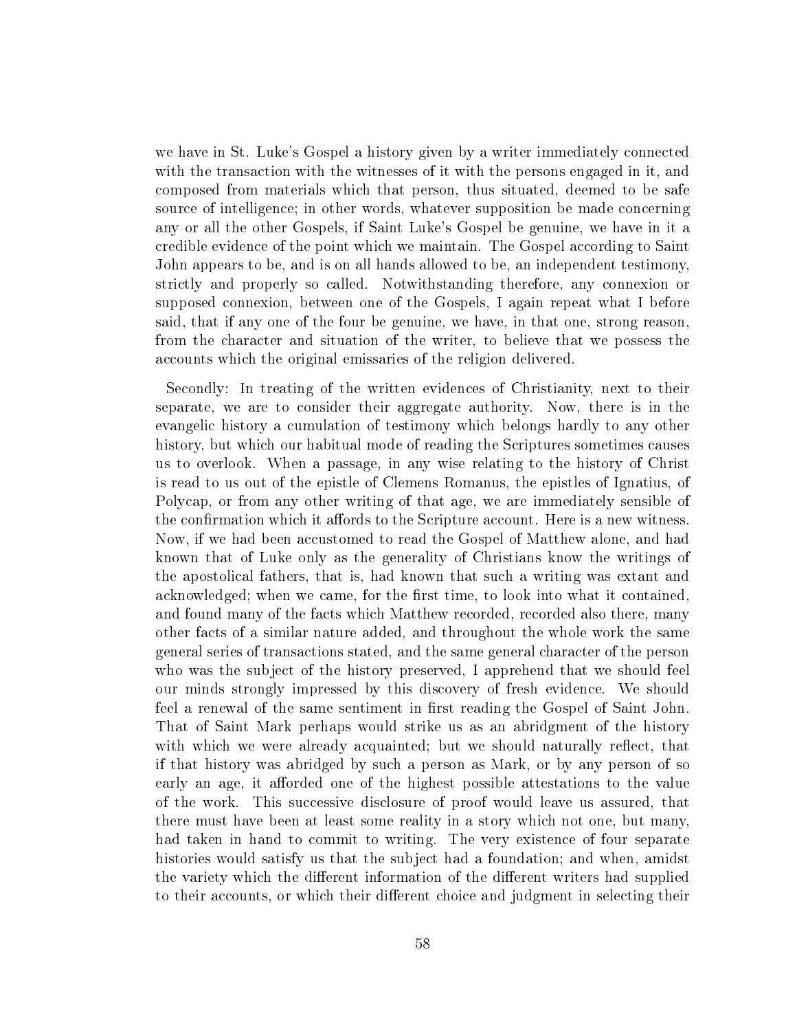we have in St. Luke's Gospel a history given by a writer immediately connected with the transaction with the witnesses of it with the persons engaged in it, and composed from materials which that person, thus situated, deemed to be safe source of intelligence; in other words, whatever supposition be made concerning any or all the other Gospels, if Saint Luke's Gospel be genuine, we have in it a credible evidence of the point which we maintain. The Gospel according to Saint John appears to be, and is on all hands allowed to be, an independent testimony, strictly and properly so called. Notwithstanding therefore, any connexion or supposed connexion, between one of the Gospels, I again repeat what I before said, that if any one of the four be genuine, we have, in that one, strong reason, from the character and situation of the writer, to believe that we possess the accounts which the original emissaries of the religion delivered.

Secondly: In treating of the written evidences of Christianity, next to their separate, we are to consider their aggregate authority. Now, there is in the evangelic history a cumulation of testimony which belongs hardly to any other history, but which our habitual mode of reading the Scriptures sometimes causes us to overlook. When a passage, in any wise relating to the history of Christ is read to us out of the epistle of Clemens Romanus, the epistles of Ignatius, of Polycap, or from any other writing of that age, we are immediately sensible of the confirmation which it affords to the Scripture account. Here is a new witness. Now, if we had been accustomed to read the Gospel of Matthew alone, and had known that of Luke only as the generality of Christians know the writings of the apostolical fathers, that is, had known that such a writing was extant and acknowledged; when we came, for the first time, to look into what it contained, and found many of the facts which Matthew recorded, recorded also there, many other facts of a similar nature added, and throughout the whole work the same general series of transactions stated, and the same general character of the person who was the subject of the history preserved, I apprehend that we should feel our minds strongly impressed by this discovery of fresh evidence. We should feel a renewal of the same sentiment in first reading the Gospel of Saint John. That of Saint Mark perhaps would strike us as an abridgment of the history with which we were already acquainted; but we should naturally reflect, that if that history was abridged by such a person as Mark, or by any person of so early an age, it afforded one of the highest possible attestations to the value of the work. This successive disclosure of proof would leave us assured, that there must have been at least some reality in a story which not one, but many, had taken in hand to commit to writing. The very existence of four separate histories would satisfy us that the subject had a foundation; and when, amidst the variety which the different information of the different writers had supplied to their accounts, or which their different choice and judgment in selecting their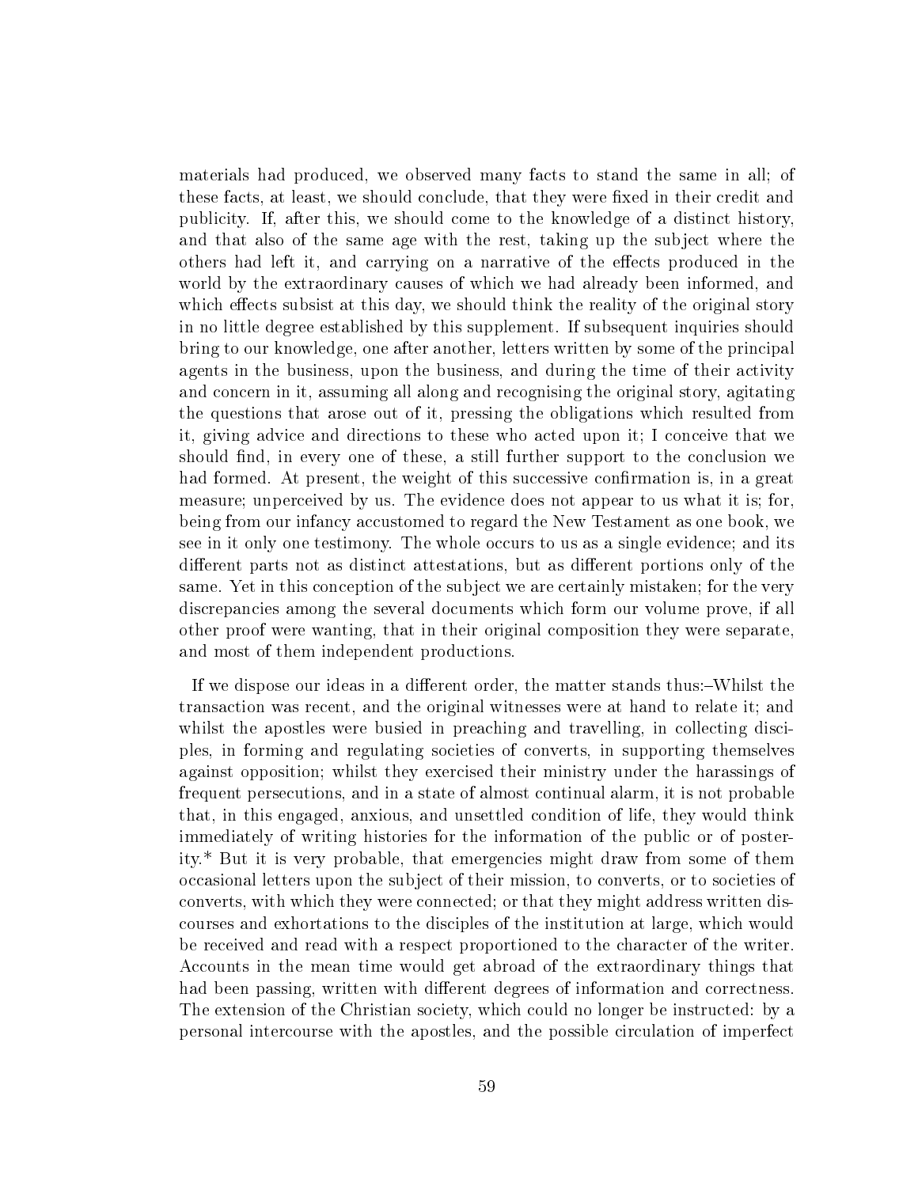materials had produced, we observed many facts to stand the same in all; of these facts, at least, we should conclude, that they were fixed in their credit and publicity. If, after this, we should come to the knowledge of a distinct history, and that also of the same age with the rest, taking up the subject where the others had left it, and carrying on a narrative of the effects produced in the world by the extraordinary causes of which we had already been informed, and which effects subsist at this day, we should think the reality of the original story in no little degree established by this supplement. If subsequent inquiries should bring to our knowledge, one after another, letters written by some of the principal agents in the business, upon the business, and during the time of their activity and concern in it, assuming all along and recognising the original story, agitating the questions that arose out of it, pressing the obligations which resulted from it, giving advice and directions to these who acted upon it; I conceive that we should find, in every one of these, a still further support to the conclusion we had formed. At present, the weight of this successive confirmation is, in a great measure; unperceived by us. The evidence does not appear to us what it is; for, being from our infancy accustomed to regard the New Testament as one book, we see in it only one testimony. The whole occurs to us as a single evidence; and its different parts not as distinct attestations, but as different portions only of the same. Yet in this conception of the subject we are certainly mistaken; for the very discrepancies among the several documents which form our volume prove, if all other proof were wanting, that in their original composition they were separate, and most of them independent productions.

If we dispose our ideas in a different order, the matter stands thus:–Whilst the transaction was recent, and the original witnesses were at hand to relate it; and whilst the apostles were busied in preaching and travelling, in collecting disciples, in forming and regulating societies of converts, in supporting themselves against opposition; whilst they exercised their ministry under the harassings of frequent persecutions, and in a state of almost continual alarm, it is not probable that, in this engaged, anxious, and unsettled condition of life, they would think immediately of writing histories for the information of the public or of posterity.* But it is very probable, that emergencies might draw from some of them occasional letters upon the subject of their mission, to converts, or to societies of converts, with which they were connected; or that they might address written discourses and exhortations to the disciples of the institution at large, which would be received and read with a respect proportioned to the character of the writer. Accounts in the mean time would get abroad of the extraordinary things that had been passing, written with different degrees of information and correctness. The extension of the Christian society, which could no longer be instructed: by a personal intercourse with the apostles, and the possible circulation of imperfect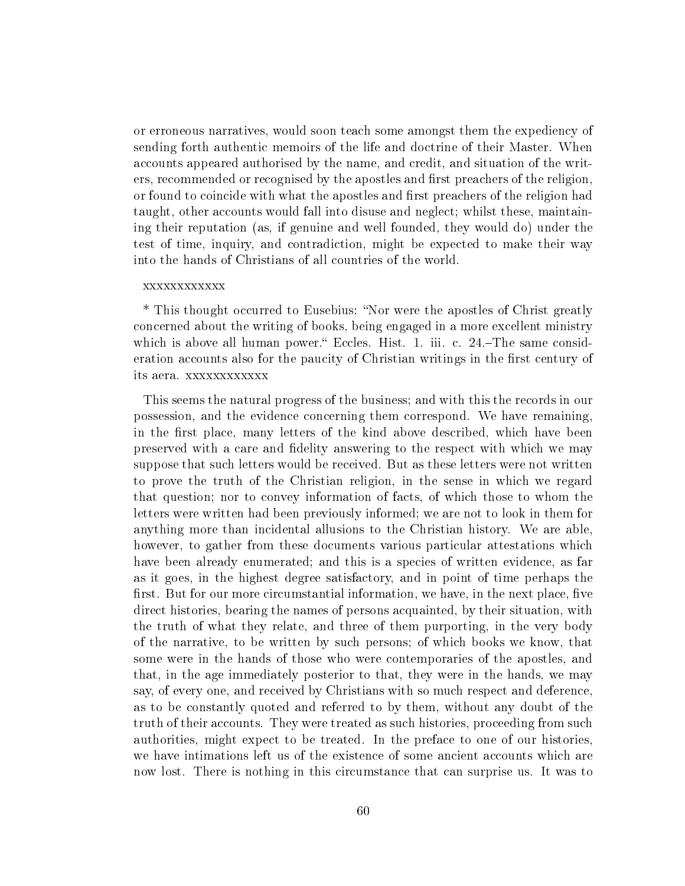or erroneous narratives, would soon teach some amongst them the expediency of sending forth authentic memoirs of the life and doctrine of their Master. When accounts appeared authorised by the name, and credit, and situation of the writers, recommended or recognised by the apostles and first preachers of the religion, or found to coincide with what the apostles and first preachers of the religion had taught, other accounts would fall into disuse and neglect; whilst these, maintaining their reputation (as, if genuine and well founded, they would do) under the test of time, inquiry, and contradiction, might be expected to make their way into the hands of Christians of all countries of the world.

xxxxxxxxxxxx

* This thought occurred to Eusebius: "Nor were the apostles of Christ greatly concerned about the writing of books, being engaged in a more excellent ministry which is above all human power." Eccles. Hist. 1. iii. c. 24.–The same consideration accounts also for the paucity of Christian writings in the first century of its aera. xxxxxxxxxxxx

This seems the natural progress of the business; and with this the records in our possession, and the evidence concerning them correspond. We have remaining, in the first place, many letters of the kind above described, which have been preserved with a care and fidelity answering to the respect with which we may suppose that such letters would be received. But as these letters were not written to prove the truth of the Christian religion, in the sense in which we regard that question; nor to convey information of facts, of which those to whom the letters were written had been previously informed; we are not to look in them for anything more than incidental allusions to the Christian history. We are able, however, to gather from these documents various particular attestations which have been already enumerated; and this is a species of written evidence, as far as it goes, in the highest degree satisfactory, and in point of time perhaps the first. But for our more circumstantial information, we have, in the next place, five direct histories, bearing the names of persons acquainted, by their situation, with the truth of what they relate, and three of them purporting, in the very body of the narrative, to be written by such persons; of which books we know, that some were in the hands of those who were contemporaries of the apostles, and that, in the age immediately posterior to that, they were in the hands, we may say, of every one, and received by Christians with so much respect and deference, as to be constantly quoted and referred to by them, without any doubt of the truth of their accounts. They were treated as such histories, proceeding from such authorities, might expect to be treated. In the preface to one of our histories, we have intimations left us of the existence of some ancient accounts which are now lost. There is nothing in this circumstance that can surprise us. It was to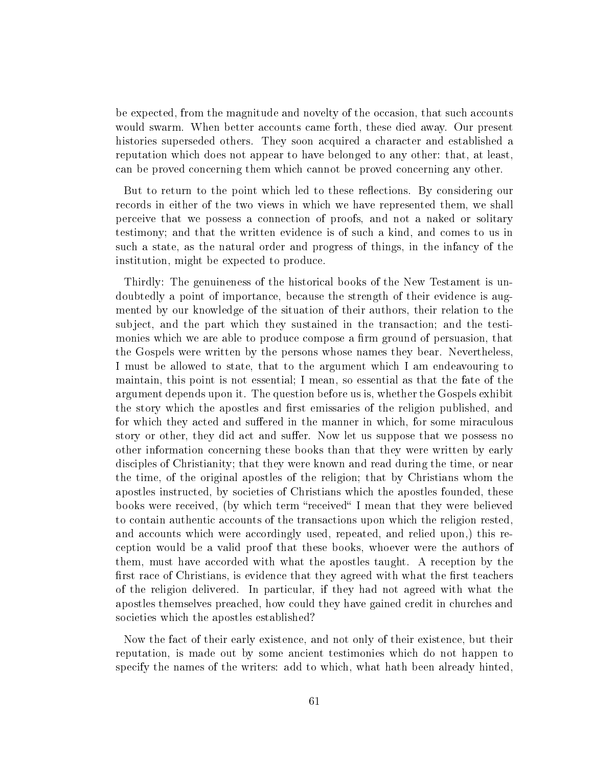be expected, from the magnitude and novelty of the occasion, that such accounts would swarm. When better accounts came forth, these died away. Our present histories superseded others. They soon acquired a character and established a reputation which does not appear to have belonged to any other: that, at least, can be proved concerning them which cannot be proved concerning any other.

But to return to the point which led to these reflections. By considering our records in either of the two views in which we have represented them, we shall perceive that we possess a connection of proofs, and not a naked or solitary testimony; and that the written evidence is of such a kind, and comes to us in such a state, as the natural order and progress of things, in the infancy of the institution, might be expected to produce.

Thirdly: The genuineness of the historical books of the New Testament is undoubtedly a point of importance, because the strength of their evidence is augmented by our knowledge of the situation of their authors, their relation to the subject, and the part which they sustained in the transaction; and the testimonies which we are able to produce compose a firm ground of persuasion, that the Gospels were written by the persons whose names they bear. Nevertheless, I must be allowed to state, that to the argument which I am endeavouring to maintain, this point is not essential; I mean, so essential as that the fate of the argument depends upon it. The question before us is, whether the Gospels exhibit the story which the apostles and first emissaries of the religion published, and for which they acted and suffered in the manner in which, for some miraculous story or other, they did act and suffer. Now let us suppose that we possess no other information concerning these books than that they were written by early disciples of Christianity; that they were known and read during the time, or near the time, of the original apostles of the religion; that by Christians whom the apostles instructed, by societies of Christians which the apostles founded, these books were received, (by which term "received" I mean that they were believed to contain authentic accounts of the transactions upon which the religion rested, and accounts which were accordingly used, repeated, and relied upon,) this reception would be a valid proof that these books, whoever were the authors of them, must have accorded with what the apostles taught. A reception by the first race of Christians, is evidence that they agreed with what the first teachers of the religion delivered. In particular, if they had not agreed with what the apostles themselves preached, how could they have gained credit in churches and societies which the apostles established?

Now the fact of their early existence, and not only of their existence, but their reputation, is made out by some ancient testimonies which do not happen to specify the names of the writers: add to which, what hath been already hinted,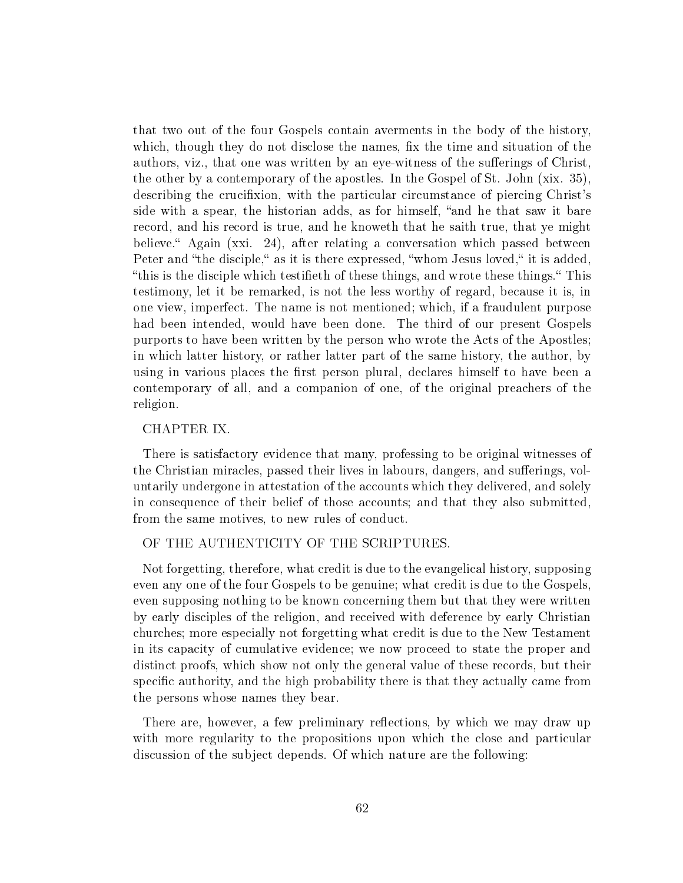that two out of the four Gospels contain averments in the body of the history, which, though they do not disclose the names, fix the time and situation of the authors, viz., that one was written by an eye-witness of the sufferings of Christ, the other by a contemporary of the apostles. In the Gospel of St. John (xix. 35), describing the crucifixion, with the particular circumstance of piercing Christ's side with a spear, the historian adds, as for himself, "and he that saw it bare record, and his record is true, and he knoweth that he saith true, that ye might believe." Again (xxi. 24), after relating a conversation which passed between Peter and "the disciple," as it is there expressed, "whom Jesus loved," it is added, "this is the disciple which testifieth of these things, and wrote these things." This testimony, let it be remarked, is not the less worthy of regard, because it is, in one view, imperfect. The name is not mentioned; which, if a fraudulent purpose had been intended, would have been done. The third of our present Gospels purports to have been written by the person who wrote the Acts of the Apostles; in which latter history, or rather latter part of the same history, the author, by using in various places the first person plural, declares himself to have been a contemporary of all, and a companion of one, of the original preachers of the religion.

CHAPTER IX.

There is satisfactory evidence that many, professing to be original witnesses of the Christian miracles, passed their lives in labours, dangers, and sufferings, voluntarily undergone in attestation of the accounts which they delivered, and solely in consequence of their belief of those accounts; and that they also submitted, from the same motives, to new rules of conduct.

OF THE AUTHENTICITY OF THE SCRIPTURES.

Not forgetting, therefore, what credit is due to the evangelical history, supposing even any one of the four Gospels to be genuine; what credit is due to the Gospels, even supposing nothing to be known concerning them but that they were written by early disciples of the religion, and received with deference by early Christian churches; more especially not forgetting what credit is due to the New Testament in its capacity of cumulative evidence; we now proceed to state the proper and distinct proofs, which show not only the general value of these records, but their specific authority, and the high probability there is that they actually came from the persons whose names they bear.

There are, however, a few preliminary reflections, by which we may draw up with more regularity to the propositions upon which the close and particular discussion of the subject depends. Of which nature are the following: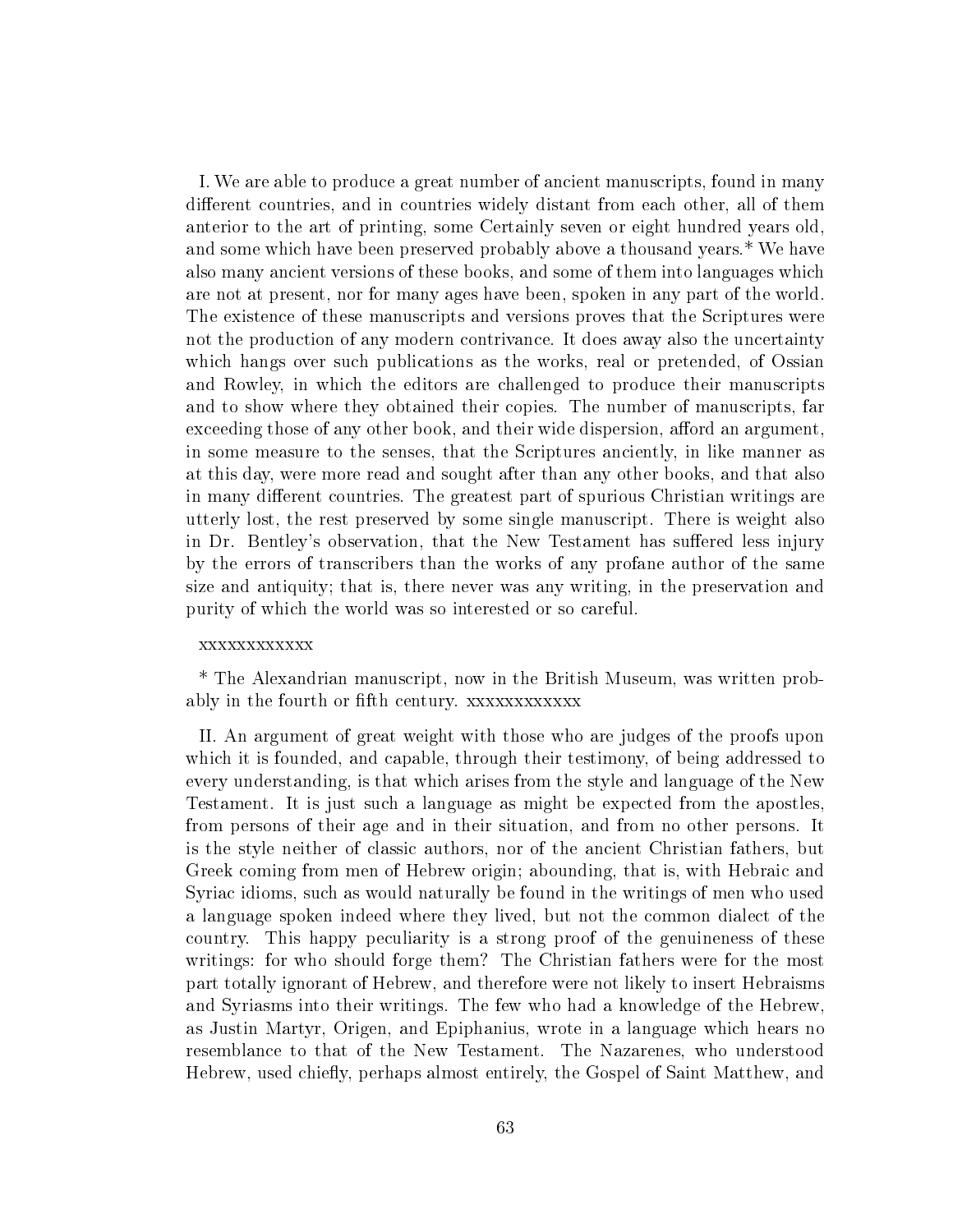I. We are able to produce a great number of ancient manuscripts, found in many different countries, and in countries widely distant from each other, all of them anterior to the art of printing, some Certainly seven or eight hundred years old, and some which have been preserved probably above a thousand years.* We have also many ancient versions of these books, and some of them into languages which are not at present, nor for many ages have been, spoken in any part of the world. The existence of these manuscripts and versions proves that the Scriptures were not the production of any modern contrivance. It does away also the uncertainty which hangs over such publications as the works, real or pretended, of Ossian and Rowley, in which the editors are challenged to produce their manuscripts and to show where they obtained their copies. The number of manuscripts, far exceeding those of any other book, and their wide dispersion, afford an argument, in some measure to the senses, that the Scriptures anciently, in like manner as at this day, were more read and sought after than any other books, and that also in many different countries. The greatest part of spurious Christian writings are utterly lost, the rest preserved by some single manuscript. There is weight also in Dr. Bentley's observation, that the New Testament has suffered less injury by the errors of transcribers than the works of any profane author of the same size and antiquity; that is, there never was any writing, in the preservation and purity of which the world was so interested or so careful.

xxxxxxxxxxxx

* The Alexandrian manuscript, now in the British Museum, was written probably in the fourth or fifth century. xxxxxxxxxxxx

II. An argument of great weight with those who are judges of the proofs upon which it is founded, and capable, through their testimony, of being addressed to every understanding, is that which arises from the style and language of the New Testament. It is just such a language as might be expected from the apostles, from persons of their age and in their situation, and from no other persons. It is the style neither of classic authors, nor of the ancient Christian fathers, but Greek coming from men of Hebrew origin; abounding, that is, with Hebraic and Syriac idioms, such as would naturally be found in the writings of men who used a language spoken indeed where they lived, but not the common dialect of the country. This happy peculiarity is a strong proof of the genuineness of these writings: for who should forge them? The Christian fathers were for the most part totally ignorant of Hebrew, and therefore were not likely to insert Hebraisms and Syriasms into their writings. The few who had a knowledge of the Hebrew, as Justin Martyr, Origen, and Epiphanius, wrote in a language which hears no resemblance to that of the New Testament. The Nazarenes, who understood Hebrew, used chiefly, perhaps almost entirely, the Gospel of Saint Matthew, and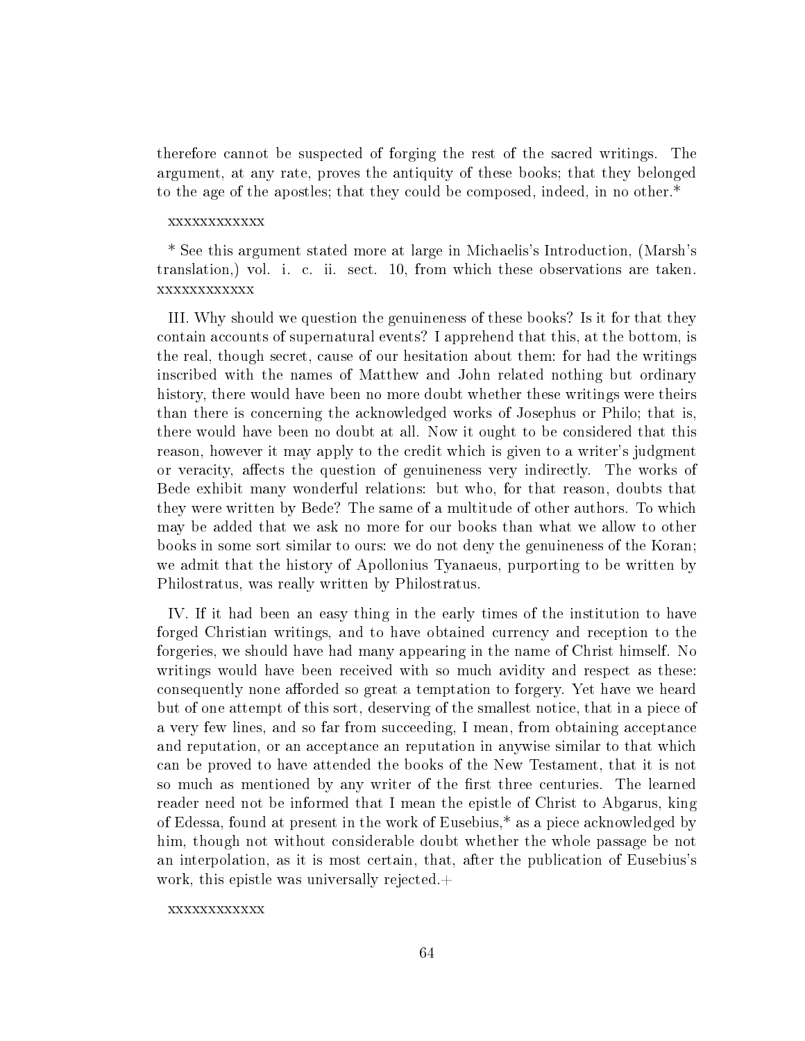therefore cannot be suspected of forging the rest of the sacred writings. The argument, at any rate, proves the antiquity of these books; that they belonged to the age of the apostles; that they could be composed, indeed, in no other.*

xxxxxxxxxxxx

* See this argument stated more at large in Michaelis's Introduction, (Marsh's translation,) vol. i. c. ii. sect. 10, from which these observations are taken. xxxxxxxxxxxx

III. Why should we question the genuineness of these books? Is it for that they contain accounts of supernatural events? I apprehend that this, at the bottom, is the real, though secret, cause of our hesitation about them: for had the writings inscribed with the names of Matthew and John related nothing but ordinary history, there would have been no more doubt whether these writings were theirs than there is concerning the acknowledged works of Josephus or Philo; that is, there would have been no doubt at all. Now it ought to be considered that this reason, however it may apply to the credit which is given to a writer's judgment or veracity, affects the question of genuineness very indirectly. The works of Bede exhibit many wonderful relations: but who, for that reason, doubts that they were written by Bede? The same of a multitude of other authors. To which may be added that we ask no more for our books than what we allow to other books in some sort similar to ours: we do not deny the genuineness of the Koran; we admit that the history of Apollonius Tyanaeus, purporting to be written by Philostratus, was really written by Philostratus.

IV. If it had been an easy thing in the early times of the institution to have forged Christian writings, and to have obtained currency and reception to the forgeries, we should have had many appearing in the name of Christ himself. No writings would have been received with so much avidity and respect as these: consequently none afforded so great a temptation to forgery. Yet have we heard but of one attempt of this sort, deserving of the smallest notice, that in a piece of a very few lines, and so far from succeeding, I mean, from obtaining acceptance and reputation, or an acceptance an reputation in anywise similar to that which can be proved to have attended the books of the New Testament, that it is not so much as mentioned by any writer of the first three centuries. The learned reader need not be informed that I mean the epistle of Christ to Abgarus, king of Edessa, found at present in the work of Eusebius,* as a piece acknowledged by him, though not without considerable doubt whether the whole passage be not an interpolation, as it is most certain, that, after the publication of Eusebius's work, this epistle was universally rejected.+

xxxxxxxxxxxx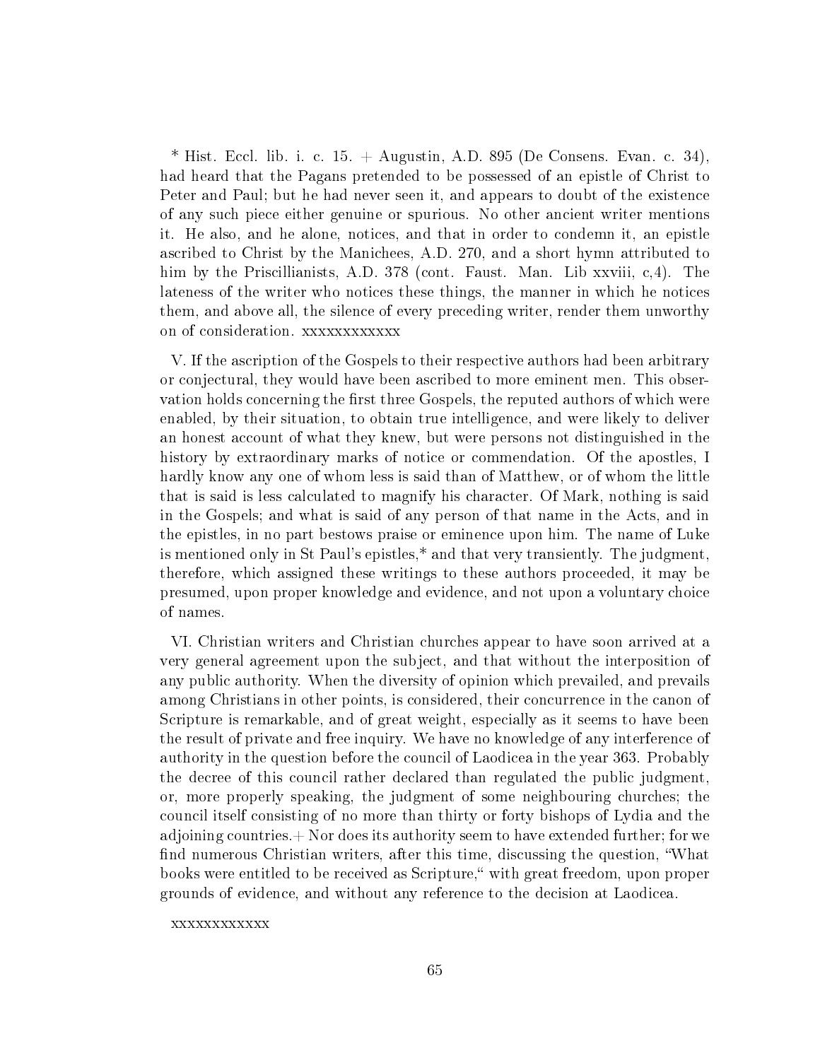* Hist. Eccl. lib. i. c. 15. + Augustin, A.D. 895 (De Consens. Evan. c. 34), had heard that the Pagans pretended to be possessed of an epistle of Christ to Peter and Paul; but he had never seen it, and appears to doubt of the existence of any such piece either genuine or spurious. No other ancient writer mentions it. He also, and he alone, notices, and that in order to condemn it, an epistle ascribed to Christ by the Manichees, A.D. 270, and a short hymn attributed to him by the Priscillianists, A.D. 378 (cont. Faust. Man. Lib xxviii, c,4). The lateness of the writer who notices these things, the manner in which he notices them, and above all, the silence of every preceding writer, render them unworthy on of consideration. xxxxxxxxxxxx

V. If the ascription of the Gospels to their respective authors had been arbitrary or conjectural, they would have been ascribed to more eminent men. This observation holds concerning the first three Gospels, the reputed authors of which were enabled, by their situation, to obtain true intelligence, and were likely to deliver an honest account of what they knew, but were persons not distinguished in the history by extraordinary marks of notice or commendation. Of the apostles, I hardly know any one of whom less is said than of Matthew, or of whom the little that is said is less calculated to magnify his character. Of Mark, nothing is said in the Gospels; and what is said of any person of that name in the Acts, and in the epistles, in no part bestows praise or eminence upon him. The name of Luke is mentioned only in St Paul's epistles,* and that very transiently. The judgment, therefore, which assigned these writings to these authors proceeded, it may be presumed, upon proper knowledge and evidence, and not upon a voluntary choice of names.

VI. Christian writers and Christian churches appear to have soon arrived at a very general agreement upon the subject, and that without the interposition of any public authority. When the diversity of opinion which prevailed, and prevails among Christians in other points, is considered, their concurrence in the canon of Scripture is remarkable, and of great weight, especially as it seems to have been the result of private and free inquiry. We have no knowledge of any interference of authority in the question before the council of Laodicea in the year 363. Probably the decree of this council rather declared than regulated the public judgment, or, more properly speaking, the judgment of some neighbouring churches; the council itself consisting of no more than thirty or forty bishops of Lydia and the adjoining countries.+ Nor does its authority seem to have extended further; for we find numerous Christian writers, after this time, discussing the question, "What books were entitled to be received as Scripture," with great freedom, upon proper grounds of evidence, and without any reference to the decision at Laodicea.

xxxxxxxxxxxx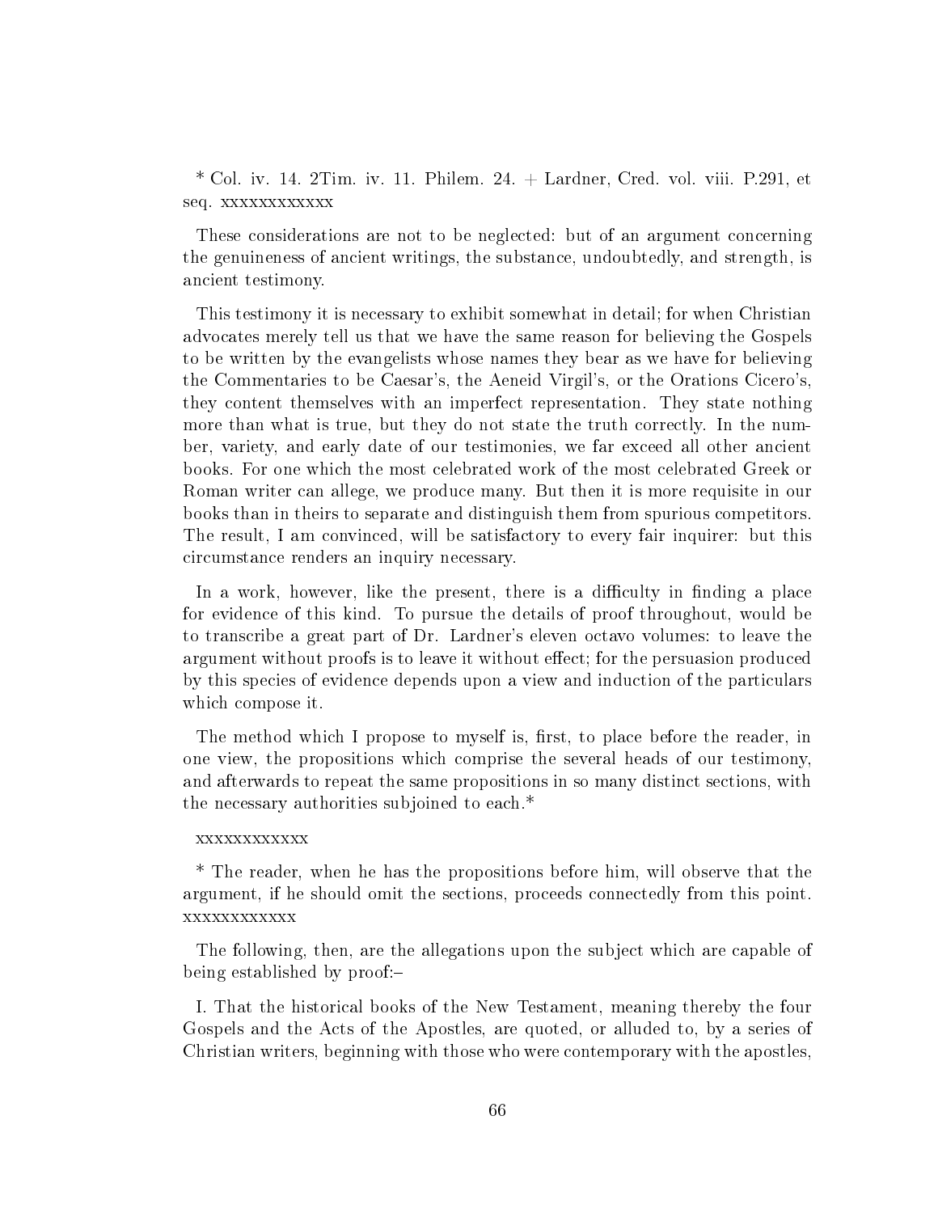* Col. iv. 14. 2Tim. iv. 11. Philem. 24. + Lardner, Cred. vol. viii. P.291, et seq. xxxxxxxxxxxx

These considerations are not to be neglected: but of an argument concerning the genuineness of ancient writings, the substance, undoubtedly, and strength, is ancient testimony.

This testimony it is necessary to exhibit somewhat in detail; for when Christian advocates merely tell us that we have the same reason for believing the Gospels to be written by the evangelists whose names they bear as we have for believing the Commentaries to be Caesar's, the Aeneid Virgil's, or the Orations Cicero's, they content themselves with an imperfect representation. They state nothing more than what is true, but they do not state the truth correctly. In the number, variety, and early date of our testimonies, we far exceed all other ancient books. For one which the most celebrated work of the most celebrated Greek or Roman writer can allege, we produce many. But then it is more requisite in our books than in theirs to separate and distinguish them from spurious competitors. The result, I am convinced, will be satisfactory to every fair inquirer: but this circumstance renders an inquiry necessary.

In a work, however, like the present, there is a difficulty in finding a place for evidence of this kind. To pursue the details of proof throughout, would be to transcribe a great part of Dr. Lardner's eleven octavo volumes: to leave the argument without proofs is to leave it without effect; for the persuasion produced by this species of evidence depends upon a view and induction of the particulars which compose it.

The method which I propose to myself is, first, to place before the reader, in one view, the propositions which comprise the several heads of our testimony, and afterwards to repeat the same propositions in so many distinct sections, with the necessary authorities subjoined to each.*

xxxxxxxxxxxx

* The reader, when he has the propositions before him, will observe that the argument, if he should omit the sections, proceeds connectedly from this point. xxxxxxxxxxxx

The following, then, are the allegations upon the subject which are capable of being established by proof:–

I. That the historical books of the New Testament, meaning thereby the four Gospels and the Acts of the Apostles, are quoted, or alluded to, by a series of Christian writers, beginning with those who were contemporary with the apostles,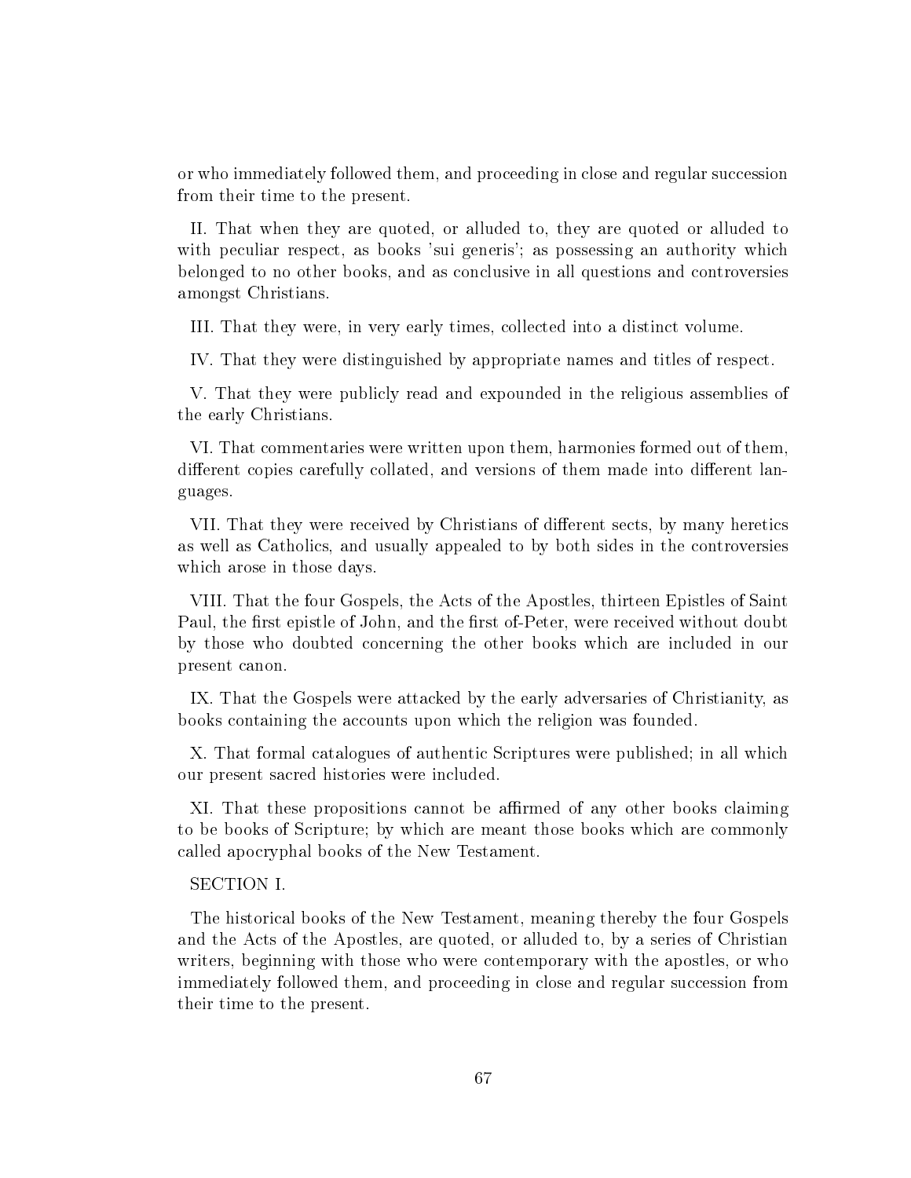or who immediately followed them, and proceeding in close and regular succession from their time to the present.

II. That when they are quoted, or alluded to, they are quoted or alluded to with peculiar respect, as books 'sui generis'; as possessing an authority which belonged to no other books, and as conclusive in all questions and controversies amongst Christians.

III. That they were, in very early times, collected into a distinct volume.

IV. That they were distinguished by appropriate names and titles of respect.

V. That they were publicly read and expounded in the religious assemblies of the early Christians.

VI. That commentaries were written upon them, harmonies formed out of them, different copies carefully collated, and versions of them made into different languages.

VII. That they were received by Christians of different sects, by many heretics as well as Catholics, and usually appealed to by both sides in the controversies which arose in those days.

VIII. That the four Gospels, the Acts of the Apostles, thirteen Epistles of Saint Paul, the first epistle of John, and the first of-Peter, were received without doubt by those who doubted concerning the other books which are included in our present canon.

IX. That the Gospels were attacked by the early adversaries of Christianity, as books containing the accounts upon which the religion was founded.

X. That formal catalogues of authentic Scriptures were published; in all which our present sacred histories were included.

XI. That these propositions cannot be affirmed of any other books claiming to be books of Scripture; by which are meant those books which are commonly called apocryphal books of the New Testament.

SECTION I.

The historical books of the New Testament, meaning thereby the four Gospels and the Acts of the Apostles, are quoted, or alluded to, by a series of Christian writers, beginning with those who were contemporary with the apostles, or who immediately followed them, and proceeding in close and regular succession from their time to the present.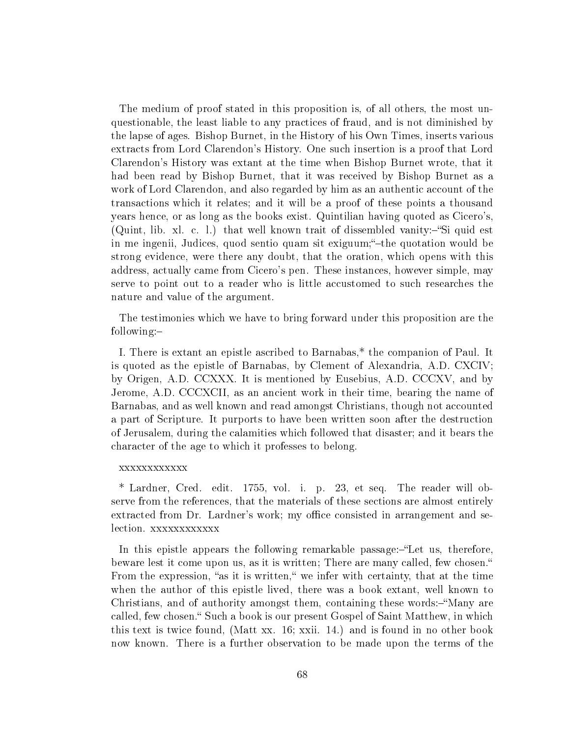The medium of proof stated in this proposition is, of all others, the most unquestionable, the least liable to any practices of fraud, and is not diminished by the lapse of ages. Bishop Burnet, in the History of his Own Times, inserts various extracts from Lord Clarendon's History. One such insertion is a proof that Lord Clarendon's History was extant at the time when Bishop Burnet wrote, that it had been read by Bishop Burnet, that it was received by Bishop Burnet as a work of Lord Clarendon, and also regarded by him as an authentic account of the transactions which it relates; and it will be a proof of these points a thousand years hence, or as long as the books exist. Quintilian having quoted as Cicero's, (Quint, lib. xl. c. l.) that well known trait of dissembled vanity:–"Si quid est in me ingenii, Judices, quod sentio quam sit exiguum;"–the quotation would be strong evidence, were there any doubt, that the oration, which opens with this address, actually came from Cicero's pen. These instances, however simple, may serve to point out to a reader who is little accustomed to such researches the nature and value of the argument.

The testimonies which we have to bring forward under this proposition are the following:–

I. There is extant an epistle ascribed to Barnabas,* the companion of Paul. It is quoted as the epistle of Barnabas, by Clement of Alexandria, A.D. CXCIV; by Origen, A.D. CCXXX. It is mentioned by Eusebius, A.D. CCCXV, and by Jerome, A.D. CCCXCII, as an ancient work in their time, bearing the name of Barnabas, and as well known and read amongst Christians, though not accounted a part of Scripture. It purports to have been written soon after the destruction of Jerusalem, during the calamities which followed that disaster; and it bears the character of the age to which it professes to belong.

xxxxxxxxxxxx

* Lardner, Cred. edit. 1755, vol. i. p. 23, et seq. The reader will observe from the references, that the materials of these sections are almost entirely extracted from Dr. Lardner's work; my office consisted in arrangement and selection. xxxxxxxxxxxx

In this epistle appears the following remarkable passage:–"Let us, therefore, beware lest it come upon us, as it is written; There are many called, few chosen." From the expression, "as it is written," we infer with certainty, that at the time when the author of this epistle lived, there was a book extant, well known to Christians, and of authority amongst them, containing these words:–"Many are called, few chosen." Such a book is our present Gospel of Saint Matthew, in which this text is twice found, (Matt xx. 16; xxii. 14.) and is found in no other book now known. There is a further observation to be made upon the terms of the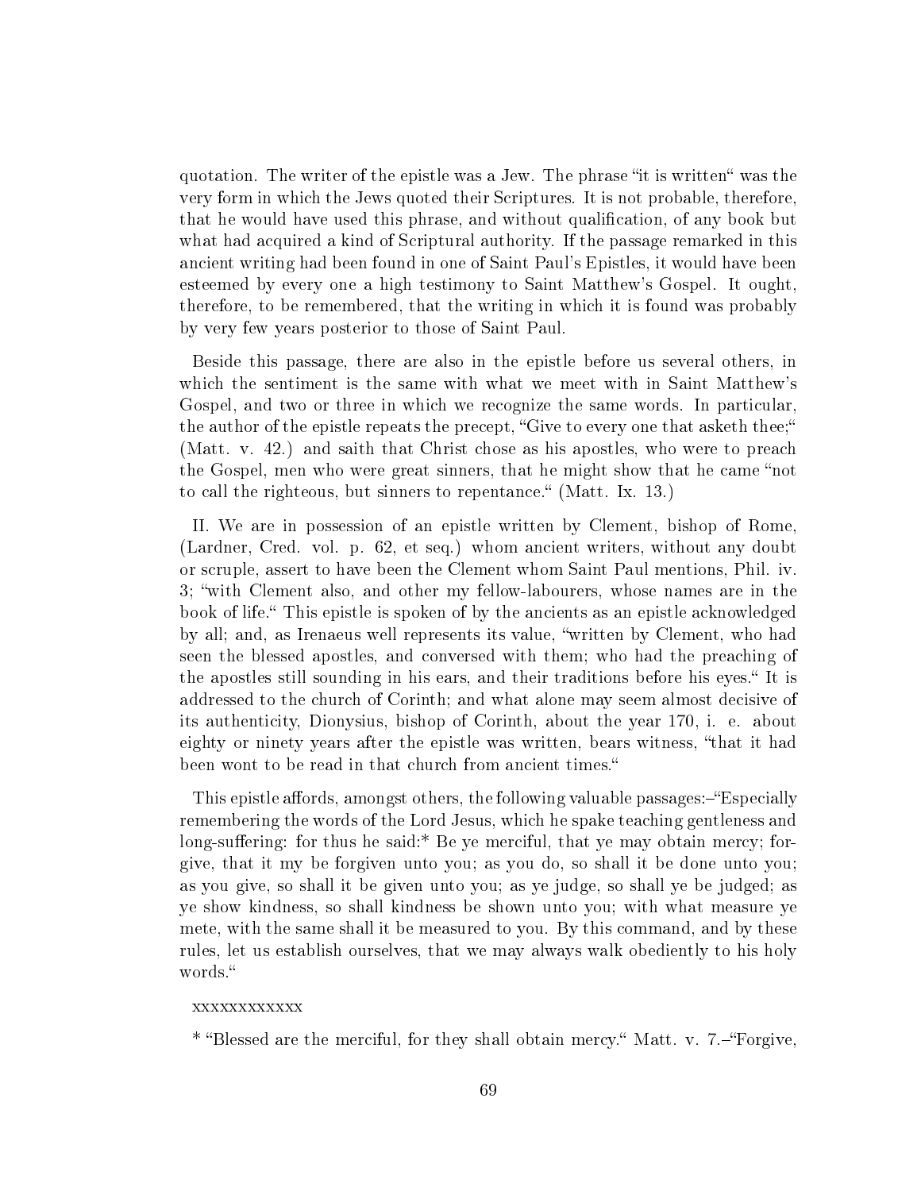quotation. The writer of the epistle was a Jew. The phrase "it is written" was the very form in which the Jews quoted their Scriptures. It is not probable, therefore, that he would have used this phrase, and without qualification, of any book but what had acquired a kind of Scriptural authority. If the passage remarked in this ancient writing had been found in one of Saint Paul's Epistles, it would have been esteemed by every one a high testimony to Saint Matthew's Gospel. It ought, therefore, to be remembered, that the writing in which it is found was probably by very few years posterior to those of Saint Paul.

Beside this passage, there are also in the epistle before us several others, in which the sentiment is the same with what we meet with in Saint Matthew's Gospel, and two or three in which we recognize the same words. In particular, the author of the epistle repeats the precept, "Give to every one that asketh thee;" (Matt. v. 42.) and saith that Christ chose as his apostles, who were to preach the Gospel, men who were great sinners, that he might show that he came "not to call the righteous, but sinners to repentance." (Matt. Ix. 13.)

II. We are in possession of an epistle written by Clement, bishop of Rome, (Lardner, Cred. vol. p. 62, et seq.) whom ancient writers, without any doubt or scruple, assert to have been the Clement whom Saint Paul mentions, Phil. iv. 3; "with Clement also, and other my fellow-labourers, whose names are in the book of life." This epistle is spoken of by the ancients as an epistle acknowledged by all; and, as Irenaeus well represents its value, "written by Clement, who had seen the blessed apostles, and conversed with them; who had the preaching of the apostles still sounding in his ears, and their traditions before his eyes." It is addressed to the church of Corinth; and what alone may seem almost decisive of its authenticity, Dionysius, bishop of Corinth, about the year 170, i. e. about eighty or ninety years after the epistle was written, bears witness, "that it had been wont to be read in that church from ancient times."

This epistle affords, amongst others, the following valuable passages:–"Especially remembering the words of the Lord Jesus, which he spake teaching gentleness and long-suffering: for thus he said:* Be ye merciful, that ye may obtain mercy; forgive, that it my be forgiven unto you; as you do, so shall it be done unto you; as you give, so shall it be given unto you; as ye judge, so shall ye be judged; as ye show kindness, so shall kindness be shown unto you; with what measure ye mete, with the same shall it be measured to you. By this command, and by these rules, let us establish ourselves, that we may always walk obediently to his holy words."

xxxxxxxxxxxx

* "Blessed are the merciful, for they shall obtain mercy." Matt. v. 7.–"Forgive,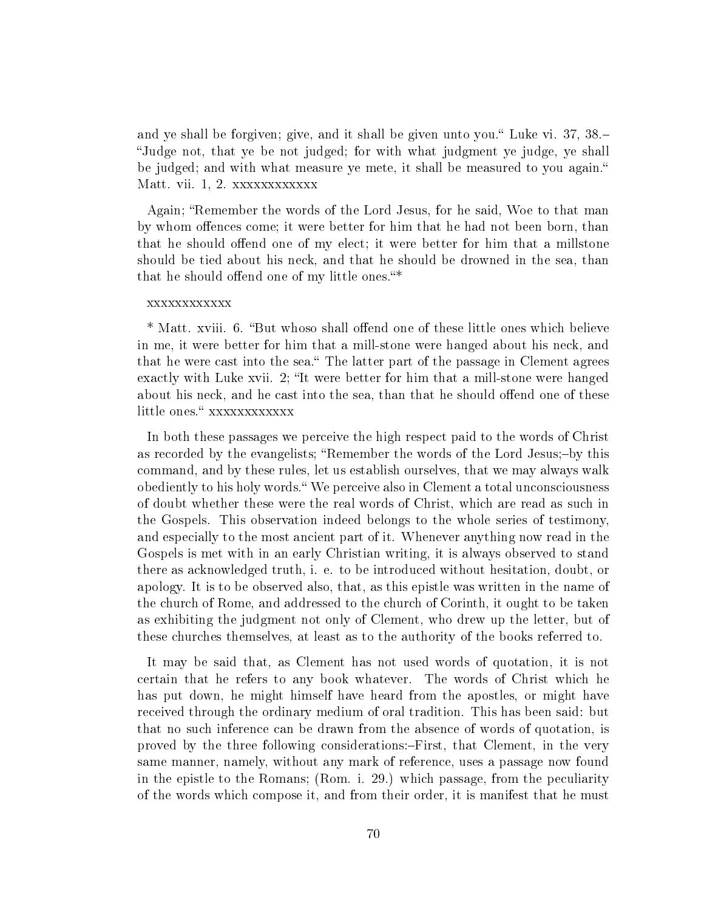and ye shall be forgiven; give, and it shall be given unto you." Luke vi. 37, 38.– "Judge not, that ye be not judged; for with what judgment ye judge, ye shall be judged; and with what measure ye mete, it shall be measured to you again." Matt. vii. 1, 2. xxxxxxxxxxxx

Again; "Remember the words of the Lord Jesus, for he said, Woe to that man by whom offences come; it were better for him that he had not been born, than that he should offend one of my elect; it were better for him that a millstone should be tied about his neck, and that he should be drowned in the sea, than that he should offend one of my little ones."*

xxxxxxxxxxxx

* Matt. xviii. 6. "But whoso shall offend one of these little ones which believe in me, it were better for him that a mill-stone were hanged about his neck, and that he were cast into the sea." The latter part of the passage in Clement agrees exactly with Luke xvii. 2; "It were better for him that a mill-stone were hanged about his neck, and he cast into the sea, than that he should offend one of these little ones." xxxxxxxxxxxx

In both these passages we perceive the high respect paid to the words of Christ as recorded by the evangelists; "Remember the words of the Lord Jesus;–by this command, and by these rules, let us establish ourselves, that we may always walk obediently to his holy words." We perceive also in Clement a total unconsciousness of doubt whether these were the real words of Christ, which are read as such in the Gospels. This observation indeed belongs to the whole series of testimony, and especially to the most ancient part of it. Whenever anything now read in the Gospels is met with in an early Christian writing, it is always observed to stand there as acknowledged truth, i. e. to be introduced without hesitation, doubt, or apology. It is to be observed also, that, as this epistle was written in the name of the church of Rome, and addressed to the church of Corinth, it ought to be taken as exhibiting the judgment not only of Clement, who drew up the letter, but of these churches themselves, at least as to the authority of the books referred to.

It may be said that, as Clement has not used words of quotation, it is not certain that he refers to any book whatever. The words of Christ which he has put down, he might himself have heard from the apostles, or might have received through the ordinary medium of oral tradition. This has been said: but that no such inference can be drawn from the absence of words of quotation, is proved by the three following considerations:–First, that Clement, in the very same manner, namely, without any mark of reference, uses a passage now found in the epistle to the Romans; (Rom. i. 29.) which passage, from the peculiarity of the words which compose it, and from their order, it is manifest that he must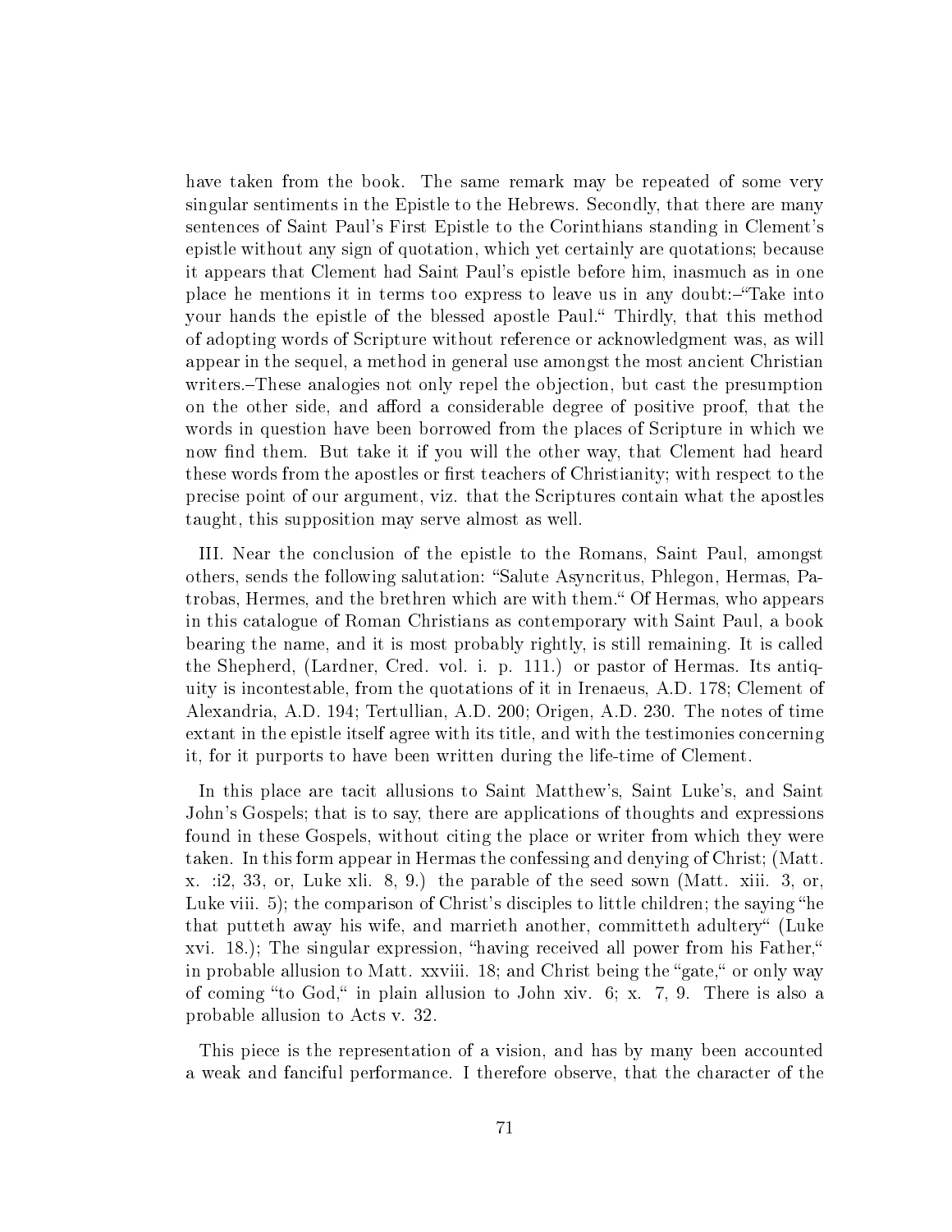have taken from the book. The same remark may be repeated of some very singular sentiments in the Epistle to the Hebrews. Secondly, that there are many sentences of Saint Paul's First Epistle to the Corinthians standing in Clement's epistle without any sign of quotation, which yet certainly are quotations; because it appears that Clement had Saint Paul's epistle before him, inasmuch as in one place he mentions it in terms too express to leave us in any doubt:–"Take into your hands the epistle of the blessed apostle Paul." Thirdly, that this method of adopting words of Scripture without reference or acknowledgment was, as will appear in the sequel, a method in general use amongst the most ancient Christian writers.–These analogies not only repel the objection, but cast the presumption on the other side, and afford a considerable degree of positive proof, that the words in question have been borrowed from the places of Scripture in which we now find them. But take it if you will the other way, that Clement had heard these words from the apostles or first teachers of Christianity; with respect to the precise point of our argument, viz. that the Scriptures contain what the apostles taught, this supposition may serve almost as well.

III. Near the conclusion of the epistle to the Romans, Saint Paul, amongst others, sends the following salutation: "Salute Asyncritus, Phlegon, Hermas, Patrobas, Hermes, and the brethren which are with them." Of Hermas, who appears in this catalogue of Roman Christians as contemporary with Saint Paul, a book bearing the name, and it is most probably rightly, is still remaining. It is called the Shepherd, (Lardner, Cred. vol. i. p. 111.) or pastor of Hermas. Its antiquity is incontestable, from the quotations of it in Irenaeus, A.D. 178; Clement of Alexandria, A.D. 194; Tertullian, A.D. 200; Origen, A.D. 230. The notes of time extant in the epistle itself agree with its title, and with the testimonies concerning it, for it purports to have been written during the life-time of Clement.

In this place are tacit allusions to Saint Matthew's, Saint Luke's, and Saint John's Gospels; that is to say, there are applications of thoughts and expressions found in these Gospels, without citing the place or writer from which they were taken. In this form appear in Hermas the confessing and denying of Christ; (Matt. x. :i2, 33, or, Luke xli. 8, 9.) the parable of the seed sown (Matt. xiii. 3, or, Luke viii. 5); the comparison of Christ's disciples to little children; the saying "he that putteth away his wife, and marrieth another, committeth adultery" (Luke xvi. 18.); The singular expression, "having received all power from his Father," in probable allusion to Matt. xxviii. 18; and Christ being the "gate," or only way of coming "to God," in plain allusion to John xiv. 6; x. 7, 9. There is also a probable allusion to Acts v. 32.

This piece is the representation of a vision, and has by many been accounted a weak and fanciful performance. I therefore observe, that the character of the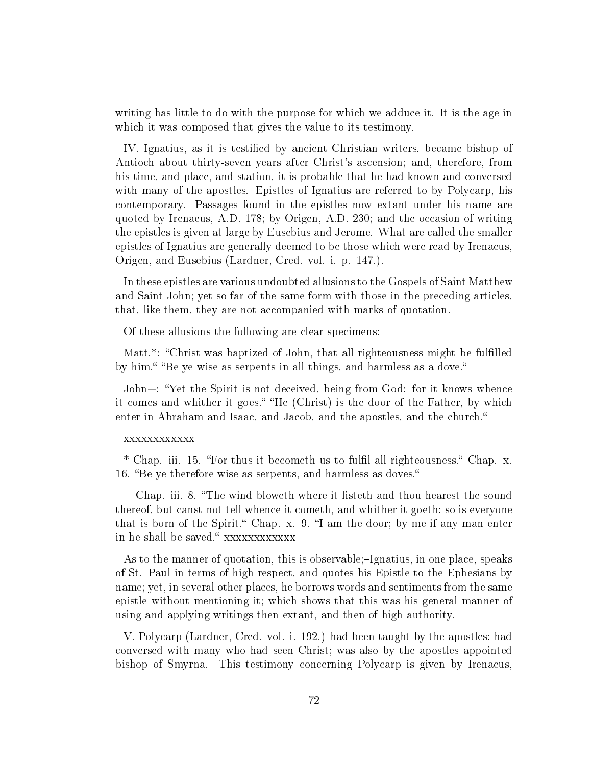writing has little to do with the purpose for which we adduce it. It is the age in which it was composed that gives the value to its testimony.

IV. Ignatius, as it is testified by ancient Christian writers, became bishop of Antioch about thirty-seven years after Christ's ascension; and, therefore, from his time, and place, and station, it is probable that he had known and conversed with many of the apostles. Epistles of Ignatius are referred to by Polycarp, his contemporary. Passages found in the epistles now extant under his name are quoted by Irenaeus, A.D. 178; by Origen, A.D. 230; and the occasion of writing the epistles is given at large by Eusebius and Jerome. What are called the smaller epistles of Ignatius are generally deemed to be those which were read by Irenaeus, Origen, and Eusebius (Lardner, Cred. vol. i. p. 147.).

In these epistles are various undoubted allusions to the Gospels of Saint Matthew and Saint John; yet so far of the same form with those in the preceding articles, that, like them, they are not accompanied with marks of quotation.

Of these allusions the following are clear specimens:

Matt.*: "Christ was baptized of John, that all righteousness might be fulfilled by him." "Be ye wise as serpents in all things, and harmless as a dove."

John+: "Yet the Spirit is not deceived, being from God: for it knows whence it comes and whither it goes." "He (Christ) is the door of the Father, by which enter in Abraham and Isaac, and Jacob, and the apostles, and the church."

xxxxxxxxxxxx

* Chap. iii. 15. "For thus it becometh us to fulfil all righteousness." Chap. x. 16. "Be ye therefore wise as serpents, and harmless as doves."

+ Chap. iii. 8. "The wind bloweth where it listeth and thou hearest the sound thereof, but canst not tell whence it cometh, and whither it goeth; so is everyone that is born of the Spirit." Chap. x. 9. "I am the door; by me if any man enter in he shall be saved." xxxxxxxxxxxx

As to the manner of quotation, this is observable;–Ignatius, in one place, speaks of St. Paul in terms of high respect, and quotes his Epistle to the Ephesians by name; yet, in several other places, he borrows words and sentiments from the same epistle without mentioning it; which shows that this was his general manner of using and applying writings then extant, and then of high authority.

V. Polycarp (Lardner, Cred. vol. i. 192.) had been taught by the apostles; had conversed with many who had seen Christ; was also by the apostles appointed bishop of Smyrna. This testimony concerning Polycarp is given by Irenaeus,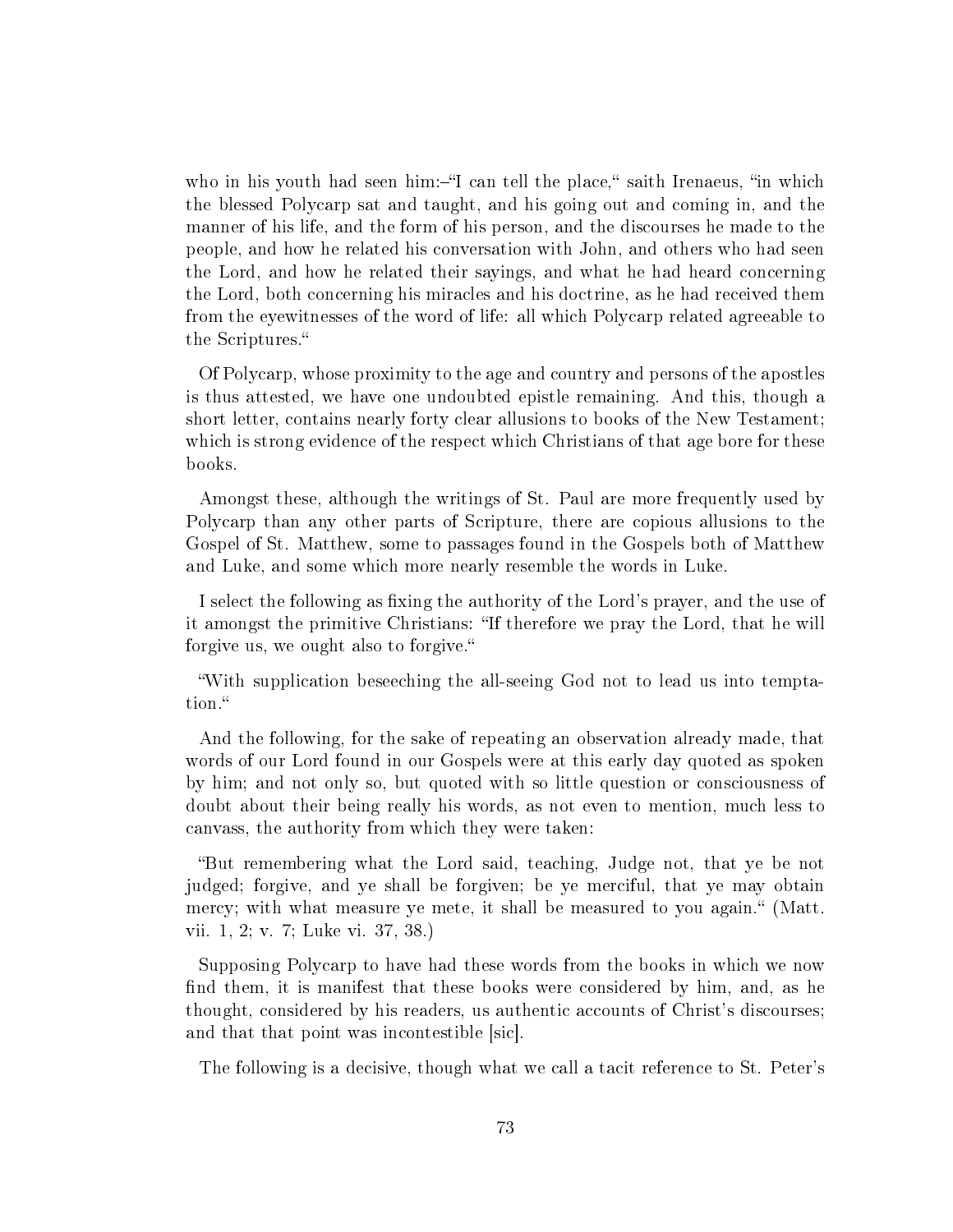who in his youth had seen him:–"I can tell the place," saith Irenaeus, "in which the blessed Polycarp sat and taught, and his going out and coming in, and the manner of his life, and the form of his person, and the discourses he made to the people, and how he related his conversation with John, and others who had seen the Lord, and how he related their sayings, and what he had heard concerning the Lord, both concerning his miracles and his doctrine, as he had received them from the eyewitnesses of the word of life: all which Polycarp related agreeable to the Scriptures."

Of Polycarp, whose proximity to the age and country and persons of the apostles is thus attested, we have one undoubted epistle remaining. And this, though a short letter, contains nearly forty clear allusions to books of the New Testament; which is strong evidence of the respect which Christians of that age bore for these books.

Amongst these, although the writings of St. Paul are more frequently used by Polycarp than any other parts of Scripture, there are copious allusions to the Gospel of St. Matthew, some to passages found in the Gospels both of Matthew and Luke, and some which more nearly resemble the words in Luke.

I select the following as fixing the authority of the Lord's prayer, and the use of it amongst the primitive Christians: "If therefore we pray the Lord, that he will forgive us, we ought also to forgive."

"With supplication beseeching the all-seeing God not to lead us into temptation."

And the following, for the sake of repeating an observation already made, that words of our Lord found in our Gospels were at this early day quoted as spoken by him; and not only so, but quoted with so little question or consciousness of doubt about their being really his words, as not even to mention, much less to canvass, the authority from which they were taken:

"But remembering what the Lord said, teaching, Judge not, that ye be not judged; forgive, and ye shall be forgiven; be ye merciful, that ye may obtain mercy; with what measure ye mete, it shall be measured to you again." (Matt. vii. 1, 2; v. 7; Luke vi. 37, 38.)

Supposing Polycarp to have had these words from the books in which we now find them, it is manifest that these books were considered by him, and, as he thought, considered by his readers, us authentic accounts of Christ's discourses; and that that point was incontestible [sic].

The following is a decisive, though what we call a tacit reference to St. Peter's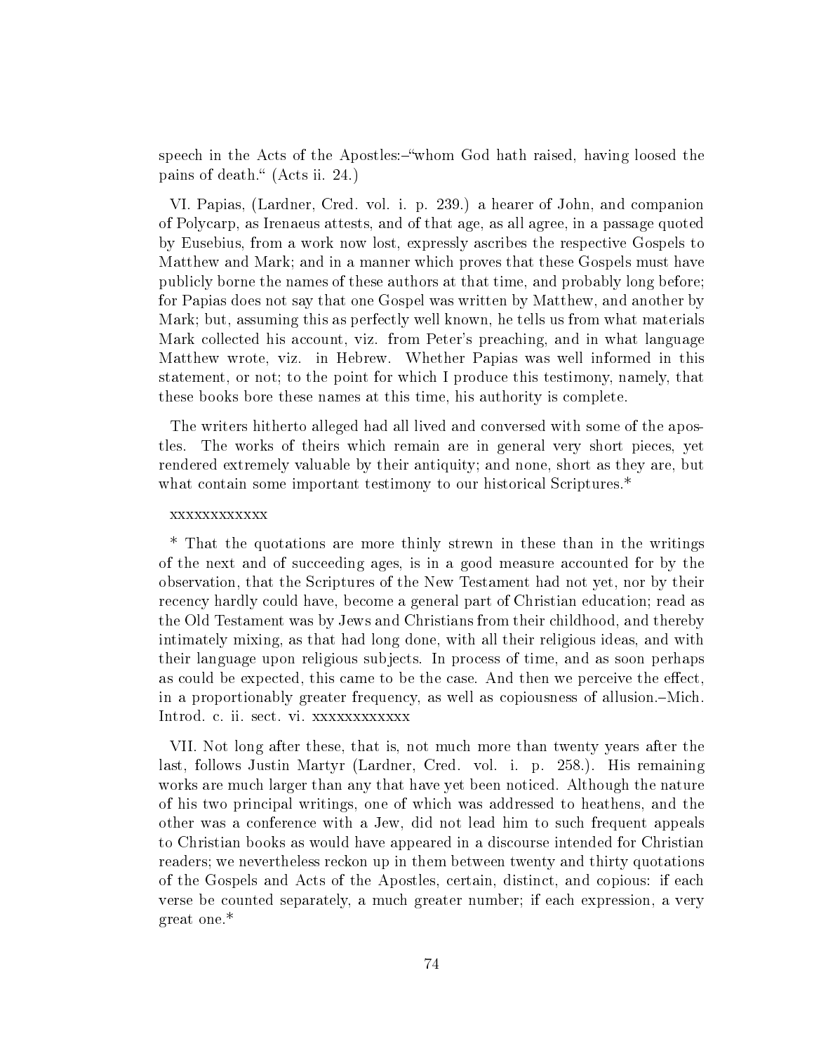speech in the Acts of the Apostles:–"whom God hath raised, having loosed the pains of death." (Acts ii. 24.)

VI. Papias, (Lardner, Cred. vol. i. p. 239.) a hearer of John, and companion of Polycarp, as Irenaeus attests, and of that age, as all agree, in a passage quoted by Eusebius, from a work now lost, expressly ascribes the respective Gospels to Matthew and Mark; and in a manner which proves that these Gospels must have publicly borne the names of these authors at that time, and probably long before; for Papias does not say that one Gospel was written by Matthew, and another by Mark; but, assuming this as perfectly well known, he tells us from what materials Mark collected his account, viz. from Peter's preaching, and in what language Matthew wrote, viz. in Hebrew. Whether Papias was well informed in this statement, or not; to the point for which I produce this testimony, namely, that these books bore these names at this time, his authority is complete.

The writers hitherto alleged had all lived and conversed with some of the apostles. The works of theirs which remain are in general very short pieces, yet rendered extremely valuable by their antiquity; and none, short as they are, but what contain some important testimony to our historical Scriptures.*

xxxxxxxxxxxx

* That the quotations are more thinly strewn in these than in the writings of the next and of succeeding ages, is in a good measure accounted for by the observation, that the Scriptures of the New Testament had not yet, nor by their recency hardly could have, become a general part of Christian education; read as the Old Testament was by Jews and Christians from their childhood, and thereby intimately mixing, as that had long done, with all their religious ideas, and with their language upon religious subjects. In process of time, and as soon perhaps as could be expected, this came to be the case. And then we perceive the effect, in a proportionably greater frequency, as well as copiousness of allusion.–Mich. Introd. c. ii. sect. vi. xxxxxxxxxxxx

VII. Not long after these, that is, not much more than twenty years after the last, follows Justin Martyr (Lardner, Cred. vol. i. p. 258.). His remaining works are much larger than any that have yet been noticed. Although the nature of his two principal writings, one of which was addressed to heathens, and the other was a conference with a Jew, did not lead him to such frequent appeals to Christian books as would have appeared in a discourse intended for Christian readers; we nevertheless reckon up in them between twenty and thirty quotations of the Gospels and Acts of the Apostles, certain, distinct, and copious: if each verse be counted separately, a much greater number; if each expression, a very great one.*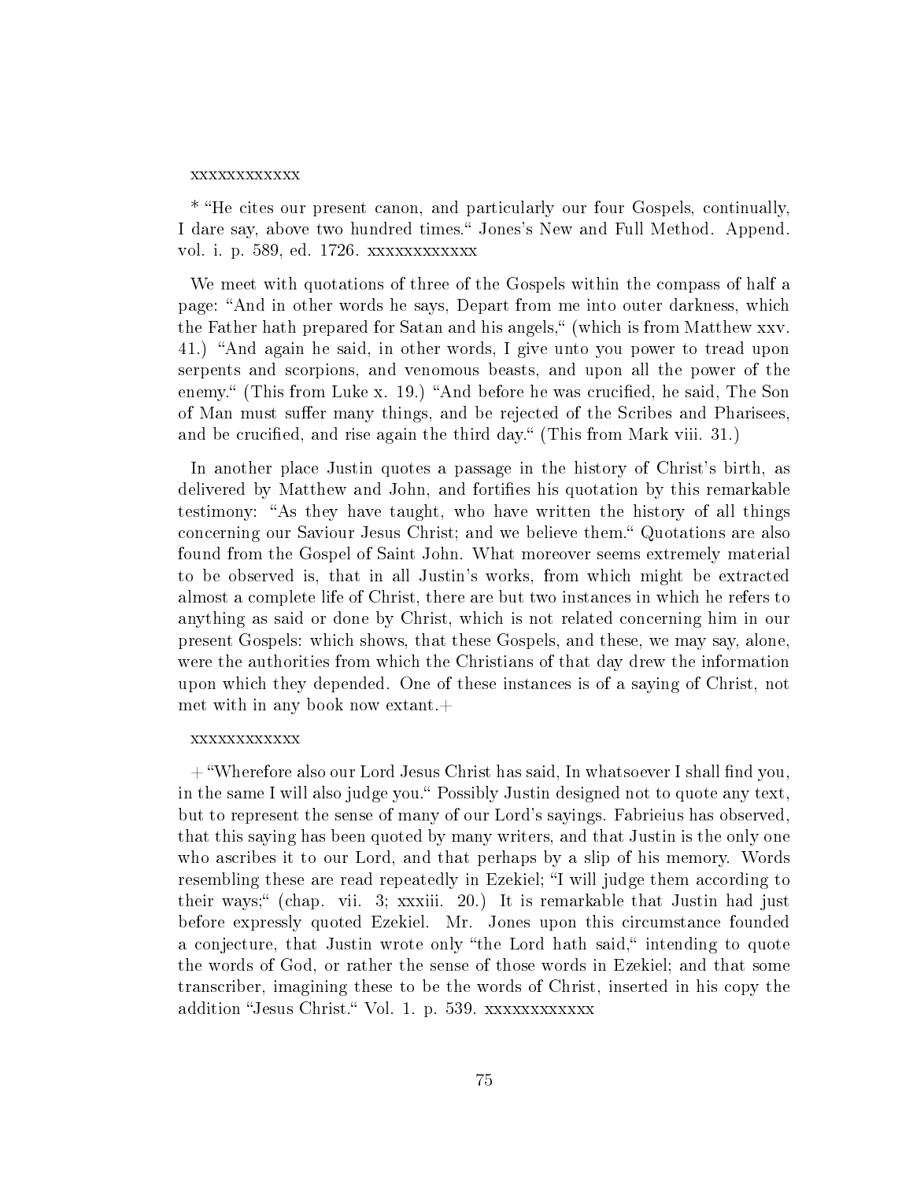xxxxxxxxxxxx

* "He cites our present canon, and particularly our four Gospels, continually, I dare say, above two hundred times." Jones's New and Full Method. Append. vol. i. p. 589, ed. 1726. xxxxxxxxxxxx

We meet with quotations of three of the Gospels within the compass of half a page: "And in other words he says, Depart from me into outer darkness, which the Father hath prepared for Satan and his angels," (which is from Matthew xxv. 41.) "And again he said, in other words, I give unto you power to tread upon serpents and scorpions, and venomous beasts, and upon all the power of the enemy." (This from Luke x. 19.) "And before he was crucified, he said, The Son of Man must suffer many things, and be rejected of the Scribes and Pharisees, and be crucified, and rise again the third day." (This from Mark viii. 31.)

In another place Justin quotes a passage in the history of Christ's birth, as delivered by Matthew and John, and fortifies his quotation by this remarkable testimony: "As they have taught, who have written the history of all things concerning our Saviour Jesus Christ; and we believe them." Quotations are also found from the Gospel of Saint John. What moreover seems extremely material to be observed is, that in all Justin's works, from which might be extracted almost a complete life of Christ, there are but two instances in which he refers to anything as said or done by Christ, which is not related concerning him in our present Gospels: which shows, that these Gospels, and these, we may say, alone, were the authorities from which the Christians of that day drew the information upon which they depended. One of these instances is of a saying of Christ, not met with in any book now extant.+

xxxxxxxxxxxx

+ "Wherefore also our Lord Jesus Christ has said, In whatsoever I shall find you, in the same I will also judge you." Possibly Justin designed not to quote any text, but to represent the sense of many of our Lord's sayings. Fabrieius has observed, that this saying has been quoted by many writers, and that Justin is the only one who ascribes it to our Lord, and that perhaps by a slip of his memory. Words resembling these are read repeatedly in Ezekiel; "I will judge them according to their ways;" (chap. vii. 3; xxxiii. 20.) It is remarkable that Justin had just before expressly quoted Ezekiel. Mr. Jones upon this circumstance founded a conjecture, that Justin wrote only "the Lord hath said," intending to quote the words of God, or rather the sense of those words in Ezekiel; and that some transcriber, imagining these to be the words of Christ, inserted in his copy the addition "Jesus Christ." Vol. 1. p. 539. xxxxxxxxxxxx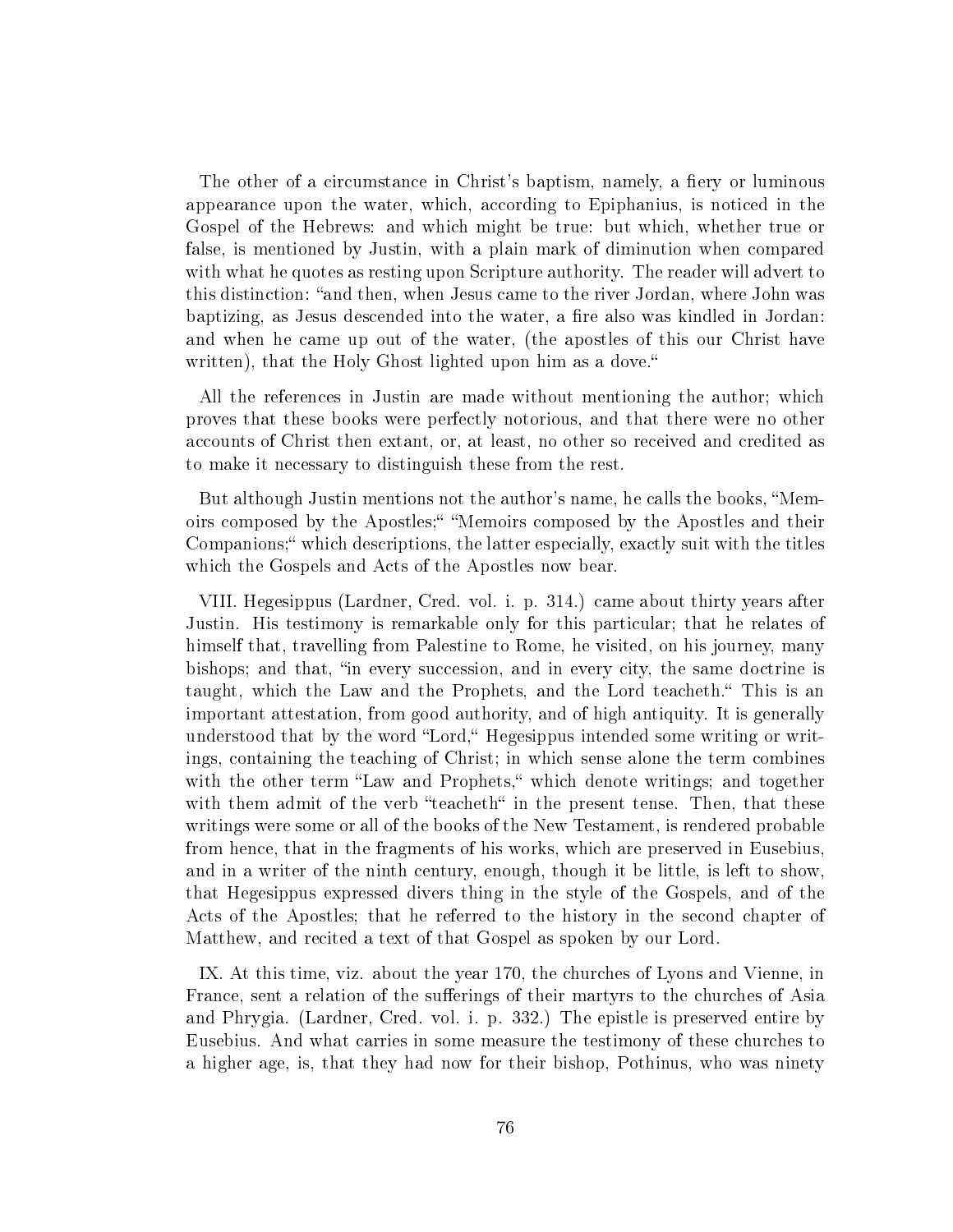The other of a circumstance in Christ's baptism, namely, a fiery or luminous appearance upon the water, which, according to Epiphanius, is noticed in the Gospel of the Hebrews: and which might be true: but which, whether true or false, is mentioned by Justin, with a plain mark of diminution when compared with what he quotes as resting upon Scripture authority. The reader will advert to this distinction: "and then, when Jesus came to the river Jordan, where John was baptizing, as Jesus descended into the water, a fire also was kindled in Jordan: and when he came up out of the water, (the apostles of this our Christ have written), that the Holy Ghost lighted upon him as a dove."

All the references in Justin are made without mentioning the author; which proves that these books were perfectly notorious, and that there were no other accounts of Christ then extant, or, at least, no other so received and credited as to make it necessary to distinguish these from the rest.

But although Justin mentions not the author's name, he calls the books, "Memoirs composed by the Apostles;" "Memoirs composed by the Apostles and their Companions;" which descriptions, the latter especially, exactly suit with the titles which the Gospels and Acts of the Apostles now bear.

VIII. Hegesippus (Lardner, Cred. vol. i. p. 314.) came about thirty years after Justin. His testimony is remarkable only for this particular; that he relates of himself that, travelling from Palestine to Rome, he visited, on his journey, many bishops; and that, "in every succession, and in every city, the same doctrine is taught, which the Law and the Prophets, and the Lord teacheth." This is an important attestation, from good authority, and of high antiquity. It is generally understood that by the word "Lord," Hegesippus intended some writing or writings, containing the teaching of Christ; in which sense alone the term combines with the other term "Law and Prophets," which denote writings; and together with them admit of the verb "teacheth" in the present tense. Then, that these writings were some or all of the books of the New Testament, is rendered probable from hence, that in the fragments of his works, which are preserved in Eusebius, and in a writer of the ninth century, enough, though it be little, is left to show, that Hegesippus expressed divers thing in the style of the Gospels, and of the Acts of the Apostles; that he referred to the history in the second chapter of Matthew, and recited a text of that Gospel as spoken by our Lord.

IX. At this time, viz. about the year 170, the churches of Lyons and Vienne, in France, sent a relation of the sufferings of their martyrs to the churches of Asia and Phrygia. (Lardner, Cred. vol. i. p. 332.) The epistle is preserved entire by Eusebius. And what carries in some measure the testimony of these churches to a higher age, is, that they had now for their bishop, Pothinus, who was ninety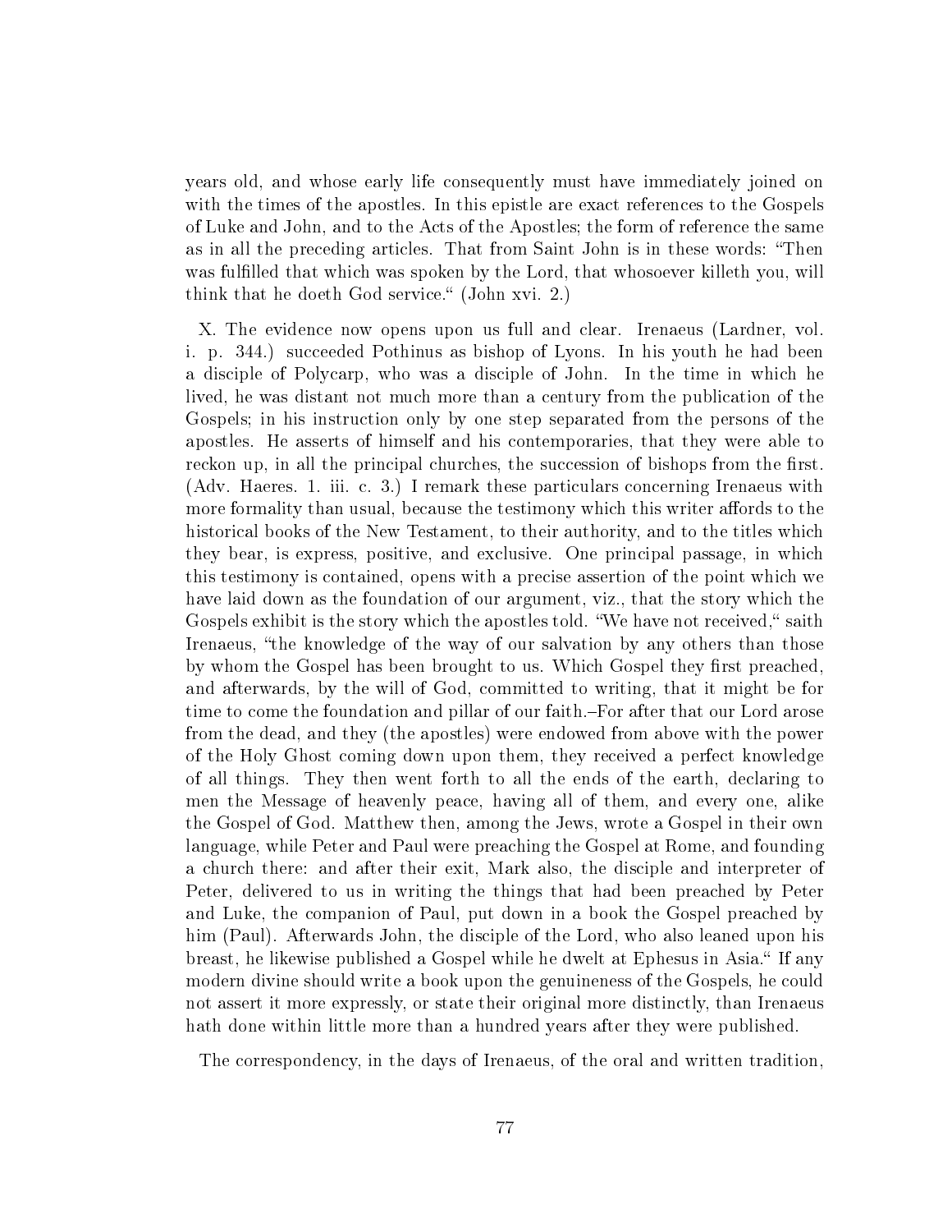years old, and whose early life consequently must have immediately joined on with the times of the apostles. In this epistle are exact references to the Gospels of Luke and John, and to the Acts of the Apostles; the form of reference the same as in all the preceding articles. That from Saint John is in these words: "Then was fulfilled that which was spoken by the Lord, that whosoever killeth you, will think that he doeth God service." (John xvi. 2.)

X. The evidence now opens upon us full and clear. Irenaeus (Lardner, vol. i. p. 344.) succeeded Pothinus as bishop of Lyons. In his youth he had been a disciple of Polycarp, who was a disciple of John. In the time in which he lived, he was distant not much more than a century from the publication of the Gospels; in his instruction only by one step separated from the persons of the apostles. He asserts of himself and his contemporaries, that they were able to reckon up, in all the principal churches, the succession of bishops from the first. (Adv. Haeres. 1. iii. c. 3.) I remark these particulars concerning Irenaeus with more formality than usual, because the testimony which this writer affords to the historical books of the New Testament, to their authority, and to the titles which they bear, is express, positive, and exclusive. One principal passage, in which this testimony is contained, opens with a precise assertion of the point which we have laid down as the foundation of our argument, viz., that the story which the Gospels exhibit is the story which the apostles told. "We have not received," saith Irenaeus, "the knowledge of the way of our salvation by any others than those by whom the Gospel has been brought to us. Which Gospel they first preached, and afterwards, by the will of God, committed to writing, that it might be for time to come the foundation and pillar of our faith.–For after that our Lord arose from the dead, and they (the apostles) were endowed from above with the power of the Holy Ghost coming down upon them, they received a perfect knowledge of all things. They then went forth to all the ends of the earth, declaring to men the Message of heavenly peace, having all of them, and every one, alike the Gospel of God. Matthew then, among the Jews, wrote a Gospel in their own language, while Peter and Paul were preaching the Gospel at Rome, and founding a church there: and after their exit, Mark also, the disciple and interpreter of Peter, delivered to us in writing the things that had been preached by Peter and Luke, the companion of Paul, put down in a book the Gospel preached by him (Paul). Afterwards John, the disciple of the Lord, who also leaned upon his breast, he likewise published a Gospel while he dwelt at Ephesus in Asia." If any modern divine should write a book upon the genuineness of the Gospels, he could not assert it more expressly, or state their original more distinctly, than Irenaeus hath done within little more than a hundred years after they were published.

The correspondency, in the days of Irenaeus, of the oral and written tradition,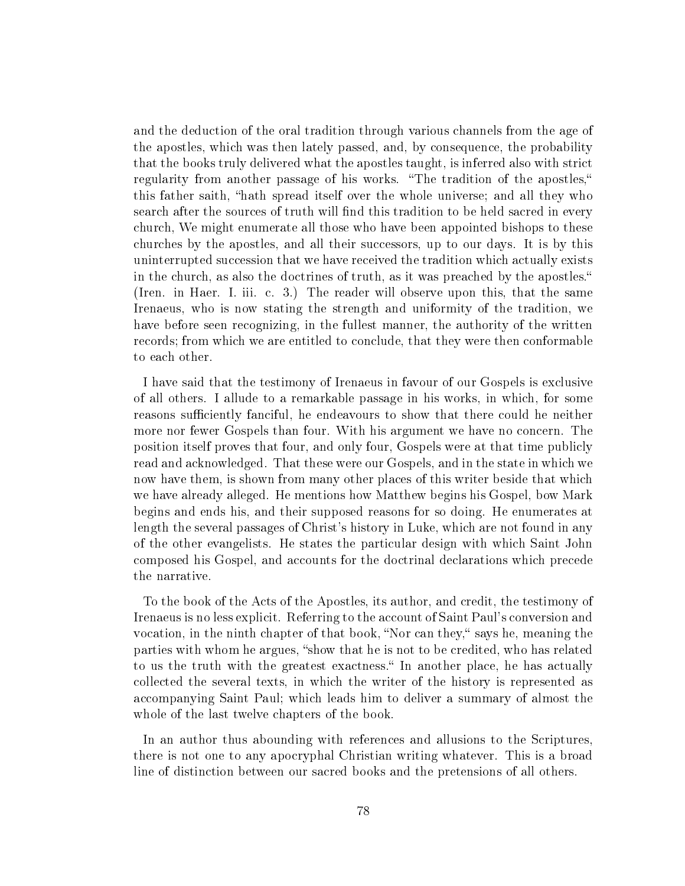and the deduction of the oral tradition through various channels from the age of the apostles, which was then lately passed, and, by consequence, the probability that the books truly delivered what the apostles taught, is inferred also with strict regularity from another passage of his works. "The tradition of the apostles," this father saith, "hath spread itself over the whole universe; and all they who search after the sources of truth will find this tradition to be held sacred in every church, We might enumerate all those who have been appointed bishops to these churches by the apostles, and all their successors, up to our days. It is by this uninterrupted succession that we have received the tradition which actually exists in the church, as also the doctrines of truth, as it was preached by the apostles." (Iren. in Haer. I. iii. c. 3.) The reader will observe upon this, that the same Irenaeus, who is now stating the strength and uniformity of the tradition, we have before seen recognizing, in the fullest manner, the authority of the written records; from which we are entitled to conclude, that they were then conformable to each other.

I have said that the testimony of Irenaeus in favour of our Gospels is exclusive of all others. I allude to a remarkable passage in his works, in which, for some reasons sufficiently fanciful, he endeavours to show that there could he neither more nor fewer Gospels than four. With his argument we have no concern. The position itself proves that four, and only four, Gospels were at that time publicly read and acknowledged. That these were our Gospels, and in the state in which we now have them, is shown from many other places of this writer beside that which we have already alleged. He mentions how Matthew begins his Gospel, bow Mark begins and ends his, and their supposed reasons for so doing. He enumerates at length the several passages of Christ's history in Luke, which are not found in any of the other evangelists. He states the particular design with which Saint John composed his Gospel, and accounts for the doctrinal declarations which precede the narrative.

To the book of the Acts of the Apostles, its author, and credit, the testimony of Irenaeus is no less explicit. Referring to the account of Saint Paul's conversion and vocation, in the ninth chapter of that book, "Nor can they," says he, meaning the parties with whom he argues, "show that he is not to be credited, who has related to us the truth with the greatest exactness." In another place, he has actually collected the several texts, in which the writer of the history is represented as accompanying Saint Paul; which leads him to deliver a summary of almost the whole of the last twelve chapters of the book.

In an author thus abounding with references and allusions to the Scriptures, there is not one to any apocryphal Christian writing whatever. This is a broad line of distinction between our sacred books and the pretensions of all others.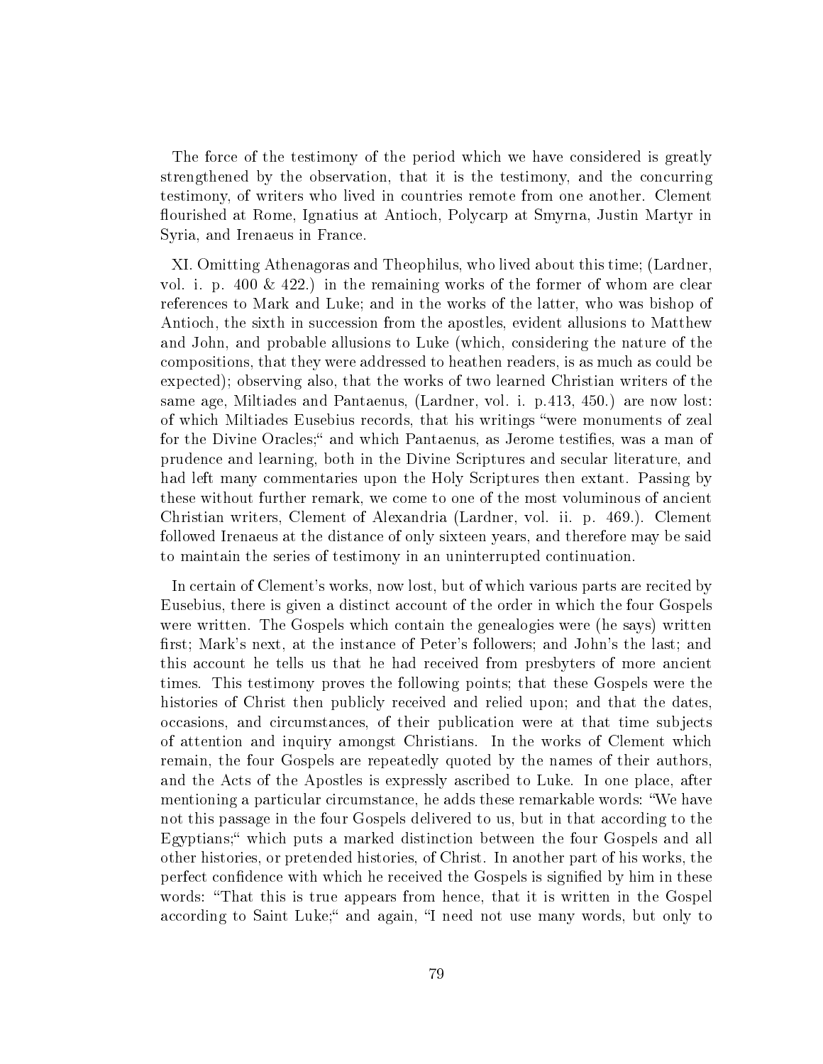The force of the testimony of the period which we have considered is greatly strengthened by the observation, that it is the testimony, and the concurring testimony, of writers who lived in countries remote from one another. Clement flourished at Rome, Ignatius at Antioch, Polycarp at Smyrna, Justin Martyr in Syria, and Irenaeus in France.

XI. Omitting Athenagoras and Theophilus, who lived about this time; (Lardner, vol. i. p. 400 & 422.) in the remaining works of the former of whom are clear references to Mark and Luke; and in the works of the latter, who was bishop of Antioch, the sixth in succession from the apostles, evident allusions to Matthew and John, and probable allusions to Luke (which, considering the nature of the compositions, that they were addressed to heathen readers, is as much as could be expected); observing also, that the works of two learned Christian writers of the same age, Miltiades and Pantaenus, (Lardner, vol. i. p.413, 450.) are now lost: of which Miltiades Eusebius records, that his writings "were monuments of zeal for the Divine Oracles;" and which Pantaenus, as Jerome testifies, was a man of prudence and learning, both in the Divine Scriptures and secular literature, and had left many commentaries upon the Holy Scriptures then extant. Passing by these without further remark, we come to one of the most voluminous of ancient Christian writers, Clement of Alexandria (Lardner, vol. ii. p. 469.). Clement followed Irenaeus at the distance of only sixteen years, and therefore may be said to maintain the series of testimony in an uninterrupted continuation.

In certain of Clement's works, now lost, but of which various parts are recited by Eusebius, there is given a distinct account of the order in which the four Gospels were written. The Gospels which contain the genealogies were (he says) written first; Mark's next, at the instance of Peter's followers; and John's the last; and this account he tells us that he had received from presbyters of more ancient times. This testimony proves the following points; that these Gospels were the histories of Christ then publicly received and relied upon; and that the dates, occasions, and circumstances, of their publication were at that time subjects of attention and inquiry amongst Christians. In the works of Clement which remain, the four Gospels are repeatedly quoted by the names of their authors, and the Acts of the Apostles is expressly ascribed to Luke. In one place, after mentioning a particular circumstance, he adds these remarkable words: "We have not this passage in the four Gospels delivered to us, but in that according to the Egyptians;" which puts a marked distinction between the four Gospels and all other histories, or pretended histories, of Christ. In another part of his works, the perfect confidence with which he received the Gospels is signified by him in these words: "That this is true appears from hence, that it is written in the Gospel according to Saint Luke;" and again, "I need not use many words, but only to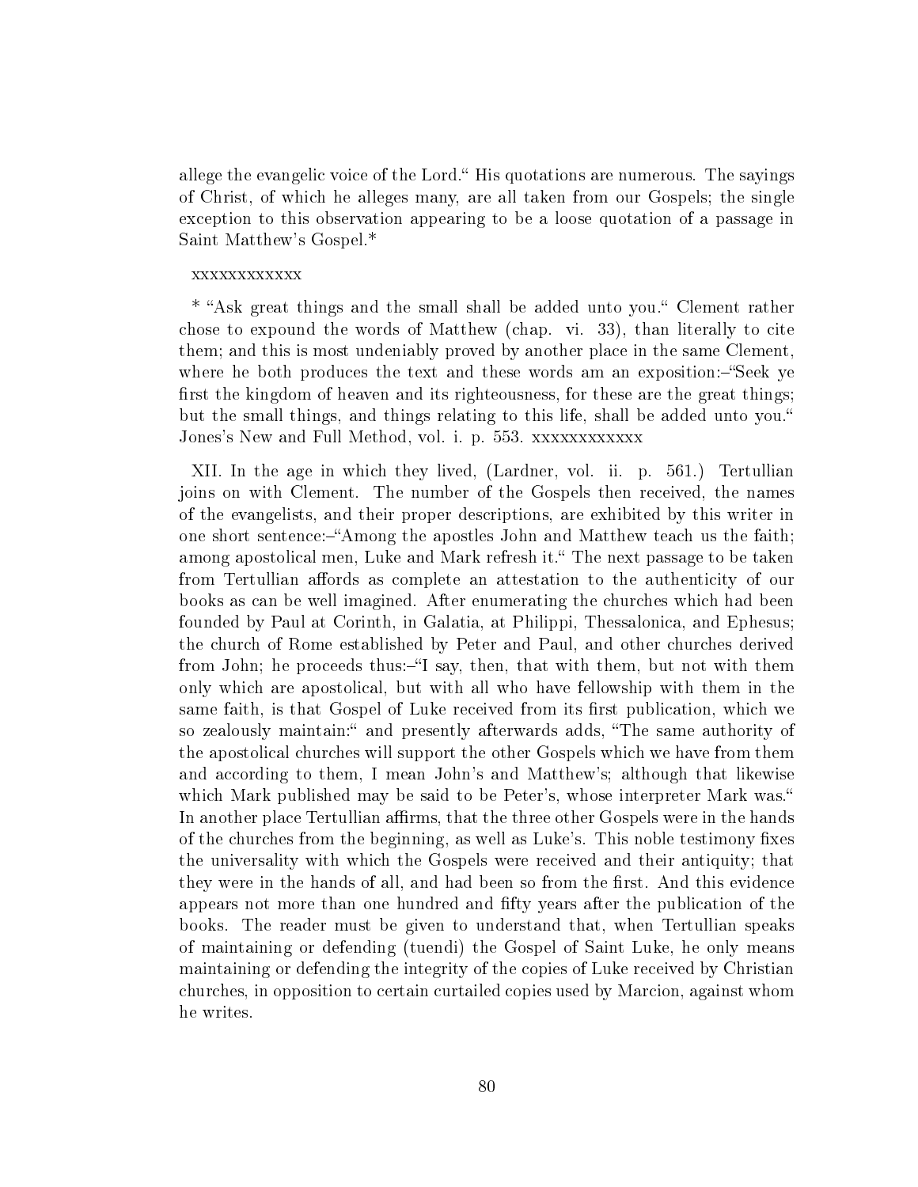allege the evangelic voice of the Lord." His quotations are numerous. The sayings of Christ, of which he alleges many, are all taken from our Gospels; the single exception to this observation appearing to be a loose quotation of a passage in Saint Matthew's Gospel.*

xxxxxxxxxxxx

* "Ask great things and the small shall be added unto you." Clement rather chose to expound the words of Matthew (chap. vi. 33), than literally to cite them; and this is most undeniably proved by another place in the same Clement, where he both produces the text and these words am an exposition:–"Seek ye first the kingdom of heaven and its righteousness, for these are the great things; but the small things, and things relating to this life, shall be added unto you." Jones's New and Full Method, vol. i. p. 553. xxxxxxxxxxxx

XII. In the age in which they lived, (Lardner, vol. ii. p. 561.) Tertullian joins on with Clement. The number of the Gospels then received, the names of the evangelists, and their proper descriptions, are exhibited by this writer in one short sentence:–"Among the apostles John and Matthew teach us the faith; among apostolical men, Luke and Mark refresh it." The next passage to be taken from Tertullian affords as complete an attestation to the authenticity of our books as can be well imagined. After enumerating the churches which had been founded by Paul at Corinth, in Galatia, at Philippi, Thessalonica, and Ephesus; the church of Rome established by Peter and Paul, and other churches derived from John; he proceeds thus:–"I say, then, that with them, but not with them only which are apostolical, but with all who have fellowship with them in the same faith, is that Gospel of Luke received from its first publication, which we so zealously maintain:" and presently afterwards adds, "The same authority of the apostolical churches will support the other Gospels which we have from them and according to them, I mean John's and Matthew's; although that likewise which Mark published may be said to be Peter's, whose interpreter Mark was." In another place Tertullian affirms, that the three other Gospels were in the hands of the churches from the beginning, as well as Luke's. This noble testimony fixes the universality with which the Gospels were received and their antiquity; that they were in the hands of all, and had been so from the first. And this evidence appears not more than one hundred and fifty years after the publication of the books. The reader must be given to understand that, when Tertullian speaks of maintaining or defending (tuendi) the Gospel of Saint Luke, he only means maintaining or defending the integrity of the copies of Luke received by Christian churches, in opposition to certain curtailed copies used by Marcion, against whom he writes.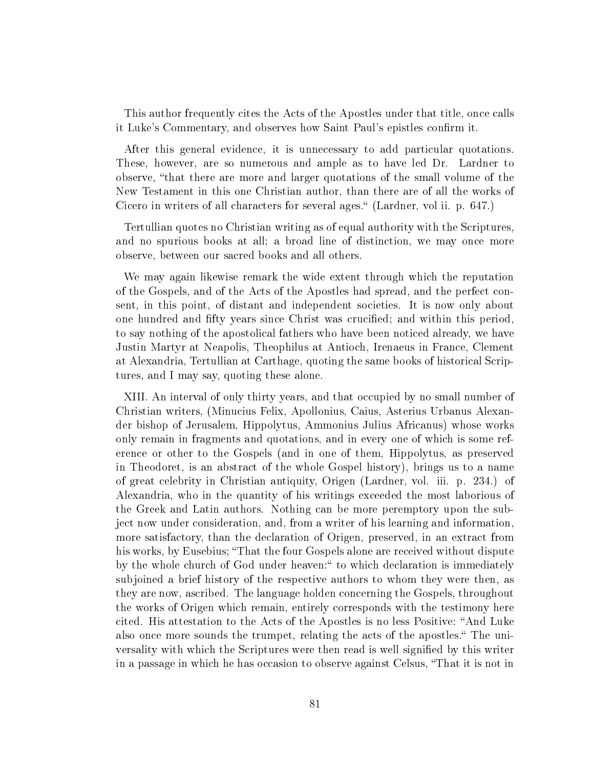This author frequently cites the Acts of the Apostles under that title, once calls it Luke's Commentary, and observes how Saint Paul's epistles confirm it.

After this general evidence, it is unnecessary to add particular quotations. These, however, are so numerous and ample as to have led Dr. Lardner to observe, "that there are more and larger quotations of the small volume of the New Testament in this one Christian author, than there are of all the works of Cicero in writers of all characters for several ages." (Lardner, vol ii. p. 647.)

Tertullian quotes no Christian writing as of equal authority with the Scriptures, and no spurious books at all; a broad line of distinction, we may once more observe, between our sacred books and all others.

We may again likewise remark the wide extent through which the reputation of the Gospels, and of the Acts of the Apostles had spread, and the perfect consent, in this point, of distant and independent societies. It is now only about one hundred and fifty years since Christ was crucified; and within this period, to say nothing of the apostolical fathers who have been noticed already, we have Justin Martyr at Neapolis, Theophilus at Antioch, Irenaeus in France, Clement at Alexandria, Tertullian at Carthage, quoting the same books of historical Scriptures, and I may say, quoting these alone.

XIII. An interval of only thirty years, and that occupied by no small number of Christian writers, (Minucius Felix, Apollonius, Caius, Asterius Urbanus Alexander bishop of Jerusalem, Hippolytus, Ammonius Julius Africanus) whose works only remain in fragments and quotations, and in every one of which is some reference or other to the Gospels (and in one of them, Hippolytus, as preserved in Theodoret, is an abstract of the whole Gospel history), brings us to a name of great celebrity in Christian antiquity, Origen (Lardner, vol. iii. p. 234.) of Alexandria, who in the quantity of his writings exceeded the most laborious of the Greek and Latin authors. Nothing can be more peremptory upon the subject now under consideration, and, from a writer of his learning and information, more satisfactory, than the declaration of Origen, preserved, in an extract from his works, by Eusebius; "That the four Gospels alone are received without dispute by the whole church of God under heaven:" to which declaration is immediately subjoined a brief history of the respective authors to whom they were then, as they are now, ascribed. The language holden concerning the Gospels, throughout the works of Origen which remain, entirely corresponds with the testimony here cited. His attestation to the Acts of the Apostles is no less Positive: "And Luke also once more sounds the trumpet, relating the acts of the apostles." The universality with which the Scriptures were then read is well signified by this writer in a passage in which he has occasion to observe against Celsus, "That it is not in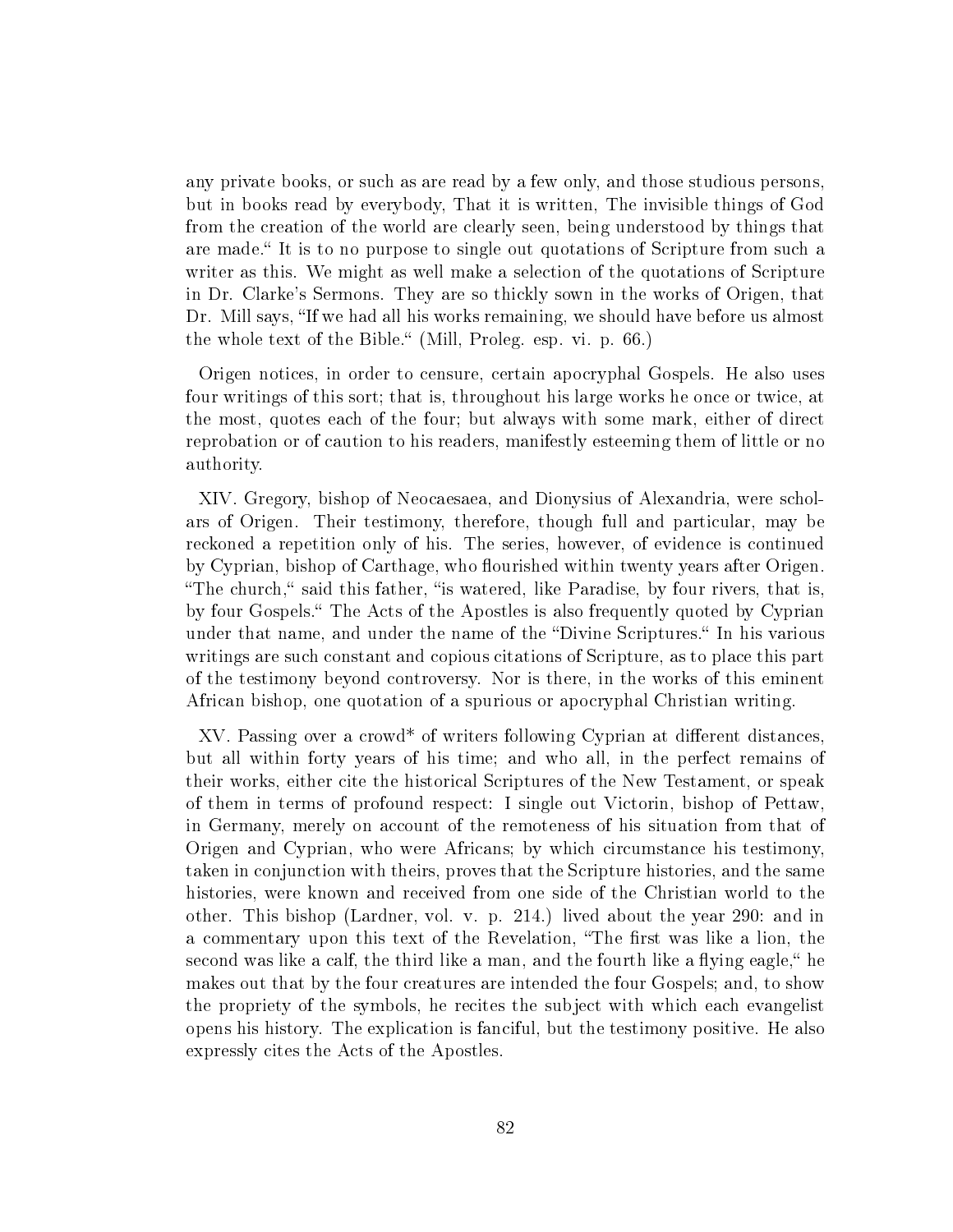any private books, or such as are read by a few only, and those studious persons, but in books read by everybody, That it is written, The invisible things of God from the creation of the world are clearly seen, being understood by things that are made.“ It is to no purpose to single out quotations of Scripture from such a writer as this. We might as well make a selection of the quotations of Scripture in Dr. Clarke's Sermons. They are so thickly sown in the works of Origen, that Dr. Mill says, “If we had all his works remaining, we should have before us almost the whole text of the Bible.“ (Mill, Proleg. esp. vi. p. 66.)

Origen notices, in order to censure, certain apocryphal Gospels. He also uses four writings of this sort; that is, throughout his large works he once or twice, at the most, quotes each of the four; but always with some mark, either of direct reprobation or of caution to his readers, manifestly esteeming them of little or no authority.

XIV. Gregory, bishop of Neocaesaea, and Dionysius of Alexandria, were scholars of Origen. Their testimony, therefore, though full and particular, may be reckoned a repetition only of his. The series, however, of evidence is continued by Cyprian, bishop of Carthage, who flourished within twenty years after Origen. “The church,“ said this father, “is watered, like Paradise, by four rivers, that is, by four Gospels.“ The Acts of the Apostles is also frequently quoted by Cyprian under that name, and under the name of the “Divine Scriptures.“ In his various writings are such constant and copious citations of Scripture, as to place this part of the testimony beyond controversy. Nor is there, in the works of this eminent African bishop, one quotation of a spurious or apocryphal Christian writing.

XV. Passing over a crowd* of writers following Cyprian at different distances, but all within forty years of his time; and who all, in the perfect remains of their works, either cite the historical Scriptures of the New Testament, or speak of them in terms of profound respect: I single out Victorin, bishop of Pettaw, in Germany, merely on account of the remoteness of his situation from that of Origen and Cyprian, who were Africans; by which circumstance his testimony, taken in conjunction with theirs, proves that the Scripture histories, and the same histories, were known and received from one side of the Christian world to the other. This bishop (Lardner, vol. v. p. 214.) lived about the year 290: and in a commentary upon this text of the Revelation, “The first was like a lion, the second was like a calf, the third like a man, and the fourth like a flying eagle,“ he makes out that by the four creatures are intended the four Gospels; and, to show the propriety of the symbols, he recites the subject with which each evangelist opens his history. The explication is fanciful, but the testimony positive. He also expressly cites the Acts of the Apostles.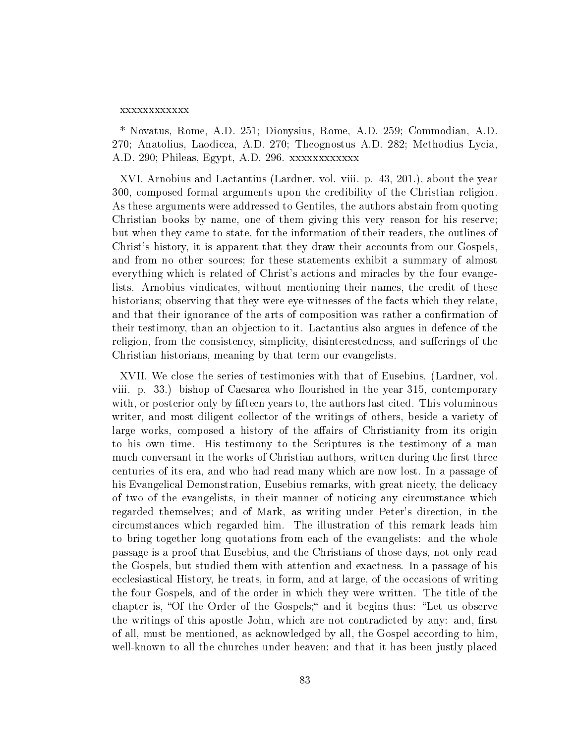xxxxxxxxxxxx

* Novatus, Rome, A.D. 251; Dionysius, Rome, A.D. 259; Commodian, A.D. 270; Anatolius, Laodicea, A.D. 270; Theognostus A.D. 282; Methodius Lycia, A.D. 290; Phileas, Egypt, A.D. 296. xxxxxxxxxxxx

XVI. Arnobius and Lactantius (Lardner, vol. viii. p. 43, 201.), about the year 300, composed formal arguments upon the credibility of the Christian religion. As these arguments were addressed to Gentiles, the authors abstain from quoting Christian books by name, one of them giving this very reason for his reserve; but when they came to state, for the information of their readers, the outlines of Christ's history, it is apparent that they draw their accounts from our Gospels, and from no other sources; for these statements exhibit a summary of almost everything which is related of Christ's actions and miracles by the four evangelists. Arnobius vindicates, without mentioning their names, the credit of these historians; observing that they were eye-witnesses of the facts which they relate, and that their ignorance of the arts of composition was rather a confirmation of their testimony, than an objection to it. Lactantius also argues in defence of the religion, from the consistency, simplicity, disinterestedness, and sufferings of the Christian historians, meaning by that term our evangelists.

XVII. We close the series of testimonies with that of Eusebius, (Lardner, vol. viii. p. 33.) bishop of Caesarea who flourished in the year 315, contemporary with, or posterior only by fifteen years to, the authors last cited. This voluminous writer, and most diligent collector of the writings of others, beside a variety of large works, composed a history of the affairs of Christianity from its origin to his own time. His testimony to the Scriptures is the testimony of a man much conversant in the works of Christian authors, written during the first three centuries of its era, and who had read many which are now lost. In a passage of his Evangelical Demonstration, Eusebius remarks, with great nicety, the delicacy of two of the evangelists, in their manner of noticing any circumstance which regarded themselves; and of Mark, as writing under Peter's direction, in the circumstances which regarded him. The illustration of this remark leads him to bring together long quotations from each of the evangelists: and the whole passage is a proof that Eusebius, and the Christians of those days, not only read the Gospels, but studied them with attention and exactness. In a passage of his ecclesiastical History, he treats, in form, and at large, of the occasions of writing the four Gospels, and of the order in which they were written. The title of the chapter is, "Of the Order of the Gospels;" and it begins thus: "Let us observe the writings of this apostle John, which are not contradicted by any: and, first of all, must be mentioned, as acknowledged by all, the Gospel according to him, well-known to all the churches under heaven; and that it has been justly placed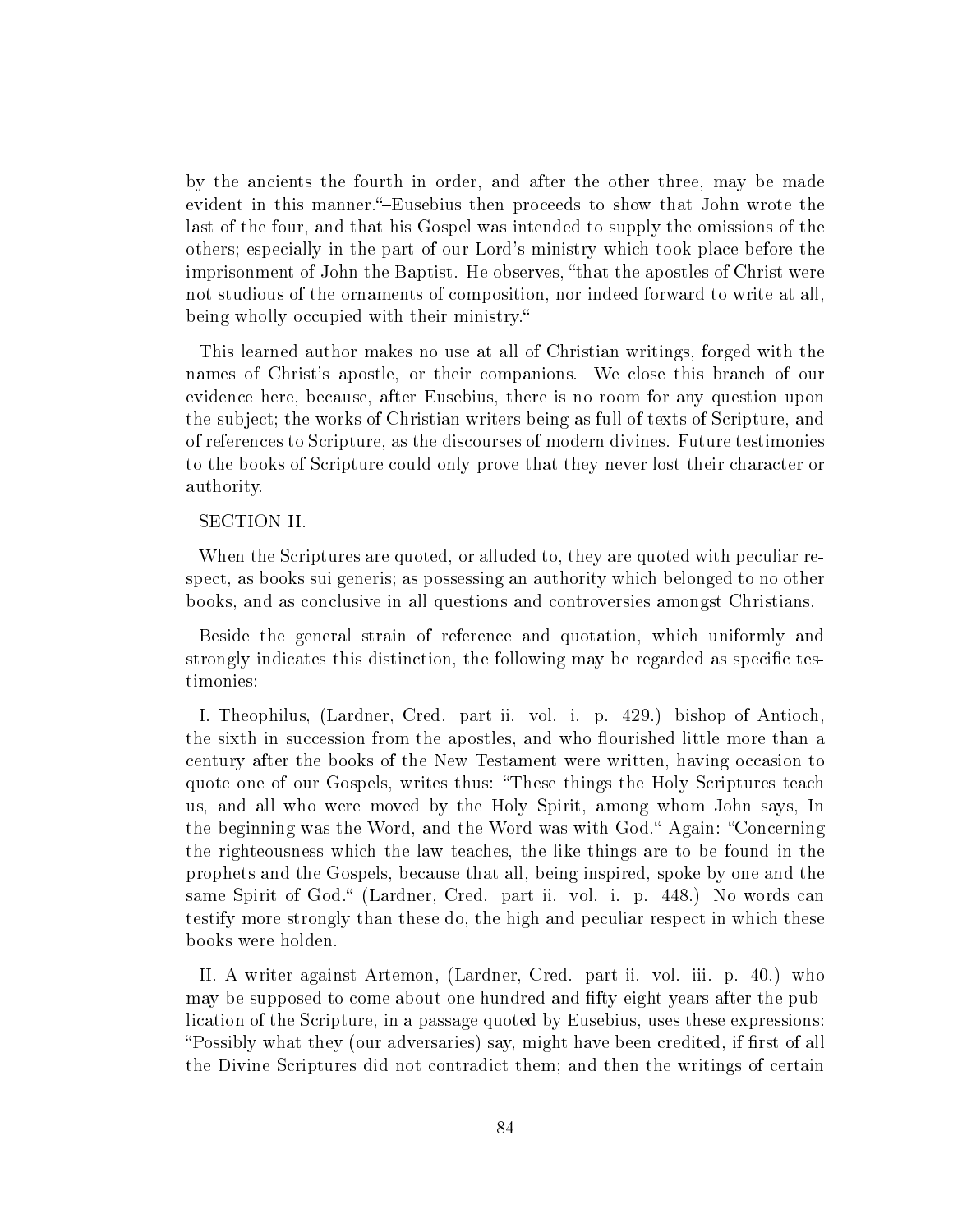by the ancients the fourth in order, and after the other three, may be made evident in this manner."–Eusebius then proceeds to show that John wrote the last of the four, and that his Gospel was intended to supply the omissions of the others; especially in the part of our Lord's ministry which took place before the imprisonment of John the Baptist. He observes, "that the apostles of Christ were not studious of the ornaments of composition, nor indeed forward to write at all, being wholly occupied with their ministry."

This learned author makes no use at all of Christian writings, forged with the names of Christ's apostle, or their companions. We close this branch of our evidence here, because, after Eusebius, there is no room for any question upon the subject; the works of Christian writers being as full of texts of Scripture, and of references to Scripture, as the discourses of modern divines. Future testimonies to the books of Scripture could only prove that they never lost their character or authority.

SECTION II.

When the Scriptures are quoted, or alluded to, they are quoted with peculiar respect, as books sui generis; as possessing an authority which belonged to no other books, and as conclusive in all questions and controversies amongst Christians.

Beside the general strain of reference and quotation, which uniformly and strongly indicates this distinction, the following may be regarded as specific testimonies:

I. Theophilus, (Lardner, Cred. part ii. vol. i. p. 429.) bishop of Antioch, the sixth in succession from the apostles, and who flourished little more than a century after the books of the New Testament were written, having occasion to quote one of our Gospels, writes thus: "These things the Holy Scriptures teach us, and all who were moved by the Holy Spirit, among whom John says, In the beginning was the Word, and the Word was with God." Again: "Concerning the righteousness which the law teaches, the like things are to be found in the prophets and the Gospels, because that all, being inspired, spoke by one and the same Spirit of God." (Lardner, Cred. part ii. vol. i. p. 448.) No words can testify more strongly than these do, the high and peculiar respect in which these books were holden.

II. A writer against Artemon, (Lardner, Cred. part ii. vol. iii. p. 40.) who may be supposed to come about one hundred and fifty-eight years after the publication of the Scripture, in a passage quoted by Eusebius, uses these expressions: "Possibly what they (our adversaries) say, might have been credited, if first of all the Divine Scriptures did not contradict them; and then the writings of certain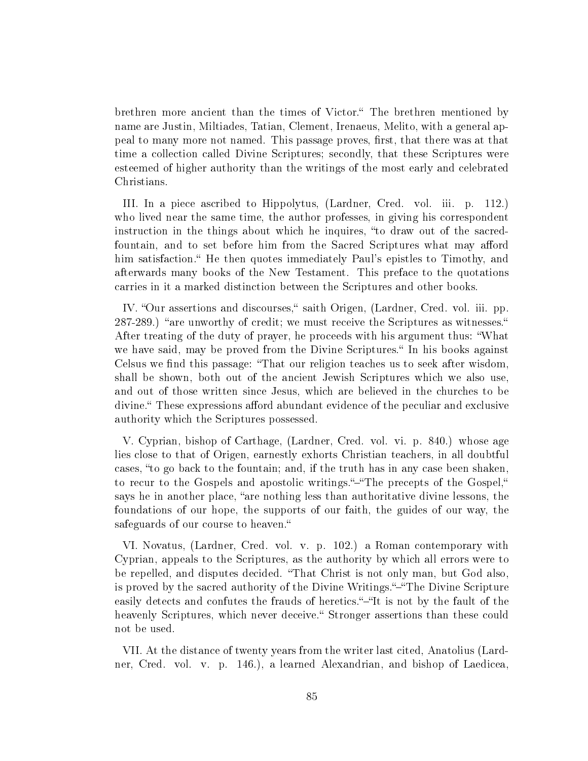brethren more ancient than the times of Victor." The brethren mentioned by name are Justin, Miltiades, Tatian, Clement, Irenaeus, Melito, with a general appeal to many more not named. This passage proves, first, that there was at that time a collection called Divine Scriptures; secondly, that these Scriptures were esteemed of higher authority than the writings of the most early and celebrated Christians.

III. In a piece ascribed to Hippolytus, (Lardner, Cred. vol. iii. p. 112.) who lived near the same time, the author professes, in giving his correspondent instruction in the things about which he inquires, "to draw out of the sacred-fountain, and to set before him from the Sacred Scriptures what may afford him satisfaction." He then quotes immediately Paul's epistles to Timothy, and afterwards many books of the New Testament. This preface to the quotations carries in it a marked distinction between the Scriptures and other books.

IV. "Our assertions and discourses," saith Origen, (Lardner, Cred. vol. iii. pp. 287-289.) "are unworthy of credit; we must receive the Scriptures as witnesses." After treating of the duty of prayer, he proceeds with his argument thus: "What we have said, may be proved from the Divine Scriptures." In his books against Celsus we find this passage: "That our religion teaches us to seek after wisdom, shall be shown, both out of the ancient Jewish Scriptures which we also use, and out of those written since Jesus, which are believed in the churches to be divine." These expressions afford abundant evidence of the peculiar and exclusive authority which the Scriptures possessed.

V. Cyprian, bishop of Carthage, (Lardner, Cred. vol. vi. p. 840.) whose age lies close to that of Origen, earnestly exhorts Christian teachers, in all doubtful cases, "to go back to the fountain; and, if the truth has in any case been shaken, to recur to the Gospels and apostolic writings."–"The precepts of the Gospel," says he in another place, "are nothing less than authoritative divine lessons, the foundations of our hope, the supports of our faith, the guides of our way, the safeguards of our course to heaven."

VI. Novatus, (Lardner, Cred. vol. v. p. 102.) a Roman contemporary with Cyprian, appeals to the Scriptures, as the authority by which all errors were to be repelled, and disputes decided. "That Christ is not only man, but God also, is proved by the sacred authority of the Divine Writings."–"The Divine Scripture easily detects and confutes the frauds of heretics."–"It is not by the fault of the heavenly Scriptures, which never deceive." Stronger assertions than these could not be used.

VII. At the distance of twenty years from the writer last cited, Anatolius (Lardner, Cred. vol. v. p. 146.), a learned Alexandrian, and bishop of Laedicea,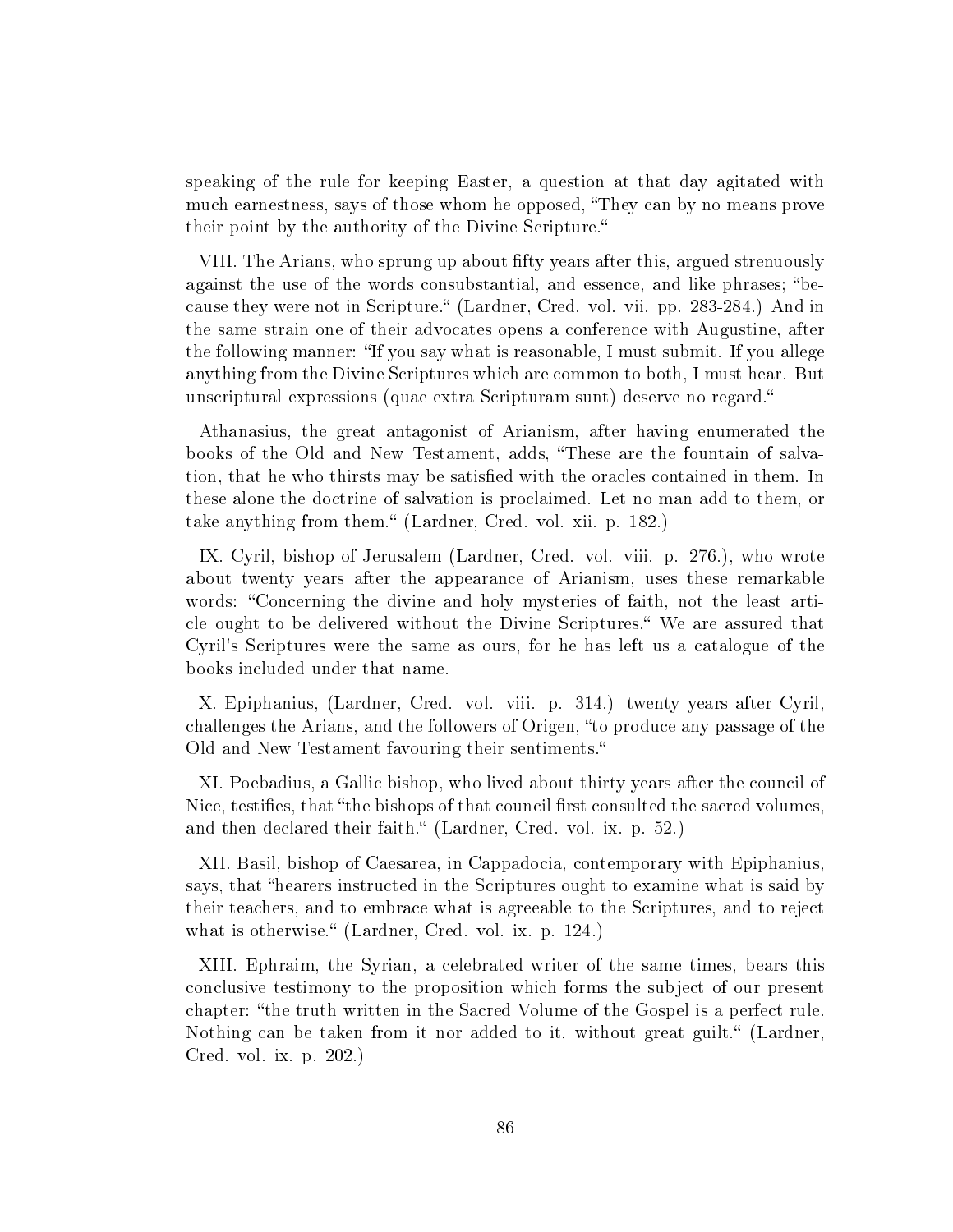speaking of the rule for keeping Easter, a question at that day agitated with much earnestness, says of those whom he opposed, "They can by no means prove their point by the authority of the Divine Scripture."

VIII. The Arians, who sprung up about fifty years after this, argued strenuously against the use of the words consubstantial, and essence, and like phrases; "because they were not in Scripture." (Lardner, Cred. vol. vii. pp. 283-284.) And in the same strain one of their advocates opens a conference with Augustine, after the following manner: "If you say what is reasonable, I must submit. If you allege anything from the Divine Scriptures which are common to both, I must hear. But unscriptural expressions (quae extra Scripturam sunt) deserve no regard."

Athanasius, the great antagonist of Arianism, after having enumerated the books of the Old and New Testament, adds, "These are the fountain of salvation, that he who thirsts may be satisfied with the oracles contained in them. In these alone the doctrine of salvation is proclaimed. Let no man add to them, or take anything from them." (Lardner, Cred. vol. xii. p. 182.)

IX. Cyril, bishop of Jerusalem (Lardner, Cred. vol. viii. p. 276.), who wrote about twenty years after the appearance of Arianism, uses these remarkable words: "Concerning the divine and holy mysteries of faith, not the least article ought to be delivered without the Divine Scriptures." We are assured that Cyril's Scriptures were the same as ours, for he has left us a catalogue of the books included under that name.

X. Epiphanius, (Lardner, Cred. vol. viii. p. 314.) twenty years after Cyril, challenges the Arians, and the followers of Origen, "to produce any passage of the Old and New Testament favouring their sentiments."

XI. Poebadius, a Gallic bishop, who lived about thirty years after the council of Nice, testifies, that "the bishops of that council first consulted the sacred volumes, and then declared their faith." (Lardner, Cred. vol. ix. p. 52.)

XII. Basil, bishop of Caesarea, in Cappadocia, contemporary with Epiphanius, says, that "hearers instructed in the Scriptures ought to examine what is said by their teachers, and to embrace what is agreeable to the Scriptures, and to reject what is otherwise." (Lardner, Cred. vol. ix. p. 124.)

XIII. Ephraim, the Syrian, a celebrated writer of the same times, bears this conclusive testimony to the proposition which forms the subject of our present chapter: "the truth written in the Sacred Volume of the Gospel is a perfect rule. Nothing can be taken from it nor added to it, without great guilt." (Lardner, Cred. vol. ix. p. 202.)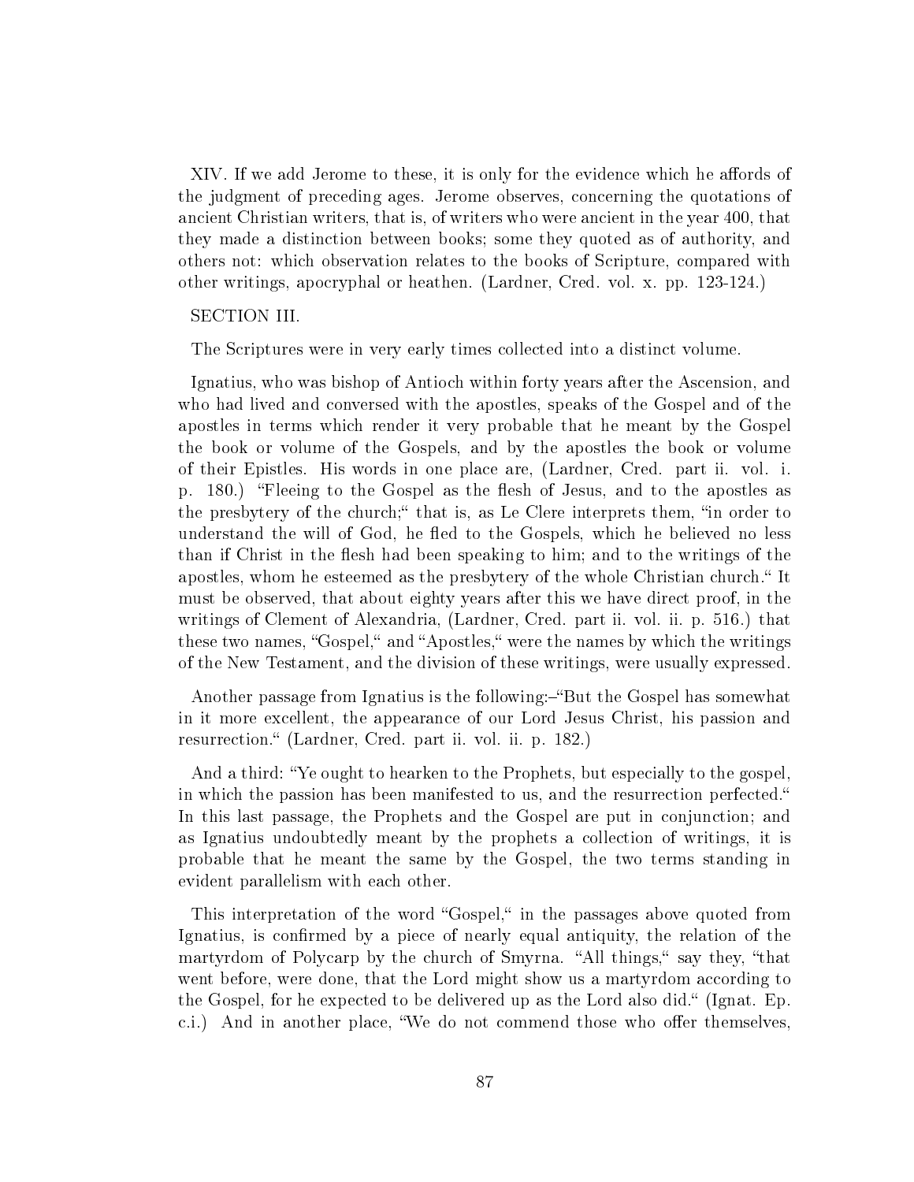XIV. If we add Jerome to these, it is only for the evidence which he affords of the judgment of preceding ages. Jerome observes, concerning the quotations of ancient Christian writers, that is, of writers who were ancient in the year 400, that they made a distinction between books; some they quoted as of authority, and others not: which observation relates to the books of Scripture, compared with other writings, apocryphal or heathen. (Lardner, Cred. vol. x. pp. 123-124.)

SECTION III.

The Scriptures were in very early times collected into a distinct volume.

Ignatius, who was bishop of Antioch within forty years after the Ascension, and who had lived and conversed with the apostles, speaks of the Gospel and of the apostles in terms which render it very probable that he meant by the Gospel the book or volume of the Gospels, and by the apostles the book or volume of their Epistles. His words in one place are, (Lardner, Cred. part ii. vol. i. p. 180.) "Fleeing to the Gospel as the flesh of Jesus, and to the apostles as the presbytery of the church;" that is, as Le Clere interprets them, "in order to understand the will of God, he fled to the Gospels, which he believed no less than if Christ in the flesh had been speaking to him; and to the writings of the apostles, whom he esteemed as the presbytery of the whole Christian church." It must be observed, that about eighty years after this we have direct proof, in the writings of Clement of Alexandria, (Lardner, Cred. part ii. vol. ii. p. 516.) that these two names, "Gospel," and "Apostles," were the names by which the writings of the New Testament, and the division of these writings, were usually expressed.

Another passage from Ignatius is the following:–"But the Gospel has somewhat in it more excellent, the appearance of our Lord Jesus Christ, his passion and resurrection." (Lardner, Cred. part ii. vol. ii. p. 182.)

And a third: "Ye ought to hearken to the Prophets, but especially to the gospel, in which the passion has been manifested to us, and the resurrection perfected." In this last passage, the Prophets and the Gospel are put in conjunction; and as Ignatius undoubtedly meant by the prophets a collection of writings, it is probable that he meant the same by the Gospel, the two terms standing in evident parallelism with each other.

This interpretation of the word "Gospel," in the passages above quoted from Ignatius, is confirmed by a piece of nearly equal antiquity, the relation of the martyrdom of Polycarp by the church of Smyrna. "All things," say they, "that went before, were done, that the Lord might show us a martyrdom according to the Gospel, for he expected to be delivered up as the Lord also did." (Ignat. Ep. c.i.) And in another place, "We do not commend those who offer themselves,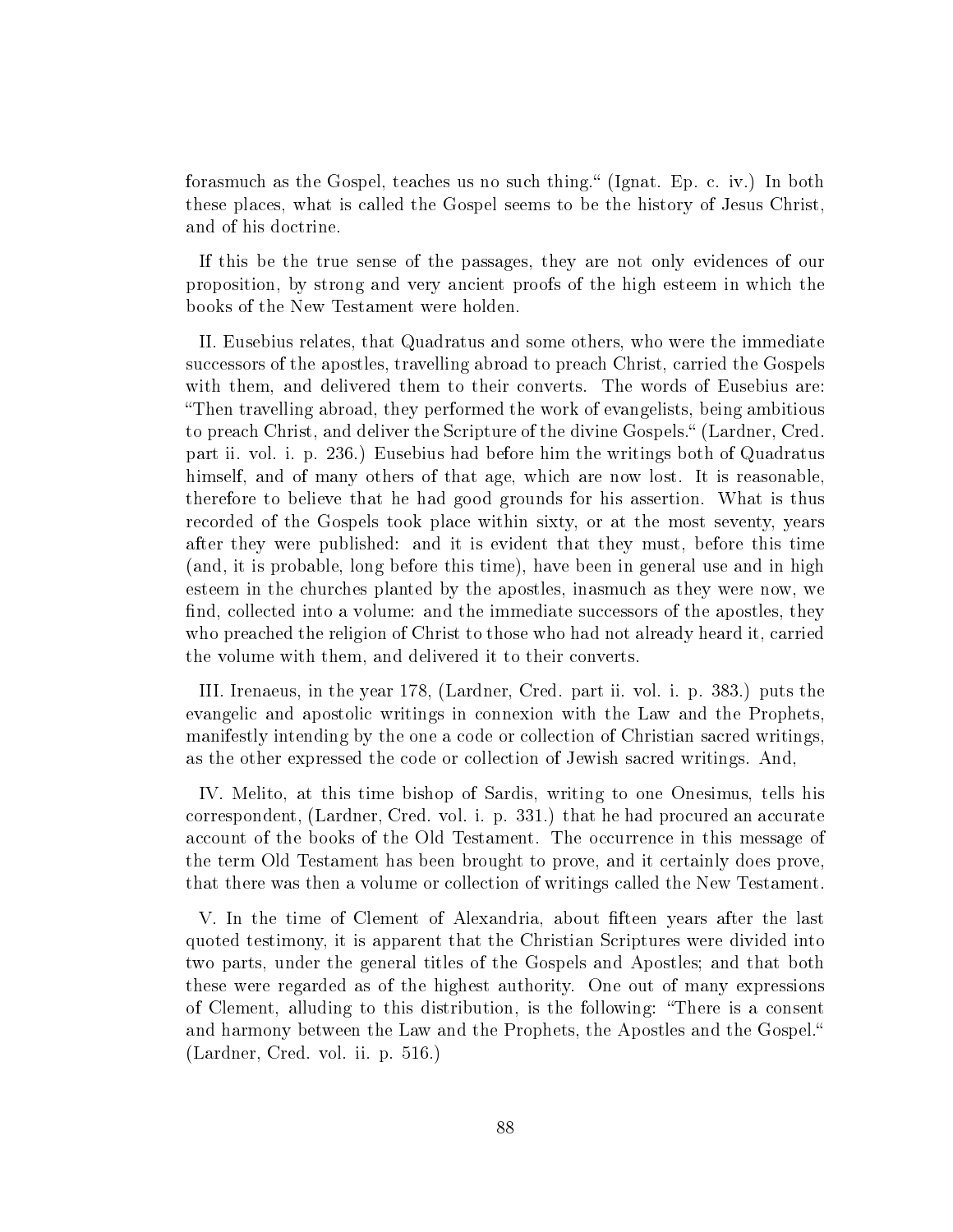forasmuch as the Gospel, teaches us no such thing.“ (Ignat. Ep. c. iv.) In both these places, what is called the Gospel seems to be the history of Jesus Christ, and of his doctrine.

If this be the true sense of the passages, they are not only evidences of our proposition, by strong and very ancient proofs of the high esteem in which the books of the New Testament were holden.

II. Eusebius relates, that Quadratus and some others, who were the immediate successors of the apostles, travelling abroad to preach Christ, carried the Gospels with them, and delivered them to their converts. The words of Eusebius are: "Then travelling abroad, they performed the work of evangelists, being ambitious to preach Christ, and deliver the Scripture of the divine Gospels.“ (Lardner, Cred. part ii. vol. i. p. 236.) Eusebius had before him the writings both of Quadratus himself, and of many others of that age, which are now lost. It is reasonable, therefore to believe that he had good grounds for his assertion. What is thus recorded of the Gospels took place within sixty, or at the most seventy, years after they were published: and it is evident that they must, before this time (and, it is probable, long before this time), have been in general use and in high esteem in the churches planted by the apostles, inasmuch as they were now, we find, collected into a volume: and the immediate successors of the apostles, they who preached the religion of Christ to those who had not already heard it, carried the volume with them, and delivered it to their converts.

III. Irenaeus, in the year 178, (Lardner, Cred. part ii. vol. i. p. 383.) puts the evangelic and apostolic writings in connexion with the Law and the Prophets, manifestly intending by the one a code or collection of Christian sacred writings, as the other expressed the code or collection of Jewish sacred writings. And,

IV. Melito, at this time bishop of Sardis, writing to one Onesimus, tells his correspondent, (Lardner, Cred. vol. i. p. 331.) that he had procured an accurate account of the books of the Old Testament. The occurrence in this message of the term Old Testament has been brought to prove, and it certainly does prove, that there was then a volume or collection of writings called the New Testament.

V. In the time of Clement of Alexandria, about fifteen years after the last quoted testimony, it is apparent that the Christian Scriptures were divided into two parts, under the general titles of the Gospels and Apostles; and that both these were regarded as of the highest authority. One out of many expressions of Clement, alluding to this distribution, is the following: "There is a consent and harmony between the Law and the Prophets, the Apostles and the Gospel.“ (Lardner, Cred. vol. ii. p. 516.)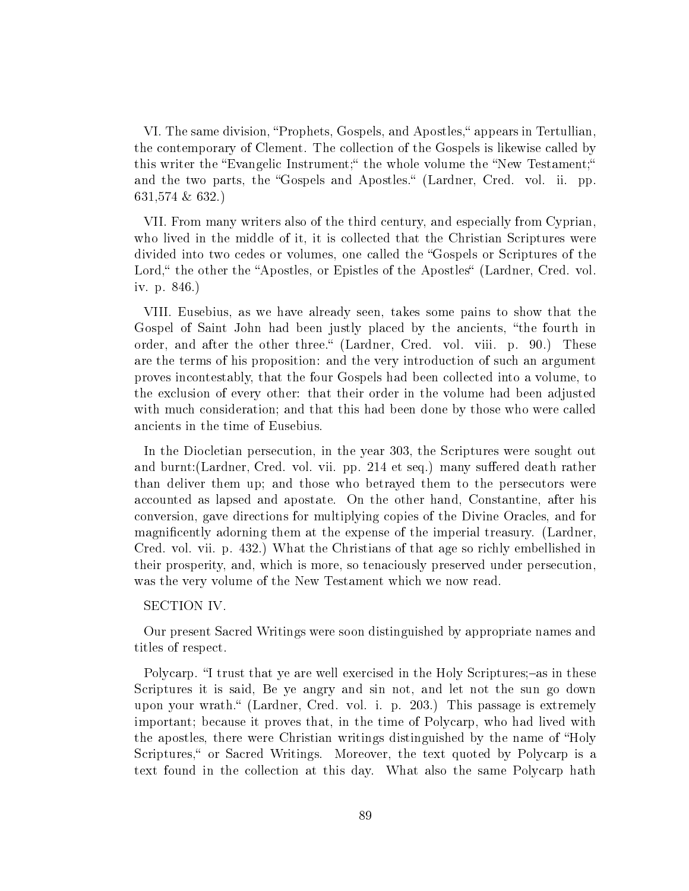VI. The same division, "Prophets, Gospels, and Apostles," appears in Tertullian, the contemporary of Clement. The collection of the Gospels is likewise called by this writer the "Evangelic Instrument;" the whole volume the "New Testament;" and the two parts, the "Gospels and Apostles." (Lardner, Cred. vol. ii. pp. 631,574 & 632.)

VII. From many writers also of the third century, and especially from Cyprian, who lived in the middle of it, it is collected that the Christian Scriptures were divided into two cedes or volumes, one called the "Gospels or Scriptures of the Lord," the other the "Apostles, or Epistles of the Apostles" (Lardner, Cred. vol. iv. p. 846.)

VIII. Eusebius, as we have already seen, takes some pains to show that the Gospel of Saint John had been justly placed by the ancients, "the fourth in order, and after the other three." (Lardner, Cred. vol. viii. p. 90.) These are the terms of his proposition: and the very introduction of such an argument proves incontestably, that the four Gospels had been collected into a volume, to the exclusion of every other: that their order in the volume had been adjusted with much consideration; and that this had been done by those who were called ancients in the time of Eusebius.

In the Diocletian persecution, in the year 303, the Scriptures were sought out and burnt:(Lardner, Cred. vol. vii. pp. 214 et seq.) many suffered death rather than deliver them up; and those who betrayed them to the persecutors were accounted as lapsed and apostate. On the other hand, Constantine, after his conversion, gave directions for multiplying copies of the Divine Oracles, and for magnificently adorning them at the expense of the imperial treasury. (Lardner, Cred. vol. vii. p. 432.) What the Christians of that age so richly embellished in their prosperity, and, which is more, so tenaciously preserved under persecution, was the very volume of the New Testament which we now read.

SECTION IV.

Our present Sacred Writings were soon distinguished by appropriate names and titles of respect.

Polycarp. "I trust that ye are well exercised in the Holy Scriptures;–as in these Scriptures it is said, Be ye angry and sin not, and let not the sun go down upon your wrath." (Lardner, Cred. vol. i. p. 203.) This passage is extremely important; because it proves that, in the time of Polycarp, who had lived with the apostles, there were Christian writings distinguished by the name of "Holy Scriptures," or Sacred Writings. Moreover, the text quoted by Polycarp is a text found in the collection at this day. What also the same Polycarp hath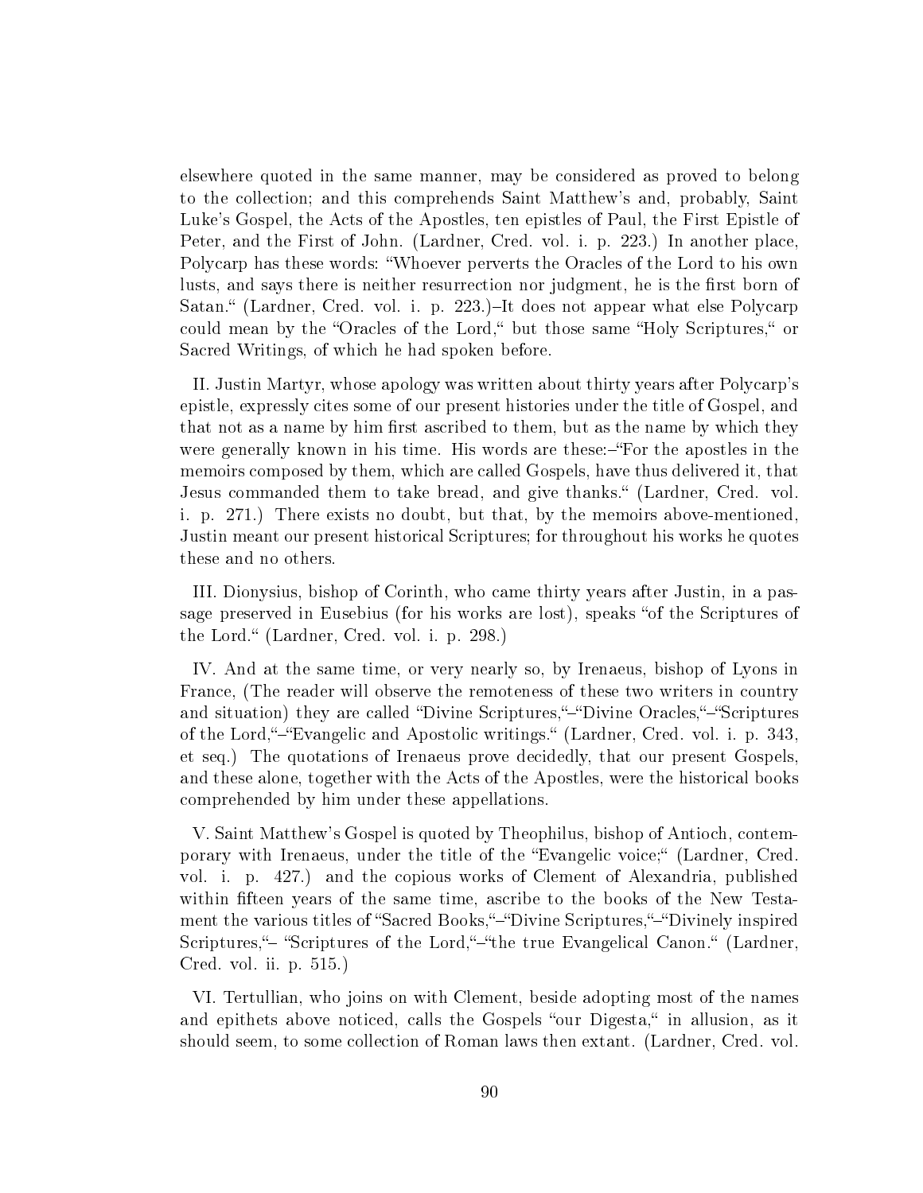elsewhere quoted in the same manner, may be considered as proved to belong to the collection; and this comprehends Saint Matthew's and, probably, Saint Luke's Gospel, the Acts of the Apostles, ten epistles of Paul, the First Epistle of Peter, and the First of John. (Lardner, Cred. vol. i. p. 223.) In another place, Polycarp has these words: "Whoever perverts the Oracles of the Lord to his own lusts, and says there is neither resurrection nor judgment, he is the first born of Satan." (Lardner, Cred. vol. i. p. 223.)–It does not appear what else Polycarp could mean by the "Oracles of the Lord," but those same "Holy Scriptures," or Sacred Writings, of which he had spoken before.

II. Justin Martyr, whose apology was written about thirty years after Polycarp's epistle, expressly cites some of our present histories under the title of Gospel, and that not as a name by him first ascribed to them, but as the name by which they were generally known in his time. His words are these:–"For the apostles in the memoirs composed by them, which are called Gospels, have thus delivered it, that Jesus commanded them to take bread, and give thanks." (Lardner, Cred. vol. i. p. 271.) There exists no doubt, but that, by the memoirs above-mentioned, Justin meant our present historical Scriptures; for throughout his works he quotes these and no others.

III. Dionysius, bishop of Corinth, who came thirty years after Justin, in a passage preserved in Eusebius (for his works are lost), speaks "of the Scriptures of the Lord." (Lardner, Cred. vol. i. p. 298.)

IV. And at the same time, or very nearly so, by Irenaeus, bishop of Lyons in France, (The reader will observe the remoteness of these two writers in country and situation) they are called "Divine Scriptures,"–"Divine Oracles,"–"Scriptures of the Lord,"–"Evangelic and Apostolic writings." (Lardner, Cred. vol. i. p. 343, et seq.) The quotations of Irenaeus prove decidedly, that our present Gospels, and these alone, together with the Acts of the Apostles, were the historical books comprehended by him under these appellations.

V. Saint Matthew's Gospel is quoted by Theophilus, bishop of Antioch, contemporary with Irenaeus, under the title of the "Evangelic voice;" (Lardner, Cred. vol. i. p. 427.) and the copious works of Clement of Alexandria, published within fifteen years of the same time, ascribe to the books of the New Testament the various titles of "Sacred Books,"–"Divine Scriptures,"–"Divinely inspired Scriptures,"– "Scriptures of the Lord,"–"the true Evangelical Canon." (Lardner, Cred. vol. ii. p. 515.)

VI. Tertullian, who joins on with Clement, beside adopting most of the names and epithets above noticed, calls the Gospels "our Digesta," in allusion, as it should seem, to some collection of Roman laws then extant. (Lardner, Cred. vol.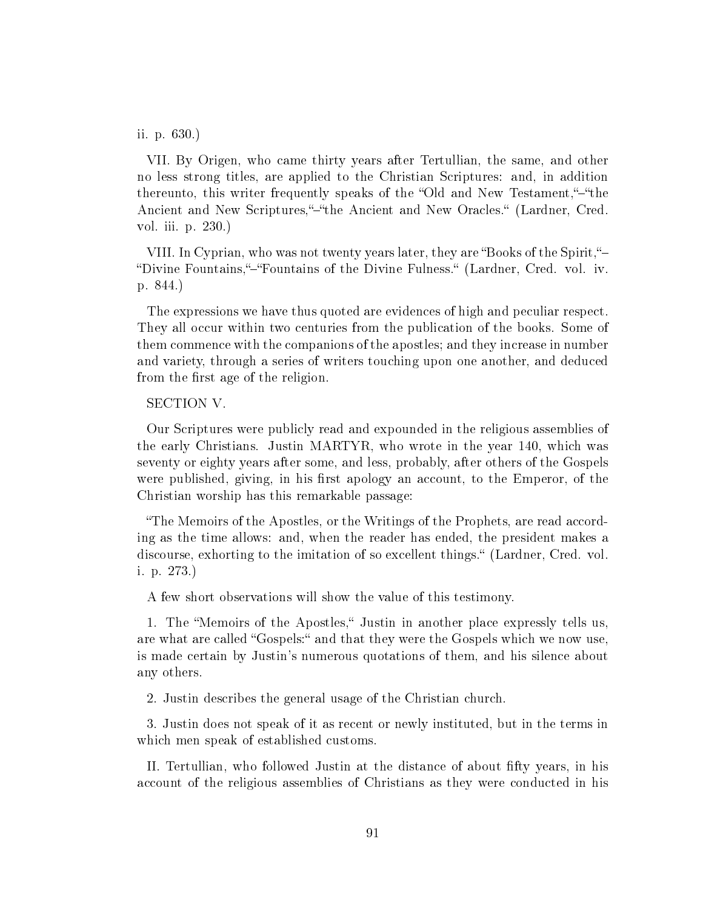ii. p. 630.)

VII. By Origen, who came thirty years after Tertullian, the same, and other no less strong titles, are applied to the Christian Scriptures: and, in addition thereunto, this writer frequently speaks of the "Old and New Testament,"–"the Ancient and New Scriptures,"–"the Ancient and New Oracles." (Lardner, Cred. vol. iii. p. 230.)

VIII. In Cyprian, who was not twenty years later, they are "Books of the Spirit,"–"Divine Fountains,"–"Fountains of the Divine Fulness." (Lardner, Cred. vol. iv. p. 844.)

The expressions we have thus quoted are evidences of high and peculiar respect. They all occur within two centuries from the publication of the books. Some of them commence with the companions of the apostles; and they increase in number and variety, through a series of writers touching upon one another, and deduced from the first age of the religion.

SECTION V.

Our Scriptures were publicly read and expounded in the religious assemblies of the early Christians. Justin MARTYR, who wrote in the year 140, which was seventy or eighty years after some, and less, probably, after others of the Gospels were published, giving, in his first apology an account, to the Emperor, of the Christian worship has this remarkable passage:

"The Memoirs of the Apostles, or the Writings of the Prophets, are read according as the time allows: and, when the reader has ended, the president makes a discourse, exhorting to the imitation of so excellent things." (Lardner, Cred. vol. i. p. 273.)

A few short observations will show the value of this testimony.

1. The "Memoirs of the Apostles," Justin in another place expressly tells us, are what are called "Gospels:" and that they were the Gospels which we now use, is made certain by Justin's numerous quotations of them, and his silence about any others.

2. Justin describes the general usage of the Christian church.

3. Justin does not speak of it as recent or newly instituted, but in the terms in which men speak of established customs.

II. Tertullian, who followed Justin at the distance of about fifty years, in his account of the religious assemblies of Christians as they were conducted in his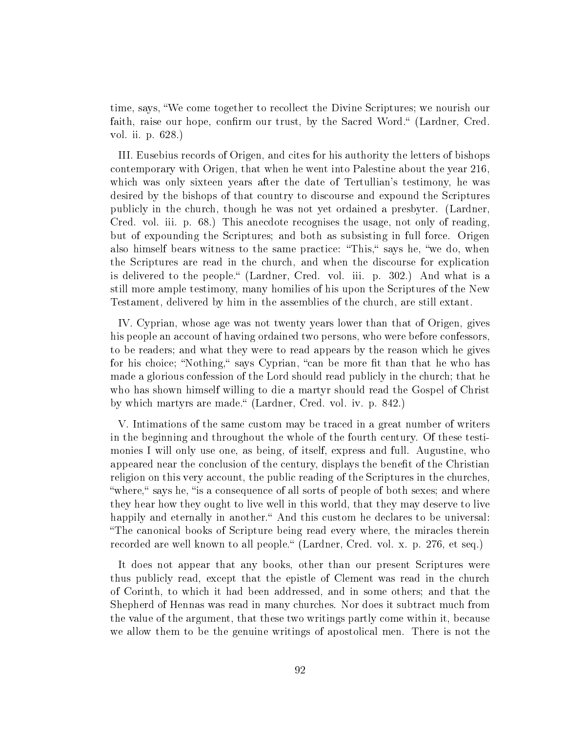time, says, "We come together to recollect the Divine Scriptures; we nourish our faith, raise our hope, confirm our trust, by the Sacred Word." (Lardner, Cred. vol. ii. p. 628.)

III. Eusebius records of Origen, and cites for his authority the letters of bishops contemporary with Origen, that when he went into Palestine about the year 216, which was only sixteen years after the date of Tertullian's testimony, he was desired by the bishops of that country to discourse and expound the Scriptures publicly in the church, though he was not yet ordained a presbyter. (Lardner, Cred. vol. iii. p. 68.) This anecdote recognises the usage, not only of reading, but of expounding the Scriptures; and both as subsisting in full force. Origen also himself bears witness to the same practice: "This," says he, "we do, when the Scriptures are read in the church, and when the discourse for explication is delivered to the people." (Lardner, Cred. vol. iii. p. 302.) And what is a still more ample testimony, many homilies of his upon the Scriptures of the New Testament, delivered by him in the assemblies of the church, are still extant.

IV. Cyprian, whose age was not twenty years lower than that of Origen, gives his people an account of having ordained two persons, who were before confessors, to be readers; and what they were to read appears by the reason which he gives for his choice; "Nothing," says Cyprian, "can be more fit than that he who has made a glorious confession of the Lord should read publicly in the church; that he who has shown himself willing to die a martyr should read the Gospel of Christ by which martyrs are made." (Lardner, Cred. vol. iv. p. 842.)

V. Intimations of the same custom may be traced in a great number of writers in the beginning and throughout the whole of the fourth century. Of these testimonies I will only use one, as being, of itself, express and full. Augustine, who appeared near the conclusion of the century, displays the benefit of the Christian religion on this very account, the public reading of the Scriptures in the churches, "where," says he, "is a consequence of all sorts of people of both sexes; and where they hear how they ought to live well in this world, that they may deserve to live happily and eternally in another." And this custom he declares to be universal: "The canonical books of Scripture being read every where, the miracles therein recorded are well known to all people." (Lardner, Cred. vol. x. p. 276, et seq.)

It does not appear that any books, other than our present Scriptures were thus publicly read, except that the epistle of Clement was read in the church of Corinth, to which it had been addressed, and in some others; and that the Shepherd of Hennas was read in many churches. Nor does it subtract much from the value of the argument, that these two writings partly come within it, because we allow them to be the genuine writings of apostolical men. There is not the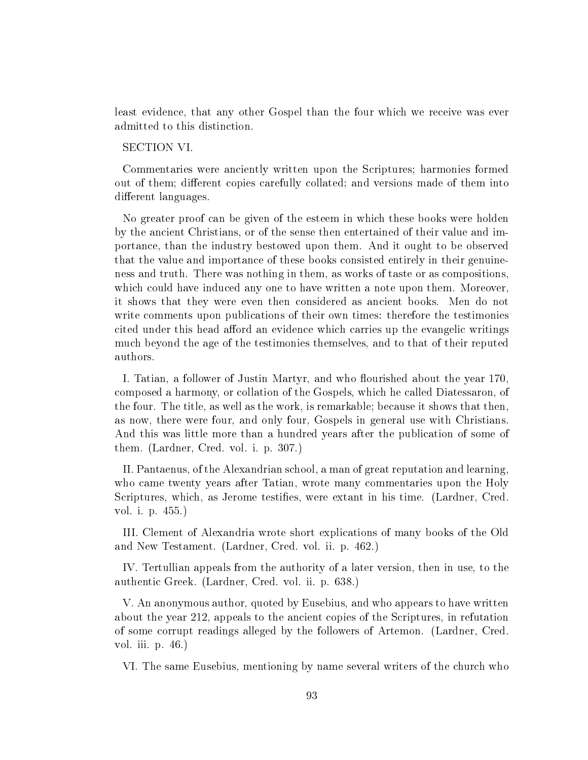least evidence, that any other Gospel than the four which we receive was ever admitted to this distinction.

SECTION VI.

Commentaries were anciently written upon the Scriptures; harmonies formed out of them; different copies carefully collated; and versions made of them into different languages.

No greater proof can be given of the esteem in which these books were holden by the ancient Christians, or of the sense then entertained of their value and importance, than the industry bestowed upon them. And it ought to be observed that the value and importance of these books consisted entirely in their genuineness and truth. There was nothing in them, as works of taste or as compositions, which could have induced any one to have written a note upon them. Moreover, it shows that they were even then considered as ancient books. Men do not write comments upon publications of their own times: therefore the testimonies cited under this head afford an evidence which carries up the evangelic writings much beyond the age of the testimonies themselves, and to that of their reputed authors.

I. Tatian, a follower of Justin Martyr, and who flourished about the year 170, composed a harmony, or collation of the Gospels, which he called Diatessaron, of the four. The title, as well as the work, is remarkable; because it shows that then, as now, there were four, and only four, Gospels in general use with Christians. And this was little more than a hundred years after the publication of some of them. (Lardner, Cred. vol. i. p. 307.)

II. Pantaenus, of the Alexandrian school, a man of great reputation and learning, who came twenty years after Tatian, wrote many commentaries upon the Holy Scriptures, which, as Jerome testifies, were extant in his time. (Lardner, Cred. vol. i. p. 455.)

III. Clement of Alexandria wrote short explications of many books of the Old and New Testament. (Lardner, Cred. vol. ii. p. 462.)

IV. Tertullian appeals from the authority of a later version, then in use, to the authentic Greek. (Lardner, Cred. vol. ii. p. 638.)

V. An anonymous author, quoted by Eusebius, and who appears to have written about the year 212, appeals to the ancient copies of the Scriptures, in refutation of some corrupt readings alleged by the followers of Artemon. (Lardner, Cred. vol. iii. p. 46.)

VI. The same Eusebius, mentioning by name several writers of the church who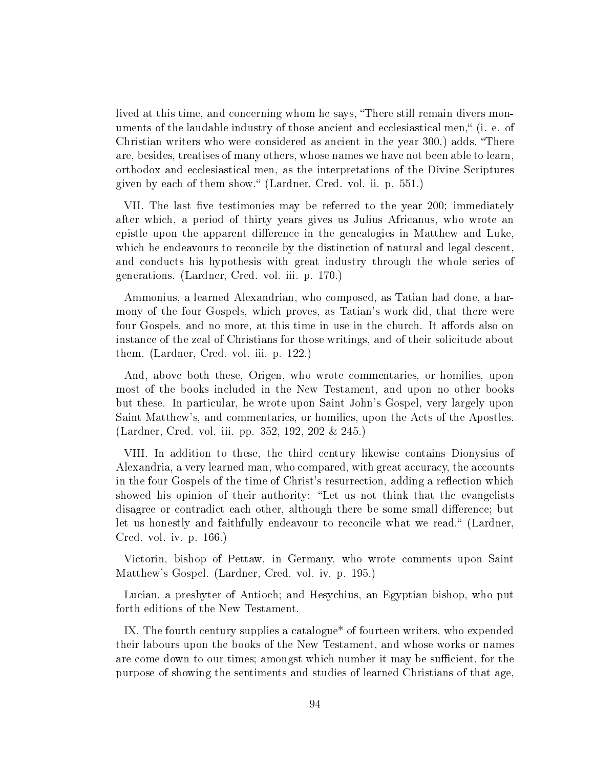lived at this time, and concerning whom he says, "There still remain divers monuments of the laudable industry of those ancient and ecclesiastical men," (i. e. of Christian writers who were considered as ancient in the year 300,) adds, "There are, besides, treatises of many others, whose names we have not been able to learn, orthodox and ecclesiastical men, as the interpretations of the Divine Scriptures given by each of them show." (Lardner, Cred. vol. ii. p. 551.)

VII. The last five testimonies may be referred to the year 200; immediately after which, a period of thirty years gives us Julius Africanus, who wrote an epistle upon the apparent difference in the genealogies in Matthew and Luke, which he endeavours to reconcile by the distinction of natural and legal descent, and conducts his hypothesis with great industry through the whole series of generations. (Lardner, Cred. vol. iii. p. 170.)

Ammonius, a learned Alexandrian, who composed, as Tatian had done, a harmony of the four Gospels, which proves, as Tatian's work did, that there were four Gospels, and no more, at this time in use in the church. It affords also on instance of the zeal of Christians for those writings, and of their solicitude about them. (Lardner, Cred. vol. iii. p. 122.)

And, above both these, Origen, who wrote commentaries, or homilies, upon most of the books included in the New Testament, and upon no other books but these. In particular, he wrote upon Saint John's Gospel, very largely upon Saint Matthew's, and commentaries, or homilies, upon the Acts of the Apostles. (Lardner, Cred. vol. iii. pp. 352, 192, 202 & 245.)

VIII. In addition to these, the third century likewise contains–Dionysius of Alexandria, a very learned man, who compared, with great accuracy, the accounts in the four Gospels of the time of Christ's resurrection, adding a reflection which showed his opinion of their authority: "Let us not think that the evangelists disagree or contradict each other, although there be some small difference; but let us honestly and faithfully endeavour to reconcile what we read." (Lardner, Cred. vol. iv. p. 166.)

Victorin, bishop of Pettaw, in Germany, who wrote comments upon Saint Matthew's Gospel. (Lardner, Cred. vol. iv. p. 195.)

Lucian, a presbyter of Antioch; and Hesychius, an Egyptian bishop, who put forth editions of the New Testament.

IX. The fourth century supplies a catalogue* of fourteen writers, who expended their labours upon the books of the New Testament, and whose works or names are come down to our times; amongst which number it may be sufficient, for the purpose of showing the sentiments and studies of learned Christians of that age,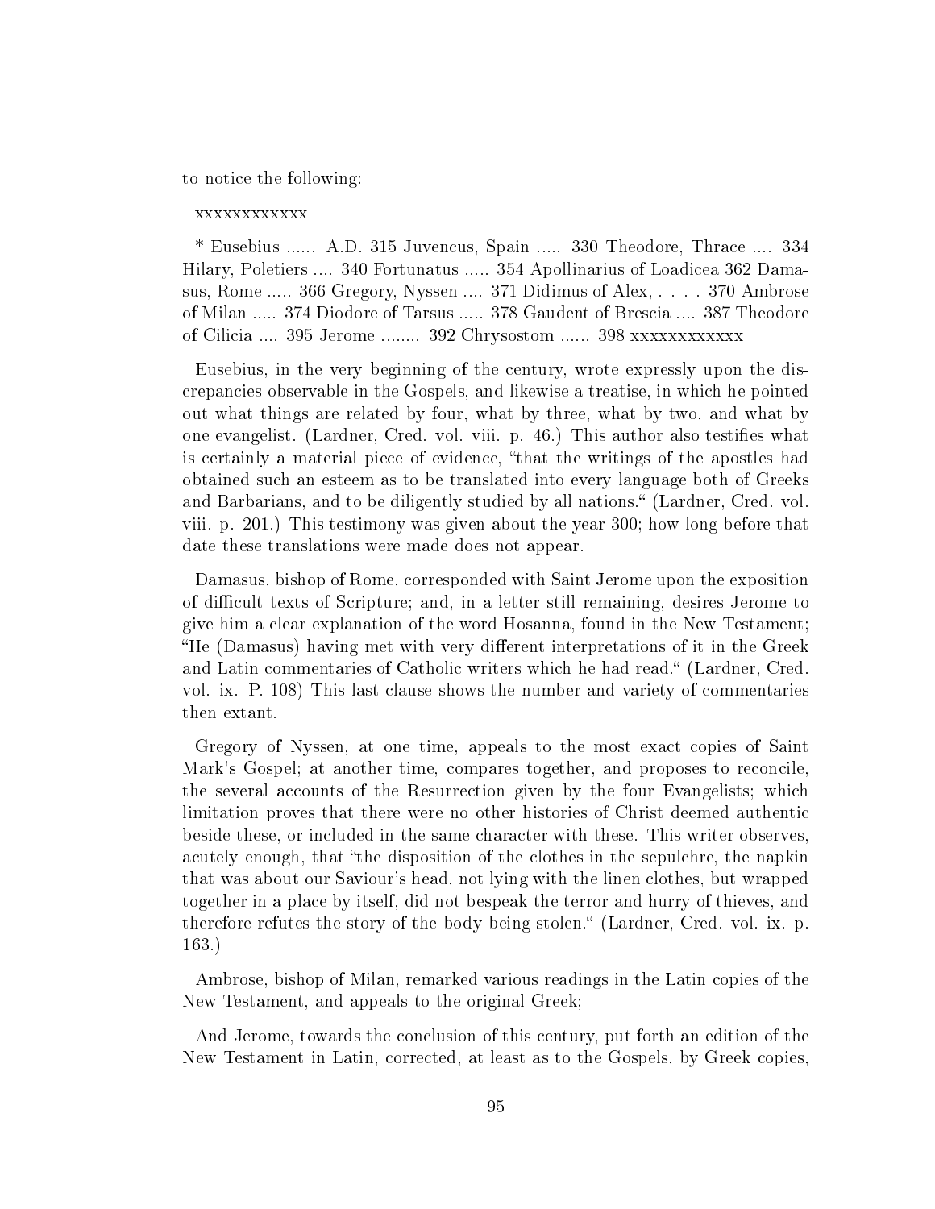to notice the following:

xxxxxxxxxxxx

* Eusebius ...... A.D. 315 Juvencus, Spain ..... 330 Theodore, Thrace .... 334 Hilary, Poletiers .... 340 Fortunatus ..... 354 Apollinarius of Loadicea 362 Damasus, Rome ..... 366 Gregory, Nyssen .... 371 Didimus of Alex, . . . . 370 Ambrose of Milan ..... 374 Diodore of Tarsus ..... 378 Gaudent of Brescia .... 387 Theodore of Cilicia .... 395 Jerome ........ 392 Chrysostom ...... 398 xxxxxxxxxxxx

Eusebius, in the very beginning of the century, wrote expressly upon the discrepancies observable in the Gospels, and likewise a treatise, in which he pointed out what things are related by four, what by three, what by two, and what by one evangelist. (Lardner, Cred. vol. viii. p. 46.) This author also testifies what is certainly a material piece of evidence, "that the writings of the apostles had obtained such an esteem as to be translated into every language both of Greeks and Barbarians, and to be diligently studied by all nations." (Lardner, Cred. vol. viii. p. 201.) This testimony was given about the year 300; how long before that date these translations were made does not appear.

Damasus, bishop of Rome, corresponded with Saint Jerome upon the exposition of difficult texts of Scripture; and, in a letter still remaining, desires Jerome to give him a clear explanation of the word Hosanna, found in the New Testament; "He (Damasus) having met with very different interpretations of it in the Greek and Latin commentaries of Catholic writers which he had read." (Lardner, Cred. vol. ix. P. 108) This last clause shows the number and variety of commentaries then extant.

Gregory of Nyssen, at one time, appeals to the most exact copies of Saint Mark's Gospel; at another time, compares together, and proposes to reconcile, the several accounts of the Resurrection given by the four Evangelists; which limitation proves that there were no other histories of Christ deemed authentic beside these, or included in the same character with these. This writer observes, acutely enough, that "the disposition of the clothes in the sepulchre, the napkin that was about our Saviour's head, not lying with the linen clothes, but wrapped together in a place by itself, did not bespeak the terror and hurry of thieves, and therefore refutes the story of the body being stolen." (Lardner, Cred. vol. ix. p. 163.)

Ambrose, bishop of Milan, remarked various readings in the Latin copies of the New Testament, and appeals to the original Greek;

And Jerome, towards the conclusion of this century, put forth an edition of the New Testament in Latin, corrected, at least as to the Gospels, by Greek copies,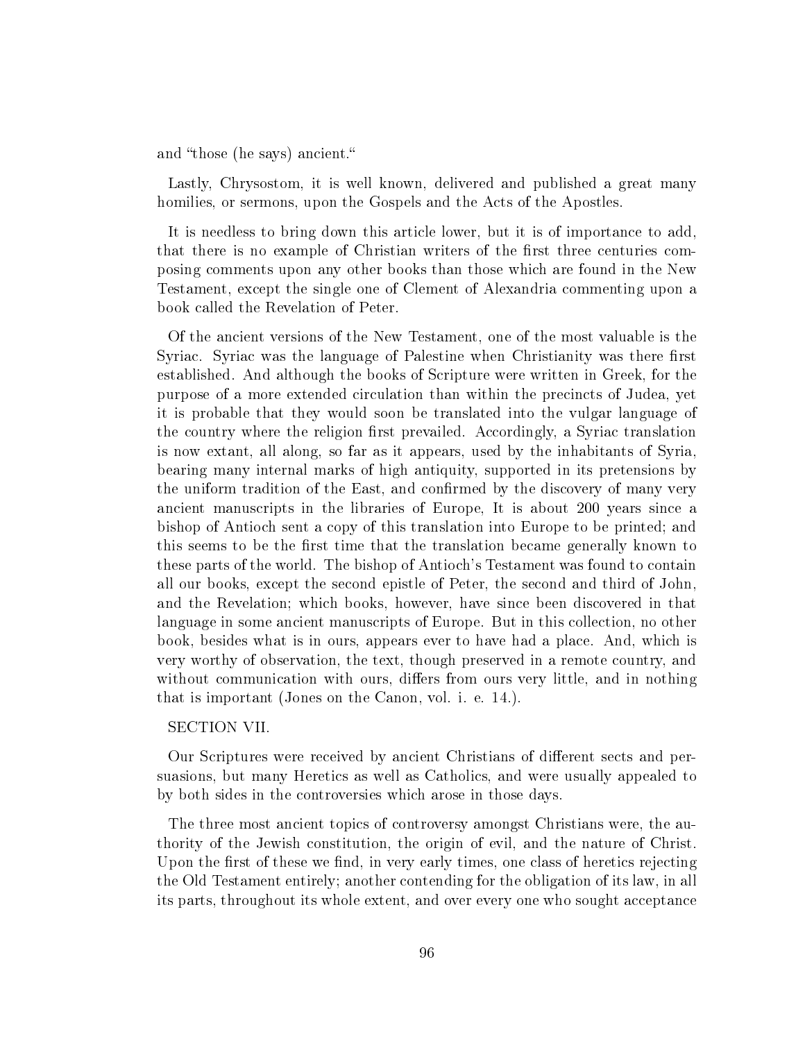and "those (he says) ancient."

Lastly, Chrysostom, it is well known, delivered and published a great many homilies, or sermons, upon the Gospels and the Acts of the Apostles.

It is needless to bring down this article lower, but it is of importance to add, that there is no example of Christian writers of the first three centuries composing comments upon any other books than those which are found in the New Testament, except the single one of Clement of Alexandria commenting upon a book called the Revelation of Peter.

Of the ancient versions of the New Testament, one of the most valuable is the Syriac. Syriac was the language of Palestine when Christianity was there first established. And although the books of Scripture were written in Greek, for the purpose of a more extended circulation than within the precincts of Judea, yet it is probable that they would soon be translated into the vulgar language of the country where the religion first prevailed. Accordingly, a Syriac translation is now extant, all along, so far as it appears, used by the inhabitants of Syria, bearing many internal marks of high antiquity, supported in its pretensions by the uniform tradition of the East, and confirmed by the discovery of many very ancient manuscripts in the libraries of Europe, It is about 200 years since a bishop of Antioch sent a copy of this translation into Europe to be printed; and this seems to be the first time that the translation became generally known to these parts of the world. The bishop of Antioch's Testament was found to contain all our books, except the second epistle of Peter, the second and third of John, and the Revelation; which books, however, have since been discovered in that language in some ancient manuscripts of Europe. But in this collection, no other book, besides what is in ours, appears ever to have had a place. And, which is very worthy of observation, the text, though preserved in a remote country, and without communication with ours, differs from ours very little, and in nothing that is important (Jones on the Canon, vol. i. e. 14.).

SECTION VII.

Our Scriptures were received by ancient Christians of different sects and persuasions, but many Heretics as well as Catholics, and were usually appealed to by both sides in the controversies which arose in those days.

The three most ancient topics of controversy amongst Christians were, the authority of the Jewish constitution, the origin of evil, and the nature of Christ. Upon the first of these we find, in very early times, one class of heretics rejecting the Old Testament entirely; another contending for the obligation of its law, in all its parts, throughout its whole extent, and over every one who sought acceptance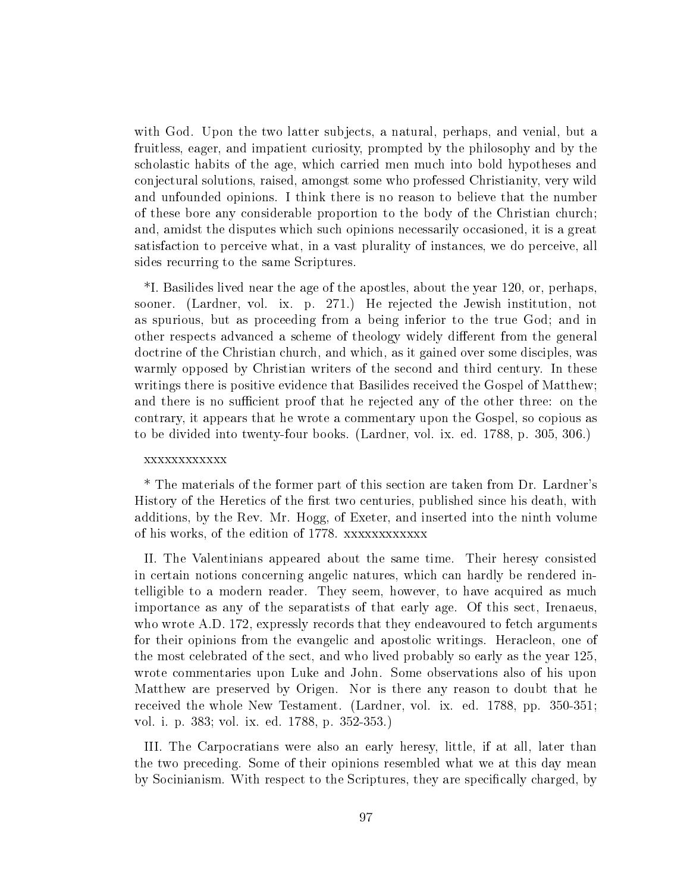with God. Upon the two latter subjects, a natural, perhaps, and venial, but a fruitless, eager, and impatient curiosity, prompted by the philosophy and by the scholastic habits of the age, which carried men much into bold hypotheses and conjectural solutions, raised, amongst some who professed Christianity, very wild and unfounded opinions. I think there is no reason to believe that the number of these bore any considerable proportion to the body of the Christian church; and, amidst the disputes which such opinions necessarily occasioned, it is a great satisfaction to perceive what, in a vast plurality of instances, we do perceive, all sides recurring to the same Scriptures.

*I. Basilides lived near the age of the apostles, about the year 120, or, perhaps, sooner. (Lardner, vol. ix. p. 271.) He rejected the Jewish institution, not as spurious, but as proceeding from a being inferior to the true God; and in other respects advanced a scheme of theology widely different from the general doctrine of the Christian church, and which, as it gained over some disciples, was warmly opposed by Christian writers of the second and third century. In these writings there is positive evidence that Basilides received the Gospel of Matthew; and there is no sufficient proof that he rejected any of the other three: on the contrary, it appears that he wrote a commentary upon the Gospel, so copious as to be divided into twenty-four books. (Lardner, vol. ix. ed. 1788, p. 305, 306.)

xxxxxxxxxxxx

* The materials of the former part of this section are taken from Dr. Lardner's History of the Heretics of the first two centuries, published since his death, with additions, by the Rev. Mr. Hogg, of Exeter, and inserted into the ninth volume of his works, of the edition of 1778. xxxxxxxxxxxx

II. The Valentinians appeared about the same time. Their heresy consisted in certain notions concerning angelic natures, which can hardly be rendered intelligible to a modern reader. They seem, however, to have acquired as much importance as any of the separatists of that early age. Of this sect, Irenaeus, who wrote A.D. 172, expressly records that they endeavoured to fetch arguments for their opinions from the evangelic and apostolic writings. Heracleon, one of the most celebrated of the sect, and who lived probably so early as the year 125, wrote commentaries upon Luke and John. Some observations also of his upon Matthew are preserved by Origen. Nor is there any reason to doubt that he received the whole New Testament. (Lardner, vol. ix. ed. 1788, pp. 350-351; vol. i. p. 383; vol. ix. ed. 1788, p. 352-353.)

III. The Carpocratians were also an early heresy, little, if at all, later than the two preceding. Some of their opinions resembled what we at this day mean by Socinianism. With respect to the Scriptures, they are specifically charged, by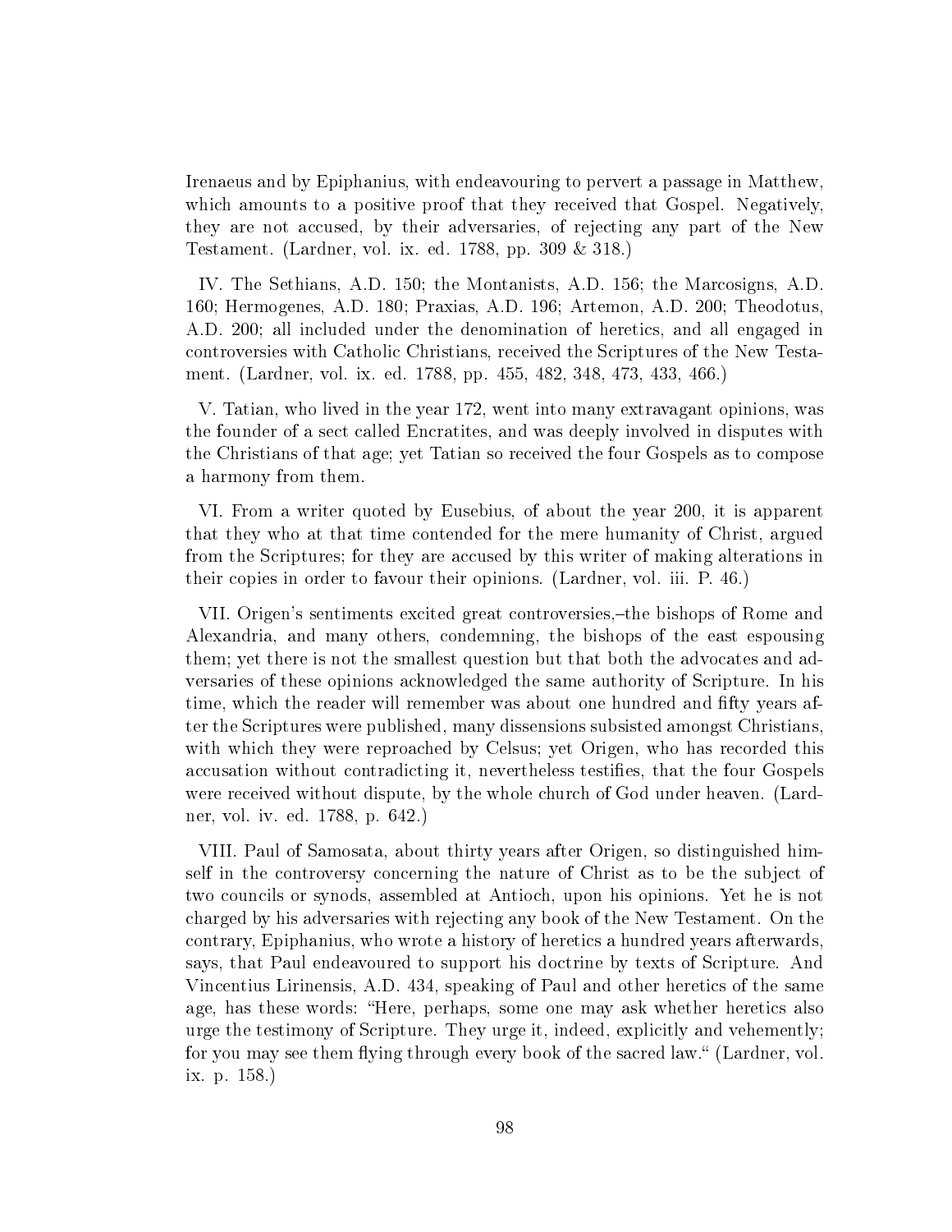Irenaeus and by Epiphanius, with endeavouring to pervert a passage in Matthew, which amounts to a positive proof that they received that Gospel. Negatively, they are not accused, by their adversaries, of rejecting any part of the New Testament. (Lardner, vol. ix. ed. 1788, pp. 309 & 318.)

IV. The Sethians, A.D. 150; the Montanists, A.D. 156; the Marcosigns, A.D. 160; Hermogenes, A.D. 180; Praxias, A.D. 196; Artemon, A.D. 200; Theodotus, A.D. 200; all included under the denomination of heretics, and all engaged in controversies with Catholic Christians, received the Scriptures of the New Testament. (Lardner, vol. ix. ed. 1788, pp. 455, 482, 348, 473, 433, 466.)

V. Tatian, who lived in the year 172, went into many extravagant opinions, was the founder of a sect called Encratites, and was deeply involved in disputes with the Christians of that age; yet Tatian so received the four Gospels as to compose a harmony from them.

VI. From a writer quoted by Eusebius, of about the year 200, it is apparent that they who at that time contended for the mere humanity of Christ, argued from the Scriptures; for they are accused by this writer of making alterations in their copies in order to favour their opinions. (Lardner, vol. iii. P. 46.)

VII. Origen's sentiments excited great controversies,–the bishops of Rome and Alexandria, and many others, condemning, the bishops of the east espousing them; yet there is not the smallest question but that both the advocates and adversaries of these opinions acknowledged the same authority of Scripture. In his time, which the reader will remember was about one hundred and fifty years after the Scriptures were published, many dissensions subsisted amongst Christians, with which they were reproached by Celsus; yet Origen, who has recorded this accusation without contradicting it, nevertheless testifies, that the four Gospels were received without dispute, by the whole church of God under heaven. (Lardner, vol. iv. ed. 1788, p. 642.)

VIII. Paul of Samosata, about thirty years after Origen, so distinguished himself in the controversy concerning the nature of Christ as to be the subject of two councils or synods, assembled at Antioch, upon his opinions. Yet he is not charged by his adversaries with rejecting any book of the New Testament. On the contrary, Epiphanius, who wrote a history of heretics a hundred years afterwards, says, that Paul endeavoured to support his doctrine by texts of Scripture. And Vincentius Lirinensis, A.D. 434, speaking of Paul and other heretics of the same age, has these words: "Here, perhaps, some one may ask whether heretics also urge the testimony of Scripture. They urge it, indeed, explicitly and vehemently; for you may see them flying through every book of the sacred law." (Lardner, vol. ix. p. 158.)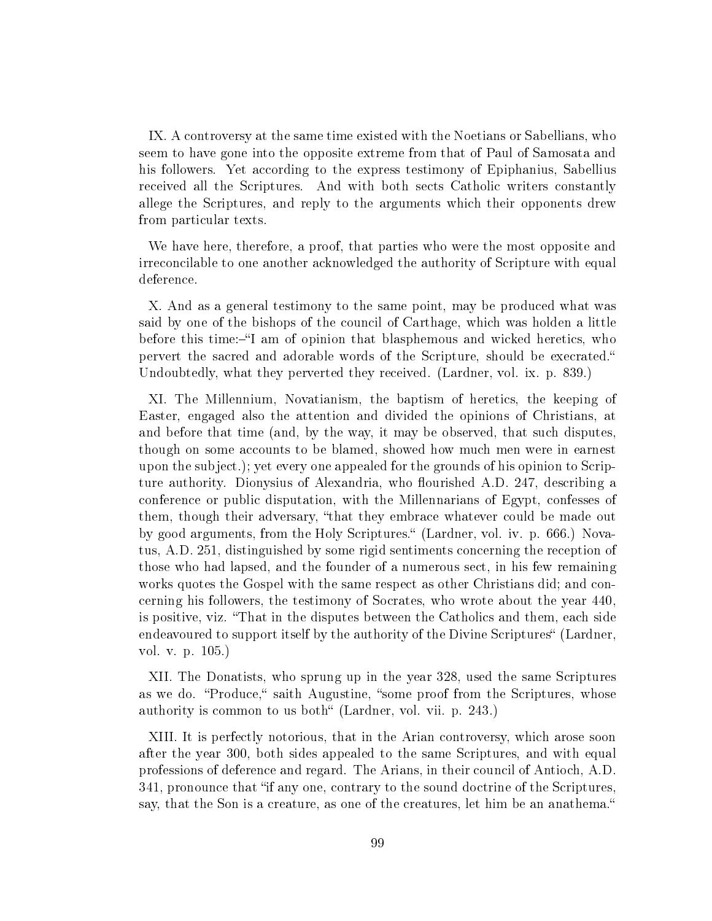IX. A controversy at the same time existed with the Noetians or Sabellians, who seem to have gone into the opposite extreme from that of Paul of Samosata and his followers. Yet according to the express testimony of Epiphanius, Sabellius received all the Scriptures. And with both sects Catholic writers constantly allege the Scriptures, and reply to the arguments which their opponents drew from particular texts.

We have here, therefore, a proof, that parties who were the most opposite and irreconcilable to one another acknowledged the authority of Scripture with equal deference.

X. And as a general testimony to the same point, may be produced what was said by one of the bishops of the council of Carthage, which was holden a little before this time:–"I am of opinion that blasphemous and wicked heretics, who pervert the sacred and adorable words of the Scripture, should be execrated." Undoubtedly, what they perverted they received. (Lardner, vol. ix. p. 839.)

XI. The Millennium, Novatianism, the baptism of heretics, the keeping of Easter, engaged also the attention and divided the opinions of Christians, at and before that time (and, by the way, it may be observed, that such disputes, though on some accounts to be blamed, showed how much men were in earnest upon the subject.); yet every one appealed for the grounds of his opinion to Scripture authority. Dionysius of Alexandria, who flourished A.D. 247, describing a conference or public disputation, with the Millennarians of Egypt, confesses of them, though their adversary, "that they embrace whatever could be made out by good arguments, from the Holy Scriptures." (Lardner, vol. iv. p. 666.) Novatus, A.D. 251, distinguished by some rigid sentiments concerning the reception of those who had lapsed, and the founder of a numerous sect, in his few remaining works quotes the Gospel with the same respect as other Christians did; and concerning his followers, the testimony of Socrates, who wrote about the year 440, is positive, viz. "That in the disputes between the Catholics and them, each side endeavoured to support itself by the authority of the Divine Scriptures" (Lardner, vol. v. p. 105.)

XII. The Donatists, who sprung up in the year 328, used the same Scriptures as we do. "Produce," saith Augustine, "some proof from the Scriptures, whose authority is common to us both" (Lardner, vol. vii. p. 243.)

XIII. It is perfectly notorious, that in the Arian controversy, which arose soon after the year 300, both sides appealed to the same Scriptures, and with equal professions of deference and regard. The Arians, in their council of Antioch, A.D. 341, pronounce that "if any one, contrary to the sound doctrine of the Scriptures, say, that the Son is a creature, as one of the creatures, let him be an anathema."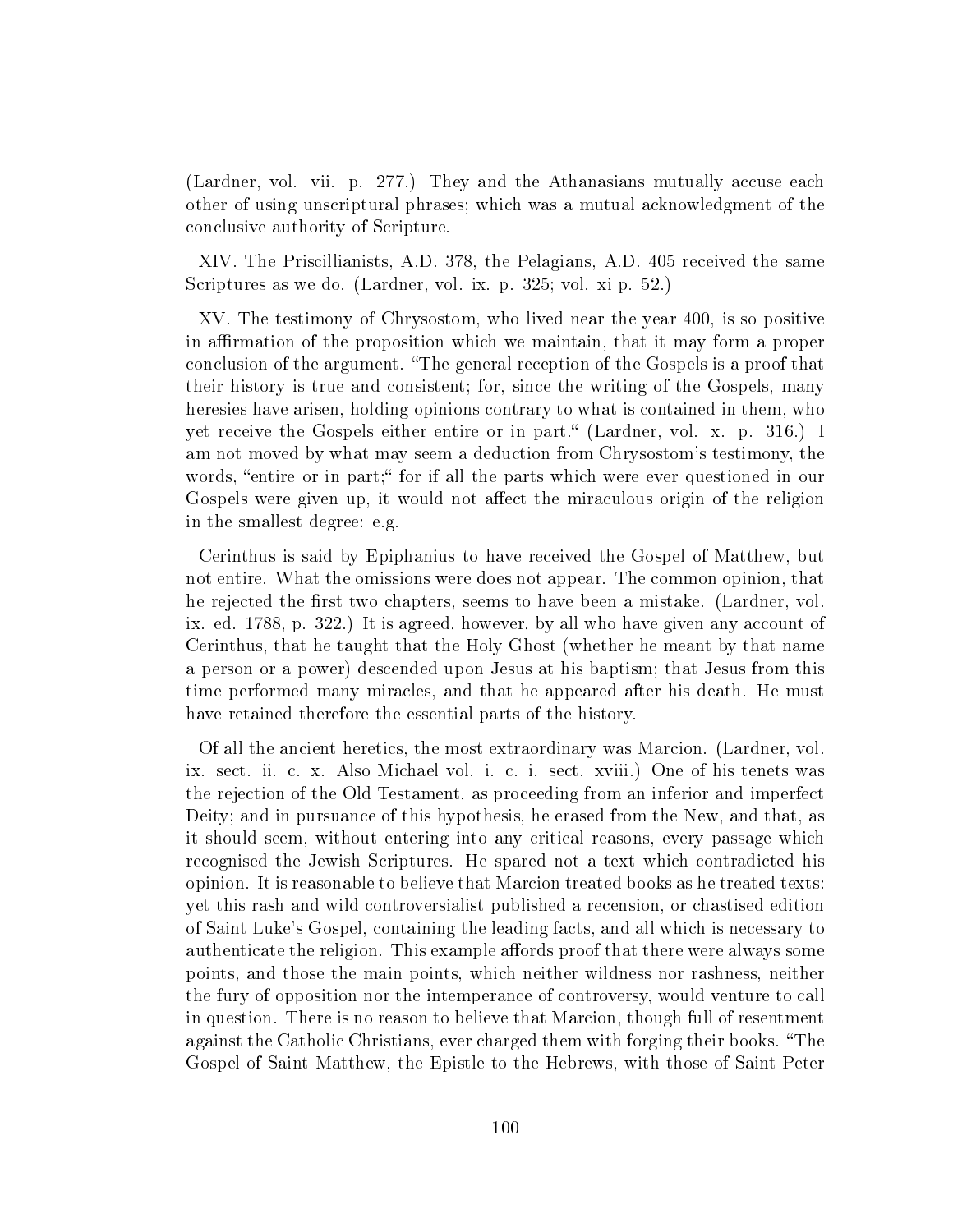(Lardner, vol. vii. p. 277.) They and the Athanasians mutually accuse each other of using unscriptural phrases; which was a mutual acknowledgment of the conclusive authority of Scripture.

XIV. The Priscillianists, A.D. 378, the Pelagians, A.D. 405 received the same Scriptures as we do. (Lardner, vol. ix. p. 325; vol. xi p. 52.)

XV. The testimony of Chrysostom, who lived near the year 400, is so positive in affirmation of the proposition which we maintain, that it may form a proper conclusion of the argument. "The general reception of the Gospels is a proof that their history is true and consistent; for, since the writing of the Gospels, many heresies have arisen, holding opinions contrary to what is contained in them, who yet receive the Gospels either entire or in part." (Lardner, vol. x. p. 316.) I am not moved by what may seem a deduction from Chrysostom's testimony, the words, "entire or in part;" for if all the parts which were ever questioned in our Gospels were given up, it would not affect the miraculous origin of the religion in the smallest degree: e.g.

Cerinthus is said by Epiphanius to have received the Gospel of Matthew, but not entire. What the omissions were does not appear. The common opinion, that he rejected the first two chapters, seems to have been a mistake. (Lardner, vol. ix. ed. 1788, p. 322.) It is agreed, however, by all who have given any account of Cerinthus, that he taught that the Holy Ghost (whether he meant by that name a person or a power) descended upon Jesus at his baptism; that Jesus from this time performed many miracles, and that he appeared after his death. He must have retained therefore the essential parts of the history.

Of all the ancient heretics, the most extraordinary was Marcion. (Lardner, vol. ix. sect. ii. c. x. Also Michael vol. i. c. i. sect. xviii.) One of his tenets was the rejection of the Old Testament, as proceeding from an inferior and imperfect Deity; and in pursuance of this hypothesis, he erased from the New, and that, as it should seem, without entering into any critical reasons, every passage which recognised the Jewish Scriptures. He spared not a text which contradicted his opinion. It is reasonable to believe that Marcion treated books as he treated texts: yet this rash and wild controversialist published a recension, or chastised edition of Saint Luke's Gospel, containing the leading facts, and all which is necessary to authenticate the religion. This example affords proof that there were always some points, and those the main points, which neither wildness nor rashness, neither the fury of opposition nor the intemperance of controversy, would venture to call in question. There is no reason to believe that Marcion, though full of resentment against the Catholic Christians, ever charged them with forging their books. "The Gospel of Saint Matthew, the Epistle to the Hebrews, with those of Saint Peter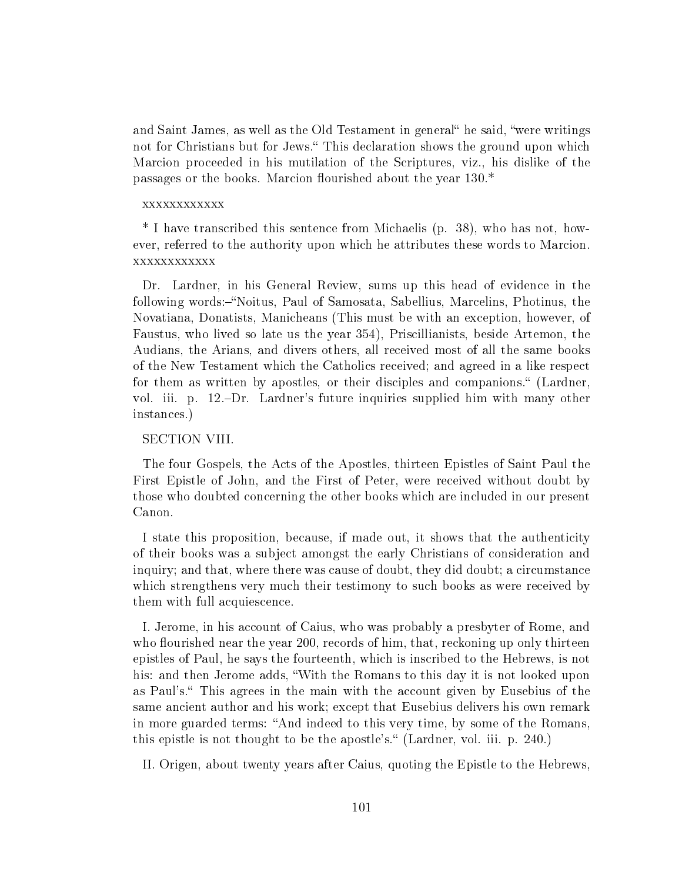and Saint James, as well as the Old Testament in general" he said, "were writings not for Christians but for Jews." This declaration shows the ground upon which Marcion proceeded in his mutilation of the Scriptures, viz., his dislike of the passages or the books. Marcion flourished about the year 130.*

xxxxxxxxxxxx

* I have transcribed this sentence from Michaelis (p. 38), who has not, however, referred to the authority upon which he attributes these words to Marcion. xxxxxxxxxxxx

Dr. Lardner, in his General Review, sums up this head of evidence in the following words:–"Noitus, Paul of Samosata, Sabellius, Marcelins, Photinus, the Novatiana, Donatists, Manicheans (This must be with an exception, however, of Faustus, who lived so late us the year 354), Priscillianists, beside Artemon, the Audians, the Arians, and divers others, all received most of all the same books of the New Testament which the Catholics received; and agreed in a like respect for them as written by apostles, or their disciples and companions." (Lardner, vol. iii. p. 12.–Dr. Lardner's future inquiries supplied him with many other instances.)

SECTION VIII.

The four Gospels, the Acts of the Apostles, thirteen Epistles of Saint Paul the First Epistle of John, and the First of Peter, were received without doubt by those who doubted concerning the other books which are included in our present Canon.

I state this proposition, because, if made out, it shows that the authenticity of their books was a subject amongst the early Christians of consideration and inquiry; and that, where there was cause of doubt, they did doubt; a circumstance which strengthens very much their testimony to such books as were received by them with full acquiescence.

I. Jerome, in his account of Caius, who was probably a presbyter of Rome, and who flourished near the year 200, records of him, that, reckoning up only thirteen epistles of Paul, he says the fourteenth, which is inscribed to the Hebrews, is not his: and then Jerome adds, "With the Romans to this day it is not looked upon as Paul's." This agrees in the main with the account given by Eusebius of the same ancient author and his work; except that Eusebius delivers his own remark in more guarded terms: "And indeed to this very time, by some of the Romans, this epistle is not thought to be the apostle's." (Lardner, vol. iii. p. 240.)

II. Origen, about twenty years after Caius, quoting the Epistle to the Hebrews,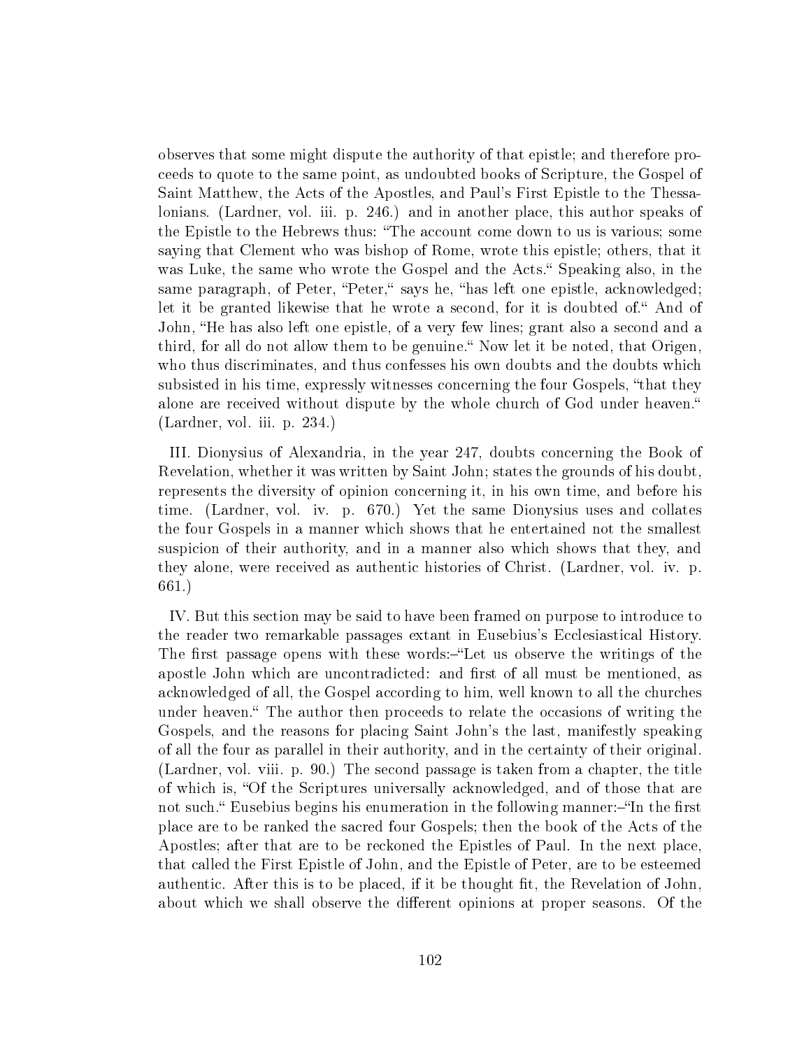observes that some might dispute the authority of that epistle; and therefore proceeds to quote to the same point, as undoubted books of Scripture, the Gospel of Saint Matthew, the Acts of the Apostles, and Paul's First Epistle to the Thessalonians. (Lardner, vol. iii. p. 246.) and in another place, this author speaks of the Epistle to the Hebrews thus: "The account come down to us is various; some saying that Clement who was bishop of Rome, wrote this epistle; others, that it was Luke, the same who wrote the Gospel and the Acts." Speaking also, in the same paragraph, of Peter, "Peter," says he, "has left one epistle, acknowledged; let it be granted likewise that he wrote a second, for it is doubted of." And of John, "He has also left one epistle, of a very few lines; grant also a second and a third, for all do not allow them to be genuine." Now let it be noted, that Origen, who thus discriminates, and thus confesses his own doubts and the doubts which subsisted in his time, expressly witnesses concerning the four Gospels, "that they alone are received without dispute by the whole church of God under heaven." (Lardner, vol. iii. p. 234.)

III. Dionysius of Alexandria, in the year 247, doubts concerning the Book of Revelation, whether it was written by Saint John; states the grounds of his doubt, represents the diversity of opinion concerning it, in his own time, and before his time. (Lardner, vol. iv. p. 670.) Yet the same Dionysius uses and collates the four Gospels in a manner which shows that he entertained not the smallest suspicion of their authority, and in a manner also which shows that they, and they alone, were received as authentic histories of Christ. (Lardner, vol. iv. p. 661.)

IV. But this section may be said to have been framed on purpose to introduce to the reader two remarkable passages extant in Eusebius's Ecclesiastical History. The first passage opens with these words:–"Let us observe the writings of the apostle John which are uncontradicted: and first of all must be mentioned, as acknowledged of all, the Gospel according to him, well known to all the churches under heaven." The author then proceeds to relate the occasions of writing the Gospels, and the reasons for placing Saint John's the last, manifestly speaking of all the four as parallel in their authority, and in the certainty of their original. (Lardner, vol. viii. p. 90.) The second passage is taken from a chapter, the title of which is, "Of the Scriptures universally acknowledged, and of those that are not such." Eusebius begins his enumeration in the following manner:–"In the first place are to be ranked the sacred four Gospels; then the book of the Acts of the Apostles; after that are to be reckoned the Epistles of Paul. In the next place, that called the First Epistle of John, and the Epistle of Peter, are to be esteemed authentic. After this is to be placed, if it be thought fit, the Revelation of John, about which we shall observe the different opinions at proper seasons. Of the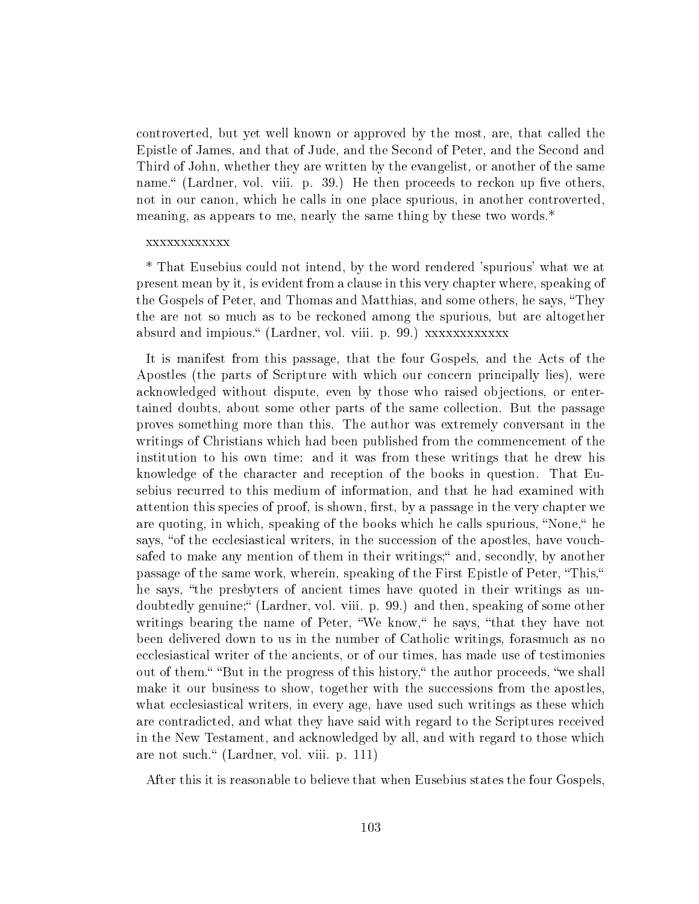controverted, but yet well known or approved by the most, are, that called the Epistle of James, and that of Jude, and the Second of Peter, and the Second and Third of John, whether they are written by the evangelist, or another of the same name." (Lardner, vol. viii. p. 39.) He then proceeds to reckon up five others, not in our canon, which he calls in one place spurious, in another controverted, meaning, as appears to me, nearly the same thing by these two words.*

xxxxxxxxxxxx

* That Eusebius could not intend, by the word rendered 'spurious' what we at present mean by it, is evident from a clause in this very chapter where, speaking of the Gospels of Peter, and Thomas and Matthias, and some others, he says, "They the are not so much as to be reckoned among the spurious, but are altogether absurd and impious." (Lardner, vol. viii. p. 99.) xxxxxxxxxxxx

It is manifest from this passage, that the four Gospels, and the Acts of the Apostles (the parts of Scripture with which our concern principally lies), were acknowledged without dispute, even by those who raised objections, or entertained doubts, about some other parts of the same collection. But the passage proves something more than this. The author was extremely conversant in the writings of Christians which had been published from the commencement of the institution to his own time: and it was from these writings that he drew his knowledge of the character and reception of the books in question. That Eusebius recurred to this medium of information, and that he had examined with attention this species of proof, is shown, first, by a passage in the very chapter we are quoting, in which, speaking of the books which he calls spurious, "None," he says, "of the ecclesiastical writers, in the succession of the apostles, have vouchsafed to make any mention of them in their writings;" and, secondly, by another passage of the same work, wherein, speaking of the First Epistle of Peter, "This," he says, "the presbyters of ancient times have quoted in their writings as undoubtedly genuine;" (Lardner, vol. viii. p. 99.) and then, speaking of some other writings bearing the name of Peter, "We know," he says, "that they have not been delivered down to us in the number of Catholic writings, forasmuch as no ecclesiastical writer of the ancients, or of our times, has made use of testimonies out of them." "But in the progress of this history," the author proceeds, "we shall make it our business to show, together with the successions from the apostles, what ecclesiastical writers, in every age, have used such writings as these which are contradicted, and what they have said with regard to the Scriptures received in the New Testament, and acknowledged by all, and with regard to those which are not such." (Lardner, vol. viii. p. 111)

After this it is reasonable to believe that when Eusebius states the four Gospels,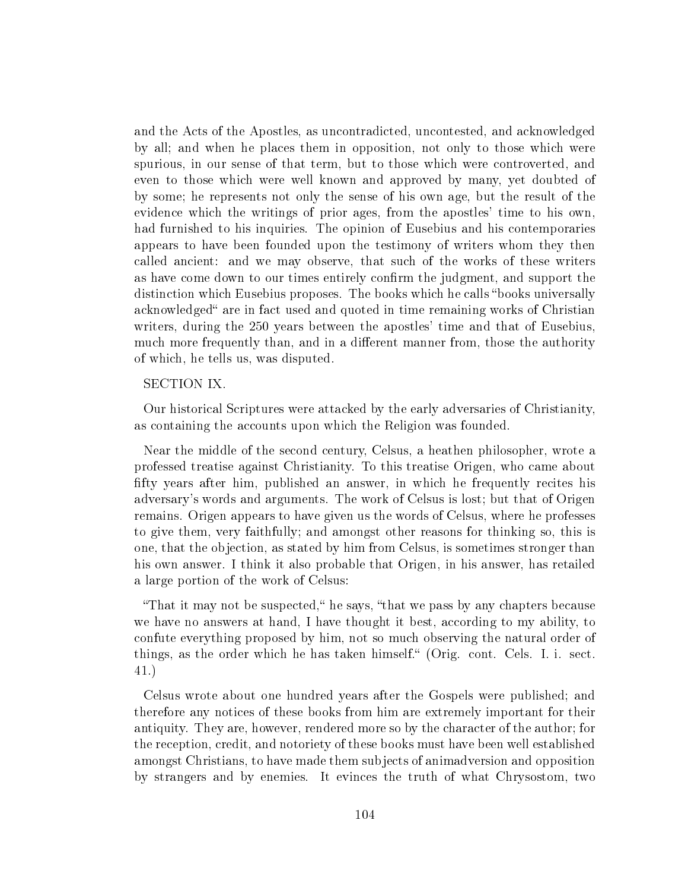and the Acts of the Apostles, as uncontradicted, uncontested, and acknowledged by all; and when he places them in opposition, not only to those which were spurious, in our sense of that term, but to those which were controverted, and even to those which were well known and approved by many, yet doubted of by some; he represents not only the sense of his own age, but the result of the evidence which the writings of prior ages, from the apostles' time to his own, had furnished to his inquiries. The opinion of Eusebius and his contemporaries appears to have been founded upon the testimony of writers whom they then called ancient: and we may observe, that such of the works of these writers as have come down to our times entirely confirm the judgment, and support the distinction which Eusebius proposes. The books which he calls "books universally acknowledged" are in fact used and quoted in time remaining works of Christian writers, during the 250 years between the apostles' time and that of Eusebius, much more frequently than, and in a different manner from, those the authority of which, he tells us, was disputed.

SECTION IX.

Our historical Scriptures were attacked by the early adversaries of Christianity, as containing the accounts upon which the Religion was founded.

Near the middle of the second century, Celsus, a heathen philosopher, wrote a professed treatise against Christianity. To this treatise Origen, who came about fifty years after him, published an answer, in which he frequently recites his adversary's words and arguments. The work of Celsus is lost; but that of Origen remains. Origen appears to have given us the words of Celsus, where he professes to give them, very faithfully; and amongst other reasons for thinking so, this is one, that the objection, as stated by him from Celsus, is sometimes stronger than his own answer. I think it also probable that Origen, in his answer, has retailed a large portion of the work of Celsus:

"That it may not be suspected," he says, "that we pass by any chapters because we have no answers at hand, I have thought it best, according to my ability, to confute everything proposed by him, not so much observing the natural order of things, as the order which he has taken himself." (Orig. cont. Cels. I. i. sect. 41.)

Celsus wrote about one hundred years after the Gospels were published; and therefore any notices of these books from him are extremely important for their antiquity. They are, however, rendered more so by the character of the author; for the reception, credit, and notoriety of these books must have been well established amongst Christians, to have made them subjects of animadversion and opposition by strangers and by enemies. It evinces the truth of what Chrysostom, two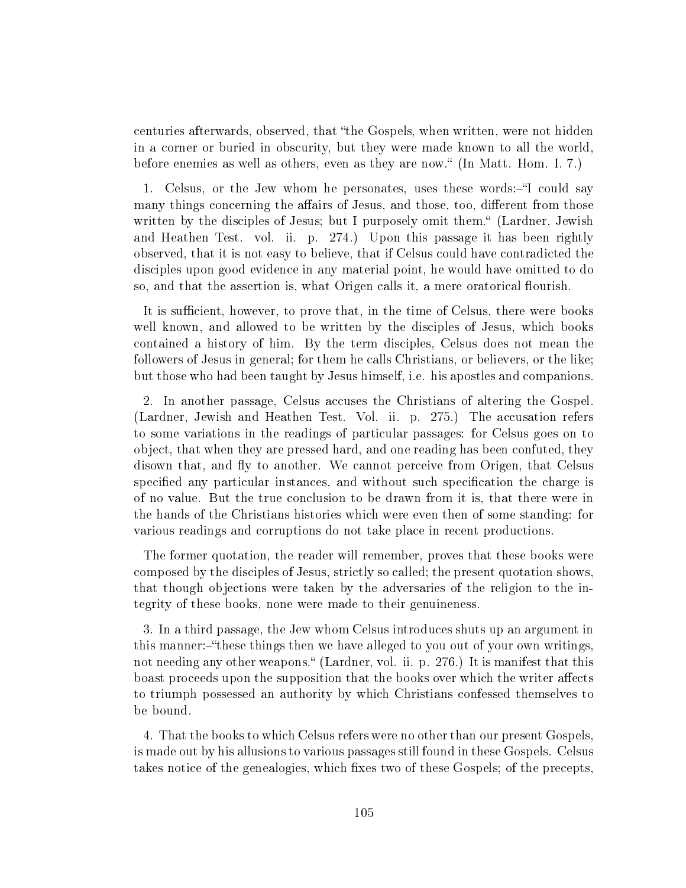centuries afterwards, observed, that "the Gospels, when written, were not hidden in a corner or buried in obscurity, but they were made known to all the world, before enemies as well as others, even as they are now." (In Matt. Hom. I. 7.)

1. Celsus, or the Jew whom he personates, uses these words:–"I could say many things concerning the affairs of Jesus, and those, too, different from those written by the disciples of Jesus; but I purposely omit them." (Lardner, Jewish and Heathen Test. vol. ii. p. 274.) Upon this passage it has been rightly observed, that it is not easy to believe, that if Celsus could have contradicted the disciples upon good evidence in any material point, he would have omitted to do so, and that the assertion is, what Origen calls it, a mere oratorical flourish.

It is sufficient, however, to prove that, in the time of Celsus, there were books well known, and allowed to be written by the disciples of Jesus, which books contained a history of him. By the term disciples, Celsus does not mean the followers of Jesus in general; for them he calls Christians, or believers, or the like; but those who had been taught by Jesus himself, i.e. his apostles and companions.

2. In another passage, Celsus accuses the Christians of altering the Gospel. (Lardner, Jewish and Heathen Test. Vol. ii. p. 275.) The accusation refers to some variations in the readings of particular passages: for Celsus goes on to object, that when they are pressed hard, and one reading has been confuted, they disown that, and fly to another. We cannot perceive from Origen, that Celsus specified any particular instances, and without such specification the charge is of no value. But the true conclusion to be drawn from it is, that there were in the hands of the Christians histories which were even then of some standing: for various readings and corruptions do not take place in recent productions.

The former quotation, the reader will remember, proves that these books were composed by the disciples of Jesus, strictly so called; the present quotation shows, that though objections were taken by the adversaries of the religion to the integrity of these books, none were made to their genuineness.

3. In a third passage, the Jew whom Celsus introduces shuts up an argument in this manner:–"these things then we have alleged to you out of your own writings, not needing any other weapons." (Lardner, vol. ii. p. 276.) It is manifest that this boast proceeds upon the supposition that the books over which the writer affects to triumph possessed an authority by which Christians confessed themselves to be bound.

4. That the books to which Celsus refers were no other than our present Gospels, is made out by his allusions to various passages still found in these Gospels. Celsus takes notice of the genealogies, which fixes two of these Gospels; of the precepts,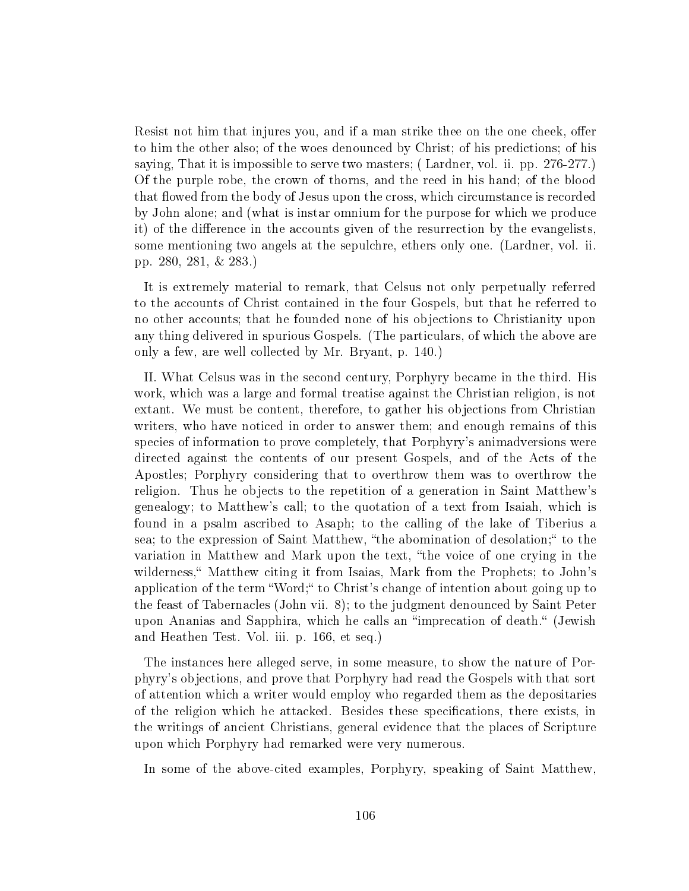Resist not him that injures you, and if a man strike thee on the one cheek, offer to him the other also; of the woes denounced by Christ; of his predictions; of his saying, That it is impossible to serve two masters; ( Lardner, vol. ii. pp. 276-277.) Of the purple robe, the crown of thorns, and the reed in his hand; of the blood that flowed from the body of Jesus upon the cross, which circumstance is recorded by John alone; and (what is instar omnium for the purpose for which we produce it) of the difference in the accounts given of the resurrection by the evangelists, some mentioning two angels at the sepulchre, ethers only one. (Lardner, vol. ii. pp. 280, 281, & 283.)

It is extremely material to remark, that Celsus not only perpetually referred to the accounts of Christ contained in the four Gospels, but that he referred to no other accounts; that he founded none of his objections to Christianity upon any thing delivered in spurious Gospels. (The particulars, of which the above are only a few, are well collected by Mr. Bryant, p. 140.)

II. What Celsus was in the second century, Porphyry became in the third. His work, which was a large and formal treatise against the Christian religion, is not extant. We must be content, therefore, to gather his objections from Christian writers, who have noticed in order to answer them; and enough remains of this species of information to prove completely, that Porphyry's animadversions were directed against the contents of our present Gospels, and of the Acts of the Apostles; Porphyry considering that to overthrow them was to overthrow the religion. Thus he objects to the repetition of a generation in Saint Matthew's genealogy; to Matthew's call; to the quotation of a text from Isaiah, which is found in a psalm ascribed to Asaph; to the calling of the lake of Tiberius a sea; to the expression of Saint Matthew, "the abomination of desolation;" to the variation in Matthew and Mark upon the text, "the voice of one crying in the wilderness," Matthew citing it from Isaias, Mark from the Prophets; to John's application of the term "Word;" to Christ's change of intention about going up to the feast of Tabernacles (John vii. 8); to the judgment denounced by Saint Peter upon Ananias and Sapphira, which he calls an "imprecation of death." (Jewish and Heathen Test. Vol. iii. p. 166, et seq.)

The instances here alleged serve, in some measure, to show the nature of Porphyry's objections, and prove that Porphyry had read the Gospels with that sort of attention which a writer would employ who regarded them as the depositaries of the religion which he attacked. Besides these specifications, there exists, in the writings of ancient Christians, general evidence that the places of Scripture upon which Porphyry had remarked were very numerous.

In some of the above-cited examples, Porphyry, speaking of Saint Matthew,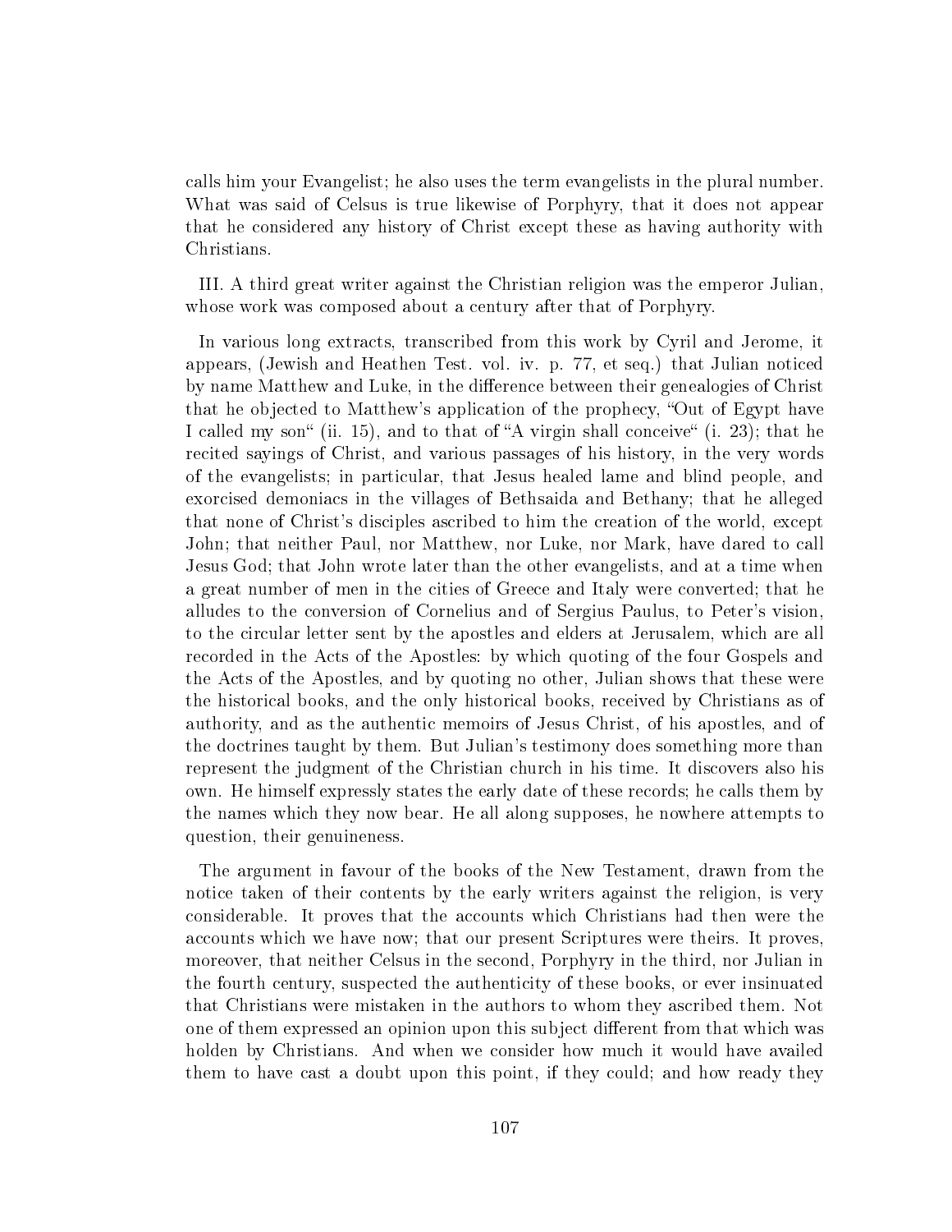calls him your Evangelist; he also uses the term evangelists in the plural number. What was said of Celsus is true likewise of Porphyry, that it does not appear that he considered any history of Christ except these as having authority with Christians.

III. A third great writer against the Christian religion was the emperor Julian, whose work was composed about a century after that of Porphyry.

In various long extracts, transcribed from this work by Cyril and Jerome, it appears, (Jewish and Heathen Test. vol. iv. p. 77, et seq.) that Julian noticed by name Matthew and Luke, in the difference between their genealogies of Christ that he objected to Matthew's application of the prophecy, "Out of Egypt have I called my son" (ii. 15), and to that of "A virgin shall conceive" (i. 23); that he recited sayings of Christ, and various passages of his history, in the very words of the evangelists; in particular, that Jesus healed lame and blind people, and exorcised demoniacs in the villages of Bethsaida and Bethany; that he alleged that none of Christ's disciples ascribed to him the creation of the world, except John; that neither Paul, nor Matthew, nor Luke, nor Mark, have dared to call Jesus God; that John wrote later than the other evangelists, and at a time when a great number of men in the cities of Greece and Italy were converted; that he alludes to the conversion of Cornelius and of Sergius Paulus, to Peter's vision, to the circular letter sent by the apostles and elders at Jerusalem, which are all recorded in the Acts of the Apostles: by which quoting of the four Gospels and the Acts of the Apostles, and by quoting no other, Julian shows that these were the historical books, and the only historical books, received by Christians as of authority, and as the authentic memoirs of Jesus Christ, of his apostles, and of the doctrines taught by them. But Julian's testimony does something more than represent the judgment of the Christian church in his time. It discovers also his own. He himself expressly states the early date of these records; he calls them by the names which they now bear. He all along supposes, he nowhere attempts to question, their genuineness.

The argument in favour of the books of the New Testament, drawn from the notice taken of their contents by the early writers against the religion, is very considerable. It proves that the accounts which Christians had then were the accounts which we have now; that our present Scriptures were theirs. It proves, moreover, that neither Celsus in the second, Porphyry in the third, nor Julian in the fourth century, suspected the authenticity of these books, or ever insinuated that Christians were mistaken in the authors to whom they ascribed them. Not one of them expressed an opinion upon this subject different from that which was holden by Christians. And when we consider how much it would have availed them to have cast a doubt upon this point, if they could; and how ready they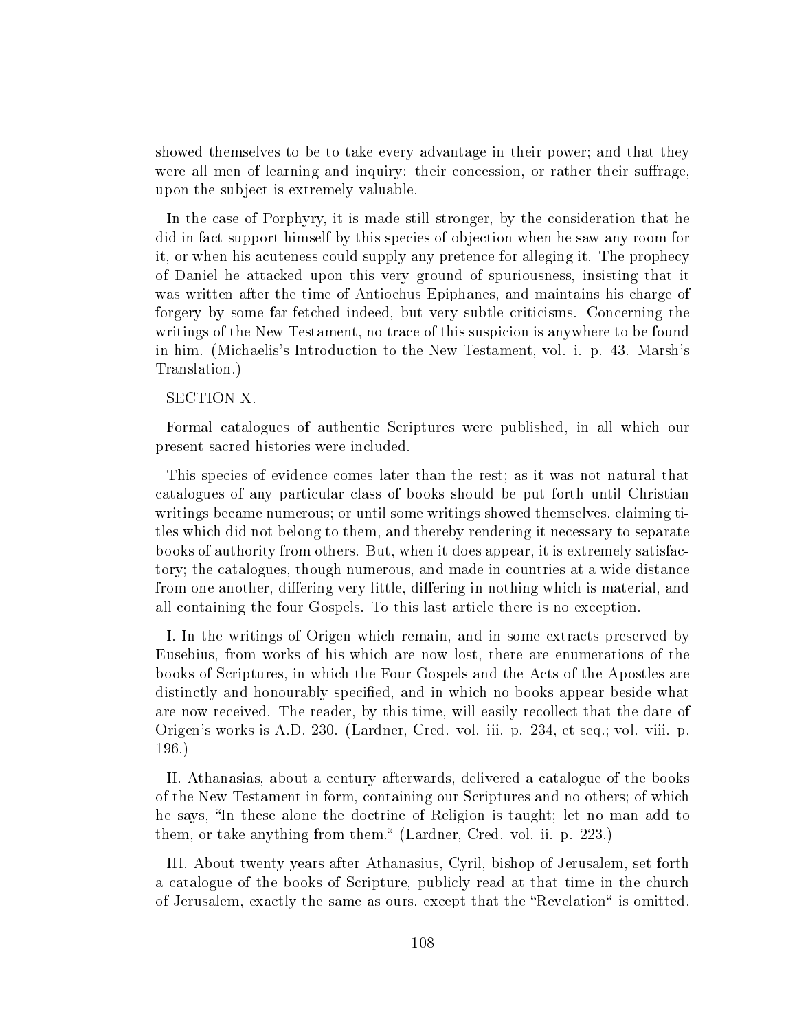showed themselves to be to take every advantage in their power; and that they were all men of learning and inquiry: their concession, or rather their suffrage, upon the subject is extremely valuable.

In the case of Porphyry, it is made still stronger, by the consideration that he did in fact support himself by this species of objection when he saw any room for it, or when his acuteness could supply any pretence for alleging it. The prophecy of Daniel he attacked upon this very ground of spuriousness, insisting that it was written after the time of Antiochus Epiphanes, and maintains his charge of forgery by some far-fetched indeed, but very subtle criticisms. Concerning the writings of the New Testament, no trace of this suspicion is anywhere to be found in him. (Michaelis's Introduction to the New Testament, vol. i. p. 43. Marsh's Translation.)

## SECTION X.

Formal catalogues of authentic Scriptures were published, in all which our present sacred histories were included.

This species of evidence comes later than the rest; as it was not natural that catalogues of any particular class of books should be put forth until Christian writings became numerous; or until some writings showed themselves, claiming titles which did not belong to them, and thereby rendering it necessary to separate books of authority from others. But, when it does appear, it is extremely satisfactory; the catalogues, though numerous, and made in countries at a wide distance from one another, differing very little, differing in nothing which is material, and all containing the four Gospels. To this last article there is no exception.

I. In the writings of Origen which remain, and in some extracts preserved by Eusebius, from works of his which are now lost, there are enumerations of the books of Scriptures, in which the Four Gospels and the Acts of the Apostles are distinctly and honourably specified, and in which no books appear beside what are now received. The reader, by this time, will easily recollect that the date of Origen's works is A.D. 230. (Lardner, Cred. vol. iii. p. 234, et seq.; vol. viii. p. 196.)

II. Athanasias, about a century afterwards, delivered a catalogue of the books of the New Testament in form, containing our Scriptures and no others; of which he says, "In these alone the doctrine of Religion is taught; let no man add to them, or take anything from them." (Lardner, Cred. vol. ii. p. 223.)

III. About twenty years after Athanasius, Cyril, bishop of Jerusalem, set forth a catalogue of the books of Scripture, publicly read at that time in the church of Jerusalem, exactly the same as ours, except that the "Revelation" is omitted.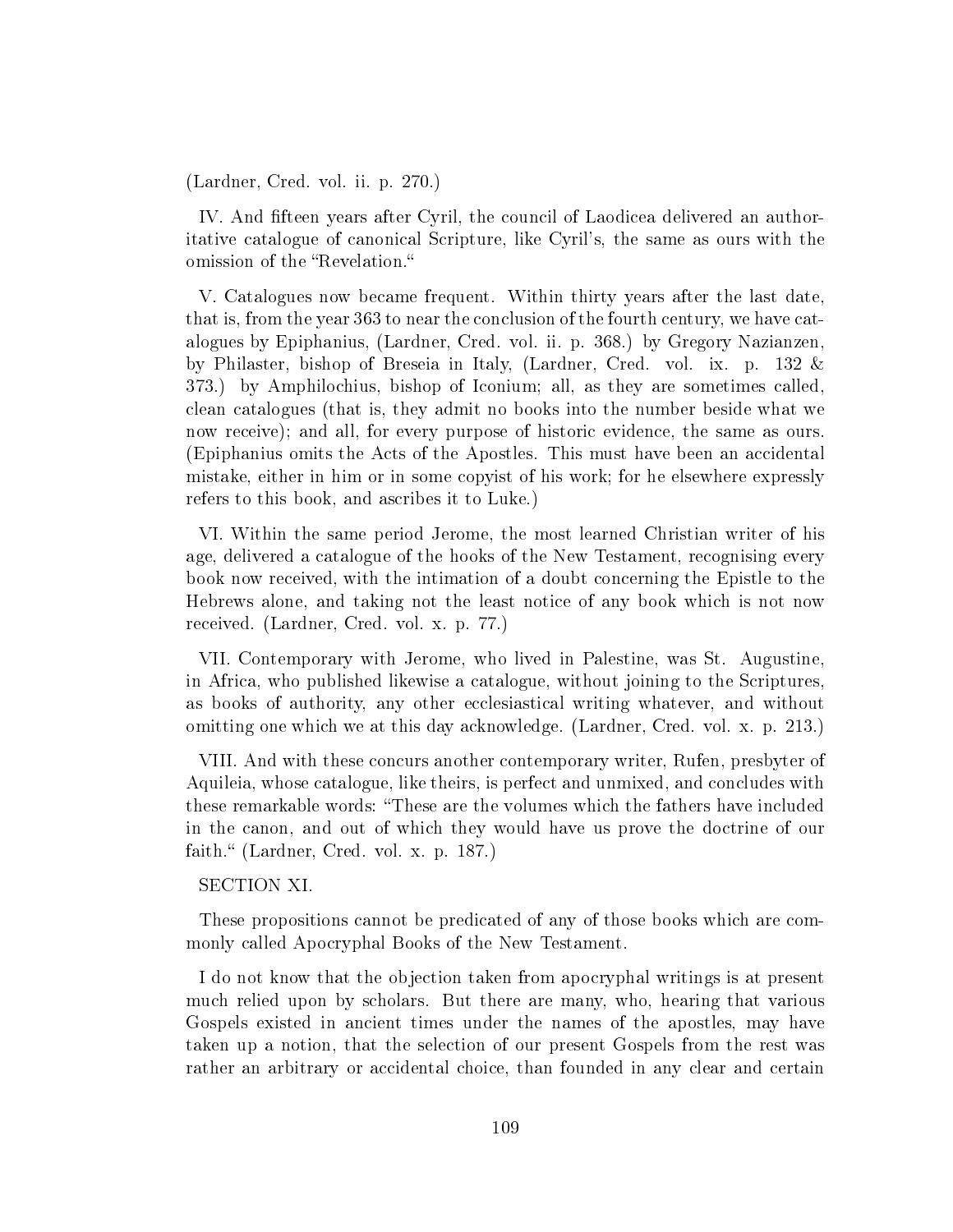(Lardner, Cred. vol. ii. p. 270.)

IV. And fifteen years after Cyril, the council of Laodicea delivered an authoritative catalogue of canonical Scripture, like Cyril's, the same as ours with the omission of the "Revelation."

V. Catalogues now became frequent. Within thirty years after the last date, that is, from the year 363 to near the conclusion of the fourth century, we have catalogues by Epiphanius, (Lardner, Cred. vol. ii. p. 368.) by Gregory Nazianzen, by Philaster, bishop of Breseia in Italy, (Lardner, Cred. vol. ix. p. 132 & 373.) by Amphilochius, bishop of Iconium; all, as they are sometimes called, clean catalogues (that is, they admit no books into the number beside what we now receive); and all, for every purpose of historic evidence, the same as ours. (Epiphanius omits the Acts of the Apostles. This must have been an accidental mistake, either in him or in some copyist of his work; for he elsewhere expressly refers to this book, and ascribes it to Luke.)

VI. Within the same period Jerome, the most learned Christian writer of his age, delivered a catalogue of the hooks of the New Testament, recognising every book now received, with the intimation of a doubt concerning the Epistle to the Hebrews alone, and taking not the least notice of any book which is not now received. (Lardner, Cred. vol. x. p. 77.)

VII. Contemporary with Jerome, who lived in Palestine, was St. Augustine, in Africa, who published likewise a catalogue, without joining to the Scriptures, as books of authority, any other ecclesiastical writing whatever, and without omitting one which we at this day acknowledge. (Lardner, Cred. vol. x. p. 213.)

VIII. And with these concurs another contemporary writer, Rufen, presbyter of Aquileia, whose catalogue, like theirs, is perfect and unmixed, and concludes with these remarkable words: "These are the volumes which the fathers have included in the canon, and out of which they would have us prove the doctrine of our faith." (Lardner, Cred. vol. x. p. 187.)

SECTION XI.

These propositions cannot be predicated of any of those books which are commonly called Apocryphal Books of the New Testament.

I do not know that the objection taken from apocryphal writings is at present much relied upon by scholars. But there are many, who, hearing that various Gospels existed in ancient times under the names of the apostles, may have taken up a notion, that the selection of our present Gospels from the rest was rather an arbitrary or accidental choice, than founded in any clear and certain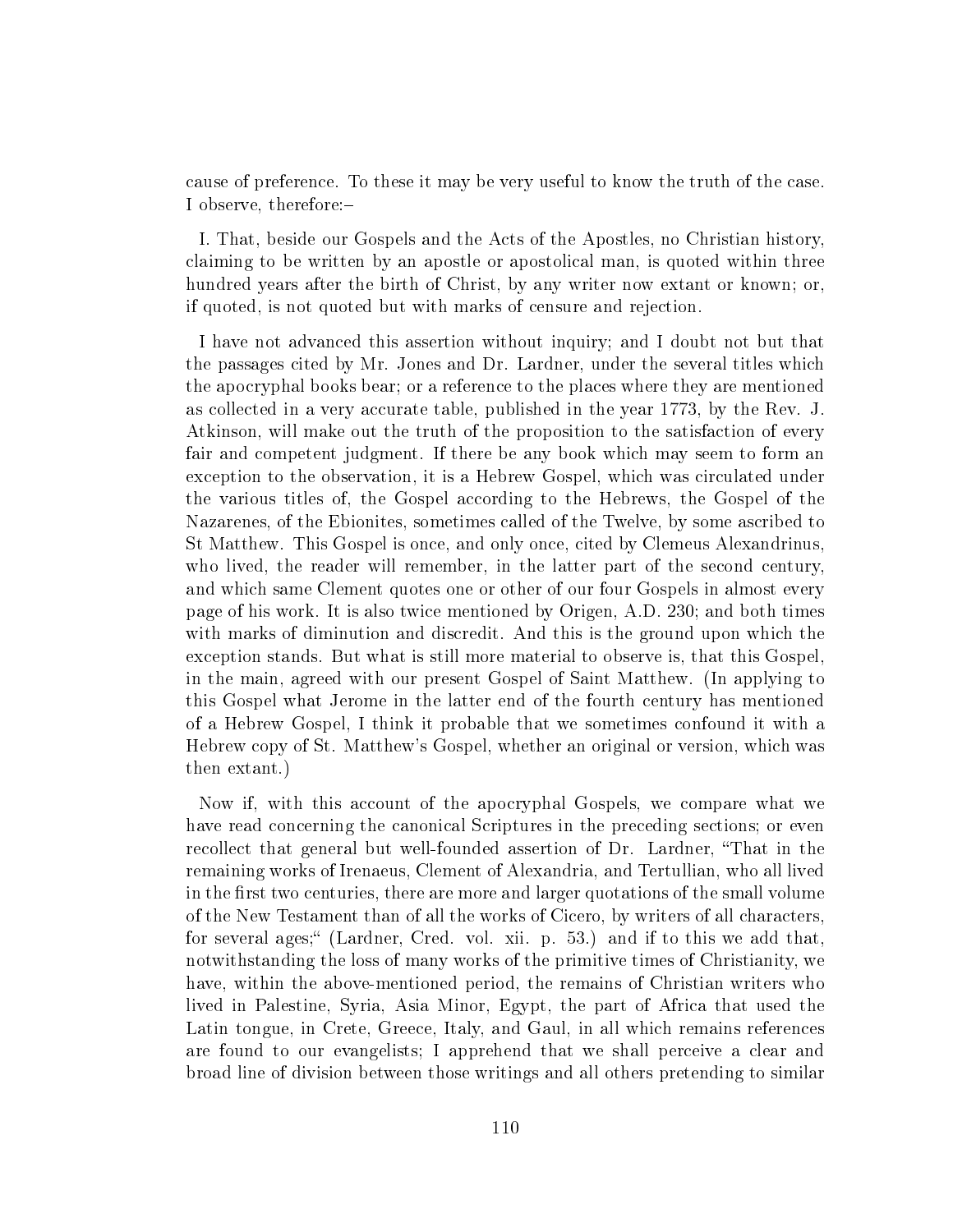cause of preference. To these it may be very useful to know the truth of the case. I observe, therefore:–

I. That, beside our Gospels and the Acts of the Apostles, no Christian history, claiming to be written by an apostle or apostolical man, is quoted within three hundred years after the birth of Christ, by any writer now extant or known; or, if quoted, is not quoted but with marks of censure and rejection.

I have not advanced this assertion without inquiry; and I doubt not but that the passages cited by Mr. Jones and Dr. Lardner, under the several titles which the apocryphal books bear; or a reference to the places where they are mentioned as collected in a very accurate table, published in the year 1773, by the Rev. J. Atkinson, will make out the truth of the proposition to the satisfaction of every fair and competent judgment. If there be any book which may seem to form an exception to the observation, it is a Hebrew Gospel, which was circulated under the various titles of, the Gospel according to the Hebrews, the Gospel of the Nazarenes, of the Ebionites, sometimes called of the Twelve, by some ascribed to St Matthew. This Gospel is once, and only once, cited by Clemeus Alexandrinus, who lived, the reader will remember, in the latter part of the second century, and which same Clement quotes one or other of our four Gospels in almost every page of his work. It is also twice mentioned by Origen, A.D. 230; and both times with marks of diminution and discredit. And this is the ground upon which the exception stands. But what is still more material to observe is, that this Gospel, in the main, agreed with our present Gospel of Saint Matthew. (In applying to this Gospel what Jerome in the latter end of the fourth century has mentioned of a Hebrew Gospel, I think it probable that we sometimes confound it with a Hebrew copy of St. Matthew's Gospel, whether an original or version, which was then extant.)

Now if, with this account of the apocryphal Gospels, we compare what we have read concerning the canonical Scriptures in the preceding sections; or even recollect that general but well-founded assertion of Dr. Lardner, "That in the remaining works of Irenaeus, Clement of Alexandria, and Tertullian, who all lived in the first two centuries, there are more and larger quotations of the small volume of the New Testament than of all the works of Cicero, by writers of all characters, for several ages;" (Lardner, Cred. vol. xii. p. 53.) and if to this we add that, notwithstanding the loss of many works of the primitive times of Christianity, we have, within the above-mentioned period, the remains of Christian writers who lived in Palestine, Syria, Asia Minor, Egypt, the part of Africa that used the Latin tongue, in Crete, Greece, Italy, and Gaul, in all which remains references are found to our evangelists; I apprehend that we shall perceive a clear and broad line of division between those writings and all others pretending to similar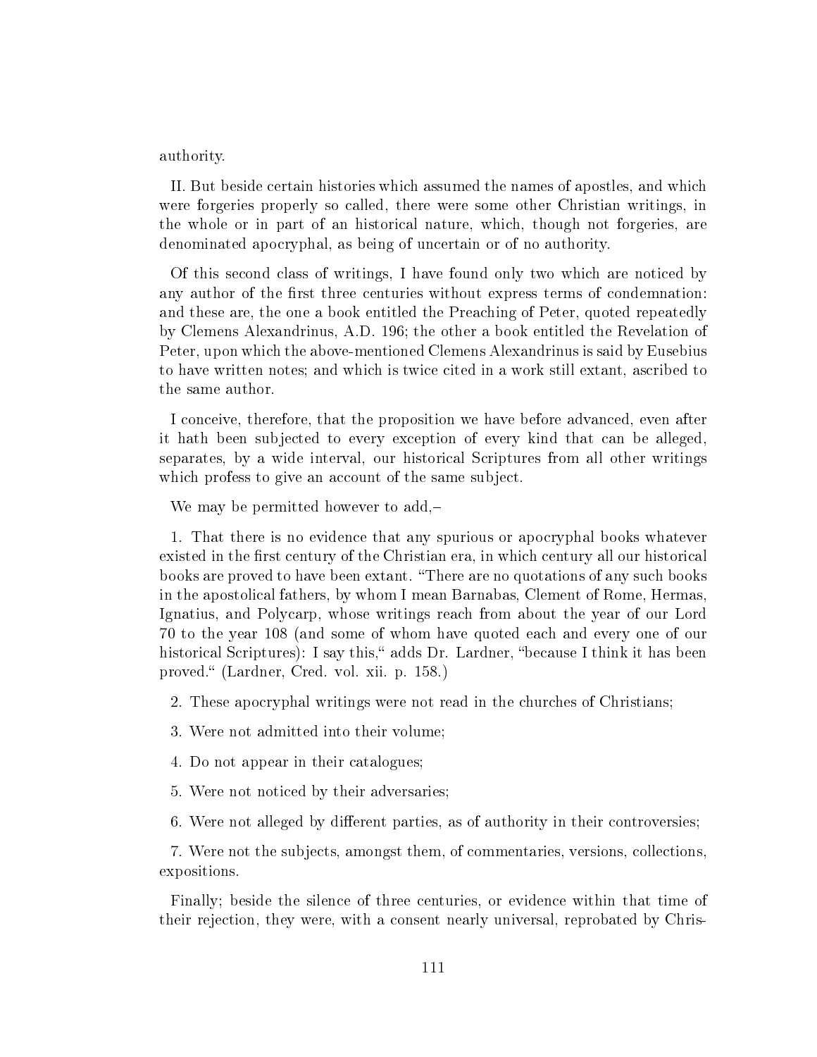authority.

II. But beside certain histories which assumed the names of apostles, and which were forgeries properly so called, there were some other Christian writings, in the whole or in part of an historical nature, which, though not forgeries, are denominated apocryphal, as being of uncertain or of no authority.

Of this second class of writings, I have found only two which are noticed by any author of the first three centuries without express terms of condemnation: and these are, the one a book entitled the Preaching of Peter, quoted repeatedly by Clemens Alexandrinus, A.D. 196; the other a book entitled the Revelation of Peter, upon which the above-mentioned Clemens Alexandrinus is said by Eusebius to have written notes; and which is twice cited in a work still extant, ascribed to the same author.

I conceive, therefore, that the proposition we have before advanced, even after it hath been subjected to every exception of every kind that can be alleged, separates, by a wide interval, our historical Scriptures from all other writings which profess to give an account of the same subject.

We may be permitted however to add,–

1. That there is no evidence that any spurious or apocryphal books whatever existed in the first century of the Christian era, in which century all our historical books are proved to have been extant. "There are no quotations of any such books in the apostolical fathers, by whom I mean Barnabas, Clement of Rome, Hermas, Ignatius, and Polycarp, whose writings reach from about the year of our Lord 70 to the year 108 (and some of whom have quoted each and every one of our historical Scriptures): I say this," adds Dr. Lardner, "because I think it has been proved." (Lardner, Cred. vol. xii. p. 158.)

2. These apocryphal writings were not read in the churches of Christians;

3. Were not admitted into their volume;

4. Do not appear in their catalogues;

5. Were not noticed by their adversaries;

6. Were not alleged by different parties, as of authority in their controversies;

7. Were not the subjects, amongst them, of commentaries, versions, collections, expositions.

Finally; beside the silence of three centuries, or evidence within that time of their rejection, they were, with a consent nearly universal, reprobated by Chris-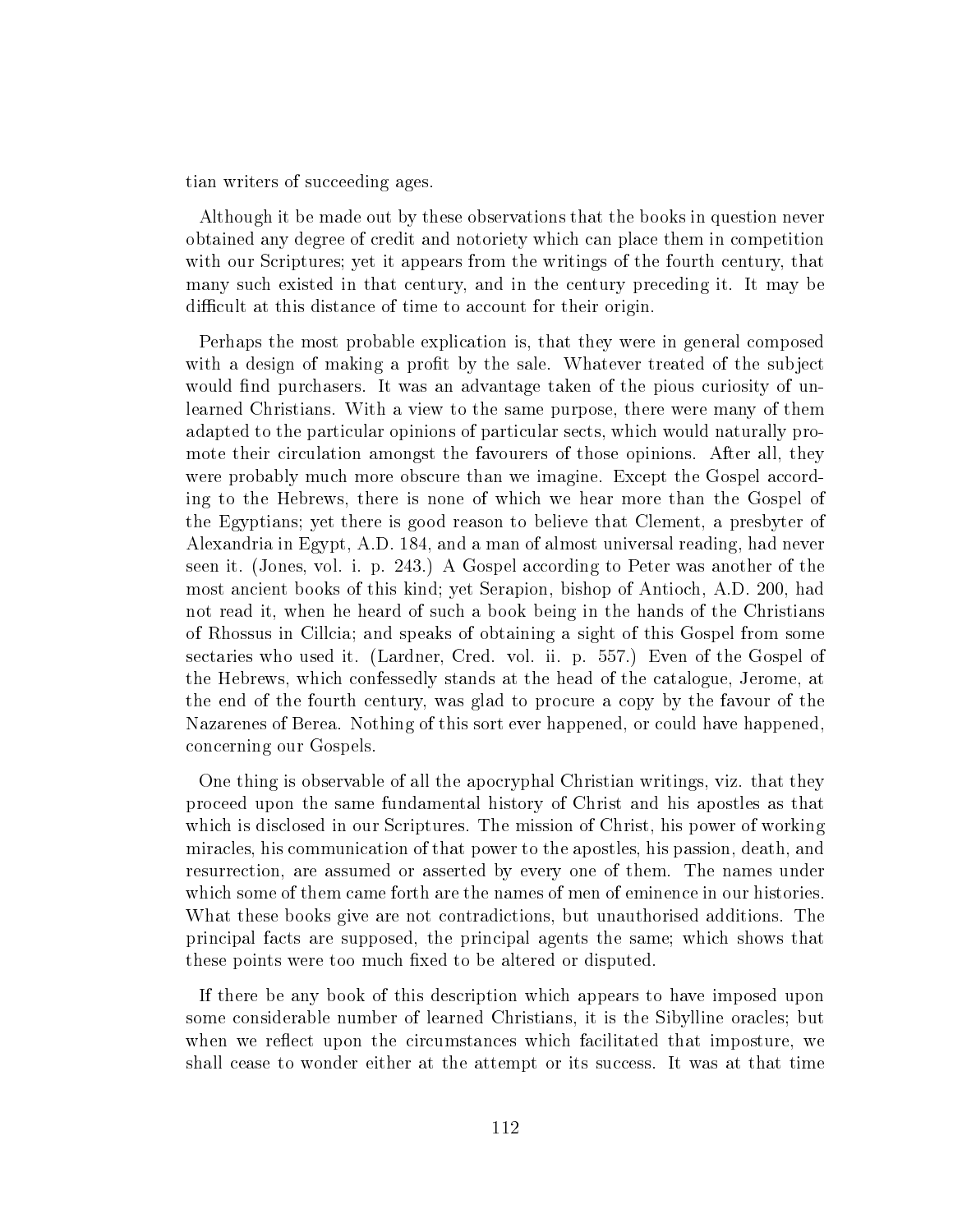tian writers of succeeding ages.

Although it be made out by these observations that the books in question never obtained any degree of credit and notoriety which can place them in competition with our Scriptures; yet it appears from the writings of the fourth century, that many such existed in that century, and in the century preceding it. It may be difficult at this distance of time to account for their origin.

Perhaps the most probable explication is, that they were in general composed with a design of making a profit by the sale. Whatever treated of the subject would find purchasers. It was an advantage taken of the pious curiosity of unlearned Christians. With a view to the same purpose, there were many of them adapted to the particular opinions of particular sects, which would naturally promote their circulation amongst the favourers of those opinions. After all, they were probably much more obscure than we imagine. Except the Gospel according to the Hebrews, there is none of which we hear more than the Gospel of the Egyptians; yet there is good reason to believe that Clement, a presbyter of Alexandria in Egypt, A.D. 184, and a man of almost universal reading, had never seen it. (Jones, vol. i. p. 243.) A Gospel according to Peter was another of the most ancient books of this kind; yet Serapion, bishop of Antioch, A.D. 200, had not read it, when he heard of such a book being in the hands of the Christians of Rhossus in Cillcia; and speaks of obtaining a sight of this Gospel from some sectaries who used it. (Lardner, Cred. vol. ii. p. 557.) Even of the Gospel of the Hebrews, which confessedly stands at the head of the catalogue, Jerome, at the end of the fourth century, was glad to procure a copy by the favour of the Nazarenes of Berea. Nothing of this sort ever happened, or could have happened, concerning our Gospels.

One thing is observable of all the apocryphal Christian writings, viz. that they proceed upon the same fundamental history of Christ and his apostles as that which is disclosed in our Scriptures. The mission of Christ, his power of working miracles, his communication of that power to the apostles, his passion, death, and resurrection, are assumed or asserted by every one of them. The names under which some of them came forth are the names of men of eminence in our histories. What these books give are not contradictions, but unauthorised additions. The principal facts are supposed, the principal agents the same; which shows that these points were too much fixed to be altered or disputed.

If there be any book of this description which appears to have imposed upon some considerable number of learned Christians, it is the Sibylline oracles; but when we reflect upon the circumstances which facilitated that imposture, we shall cease to wonder either at the attempt or its success. It was at that time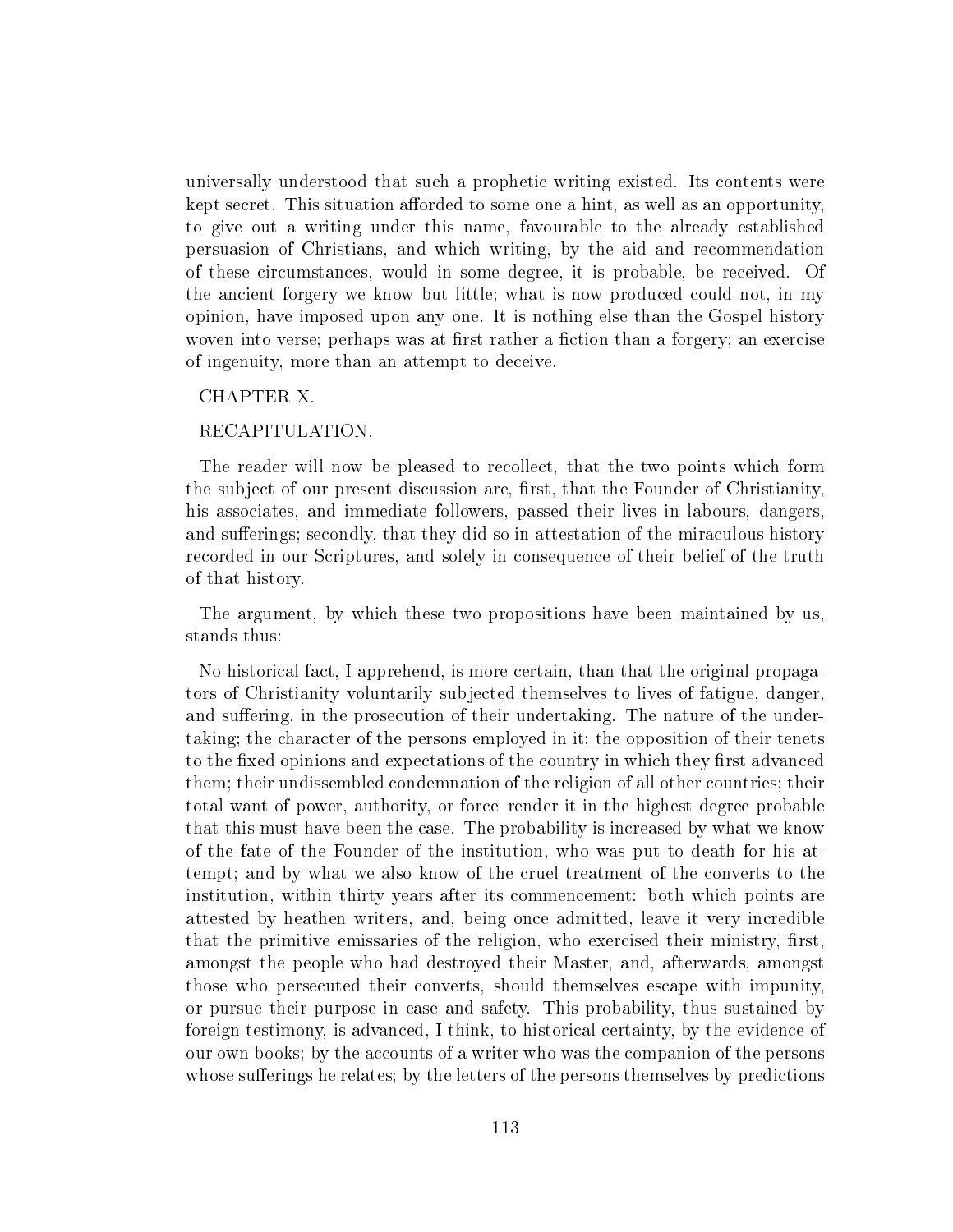universally understood that such a prophetic writing existed. Its contents were kept secret. This situation afforded to some one a hint, as well as an opportunity, to give out a writing under this name, favourable to the already established persuasion of Christians, and which writing, by the aid and recommendation of these circumstances, would in some degree, it is probable, be received. Of the ancient forgery we know but little; what is now produced could not, in my opinion, have imposed upon any one. It is nothing else than the Gospel history woven into verse; perhaps was at first rather a fiction than a forgery; an exercise of ingenuity, more than an attempt to deceive.

## CHAPTER X.

## RECAPITULATION.

The reader will now be pleased to recollect, that the two points which form the subject of our present discussion are, first, that the Founder of Christianity, his associates, and immediate followers, passed their lives in labours, dangers, and sufferings; secondly, that they did so in attestation of the miraculous history recorded in our Scriptures, and solely in consequence of their belief of the truth of that history.

The argument, by which these two propositions have been maintained by us, stands thus:

No historical fact, I apprehend, is more certain, than that the original propagators of Christianity voluntarily subjected themselves to lives of fatigue, danger, and suffering, in the prosecution of their undertaking. The nature of the undertaking; the character of the persons employed in it; the opposition of their tenets to the fixed opinions and expectations of the country in which they first advanced them; their undissembled condemnation of the religion of all other countries; their total want of power, authority, or force–render it in the highest degree probable that this must have been the case. The probability is increased by what we know of the fate of the Founder of the institution, who was put to death for his attempt; and by what we also know of the cruel treatment of the converts to the institution, within thirty years after its commencement: both which points are attested by heathen writers, and, being once admitted, leave it very incredible that the primitive emissaries of the religion, who exercised their ministry, first, amongst the people who had destroyed their Master, and, afterwards, amongst those who persecuted their converts, should themselves escape with impunity, or pursue their purpose in ease and safety. This probability, thus sustained by foreign testimony, is advanced, I think, to historical certainty, by the evidence of our own books; by the accounts of a writer who was the companion of the persons whose sufferings he relates; by the letters of the persons themselves by predictions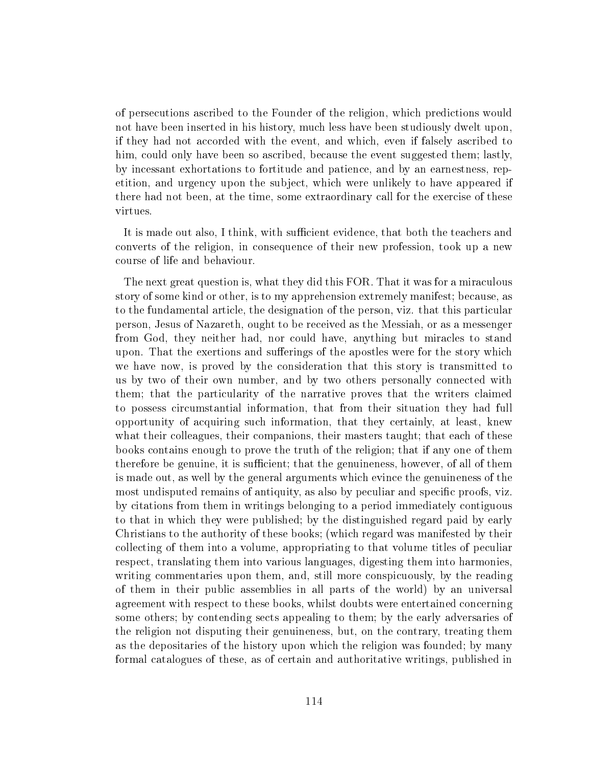of persecutions ascribed to the Founder of the religion, which predictions would not have been inserted in his history, much less have been studiously dwelt upon, if they had not accorded with the event, and which, even if falsely ascribed to him, could only have been so ascribed, because the event suggested them; lastly, by incessant exhortations to fortitude and patience, and by an earnestness, repetition, and urgency upon the subject, which were unlikely to have appeared if there had not been, at the time, some extraordinary call for the exercise of these virtues.

It is made out also, I think, with sufficient evidence, that both the teachers and converts of the religion, in consequence of their new profession, took up a new course of life and behaviour.

The next great question is, what they did this FOR. That it was for a miraculous story of some kind or other, is to my apprehension extremely manifest; because, as to the fundamental article, the designation of the person, viz. that this particular person, Jesus of Nazareth, ought to be received as the Messiah, or as a messenger from God, they neither had, nor could have, anything but miracles to stand upon. That the exertions and sufferings of the apostles were for the story which we have now, is proved by the consideration that this story is transmitted to us by two of their own number, and by two others personally connected with them; that the particularity of the narrative proves that the writers claimed to possess circumstantial information, that from their situation they had full opportunity of acquiring such information, that they certainly, at least, knew what their colleagues, their companions, their masters taught; that each of these books contains enough to prove the truth of the religion; that if any one of them therefore be genuine, it is sufficient; that the genuineness, however, of all of them is made out, as well by the general arguments which evince the genuineness of the most undisputed remains of antiquity, as also by peculiar and specific proofs, viz. by citations from them in writings belonging to a period immediately contiguous to that in which they were published; by the distinguished regard paid by early Christians to the authority of these books; (which regard was manifested by their collecting of them into a volume, appropriating to that volume titles of peculiar respect, translating them into various languages, digesting them into harmonies, writing commentaries upon them, and, still more conspicuously, by the reading of them in their public assemblies in all parts of the world) by an universal agreement with respect to these books, whilst doubts were entertained concerning some others; by contending sects appealing to them; by the early adversaries of the religion not disputing their genuineness, but, on the contrary, treating them as the depositaries of the history upon which the religion was founded; by many formal catalogues of these, as of certain and authoritative writings, published in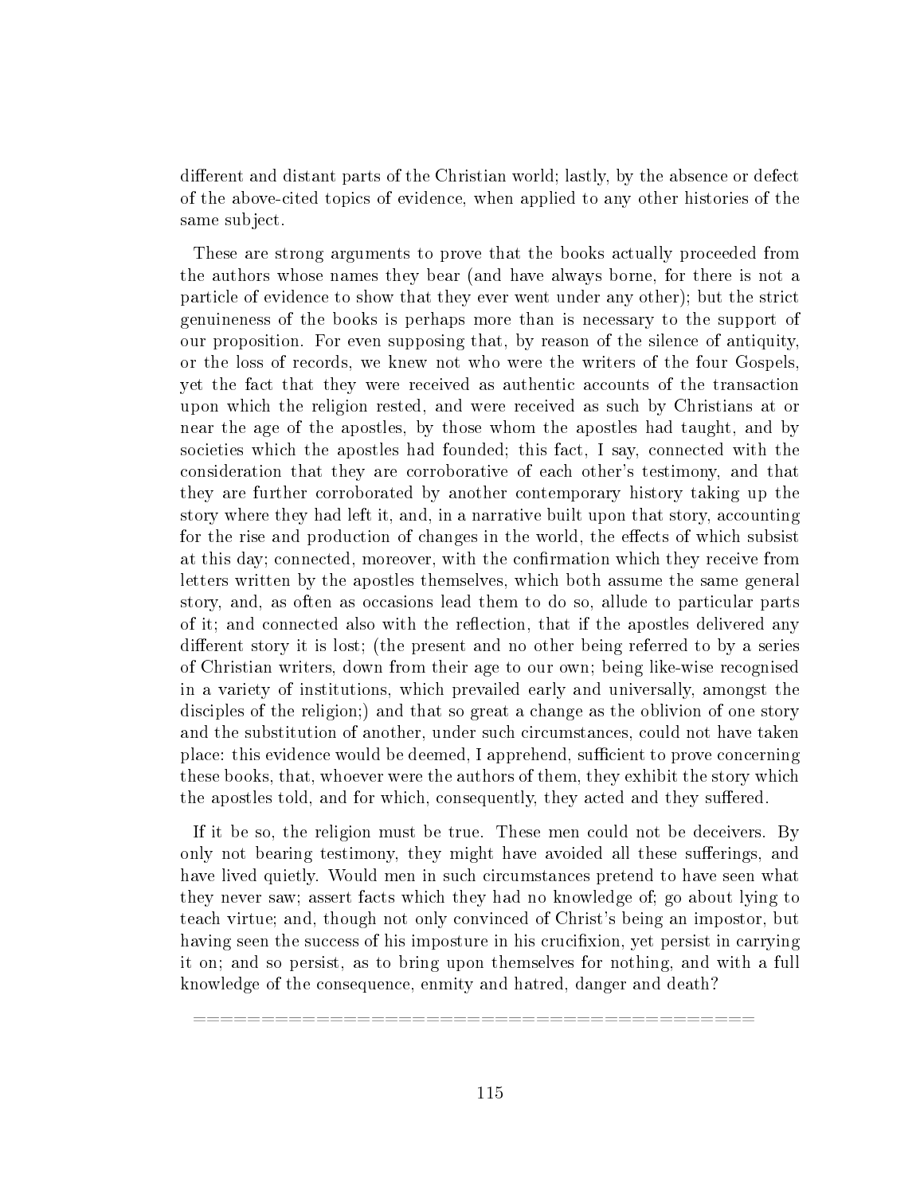different and distant parts of the Christian world; lastly, by the absence or defect of the above-cited topics of evidence, when applied to any other histories of the same subject.

These are strong arguments to prove that the books actually proceeded from the authors whose names they bear (and have always borne, for there is not a particle of evidence to show that they ever went under any other); but the strict genuineness of the books is perhaps more than is necessary to the support of our proposition. For even supposing that, by reason of the silence of antiquity, or the loss of records, we knew not who were the writers of the four Gospels, yet the fact that they were received as authentic accounts of the transaction upon which the religion rested, and were received as such by Christians at or near the age of the apostles, by those whom the apostles had taught, and by societies which the apostles had founded; this fact, I say, connected with the consideration that they are corroborative of each other's testimony, and that they are further corroborated by another contemporary history taking up the story where they had left it, and, in a narrative built upon that story, accounting for the rise and production of changes in the world, the effects of which subsist at this day; connected, moreover, with the confirmation which they receive from letters written by the apostles themselves, which both assume the same general story, and, as often as occasions lead them to do so, allude to particular parts of it; and connected also with the reflection, that if the apostles delivered any different story it is lost; (the present and no other being referred to by a series of Christian writers, down from their age to our own; being like-wise recognised in a variety of institutions, which prevailed early and universally, amongst the disciples of the religion;) and that so great a change as the oblivion of one story and the substitution of another, under such circumstances, could not have taken place: this evidence would be deemed, I apprehend, sufficient to prove concerning these books, that, whoever were the authors of them, they exhibit the story which the apostles told, and for which, consequently, they acted and they suffered.

If it be so, the religion must be true. These men could not be deceivers. By only not bearing testimony, they might have avoided all these sufferings, and have lived quietly. Would men in such circumstances pretend to have seen what they never saw; assert facts which they had no knowledge of; go about lying to teach virtue; and, though not only convinced of Christ's being an impostor, but having seen the success of his imposture in his crucifixion, yet persist in carrying it on; and so persist, as to bring upon themselves for nothing, and with a full knowledge of the consequence, enmity and hatred, danger and death?

==========================================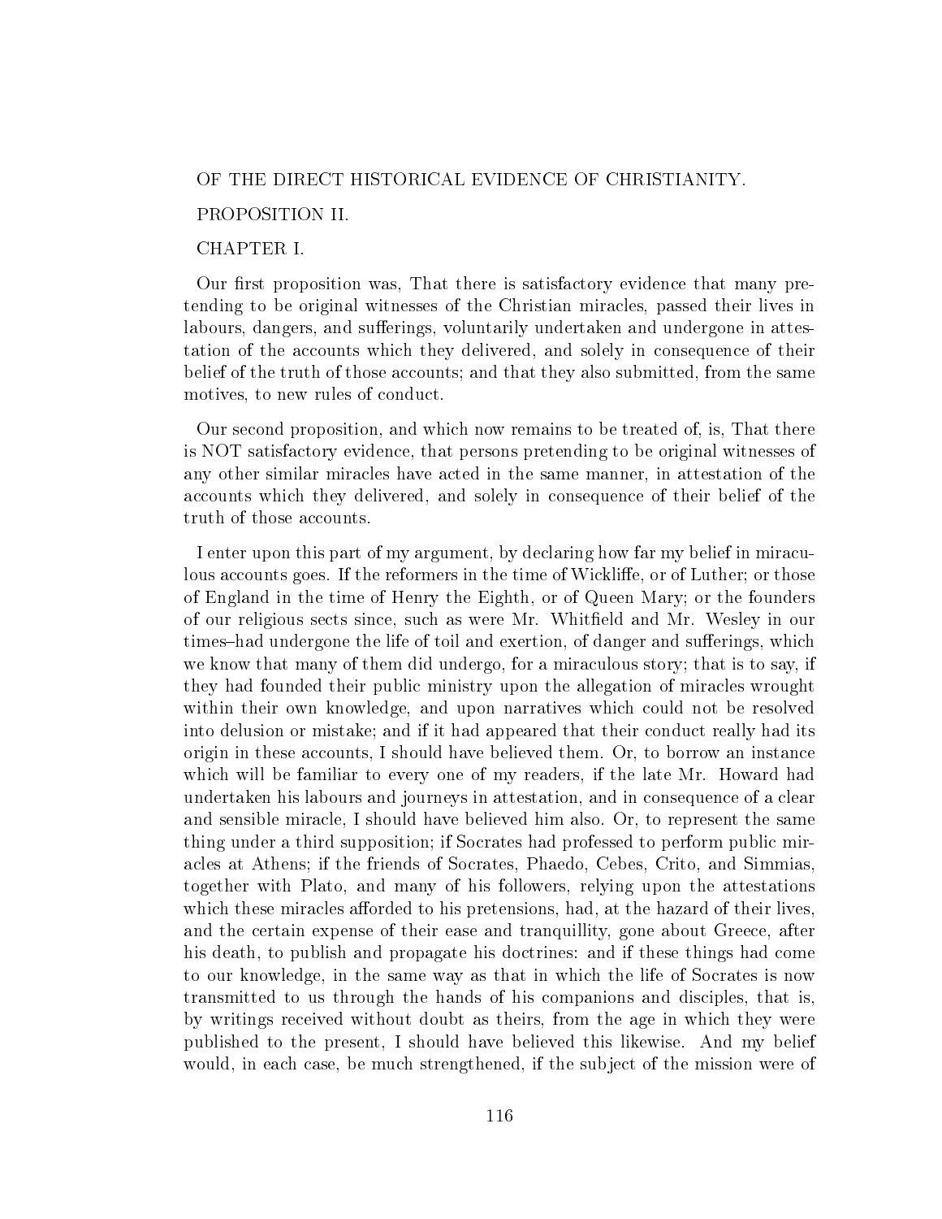# OF THE DIRECT HISTORICAL EVIDENCE OF CHRISTIANITY.

## PROPOSITION II.

### CHAPTER I.

Our first proposition was, That there is satisfactory evidence that many pretending to be original witnesses of the Christian miracles, passed their lives in labours, dangers, and sufferings, voluntarily undertaken and undergone in attestation of the accounts which they delivered, and solely in consequence of their belief of the truth of those accounts; and that they also submitted, from the same motives, to new rules of conduct.

Our second proposition, and which now remains to be treated of, is, That there is NOT satisfactory evidence, that persons pretending to be original witnesses of any other similar miracles have acted in the same manner, in attestation of the accounts which they delivered, and solely in consequence of their belief of the truth of those accounts.

I enter upon this part of my argument, by declaring how far my belief in miraculous accounts goes. If the reformers in the time of Wickliffe, or of Luther; or those of England in the time of Henry the Eighth, or of Queen Mary; or the founders of our religious sects since, such as were Mr. Whitfield and Mr. Wesley in our times–had undergone the life of toil and exertion, of danger and sufferings, which we know that many of them did undergo, for a miraculous story; that is to say, if they had founded their public ministry upon the allegation of miracles wrought within their own knowledge, and upon narratives which could not be resolved into delusion or mistake; and if it had appeared that their conduct really had its origin in these accounts, I should have believed them. Or, to borrow an instance which will be familiar to every one of my readers, if the late Mr. Howard had undertaken his labours and journeys in attestation, and in consequence of a clear and sensible miracle, I should have believed him also. Or, to represent the same thing under a third supposition; if Socrates had professed to perform public miracles at Athens; if the friends of Socrates, Phaedo, Cebes, Crito, and Simmias, together with Plato, and many of his followers, relying upon the attestations which these miracles afforded to his pretensions, had, at the hazard of their lives, and the certain expense of their ease and tranquillity, gone about Greece, after his death, to publish and propagate his doctrines: and if these things had come to our knowledge, in the same way as that in which the life of Socrates is now transmitted to us through the hands of his companions and disciples, that is, by writings received without doubt as theirs, from the age in which they were published to the present, I should have believed this likewise. And my belief would, in each case, be much strengthened, if the subject of the mission were of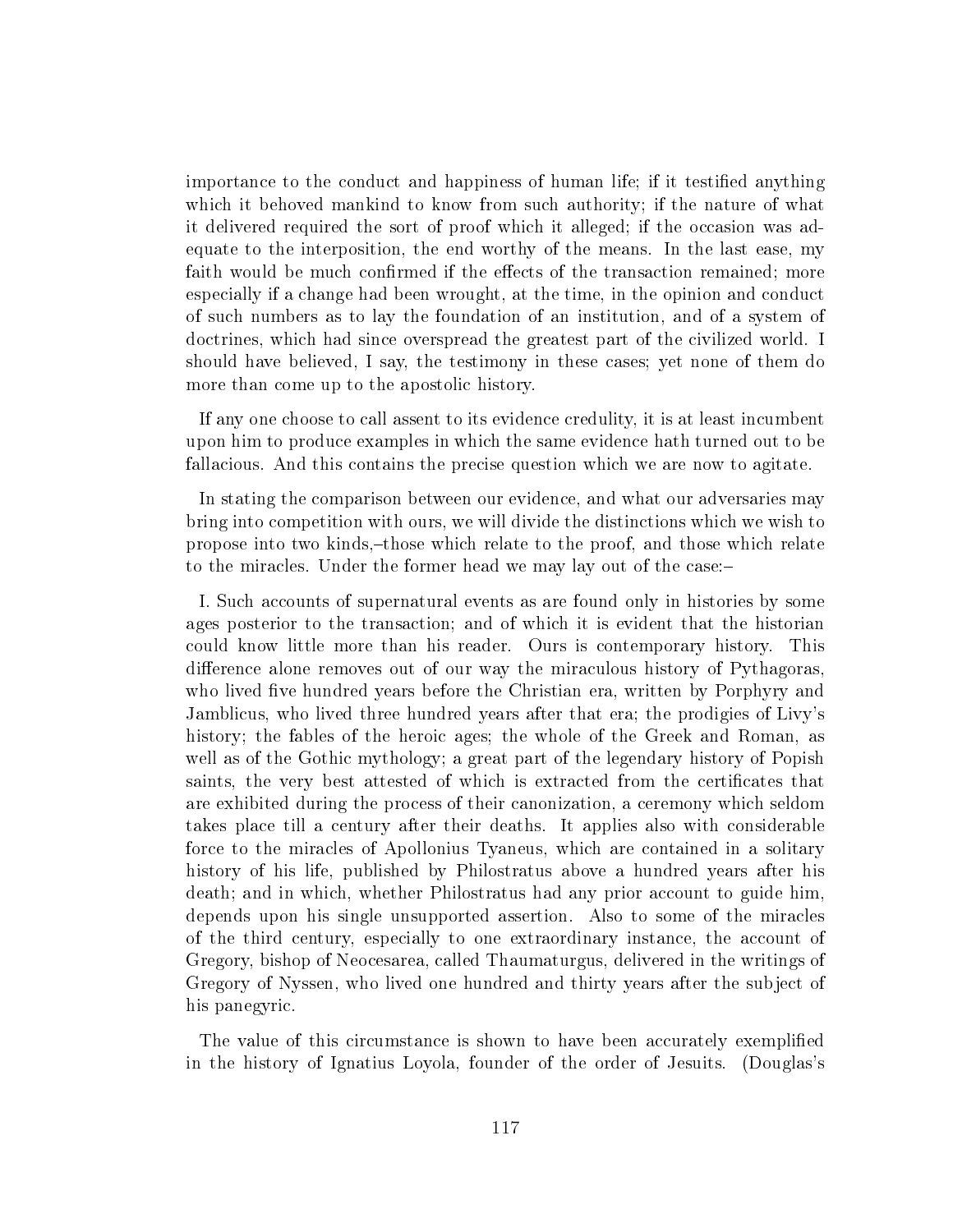importance to the conduct and happiness of human life; if it testified anything which it behoved mankind to know from such authority; if the nature of what it delivered required the sort of proof which it alleged; if the occasion was adequate to the interposition, the end worthy of the means. In the last ease, my faith would be much confirmed if the effects of the transaction remained; more especially if a change had been wrought, at the time, in the opinion and conduct of such numbers as to lay the foundation of an institution, and of a system of doctrines, which had since overspread the greatest part of the civilized world. I should have believed, I say, the testimony in these cases; yet none of them do more than come up to the apostolic history.

If any one choose to call assent to its evidence credulity, it is at least incumbent upon him to produce examples in which the same evidence hath turned out to be fallacious. And this contains the precise question which we are now to agitate.

In stating the comparison between our evidence, and what our adversaries may bring into competition with ours, we will divide the distinctions which we wish to propose into two kinds,–those which relate to the proof, and those which relate to the miracles. Under the former head we may lay out of the case:–

I. Such accounts of supernatural events as are found only in histories by some ages posterior to the transaction; and of which it is evident that the historian could know little more than his reader. Ours is contemporary history. This difference alone removes out of our way the miraculous history of Pythagoras, who lived five hundred years before the Christian era, written by Porphyry and Jamblicus, who lived three hundred years after that era; the prodigies of Livy's history; the fables of the heroic ages; the whole of the Greek and Roman, as well as of the Gothic mythology; a great part of the legendary history of Popish saints, the very best attested of which is extracted from the certificates that are exhibited during the process of their canonization, a ceremony which seldom takes place till a century after their deaths. It applies also with considerable force to the miracles of Apollonius Tyaneus, which are contained in a solitary history of his life, published by Philostratus above a hundred years after his death; and in which, whether Philostratus had any prior account to guide him, depends upon his single unsupported assertion. Also to some of the miracles of the third century, especially to one extraordinary instance, the account of Gregory, bishop of Neocesarea, called Thaumaturgus, delivered in the writings of Gregory of Nyssen, who lived one hundred and thirty years after the subject of his panegyric.

The value of this circumstance is shown to have been accurately exemplified in the history of Ignatius Loyola, founder of the order of Jesuits. (Douglas's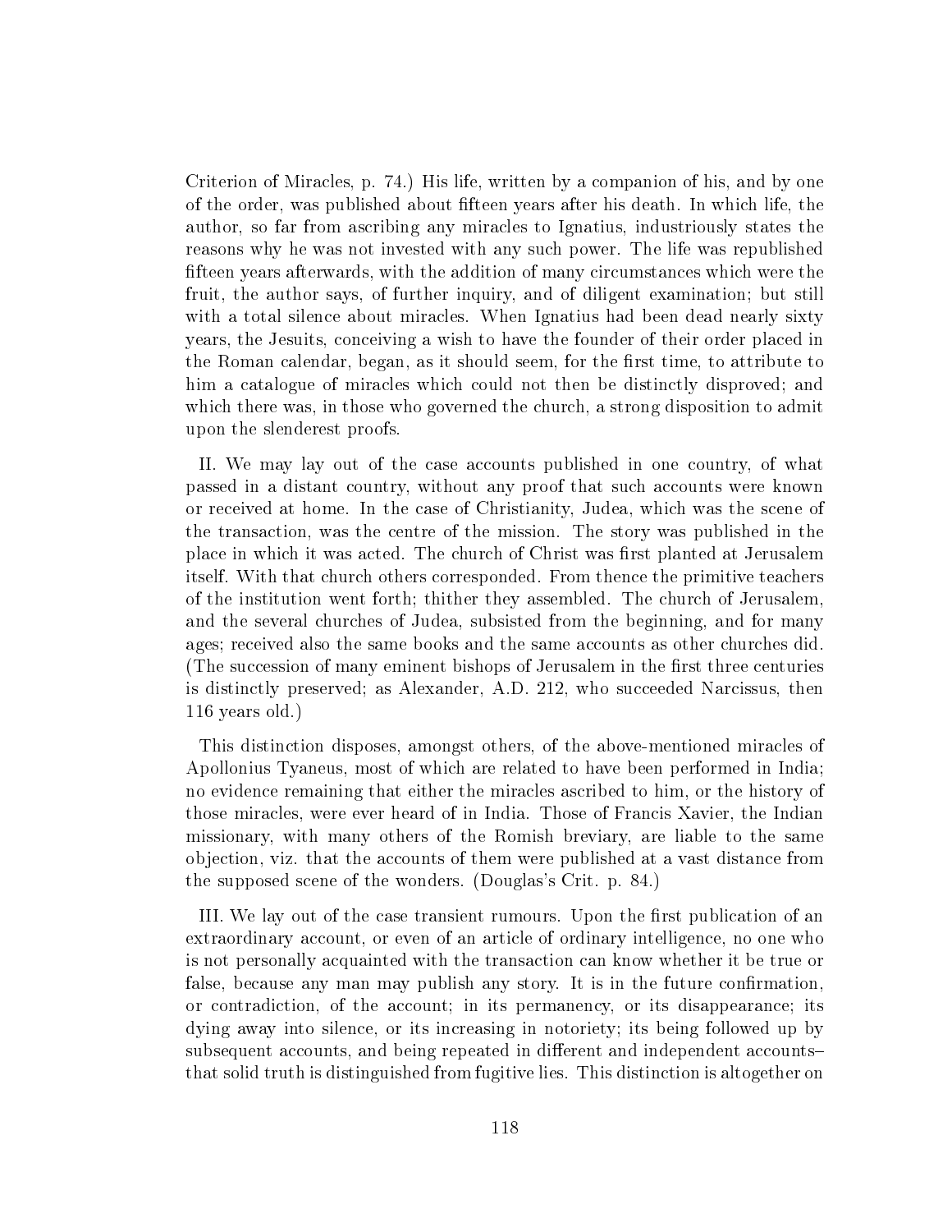Criterion of Miracles, p. 74.) His life, written by a companion of his, and by one of the order, was published about fifteen years after his death. In which life, the author, so far from ascribing any miracles to Ignatius, industriously states the reasons why he was not invested with any such power. The life was republished fifteen years afterwards, with the addition of many circumstances which were the fruit, the author says, of further inquiry, and of diligent examination; but still with a total silence about miracles. When Ignatius had been dead nearly sixty years, the Jesuits, conceiving a wish to have the founder of their order placed in the Roman calendar, began, as it should seem, for the first time, to attribute to him a catalogue of miracles which could not then be distinctly disproved; and which there was, in those who governed the church, a strong disposition to admit upon the slenderest proofs.

II. We may lay out of the case accounts published in one country, of what passed in a distant country, without any proof that such accounts were known or received at home. In the case of Christianity, Judea, which was the scene of the transaction, was the centre of the mission. The story was published in the place in which it was acted. The church of Christ was first planted at Jerusalem itself. With that church others corresponded. From thence the primitive teachers of the institution went forth; thither they assembled. The church of Jerusalem, and the several churches of Judea, subsisted from the beginning, and for many ages; received also the same books and the same accounts as other churches did. (The succession of many eminent bishops of Jerusalem in the first three centuries is distinctly preserved; as Alexander, A.D. 212, who succeeded Narcissus, then 116 years old.)

This distinction disposes, amongst others, of the above-mentioned miracles of Apollonius Tyaneus, most of which are related to have been performed in India; no evidence remaining that either the miracles ascribed to him, or the history of those miracles, were ever heard of in India. Those of Francis Xavier, the Indian missionary, with many others of the Romish breviary, are liable to the same objection, viz. that the accounts of them were published at a vast distance from the supposed scene of the wonders. (Douglas's Crit. p. 84.)

III. We lay out of the case transient rumours. Upon the first publication of an extraordinary account, or even of an article of ordinary intelligence, no one who is not personally acquainted with the transaction can know whether it be true or false, because any man may publish any story. It is in the future confirmation, or contradiction, of the account; in its permanency, or its disappearance; its dying away into silence, or its increasing in notoriety; its being followed up by subsequent accounts, and being repeated in different and independent accounts– that solid truth is distinguished from fugitive lies. This distinction is altogether on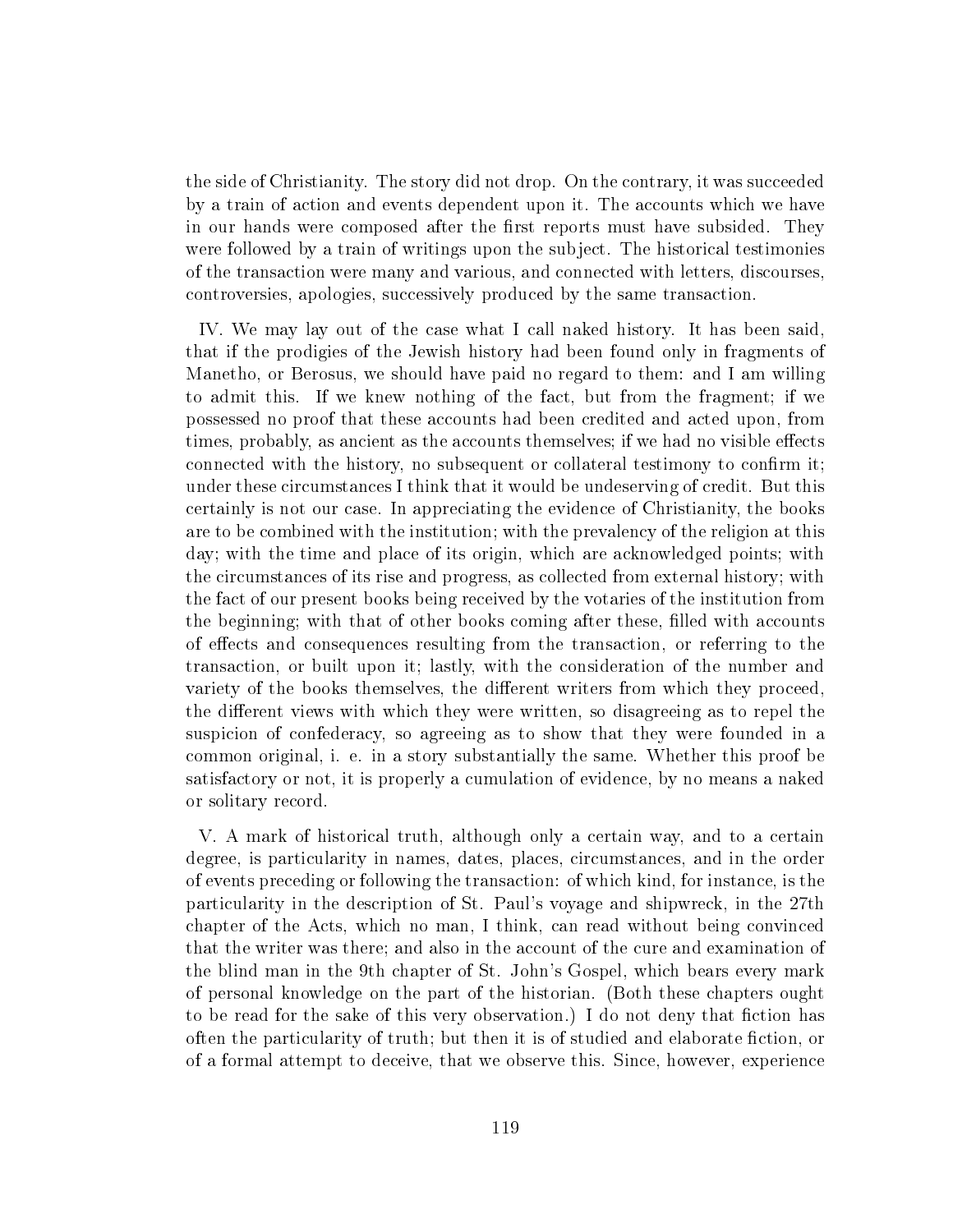the side of Christianity. The story did not drop. On the contrary, it was succeeded by a train of action and events dependent upon it. The accounts which we have in our hands were composed after the first reports must have subsided. They were followed by a train of writings upon the subject. The historical testimonies of the transaction were many and various, and connected with letters, discourses, controversies, apologies, successively produced by the same transaction.

IV. We may lay out of the case what I call naked history. It has been said, that if the prodigies of the Jewish history had been found only in fragments of Manetho, or Berosus, we should have paid no regard to them: and I am willing to admit this. If we knew nothing of the fact, but from the fragment; if we possessed no proof that these accounts had been credited and acted upon, from times, probably, as ancient as the accounts themselves; if we had no visible effects connected with the history, no subsequent or collateral testimony to confirm it; under these circumstances I think that it would be undeserving of credit. But this certainly is not our case. In appreciating the evidence of Christianity, the books are to be combined with the institution; with the prevalency of the religion at this day; with the time and place of its origin, which are acknowledged points; with the circumstances of its rise and progress, as collected from external history; with the fact of our present books being received by the votaries of the institution from the beginning; with that of other books coming after these, filled with accounts of effects and consequences resulting from the transaction, or referring to the transaction, or built upon it; lastly, with the consideration of the number and variety of the books themselves, the different writers from which they proceed, the different views with which they were written, so disagreeing as to repel the suspicion of confederacy, so agreeing as to show that they were founded in a common original, i. e. in a story substantially the same. Whether this proof be satisfactory or not, it is properly a cumulation of evidence, by no means a naked or solitary record.

V. A mark of historical truth, although only a certain way, and to a certain degree, is particularity in names, dates, places, circumstances, and in the order of events preceding or following the transaction: of which kind, for instance, is the particularity in the description of St. Paul's voyage and shipwreck, in the 27th chapter of the Acts, which no man, I think, can read without being convinced that the writer was there; and also in the account of the cure and examination of the blind man in the 9th chapter of St. John's Gospel, which bears every mark of personal knowledge on the part of the historian. (Both these chapters ought to be read for the sake of this very observation.) I do not deny that fiction has often the particularity of truth; but then it is of studied and elaborate fiction, or of a formal attempt to deceive, that we observe this. Since, however, experience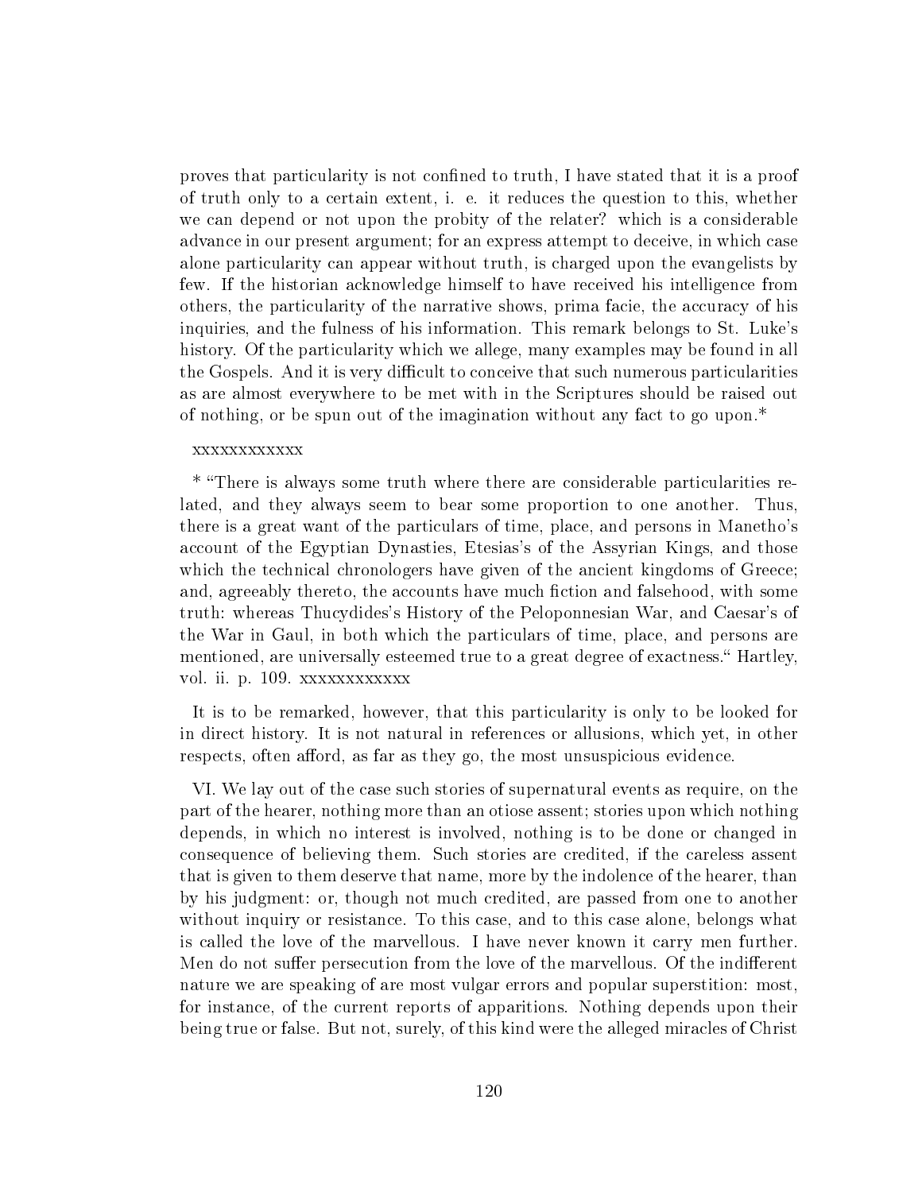proves that particularity is not confined to truth, I have stated that it is a proof of truth only to a certain extent, i. e. it reduces the question to this, whether we can depend or not upon the probity of the relater? which is a considerable advance in our present argument; for an express attempt to deceive, in which case alone particularity can appear without truth, is charged upon the evangelists by few. If the historian acknowledge himself to have received his intelligence from others, the particularity of the narrative shows, prima facie, the accuracy of his inquiries, and the fulness of his information. This remark belongs to St. Luke's history. Of the particularity which we allege, many examples may be found in all the Gospels. And it is very difficult to conceive that such numerous particularities as are almost everywhere to be met with in the Scriptures should be raised out of nothing, or be spun out of the imagination without any fact to go upon.*

xxxxxxxxxxxx

* "There is always some truth where there are considerable particularities related, and they always seem to bear some proportion to one another. Thus, there is a great want of the particulars of time, place, and persons in Manetho's account of the Egyptian Dynasties, Etesias's of the Assyrian Kings, and those which the technical chronologers have given of the ancient kingdoms of Greece; and, agreeably thereto, the accounts have much fiction and falsehood, with some truth: whereas Thucydides's History of the Peloponnesian War, and Caesar's of the War in Gaul, in both which the particulars of time, place, and persons are mentioned, are universally esteemed true to a great degree of exactness." Hartley, vol. ii. p. 109. xxxxxxxxxxxx

It is to be remarked, however, that this particularity is only to be looked for in direct history. It is not natural in references or allusions, which yet, in other respects, often afford, as far as they go, the most unsuspicious evidence.

VI. We lay out of the case such stories of supernatural events as require, on the part of the hearer, nothing more than an otiose assent; stories upon which nothing depends, in which no interest is involved, nothing is to be done or changed in consequence of believing them. Such stories are credited, if the careless assent that is given to them deserve that name, more by the indolence of the hearer, than by his judgment: or, though not much credited, are passed from one to another without inquiry or resistance. To this case, and to this case alone, belongs what is called the love of the marvellous. I have never known it carry men further. Men do not suffer persecution from the love of the marvellous. Of the indifferent nature we are speaking of are most vulgar errors and popular superstition: most, for instance, of the current reports of apparitions. Nothing depends upon their being true or false. But not, surely, of this kind were the alleged miracles of Christ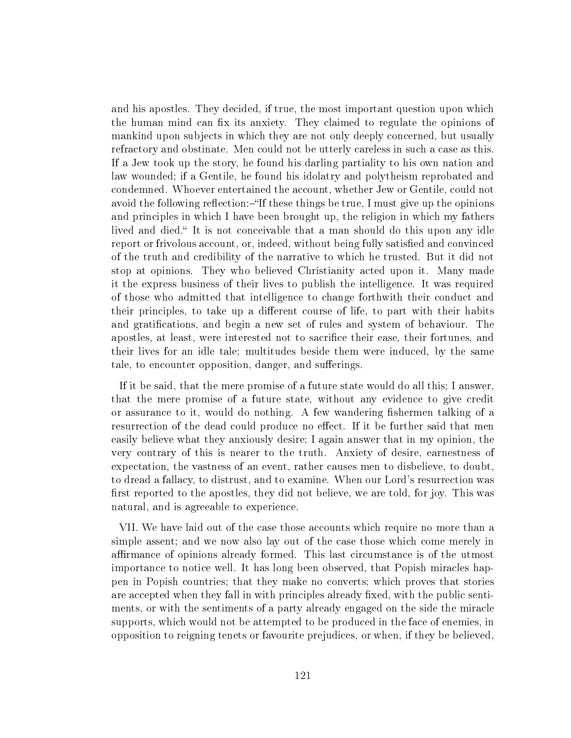and his apostles. They decided, if true, the most important question upon which the human mind can fix its anxiety. They claimed to regulate the opinions of mankind upon subjects in which they are not only deeply concerned, but usually refractory and obstinate. Men could not be utterly careless in such a case as this. If a Jew took up the story, he found his darling partiality to his own nation and law wounded; if a Gentile, he found his idolatry and polytheism reprobated and condemned. Whoever entertained the account, whether Jew or Gentile, could not avoid the following reflection:–"If these things be true, I must give up the opinions and principles in which I have been brought up, the religion in which my fathers lived and died." It is not conceivable that a man should do this upon any idle report or frivolous account, or, indeed, without being fully satisfied and convinced of the truth and credibility of the narrative to which he trusted. But it did not stop at opinions. They who believed Christianity acted upon it. Many made it the express business of their lives to publish the intelligence. It was required of those who admitted that intelligence to change forthwith their conduct and their principles, to take up a different course of life, to part with their habits and gratifications, and begin a new set of rules and system of behaviour. The apostles, at least, were interested not to sacrifice their ease, their fortunes, and their lives for an idle tale; multitudes beside them were induced, by the same tale, to encounter opposition, danger, and sufferings.

If it be said, that the mere promise of a future state would do all this; I answer, that the mere promise of a future state, without any evidence to give credit or assurance to it, would do nothing. A few wandering fishermen talking of a resurrection of the dead could produce no effect. If it be further said that men easily believe what they anxiously desire; I again answer that in my opinion, the very contrary of this is nearer to the truth. Anxiety of desire, earnestness of expectation, the vastness of an event, rather causes men to disbelieve, to doubt, to dread a fallacy, to distrust, and to examine. When our Lord's resurrection was first reported to the apostles, they did not believe, we are told, for joy. This was natural, and is agreeable to experience.

VII. We have laid out of the case those accounts which require no more than a simple assent; and we now also lay out of the case those which come merely in affirmance of opinions already formed. This last circumstance is of the utmost importance to notice well. It has long been observed, that Popish miracles happen in Popish countries; that they make no converts; which proves that stories are accepted when they fall in with principles already fixed, with the public sentiments, or with the sentiments of a party already engaged on the side the miracle supports, which would not be attempted to be produced in the face of enemies, in opposition to reigning tenets or favourite prejudices, or when, if they be believed,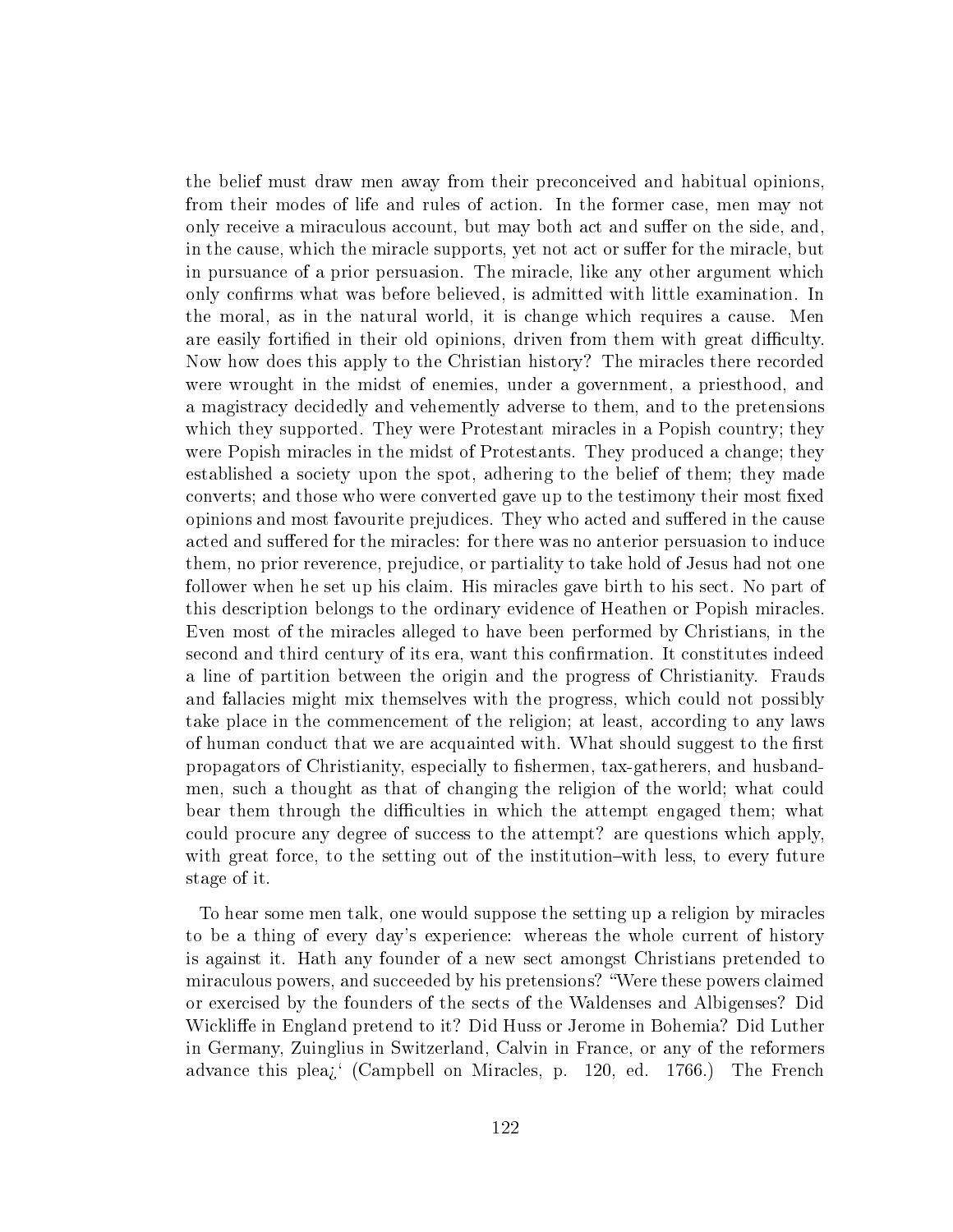the belief must draw men away from their preconceived and habitual opinions, from their modes of life and rules of action. In the former case, men may not only receive a miraculous account, but may both act and suffer on the side, and, in the cause, which the miracle supports, yet not act or suffer for the miracle, but in pursuance of a prior persuasion. The miracle, like any other argument which only confirms what was before believed, is admitted with little examination. In the moral, as in the natural world, it is change which requires a cause. Men are easily fortified in their old opinions, driven from them with great difficulty. Now how does this apply to the Christian history? The miracles there recorded were wrought in the midst of enemies, under a government, a priesthood, and a magistracy decidedly and vehemently adverse to them, and to the pretensions which they supported. They were Protestant miracles in a Popish country; they were Popish miracles in the midst of Protestants. They produced a change; they established a society upon the spot, adhering to the belief of them; they made converts; and those who were converted gave up to the testimony their most fixed opinions and most favourite prejudices. They who acted and suffered in the cause acted and suffered for the miracles: for there was no anterior persuasion to induce them, no prior reverence, prejudice, or partiality to take hold of Jesus had not one follower when he set up his claim. His miracles gave birth to his sect. No part of this description belongs to the ordinary evidence of Heathen or Popish miracles. Even most of the miracles alleged to have been performed by Christians, in the second and third century of its era, want this confirmation. It constitutes indeed a line of partition between the origin and the progress of Christianity. Frauds and fallacies might mix themselves with the progress, which could not possibly take place in the commencement of the religion; at least, according to any laws of human conduct that we are acquainted with. What should suggest to the first propagators of Christianity, especially to fishermen, tax-gatherers, and husbandmen, such a thought as that of changing the religion of the world; what could bear them through the difficulties in which the attempt engaged them; what could procure any degree of success to the attempt? are questions which apply, with great force, to the setting out of the institution–with less, to every future stage of it.

To hear some men talk, one would suppose the setting up a religion by miracles to be a thing of every day's experience: whereas the whole current of history is against it. Hath any founder of a new sect amongst Christians pretended to miraculous powers, and succeeded by his pretensions? "Were these powers claimed or exercised by the founders of the sects of the Waldenses and Albigenses? Did Wickliffe in England pretend to it? Did Huss or Jerome in Bohemia? Did Luther in Germany, Zuinglius in Switzerland, Calvin in France, or any of the reformers advance this plea¿' (Campbell on Miracles, p. 120, ed. 1766.) The French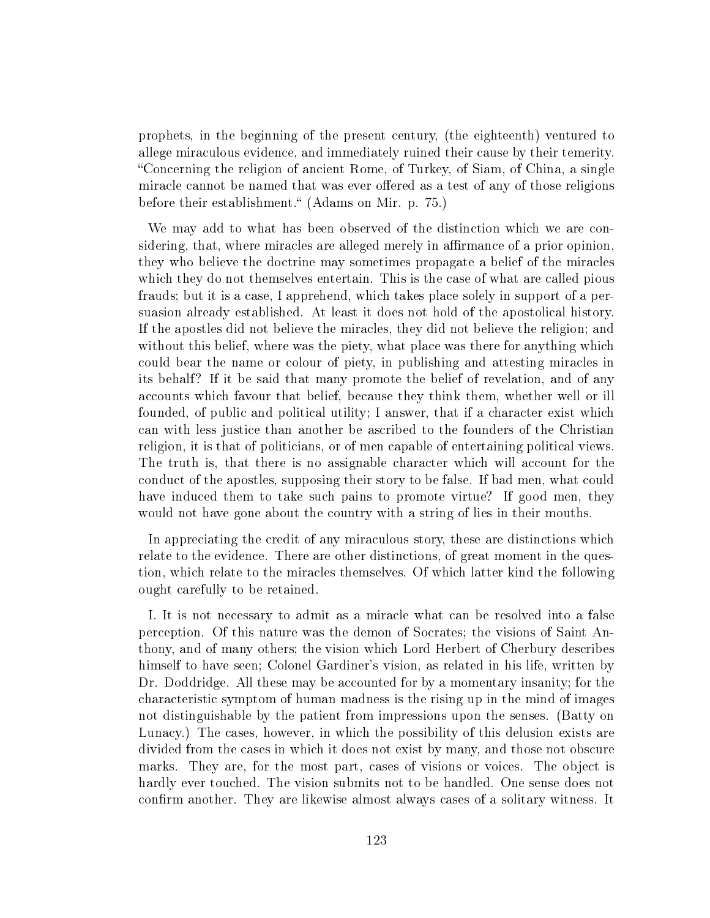prophets, in the beginning of the present century, (the eighteenth) ventured to allege miraculous evidence, and immediately ruined their cause by their temerity. "Concerning the religion of ancient Rome, of Turkey, of Siam, of China, a single miracle cannot be named that was ever offered as a test of any of those religions before their establishment." (Adams on Mir. p. 75.)

We may add to what has been observed of the distinction which we are considering, that, where miracles are alleged merely in affirmance of a prior opinion, they who believe the doctrine may sometimes propagate a belief of the miracles which they do not themselves entertain. This is the case of what are called pious frauds; but it is a case, I apprehend, which takes place solely in support of a persuasion already established. At least it does not hold of the apostolical history. If the apostles did not believe the miracles, they did not believe the religion; and without this belief, where was the piety, what place was there for anything which could bear the name or colour of piety, in publishing and attesting miracles in its behalf? If it be said that many promote the belief of revelation, and of any accounts which favour that belief, because they think them, whether well or ill founded, of public and political utility; I answer, that if a character exist which can with less justice than another be ascribed to the founders of the Christian religion, it is that of politicians, or of men capable of entertaining political views. The truth is, that there is no assignable character which will account for the conduct of the apostles, supposing their story to be false. If bad men, what could have induced them to take such pains to promote virtue? If good men, they would not have gone about the country with a string of lies in their mouths.

In appreciating the credit of any miraculous story, these are distinctions which relate to the evidence. There are other distinctions, of great moment in the question, which relate to the miracles themselves. Of which latter kind the following ought carefully to be retained.

I. It is not necessary to admit as a miracle what can be resolved into a false perception. Of this nature was the demon of Socrates; the visions of Saint Anthony, and of many others; the vision which Lord Herbert of Cherbury describes himself to have seen; Colonel Gardiner's vision, as related in his life, written by Dr. Doddridge. All these may be accounted for by a momentary insanity; for the characteristic symptom of human madness is the rising up in the mind of images not distinguishable by the patient from impressions upon the senses. (Batty on Lunacy.) The cases, however, in which the possibility of this delusion exists are divided from the cases in which it does not exist by many, and those not obscure marks. They are, for the most part, cases of visions or voices. The object is hardly ever touched. The vision submits not to be handled. One sense does not confirm another. They are likewise almost always cases of a solitary witness. It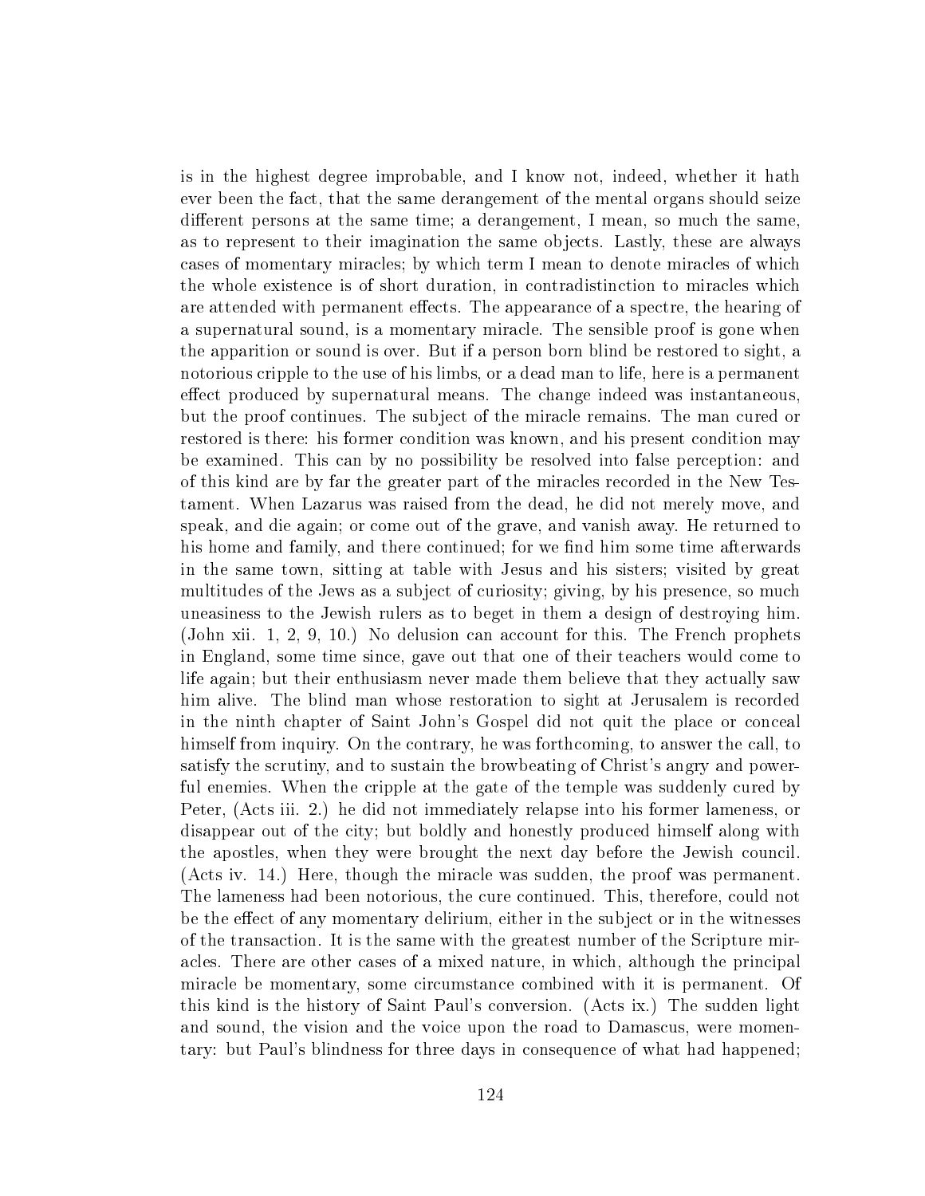is in the highest degree improbable, and I know not, indeed, whether it hath ever been the fact, that the same derangement of the mental organs should seize different persons at the same time; a derangement, I mean, so much the same, as to represent to their imagination the same objects. Lastly, these are always cases of momentary miracles; by which term I mean to denote miracles of which the whole existence is of short duration, in contradistinction to miracles which are attended with permanent effects. The appearance of a spectre, the hearing of a supernatural sound, is a momentary miracle. The sensible proof is gone when the apparition or sound is over. But if a person born blind be restored to sight, a notorious cripple to the use of his limbs, or a dead man to life, here is a permanent effect produced by supernatural means. The change indeed was instantaneous, but the proof continues. The subject of the miracle remains. The man cured or restored is there: his former condition was known, and his present condition may be examined. This can by no possibility be resolved into false perception: and of this kind are by far the greater part of the miracles recorded in the New Testament. When Lazarus was raised from the dead, he did not merely move, and speak, and die again; or come out of the grave, and vanish away. He returned to his home and family, and there continued; for we find him some time afterwards in the same town, sitting at table with Jesus and his sisters; visited by great multitudes of the Jews as a subject of curiosity; giving, by his presence, so much uneasiness to the Jewish rulers as to beget in them a design of destroying him. (John xii. 1, 2, 9, 10.) No delusion can account for this. The French prophets in England, some time since, gave out that one of their teachers would come to life again; but their enthusiasm never made them believe that they actually saw him alive. The blind man whose restoration to sight at Jerusalem is recorded in the ninth chapter of Saint John's Gospel did not quit the place or conceal himself from inquiry. On the contrary, he was forthcoming, to answer the call, to satisfy the scrutiny, and to sustain the browbeating of Christ's angry and powerful enemies. When the cripple at the gate of the temple was suddenly cured by Peter, (Acts iii. 2.) he did not immediately relapse into his former lameness, or disappear out of the city; but boldly and honestly produced himself along with the apostles, when they were brought the next day before the Jewish council. (Acts iv. 14.) Here, though the miracle was sudden, the proof was permanent. The lameness had been notorious, the cure continued. This, therefore, could not be the effect of any momentary delirium, either in the subject or in the witnesses of the transaction. It is the same with the greatest number of the Scripture miracles. There are other cases of a mixed nature, in which, although the principal miracle be momentary, some circumstance combined with it is permanent. Of this kind is the history of Saint Paul's conversion. (Acts ix.) The sudden light and sound, the vision and the voice upon the road to Damascus, were momentary: but Paul's blindness for three days in consequence of what had happened;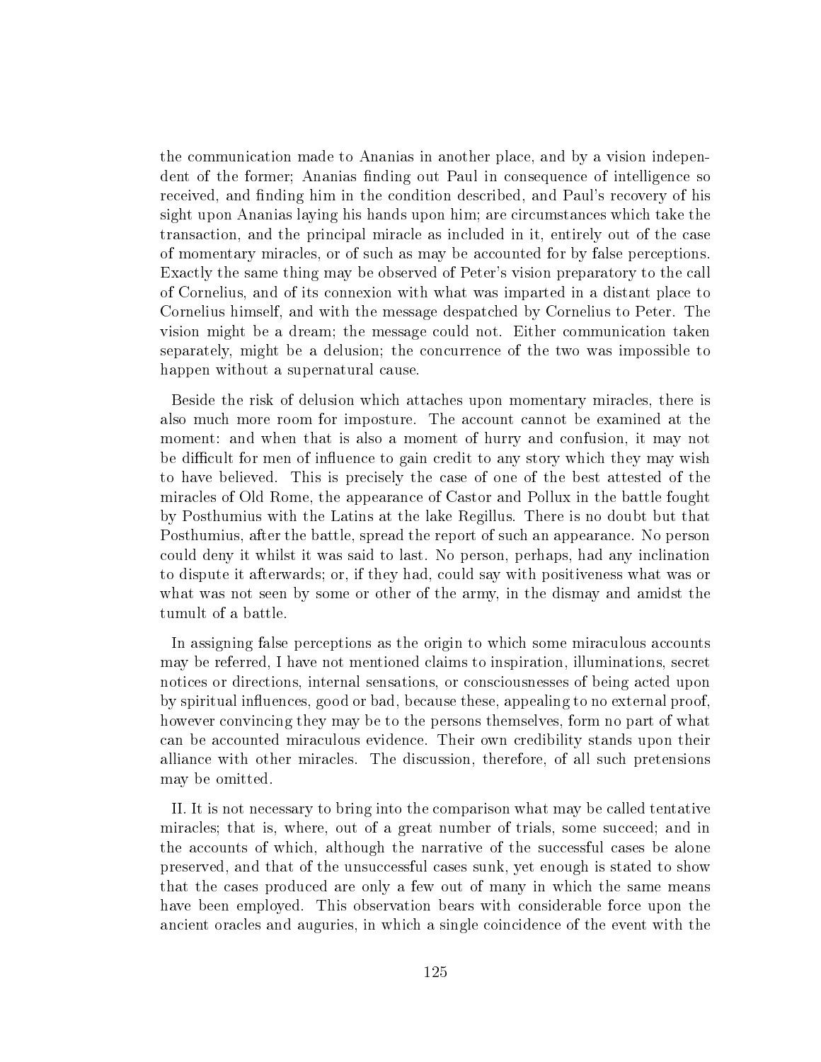the communication made to Ananias in another place, and by a vision independent of the former; Ananias finding out Paul in consequence of intelligence so received, and finding him in the condition described, and Paul's recovery of his sight upon Ananias laying his hands upon him; are circumstances which take the transaction, and the principal miracle as included in it, entirely out of the case of momentary miracles, or of such as may be accounted for by false perceptions. Exactly the same thing may be observed of Peter's vision preparatory to the call of Cornelius, and of its connexion with what was imparted in a distant place to Cornelius himself, and with the message despatched by Cornelius to Peter. The vision might be a dream; the message could not. Either communication taken separately, might be a delusion; the concurrence of the two was impossible to happen without a supernatural cause.

Beside the risk of delusion which attaches upon momentary miracles, there is also much more room for imposture. The account cannot be examined at the moment: and when that is also a moment of hurry and confusion, it may not be difficult for men of influence to gain credit to any story which they may wish to have believed. This is precisely the case of one of the best attested of the miracles of Old Rome, the appearance of Castor and Pollux in the battle fought by Posthumius with the Latins at the lake Regillus. There is no doubt but that Posthumius, after the battle, spread the report of such an appearance. No person could deny it whilst it was said to last. No person, perhaps, had any inclination to dispute it afterwards; or, if they had, could say with positiveness what was or what was not seen by some or other of the army, in the dismay and amidst the tumult of a battle.

In assigning false perceptions as the origin to which some miraculous accounts may be referred, I have not mentioned claims to inspiration, illuminations, secret notices or directions, internal sensations, or consciousnesses of being acted upon by spiritual influences, good or bad, because these, appealing to no external proof, however convincing they may be to the persons themselves, form no part of what can be accounted miraculous evidence. Their own credibility stands upon their alliance with other miracles. The discussion, therefore, of all such pretensions may be omitted.

II. It is not necessary to bring into the comparison what may be called tentative miracles; that is, where, out of a great number of trials, some succeed; and in the accounts of which, although the narrative of the successful cases be alone preserved, and that of the unsuccessful cases sunk, yet enough is stated to show that the cases produced are only a few out of many in which the same means have been employed. This observation bears with considerable force upon the ancient oracles and auguries, in which a single coincidence of the event with the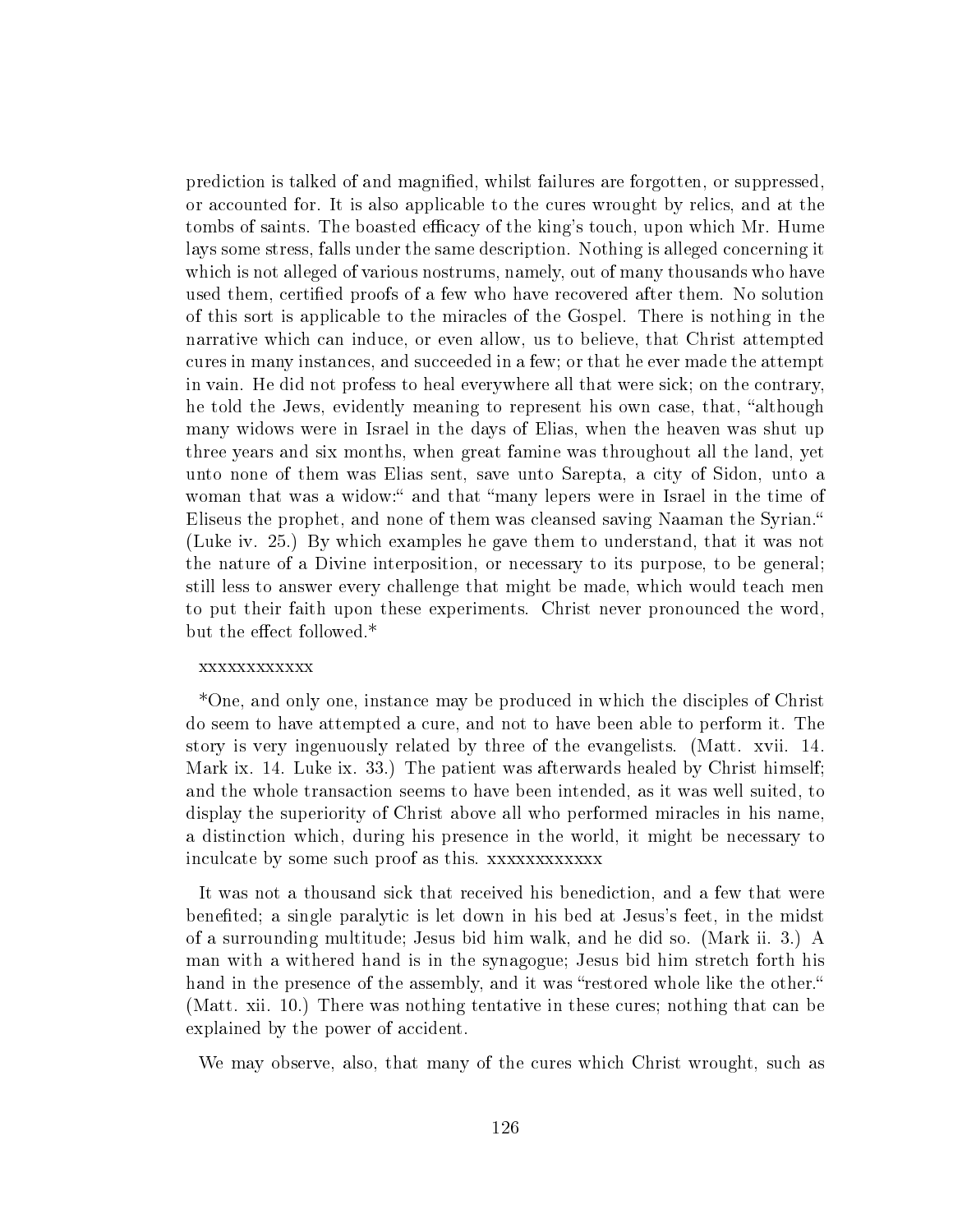prediction is talked of and magnified, whilst failures are forgotten, or suppressed, or accounted for. It is also applicable to the cures wrought by relics, and at the tombs of saints. The boasted efficacy of the king's touch, upon which Mr. Hume lays some stress, falls under the same description. Nothing is alleged concerning it which is not alleged of various nostrums, namely, out of many thousands who have used them, certified proofs of a few who have recovered after them. No solution of this sort is applicable to the miracles of the Gospel. There is nothing in the narrative which can induce, or even allow, us to believe, that Christ attempted cures in many instances, and succeeded in a few; or that he ever made the attempt in vain. He did not profess to heal everywhere all that were sick; on the contrary, he told the Jews, evidently meaning to represent his own case, that, "although many widows were in Israel in the days of Elias, when the heaven was shut up three years and six months, when great famine was throughout all the land, yet unto none of them was Elias sent, save unto Sarepta, a city of Sidon, unto a woman that was a widow:" and that "many lepers were in Israel in the time of Eliseus the prophet, and none of them was cleansed saving Naaman the Syrian." (Luke iv. 25.) By which examples he gave them to understand, that it was not the nature of a Divine interposition, or necessary to its purpose, to be general; still less to answer every challenge that might be made, which would teach men to put their faith upon these experiments. Christ never pronounced the word, but the effect followed.*

xxxxxxxxxxxx

*One, and only one, instance may be produced in which the disciples of Christ do seem to have attempted a cure, and not to have been able to perform it. The story is very ingenuously related by three of the evangelists. (Matt. xvii. 14. Mark ix. 14. Luke ix. 33.) The patient was afterwards healed by Christ himself; and the whole transaction seems to have been intended, as it was well suited, to display the superiority of Christ above all who performed miracles in his name, a distinction which, during his presence in the world, it might be necessary to inculcate by some such proof as this. xxxxxxxxxxxx

It was not a thousand sick that received his benediction, and a few that were benefited; a single paralytic is let down in his bed at Jesus's feet, in the midst of a surrounding multitude; Jesus bid him walk, and he did so. (Mark ii. 3.) A man with a withered hand is in the synagogue; Jesus bid him stretch forth his hand in the presence of the assembly, and it was "restored whole like the other." (Matt. xii. 10.) There was nothing tentative in these cures; nothing that can be explained by the power of accident.

We may observe, also, that many of the cures which Christ wrought, such as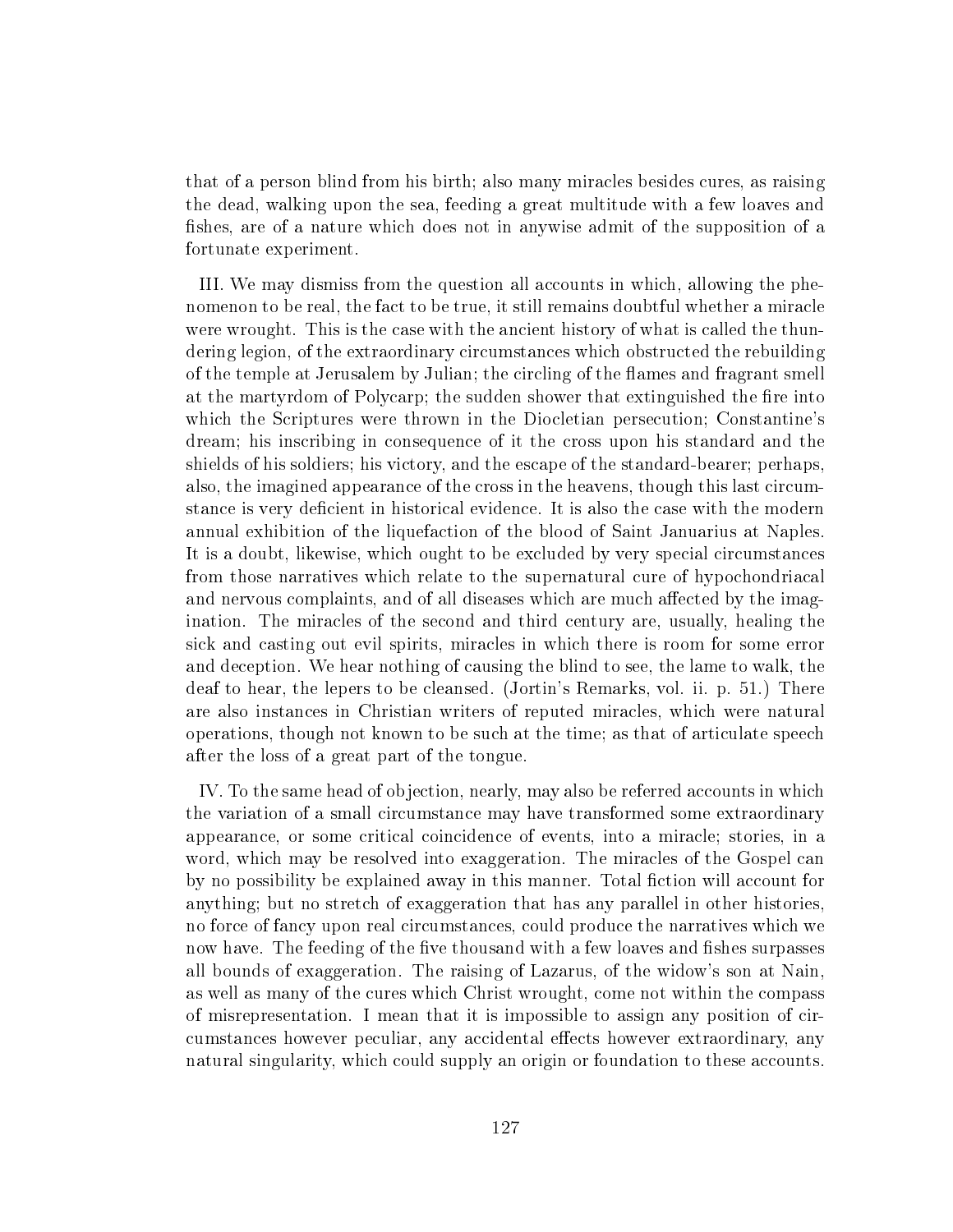that of a person blind from his birth; also many miracles besides cures, as raising the dead, walking upon the sea, feeding a great multitude with a few loaves and fishes, are of a nature which does not in anywise admit of the supposition of a fortunate experiment.

III. We may dismiss from the question all accounts in which, allowing the phenomenon to be real, the fact to be true, it still remains doubtful whether a miracle were wrought. This is the case with the ancient history of what is called the thundering legion, of the extraordinary circumstances which obstructed the rebuilding of the temple at Jerusalem by Julian; the circling of the flames and fragrant smell at the martyrdom of Polycarp; the sudden shower that extinguished the fire into which the Scriptures were thrown in the Diocletian persecution; Constantine's dream; his inscribing in consequence of it the cross upon his standard and the shields of his soldiers; his victory, and the escape of the standard-bearer; perhaps, also, the imagined appearance of the cross in the heavens, though this last circumstance is very deficient in historical evidence. It is also the case with the modern annual exhibition of the liquefaction of the blood of Saint Januarius at Naples. It is a doubt, likewise, which ought to be excluded by very special circumstances from those narratives which relate to the supernatural cure of hypochondriacal and nervous complaints, and of all diseases which are much affected by the imagination. The miracles of the second and third century are, usually, healing the sick and casting out evil spirits, miracles in which there is room for some error and deception. We hear nothing of causing the blind to see, the lame to walk, the deaf to hear, the lepers to be cleansed. (Jortin's Remarks, vol. ii. p. 51.) There are also instances in Christian writers of reputed miracles, which were natural operations, though not known to be such at the time; as that of articulate speech after the loss of a great part of the tongue.

IV. To the same head of objection, nearly, may also be referred accounts in which the variation of a small circumstance may have transformed some extraordinary appearance, or some critical coincidence of events, into a miracle; stories, in a word, which may be resolved into exaggeration. The miracles of the Gospel can by no possibility be explained away in this manner. Total fiction will account for anything; but no stretch of exaggeration that has any parallel in other histories, no force of fancy upon real circumstances, could produce the narratives which we now have. The feeding of the five thousand with a few loaves and fishes surpasses all bounds of exaggeration. The raising of Lazarus, of the widow's son at Nain, as well as many of the cures which Christ wrought, come not within the compass of misrepresentation. I mean that it is impossible to assign any position of circumstances however peculiar, any accidental effects however extraordinary, any natural singularity, which could supply an origin or foundation to these accounts.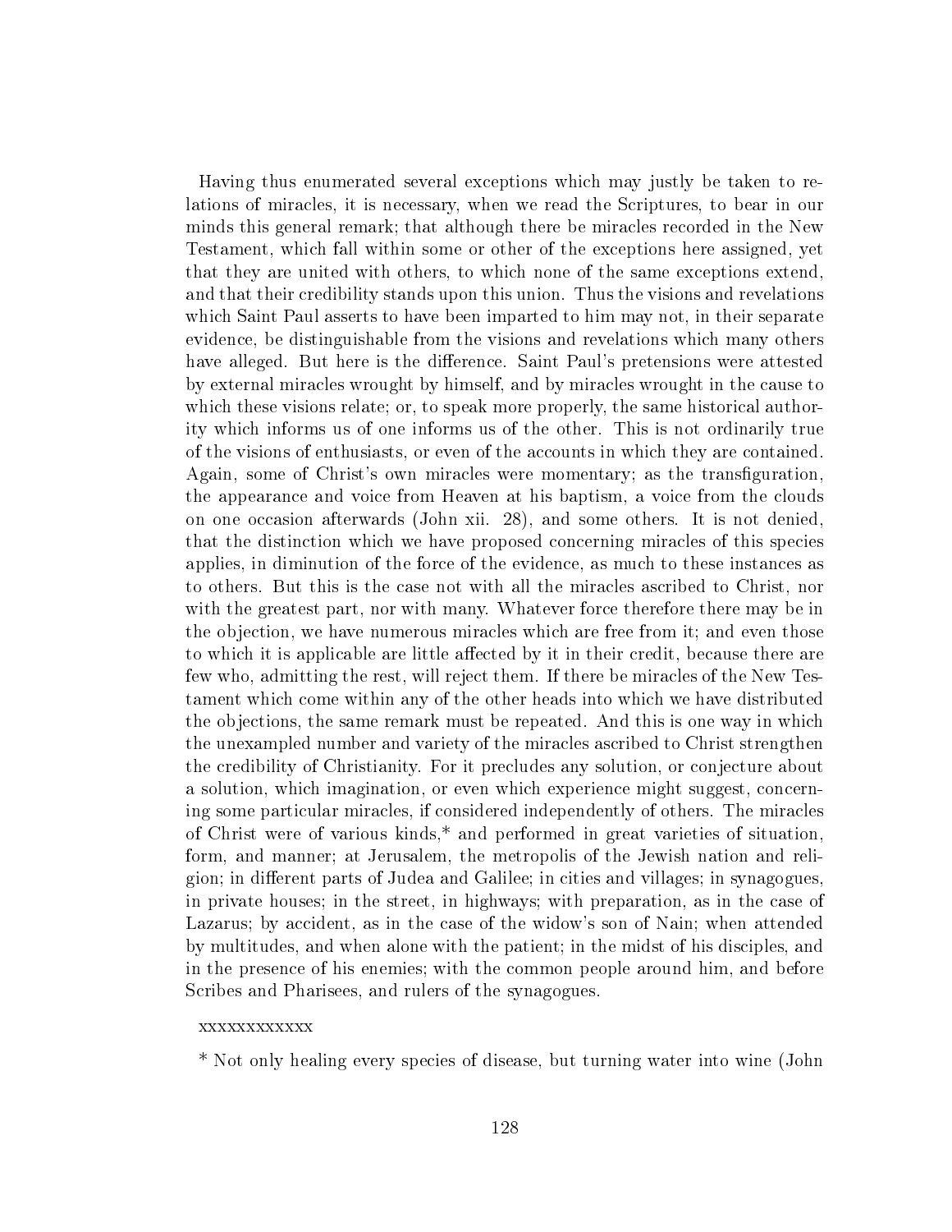Having thus enumerated several exceptions which may justly be taken to relations of miracles, it is necessary, when we read the Scriptures, to bear in our minds this general remark; that although there be miracles recorded in the New Testament, which fall within some or other of the exceptions here assigned, yet that they are united with others, to which none of the same exceptions extend, and that their credibility stands upon this union. Thus the visions and revelations which Saint Paul asserts to have been imparted to him may not, in their separate evidence, be distinguishable from the visions and revelations which many others have alleged. But here is the difference. Saint Paul's pretensions were attested by external miracles wrought by himself, and by miracles wrought in the cause to which these visions relate; or, to speak more properly, the same historical authority which informs us of one informs us of the other. This is not ordinarily true of the visions of enthusiasts, or even of the accounts in which they are contained. Again, some of Christ's own miracles were momentary; as the transfiguration, the appearance and voice from Heaven at his baptism, a voice from the clouds on one occasion afterwards (John xii. 28), and some others. It is not denied, that the distinction which we have proposed concerning miracles of this species applies, in diminution of the force of the evidence, as much to these instances as to others. But this is the case not with all the miracles ascribed to Christ, nor with the greatest part, nor with many. Whatever force therefore there may be in the objection, we have numerous miracles which are free from it; and even those to which it is applicable are little affected by it in their credit, because there are few who, admitting the rest, will reject them. If there be miracles of the New Testament which come within any of the other heads into which we have distributed the objections, the same remark must be repeated. And this is one way in which the unexampled number and variety of the miracles ascribed to Christ strengthen the credibility of Christianity. For it precludes any solution, or conjecture about a solution, which imagination, or even which experience might suggest, concerning some particular miracles, if considered independently of others. The miracles of Christ were of various kinds,* and performed in great varieties of situation, form, and manner; at Jerusalem, the metropolis of the Jewish nation and religion; in different parts of Judea and Galilee; in cities and villages; in synagogues, in private houses; in the street, in highways; with preparation, as in the case of Lazarus; by accident, as in the case of the widow's son of Nain; when attended by multitudes, and when alone with the patient; in the midst of his disciples, and in the presence of his enemies; with the common people around him, and before Scribes and Pharisees, and rulers of the synagogues.

xxxxxxxxxxxx

* Not only healing every species of disease, but turning water into wine (John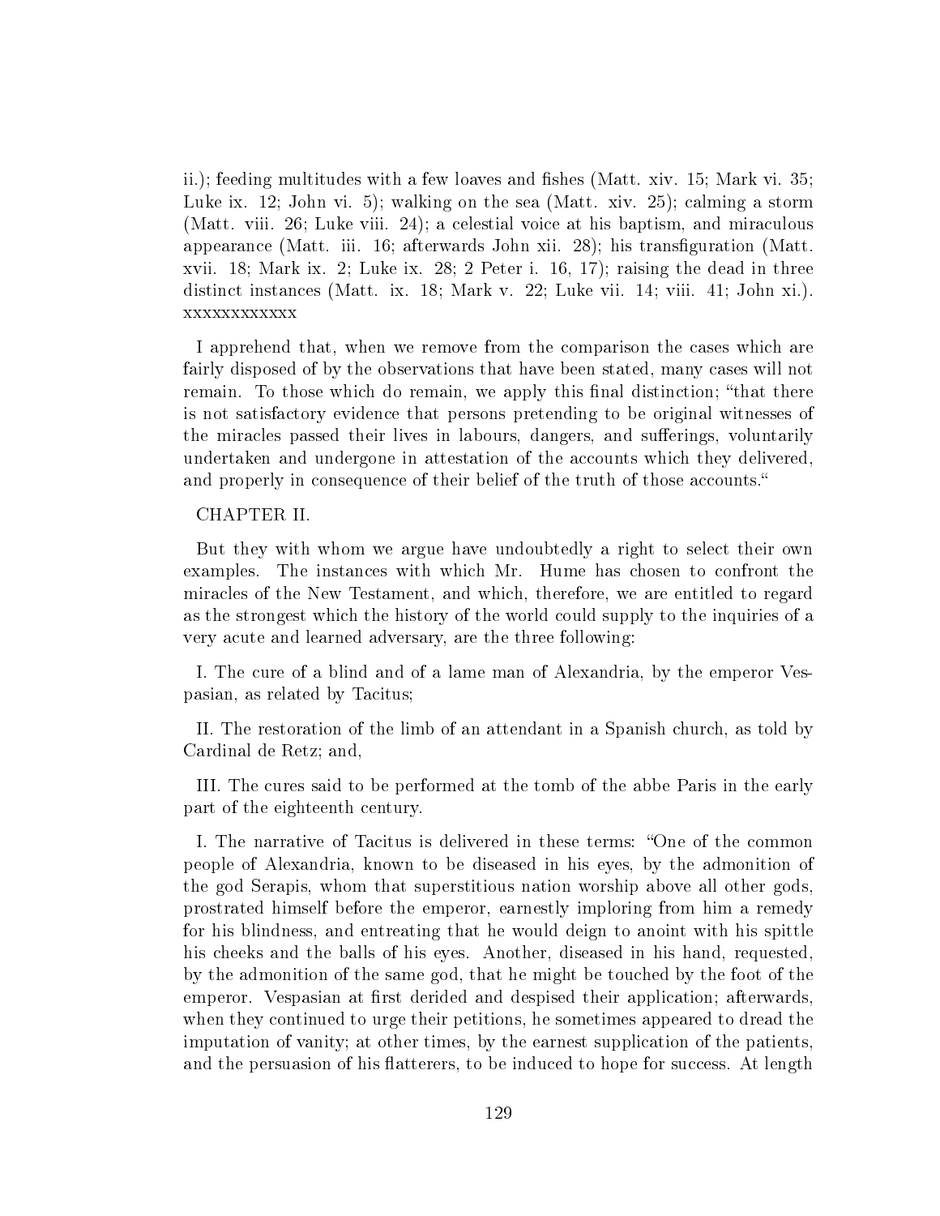ii.); feeding multitudes with a few loaves and fishes (Matt. xiv. 15; Mark vi. 35; Luke ix. 12; John vi. 5); walking on the sea (Matt. xiv. 25); calming a storm (Matt. viii. 26; Luke viii. 24); a celestial voice at his baptism, and miraculous appearance (Matt. iii. 16; afterwards John xii. 28); his transfiguration (Matt. xvii. 18; Mark ix. 2; Luke ix. 28; 2 Peter i. 16, 17); raising the dead in three distinct instances (Matt. ix. 18; Mark v. 22; Luke vii. 14; viii. 41; John xi.). xxxxxxxxxxxx

I apprehend that, when we remove from the comparison the cases which are fairly disposed of by the observations that have been stated, many cases will not remain. To those which do remain, we apply this final distinction; "that there is not satisfactory evidence that persons pretending to be original witnesses of the miracles passed their lives in labours, dangers, and sufferings, voluntarily undertaken and undergone in attestation of the accounts which they delivered, and properly in consequence of their belief of the truth of those accounts."

## CHAPTER II.

But they with whom we argue have undoubtedly a right to select their own examples. The instances with which Mr. Hume has chosen to confront the miracles of the New Testament, and which, therefore, we are entitled to regard as the strongest which the history of the world could supply to the inquiries of a very acute and learned adversary, are the three following:

I. The cure of a blind and of a lame man of Alexandria, by the emperor Vespasian, as related by Tacitus;

II. The restoration of the limb of an attendant in a Spanish church, as told by Cardinal de Retz; and,

III. The cures said to be performed at the tomb of the abbe Paris in the early part of the eighteenth century.

I. The narrative of Tacitus is delivered in these terms: "One of the common people of Alexandria, known to be diseased in his eyes, by the admonition of the god Serapis, whom that superstitious nation worship above all other gods, prostrated himself before the emperor, earnestly imploring from him a remedy for his blindness, and entreating that he would deign to anoint with his spittle his cheeks and the balls of his eyes. Another, diseased in his hand, requested, by the admonition of the same god, that he might be touched by the foot of the emperor. Vespasian at first derided and despised their application; afterwards, when they continued to urge their petitions, he sometimes appeared to dread the imputation of vanity; at other times, by the earnest supplication of the patients, and the persuasion of his flatterers, to be induced to hope for success. At length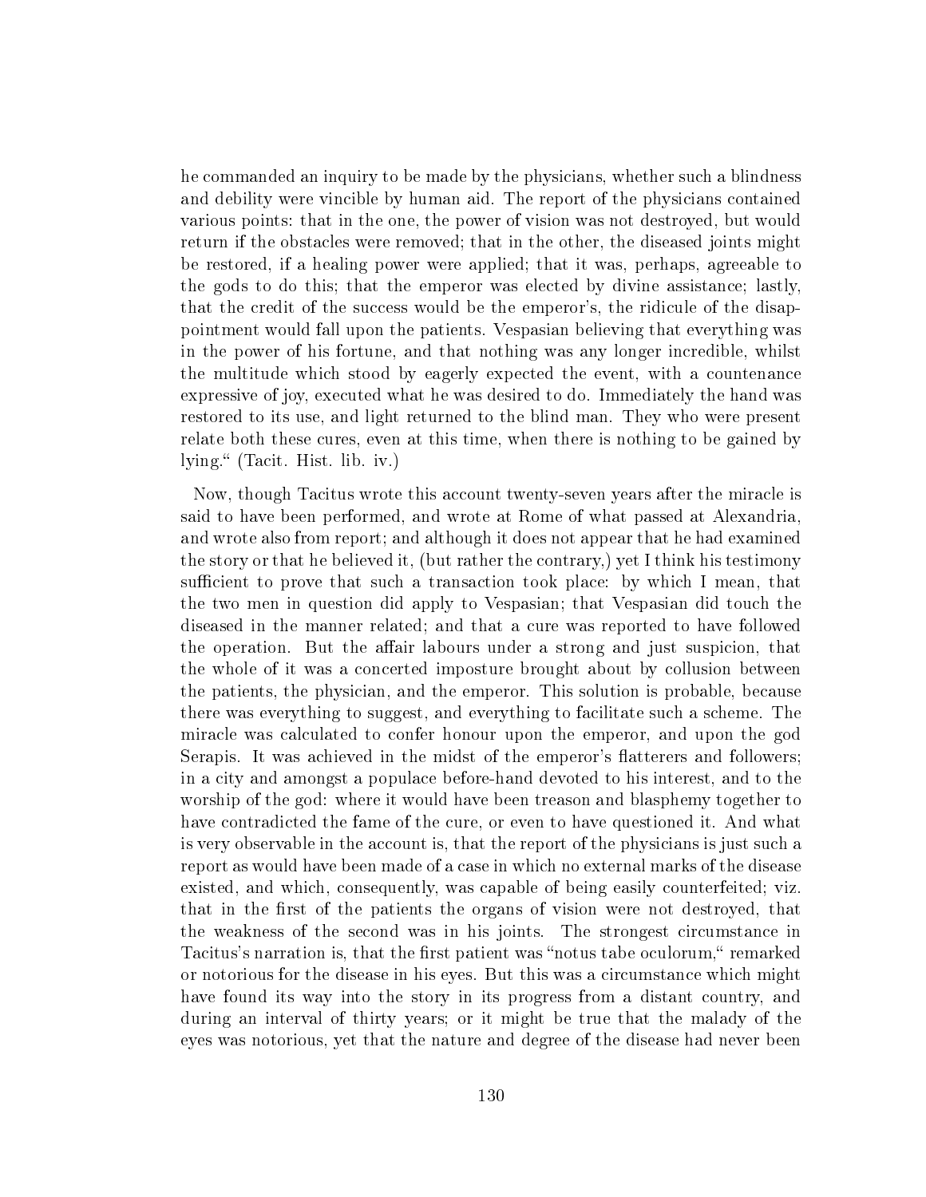he commanded an inquiry to be made by the physicians, whether such a blindness and debility were vincible by human aid. The report of the physicians contained various points: that in the one, the power of vision was not destroyed, but would return if the obstacles were removed; that in the other, the diseased joints might be restored, if a healing power were applied; that it was, perhaps, agreeable to the gods to do this; that the emperor was elected by divine assistance; lastly, that the credit of the success would be the emperor's, the ridicule of the disappointment would fall upon the patients. Vespasian believing that everything was in the power of his fortune, and that nothing was any longer incredible, whilst the multitude which stood by eagerly expected the event, with a countenance expressive of joy, executed what he was desired to do. Immediately the hand was restored to its use, and light returned to the blind man. They who were present relate both these cures, even at this time, when there is nothing to be gained by lying." (Tacit. Hist. lib. iv.)

Now, though Tacitus wrote this account twenty-seven years after the miracle is said to have been performed, and wrote at Rome of what passed at Alexandria, and wrote also from report; and although it does not appear that he had examined the story or that he believed it, (but rather the contrary,) yet I think his testimony sufficient to prove that such a transaction took place: by which I mean, that the two men in question did apply to Vespasian; that Vespasian did touch the diseased in the manner related; and that a cure was reported to have followed the operation. But the affair labours under a strong and just suspicion, that the whole of it was a concerted imposture brought about by collusion between the patients, the physician, and the emperor. This solution is probable, because there was everything to suggest, and everything to facilitate such a scheme. The miracle was calculated to confer honour upon the emperor, and upon the god Serapis. It was achieved in the midst of the emperor's flatterers and followers; in a city and amongst a populace before-hand devoted to his interest, and to the worship of the god: where it would have been treason and blasphemy together to have contradicted the fame of the cure, or even to have questioned it. And what is very observable in the account is, that the report of the physicians is just such a report as would have been made of a case in which no external marks of the disease existed, and which, consequently, was capable of being easily counterfeited; viz. that in the first of the patients the organs of vision were not destroyed, that the weakness of the second was in his joints. The strongest circumstance in Tacitus's narration is, that the first patient was "notus tabe oculorum," remarked or notorious for the disease in his eyes. But this was a circumstance which might have found its way into the story in its progress from a distant country, and during an interval of thirty years; or it might be true that the malady of the eyes was notorious, yet that the nature and degree of the disease had never been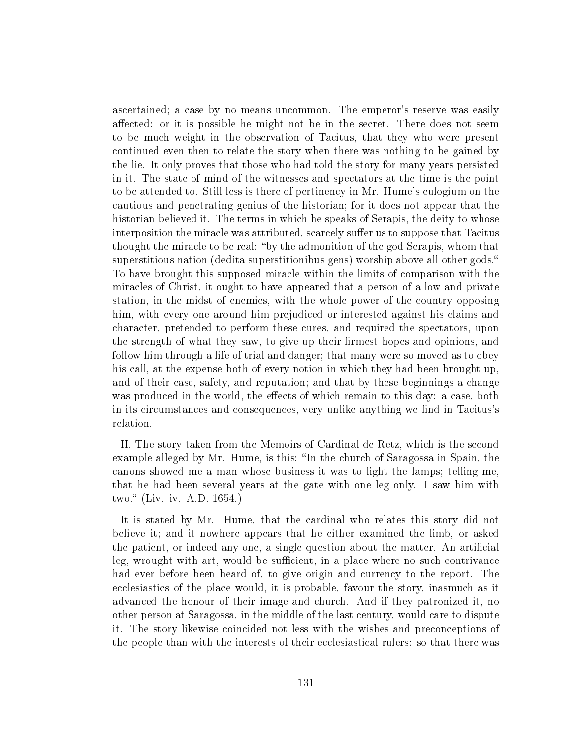ascertained; a case by no means uncommon. The emperor's reserve was easily affected: or it is possible he might not be in the secret. There does not seem to be much weight in the observation of Tacitus, that they who were present continued even then to relate the story when there was nothing to be gained by the lie. It only proves that those who had told the story for many years persisted in it. The state of mind of the witnesses and spectators at the time is the point to be attended to. Still less is there of pertinency in Mr. Hume's eulogium on the cautious and penetrating genius of the historian; for it does not appear that the historian believed it. The terms in which he speaks of Serapis, the deity to whose interposition the miracle was attributed, scarcely suffer us to suppose that Tacitus thought the miracle to be real: "by the admonition of the god Serapis, whom that superstitious nation (dedita superstitionibus gens) worship above all other gods." To have brought this supposed miracle within the limits of comparison with the miracles of Christ, it ought to have appeared that a person of a low and private station, in the midst of enemies, with the whole power of the country opposing him, with every one around him prejudiced or interested against his claims and character, pretended to perform these cures, and required the spectators, upon the strength of what they saw, to give up their firmest hopes and opinions, and follow him through a life of trial and danger; that many were so moved as to obey his call, at the expense both of every notion in which they had been brought up, and of their ease, safety, and reputation; and that by these beginnings a change was produced in the world, the effects of which remain to this day: a case, both in its circumstances and consequences, very unlike anything we find in Tacitus's relation.

II. The story taken from the Memoirs of Cardinal de Retz, which is the second example alleged by Mr. Hume, is this: "In the church of Saragossa in Spain, the canons showed me a man whose business it was to light the lamps; telling me, that he had been several years at the gate with one leg only. I saw him with two." (Liv. iv. A.D. 1654.)

It is stated by Mr. Hume, that the cardinal who relates this story did not believe it; and it nowhere appears that he either examined the limb, or asked the patient, or indeed any one, a single question about the matter. An artificial leg, wrought with art, would be sufficient, in a place where no such contrivance had ever before been heard of, to give origin and currency to the report. The ecclesiastics of the place would, it is probable, favour the story, inasmuch as it advanced the honour of their image and church. And if they patronized it, no other person at Saragossa, in the middle of the last century, would care to dispute it. The story likewise coincided not less with the wishes and preconceptions of the people than with the interests of their ecclesiastical rulers: so that there was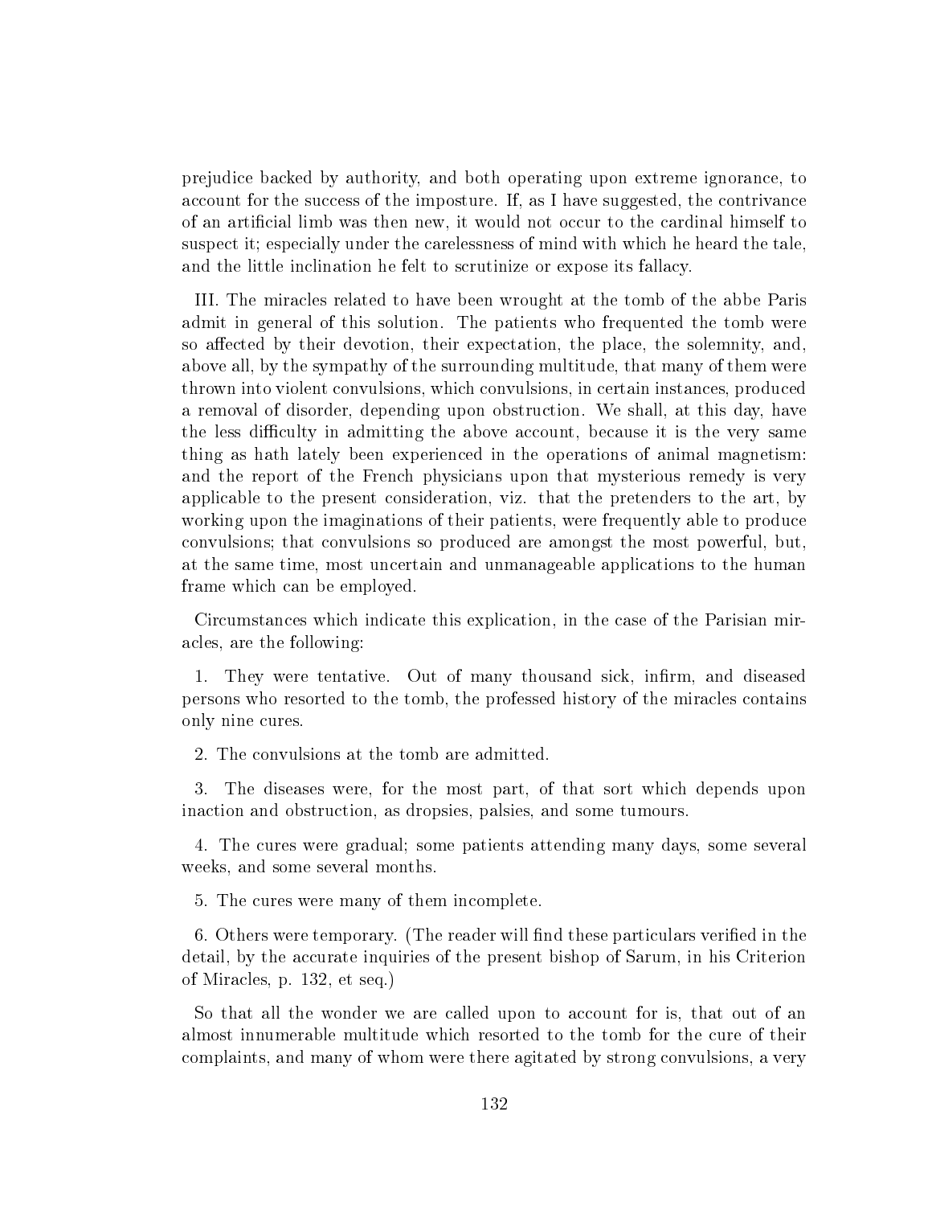prejudice backed by authority, and both operating upon extreme ignorance, to account for the success of the imposture. If, as I have suggested, the contrivance of an artificial limb was then new, it would not occur to the cardinal himself to suspect it; especially under the carelessness of mind with which he heard the tale, and the little inclination he felt to scrutinize or expose its fallacy.

III. The miracles related to have been wrought at the tomb of the abbe Paris admit in general of this solution. The patients who frequented the tomb were so affected by their devotion, their expectation, the place, the solemnity, and, above all, by the sympathy of the surrounding multitude, that many of them were thrown into violent convulsions, which convulsions, in certain instances, produced a removal of disorder, depending upon obstruction. We shall, at this day, have the less difficulty in admitting the above account, because it is the very same thing as hath lately been experienced in the operations of animal magnetism: and the report of the French physicians upon that mysterious remedy is very applicable to the present consideration, viz. that the pretenders to the art, by working upon the imaginations of their patients, were frequently able to produce convulsions; that convulsions so produced are amongst the most powerful, but, at the same time, most uncertain and unmanageable applications to the human frame which can be employed.

Circumstances which indicate this explication, in the case of the Parisian miracles, are the following:

1. They were tentative. Out of many thousand sick, infirm, and diseased persons who resorted to the tomb, the professed history of the miracles contains only nine cures.

2. The convulsions at the tomb are admitted.

3. The diseases were, for the most part, of that sort which depends upon inaction and obstruction, as dropsies, palsies, and some tumours.

4. The cures were gradual; some patients attending many days, some several weeks, and some several months.

5. The cures were many of them incomplete.

6. Others were temporary. (The reader will find these particulars verified in the detail, by the accurate inquiries of the present bishop of Sarum, in his Criterion of Miracles, p. 132, et seq.)

So that all the wonder we are called upon to account for is, that out of an almost innumerable multitude which resorted to the tomb for the cure of their complaints, and many of whom were there agitated by strong convulsions, a very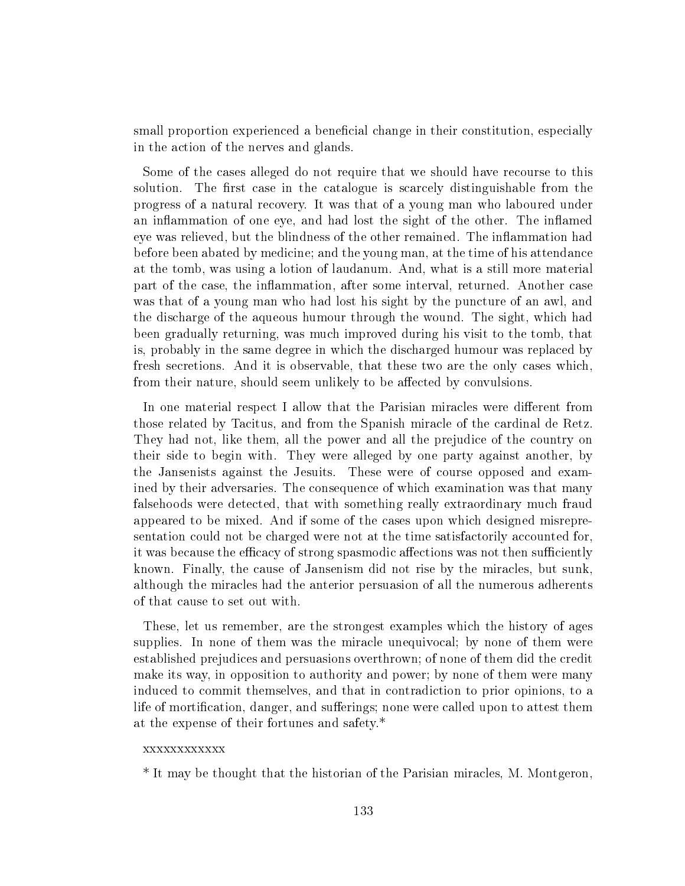small proportion experienced a beneficial change in their constitution, especially in the action of the nerves and glands.

Some of the cases alleged do not require that we should have recourse to this solution. The first case in the catalogue is scarcely distinguishable from the progress of a natural recovery. It was that of a young man who laboured under an inflammation of one eye, and had lost the sight of the other. The inflamed eye was relieved, but the blindness of the other remained. The inflammation had before been abated by medicine; and the young man, at the time of his attendance at the tomb, was using a lotion of laudanum. And, what is a still more material part of the case, the inflammation, after some interval, returned. Another case was that of a young man who had lost his sight by the puncture of an awl, and the discharge of the aqueous humour through the wound. The sight, which had been gradually returning, was much improved during his visit to the tomb, that is, probably in the same degree in which the discharged humour was replaced by fresh secretions. And it is observable, that these two are the only cases which, from their nature, should seem unlikely to be affected by convulsions.

In one material respect I allow that the Parisian miracles were different from those related by Tacitus, and from the Spanish miracle of the cardinal de Retz. They had not, like them, all the power and all the prejudice of the country on their side to begin with. They were alleged by one party against another, by the Jansenists against the Jesuits. These were of course opposed and examined by their adversaries. The consequence of which examination was that many falsehoods were detected, that with something really extraordinary much fraud appeared to be mixed. And if some of the cases upon which designed misrepresentation could not be charged were not at the time satisfactorily accounted for, it was because the efficacy of strong spasmodic affections was not then sufficiently known. Finally, the cause of Jansenism did not rise by the miracles, but sunk, although the miracles had the anterior persuasion of all the numerous adherents of that cause to set out with.

These, let us remember, are the strongest examples which the history of ages supplies. In none of them was the miracle unequivocal; by none of them were established prejudices and persuasions overthrown; of none of them did the credit make its way, in opposition to authority and power; by none of them were many induced to commit themselves, and that in contradiction to prior opinions, to a life of mortification, danger, and sufferings; none were called upon to attest them at the expense of their fortunes and safety.*

xxxxxxxxxxxx

* It may be thought that the historian of the Parisian miracles, M. Montgeron,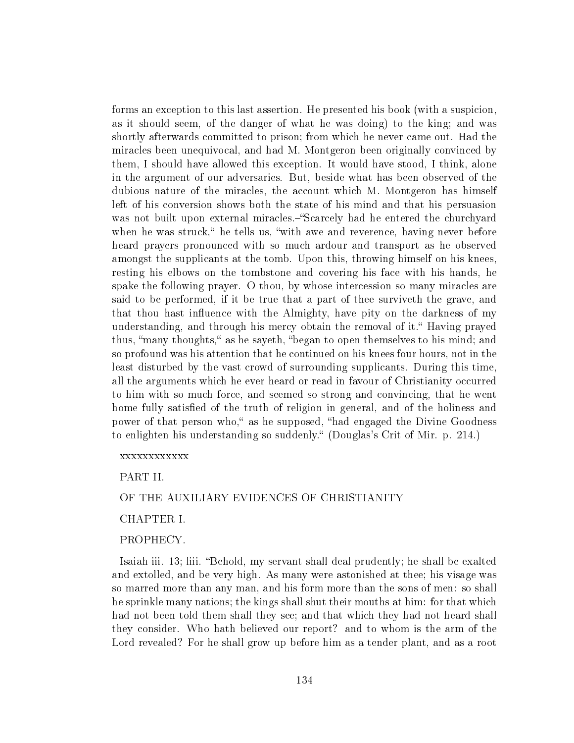forms an exception to this last assertion. He presented his book (with a suspicion, as it should seem, of the danger of what he was doing) to the king; and was shortly afterwards committed to prison; from which he never came out. Had the miracles been unequivocal, and had M. Montgeron been originally convinced by them, I should have allowed this exception. It would have stood, I think, alone in the argument of our adversaries. But, beside what has been observed of the dubious nature of the miracles, the account which M. Montgeron has himself left of his conversion shows both the state of his mind and that his persuasion was not built upon external miracles.–"Scarcely had he entered the churchyard when he was struck," he tells us, "with awe and reverence, having never before heard prayers pronounced with so much ardour and transport as he observed amongst the supplicants at the tomb. Upon this, throwing himself on his knees, resting his elbows on the tombstone and covering his face with his hands, he spake the following prayer. O thou, by whose intercession so many miracles are said to be performed, if it be true that a part of thee surviveth the grave, and that thou hast influence with the Almighty, have pity on the darkness of my understanding, and through his mercy obtain the removal of it." Having prayed thus, "many thoughts," as he sayeth, "began to open themselves to his mind; and so profound was his attention that he continued on his knees four hours, not in the least disturbed by the vast crowd of surrounding supplicants. During this time, all the arguments which he ever heard or read in favour of Christianity occurred to him with so much force, and seemed so strong and convincing, that he went home fully satisfied of the truth of religion in general, and of the holiness and power of that person who," as he supposed, "had engaged the Divine Goodness to enlighten his understanding so suddenly." (Douglas's Crit of Mir. p. 214.)

xxxxxxxxxxxx

# PART II.

# OF THE AUXILIARY EVIDENCES OF CHRISTIANITY

## CHAPTER I.

## PROPHECY.

Isaiah iii. 13; liii. "Behold, my servant shall deal prudently; he shall be exalted and extolled, and be very high. As many were astonished at thee; his visage was so marred more than any man, and his form more than the sons of men: so shall he sprinkle many nations; the kings shall shut their mouths at him: for that which had not been told them shall they see; and that which they had not heard shall they consider. Who hath believed our report? and to whom is the arm of the Lord revealed? For he shall grow up before him as a tender plant, and as a root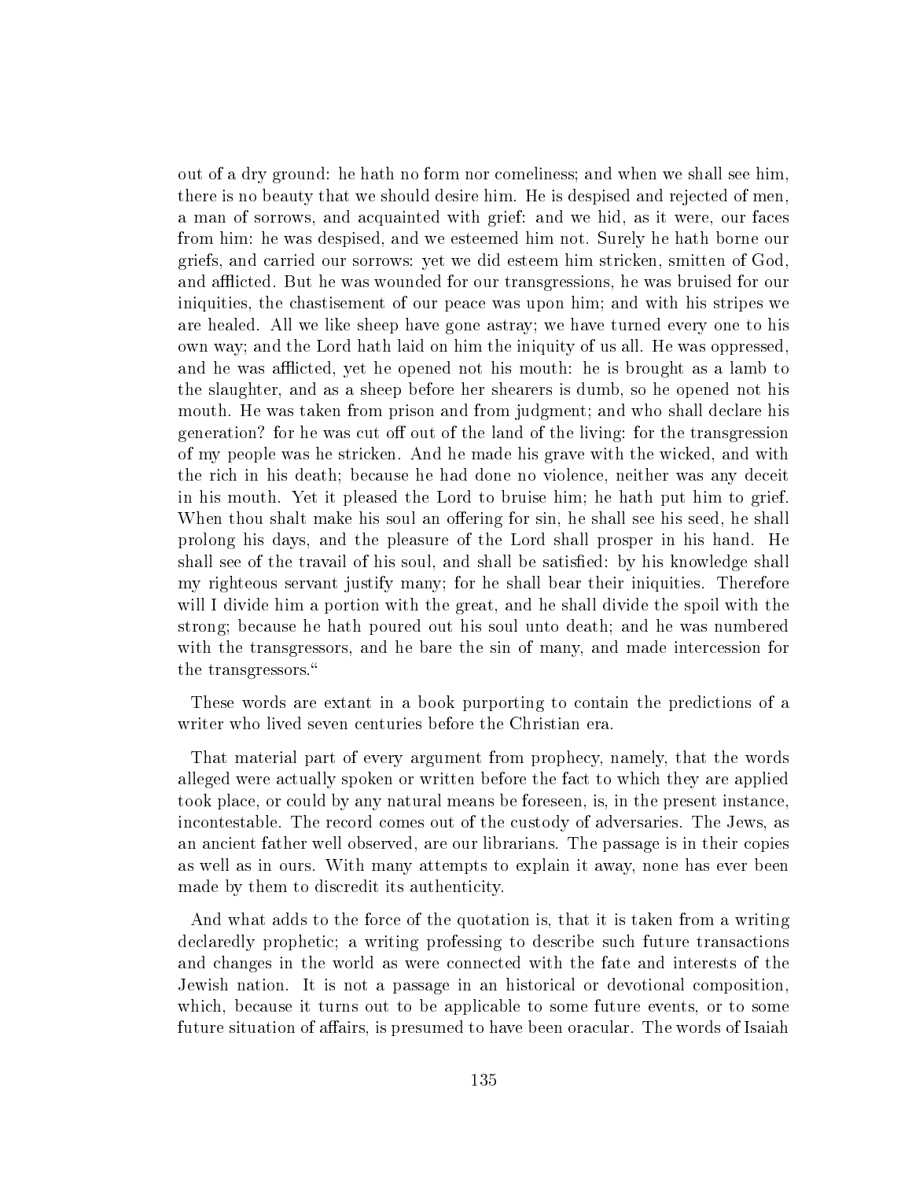out of a dry ground: he hath no form nor comeliness; and when we shall see him, there is no beauty that we should desire him. He is despised and rejected of men, a man of sorrows, and acquainted with grief: and we hid, as it were, our faces from him: he was despised, and we esteemed him not. Surely he hath borne our griefs, and carried our sorrows: yet we did esteem him stricken, smitten of God, and afflicted. But he was wounded for our transgressions, he was bruised for our iniquities, the chastisement of our peace was upon him; and with his stripes we are healed. All we like sheep have gone astray; we have turned every one to his own way; and the Lord hath laid on him the iniquity of us all. He was oppressed, and he was afflicted, yet he opened not his mouth: he is brought as a lamb to the slaughter, and as a sheep before her shearers is dumb, so he opened not his mouth. He was taken from prison and from judgment; and who shall declare his generation? for he was cut off out of the land of the living: for the transgression of my people was he stricken. And he made his grave with the wicked, and with the rich in his death; because he had done no violence, neither was any deceit in his mouth. Yet it pleased the Lord to bruise him; he hath put him to grief. When thou shalt make his soul an offering for sin, he shall see his seed, he shall prolong his days, and the pleasure of the Lord shall prosper in his hand. He shall see of the travail of his soul, and shall be satisfied: by his knowledge shall my righteous servant justify many; for he shall bear their iniquities. Therefore will I divide him a portion with the great, and he shall divide the spoil with the strong; because he hath poured out his soul unto death; and he was numbered with the transgressors, and he bare the sin of many, and made intercession for the transgressors."

These words are extant in a book purporting to contain the predictions of a writer who lived seven centuries before the Christian era.

That material part of every argument from prophecy, namely, that the words alleged were actually spoken or written before the fact to which they are applied took place, or could by any natural means be foreseen, is, in the present instance, incontestable. The record comes out of the custody of adversaries. The Jews, as an ancient father well observed, are our librarians. The passage is in their copies as well as in ours. With many attempts to explain it away, none has ever been made by them to discredit its authenticity.

And what adds to the force of the quotation is, that it is taken from a writing declaredly prophetic; a writing professing to describe such future transactions and changes in the world as were connected with the fate and interests of the Jewish nation. It is not a passage in an historical or devotional composition, which, because it turns out to be applicable to some future events, or to some future situation of affairs, is presumed to have been oracular. The words of Isaiah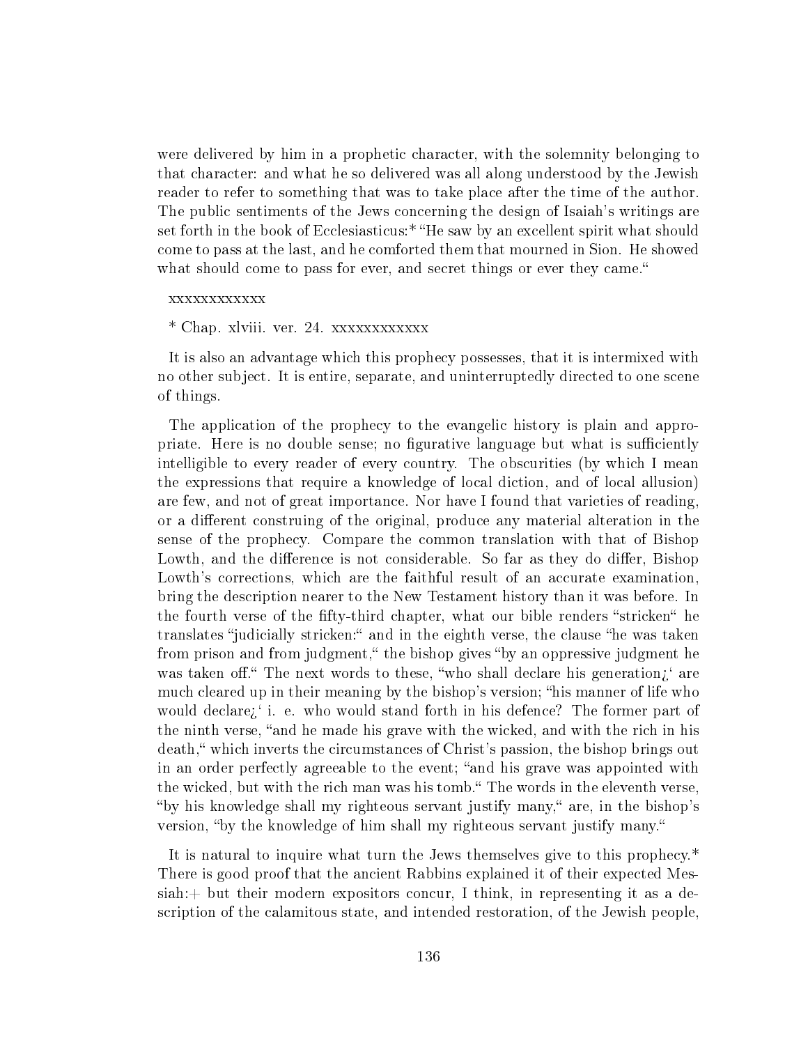were delivered by him in a prophetic character, with the solemnity belonging to that character: and what he so delivered was all along understood by the Jewish reader to refer to something that was to take place after the time of the author. The public sentiments of the Jews concerning the design of Isaiah's writings are set forth in the book of Ecclesiasticus:* "He saw by an excellent spirit what should come to pass at the last, and he comforted them that mourned in Sion. He showed what should come to pass for ever, and secret things or ever they came."

xxxxxxxxxxxx

* Chap. xlviii. ver. 24. xxxxxxxxxxxx

It is also an advantage which this prophecy possesses, that it is intermixed with no other subject. It is entire, separate, and uninterruptedly directed to one scene of things.

The application of the prophecy to the evangelic history is plain and appropriate. Here is no double sense; no figurative language but what is sufficiently intelligible to every reader of every country. The obscurities (by which I mean the expressions that require a knowledge of local diction, and of local allusion) are few, and not of great importance. Nor have I found that varieties of reading, or a different construing of the original, produce any material alteration in the sense of the prophecy. Compare the common translation with that of Bishop Lowth, and the difference is not considerable. So far as they do differ, Bishop Lowth's corrections, which are the faithful result of an accurate examination, bring the description nearer to the New Testament history than it was before. In the fourth verse of the fifty-third chapter, what our bible renders "stricken" he translates "judicially stricken:" and in the eighth verse, the clause "he was taken from prison and from judgment," the bishop gives "by an oppressive judgment he was taken off." The next words to these, "who shall declare his generation¿' are much cleared up in their meaning by the bishop's version; "his manner of life who would declare¿' i. e. who would stand forth in his defence? The former part of the ninth verse, "and he made his grave with the wicked, and with the rich in his death," which inverts the circumstances of Christ's passion, the bishop brings out in an order perfectly agreeable to the event; "and his grave was appointed with the wicked, but with the rich man was his tomb." The words in the eleventh verse, "by his knowledge shall my righteous servant justify many," are, in the bishop's version, "by the knowledge of him shall my righteous servant justify many."

It is natural to inquire what turn the Jews themselves give to this prophecy.* There is good proof that the ancient Rabbins explained it of their expected Messiah:+ but their modern expositors concur, I think, in representing it as a description of the calamitous state, and intended restoration, of the Jewish people,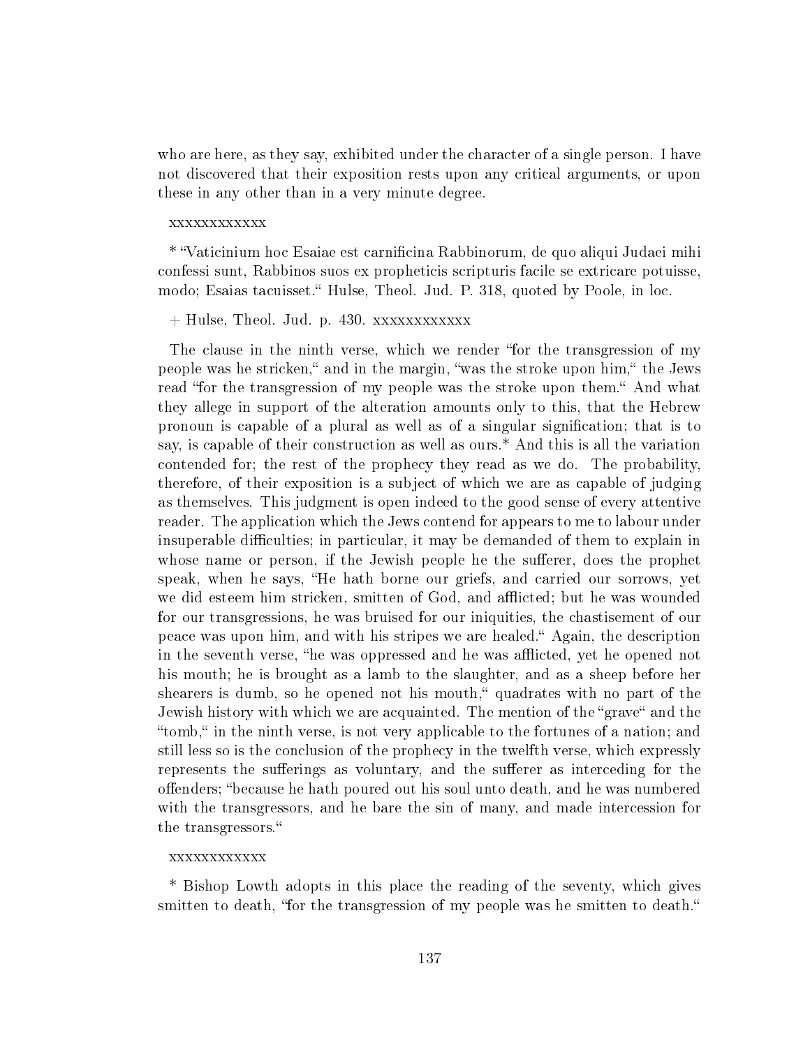who are here, as they say, exhibited under the character of a single person. I have not discovered that their exposition rests upon any critical arguments, or upon these in any other than in a very minute degree.

xxxxxxxxxxxx

* "Vaticinium hoc Esaiae est carnificina Rabbinorum, de quo aliqui Judaei mihi confessi sunt, Rabbinos suos ex propheticis scripturis facile se extricare potuisse, modo; Esaias tacuisset." Hulse, Theol. Jud. P. 318, quoted by Poole, in loc.

+ Hulse, Theol. Jud. p. 430. xxxxxxxxxxxx

The clause in the ninth verse, which we render "for the transgression of my people was he stricken," and in the margin, "was the stroke upon him," the Jews read "for the transgression of my people was the stroke upon them." And what they allege in support of the alteration amounts only to this, that the Hebrew pronoun is capable of a plural as well as of a singular signification; that is to say, is capable of their construction as well as ours.* And this is all the variation contended for; the rest of the prophecy they read as we do. The probability, therefore, of their exposition is a subject of which we are as capable of judging as themselves. This judgment is open indeed to the good sense of every attentive reader. The application which the Jews contend for appears to me to labour under insuperable difficulties; in particular, it may be demanded of them to explain in whose name or person, if the Jewish people he the sufferer, does the prophet speak, when he says, "He hath borne our griefs, and carried our sorrows, yet we did esteem him stricken, smitten of God, and afflicted; but he was wounded for our transgressions, he was bruised for our iniquities, the chastisement of our peace was upon him, and with his stripes we are healed." Again, the description in the seventh verse, "he was oppressed and he was afflicted, yet he opened not his mouth; he is brought as a lamb to the slaughter, and as a sheep before her shearers is dumb, so he opened not his mouth," quadrates with no part of the Jewish history with which we are acquainted. The mention of the "grave" and the "tomb," in the ninth verse, is not very applicable to the fortunes of a nation; and still less so is the conclusion of the prophecy in the twelfth verse, which expressly represents the sufferings as voluntary, and the sufferer as interceding for the offenders; "because he hath poured out his soul unto death, and he was numbered with the transgressors, and he bare the sin of many, and made intercession for the transgressors."

xxxxxxxxxxxx

* Bishop Lowth adopts in this place the reading of the seventy, which gives smitten to death, "for the transgression of my people was he smitten to death."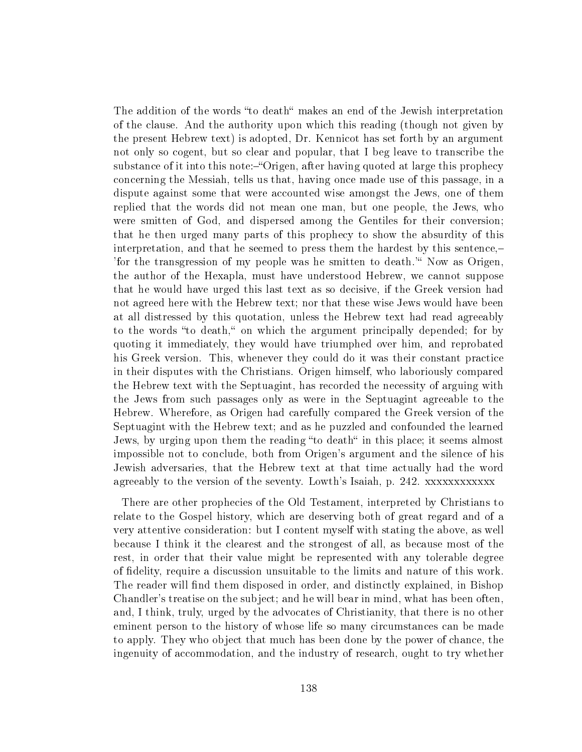The addition of the words "to death" makes an end of the Jewish interpretation of the clause. And the authority upon which this reading (though not given by the present Hebrew text) is adopted, Dr. Kennicot has set forth by an argument not only so cogent, but so clear and popular, that I beg leave to transcribe the substance of it into this note:–"Origen, after having quoted at large this prophecy concerning the Messiah, tells us that, having once made use of this passage, in a dispute against some that were accounted wise amongst the Jews, one of them replied that the words did not mean one man, but one people, the Jews, who were smitten of God, and dispersed among the Gentiles for their conversion; that he then urged many parts of this prophecy to show the absurdity of this interpretation, and that he seemed to press them the hardest by this sentence,– 'for the transgression of my people was he smitten to death.'" Now as Origen, the author of the Hexapla, must have understood Hebrew, we cannot suppose that he would have urged this last text as so decisive, if the Greek version had not agreed here with the Hebrew text; nor that these wise Jews would have been at all distressed by this quotation, unless the Hebrew text had read agreeably to the words "to death," on which the argument principally depended; for by quoting it immediately, they would have triumphed over him, and reprobated his Greek version. This, whenever they could do it was their constant practice in their disputes with the Christians. Origen himself, who laboriously compared the Hebrew text with the Septuagint, has recorded the necessity of arguing with the Jews from such passages only as were in the Septuagint agreeable to the Hebrew. Wherefore, as Origen had carefully compared the Greek version of the Septuagint with the Hebrew text; and as he puzzled and confounded the learned Jews, by urging upon them the reading "to death" in this place; it seems almost impossible not to conclude, both from Origen's argument and the silence of his Jewish adversaries, that the Hebrew text at that time actually had the word agreeably to the version of the seventy. Lowth's Isaiah, p. 242. xxxxxxxxxxxx

There are other prophecies of the Old Testament, interpreted by Christians to relate to the Gospel history, which are deserving both of great regard and of a very attentive consideration: but I content myself with stating the above, as well because I think it the clearest and the strongest of all, as because most of the rest, in order that their value might be represented with any tolerable degree of fidelity, require a discussion unsuitable to the limits and nature of this work. The reader will find them disposed in order, and distinctly explained, in Bishop Chandler's treatise on the subject; and he will bear in mind, what has been often, and, I think, truly, urged by the advocates of Christianity, that there is no other eminent person to the history of whose life so many circumstances can be made to apply. They who object that much has been done by the power of chance, the ingenuity of accommodation, and the industry of research, ought to try whether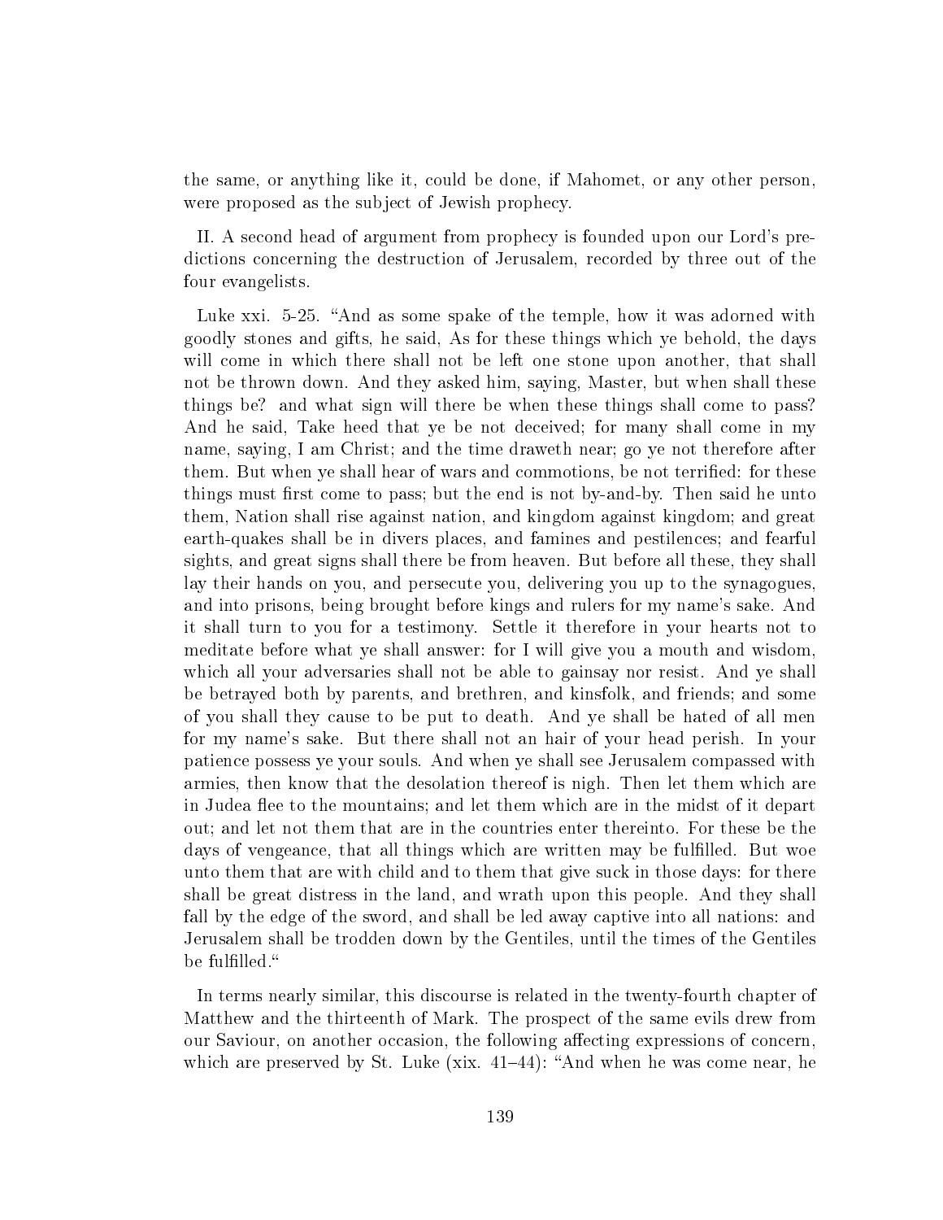the same, or anything like it, could be done, if Mahomet, or any other person, were proposed as the subject of Jewish prophecy.

II. A second head of argument from prophecy is founded upon our Lord's predictions concerning the destruction of Jerusalem, recorded by three out of the four evangelists.

Luke xxi. 5-25. "And as some spake of the temple, how it was adorned with goodly stones and gifts, he said, As for these things which ye behold, the days will come in which there shall not be left one stone upon another, that shall not be thrown down. And they asked him, saying, Master, but when shall these things be? and what sign will there be when these things shall come to pass? And he said, Take heed that ye be not deceived; for many shall come in my name, saying, I am Christ; and the time draweth near; go ye not therefore after them. But when ye shall hear of wars and commotions, be not terrified: for these things must first come to pass; but the end is not by-and-by. Then said he unto them, Nation shall rise against nation, and kingdom against kingdom; and great earth-quakes shall be in divers places, and famines and pestilences; and fearful sights, and great signs shall there be from heaven. But before all these, they shall lay their hands on you, and persecute you, delivering you up to the synagogues, and into prisons, being brought before kings and rulers for my name's sake. And it shall turn to you for a testimony. Settle it therefore in your hearts not to meditate before what ye shall answer: for I will give you a mouth and wisdom, which all your adversaries shall not be able to gainsay nor resist. And ye shall be betrayed both by parents, and brethren, and kinsfolk, and friends; and some of you shall they cause to be put to death. And ye shall be hated of all men for my name's sake. But there shall not an hair of your head perish. In your patience possess ye your souls. And when ye shall see Jerusalem compassed with armies, then know that the desolation thereof is nigh. Then let them which are in Judea flee to the mountains; and let them which are in the midst of it depart out; and let not them that are in the countries enter thereinto. For these be the days of vengeance, that all things which are written may be fulfilled. But woe unto them that are with child and to them that give suck in those days: for there shall be great distress in the land, and wrath upon this people. And they shall fall by the edge of the sword, and shall be led away captive into all nations: and Jerusalem shall be trodden down by the Gentiles, until the times of the Gentiles be fulfilled."

In terms nearly similar, this discourse is related in the twenty-fourth chapter of Matthew and the thirteenth of Mark. The prospect of the same evils drew from our Saviour, on another occasion, the following affecting expressions of concern, which are preserved by St. Luke (xix. 41–44): "And when he was come near, he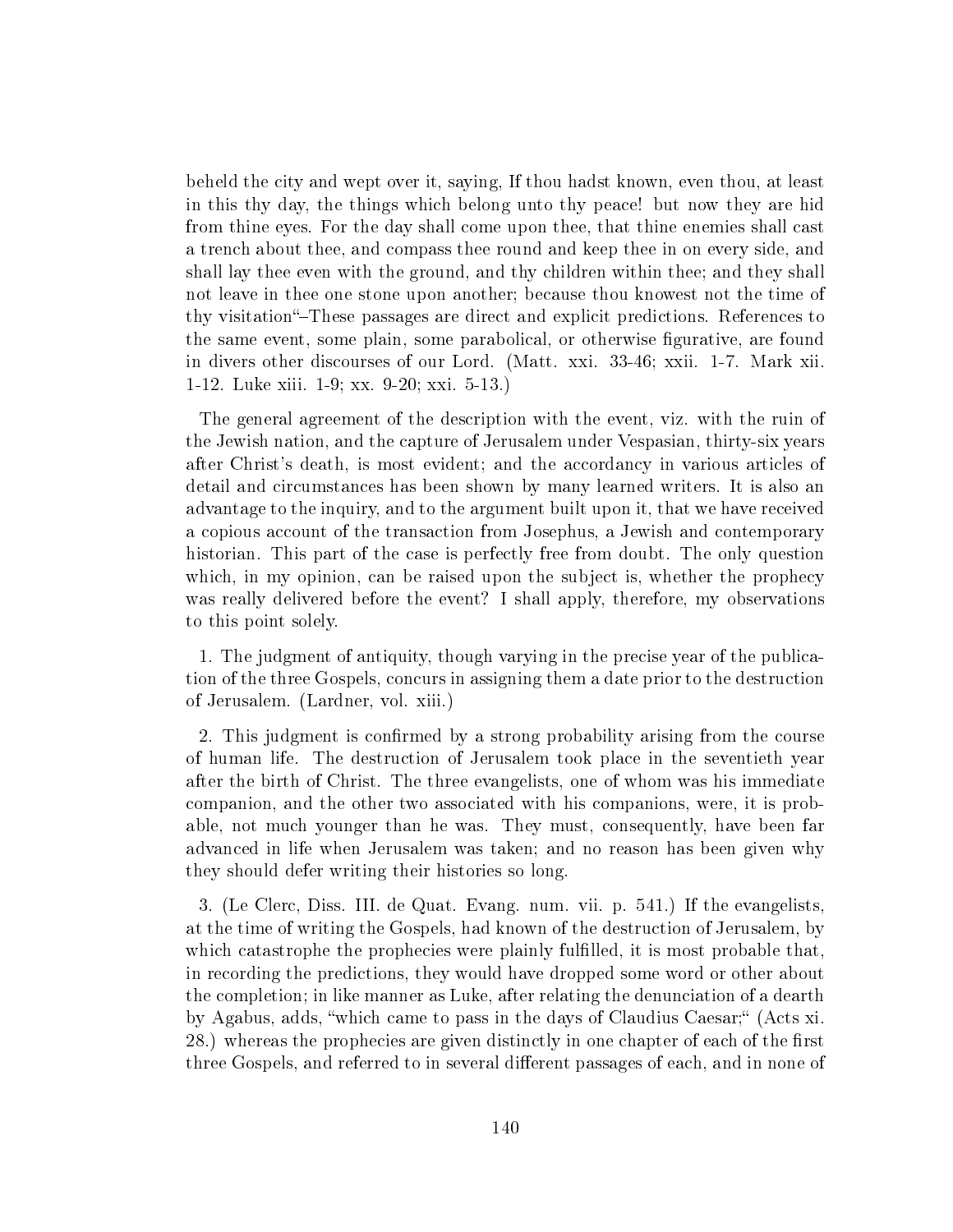beheld the city and wept over it, saying, If thou hadst known, even thou, at least in this thy day, the things which belong unto thy peace! but now they are hid from thine eyes. For the day shall come upon thee, that thine enemies shall cast a trench about thee, and compass thee round and keep thee in on every side, and shall lay thee even with the ground, and thy children within thee; and they shall not leave in thee one stone upon another; because thou knowest not the time of thy visitation"–These passages are direct and explicit predictions. References to the same event, some plain, some parabolical, or otherwise figurative, are found in divers other discourses of our Lord. (Matt. xxi. 33-46; xxii. 1-7. Mark xii. 1-12. Luke xiii. 1-9; xx. 9-20; xxi. 5-13.)

The general agreement of the description with the event, viz. with the ruin of the Jewish nation, and the capture of Jerusalem under Vespasian, thirty-six years after Christ's death, is most evident; and the accordancy in various articles of detail and circumstances has been shown by many learned writers. It is also an advantage to the inquiry, and to the argument built upon it, that we have received a copious account of the transaction from Josephus, a Jewish and contemporary historian. This part of the case is perfectly free from doubt. The only question which, in my opinion, can be raised upon the subject is, whether the prophecy was really delivered before the event? I shall apply, therefore, my observations to this point solely.

1. The judgment of antiquity, though varying in the precise year of the publication of the three Gospels, concurs in assigning them a date prior to the destruction of Jerusalem. (Lardner, vol. xiii.)

2. This judgment is confirmed by a strong probability arising from the course of human life. The destruction of Jerusalem took place in the seventieth year after the birth of Christ. The three evangelists, one of whom was his immediate companion, and the other two associated with his companions, were, it is probable, not much younger than he was. They must, consequently, have been far advanced in life when Jerusalem was taken; and no reason has been given why they should defer writing their histories so long.

3. (Le Clerc, Diss. III. de Quat. Evang. num. vii. p. 541.) If the evangelists, at the time of writing the Gospels, had known of the destruction of Jerusalem, by which catastrophe the prophecies were plainly fulfilled, it is most probable that, in recording the predictions, they would have dropped some word or other about the completion; in like manner as Luke, after relating the denunciation of a dearth by Agabus, adds, "which came to pass in the days of Claudius Caesar;" (Acts xi. 28.) whereas the prophecies are given distinctly in one chapter of each of the first three Gospels, and referred to in several different passages of each, and in none of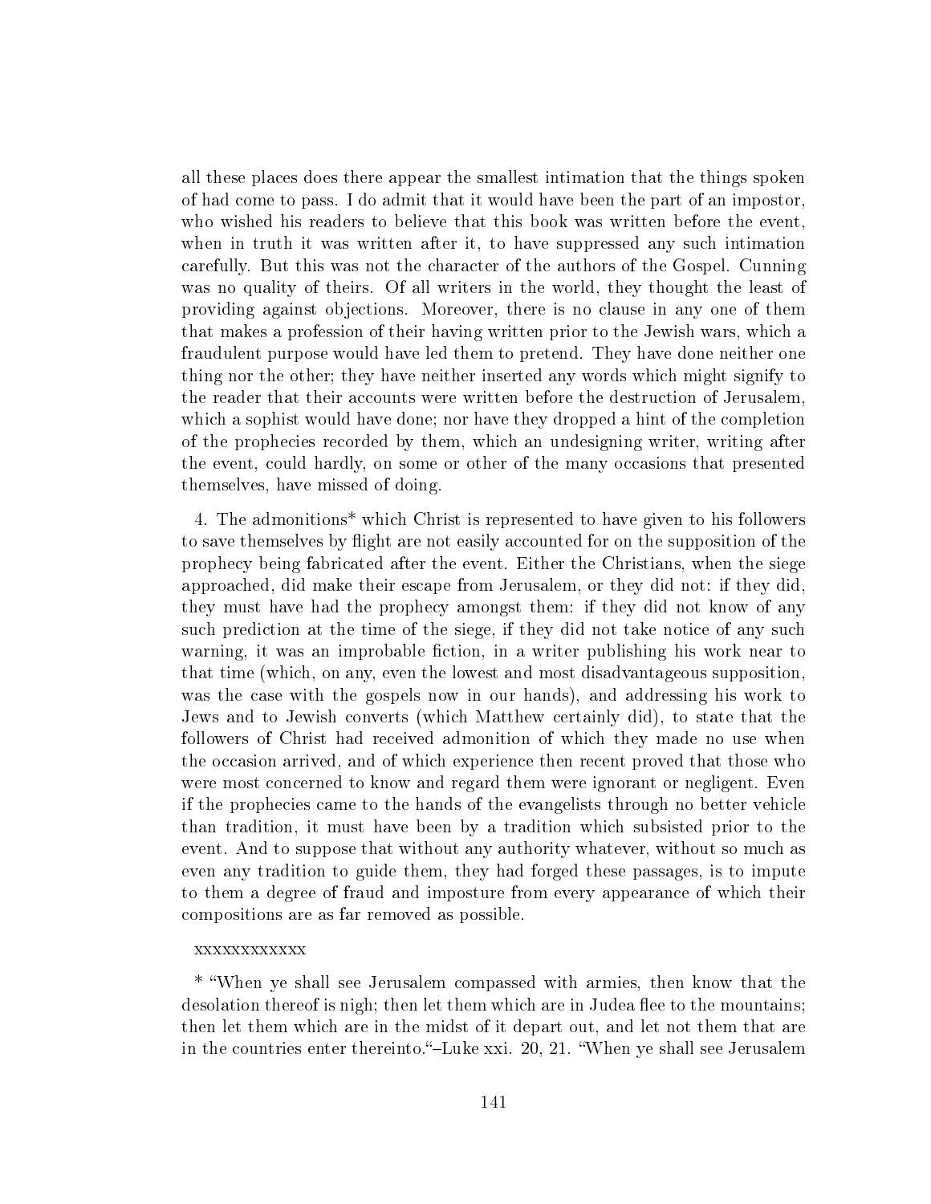all these places does there appear the smallest intimation that the things spoken of had come to pass. I do admit that it would have been the part of an impostor, who wished his readers to believe that this book was written before the event, when in truth it was written after it, to have suppressed any such intimation carefully. But this was not the character of the authors of the Gospel. Cunning was no quality of theirs. Of all writers in the world, they thought the least of providing against objections. Moreover, there is no clause in any one of them that makes a profession of their having written prior to the Jewish wars, which a fraudulent purpose would have led them to pretend. They have done neither one thing nor the other; they have neither inserted any words which might signify to the reader that their accounts were written before the destruction of Jerusalem, which a sophist would have done; nor have they dropped a hint of the completion of the prophecies recorded by them, which an undesigning writer, writing after the event, could hardly, on some or other of the many occasions that presented themselves, have missed of doing.

4. The admonitions* which Christ is represented to have given to his followers to save themselves by flight are not easily accounted for on the supposition of the prophecy being fabricated after the event. Either the Christians, when the siege approached, did make their escape from Jerusalem, or they did not: if they did, they must have had the prophecy amongst them: if they did not know of any such prediction at the time of the siege, if they did not take notice of any such warning, it was an improbable fiction, in a writer publishing his work near to that time (which, on any, even the lowest and most disadvantageous supposition, was the case with the gospels now in our hands), and addressing his work to Jews and to Jewish converts (which Matthew certainly did), to state that the followers of Christ had received admonition of which they made no use when the occasion arrived, and of which experience then recent proved that those who were most concerned to know and regard them were ignorant or negligent. Even if the prophecies came to the hands of the evangelists through no better vehicle than tradition, it must have been by a tradition which subsisted prior to the event. And to suppose that without any authority whatever, without so much as even any tradition to guide them, they had forged these passages, is to impute to them a degree of fraud and imposture from every appearance of which their compositions are as far removed as possible.

xxxxxxxxxxxx

* "When ye shall see Jerusalem compassed with armies, then know that the desolation thereof is nigh; then let them which are in Judea flee to the mountains; then let them which are in the midst of it depart out, and let not them that are in the countries enter thereinto."–Luke xxi. 20, 21. "When ye shall see Jerusalem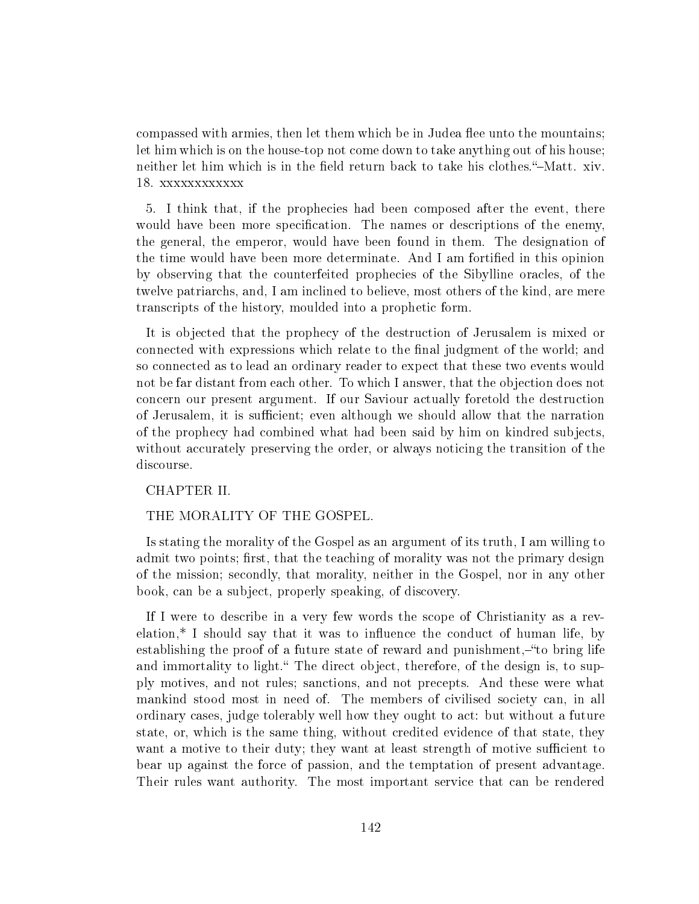compassed with armies, then let them which be in Judea flee unto the mountains; let him which is on the house-top not come down to take anything out of his house; neither let him which is in the field return back to take his clothes."–Matt. xiv. 18. xxxxxxxxxxxx

5. I think that, if the prophecies had been composed after the event, there would have been more specification. The names or descriptions of the enemy, the general, the emperor, would have been found in them. The designation of the time would have been more determinate. And I am fortified in this opinion by observing that the counterfeited prophecies of the Sibylline oracles, of the twelve patriarchs, and, I am inclined to believe, most others of the kind, are mere transcripts of the history, moulded into a prophetic form.

It is objected that the prophecy of the destruction of Jerusalem is mixed or connected with expressions which relate to the final judgment of the world; and so connected as to lead an ordinary reader to expect that these two events would not be far distant from each other. To which I answer, that the objection does not concern our present argument. If our Saviour actually foretold the destruction of Jerusalem, it is sufficient; even although we should allow that the narration of the prophecy had combined what had been said by him on kindred subjects, without accurately preserving the order, or always noticing the transition of the discourse.

## CHAPTER II.

## THE MORALITY OF THE GOSPEL.

Is stating the morality of the Gospel as an argument of its truth, I am willing to admit two points; first, that the teaching of morality was not the primary design of the mission; secondly, that morality, neither in the Gospel, nor in any other book, can be a subject, properly speaking, of discovery.

If I were to describe in a very few words the scope of Christianity as a revelation,* I should say that it was to influence the conduct of human life, by establishing the proof of a future state of reward and punishment,–"to bring life and immortality to light." The direct object, therefore, of the design is, to supply motives, and not rules; sanctions, and not precepts. And these were what mankind stood most in need of. The members of civilised society can, in all ordinary cases, judge tolerably well how they ought to act: but without a future state, or, which is the same thing, without credited evidence of that state, they want a motive to their duty; they want at least strength of motive sufficient to bear up against the force of passion, and the temptation of present advantage. Their rules want authority. The most important service that can be rendered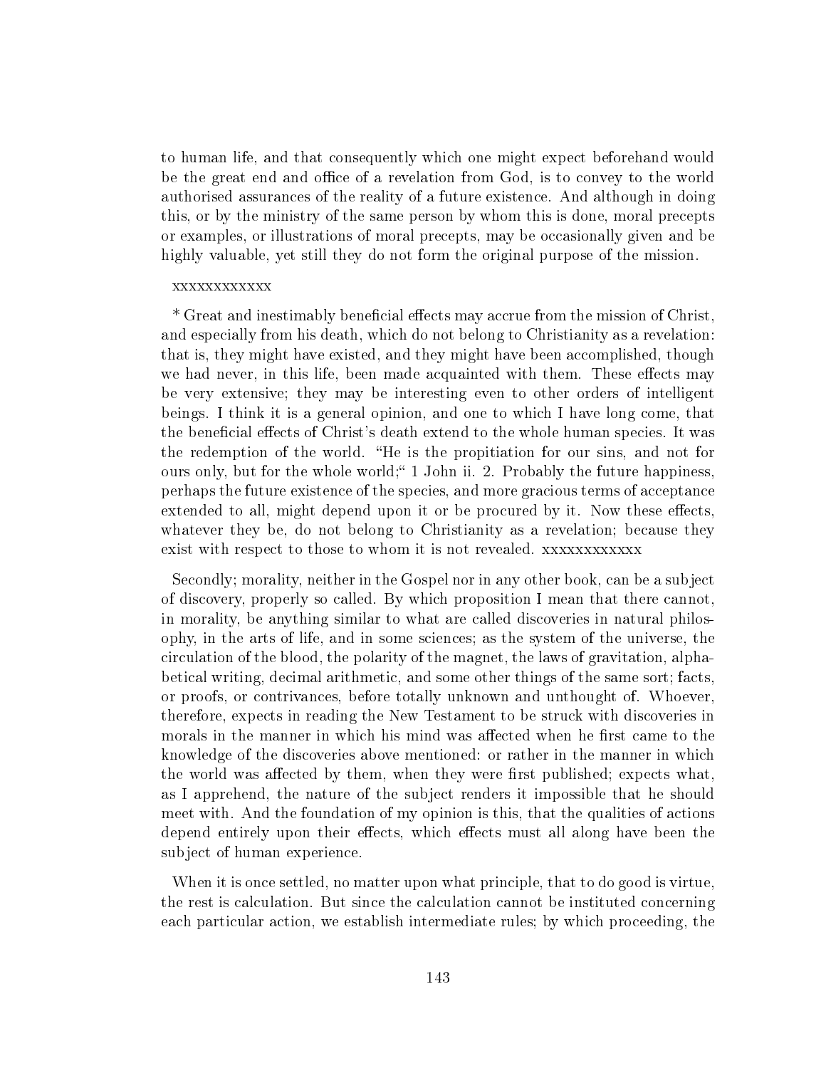to human life, and that consequently which one might expect beforehand would be the great end and office of a revelation from God, is to convey to the world authorised assurances of the reality of a future existence. And although in doing this, or by the ministry of the same person by whom this is done, moral precepts or examples, or illustrations of moral precepts, may be occasionally given and be highly valuable, yet still they do not form the original purpose of the mission.

xxxxxxxxxxxx

* Great and inestimably beneficial effects may accrue from the mission of Christ, and especially from his death, which do not belong to Christianity as a revelation: that is, they might have existed, and they might have been accomplished, though we had never, in this life, been made acquainted with them. These effects may be very extensive; they may be interesting even to other orders of intelligent beings. I think it is a general opinion, and one to which I have long come, that the beneficial effects of Christ's death extend to the whole human species. It was the redemption of the world. "He is the propitiation for our sins, and not for ours only, but for the whole world;" 1 John ii. 2. Probably the future happiness, perhaps the future existence of the species, and more gracious terms of acceptance extended to all, might depend upon it or be procured by it. Now these effects, whatever they be, do not belong to Christianity as a revelation; because they exist with respect to those to whom it is not revealed. xxxxxxxxxxxx

Secondly; morality, neither in the Gospel nor in any other book, can be a subject of discovery, properly so called. By which proposition I mean that there cannot, in morality, be anything similar to what are called discoveries in natural philosophy, in the arts of life, and in some sciences; as the system of the universe, the circulation of the blood, the polarity of the magnet, the laws of gravitation, alphabetical writing, decimal arithmetic, and some other things of the same sort; facts, or proofs, or contrivances, before totally unknown and unthought of. Whoever, therefore, expects in reading the New Testament to be struck with discoveries in morals in the manner in which his mind was affected when he first came to the knowledge of the discoveries above mentioned: or rather in the manner in which the world was affected by them, when they were first published; expects what, as I apprehend, the nature of the subject renders it impossible that he should meet with. And the foundation of my opinion is this, that the qualities of actions depend entirely upon their effects, which effects must all along have been the subject of human experience.

When it is once settled, no matter upon what principle, that to do good is virtue, the rest is calculation. But since the calculation cannot be instituted concerning each particular action, we establish intermediate rules; by which proceeding, the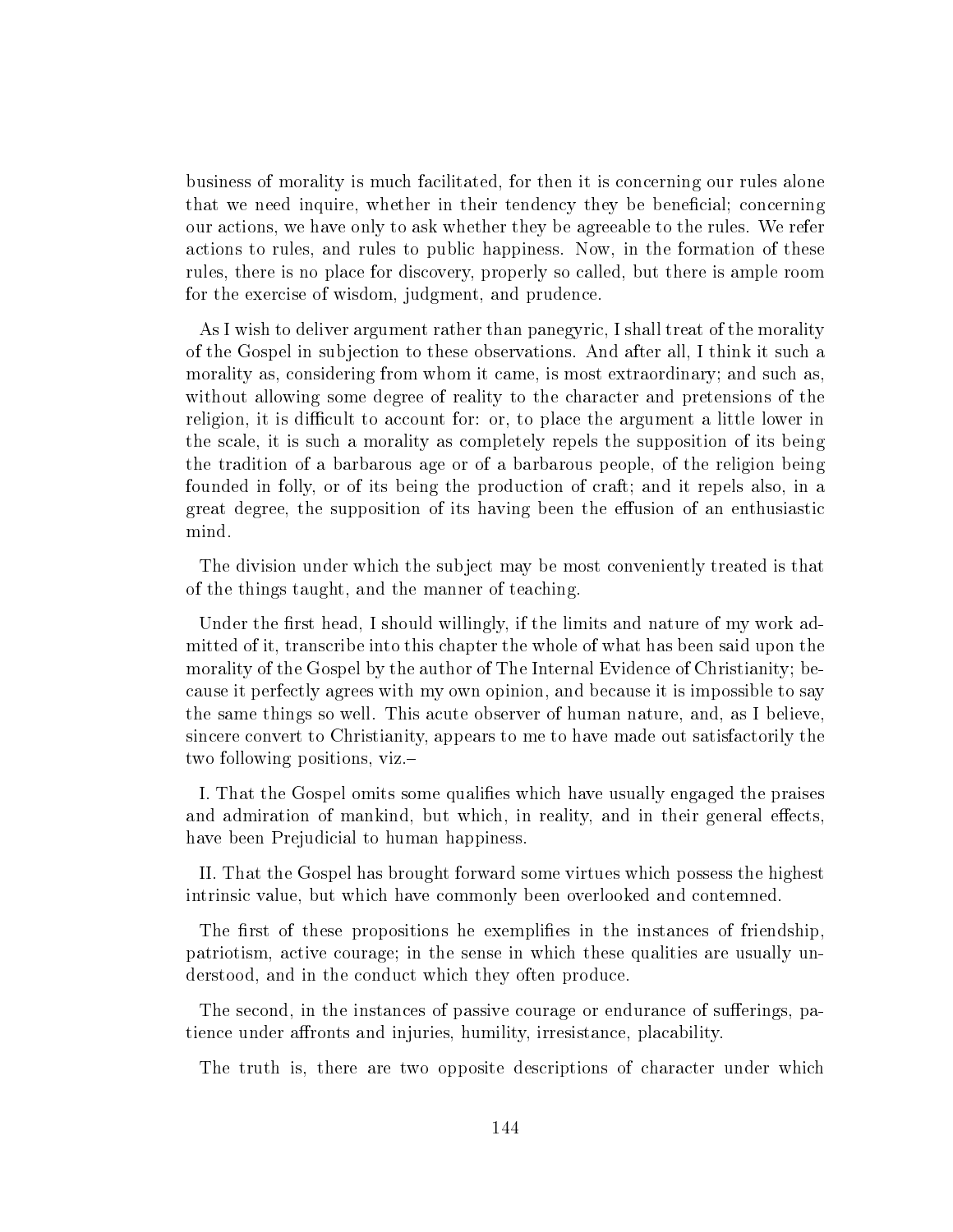business of morality is much facilitated, for then it is concerning our rules alone that we need inquire, whether in their tendency they be beneficial; concerning our actions, we have only to ask whether they be agreeable to the rules. We refer actions to rules, and rules to public happiness. Now, in the formation of these rules, there is no place for discovery, properly so called, but there is ample room for the exercise of wisdom, judgment, and prudence.

As I wish to deliver argument rather than panegyric, I shall treat of the morality of the Gospel in subjection to these observations. And after all, I think it such a morality as, considering from whom it came, is most extraordinary; and such as, without allowing some degree of reality to the character and pretensions of the religion, it is difficult to account for: or, to place the argument a little lower in the scale, it is such a morality as completely repels the supposition of its being the tradition of a barbarous age or of a barbarous people, of the religion being founded in folly, or of its being the production of craft; and it repels also, in a great degree, the supposition of its having been the effusion of an enthusiastic mind.

The division under which the subject may be most conveniently treated is that of the things taught, and the manner of teaching.

Under the first head, I should willingly, if the limits and nature of my work admitted of it, transcribe into this chapter the whole of what has been said upon the morality of the Gospel by the author of The Internal Evidence of Christianity; because it perfectly agrees with my own opinion, and because it is impossible to say the same things so well. This acute observer of human nature, and, as I believe, sincere convert to Christianity, appears to me to have made out satisfactorily the two following positions, viz.–

I. That the Gospel omits some qualifies which have usually engaged the praises and admiration of mankind, but which, in reality, and in their general effects, have been Prejudicial to human happiness.

II. That the Gospel has brought forward some virtues which possess the highest intrinsic value, but which have commonly been overlooked and contemned.

The first of these propositions he exemplifies in the instances of friendship, patriotism, active courage; in the sense in which these qualities are usually understood, and in the conduct which they often produce.

The second, in the instances of passive courage or endurance of sufferings, patience under affronts and injuries, humility, irresistance, placability.

The truth is, there are two opposite descriptions of character under which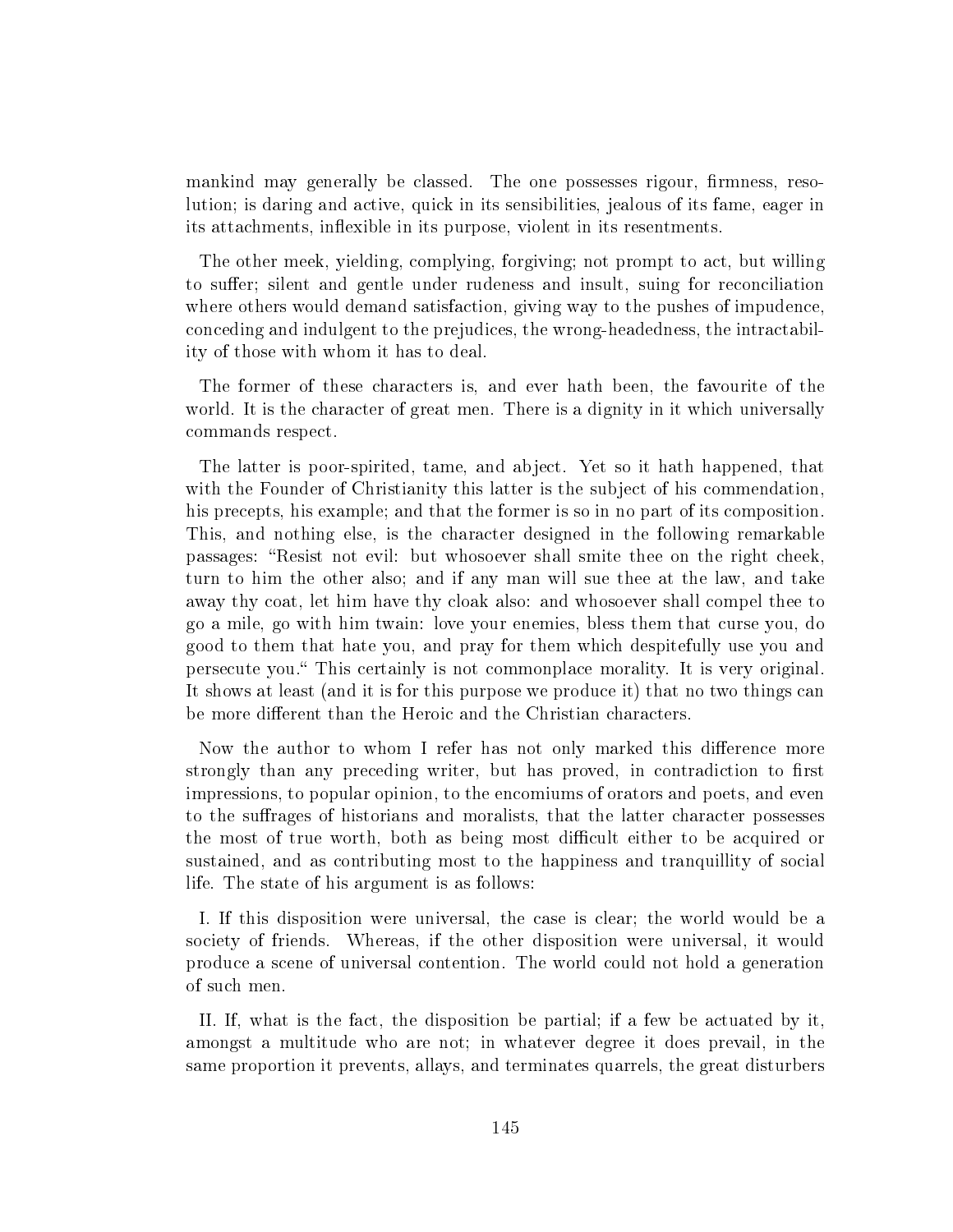mankind may generally be classed. The one possesses rigour, firmness, resolution; is daring and active, quick in its sensibilities, jealous of its fame, eager in its attachments, inflexible in its purpose, violent in its resentments.

The other meek, yielding, complying, forgiving; not prompt to act, but willing to suffer; silent and gentle under rudeness and insult, suing for reconciliation where others would demand satisfaction, giving way to the pushes of impudence, conceding and indulgent to the prejudices, the wrong-headedness, the intractability of those with whom it has to deal.

The former of these characters is, and ever hath been, the favourite of the world. It is the character of great men. There is a dignity in it which universally commands respect.

The latter is poor-spirited, tame, and abject. Yet so it hath happened, that with the Founder of Christianity this latter is the subject of his commendation, his precepts, his example; and that the former is so in no part of its composition. This, and nothing else, is the character designed in the following remarkable passages: "Resist not evil: but whosoever shall smite thee on the right cheek, turn to him the other also; and if any man will sue thee at the law, and take away thy coat, let him have thy cloak also: and whosoever shall compel thee to go a mile, go with him twain: love your enemies, bless them that curse you, do good to them that hate you, and pray for them which despitefully use you and persecute you." This certainly is not commonplace morality. It is very original. It shows at least (and it is for this purpose we produce it) that no two things can be more different than the Heroic and the Christian characters.

Now the author to whom I refer has not only marked this difference more strongly than any preceding writer, but has proved, in contradiction to first impressions, to popular opinion, to the encomiums of orators and poets, and even to the suffrages of historians and moralists, that the latter character possesses the most of true worth, both as being most difficult either to be acquired or sustained, and as contributing most to the happiness and tranquillity of social life. The state of his argument is as follows:

I. If this disposition were universal, the case is clear; the world would be a society of friends. Whereas, if the other disposition were universal, it would produce a scene of universal contention. The world could not hold a generation of such men.

II. If, what is the fact, the disposition be partial; if a few be actuated by it, amongst a multitude who are not; in whatever degree it does prevail, in the same proportion it prevents, allays, and terminates quarrels, the great disturbers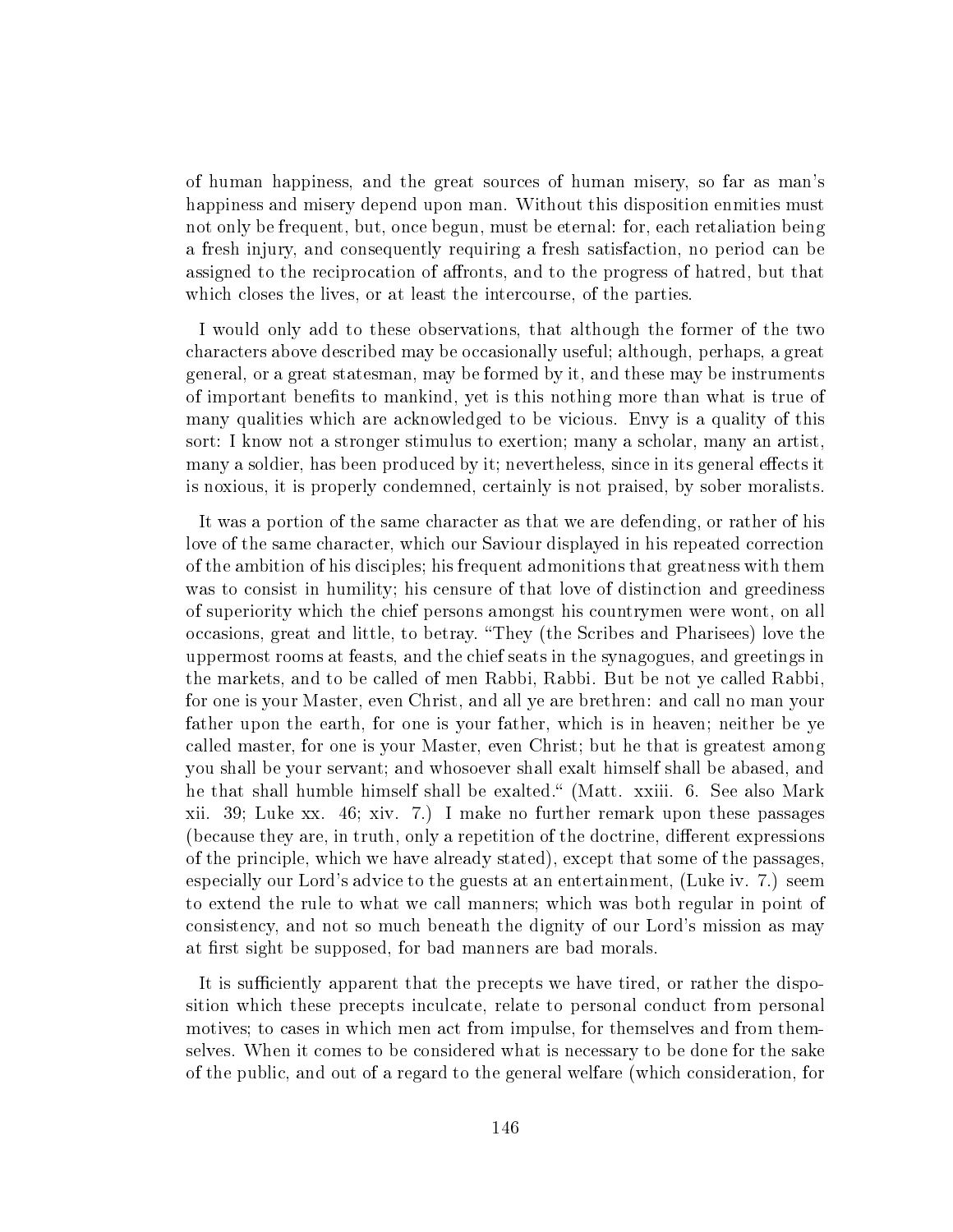of human happiness, and the great sources of human misery, so far as man's happiness and misery depend upon man. Without this disposition enmities must not only be frequent, but, once begun, must be eternal: for, each retaliation being a fresh injury, and consequently requiring a fresh satisfaction, no period can be assigned to the reciprocation of affronts, and to the progress of hatred, but that which closes the lives, or at least the intercourse, of the parties.

I would only add to these observations, that although the former of the two characters above described may be occasionally useful; although, perhaps, a great general, or a great statesman, may be formed by it, and these may be instruments of important benefits to mankind, yet is this nothing more than what is true of many qualities which are acknowledged to be vicious. Envy is a quality of this sort: I know not a stronger stimulus to exertion; many a scholar, many an artist, many a soldier, has been produced by it; nevertheless, since in its general effects it is noxious, it is properly condemned, certainly is not praised, by sober moralists.

It was a portion of the same character as that we are defending, or rather of his love of the same character, which our Saviour displayed in his repeated correction of the ambition of his disciples; his frequent admonitions that greatness with them was to consist in humility; his censure of that love of distinction and greediness of superiority which the chief persons amongst his countrymen were wont, on all occasions, great and little, to betray. "They (the Scribes and Pharisees) love the uppermost rooms at feasts, and the chief seats in the synagogues, and greetings in the markets, and to be called of men Rabbi, Rabbi. But be not ye called Rabbi, for one is your Master, even Christ, and all ye are brethren: and call no man your father upon the earth, for one is your father, which is in heaven; neither be ye called master, for one is your Master, even Christ; but he that is greatest among you shall be your servant; and whosoever shall exalt himself shall be abased, and he that shall humble himself shall be exalted." (Matt. xxiii. 6. See also Mark xii. 39; Luke xx. 46; xiv. 7.) I make no further remark upon these passages (because they are, in truth, only a repetition of the doctrine, different expressions of the principle, which we have already stated), except that some of the passages, especially our Lord's advice to the guests at an entertainment, (Luke iv. 7.) seem to extend the rule to what we call manners; which was both regular in point of consistency, and not so much beneath the dignity of our Lord's mission as may at first sight be supposed, for bad manners are bad morals.

It is sufficiently apparent that the precepts we have tired, or rather the disposition which these precepts inculcate, relate to personal conduct from personal motives; to cases in which men act from impulse, for themselves and from themselves. When it comes to be considered what is necessary to be done for the sake of the public, and out of a regard to the general welfare (which consideration, for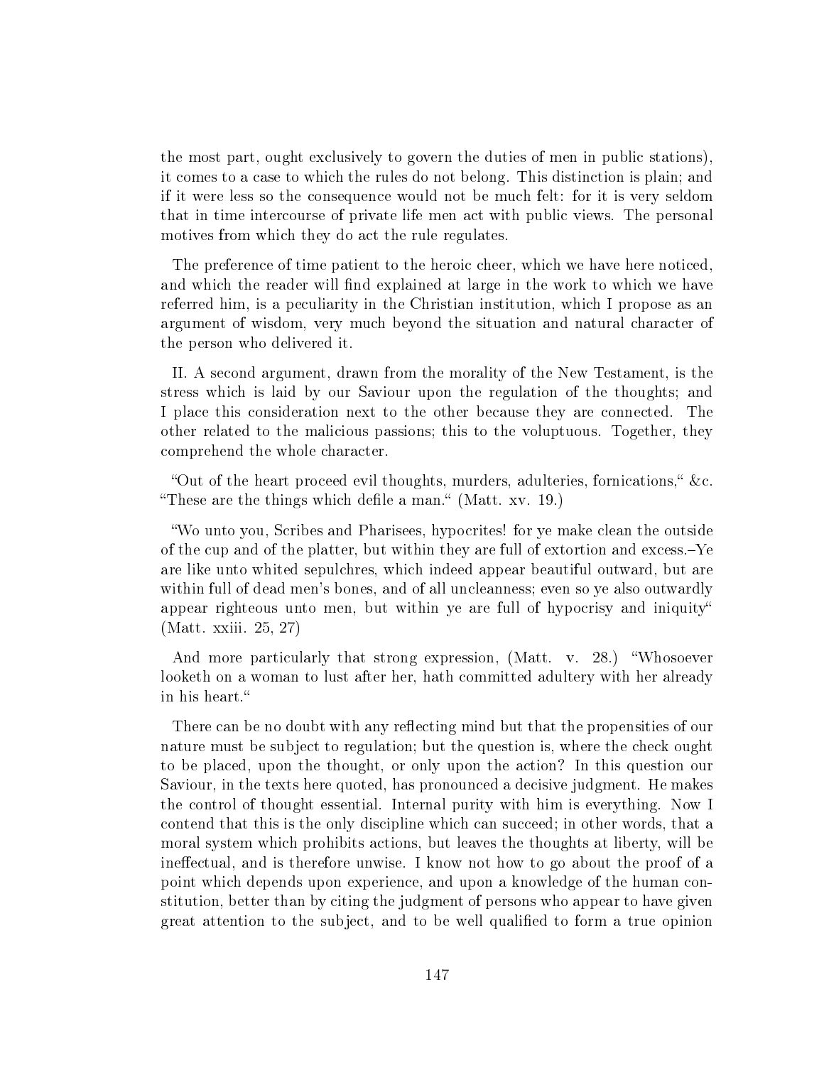the most part, ought exclusively to govern the duties of men in public stations), it comes to a case to which the rules do not belong. This distinction is plain; and if it were less so the consequence would not be much felt: for it is very seldom that in time intercourse of private life men act with public views. The personal motives from which they do act the rule regulates.

The preference of time patient to the heroic cheer, which we have here noticed, and which the reader will find explained at large in the work to which we have referred him, is a peculiarity in the Christian institution, which I propose as an argument of wisdom, very much beyond the situation and natural character of the person who delivered it.

II. A second argument, drawn from the morality of the New Testament, is the stress which is laid by our Saviour upon the regulation of the thoughts; and I place this consideration next to the other because they are connected. The other related to the malicious passions; this to the voluptuous. Together, they comprehend the whole character.

"Out of the heart proceed evil thoughts, murders, adulteries, fornications," &c. "These are the things which defile a man." (Matt. xv. 19.)

"Wo unto you, Scribes and Pharisees, hypocrites! for ye make clean the outside of the cup and of the platter, but within they are full of extortion and excess.–Ye are like unto whited sepulchres, which indeed appear beautiful outward, but are within full of dead men's bones, and of all uncleanness; even so ye also outwardly appear righteous unto men, but within ye are full of hypocrisy and iniquity" (Matt. xxiii. 25, 27)

And more particularly that strong expression, (Matt. v. 28.) "Whosoever looketh on a woman to lust after her, hath committed adultery with her already in his heart."

There can be no doubt with any reflecting mind but that the propensities of our nature must be subject to regulation; but the question is, where the check ought to be placed, upon the thought, or only upon the action? In this question our Saviour, in the texts here quoted, has pronounced a decisive judgment. He makes the control of thought essential. Internal purity with him is everything. Now I contend that this is the only discipline which can succeed; in other words, that a moral system which prohibits actions, but leaves the thoughts at liberty, will be ineffectual, and is therefore unwise. I know not how to go about the proof of a point which depends upon experience, and upon a knowledge of the human constitution, better than by citing the judgment of persons who appear to have given great attention to the subject, and to be well qualified to form a true opinion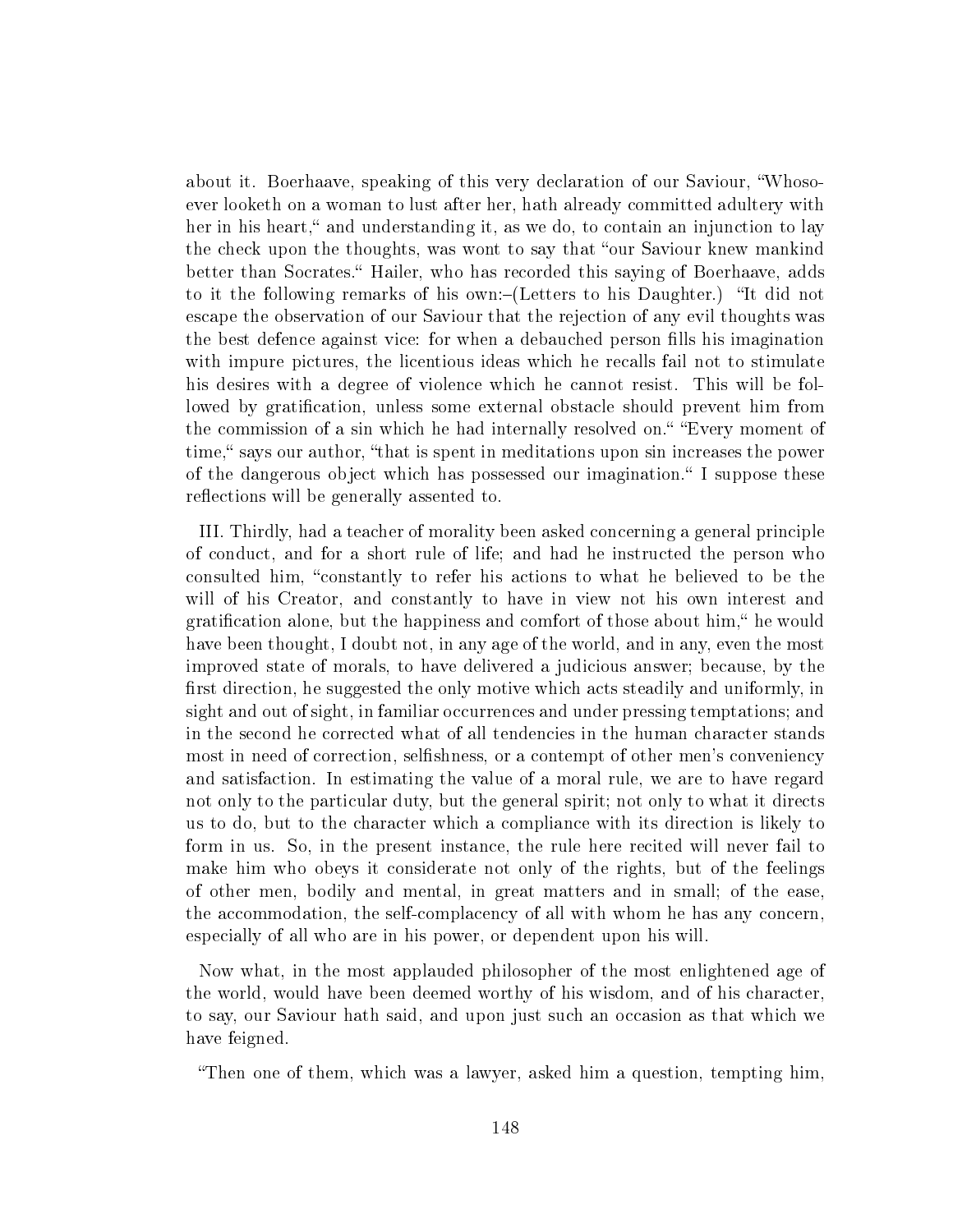about it. Boerhaave, speaking of this very declaration of our Saviour, "Whosoever looketh on a woman to lust after her, hath already committed adultery with her in his heart," and understanding it, as we do, to contain an injunction to lay the check upon the thoughts, was wont to say that "our Saviour knew mankind better than Socrates." Hailer, who has recorded this saying of Boerhaave, adds to it the following remarks of his own:–(Letters to his Daughter.) "It did not escape the observation of our Saviour that the rejection of any evil thoughts was the best defence against vice: for when a debauched person fills his imagination with impure pictures, the licentious ideas which he recalls fail not to stimulate his desires with a degree of violence which he cannot resist. This will be followed by gratification, unless some external obstacle should prevent him from the commission of a sin which he had internally resolved on." "Every moment of time," says our author, "that is spent in meditations upon sin increases the power of the dangerous object which has possessed our imagination." I suppose these reflections will be generally assented to.

III. Thirdly, had a teacher of morality been asked concerning a general principle of conduct, and for a short rule of life; and had he instructed the person who consulted him, "constantly to refer his actions to what he believed to be the will of his Creator, and constantly to have in view not his own interest and gratification alone, but the happiness and comfort of those about him," he would have been thought, I doubt not, in any age of the world, and in any, even the most improved state of morals, to have delivered a judicious answer; because, by the first direction, he suggested the only motive which acts steadily and uniformly, in sight and out of sight, in familiar occurrences and under pressing temptations; and in the second he corrected what of all tendencies in the human character stands most in need of correction, selfishness, or a contempt of other men's conveniency and satisfaction. In estimating the value of a moral rule, we are to have regard not only to the particular duty, but the general spirit; not only to what it directs us to do, but to the character which a compliance with its direction is likely to form in us. So, in the present instance, the rule here recited will never fail to make him who obeys it considerate not only of the rights, but of the feelings of other men, bodily and mental, in great matters and in small; of the ease, the accommodation, the self-complacency of all with whom he has any concern, especially of all who are in his power, or dependent upon his will.

Now what, in the most applauded philosopher of the most enlightened age of the world, would have been deemed worthy of his wisdom, and of his character, to say, our Saviour hath said, and upon just such an occasion as that which we have feigned.

"Then one of them, which was a lawyer, asked him a question, tempting him,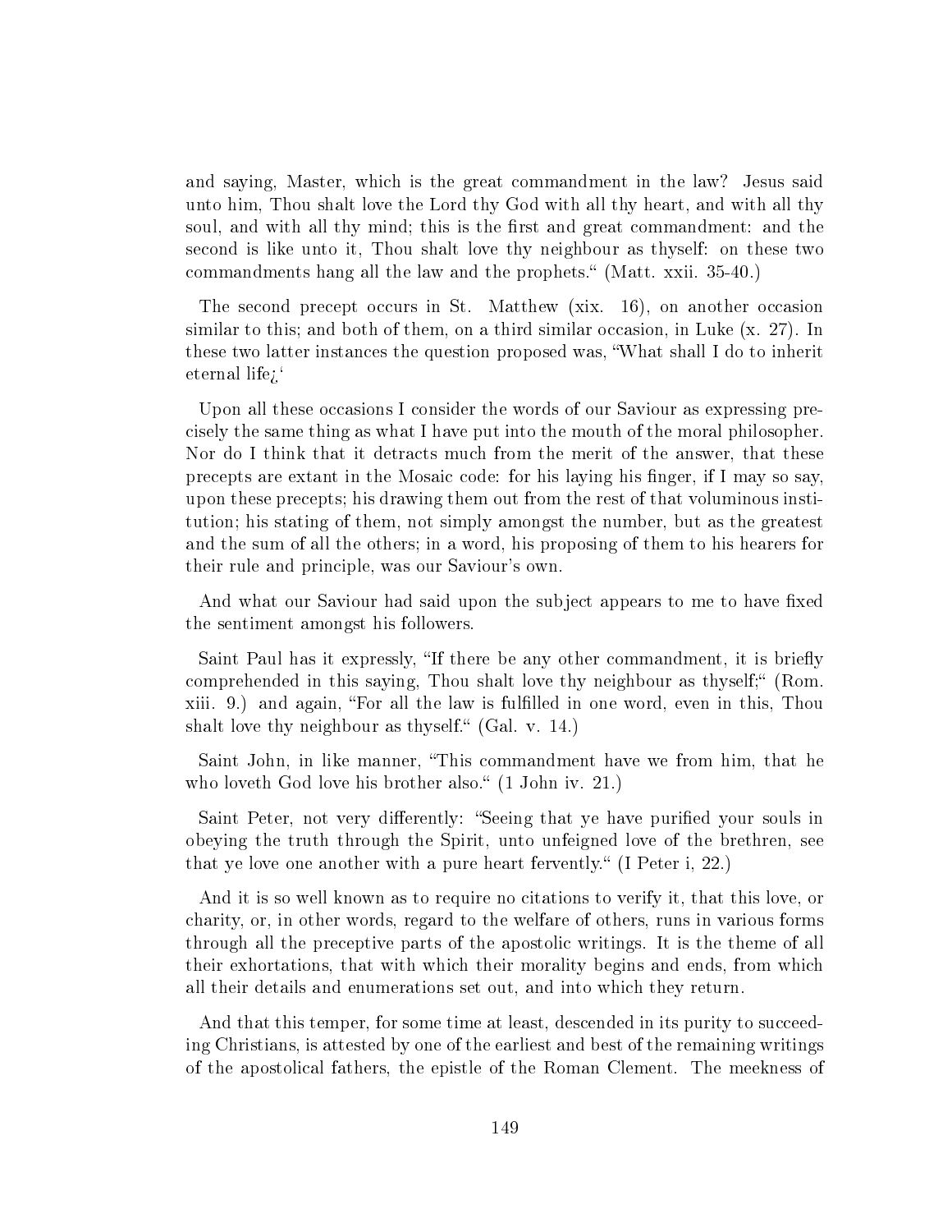and saying, Master, which is the great commandment in the law? Jesus said unto him, Thou shalt love the Lord thy God with all thy heart, and with all thy soul, and with all thy mind; this is the first and great commandment: and the second is like unto it, Thou shalt love thy neighbour as thyself: on these two commandments hang all the law and the prophets.“ (Matt. xxii. 35-40.)

The second precept occurs in St. Matthew (xix. 16), on another occasion similar to this; and both of them, on a third similar occasion, in Luke (x. 27). In these two latter instances the question proposed was, “What shall I do to inherit eternal life¿‘

Upon all these occasions I consider the words of our Saviour as expressing precisely the same thing as what I have put into the mouth of the moral philosopher. Nor do I think that it detracts much from the merit of the answer, that these precepts are extant in the Mosaic code: for his laying his finger, if I may so say, upon these precepts; his drawing them out from the rest of that voluminous institution; his stating of them, not simply amongst the number, but as the greatest and the sum of all the others; in a word, his proposing of them to his hearers for their rule and principle, was our Saviour's own.

And what our Saviour had said upon the subject appears to me to have fixed the sentiment amongst his followers.

Saint Paul has it expressly, “If there be any other commandment, it is briefly comprehended in this saying, Thou shalt love thy neighbour as thyself;“ (Rom. xiii. 9.) and again, “For all the law is fulfilled in one word, even in this, Thou shalt love thy neighbour as thyself.“ (Gal. v. 14.)

Saint John, in like manner, “This commandment have we from him, that he who loveth God love his brother also.“ (1 John iv. 21.)

Saint Peter, not very differently: “Seeing that ye have purified your souls in obeying the truth through the Spirit, unto unfeigned love of the brethren, see that ye love one another with a pure heart fervently.“ (I Peter i, 22.)

And it is so well known as to require no citations to verify it, that this love, or charity, or, in other words, regard to the welfare of others, runs in various forms through all the preceptive parts of the apostolic writings. It is the theme of all their exhortations, that with which their morality begins and ends, from which all their details and enumerations set out, and into which they return.

And that this temper, for some time at least, descended in its purity to succeeding Christians, is attested by one of the earliest and best of the remaining writings of the apostolical fathers, the epistle of the Roman Clement. The meekness of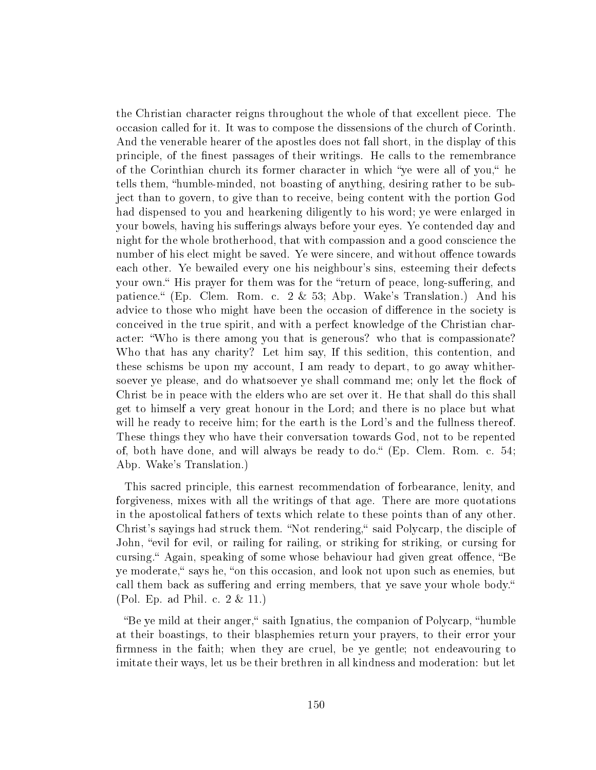the Christian character reigns throughout the whole of that excellent piece. The occasion called for it. It was to compose the dissensions of the church of Corinth. And the venerable hearer of the apostles does not fall short, in the display of this principle, of the finest passages of their writings. He calls to the remembrance of the Corinthian church its former character in which "ye were all of you," he tells them, "humble-minded, not boasting of anything, desiring rather to be subject than to govern, to give than to receive, being content with the portion God had dispensed to you and hearkening diligently to his word; ye were enlarged in your bowels, having his sufferings always before your eyes. Ye contended day and night for the whole brotherhood, that with compassion and a good conscience the number of his elect might be saved. Ye were sincere, and without offence towards each other. Ye bewailed every one his neighbour's sins, esteeming their defects your own." His prayer for them was for the "return of peace, long-suffering, and patience." (Ep. Clem. Rom. c. 2 & 53; Abp. Wake's Translation.) And his advice to those who might have been the occasion of difference in the society is conceived in the true spirit, and with a perfect knowledge of the Christian character: "Who is there among you that is generous? who that is compassionate? Who that has any charity? Let him say, If this sedition, this contention, and these schisms be upon my account, I am ready to depart, to go away whithersoever ye please, and do whatsoever ye shall command me; only let the flock of Christ be in peace with the elders who are set over it. He that shall do this shall get to himself a very great honour in the Lord; and there is no place but what will he ready to receive him; for the earth is the Lord's and the fullness thereof. These things they who have their conversation towards God, not to be repented of, both have done, and will always be ready to do." (Ep. Clem. Rom. c. 54; Abp. Wake's Translation.)

This sacred principle, this earnest recommendation of forbearance, lenity, and forgiveness, mixes with all the writings of that age. There are more quotations in the apostolical fathers of texts which relate to these points than of any other. Christ's sayings had struck them. "Not rendering," said Polycarp, the disciple of John, "evil for evil, or railing for railing, or striking for striking, or cursing for cursing." Again, speaking of some whose behaviour had given great offence, "Be ye moderate," says he, "on this occasion, and look not upon such as enemies, but call them back as suffering and erring members, that ye save your whole body." (Pol. Ep. ad Phil. c. 2 & 11.)

"Be ye mild at their anger," saith Ignatius, the companion of Polycarp, "humble at their boastings, to their blasphemies return your prayers, to their error your firmness in the faith; when they are cruel, be ye gentle; not endeavouring to imitate their ways, let us be their brethren in all kindness and moderation: but let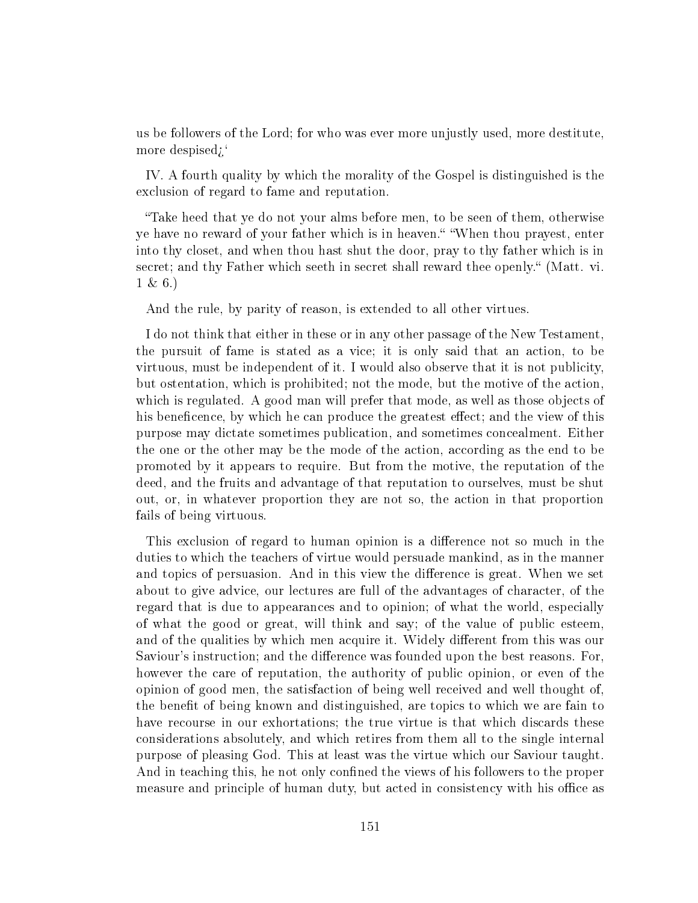us be followers of the Lord; for who was ever more unjustly used, more destitute, more despised¿'

IV. A fourth quality by which the morality of the Gospel is distinguished is the exclusion of regard to fame and reputation.

"Take heed that ye do not your alms before men, to be seen of them, otherwise ye have no reward of your father which is in heaven." "When thou prayest, enter into thy closet, and when thou hast shut the door, pray to thy father which is in secret; and thy Father which seeth in secret shall reward thee openly." (Matt. vi. 1 & 6.)

And the rule, by parity of reason, is extended to all other virtues.

I do not think that either in these or in any other passage of the New Testament, the pursuit of fame is stated as a vice; it is only said that an action, to be virtuous, must be independent of it. I would also observe that it is not publicity, but ostentation, which is prohibited; not the mode, but the motive of the action, which is regulated. A good man will prefer that mode, as well as those objects of his beneficence, by which he can produce the greatest effect; and the view of this purpose may dictate sometimes publication, and sometimes concealment. Either the one or the other may be the mode of the action, according as the end to be promoted by it appears to require. But from the motive, the reputation of the deed, and the fruits and advantage of that reputation to ourselves, must be shut out, or, in whatever proportion they are not so, the action in that proportion fails of being virtuous.

This exclusion of regard to human opinion is a difference not so much in the duties to which the teachers of virtue would persuade mankind, as in the manner and topics of persuasion. And in this view the difference is great. When we set about to give advice, our lectures are full of the advantages of character, of the regard that is due to appearances and to opinion; of what the world, especially of what the good or great, will think and say; of the value of public esteem, and of the qualities by which men acquire it. Widely different from this was our Saviour's instruction; and the difference was founded upon the best reasons. For, however the care of reputation, the authority of public opinion, or even of the opinion of good men, the satisfaction of being well received and well thought of, the benefit of being known and distinguished, are topics to which we are fain to have recourse in our exhortations; the true virtue is that which discards these considerations absolutely, and which retires from them all to the single internal purpose of pleasing God. This at least was the virtue which our Saviour taught. And in teaching this, he not only confined the views of his followers to the proper measure and principle of human duty, but acted in consistency with his office as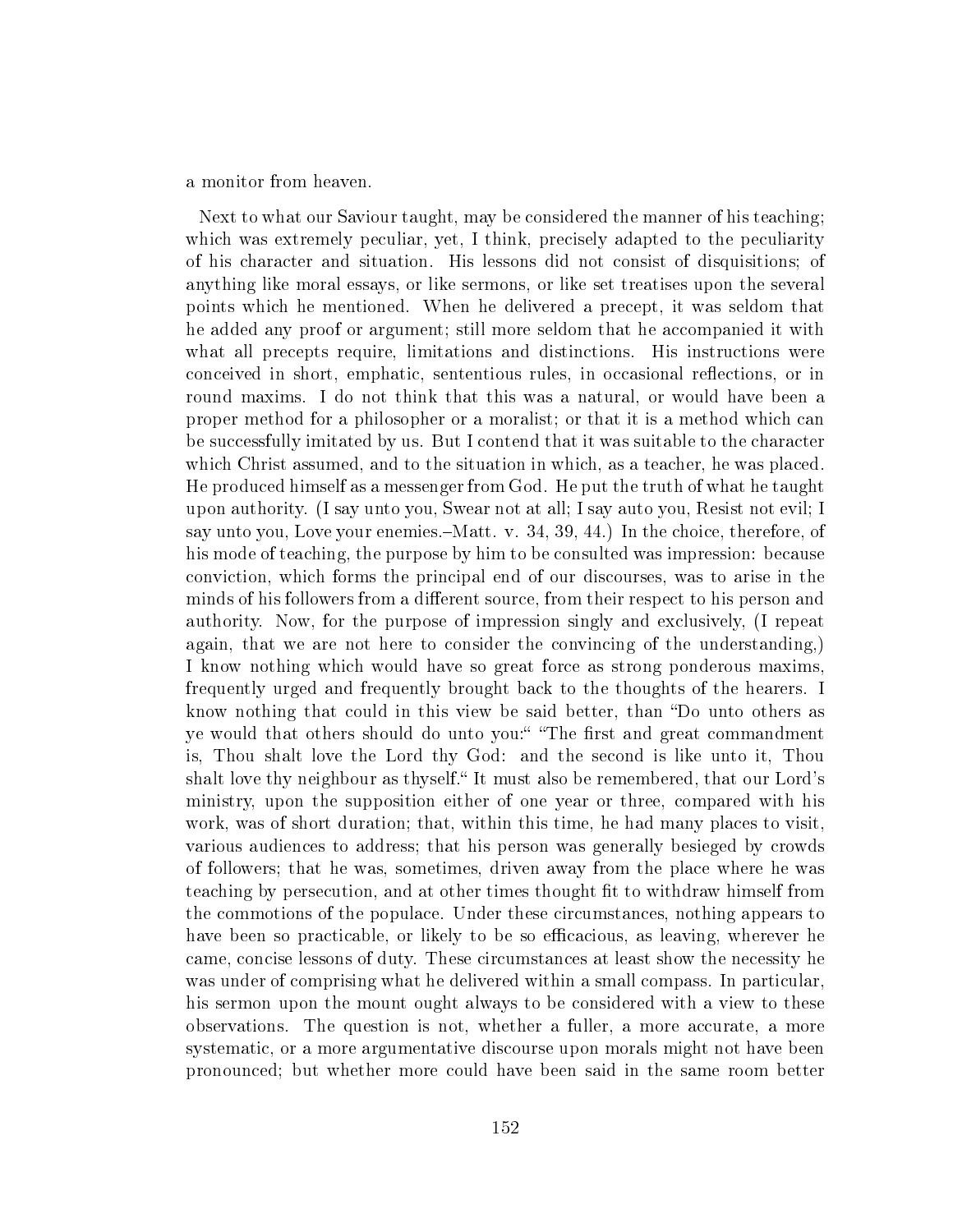a monitor from heaven.

Next to what our Saviour taught, may be considered the manner of his teaching; which was extremely peculiar, yet, I think, precisely adapted to the peculiarity of his character and situation. His lessons did not consist of disquisitions; of anything like moral essays, or like sermons, or like set treatises upon the several points which he mentioned. When he delivered a precept, it was seldom that he added any proof or argument; still more seldom that he accompanied it with what all precepts require, limitations and distinctions. His instructions were conceived in short, emphatic, sententious rules, in occasional reflections, or in round maxims. I do not think that this was a natural, or would have been a proper method for a philosopher or a moralist; or that it is a method which can be successfully imitated by us. But I contend that it was suitable to the character which Christ assumed, and to the situation in which, as a teacher, he was placed. He produced himself as a messenger from God. He put the truth of what he taught upon authority. (I say unto you, Swear not at all; I say auto you, Resist not evil; I say unto you, Love your enemies.–Matt. v. 34, 39, 44.) In the choice, therefore, of his mode of teaching, the purpose by him to be consulted was impression: because conviction, which forms the principal end of our discourses, was to arise in the minds of his followers from a different source, from their respect to his person and authority. Now, for the purpose of impression singly and exclusively, (I repeat again, that we are not here to consider the convincing of the understanding,) I know nothing which would have so great force as strong ponderous maxims, frequently urged and frequently brought back to the thoughts of the hearers. I know nothing that could in this view be said better, than "Do unto others as ye would that others should do unto you:" "The first and great commandment is, Thou shalt love the Lord thy God: and the second is like unto it, Thou shalt love thy neighbour as thyself." It must also be remembered, that our Lord's ministry, upon the supposition either of one year or three, compared with his work, was of short duration; that, within this time, he had many places to visit, various audiences to address; that his person was generally besieged by crowds of followers; that he was, sometimes, driven away from the place where he was teaching by persecution, and at other times thought fit to withdraw himself from the commotions of the populace. Under these circumstances, nothing appears to have been so practicable, or likely to be so efficacious, as leaving, wherever he came, concise lessons of duty. These circumstances at least show the necessity he was under of comprising what he delivered within a small compass. In particular, his sermon upon the mount ought always to be considered with a view to these observations. The question is not, whether a fuller, a more accurate, a more systematic, or a more argumentative discourse upon morals might not have been pronounced; but whether more could have been said in the same room better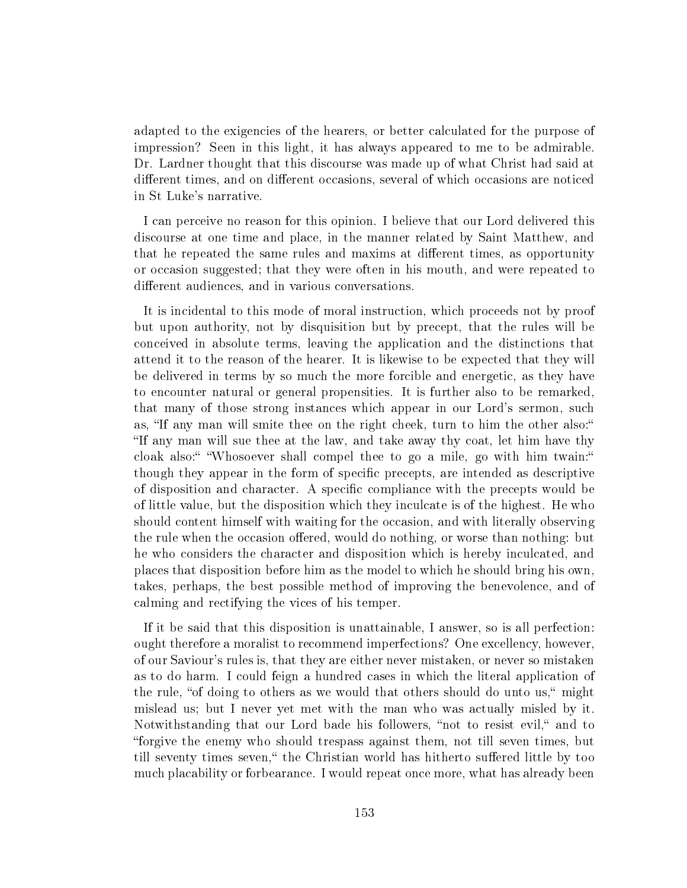adapted to the exigencies of the hearers, or better calculated for the purpose of impression? Seen in this light, it has always appeared to me to be admirable. Dr. Lardner thought that this discourse was made up of what Christ had said at different times, and on different occasions, several of which occasions are noticed in St Luke's narrative.

I can perceive no reason for this opinion. I believe that our Lord delivered this discourse at one time and place, in the manner related by Saint Matthew, and that he repeated the same rules and maxims at different times, as opportunity or occasion suggested; that they were often in his mouth, and were repeated to different audiences, and in various conversations.

It is incidental to this mode of moral instruction, which proceeds not by proof but upon authority, not by disquisition but by precept, that the rules will be conceived in absolute terms, leaving the application and the distinctions that attend it to the reason of the hearer. It is likewise to be expected that they will be delivered in terms by so much the more forcible and energetic, as they have to encounter natural or general propensities. It is further also to be remarked, that many of those strong instances which appear in our Lord's sermon, such as, "If any man will smite thee on the right cheek, turn to him the other also:" "If any man will sue thee at the law, and take away thy coat, let him have thy cloak also:" "Whosoever shall compel thee to go a mile, go with him twain:" though they appear in the form of specific precepts, are intended as descriptive of disposition and character. A specific compliance with the precepts would be of little value, but the disposition which they inculcate is of the highest. He who should content himself with waiting for the occasion, and with literally observing the rule when the occasion offered, would do nothing, or worse than nothing: but he who considers the character and disposition which is hereby inculcated, and places that disposition before him as the model to which he should bring his own, takes, perhaps, the best possible method of improving the benevolence, and of calming and rectifying the vices of his temper.

If it be said that this disposition is unattainable, I answer, so is all perfection: ought therefore a moralist to recommend imperfections? One excellency, however, of our Saviour's rules is, that they are either never mistaken, or never so mistaken as to do harm. I could feign a hundred cases in which the literal application of the rule, "of doing to others as we would that others should do unto us," might mislead us; but I never yet met with the man who was actually misled by it. Notwithstanding that our Lord bade his followers, "not to resist evil," and to "forgive the enemy who should trespass against them, not till seven times, but till seventy times seven," the Christian world has hitherto suffered little by too much placability or forbearance. I would repeat once more, what has already been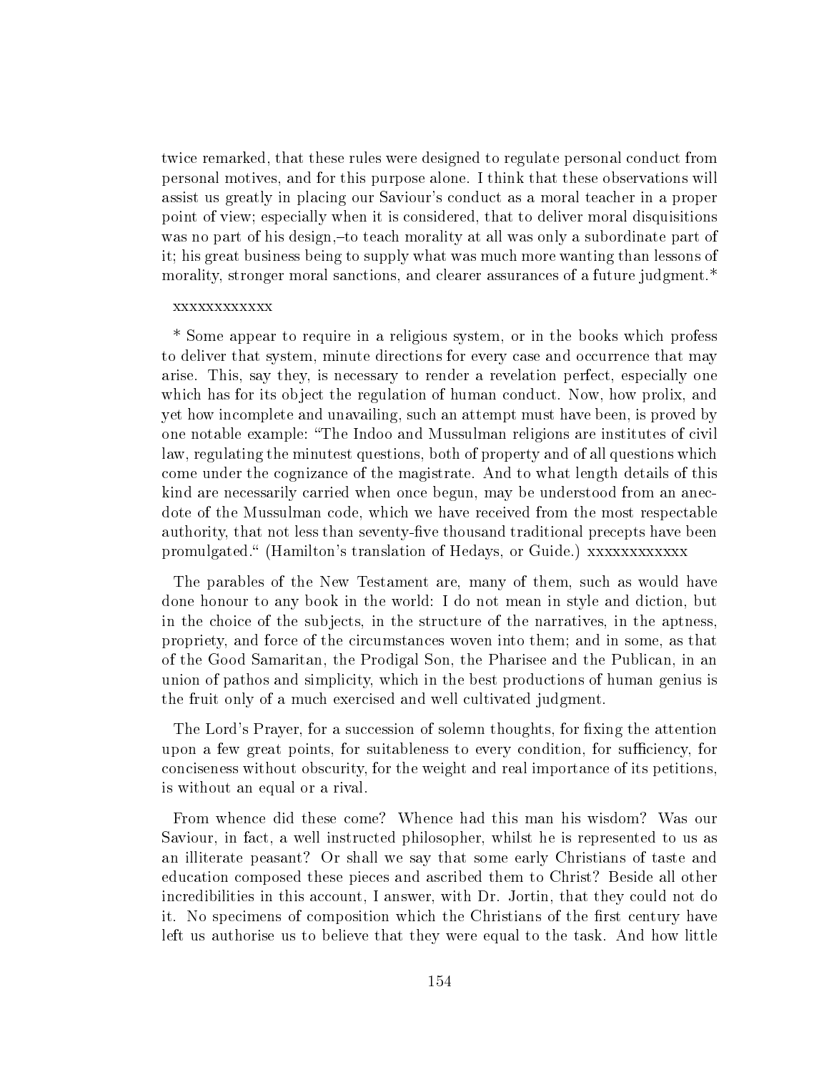twice remarked, that these rules were designed to regulate personal conduct from personal motives, and for this purpose alone. I think that these observations will assist us greatly in placing our Saviour's conduct as a moral teacher in a proper point of view; especially when it is considered, that to deliver moral disquisitions was no part of his design,–to teach morality at all was only a subordinate part of it; his great business being to supply what was much more wanting than lessons of morality, stronger moral sanctions, and clearer assurances of a future judgment.*

xxxxxxxxxxxx

* Some appear to require in a religious system, or in the books which profess to deliver that system, minute directions for every case and occurrence that may arise. This, say they, is necessary to render a revelation perfect, especially one which has for its object the regulation of human conduct. Now, how prolix, and yet how incomplete and unavailing, such an attempt must have been, is proved by one notable example: "The Indoo and Mussulman religions are institutes of civil law, regulating the minutest questions, both of property and of all questions which come under the cognizance of the magistrate. And to what length details of this kind are necessarily carried when once begun, may be understood from an anecdote of the Mussulman code, which we have received from the most respectable authority, that not less than seventy-five thousand traditional precepts have been promulgated." (Hamilton's translation of Hedays, or Guide.) xxxxxxxxxxxx

The parables of the New Testament are, many of them, such as would have done honour to any book in the world: I do not mean in style and diction, but in the choice of the subjects, in the structure of the narratives, in the aptness, propriety, and force of the circumstances woven into them; and in some, as that of the Good Samaritan, the Prodigal Son, the Pharisee and the Publican, in an union of pathos and simplicity, which in the best productions of human genius is the fruit only of a much exercised and well cultivated judgment.

The Lord's Prayer, for a succession of solemn thoughts, for fixing the attention upon a few great points, for suitableness to every condition, for sufficiency, for conciseness without obscurity, for the weight and real importance of its petitions, is without an equal or a rival.

From whence did these come? Whence had this man his wisdom? Was our Saviour, in fact, a well instructed philosopher, whilst he is represented to us as an illiterate peasant? Or shall we say that some early Christians of taste and education composed these pieces and ascribed them to Christ? Beside all other incredibilities in this account, I answer, with Dr. Jortin, that they could not do it. No specimens of composition which the Christians of the first century have left us authorise us to believe that they were equal to the task. And how little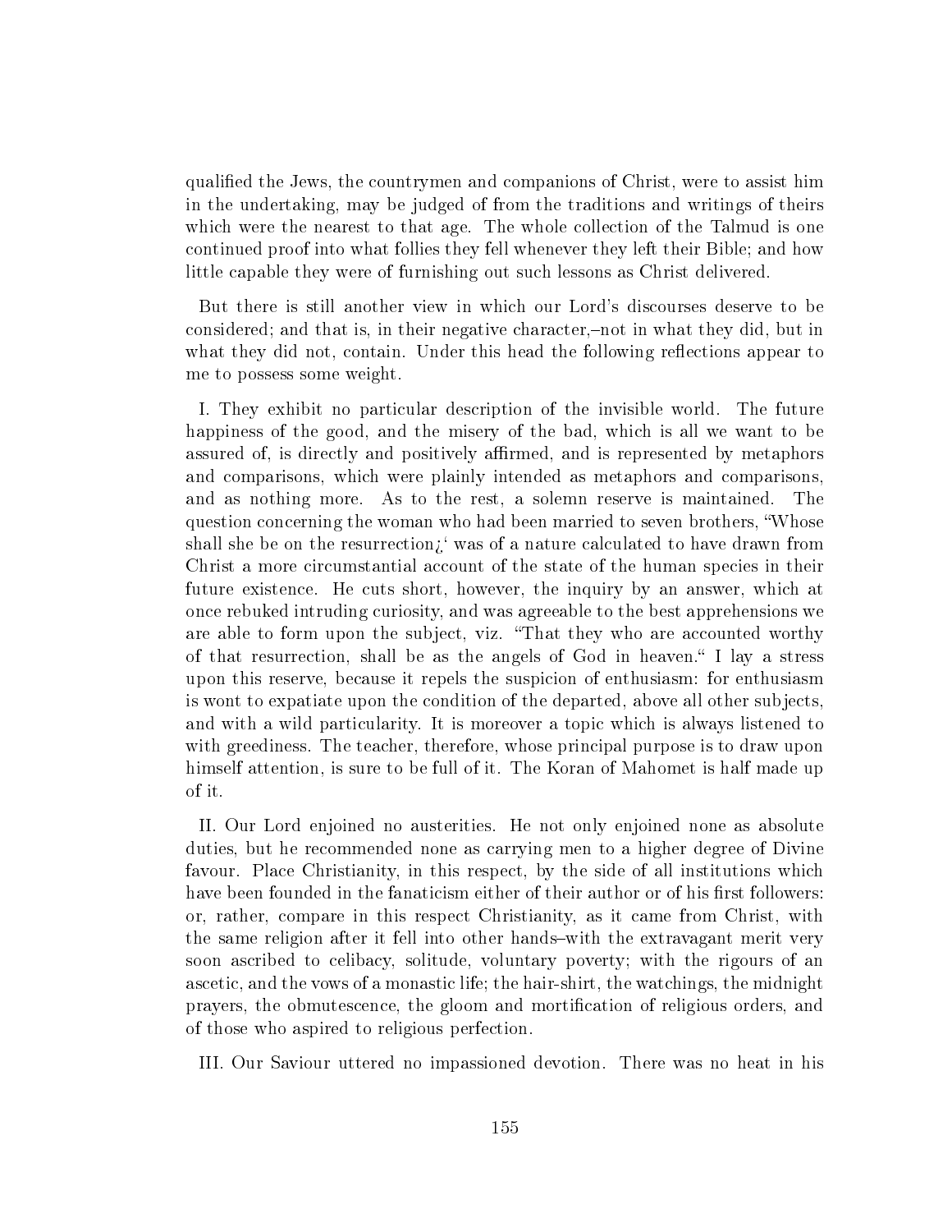qualified the Jews, the countrymen and companions of Christ, were to assist him in the undertaking, may be judged of from the traditions and writings of theirs which were the nearest to that age. The whole collection of the Talmud is one continued proof into what follies they fell whenever they left their Bible; and how little capable they were of furnishing out such lessons as Christ delivered.

But there is still another view in which our Lord's discourses deserve to be considered; and that is, in their negative character,–not in what they did, but in what they did not, contain. Under this head the following reflections appear to me to possess some weight.

I. They exhibit no particular description of the invisible world. The future happiness of the good, and the misery of the bad, which is all we want to be assured of, is directly and positively affirmed, and is represented by metaphors and comparisons, which were plainly intended as metaphors and comparisons, and as nothing more. As to the rest, a solemn reserve is maintained. The question concerning the woman who had been married to seven brothers, "Whose shall she be on the resurrection¿' was of a nature calculated to have drawn from Christ a more circumstantial account of the state of the human species in their future existence. He cuts short, however, the inquiry by an answer, which at once rebuked intruding curiosity, and was agreeable to the best apprehensions we are able to form upon the subject, viz. "That they who are accounted worthy of that resurrection, shall be as the angels of God in heaven." I lay a stress upon this reserve, because it repels the suspicion of enthusiasm: for enthusiasm is wont to expatiate upon the condition of the departed, above all other subjects, and with a wild particularity. It is moreover a topic which is always listened to with greediness. The teacher, therefore, whose principal purpose is to draw upon himself attention, is sure to be full of it. The Koran of Mahomet is half made up of it.

II. Our Lord enjoined no austerities. He not only enjoined none as absolute duties, but he recommended none as carrying men to a higher degree of Divine favour. Place Christianity, in this respect, by the side of all institutions which have been founded in the fanaticism either of their author or of his first followers: or, rather, compare in this respect Christianity, as it came from Christ, with the same religion after it fell into other hands–with the extravagant merit very soon ascribed to celibacy, solitude, voluntary poverty; with the rigours of an ascetic, and the vows of a monastic life; the hair-shirt, the watchings, the midnight prayers, the obmutescence, the gloom and mortification of religious orders, and of those who aspired to religious perfection.

III. Our Saviour uttered no impassioned devotion. There was no heat in his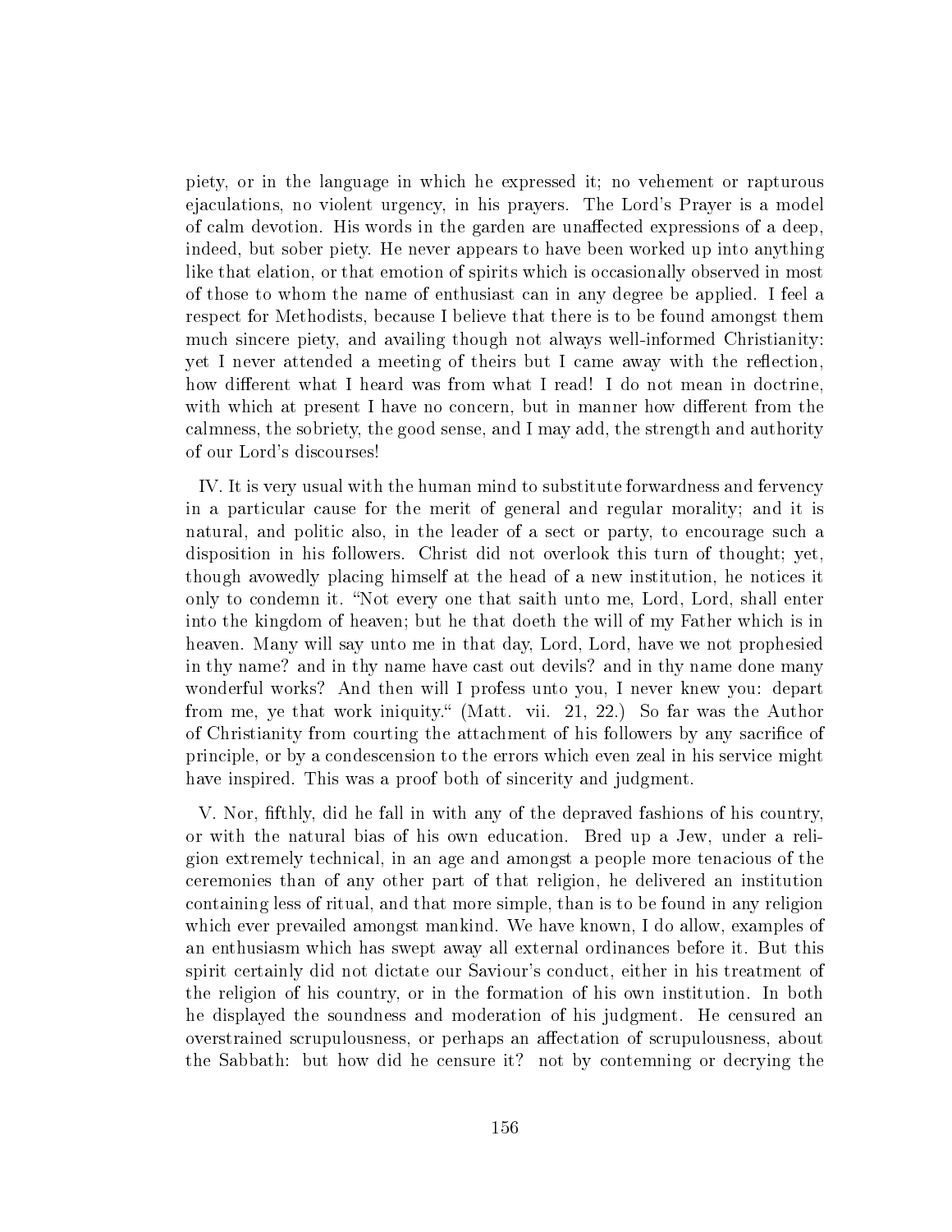piety, or in the language in which he expressed it; no vehement or rapturous ejaculations, no violent urgency, in his prayers. The Lord's Prayer is a model of calm devotion. His words in the garden are unaffected expressions of a deep, indeed, but sober piety. He never appears to have been worked up into anything like that elation, or that emotion of spirits which is occasionally observed in most of those to whom the name of enthusiast can in any degree be applied. I feel a respect for Methodists, because I believe that there is to be found amongst them much sincere piety, and availing though not always well-informed Christianity: yet I never attended a meeting of theirs but I came away with the reflection, how different what I heard was from what I read! I do not mean in doctrine, with which at present I have no concern, but in manner how different from the calmness, the sobriety, the good sense, and I may add, the strength and authority of our Lord's discourses!

IV. It is very usual with the human mind to substitute forwardness and fervency in a particular cause for the merit of general and regular morality; and it is natural, and politic also, in the leader of a sect or party, to encourage such a disposition in his followers. Christ did not overlook this turn of thought; yet, though avowedly placing himself at the head of a new institution, he notices it only to condemn it. "Not every one that saith unto me, Lord, Lord, shall enter into the kingdom of heaven; but he that doeth the will of my Father which is in heaven. Many will say unto me in that day, Lord, Lord, have we not prophesied in thy name? and in thy name have cast out devils? and in thy name done many wonderful works? And then will I profess unto you, I never knew you: depart from me, ye that work iniquity." (Matt. vii. 21, 22.) So far was the Author of Christianity from courting the attachment of his followers by any sacrifice of principle, or by a condescension to the errors which even zeal in his service might have inspired. This was a proof both of sincerity and judgment.

V. Nor, fifthly, did he fall in with any of the depraved fashions of his country, or with the natural bias of his own education. Bred up a Jew, under a religion extremely technical, in an age and amongst a people more tenacious of the ceremonies than of any other part of that religion, he delivered an institution containing less of ritual, and that more simple, than is to be found in any religion which ever prevailed amongst mankind. We have known, I do allow, examples of an enthusiasm which has swept away all external ordinances before it. But this spirit certainly did not dictate our Saviour's conduct, either in his treatment of the religion of his country, or in the formation of his own institution. In both he displayed the soundness and moderation of his judgment. He censured an overstrained scrupulousness, or perhaps an affectation of scrupulousness, about the Sabbath: but how did he censure it? not by contemning or decrying the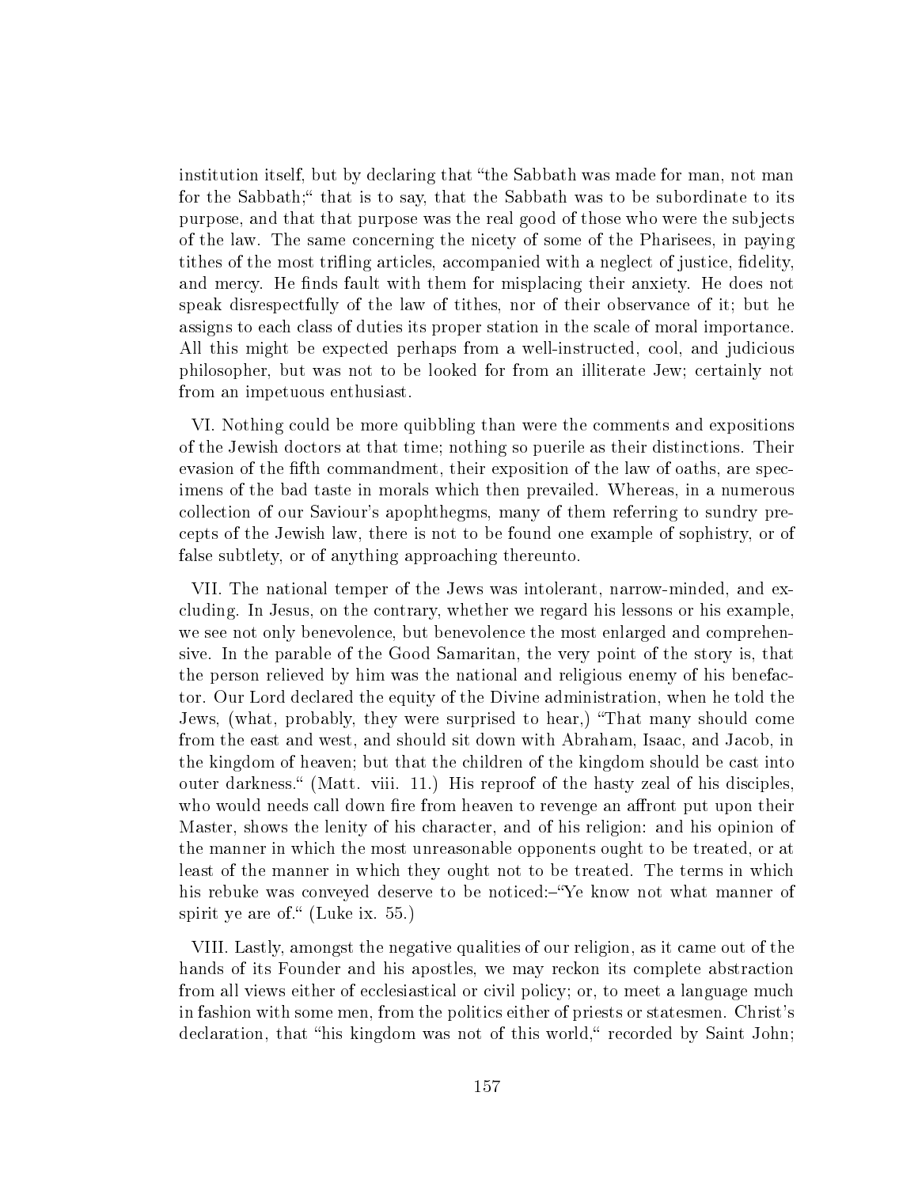institution itself, but by declaring that "the Sabbath was made for man, not man for the Sabbath;" that is to say, that the Sabbath was to be subordinate to its purpose, and that that purpose was the real good of those who were the subjects of the law. The same concerning the nicety of some of the Pharisees, in paying tithes of the most trifling articles, accompanied with a neglect of justice, fidelity, and mercy. He finds fault with them for misplacing their anxiety. He does not speak disrespectfully of the law of tithes, nor of their observance of it; but he assigns to each class of duties its proper station in the scale of moral importance. All this might be expected perhaps from a well-instructed, cool, and judicious philosopher, but was not to be looked for from an illiterate Jew; certainly not from an impetuous enthusiast.

VI. Nothing could be more quibbling than were the comments and expositions of the Jewish doctors at that time; nothing so puerile as their distinctions. Their evasion of the fifth commandment, their exposition of the law of oaths, are specimens of the bad taste in morals which then prevailed. Whereas, in a numerous collection of our Saviour's apophthegms, many of them referring to sundry precepts of the Jewish law, there is not to be found one example of sophistry, or of false subtlety, or of anything approaching thereunto.

VII. The national temper of the Jews was intolerant, narrow-minded, and excluding. In Jesus, on the contrary, whether we regard his lessons or his example, we see not only benevolence, but benevolence the most enlarged and comprehensive. In the parable of the Good Samaritan, the very point of the story is, that the person relieved by him was the national and religious enemy of his benefactor. Our Lord declared the equity of the Divine administration, when he told the Jews, (what, probably, they were surprised to hear,) "That many should come from the east and west, and should sit down with Abraham, Isaac, and Jacob, in the kingdom of heaven; but that the children of the kingdom should be cast into outer darkness." (Matt. viii. 11.) His reproof of the hasty zeal of his disciples, who would needs call down fire from heaven to revenge an affront put upon their Master, shows the lenity of his character, and of his religion: and his opinion of the manner in which the most unreasonable opponents ought to be treated, or at least of the manner in which they ought not to be treated. The terms in which his rebuke was conveyed deserve to be noticed:–"Ye know not what manner of spirit ye are of." (Luke ix. 55.)

VIII. Lastly, amongst the negative qualities of our religion, as it came out of the hands of its Founder and his apostles, we may reckon its complete abstraction from all views either of ecclesiastical or civil policy; or, to meet a language much in fashion with some men, from the politics either of priests or statesmen. Christ's declaration, that "his kingdom was not of this world," recorded by Saint John;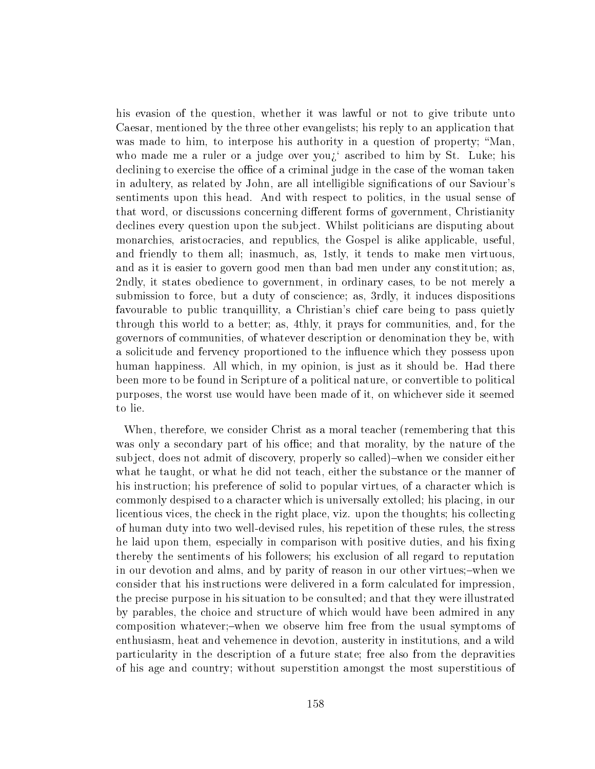his evasion of the question, whether it was lawful or not to give tribute unto Caesar, mentioned by the three other evangelists; his reply to an application that was made to him, to interpose his authority in a question of property; "Man, who made me a ruler or a judge over you¿' ascribed to him by St. Luke; his declining to exercise the office of a criminal judge in the case of the woman taken in adultery, as related by John, are all intelligible significations of our Saviour's sentiments upon this head. And with respect to politics, in the usual sense of that word, or discussions concerning different forms of government, Christianity declines every question upon the subject. Whilst politicians are disputing about monarchies, aristocracies, and republics, the Gospel is alike applicable, useful, and friendly to them all; inasmuch, as, 1stly, it tends to make men virtuous, and as it is easier to govern good men than bad men under any constitution; as, 2ndly, it states obedience to government, in ordinary cases, to be not merely a submission to force, but a duty of conscience; as, 3rdly, it induces dispositions favourable to public tranquillity, a Christian's chief care being to pass quietly through this world to a better; as, 4thly, it prays for communities, and, for the governors of communities, of whatever description or denomination they be, with a solicitude and fervency proportioned to the influence which they possess upon human happiness. All which, in my opinion, is just as it should be. Had there been more to be found in Scripture of a political nature, or convertible to political purposes, the worst use would have been made of it, on whichever side it seemed to lie.

When, therefore, we consider Christ as a moral teacher (remembering that this was only a secondary part of his office; and that morality, by the nature of the subject, does not admit of discovery, properly so called)–when we consider either what he taught, or what he did not teach, either the substance or the manner of his instruction; his preference of solid to popular virtues, of a character which is commonly despised to a character which is universally extolled; his placing, in our licentious vices, the check in the right place, viz. upon the thoughts; his collecting of human duty into two well-devised rules, his repetition of these rules, the stress he laid upon them, especially in comparison with positive duties, and his fixing thereby the sentiments of his followers; his exclusion of all regard to reputation in our devotion and alms, and by parity of reason in our other virtues;–when we consider that his instructions were delivered in a form calculated for impression, the precise purpose in his situation to be consulted; and that they were illustrated by parables, the choice and structure of which would have been admired in any composition whatever;–when we observe him free from the usual symptoms of enthusiasm, heat and vehemence in devotion, austerity in institutions, and a wild particularity in the description of a future state; free also from the depravities of his age and country; without superstition amongst the most superstitious of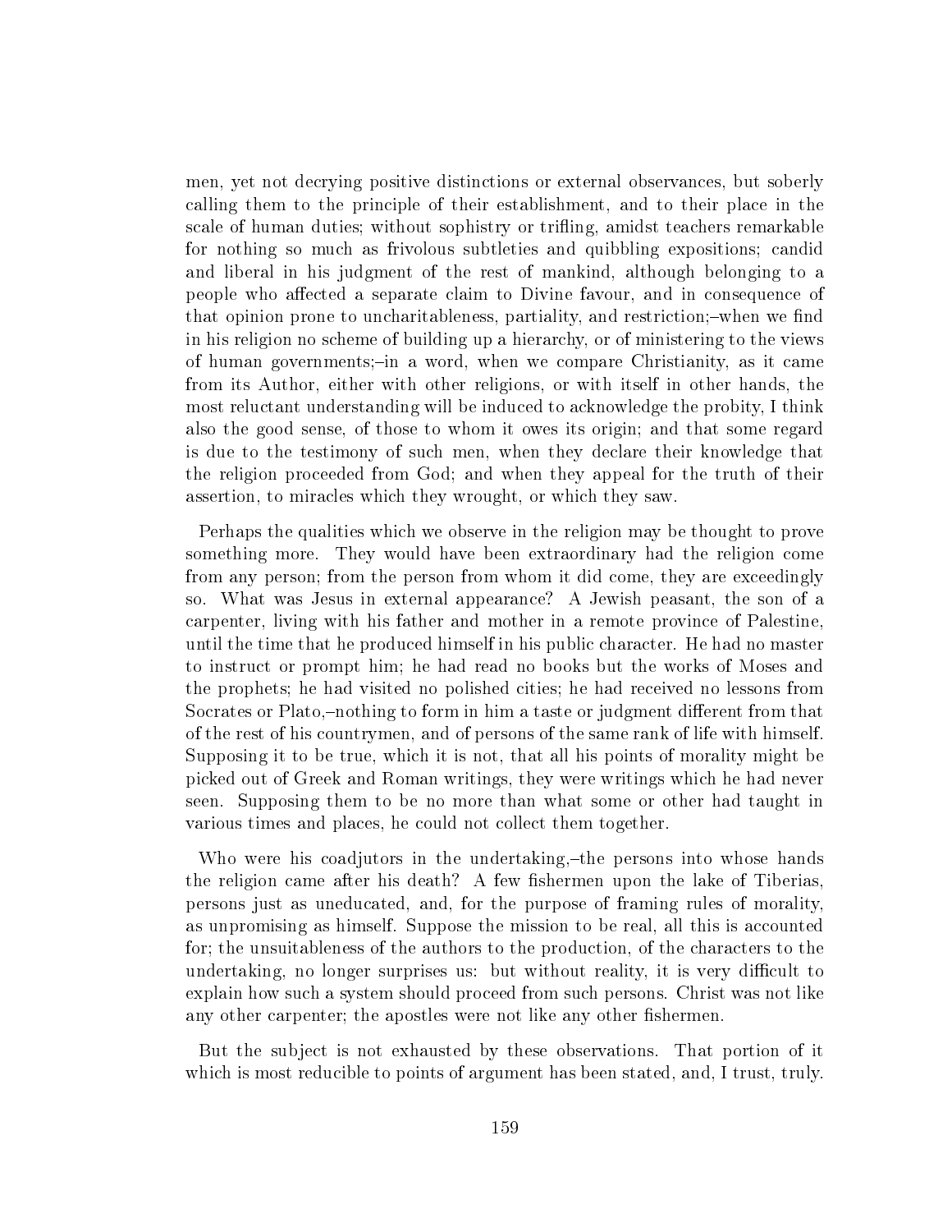men, yet not decrying positive distinctions or external observances, but soberly calling them to the principle of their establishment, and to their place in the scale of human duties; without sophistry or trifling, amidst teachers remarkable for nothing so much as frivolous subtleties and quibbling expositions; candid and liberal in his judgment of the rest of mankind, although belonging to a people who affected a separate claim to Divine favour, and in consequence of that opinion prone to uncharitableness, partiality, and restriction;–when we find in his religion no scheme of building up a hierarchy, or of ministering to the views of human governments;–in a word, when we compare Christianity, as it came from its Author, either with other religions, or with itself in other hands, the most reluctant understanding will be induced to acknowledge the probity, I think also the good sense, of those to whom it owes its origin; and that some regard is due to the testimony of such men, when they declare their knowledge that the religion proceeded from God; and when they appeal for the truth of their assertion, to miracles which they wrought, or which they saw.

Perhaps the qualities which we observe in the religion may be thought to prove something more. They would have been extraordinary had the religion come from any person; from the person from whom it did come, they are exceedingly so. What was Jesus in external appearance? A Jewish peasant, the son of a carpenter, living with his father and mother in a remote province of Palestine, until the time that he produced himself in his public character. He had no master to instruct or prompt him; he had read no books but the works of Moses and the prophets; he had visited no polished cities; he had received no lessons from Socrates or Plato,–nothing to form in him a taste or judgment different from that of the rest of his countrymen, and of persons of the same rank of life with himself. Supposing it to be true, which it is not, that all his points of morality might be picked out of Greek and Roman writings, they were writings which he had never seen. Supposing them to be no more than what some or other had taught in various times and places, he could not collect them together.

Who were his coadjutors in the undertaking,–the persons into whose hands the religion came after his death? A few fishermen upon the lake of Tiberias, persons just as uneducated, and, for the purpose of framing rules of morality, as unpromising as himself. Suppose the mission to be real, all this is accounted for; the unsuitableness of the authors to the production, of the characters to the undertaking, no longer surprises us: but without reality, it is very difficult to explain how such a system should proceed from such persons. Christ was not like any other carpenter; the apostles were not like any other fishermen.

But the subject is not exhausted by these observations. That portion of it which is most reducible to points of argument has been stated, and, I trust, truly.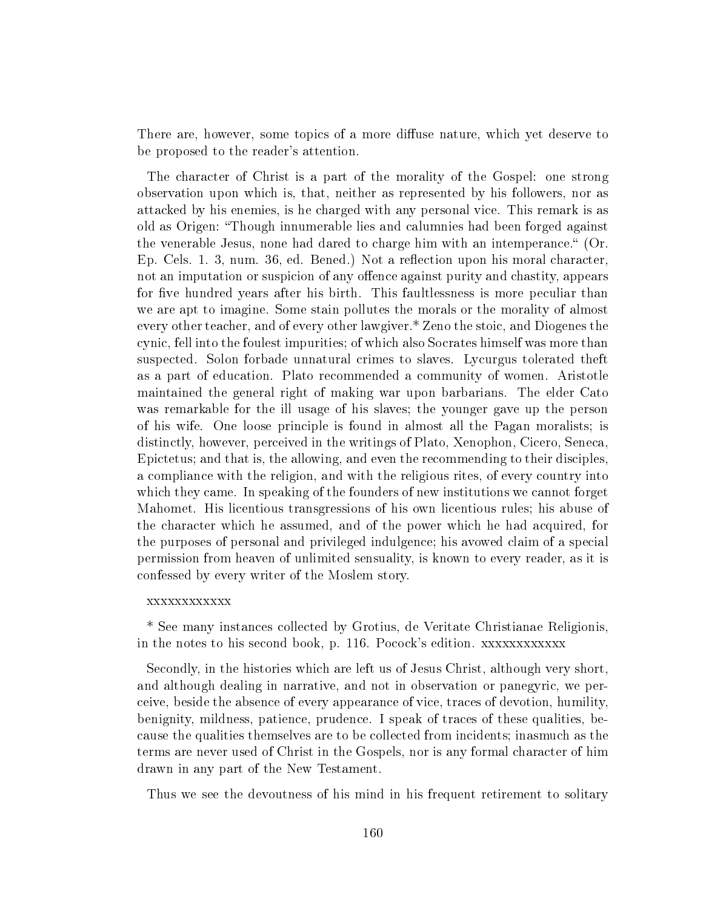There are, however, some topics of a more diffuse nature, which yet deserve to be proposed to the reader's attention.

The character of Christ is a part of the morality of the Gospel: one strong observation upon which is, that, neither as represented by his followers, nor as attacked by his enemies, is he charged with any personal vice. This remark is as old as Origen: "Though innumerable lies and calumnies had been forged against the venerable Jesus, none had dared to charge him with an intemperance." (Or. Ep. Cels. 1. 3, num. 36, ed. Bened.) Not a reflection upon his moral character, not an imputation or suspicion of any offence against purity and chastity, appears for five hundred years after his birth. This faultlessness is more peculiar than we are apt to imagine. Some stain pollutes the morals or the morality of almost every other teacher, and of every other lawgiver.* Zeno the stoic, and Diogenes the cynic, fell into the foulest impurities; of which also Socrates himself was more than suspected. Solon forbade unnatural crimes to slaves. Lycurgus tolerated theft as a part of education. Plato recommended a community of women. Aristotle maintained the general right of making war upon barbarians. The elder Cato was remarkable for the ill usage of his slaves; the younger gave up the person of his wife. One loose principle is found in almost all the Pagan moralists; is distinctly, however, perceived in the writings of Plato, Xenophon, Cicero, Seneca, Epictetus; and that is, the allowing, and even the recommending to their disciples, a compliance with the religion, and with the religious rites, of every country into which they came. In speaking of the founders of new institutions we cannot forget Mahomet. His licentious transgressions of his own licentious rules; his abuse of the character which he assumed, and of the power which he had acquired, for the purposes of personal and privileged indulgence; his avowed claim of a special permission from heaven of unlimited sensuality, is known to every reader, as it is confessed by every writer of the Moslem story.

xxxxxxxxxxxx

* See many instances collected by Grotius, de Veritate Christianae Religionis, in the notes to his second book, p. 116. Pocock's edition. xxxxxxxxxxxx

Secondly, in the histories which are left us of Jesus Christ, although very short, and although dealing in narrative, and not in observation or panegyric, we perceive, beside the absence of every appearance of vice, traces of devotion, humility, benignity, mildness, patience, prudence. I speak of traces of these qualities, because the qualities themselves are to be collected from incidents; inasmuch as the terms are never used of Christ in the Gospels, nor is any formal character of him drawn in any part of the New Testament.

Thus we see the devoutness of his mind in his frequent retirement to solitary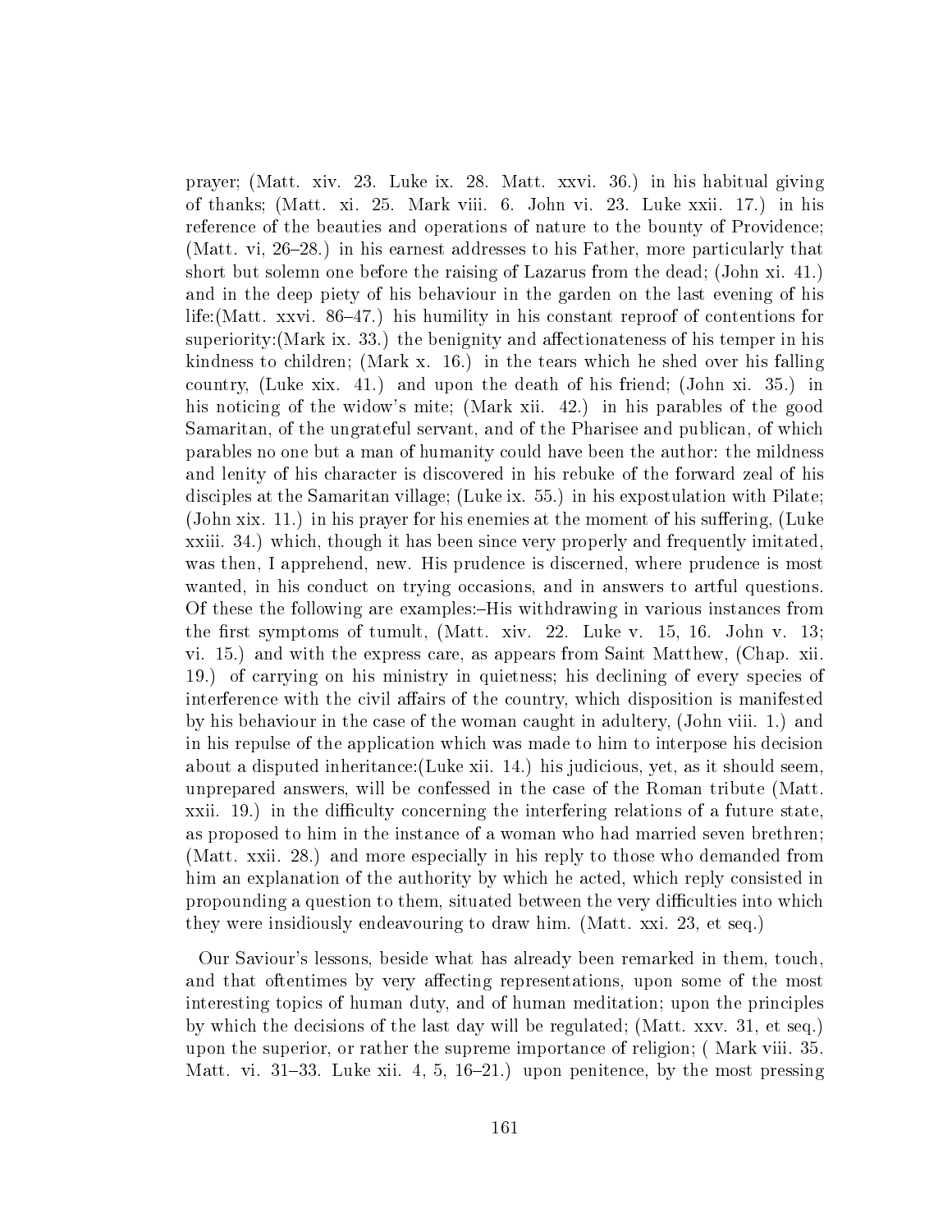prayer; (Matt. xiv. 23. Luke ix. 28. Matt. xxvi. 36.) in his habitual giving of thanks; (Matt. xi. 25. Mark viii. 6. John vi. 23. Luke xxii. 17.) in his reference of the beauties and operations of nature to the bounty of Providence; (Matt. vi, 26–28.) in his earnest addresses to his Father, more particularly that short but solemn one before the raising of Lazarus from the dead; (John xi. 41.) and in the deep piety of his behaviour in the garden on the last evening of his life:(Matt. xxvi. 86–47.) his humility in his constant reproof of contentions for superiority:(Mark ix. 33.) the benignity and affectionateness of his temper in his kindness to children; (Mark x. 16.) in the tears which he shed over his falling country, (Luke xix. 41.) and upon the death of his friend; (John xi. 35.) in his noticing of the widow's mite; (Mark xii. 42.) in his parables of the good Samaritan, of the ungrateful servant, and of the Pharisee and publican, of which parables no one but a man of humanity could have been the author: the mildness and lenity of his character is discovered in his rebuke of the forward zeal of his disciples at the Samaritan village; (Luke ix. 55.) in his expostulation with Pilate; (John xix. 11.) in his prayer for his enemies at the moment of his suffering, (Luke xxiii. 34.) which, though it has been since very properly and frequently imitated, was then, I apprehend, new. His prudence is discerned, where prudence is most wanted, in his conduct on trying occasions, and in answers to artful questions. Of these the following are examples:–His withdrawing in various instances from the first symptoms of tumult, (Matt. xiv. 22. Luke v. 15, 16. John v. 13; vi. 15.) and with the express care, as appears from Saint Matthew, (Chap. xii. 19.) of carrying on his ministry in quietness; his declining of every species of interference with the civil affairs of the country, which disposition is manifested by his behaviour in the case of the woman caught in adultery, (John viii. 1.) and in his repulse of the application which was made to him to interpose his decision about a disputed inheritance:(Luke xii. 14.) his judicious, yet, as it should seem, unprepared answers, will be confessed in the case of the Roman tribute (Matt. xxii. 19.) in the difficulty concerning the interfering relations of a future state, as proposed to him in the instance of a woman who had married seven brethren; (Matt. xxii. 28.) and more especially in his reply to those who demanded from him an explanation of the authority by which he acted, which reply consisted in propounding a question to them, situated between the very difficulties into which they were insidiously endeavouring to draw him. (Matt. xxi. 23, et seq.)

Our Saviour's lessons, beside what has already been remarked in them, touch, and that oftentimes by very affecting representations, upon some of the most interesting topics of human duty, and of human meditation; upon the principles by which the decisions of the last day will be regulated; (Matt. xxv. 31, et seq.) upon the superior, or rather the supreme importance of religion; ( Mark viii. 35. Matt. vi. 31–33. Luke xii. 4, 5, 16–21.) upon penitence, by the most pressing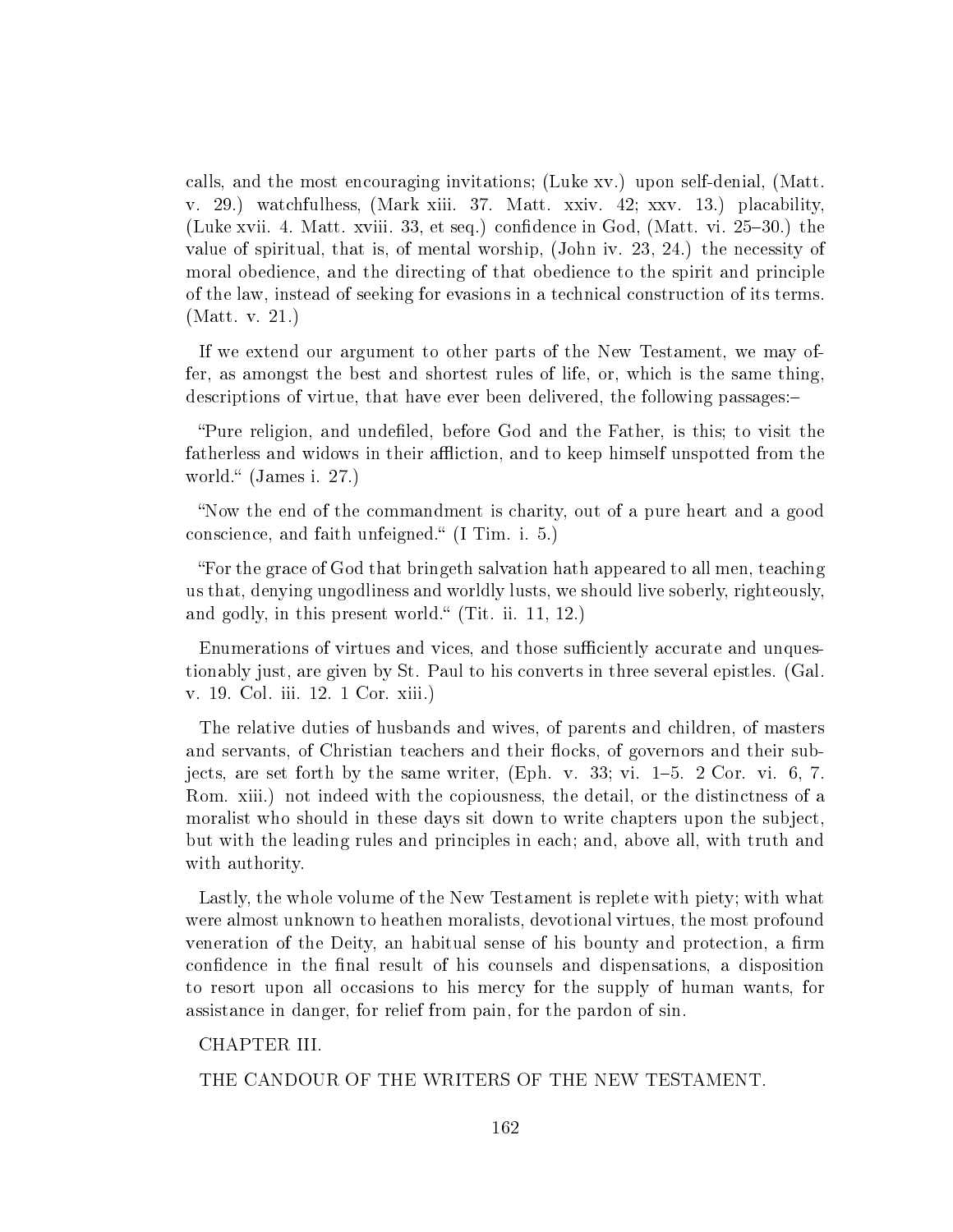calls, and the most encouraging invitations; (Luke xv.) upon self-denial, (Matt. v. 29.) watchfulhess, (Mark xiii. 37. Matt. xxiv. 42; xxv. 13.) placability, (Luke xvii. 4. Matt. xviii. 33, et seq.) confidence in God, (Matt. vi. 25–30.) the value of spiritual, that is, of mental worship, (John iv. 23, 24.) the necessity of moral obedience, and the directing of that obedience to the spirit and principle of the law, instead of seeking for evasions in a technical construction of its terms. (Matt. v. 21.)

If we extend our argument to other parts of the New Testament, we may offer, as amongst the best and shortest rules of life, or, which is the same thing, descriptions of virtue, that have ever been delivered, the following passages:–

"Pure religion, and undefiled, before God and the Father, is this; to visit the fatherless and widows in their affliction, and to keep himself unspotted from the world." (James i. 27.)

"Now the end of the commandment is charity, out of a pure heart and a good conscience, and faith unfeigned." (I Tim. i. 5.)

"For the grace of God that bringeth salvation hath appeared to all men, teaching us that, denying ungodliness and worldly lusts, we should live soberly, righteously, and godly, in this present world." (Tit. ii. 11, 12.)

Enumerations of virtues and vices, and those sufficiently accurate and unquestionably just, are given by St. Paul to his converts in three several epistles. (Gal. v. 19. Col. iii. 12. 1 Cor. xiii.)

The relative duties of husbands and wives, of parents and children, of masters and servants, of Christian teachers and their flocks, of governors and their subjects, are set forth by the same writer, (Eph. v. 33; vi. 1–5. 2 Cor. vi. 6, 7. Rom. xiii.) not indeed with the copiousness, the detail, or the distinctness of a moralist who should in these days sit down to write chapters upon the subject, but with the leading rules and principles in each; and, above all, with truth and with authority.

Lastly, the whole volume of the New Testament is replete with piety; with what were almost unknown to heathen moralists, devotional virtues, the most profound veneration of the Deity, an habitual sense of his bounty and protection, a firm confidence in the final result of his counsels and dispensations, a disposition to resort upon all occasions to his mercy for the supply of human wants, for assistance in danger, for relief from pain, for the pardon of sin.

## CHAPTER III.

## THE CANDOUR OF THE WRITERS OF THE NEW TESTAMENT.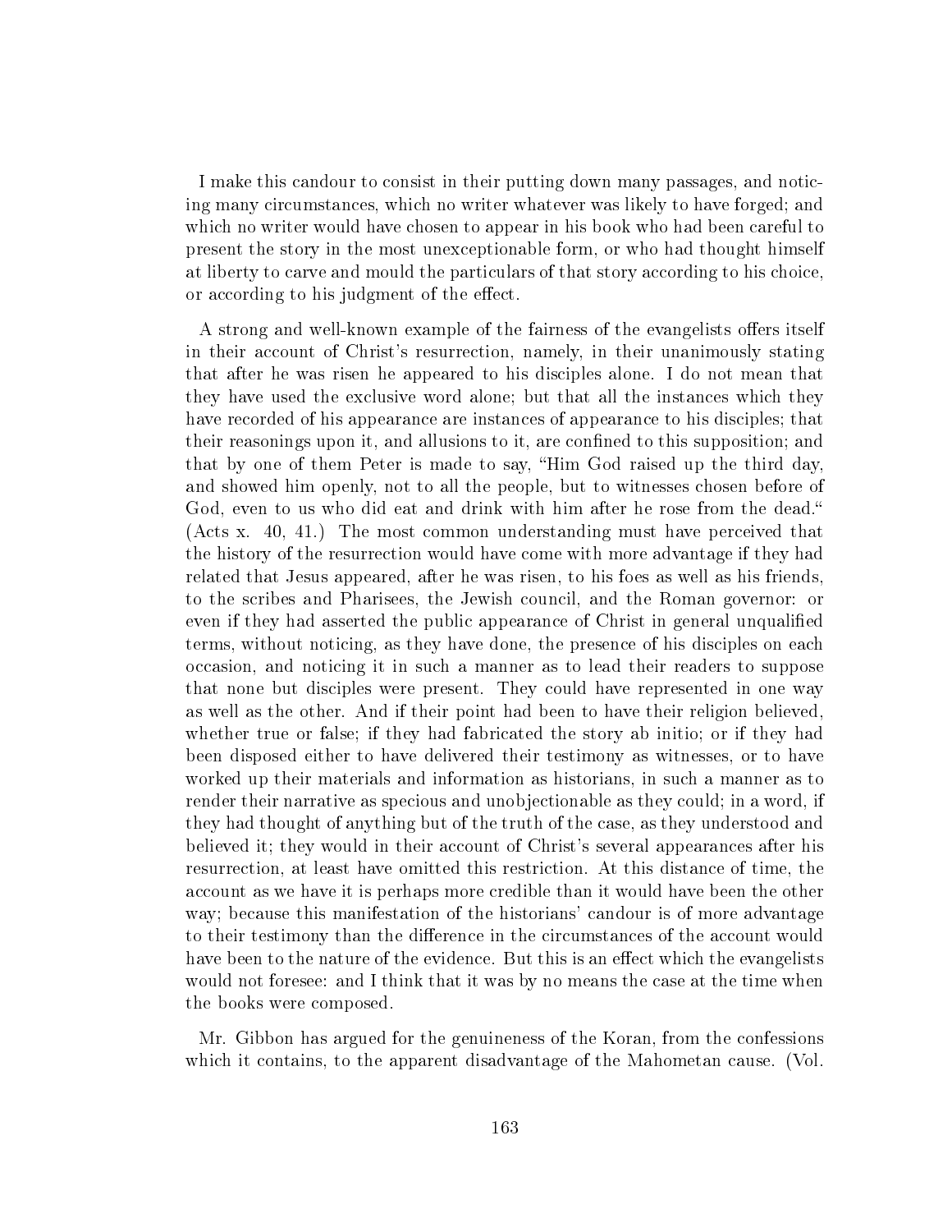I make this candour to consist in their putting down many passages, and noticing many circumstances, which no writer whatever was likely to have forged; and which no writer would have chosen to appear in his book who had been careful to present the story in the most unexceptionable form, or who had thought himself at liberty to carve and mould the particulars of that story according to his choice, or according to his judgment of the effect.

A strong and well-known example of the fairness of the evangelists offers itself in their account of Christ's resurrection, namely, in their unanimously stating that after he was risen he appeared to his disciples alone. I do not mean that they have used the exclusive word alone; but that all the instances which they have recorded of his appearance are instances of appearance to his disciples; that their reasonings upon it, and allusions to it, are confined to this supposition; and that by one of them Peter is made to say, "Him God raised up the third day, and showed him openly, not to all the people, but to witnesses chosen before of God, even to us who did eat and drink with him after he rose from the dead." (Acts x. 40, 41.) The most common understanding must have perceived that the history of the resurrection would have come with more advantage if they had related that Jesus appeared, after he was risen, to his foes as well as his friends, to the scribes and Pharisees, the Jewish council, and the Roman governor: or even if they had asserted the public appearance of Christ in general unqualified terms, without noticing, as they have done, the presence of his disciples on each occasion, and noticing it in such a manner as to lead their readers to suppose that none but disciples were present. They could have represented in one way as well as the other. And if their point had been to have their religion believed, whether true or false; if they had fabricated the story ab initio; or if they had been disposed either to have delivered their testimony as witnesses, or to have worked up their materials and information as historians, in such a manner as to render their narrative as specious and unobjectionable as they could; in a word, if they had thought of anything but of the truth of the case, as they understood and believed it; they would in their account of Christ's several appearances after his resurrection, at least have omitted this restriction. At this distance of time, the account as we have it is perhaps more credible than it would have been the other way; because this manifestation of the historians' candour is of more advantage to their testimony than the difference in the circumstances of the account would have been to the nature of the evidence. But this is an effect which the evangelists would not foresee: and I think that it was by no means the case at the time when the books were composed.

Mr. Gibbon has argued for the genuineness of the Koran, from the confessions which it contains, to the apparent disadvantage of the Mahometan cause. (Vol.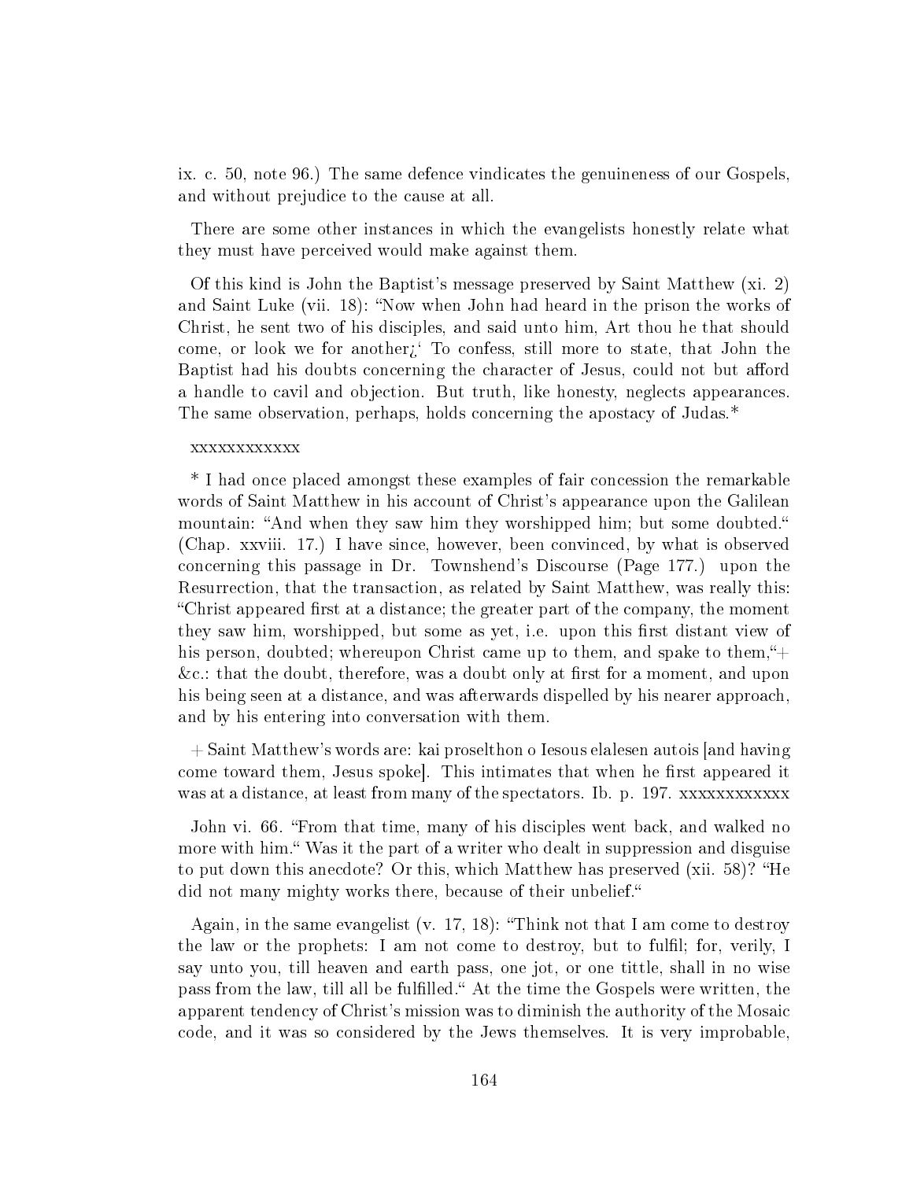ix. c. 50, note 96.) The same defence vindicates the genuineness of our Gospels, and without prejudice to the cause at all.

There are some other instances in which the evangelists honestly relate what they must have perceived would make against them.

Of this kind is John the Baptist's message preserved by Saint Matthew (xi. 2) and Saint Luke (vii. 18): "Now when John had heard in the prison the works of Christ, he sent two of his disciples, and said unto him, Art thou he that should come, or look we for another¿' To confess, still more to state, that John the Baptist had his doubts concerning the character of Jesus, could not but afford a handle to cavil and objection. But truth, like honesty, neglects appearances. The same observation, perhaps, holds concerning the apostacy of Judas.*

xxxxxxxxxxxx

* I had once placed amongst these examples of fair concession the remarkable words of Saint Matthew in his account of Christ's appearance upon the Galilean mountain: "And when they saw him they worshipped him; but some doubted." (Chap. xxviii. 17.) I have since, however, been convinced, by what is observed concerning this passage in Dr. Townshend's Discourse (Page 177.) upon the Resurrection, that the transaction, as related by Saint Matthew, was really this: "Christ appeared first at a distance; the greater part of the company, the moment they saw him, worshipped, but some as yet, i.e. upon this first distant view of his person, doubted; whereupon Christ came up to them, and spake to them,"+ &c.: that the doubt, therefore, was a doubt only at first for a moment, and upon his being seen at a distance, and was afterwards dispelled by his nearer approach, and by his entering into conversation with them.

+ Saint Matthew's words are: kai proselthon o Iesous elalesen autois [and having come toward them, Jesus spoke]. This intimates that when he first appeared it was at a distance, at least from many of the spectators. Ib. p. 197. xxxxxxxxxxxx

John vi. 66. "From that time, many of his disciples went back, and walked no more with him." Was it the part of a writer who dealt in suppression and disguise to put down this anecdote? Or this, which Matthew has preserved (xii. 58)? "He did not many mighty works there, because of their unbelief."

Again, in the same evangelist (v. 17, 18): "Think not that I am come to destroy the law or the prophets: I am not come to destroy, but to fulfil; for, verily, I say unto you, till heaven and earth pass, one jot, or one tittle, shall in no wise pass from the law, till all be fulfilled." At the time the Gospels were written, the apparent tendency of Christ's mission was to diminish the authority of the Mosaic code, and it was so considered by the Jews themselves. It is very improbable,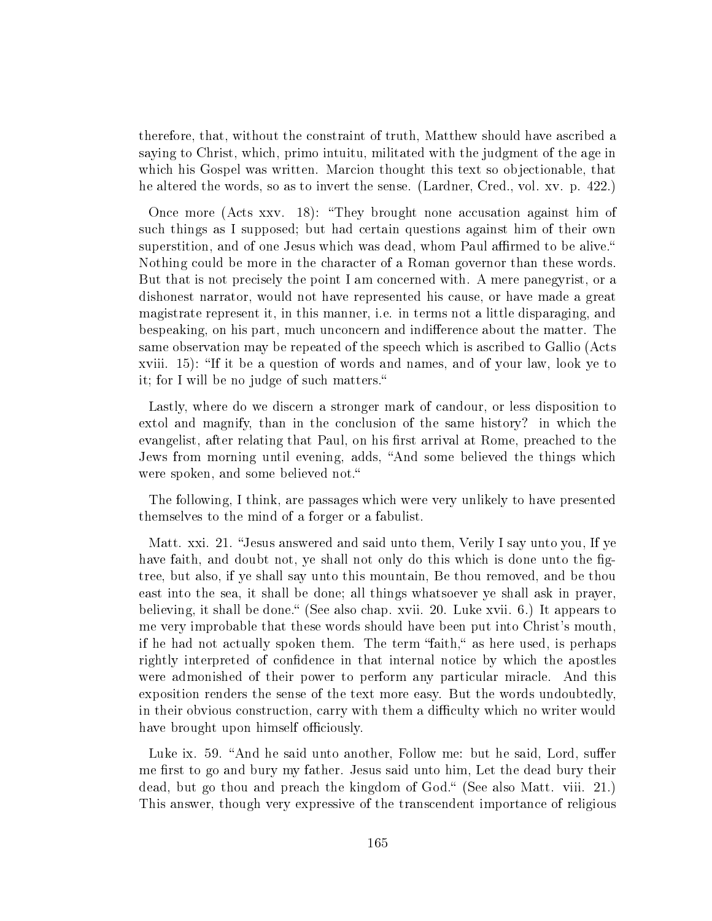therefore, that, without the constraint of truth, Matthew should have ascribed a saying to Christ, which, primo intuitu, militated with the judgment of the age in which his Gospel was written. Marcion thought this text so objectionable, that he altered the words, so as to invert the sense. (Lardner, Cred., vol. xv. p. 422.)

Once more (Acts xxv. 18): "They brought none accusation against him of such things as I supposed; but had certain questions against him of their own superstition, and of one Jesus which was dead, whom Paul affirmed to be alive." Nothing could be more in the character of a Roman governor than these words. But that is not precisely the point I am concerned with. A mere panegyrist, or a dishonest narrator, would not have represented his cause, or have made a great magistrate represent it, in this manner, i.e. in terms not a little disparaging, and bespeaking, on his part, much unconcern and indifference about the matter. The same observation may be repeated of the speech which is ascribed to Gallio (Acts xviii. 15): "If it be a question of words and names, and of your law, look ye to it; for I will be no judge of such matters."

Lastly, where do we discern a stronger mark of candour, or less disposition to extol and magnify, than in the conclusion of the same history? in which the evangelist, after relating that Paul, on his first arrival at Rome, preached to the Jews from morning until evening, adds, "And some believed the things which were spoken, and some believed not."

The following, I think, are passages which were very unlikely to have presented themselves to the mind of a forger or a fabulist.

Matt. xxi. 21. "Jesus answered and said unto them, Verily I say unto you, If ye have faith, and doubt not, ye shall not only do this which is done unto the fig-tree, but also, if ye shall say unto this mountain, Be thou removed, and be thou east into the sea, it shall be done; all things whatsoever ye shall ask in prayer, believing, it shall be done." (See also chap. xvii. 20. Luke xvii. 6.) It appears to me very improbable that these words should have been put into Christ's mouth, if he had not actually spoken them. The term "faith," as here used, is perhaps rightly interpreted of confidence in that internal notice by which the apostles were admonished of their power to perform any particular miracle. And this exposition renders the sense of the text more easy. But the words undoubtedly, in their obvious construction, carry with them a difficulty which no writer would have brought upon himself officiously.

Luke ix. 59. "And he said unto another, Follow me: but he said, Lord, suffer me first to go and bury my father. Jesus said unto him, Let the dead bury their dead, but go thou and preach the kingdom of God." (See also Matt. viii. 21.) This answer, though very expressive of the transcendent importance of religious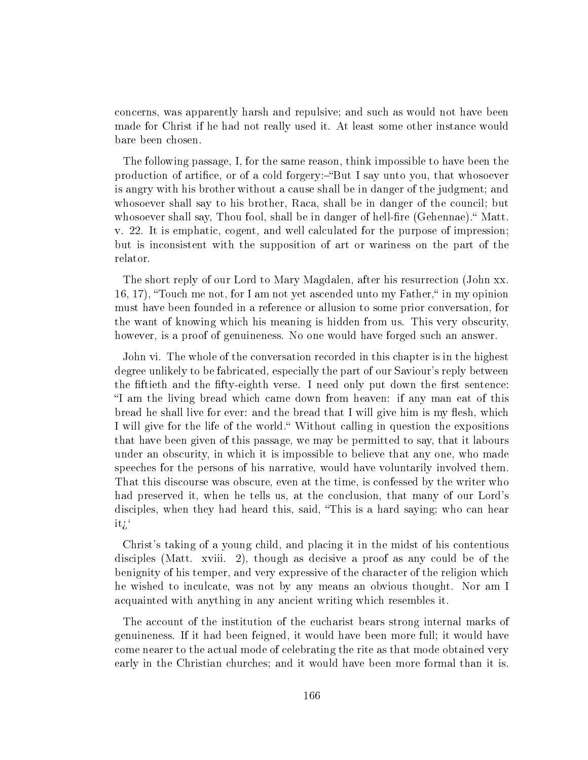concerns, was apparently harsh and repulsive; and such as would not have been made for Christ if he had not really used it. At least some other instance would bare been chosen.

The following passage, I, for the same reason, think impossible to have been the production of artifice, or of a cold forgery:–"But I say unto you, that whosoever is angry with his brother without a cause shall be in danger of the judgment; and whosoever shall say to his brother, Raca, shall be in danger of the council; but whosoever shall say, Thou fool, shall be in danger of hell-fire (Gehennae)." Matt. v. 22. It is emphatic, cogent, and well calculated for the purpose of impression; but is inconsistent with the supposition of art or wariness on the part of the relator.

The short reply of our Lord to Mary Magdalen, after his resurrection (John xx. 16, 17), "Touch me not, for I am not yet ascended unto my Father," in my opinion must have been founded in a reference or allusion to some prior conversation, for the want of knowing which his meaning is hidden from us. This very obscurity, however, is a proof of genuineness. No one would have forged such an answer.

John vi. The whole of the conversation recorded in this chapter is in the highest degree unlikely to be fabricated, especially the part of our Saviour's reply between the fiftieth and the fifty-eighth verse. I need only put down the first sentence: "I am the living bread which came down from heaven: if any man eat of this bread he shall live for ever: and the bread that I will give him is my flesh, which I will give for the life of the world." Without calling in question the expositions that have been given of this passage, we may be permitted to say, that it labours under an obscurity, in which it is impossible to believe that any one, who made speeches for the persons of his narrative, would have voluntarily involved them. That this discourse was obscure, even at the time, is confessed by the writer who had preserved it, when he tells us, at the conclusion, that many of our Lord's disciples, when they had heard this, said, "This is a hard saying; who can hear it¿'

Christ's taking of a young child, and placing it in the midst of his contentious disciples (Matt. xviii. 2), though as decisive a proof as any could be of the benignity of his temper, and very expressive of the character of the religion which he wished to inculcate, was not by any means an obvious thought. Nor am I acquainted with anything in any ancient writing which resembles it.

The account of the institution of the eucharist bears strong internal marks of genuineness. If it had been feigned, it would have been more full; it would have come nearer to the actual mode of celebrating the rite as that mode obtained very early in the Christian churches; and it would have been more formal than it is.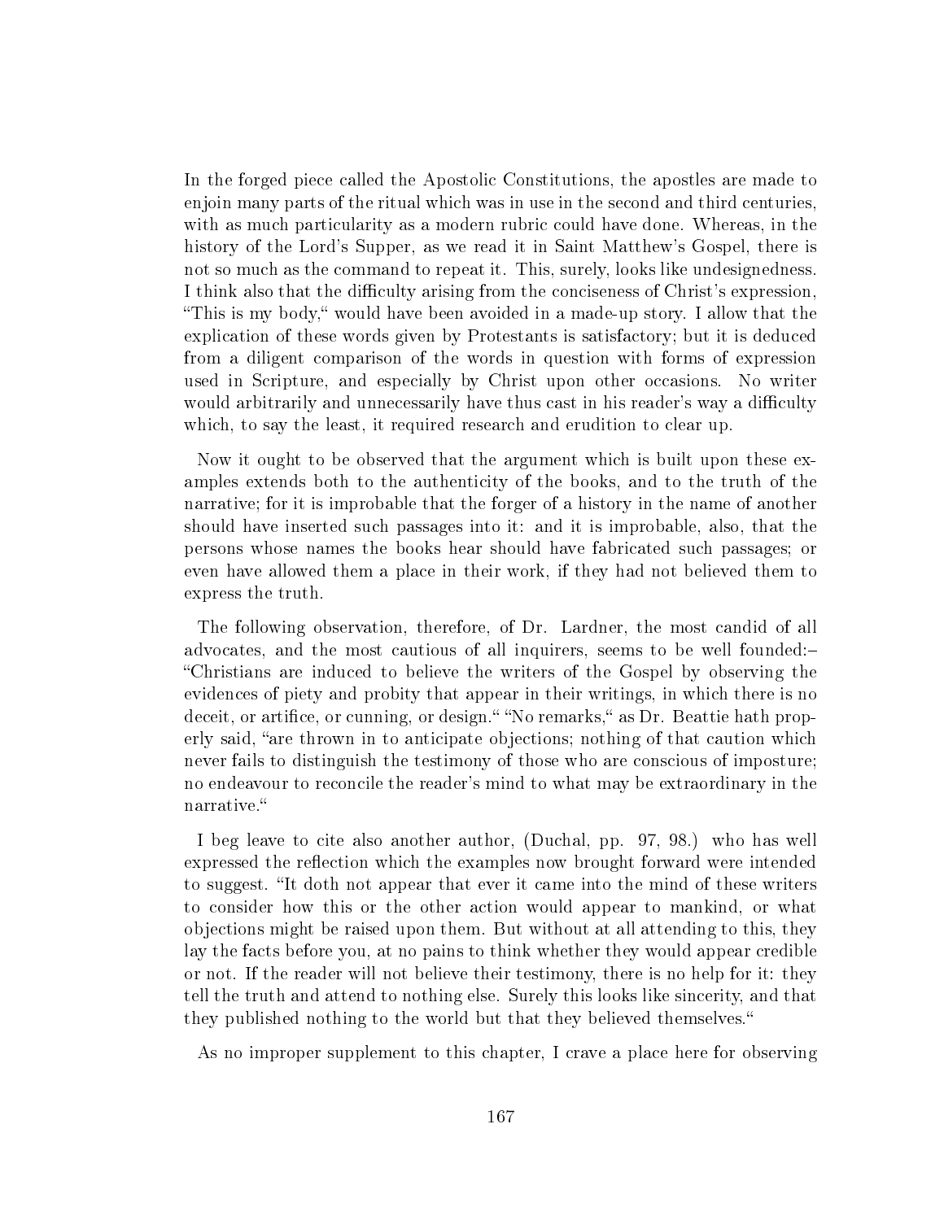In the forged piece called the Apostolic Constitutions, the apostles are made to enjoin many parts of the ritual which was in use in the second and third centuries, with as much particularity as a modern rubric could have done. Whereas, in the history of the Lord's Supper, as we read it in Saint Matthew's Gospel, there is not so much as the command to repeat it. This, surely, looks like undesignedness. I think also that the difficulty arising from the conciseness of Christ's expression, "This is my body," would have been avoided in a made-up story. I allow that the explication of these words given by Protestants is satisfactory; but it is deduced from a diligent comparison of the words in question with forms of expression used in Scripture, and especially by Christ upon other occasions. No writer would arbitrarily and unnecessarily have thus cast in his reader's way a difficulty which, to say the least, it required research and erudition to clear up.

Now it ought to be observed that the argument which is built upon these examples extends both to the authenticity of the books, and to the truth of the narrative; for it is improbable that the forger of a history in the name of another should have inserted such passages into it: and it is improbable, also, that the persons whose names the books hear should have fabricated such passages; or even have allowed them a place in their work, if they had not believed them to express the truth.

The following observation, therefore, of Dr. Lardner, the most candid of all advocates, and the most cautious of all inquirers, seems to be well founded:– "Christians are induced to believe the writers of the Gospel by observing the evidences of piety and probity that appear in their writings, in which there is no deceit, or artifice, or cunning, or design." "No remarks," as Dr. Beattie hath properly said, "are thrown in to anticipate objections; nothing of that caution which never fails to distinguish the testimony of those who are conscious of imposture; no endeavour to reconcile the reader's mind to what may be extraordinary in the narrative."

I beg leave to cite also another author, (Duchal, pp. 97, 98.) who has well expressed the reflection which the examples now brought forward were intended to suggest. "It doth not appear that ever it came into the mind of these writers to consider how this or the other action would appear to mankind, or what objections might be raised upon them. But without at all attending to this, they lay the facts before you, at no pains to think whether they would appear credible or not. If the reader will not believe their testimony, there is no help for it: they tell the truth and attend to nothing else. Surely this looks like sincerity, and that they published nothing to the world but that they believed themselves."

As no improper supplement to this chapter, I crave a place here for observing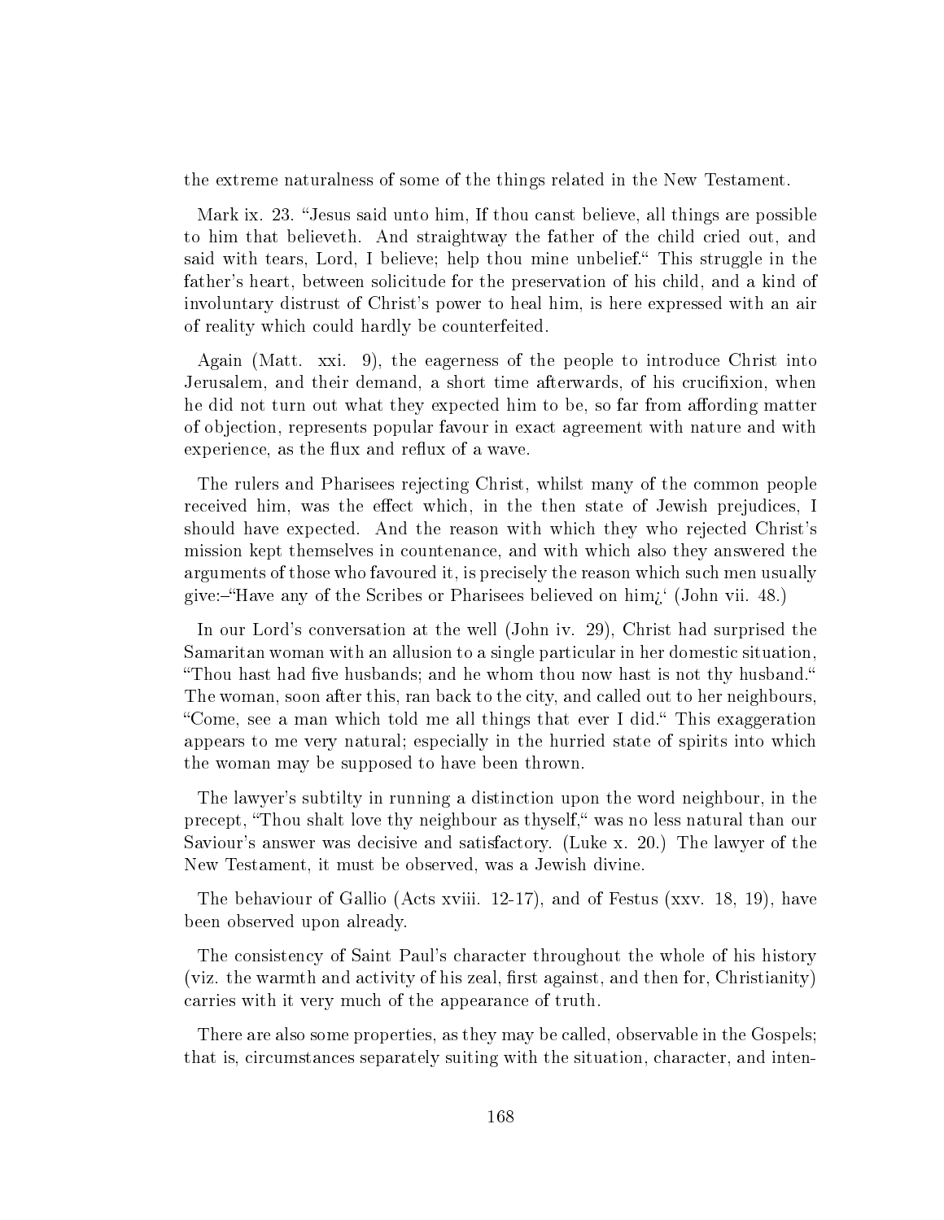the extreme naturalness of some of the things related in the New Testament.

Mark ix. 23. "Jesus said unto him, If thou canst believe, all things are possible to him that believeth. And straightway the father of the child cried out, and said with tears, Lord, I believe; help thou mine unbelief." This struggle in the father's heart, between solicitude for the preservation of his child, and a kind of involuntary distrust of Christ's power to heal him, is here expressed with an air of reality which could hardly be counterfeited.

Again (Matt. xxi. 9), the eagerness of the people to introduce Christ into Jerusalem, and their demand, a short time afterwards, of his crucifixion, when he did not turn out what they expected him to be, so far from affording matter of objection, represents popular favour in exact agreement with nature and with experience, as the flux and reflux of a wave.

The rulers and Pharisees rejecting Christ, whilst many of the common people received him, was the effect which, in the then state of Jewish prejudices, I should have expected. And the reason with which they who rejected Christ's mission kept themselves in countenance, and with which also they answered the arguments of those who favoured it, is precisely the reason which such men usually give:–"Have any of the Scribes or Pharisees believed on him¿' (John vii. 48.)

In our Lord's conversation at the well (John iv. 29), Christ had surprised the Samaritan woman with an allusion to a single particular in her domestic situation, "Thou hast had five husbands; and he whom thou now hast is not thy husband." The woman, soon after this, ran back to the city, and called out to her neighbours, "Come, see a man which told me all things that ever I did." This exaggeration appears to me very natural; especially in the hurried state of spirits into which the woman may be supposed to have been thrown.

The lawyer's subtilty in running a distinction upon the word neighbour, in the precept, "Thou shalt love thy neighbour as thyself," was no less natural than our Saviour's answer was decisive and satisfactory. (Luke x. 20.) The lawyer of the New Testament, it must be observed, was a Jewish divine.

The behaviour of Gallio (Acts xviii. 12-17), and of Festus (xxv. 18, 19), have been observed upon already.

The consistency of Saint Paul's character throughout the whole of his history (viz. the warmth and activity of his zeal, first against, and then for, Christianity) carries with it very much of the appearance of truth.

There are also some properties, as they may be called, observable in the Gospels; that is, circumstances separately suiting with the situation, character, and inten-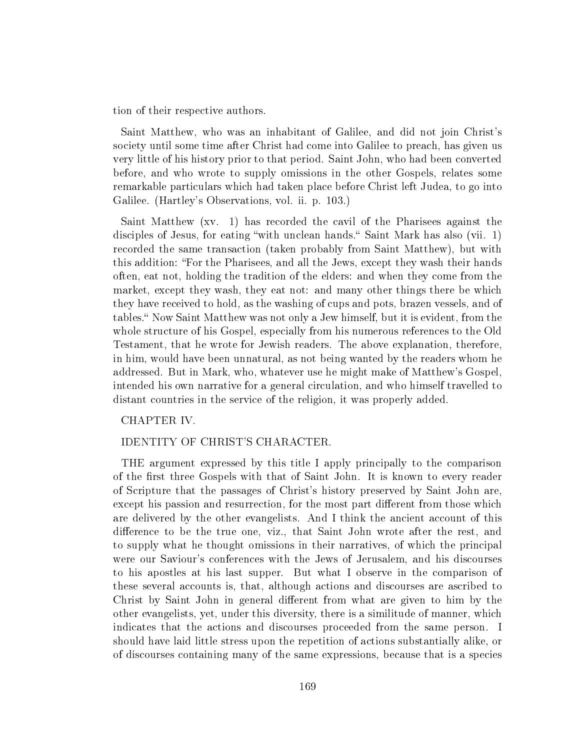tion of their respective authors.

Saint Matthew, who was an inhabitant of Galilee, and did not join Christ's society until some time after Christ had come into Galilee to preach, has given us very little of his history prior to that period. Saint John, who had been converted before, and who wrote to supply omissions in the other Gospels, relates some remarkable particulars which had taken place before Christ left Judea, to go into Galilee. (Hartley's Observations, vol. ii. p. 103.)

Saint Matthew (xv. 1) has recorded the cavil of the Pharisees against the disciples of Jesus, for eating "with unclean hands." Saint Mark has also (vii. 1) recorded the same transaction (taken probably from Saint Matthew), but with this addition: "For the Pharisees, and all the Jews, except they wash their hands often, eat not, holding the tradition of the elders: and when they come from the market, except they wash, they eat not: and many other things there be which they have received to hold, as the washing of cups and pots, brazen vessels, and of tables." Now Saint Matthew was not only a Jew himself, but it is evident, from the whole structure of his Gospel, especially from his numerous references to the Old Testament, that he wrote for Jewish readers. The above explanation, therefore, in him, would have been unnatural, as not being wanted by the readers whom he addressed. But in Mark, who, whatever use he might make of Matthew's Gospel, intended his own narrative for a general circulation, and who himself travelled to distant countries in the service of the religion, it was properly added.

## CHAPTER IV.

## IDENTITY OF CHRIST'S CHARACTER.

THE argument expressed by this title I apply principally to the comparison of the first three Gospels with that of Saint John. It is known to every reader of Scripture that the passages of Christ's history preserved by Saint John are, except his passion and resurrection, for the most part different from those which are delivered by the other evangelists. And I think the ancient account of this difference to be the true one, viz., that Saint John wrote after the rest, and to supply what he thought omissions in their narratives, of which the principal were our Saviour's conferences with the Jews of Jerusalem, and his discourses to his apostles at his last supper. But what I observe in the comparison of these several accounts is, that, although actions and discourses are ascribed to Christ by Saint John in general different from what are given to him by the other evangelists, yet, under this diversity, there is a similitude of manner, which indicates that the actions and discourses proceeded from the same person. I should have laid little stress upon the repetition of actions substantially alike, or of discourses containing many of the same expressions, because that is a species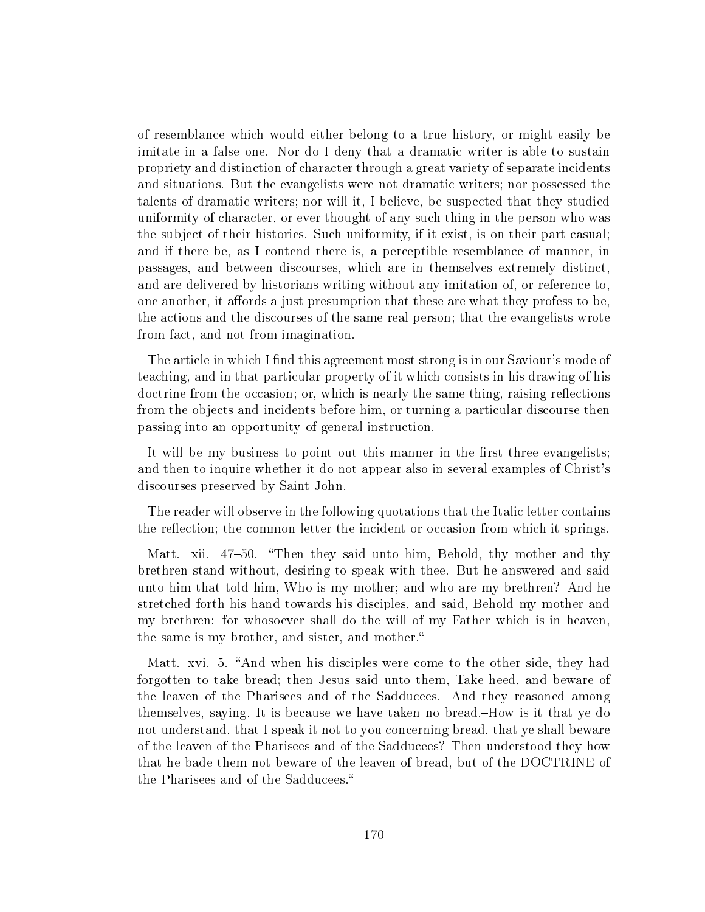of resemblance which would either belong to a true history, or might easily be imitate in a false one. Nor do I deny that a dramatic writer is able to sustain propriety and distinction of character through a great variety of separate incidents and situations. But the evangelists were not dramatic writers; nor possessed the talents of dramatic writers; nor will it, I believe, be suspected that they studied uniformity of character, or ever thought of any such thing in the person who was the subject of their histories. Such uniformity, if it exist, is on their part casual; and if there be, as I contend there is, a perceptible resemblance of manner, in passages, and between discourses, which are in themselves extremely distinct, and are delivered by historians writing without any imitation of, or reference to, one another, it affords a just presumption that these are what they profess to be, the actions and the discourses of the same real person; that the evangelists wrote from fact, and not from imagination.

The article in which I find this agreement most strong is in our Saviour's mode of teaching, and in that particular property of it which consists in his drawing of his doctrine from the occasion; or, which is nearly the same thing, raising reflections from the objects and incidents before him, or turning a particular discourse then passing into an opportunity of general instruction.

It will be my business to point out this manner in the first three evangelists; and then to inquire whether it do not appear also in several examples of Christ's discourses preserved by Saint John.

The reader will observe in the following quotations that the Italic letter contains the reflection; the common letter the incident or occasion from which it springs.

Matt. xii. 47–50. "Then they said unto him, Behold, thy mother and thy brethren stand without, desiring to speak with thee. But he answered and said unto him that told him, Who is my mother; and who are my brethren? And he stretched forth his hand towards his disciples, and said, Behold my mother and my brethren: for whosoever shall do the will of my Father which is in heaven, the same is my brother, and sister, and mother."

Matt. xvi. 5. "And when his disciples were come to the other side, they had forgotten to take bread; then Jesus said unto them, Take heed, and beware of the leaven of the Pharisees and of the Sadducees. And they reasoned among themselves, saying, It is because we have taken no bread.–How is it that ye do not understand, that I speak it not to you concerning bread, that ye shall beware of the leaven of the Pharisees and of the Sadducees? Then understood they how that he bade them not beware of the leaven of bread, but of the DOCTRINE of the Pharisees and of the Sadducees."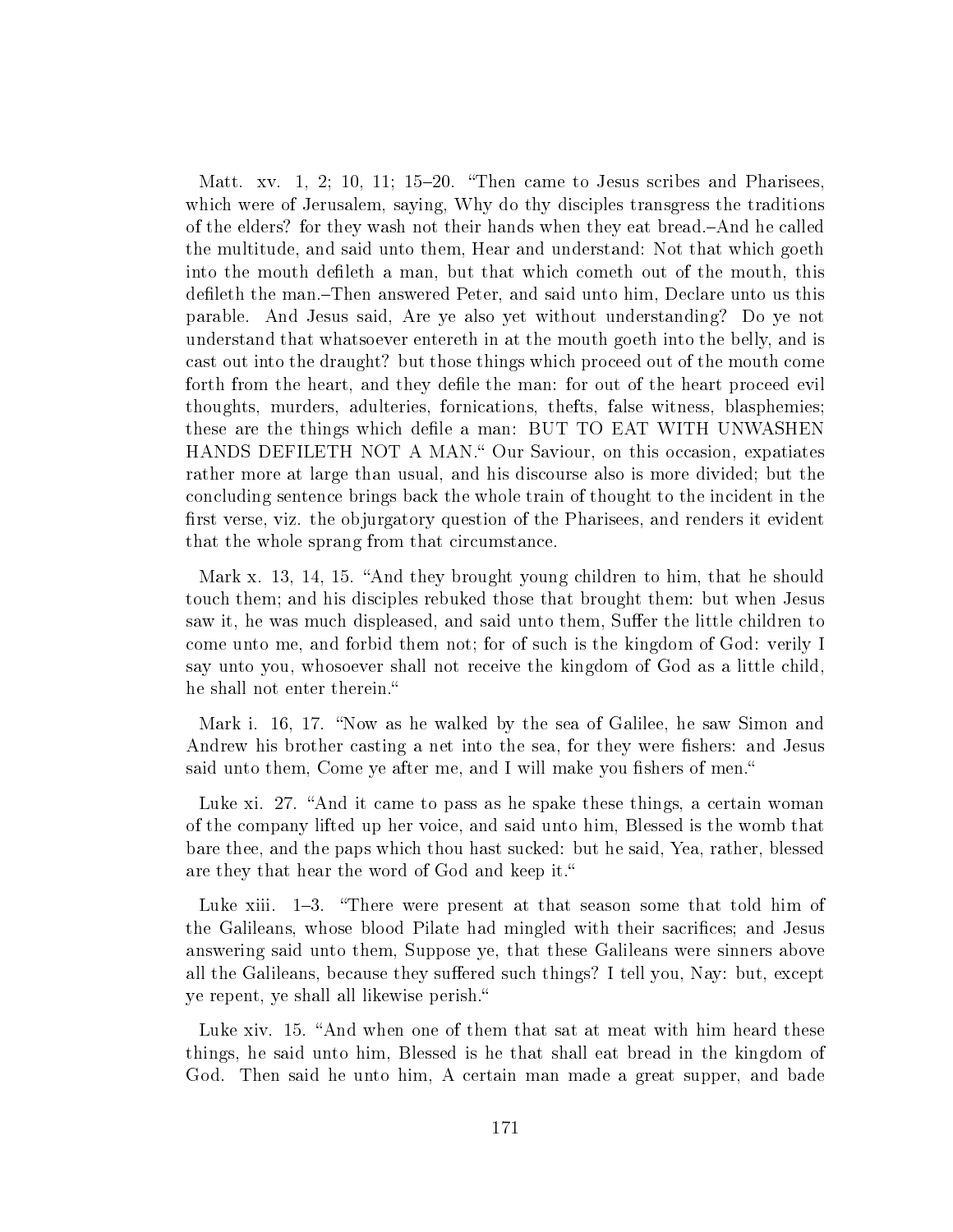Matt. xv. 1, 2; 10, 11; 15–20. "Then came to Jesus scribes and Pharisees, which were of Jerusalem, saying, Why do thy disciples transgress the traditions of the elders? for they wash not their hands when they eat bread.–And he called the multitude, and said unto them, Hear and understand: Not that which goeth into the mouth defileth a man, but that which cometh out of the mouth, this defileth the man.–Then answered Peter, and said unto him, Declare unto us this parable. And Jesus said, Are ye also yet without understanding? Do ye not understand that whatsoever entereth in at the mouth goeth into the belly, and is cast out into the draught? but those things which proceed out of the mouth come forth from the heart, and they defile the man: for out of the heart proceed evil thoughts, murders, adulteries, fornications, thefts, false witness, blasphemies; these are the things which defile a man: BUT TO EAT WITH UNWASHEN HANDS DEFILETH NOT A MAN." Our Saviour, on this occasion, expatiates rather more at large than usual, and his discourse also is more divided; but the concluding sentence brings back the whole train of thought to the incident in the first verse, viz. the objurgatory question of the Pharisees, and renders it evident that the whole sprang from that circumstance.

Mark x. 13, 14, 15. "And they brought young children to him, that he should touch them; and his disciples rebuked those that brought them: but when Jesus saw it, he was much displeased, and said unto them, Suffer the little children to come unto me, and forbid them not; for of such is the kingdom of God: verily I say unto you, whosoever shall not receive the kingdom of God as a little child, he shall not enter therein."

Mark i. 16, 17. "Now as he walked by the sea of Galilee, he saw Simon and Andrew his brother casting a net into the sea, for they were fishers: and Jesus said unto them, Come ye after me, and I will make you fishers of men."

Luke xi. 27. "And it came to pass as he spake these things, a certain woman of the company lifted up her voice, and said unto him, Blessed is the womb that bare thee, and the paps which thou hast sucked: but he said, Yea, rather, blessed are they that hear the word of God and keep it."

Luke xiii. 1–3. "There were present at that season some that told him of the Galileans, whose blood Pilate had mingled with their sacrifices; and Jesus answering said unto them, Suppose ye, that these Galileans were sinners above all the Galileans, because they suffered such things? I tell you, Nay: but, except ye repent, ye shall all likewise perish."

Luke xiv. 15. "And when one of them that sat at meat with him heard these things, he said unto him, Blessed is he that shall eat bread in the kingdom of God. Then said he unto him, A certain man made a great supper, and bade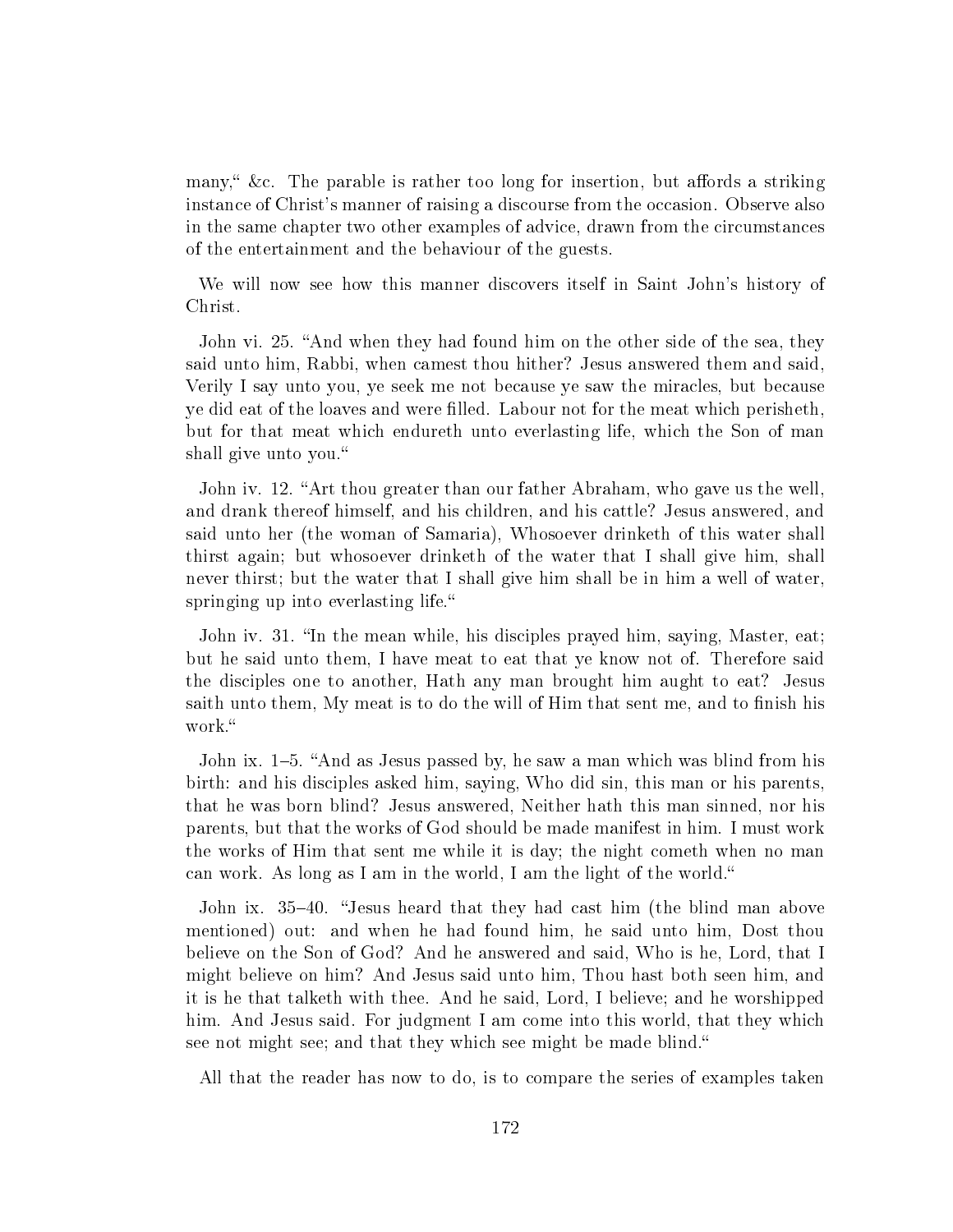many," &c. The parable is rather too long for insertion, but affords a striking instance of Christ's manner of raising a discourse from the occasion. Observe also in the same chapter two other examples of advice, drawn from the circumstances of the entertainment and the behaviour of the guests.

We will now see how this manner discovers itself in Saint John's history of Christ.

John vi. 25. "And when they had found him on the other side of the sea, they said unto him, Rabbi, when camest thou hither? Jesus answered them and said, Verily I say unto you, ye seek me not because ye saw the miracles, but because ye did eat of the loaves and were filled. Labour not for the meat which perisheth, but for that meat which endureth unto everlasting life, which the Son of man shall give unto you."

John iv. 12. "Art thou greater than our father Abraham, who gave us the well, and drank thereof himself, and his children, and his cattle? Jesus answered, and said unto her (the woman of Samaria), Whosoever drinketh of this water shall thirst again; but whosoever drinketh of the water that I shall give him, shall never thirst; but the water that I shall give him shall be in him a well of water, springing up into everlasting life."

John iv. 31. "In the mean while, his disciples prayed him, saying, Master, eat; but he said unto them, I have meat to eat that ye know not of. Therefore said the disciples one to another, Hath any man brought him aught to eat? Jesus saith unto them, My meat is to do the will of Him that sent me, and to finish his work."

John ix. 1–5. "And as Jesus passed by, he saw a man which was blind from his birth: and his disciples asked him, saying, Who did sin, this man or his parents, that he was born blind? Jesus answered, Neither hath this man sinned, nor his parents, but that the works of God should be made manifest in him. I must work the works of Him that sent me while it is day; the night cometh when no man can work. As long as I am in the world, I am the light of the world."

John ix. 35–40. "Jesus heard that they had cast him (the blind man above mentioned) out: and when he had found him, he said unto him, Dost thou believe on the Son of God? And he answered and said, Who is he, Lord, that I might believe on him? And Jesus said unto him, Thou hast both seen him, and it is he that talketh with thee. And he said, Lord, I believe; and he worshipped him. And Jesus said. For judgment I am come into this world, that they which see not might see; and that they which see might be made blind."

All that the reader has now to do, is to compare the series of examples taken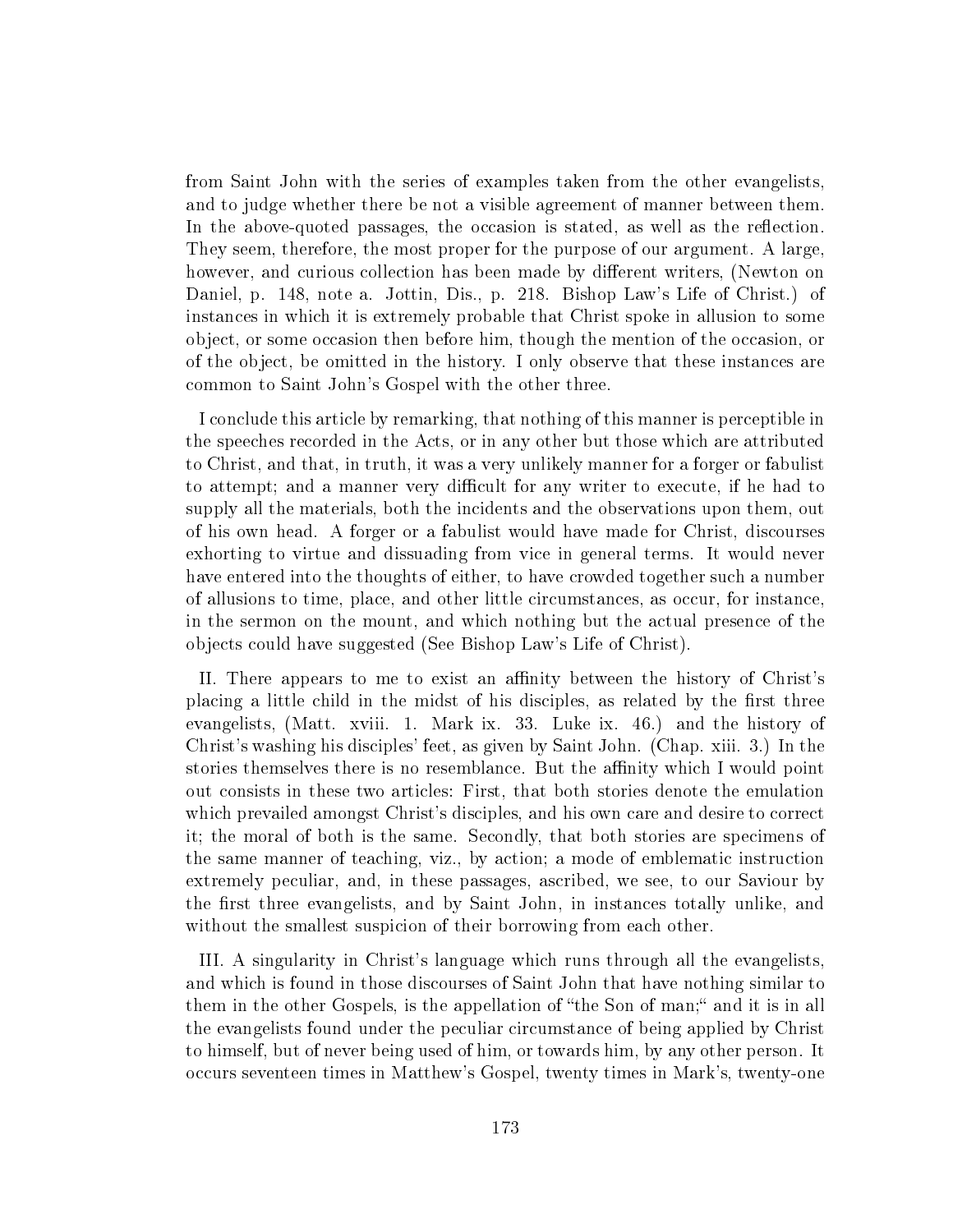from Saint John with the series of examples taken from the other evangelists, and to judge whether there be not a visible agreement of manner between them. In the above-quoted passages, the occasion is stated, as well as the reflection. They seem, therefore, the most proper for the purpose of our argument. A large, however, and curious collection has been made by different writers, (Newton on Daniel, p. 148, note a. Jottin, Dis., p. 218. Bishop Law's Life of Christ.) of instances in which it is extremely probable that Christ spoke in allusion to some object, or some occasion then before him, though the mention of the occasion, or of the object, be omitted in the history. I only observe that these instances are common to Saint John's Gospel with the other three.

I conclude this article by remarking, that nothing of this manner is perceptible in the speeches recorded in the Acts, or in any other but those which are attributed to Christ, and that, in truth, it was a very unlikely manner for a forger or fabulist to attempt; and a manner very difficult for any writer to execute, if he had to supply all the materials, both the incidents and the observations upon them, out of his own head. A forger or a fabulist would have made for Christ, discourses exhorting to virtue and dissuading from vice in general terms. It would never have entered into the thoughts of either, to have crowded together such a number of allusions to time, place, and other little circumstances, as occur, for instance, in the sermon on the mount, and which nothing but the actual presence of the objects could have suggested (See Bishop Law's Life of Christ).

II. There appears to me to exist an affinity between the history of Christ's placing a little child in the midst of his disciples, as related by the first three evangelists, (Matt. xviii. 1. Mark ix. 33. Luke ix. 46.) and the history of Christ's washing his disciples' feet, as given by Saint John. (Chap. xiii. 3.) In the stories themselves there is no resemblance. But the affinity which I would point out consists in these two articles: First, that both stories denote the emulation which prevailed amongst Christ's disciples, and his own care and desire to correct it; the moral of both is the same. Secondly, that both stories are specimens of the same manner of teaching, viz., by action; a mode of emblematic instruction extremely peculiar, and, in these passages, ascribed, we see, to our Saviour by the first three evangelists, and by Saint John, in instances totally unlike, and without the smallest suspicion of their borrowing from each other.

III. A singularity in Christ's language which runs through all the evangelists, and which is found in those discourses of Saint John that have nothing similar to them in the other Gospels, is the appellation of "the Son of man;" and it is in all the evangelists found under the peculiar circumstance of being applied by Christ to himself, but of never being used of him, or towards him, by any other person. It occurs seventeen times in Matthew's Gospel, twenty times in Mark's, twenty-one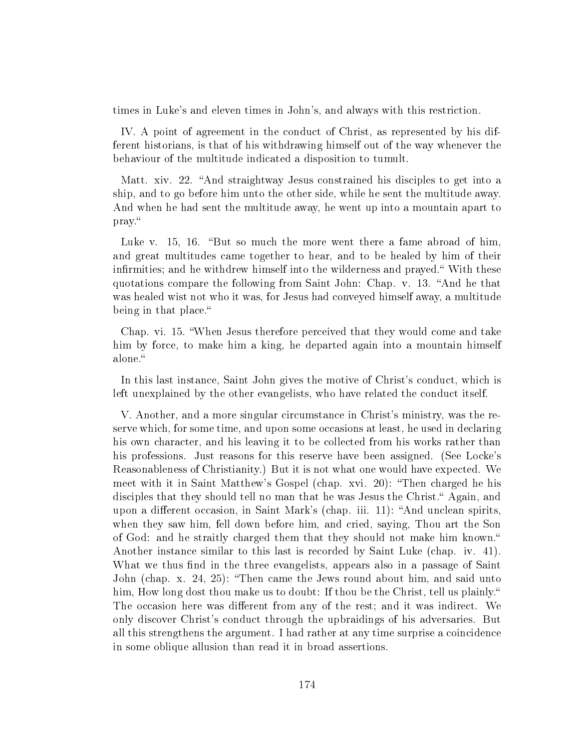times in Luke's and eleven times in John's, and always with this restriction.

IV. A point of agreement in the conduct of Christ, as represented by his different historians, is that of his withdrawing himself out of the way whenever the behaviour of the multitude indicated a disposition to tumult.

Matt. xiv. 22. "And straightway Jesus constrained his disciples to get into a ship, and to go before him unto the other side, while he sent the multitude away. And when he had sent the multitude away, he went up into a mountain apart to pray."

Luke v. 15, 16. "But so much the more went there a fame abroad of him, and great multitudes came together to hear, and to be healed by him of their infirmities; and he withdrew himself into the wilderness and prayed." With these quotations compare the following from Saint John: Chap. v. 13. "And he that was healed wist not who it was, for Jesus had conveyed himself away, a multitude being in that place."

Chap. vi. 15. "When Jesus therefore perceived that they would come and take him by force, to make him a king, he departed again into a mountain himself alone."

In this last instance, Saint John gives the motive of Christ's conduct, which is left unexplained by the other evangelists, who have related the conduct itself.

V. Another, and a more singular circumstance in Christ's ministry, was the reserve which, for some time, and upon some occasions at least, he used in declaring his own character, and his leaving it to be collected from his works rather than his professions. Just reasons for this reserve have been assigned. (See Locke's Reasonableness of Christianity.) But it is not what one would have expected. We meet with it in Saint Matthew's Gospel (chap. xvi. 20): "Then charged he his disciples that they should tell no man that he was Jesus the Christ." Again, and upon a different occasion, in Saint Mark's (chap. iii. 11): "And unclean spirits, when they saw him, fell down before him, and cried, saying, Thou art the Son of God: and he straitly charged them that they should not make him known." Another instance similar to this last is recorded by Saint Luke (chap. iv. 41). What we thus find in the three evangelists, appears also in a passage of Saint John (chap. x. 24, 25): "Then came the Jews round about him, and said unto him, How long dost thou make us to doubt: If thou be the Christ, tell us plainly." The occasion here was different from any of the rest; and it was indirect. We only discover Christ's conduct through the upbraidings of his adversaries. But all this strengthens the argument. I had rather at any time surprise a coincidence in some oblique allusion than read it in broad assertions.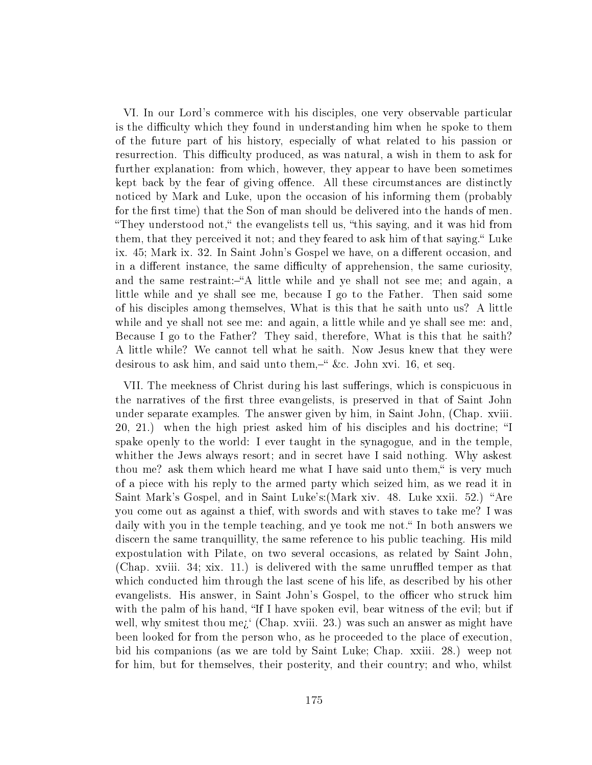VI. In our Lord's commerce with his disciples, one very observable particular is the difficulty which they found in understanding him when he spoke to them of the future part of his history, especially of what related to his passion or resurrection. This difficulty produced, as was natural, a wish in them to ask for further explanation: from which, however, they appear to have been sometimes kept back by the fear of giving offence. All these circumstances are distinctly noticed by Mark and Luke, upon the occasion of his informing them (probably for the first time) that the Son of man should be delivered into the hands of men. "They understood not," the evangelists tell us, "this saying, and it was hid from them, that they perceived it not; and they feared to ask him of that saying." Luke ix. 45; Mark ix. 32. In Saint John's Gospel we have, on a different occasion, and in a different instance, the same difficulty of apprehension, the same curiosity, and the same restraint:–"A little while and ye shall not see me; and again, a little while and ye shall see me, because I go to the Father. Then said some of his disciples among themselves, What is this that he saith unto us? A little while and ye shall not see me: and again, a little while and ye shall see me: and, Because I go to the Father? They said, therefore, What is this that he saith? A little while? We cannot tell what he saith. Now Jesus knew that they were desirous to ask him, and said unto them,–" &c. John xvi. 16, et seq.

VII. The meekness of Christ during his last sufferings, which is conspicuous in the narratives of the first three evangelists, is preserved in that of Saint John under separate examples. The answer given by him, in Saint John, (Chap. xviii. 20, 21.) when the high priest asked him of his disciples and his doctrine; "I spake openly to the world: I ever taught in the synagogue, and in the temple, whither the Jews always resort; and in secret have I said nothing. Why askest thou me? ask them which heard me what I have said unto them," is very much of a piece with his reply to the armed party which seized him, as we read it in Saint Mark's Gospel, and in Saint Luke's:(Mark xiv. 48. Luke xxii. 52.) "Are you come out as against a thief, with swords and with staves to take me? I was daily with you in the temple teaching, and ye took me not." In both answers we discern the same tranquillity, the same reference to his public teaching. His mild expostulation with Pilate, on two several occasions, as related by Saint John, (Chap. xviii. 34; xix. 11.) is delivered with the same unruffled temper as that which conducted him through the last scene of his life, as described by his other evangelists. His answer, in Saint John's Gospel, to the officer who struck him with the palm of his hand, "If I have spoken evil, bear witness of the evil; but if well, why smitest thou me¿' (Chap. xviii. 23.) was such an answer as might have been looked for from the person who, as he proceeded to the place of execution, bid his companions (as we are told by Saint Luke; Chap. xxiii. 28.) weep not for him, but for themselves, their posterity, and their country; and who, whilst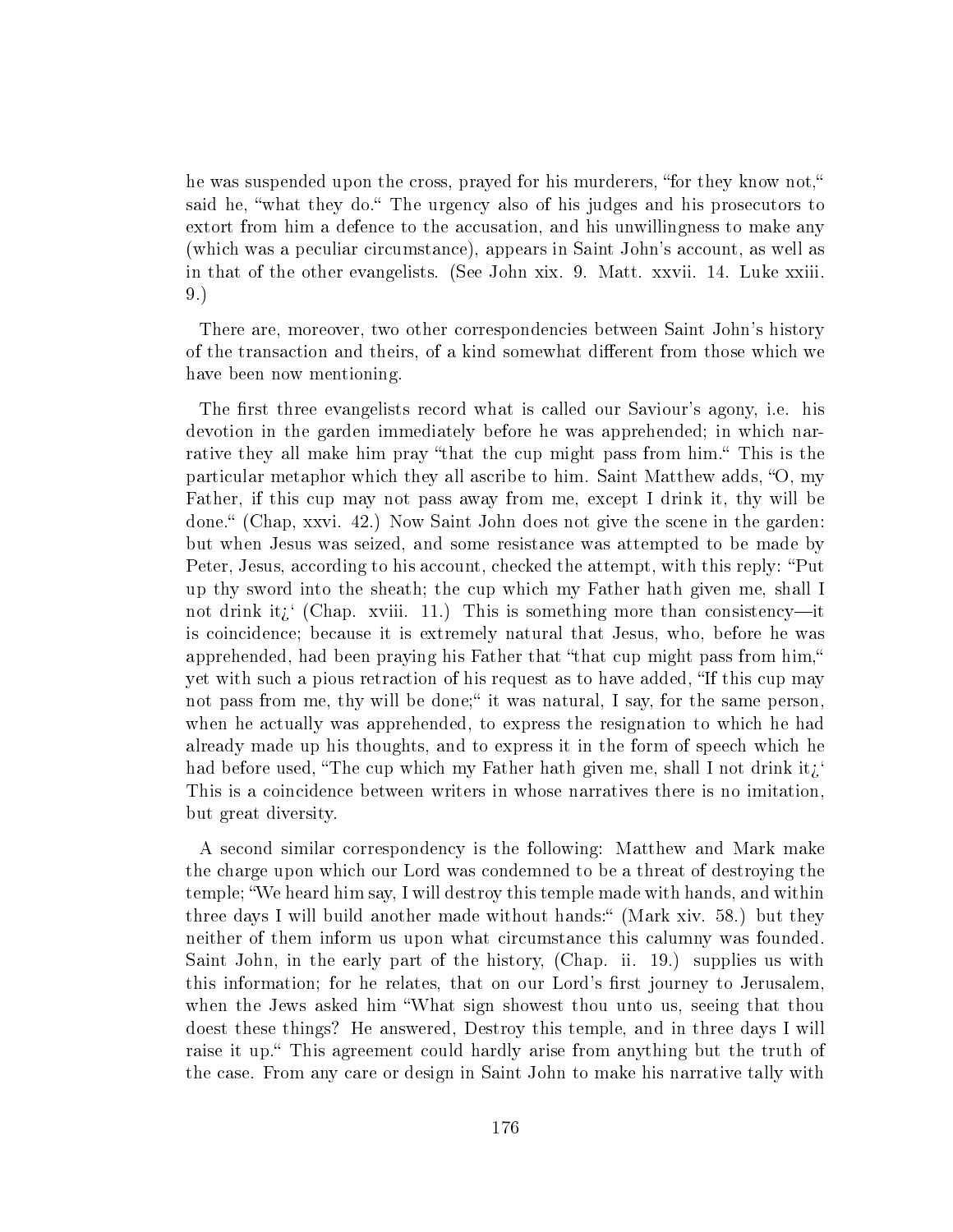he was suspended upon the cross, prayed for his murderers, "for they know not," said he, "what they do." The urgency also of his judges and his prosecutors to extort from him a defence to the accusation, and his unwillingness to make any (which was a peculiar circumstance), appears in Saint John's account, as well as in that of the other evangelists. (See John xix. 9. Matt. xxvii. 14. Luke xxiii. 9.)

There are, moreover, two other correspondencies between Saint John's history of the transaction and theirs, of a kind somewhat different from those which we have been now mentioning.

The first three evangelists record what is called our Saviour's agony, i.e. his devotion in the garden immediately before he was apprehended; in which narrative they all make him pray "that the cup might pass from him." This is the particular metaphor which they all ascribe to him. Saint Matthew adds, "O, my Father, if this cup may not pass away from me, except I drink it, thy will be done." (Chap, xxvi. 42.) Now Saint John does not give the scene in the garden: but when Jesus was seized, and some resistance was attempted to be made by Peter, Jesus, according to his account, checked the attempt, with this reply: "Put up thy sword into the sheath; the cup which my Father hath given me, shall I not drink it¿' (Chap. xviii. 11.) This is something more than consistency—it is coincidence; because it is extremely natural that Jesus, who, before he was apprehended, had been praying his Father that "that cup might pass from him," yet with such a pious retraction of his request as to have added, "If this cup may not pass from me, thy will be done;" it was natural, I say, for the same person, when he actually was apprehended, to express the resignation to which he had already made up his thoughts, and to express it in the form of speech which he had before used, "The cup which my Father hath given me, shall I not drink it¿' This is a coincidence between writers in whose narratives there is no imitation, but great diversity.

A second similar correspondency is the following: Matthew and Mark make the charge upon which our Lord was condemned to be a threat of destroying the temple; "We heard him say, I will destroy this temple made with hands, and within three days I will build another made without hands:" (Mark xiv. 58.) but they neither of them inform us upon what circumstance this calumny was founded. Saint John, in the early part of the history, (Chap. ii. 19.) supplies us with this information; for he relates, that on our Lord's first journey to Jerusalem, when the Jews asked him "What sign showest thou unto us, seeing that thou doest these things? He answered, Destroy this temple, and in three days I will raise it up." This agreement could hardly arise from anything but the truth of the case. From any care or design in Saint John to make his narrative tally with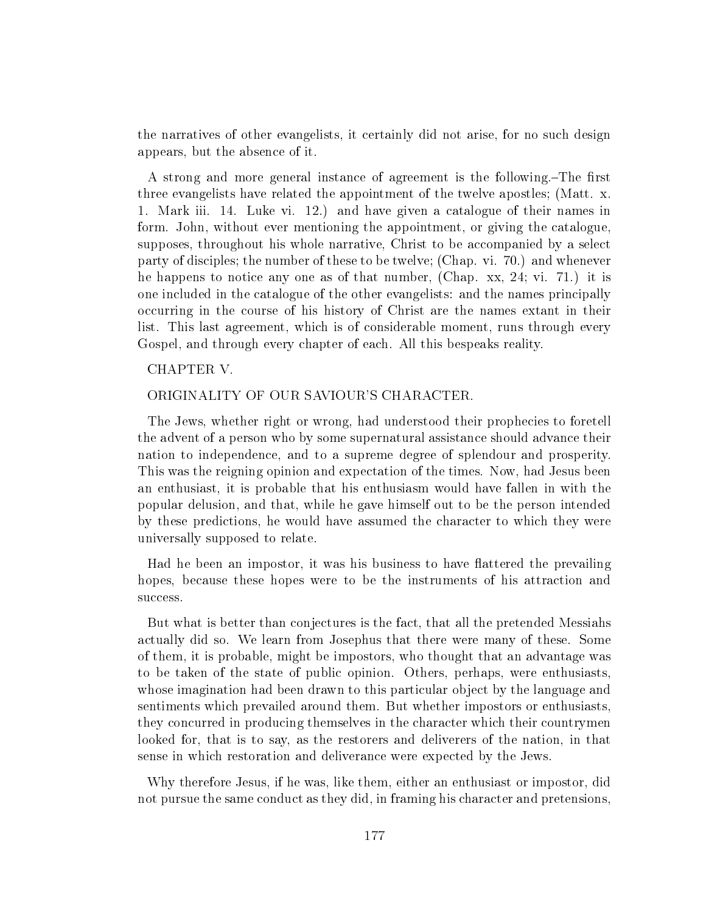the narratives of other evangelists, it certainly did not arise, for no such design appears, but the absence of it.

A strong and more general instance of agreement is the following.–The first three evangelists have related the appointment of the twelve apostles; (Matt. x. 1. Mark iii. 14. Luke vi. 12.) and have given a catalogue of their names in form. John, without ever mentioning the appointment, or giving the catalogue, supposes, throughout his whole narrative, Christ to be accompanied by a select party of disciples; the number of these to be twelve; (Chap. vi. 70.) and whenever he happens to notice any one as of that number, (Chap. xx, 24; vi. 71.) it is one included in the catalogue of the other evangelists: and the names principally occurring in the course of his history of Christ are the names extant in their list. This last agreement, which is of considerable moment, runs through every Gospel, and through every chapter of each. All this bespeaks reality.

## CHAPTER V.

## ORIGINALITY OF OUR SAVIOUR'S CHARACTER.

The Jews, whether right or wrong, had understood their prophecies to foretell the advent of a person who by some supernatural assistance should advance their nation to independence, and to a supreme degree of splendour and prosperity. This was the reigning opinion and expectation of the times. Now, had Jesus been an enthusiast, it is probable that his enthusiasm would have fallen in with the popular delusion, and that, while he gave himself out to be the person intended by these predictions, he would have assumed the character to which they were universally supposed to relate.

Had he been an impostor, it was his business to have flattered the prevailing hopes, because these hopes were to be the instruments of his attraction and success.

But what is better than conjectures is the fact, that all the pretended Messiahs actually did so. We learn from Josephus that there were many of these. Some of them, it is probable, might be impostors, who thought that an advantage was to be taken of the state of public opinion. Others, perhaps, were enthusiasts, whose imagination had been drawn to this particular object by the language and sentiments which prevailed around them. But whether impostors or enthusiasts, they concurred in producing themselves in the character which their countrymen looked for, that is to say, as the restorers and deliverers of the nation, in that sense in which restoration and deliverance were expected by the Jews.

Why therefore Jesus, if he was, like them, either an enthusiast or impostor, did not pursue the same conduct as they did, in framing his character and pretensions,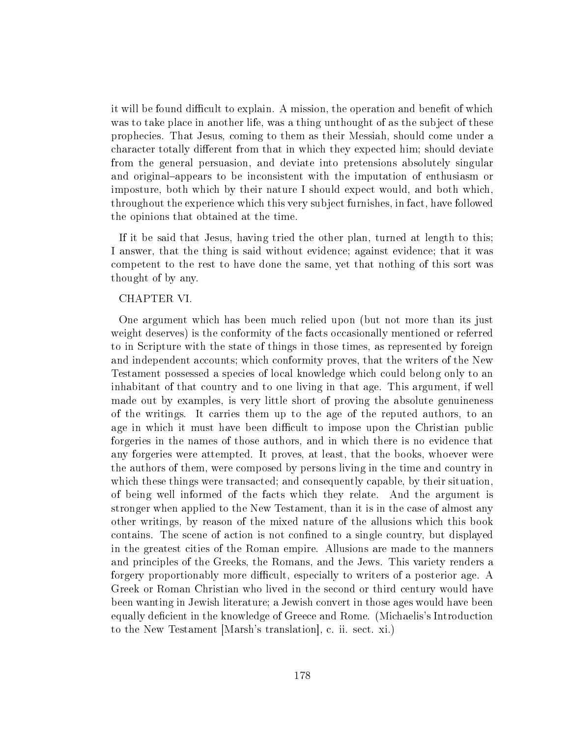it will be found difficult to explain. A mission, the operation and benefit of which was to take place in another life, was a thing unthought of as the subject of these prophecies. That Jesus, coming to them as their Messiah, should come under a character totally different from that in which they expected him; should deviate from the general persuasion, and deviate into pretensions absolutely singular and original–appears to be inconsistent with the imputation of enthusiasm or imposture, both which by their nature I should expect would, and both which, throughout the experience which this very subject furnishes, in fact, have followed the opinions that obtained at the time.

If it be said that Jesus, having tried the other plan, turned at length to this; I answer, that the thing is said without evidence; against evidence; that it was competent to the rest to have done the same, yet that nothing of this sort was thought of by any.

CHAPTER VI.

One argument which has been much relied upon (but not more than its just weight deserves) is the conformity of the facts occasionally mentioned or referred to in Scripture with the state of things in those times, as represented by foreign and independent accounts; which conformity proves, that the writers of the New Testament possessed a species of local knowledge which could belong only to an inhabitant of that country and to one living in that age. This argument, if well made out by examples, is very little short of proving the absolute genuineness of the writings. It carries them up to the age of the reputed authors, to an age in which it must have been difficult to impose upon the Christian public forgeries in the names of those authors, and in which there is no evidence that any forgeries were attempted. It proves, at least, that the books, whoever were the authors of them, were composed by persons living in the time and country in which these things were transacted; and consequently capable, by their situation, of being well informed of the facts which they relate. And the argument is stronger when applied to the New Testament, than it is in the case of almost any other writings, by reason of the mixed nature of the allusions which this book contains. The scene of action is not confined to a single country, but displayed in the greatest cities of the Roman empire. Allusions are made to the manners and principles of the Greeks, the Romans, and the Jews. This variety renders a forgery proportionably more difficult, especially to writers of a posterior age. A Greek or Roman Christian who lived in the second or third century would have been wanting in Jewish literature; a Jewish convert in those ages would have been equally deficient in the knowledge of Greece and Rome. (Michaelis's Introduction to the New Testament [Marsh's translation], c. ii. sect. xi.)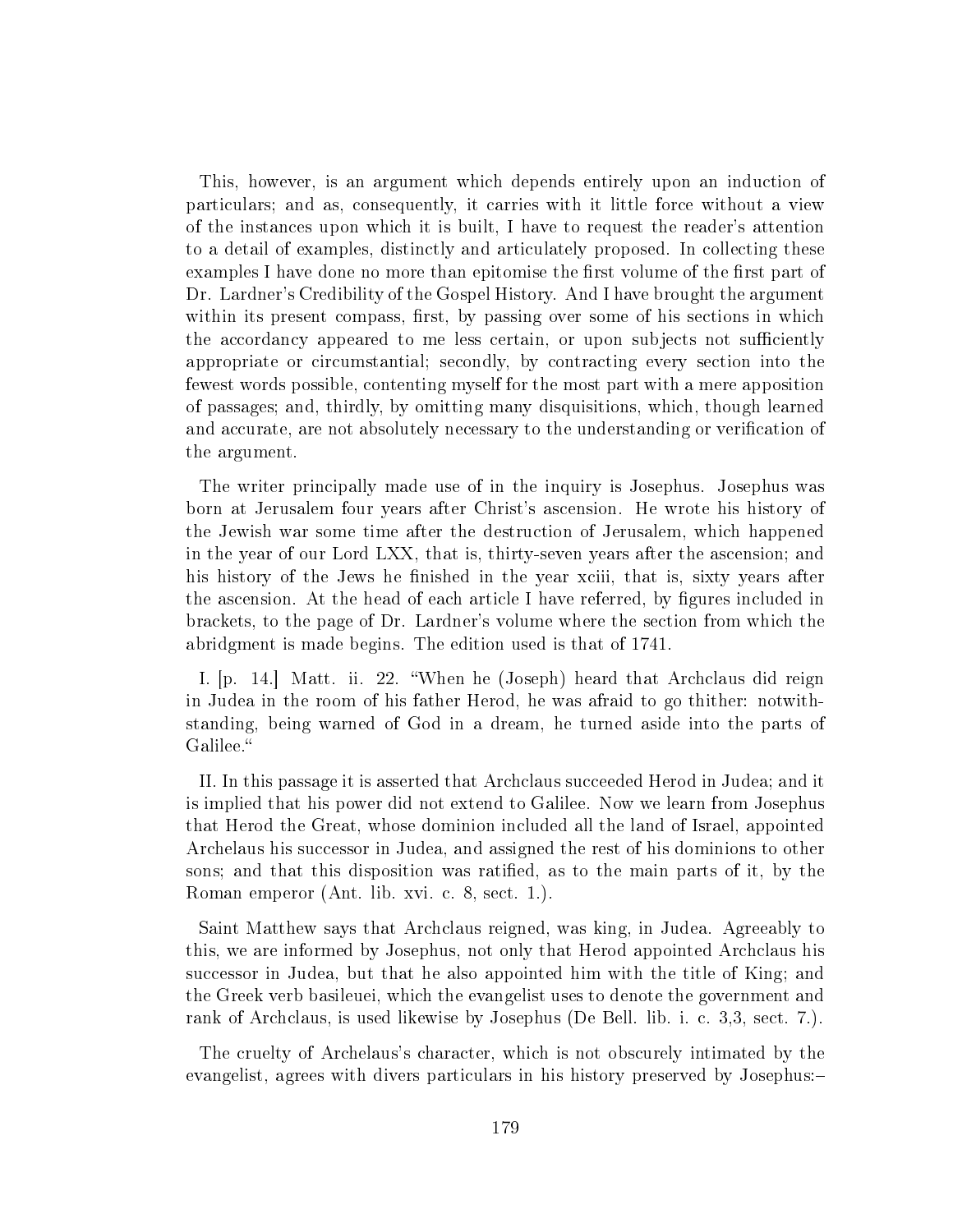This, however, is an argument which depends entirely upon an induction of particulars; and as, consequently, it carries with it little force without a view of the instances upon which it is built, I have to request the reader's attention to a detail of examples, distinctly and articulately proposed. In collecting these examples I have done no more than epitomise the first volume of the first part of Dr. Lardner's Credibility of the Gospel History. And I have brought the argument within its present compass, first, by passing over some of his sections in which the accordancy appeared to me less certain, or upon subjects not sufficiently appropriate or circumstantial; secondly, by contracting every section into the fewest words possible, contenting myself for the most part with a mere apposition of passages; and, thirdly, by omitting many disquisitions, which, though learned and accurate, are not absolutely necessary to the understanding or verification of the argument.

The writer principally made use of in the inquiry is Josephus. Josephus was born at Jerusalem four years after Christ's ascension. He wrote his history of the Jewish war some time after the destruction of Jerusalem, which happened in the year of our Lord LXX, that is, thirty-seven years after the ascension; and his history of the Jews he finished in the year xciii, that is, sixty years after the ascension. At the head of each article I have referred, by figures included in brackets, to the page of Dr. Lardner's volume where the section from which the abridgment is made begins. The edition used is that of 1741.

I. [p. 14.] Matt. ii. 22. "When he (Joseph) heard that Archclaus did reign in Judea in the room of his father Herod, he was afraid to go thither: notwithstanding, being warned of God in a dream, he turned aside into the parts of Galilee."

II. In this passage it is asserted that Archclaus succeeded Herod in Judea; and it is implied that his power did not extend to Galilee. Now we learn from Josephus that Herod the Great, whose dominion included all the land of Israel, appointed Archelaus his successor in Judea, and assigned the rest of his dominions to other sons; and that this disposition was ratified, as to the main parts of it, by the Roman emperor (Ant. lib. xvi. c. 8, sect. 1.).

Saint Matthew says that Archclaus reigned, was king, in Judea. Agreeably to this, we are informed by Josephus, not only that Herod appointed Archclaus his successor in Judea, but that he also appointed him with the title of King; and the Greek verb basileuei, which the evangelist uses to denote the government and rank of Archclaus, is used likewise by Josephus (De Bell. lib. i. c. 3,3, sect. 7.).

The cruelty of Archelaus's character, which is not obscurely intimated by the evangelist, agrees with divers particulars in his history preserved by Josephus:–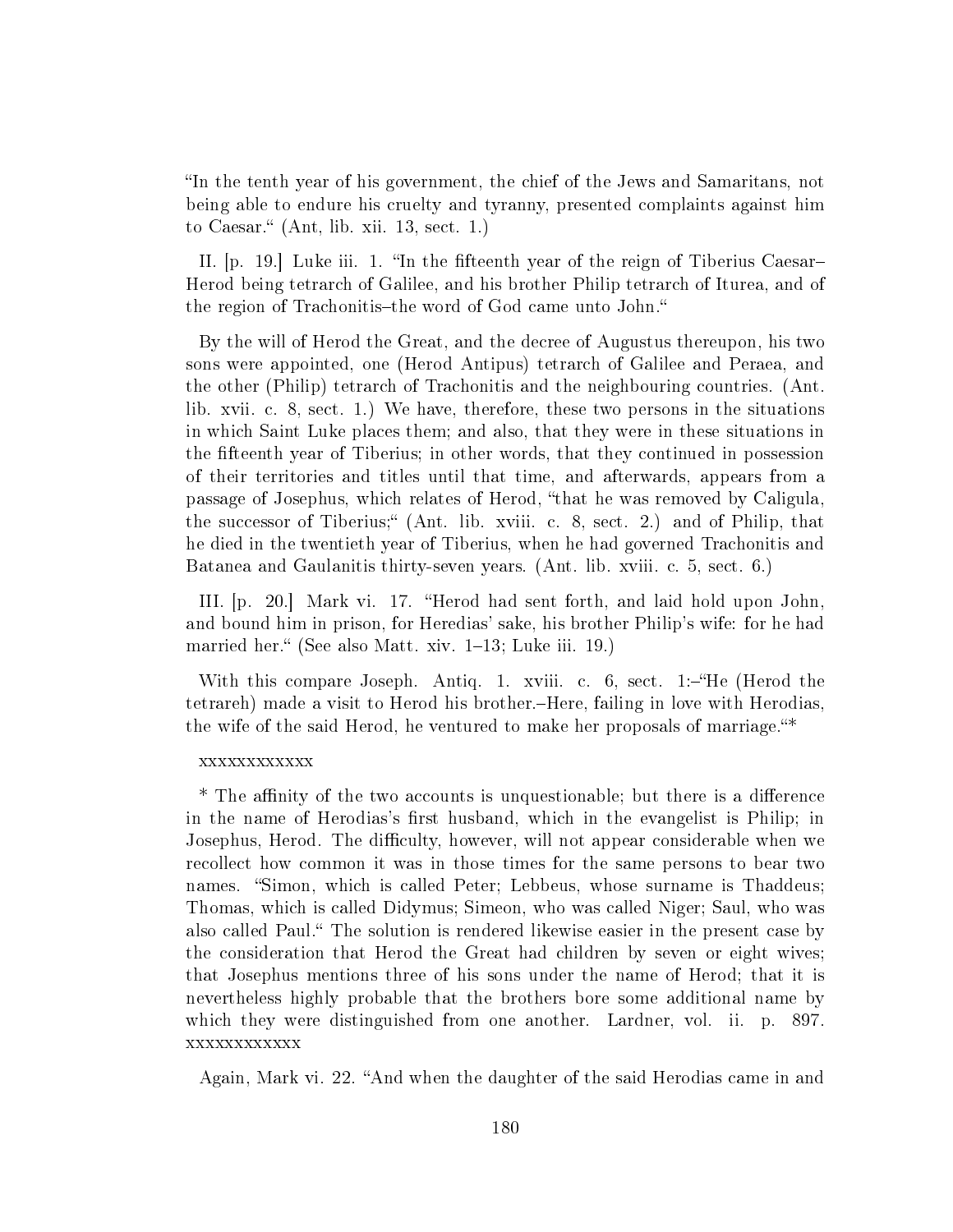“In the tenth year of his government, the chief of the Jews and Samaritans, not being able to endure his cruelty and tyranny, presented complaints against him to Caesar.“ (Ant, lib. xii. 13, sect. 1.)

II. [p. 19.] Luke iii. 1. “In the fifteenth year of the reign of Tiberius Caesar–Herod being tetrarch of Galilee, and his brother Philip tetrarch of Iturea, and of the region of Trachonitis–the word of God came unto John.“

By the will of Herod the Great, and the decree of Augustus thereupon, his two sons were appointed, one (Herod Antipus) tetrarch of Galilee and Peraea, and the other (Philip) tetrarch of Trachonitis and the neighbouring countries. (Ant. lib. xvii. c. 8, sect. 1.) We have, therefore, these two persons in the situations in which Saint Luke places them; and also, that they were in these situations in the fifteenth year of Tiberius; in other words, that they continued in possession of their territories and titles until that time, and afterwards, appears from a passage of Josephus, which relates of Herod, “that he was removed by Caligula, the successor of Tiberius;“ (Ant. lib. xviii. c. 8, sect. 2.) and of Philip, that he died in the twentieth year of Tiberius, when he had governed Trachonitis and Batanea and Gaulanitis thirty-seven years. (Ant. lib. xviii. c. 5, sect. 6.)

III. [p. 20.] Mark vi. 17. “Herod had sent forth, and laid hold upon John, and bound him in prison, for Heredias' sake, his brother Philip's wife: for he had married her.“ (See also Matt. xiv. 1–13; Luke iii. 19.)

With this compare Joseph. Antiq. 1. xviii. c. 6, sect. 1:–“He (Herod the tetrareh) made a visit to Herod his brother.–Here, failing in love with Herodias, the wife of the said Herod, he ventured to make her proposals of marriage.“*

xxxxxxxxxxxx

* The affinity of the two accounts is unquestionable; but there is a difference in the name of Herodias's first husband, which in the evangelist is Philip; in Josephus, Herod. The difficulty, however, will not appear considerable when we recollect how common it was in those times for the same persons to bear two names. “Simon, which is called Peter; Lebbeus, whose surname is Thaddeus; Thomas, which is called Didymus; Simeon, who was called Niger; Saul, who was also called Paul.“ The solution is rendered likewise easier in the present case by the consideration that Herod the Great had children by seven or eight wives; that Josephus mentions three of his sons under the name of Herod; that it is nevertheless highly probable that the brothers bore some additional name by which they were distinguished from one another. Lardner, vol. ii. p. 897. xxxxxxxxxxxx

Again, Mark vi. 22. “And when the daughter of the said Herodias came in and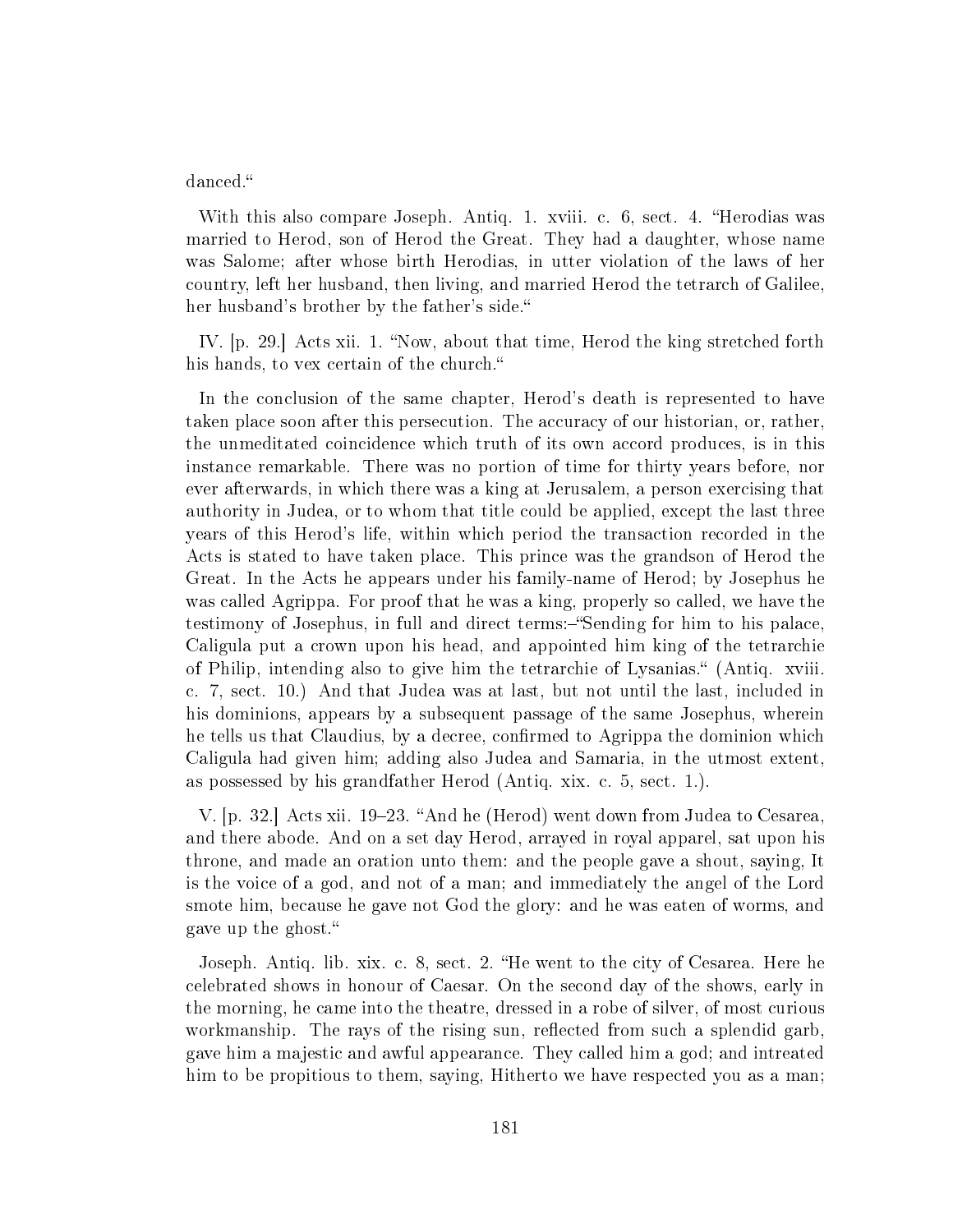danced."

With this also compare Joseph. Antiq. 1. xviii. c. 6, sect. 4. "Herodias was married to Herod, son of Herod the Great. They had a daughter, whose name was Salome; after whose birth Herodias, in utter violation of the laws of her country, left her husband, then living, and married Herod the tetrarch of Galilee, her husband's brother by the father's side."

IV. [p. 29.] Acts xii. 1. "Now, about that time, Herod the king stretched forth his hands, to vex certain of the church."

In the conclusion of the same chapter, Herod's death is represented to have taken place soon after this persecution. The accuracy of our historian, or, rather, the unmeditated coincidence which truth of its own accord produces, is in this instance remarkable. There was no portion of time for thirty years before, nor ever afterwards, in which there was a king at Jerusalem, a person exercising that authority in Judea, or to whom that title could be applied, except the last three years of this Herod's life, within which period the transaction recorded in the Acts is stated to have taken place. This prince was the grandson of Herod the Great. In the Acts he appears under his family-name of Herod; by Josephus he was called Agrippa. For proof that he was a king, properly so called, we have the testimony of Josephus, in full and direct terms:–"Sending for him to his palace, Caligula put a crown upon his head, and appointed him king of the tetrarchie of Philip, intending also to give him the tetrarchie of Lysanias." (Antiq. xviii. c. 7, sect. 10.) And that Judea was at last, but not until the last, included in his dominions, appears by a subsequent passage of the same Josephus, wherein he tells us that Claudius, by a decree, confirmed to Agrippa the dominion which Caligula had given him; adding also Judea and Samaria, in the utmost extent, as possessed by his grandfather Herod (Antiq. xix. c. 5, sect. 1.).

V. [p. 32.] Acts xii. 19–23. "And he (Herod) went down from Judea to Cesarea, and there abode. And on a set day Herod, arrayed in royal apparel, sat upon his throne, and made an oration unto them: and the people gave a shout, saying, It is the voice of a god, and not of a man; and immediately the angel of the Lord smote him, because he gave not God the glory: and he was eaten of worms, and gave up the ghost."

Joseph. Antiq. lib. xix. c. 8, sect. 2. "He went to the city of Cesarea. Here he celebrated shows in honour of Caesar. On the second day of the shows, early in the morning, he came into the theatre, dressed in a robe of silver, of most curious workmanship. The rays of the rising sun, reflected from such a splendid garb, gave him a majestic and awful appearance. They called him a god; and intreated him to be propitious to them, saying, Hitherto we have respected you as a man;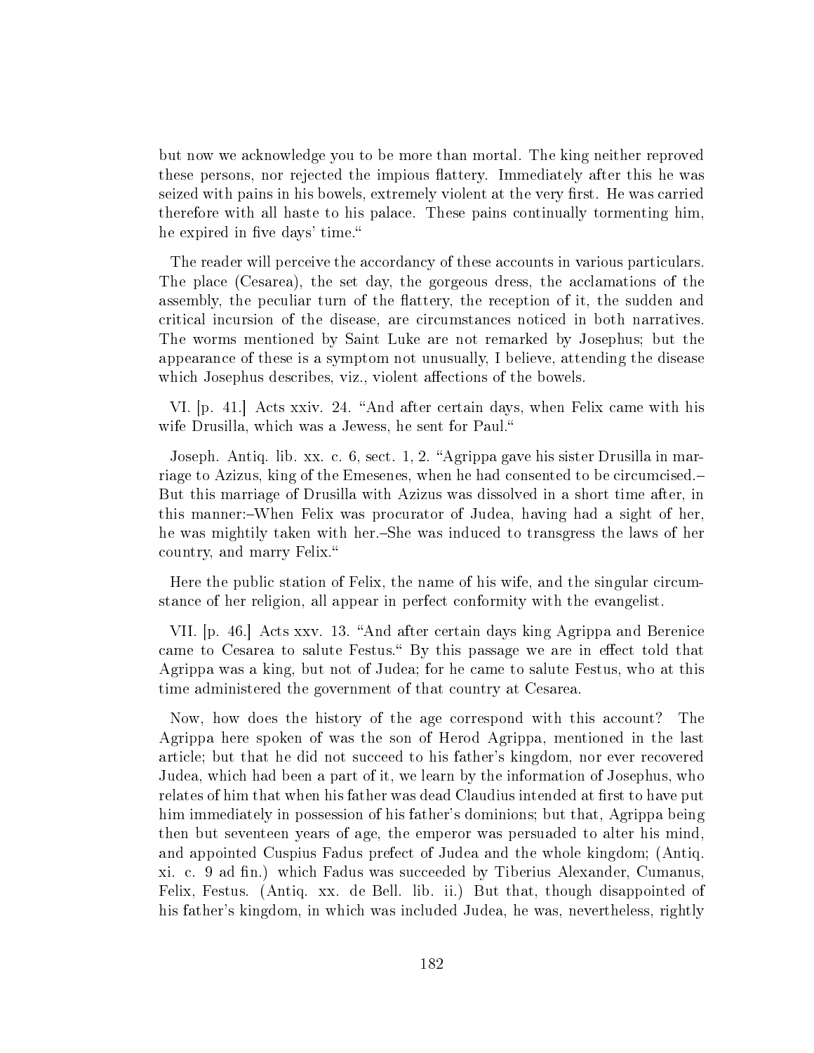but now we acknowledge you to be more than mortal. The king neither reproved these persons, nor rejected the impious flattery. Immediately after this he was seized with pains in his bowels, extremely violent at the very first. He was carried therefore with all haste to his palace. These pains continually tormenting him, he expired in five days' time."

The reader will perceive the accordancy of these accounts in various particulars. The place (Cesarea), the set day, the gorgeous dress, the acclamations of the assembly, the peculiar turn of the flattery, the reception of it, the sudden and critical incursion of the disease, are circumstances noticed in both narratives. The worms mentioned by Saint Luke are not remarked by Josephus; but the appearance of these is a symptom not unusually, I believe, attending the disease which Josephus describes, viz., violent affections of the bowels.

VI. [p. 41.] Acts xxiv. 24. "And after certain days, when Felix came with his wife Drusilla, which was a Jewess, he sent for Paul."

Joseph. Antiq. lib. xx. c. 6, sect. 1, 2. "Agrippa gave his sister Drusilla in marriage to Azizus, king of the Emesenes, when he had consented to be circumcised.– But this marriage of Drusilla with Azizus was dissolved in a short time after, in this manner:–When Felix was procurator of Judea, having had a sight of her, he was mightily taken with her.–She was induced to transgress the laws of her country, and marry Felix."

Here the public station of Felix, the name of his wife, and the singular circumstance of her religion, all appear in perfect conformity with the evangelist.

VII. [p. 46.] Acts xxv. 13. "And after certain days king Agrippa and Berenice came to Cesarea to salute Festus." By this passage we are in effect told that Agrippa was a king, but not of Judea; for he came to salute Festus, who at this time administered the government of that country at Cesarea.

Now, how does the history of the age correspond with this account? The Agrippa here spoken of was the son of Herod Agrippa, mentioned in the last article; but that he did not succeed to his father's kingdom, nor ever recovered Judea, which had been a part of it, we learn by the information of Josephus, who relates of him that when his father was dead Claudius intended at first to have put him immediately in possession of his father's dominions; but that, Agrippa being then but seventeen years of age, the emperor was persuaded to alter his mind, and appointed Cuspius Fadus prefect of Judea and the whole kingdom; (Antiq. xi. c. 9 ad fin.) which Fadus was succeeded by Tiberius Alexander, Cumanus, Felix, Festus. (Antiq. xx. de Bell. lib. ii.) But that, though disappointed of his father's kingdom, in which was included Judea, he was, nevertheless, rightly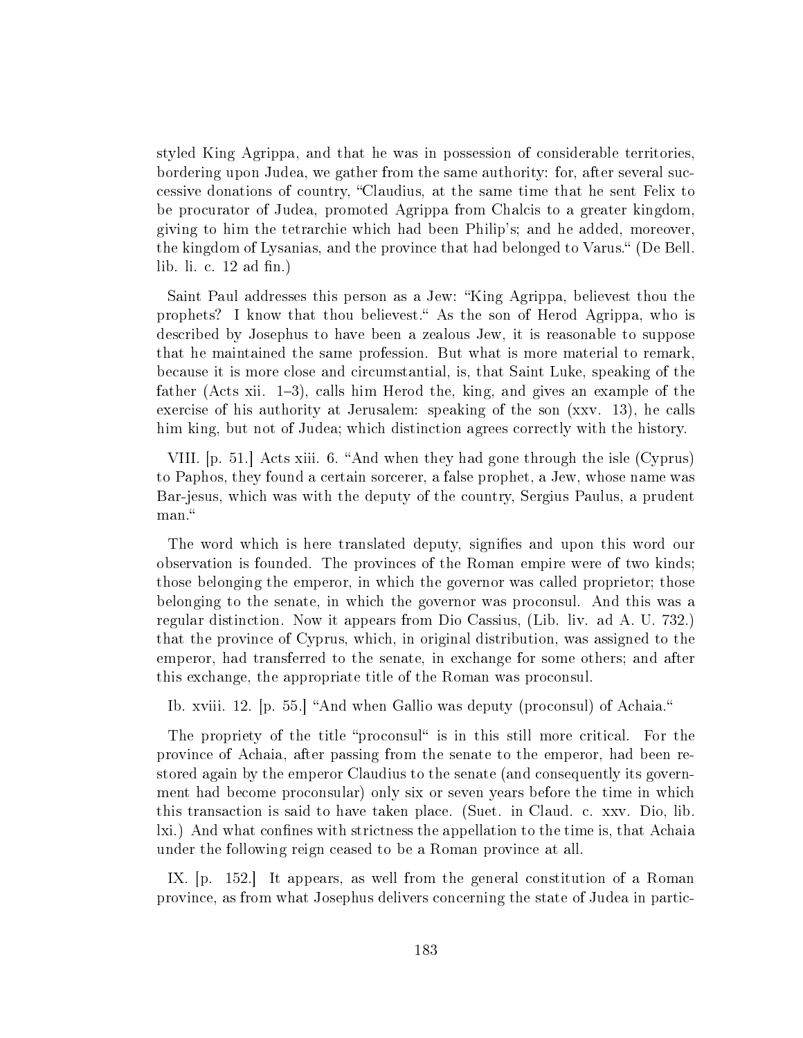styled King Agrippa, and that he was in possession of considerable territories, bordering upon Judea, we gather from the same authority: for, after several successive donations of country, "Claudius, at the same time that he sent Felix to be procurator of Judea, promoted Agrippa from Chalcis to a greater kingdom, giving to him the tetrarchie which had been Philip's; and he added, moreover, the kingdom of Lysanias, and the province that had belonged to Varus." (De Bell. lib. li. c. 12 ad fin.)

Saint Paul addresses this person as a Jew: "King Agrippa, believest thou the prophets? I know that thou believest." As the son of Herod Agrippa, who is described by Josephus to have been a zealous Jew, it is reasonable to suppose that he maintained the same profession. But what is more material to remark, because it is more close and circumstantial, is, that Saint Luke, speaking of the father (Acts xii. 1–3), calls him Herod the, king, and gives an example of the exercise of his authority at Jerusalem: speaking of the son (xxv. 13), he calls him king, but not of Judea; which distinction agrees correctly with the history.

VIII. [p. 51.] Acts xiii. 6. "And when they had gone through the isle (Cyprus) to Paphos, they found a certain sorcerer, a false prophet, a Jew, whose name was Bar-jesus, which was with the deputy of the country, Sergius Paulus, a prudent man."

The word which is here translated deputy, signifies and upon this word our observation is founded. The provinces of the Roman empire were of two kinds; those belonging the emperor, in which the governor was called proprietor; those belonging to the senate, in which the governor was proconsul. And this was a regular distinction. Now it appears from Dio Cassius, (Lib. liv. ad A. U. 732.) that the province of Cyprus, which, in original distribution, was assigned to the emperor, had transferred to the senate, in exchange for some others; and after this exchange, the appropriate title of the Roman was proconsul.

Ib. xviii. 12. [p. 55.] "And when Gallio was deputy (proconsul) of Achaia."

The propriety of the title "proconsul" is in this still more critical. For the province of Achaia, after passing from the senate to the emperor, had been restored again by the emperor Claudius to the senate (and consequently its government had become proconsular) only six or seven years before the time in which this transaction is said to have taken place. (Suet. in Claud. c. xxv. Dio, lib. lxi.) And what confines with strictness the appellation to the time is, that Achaia under the following reign ceased to be a Roman province at all.

IX. [p. 152.] It appears, as well from the general constitution of a Roman province, as from what Josephus delivers concerning the state of Judea in partic-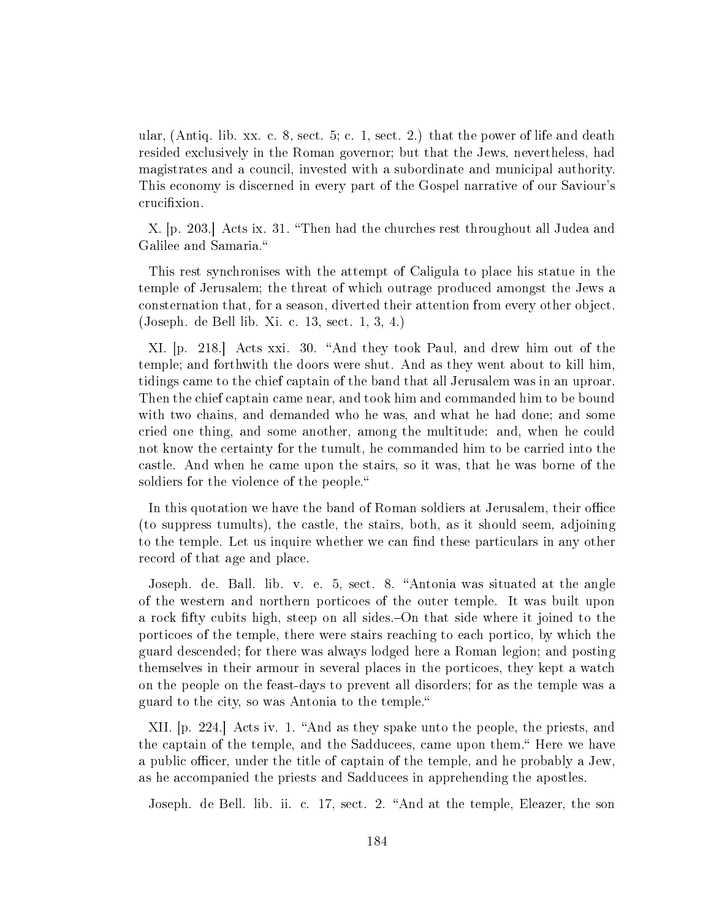ular, (Antiq. lib. xx. c. 8, sect. 5; c. 1, sect. 2.) that the power of life and death resided exclusively in the Roman governor; but that the Jews, nevertheless, had magistrates and a council, invested with a subordinate and municipal authority. This economy is discerned in every part of the Gospel narrative of our Saviour's crucifixion.

X. [p. 203.] Acts ix. 31. "Then had the churches rest throughout all Judea and Galilee and Samaria."

This rest synchronises with the attempt of Caligula to place his statue in the temple of Jerusalem; the threat of which outrage produced amongst the Jews a consternation that, for a season, diverted their attention from every other object. (Joseph. de Bell lib. Xi. c. 13, sect. 1, 3, 4.)

XI. [p. 218.] Acts xxi. 30. "And they took Paul, and drew him out of the temple; and forthwith the doors were shut. And as they went about to kill him, tidings came to the chief captain of the band that all Jerusalem was in an uproar. Then the chief captain came near, and took him and commanded him to be bound with two chains, and demanded who he was, and what he had done; and some cried one thing, and some another, among the multitude: and, when he could not know the certainty for the tumult, he commanded him to be carried into the castle. And when he came upon the stairs, so it was, that he was borne of the soldiers for the violence of the people."

In this quotation we have the band of Roman soldiers at Jerusalem, their office (to suppress tumults), the castle, the stairs, both, as it should seem, adjoining to the temple. Let us inquire whether we can find these particulars in any other record of that age and place.

Joseph. de. Ball. lib. v. e. 5, sect. 8. "Antonia was situated at the angle of the western and northern porticoes of the outer temple. It was built upon a rock fifty cubits high, steep on all sides.–On that side where it joined to the porticoes of the temple, there were stairs reaching to each portico, by which the guard descended; for there was always lodged here a Roman legion; and posting themselves in their armour in several places in the porticoes, they kept a watch on the people on the feast-days to prevent all disorders; for as the temple was a guard to the city, so was Antonia to the temple."

XII. [p. 224.] Acts iv. 1. "And as they spake unto the people, the priests, and the captain of the temple, and the Sadducees, came upon them." Here we have a public officer, under the title of captain of the temple, and he probably a Jew, as he accompanied the priests and Sadducees in apprehending the apostles.

Joseph. de Bell. lib. ii. c. 17, sect. 2. "And at the temple, Eleazer, the son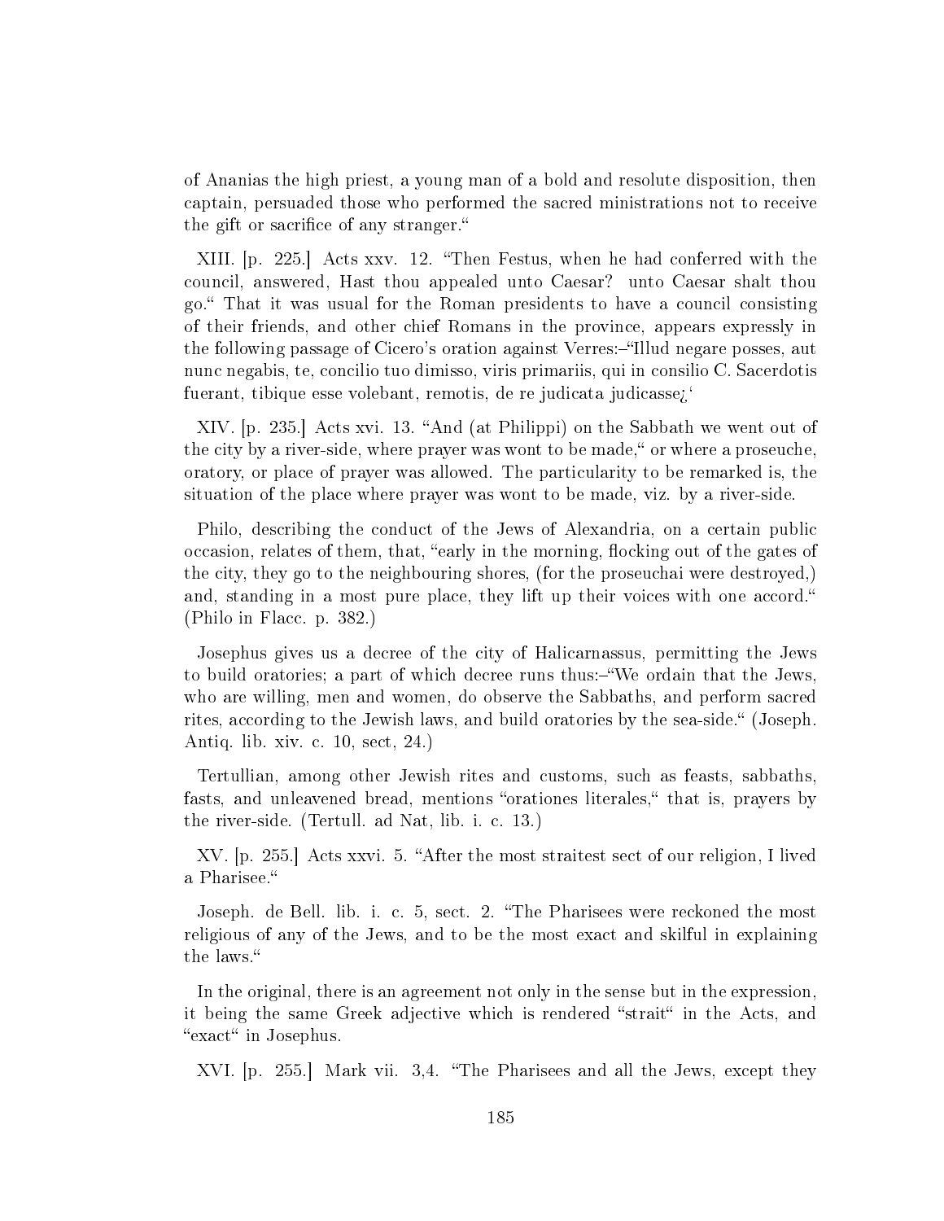of Ananias the high priest, a young man of a bold and resolute disposition, then captain, persuaded those who performed the sacred ministrations not to receive the gift or sacrifice of any stranger."

XIII. [p. 225.] Acts xxv. 12. "Then Festus, when he had conferred with the council, answered, Hast thou appealed unto Caesar? unto Caesar shalt thou go." That it was usual for the Roman presidents to have a council consisting of their friends, and other chief Romans in the province, appears expressly in the following passage of Cicero's oration against Verres:–"Illud negare posses, aut nunc negabis, te, concilio tuo dimisso, viris primariis, qui in consilio C. Sacerdotis fuerant, tibique esse volebant, remotis, de re judicata judicasse¿'

XIV. [p. 235.] Acts xvi. 13. "And (at Philippi) on the Sabbath we went out of the city by a river-side, where prayer was wont to be made," or where a proseuche, oratory, or place of prayer was allowed. The particularity to be remarked is, the situation of the place where prayer was wont to be made, viz. by a river-side.

Philo, describing the conduct of the Jews of Alexandria, on a certain public occasion, relates of them, that, "early in the morning, flocking out of the gates of the city, they go to the neighbouring shores, (for the proseuchai were destroyed,) and, standing in a most pure place, they lift up their voices with one accord." (Philo in Flacc. p. 382.)

Josephus gives us a decree of the city of Halicarnassus, permitting the Jews to build oratories; a part of which decree runs thus:–"We ordain that the Jews, who are willing, men and women, do observe the Sabbaths, and perform sacred rites, according to the Jewish laws, and build oratories by the sea-side." (Joseph. Antiq. lib. xiv. c. 10, sect, 24.)

Tertullian, among other Jewish rites and customs, such as feasts, sabbaths, fasts, and unleavened bread, mentions "orationes literales," that is, prayers by the river-side. (Tertull. ad Nat, lib. i. c. 13.)

XV. [p. 255.] Acts xxvi. 5. "After the most straitest sect of our religion, I lived a Pharisee."

Joseph. de Bell. lib. i. c. 5, sect. 2. "The Pharisees were reckoned the most religious of any of the Jews, and to be the most exact and skilful in explaining the laws."

In the original, there is an agreement not only in the sense but in the expression, it being the same Greek adjective which is rendered "strait" in the Acts, and "exact" in Josephus.

XVI. [p. 255.] Mark vii. 3,4. "The Pharisees and all the Jews, except they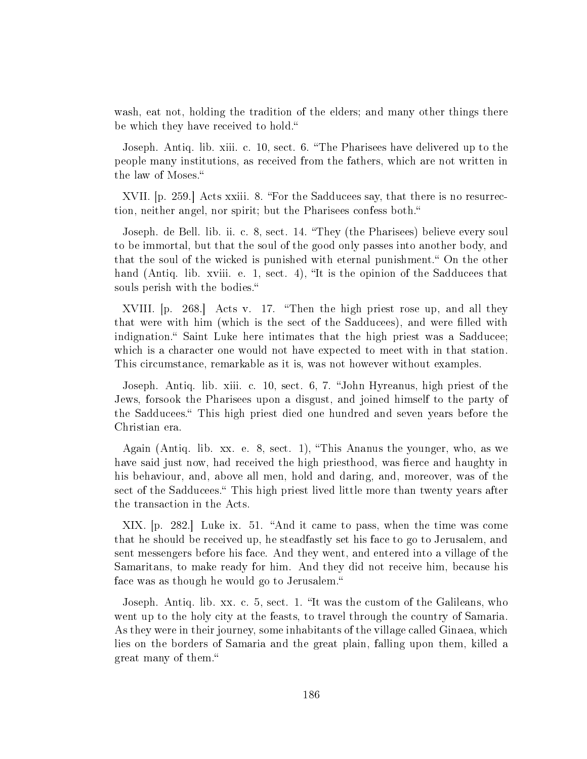wash, eat not, holding the tradition of the elders; and many other things there be which they have received to hold."

Joseph. Antiq. lib. xiii. c. 10, sect. 6. "The Pharisees have delivered up to the people many institutions, as received from the fathers, which are not written in the law of Moses."

XVII. [p. 259.] Acts xxiii. 8. "For the Sadducees say, that there is no resurrection, neither angel, nor spirit; but the Pharisees confess both."

Joseph. de Bell. lib. ii. c. 8, sect. 14. "They (the Pharisees) believe every soul to be immortal, but that the soul of the good only passes into another body, and that the soul of the wicked is punished with eternal punishment." On the other hand (Antiq. lib. xviii. e. 1, sect. 4), "It is the opinion of the Sadducees that souls perish with the bodies."

XVIII. [p. 268.] Acts v. 17. "Then the high priest rose up, and all they that were with him (which is the sect of the Sadducees), and were filled with indignation." Saint Luke here intimates that the high priest was a Sadducee; which is a character one would not have expected to meet with in that station. This circumstance, remarkable as it is, was not however without examples.

Joseph. Antiq. lib. xiii. c. 10, sect. 6, 7. "John Hyreanus, high priest of the Jews, forsook the Pharisees upon a disgust, and joined himself to the party of the Sadducees." This high priest died one hundred and seven years before the Christian era.

Again (Antiq. lib. xx. e. 8, sect. 1), "This Ananus the younger, who, as we have said just now, had received the high priesthood, was fierce and haughty in his behaviour, and, above all men, hold and daring, and, moreover, was of the sect of the Sadducees." This high priest lived little more than twenty years after the transaction in the Acts.

XIX. [p. 282.] Luke ix. 51. "And it came to pass, when the time was come that he should be received up, he steadfastly set his face to go to Jerusalem, and sent messengers before his face. And they went, and entered into a village of the Samaritans, to make ready for him. And they did not receive him, because his face was as though he would go to Jerusalem."

Joseph. Antiq. lib. xx. c. 5, sect. 1. "It was the custom of the Galileans, who went up to the holy city at the feasts, to travel through the country of Samaria. As they were in their journey, some inhabitants of the village called Ginaea, which lies on the borders of Samaria and the great plain, falling upon them, killed a great many of them."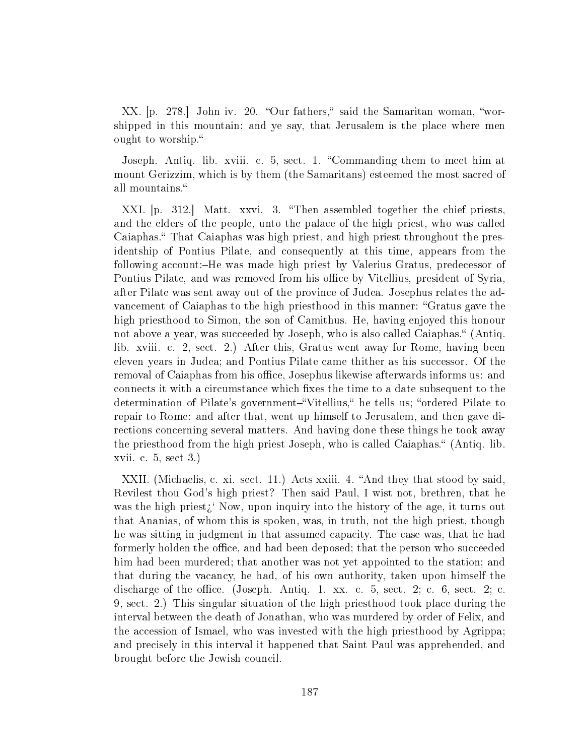XX. [p. 278.] John iv. 20. "Our fathers," said the Samaritan woman, "worshipped in this mountain; and ye say, that Jerusalem is the place where men ought to worship."

Joseph. Antiq. lib. xviii. c. 5, sect. 1. "Commanding them to meet him at mount Gerizzim, which is by them (the Samaritans) esteemed the most sacred of all mountains."

XXI. [p. 312.] Matt. xxvi. 3. "Then assembled together the chief priests, and the elders of the people, unto the palace of the high priest, who was called Caiaphas." That Caiaphas was high priest, and high priest throughout the presidentship of Pontius Pilate, and consequently at this time, appears from the following account:–He was made high priest by Valerius Gratus, predecessor of Pontius Pilate, and was removed from his office by Vitellius, president of Syria, after Pilate was sent away out of the province of Judea. Josephus relates the advancement of Caiaphas to the high priesthood in this manner: "Gratus gave the high priesthood to Simon, the son of Camithus. He, having enjoyed this honour not above a year, was succeeded by Joseph, who is also called Caiaphas." (Antiq. lib. xviii. c. 2, sect. 2.) After this, Gratus went away for Rome, having been eleven years in Judea; and Pontius Pilate came thither as his successor. Of the removal of Caiaphas from his office, Josephus likewise afterwards informs us: and connects it with a circumstance which fixes the time to a date subsequent to the determination of Pilate's government–"Vitellius," he tells us; "ordered Pilate to repair to Rome: and after that, went up himself to Jerusalem, and then gave directions concerning several matters. And having done these things he took away the priesthood from the high priest Joseph, who is called Caiaphas." (Antiq. lib. xvii. c. 5, sect 3.)

XXII. (Michaelis, c. xi. sect. 11.) Acts xxiii. 4. "And they that stood by said, Revilest thou God's high priest? Then said Paul, I wist not, brethren, that he was the high priest¿' Now, upon inquiry into the history of the age, it turns out that Ananias, of whom this is spoken, was, in truth, not the high priest, though he was sitting in judgment in that assumed capacity. The case was, that he had formerly holden the office, and had been deposed; that the person who succeeded him had been murdered; that another was not yet appointed to the station; and that during the vacancy, he had, of his own authority, taken upon himself the discharge of the office. (Joseph. Antiq. 1. xx. c. 5, sect. 2; c. 6, sect. 2; c. 9, sect. 2.) This singular situation of the high priesthood took place during the interval between the death of Jonathan, who was murdered by order of Felix, and the accession of Ismael, who was invested with the high priesthood by Agrippa; and precisely in this interval it happened that Saint Paul was apprehended, and brought before the Jewish council.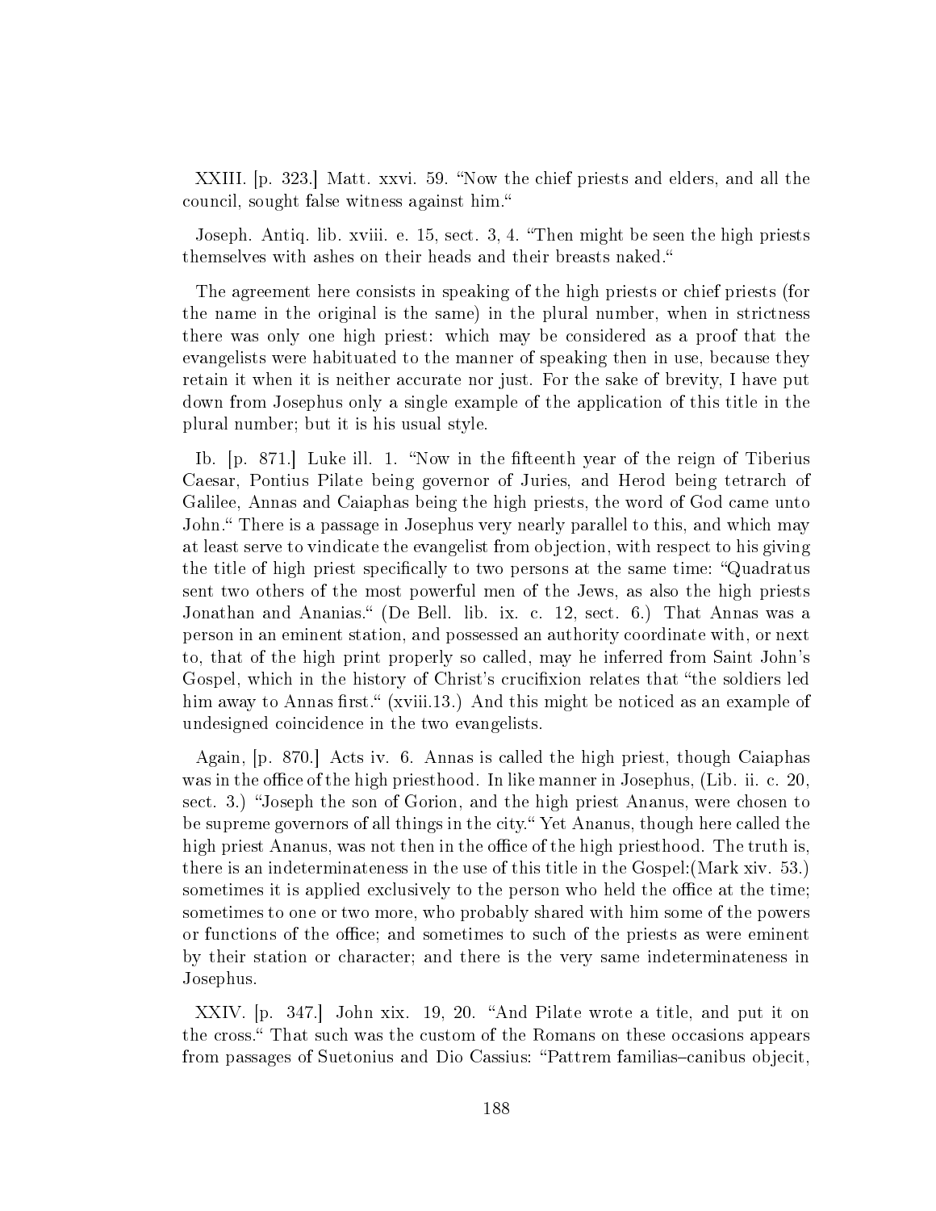XXIII. [p. 323.] Matt. xxvi. 59. "Now the chief priests and elders, and all the council, sought false witness against him."

Joseph. Antiq. lib. xviii. e. 15, sect. 3, 4. "Then might be seen the high priests themselves with ashes on their heads and their breasts naked."

The agreement here consists in speaking of the high priests or chief priests (for the name in the original is the same) in the plural number, when in strictness there was only one high priest: which may be considered as a proof that the evangelists were habituated to the manner of speaking then in use, because they retain it when it is neither accurate nor just. For the sake of brevity, I have put down from Josephus only a single example of the application of this title in the plural number; but it is his usual style.

Ib. [p. 871.] Luke ill. 1. "Now in the fifteenth year of the reign of Tiberius Caesar, Pontius Pilate being governor of Juries, and Herod being tetrarch of Galilee, Annas and Caiaphas being the high priests, the word of God came unto John." There is a passage in Josephus very nearly parallel to this, and which may at least serve to vindicate the evangelist from objection, with respect to his giving the title of high priest specifically to two persons at the same time: "Quadratus sent two others of the most powerful men of the Jews, as also the high priests Jonathan and Ananias." (De Bell. lib. ix. c. 12, sect. 6.) That Annas was a person in an eminent station, and possessed an authority coordinate with, or next to, that of the high print properly so called, may he inferred from Saint John's Gospel, which in the history of Christ's crucifixion relates that "the soldiers led him away to Annas first." (xviii.13.) And this might be noticed as an example of undesigned coincidence in the two evangelists.

Again, [p. 870.] Acts iv. 6. Annas is called the high priest, though Caiaphas was in the office of the high priesthood. In like manner in Josephus, (Lib. ii. c. 20, sect. 3.) "Joseph the son of Gorion, and the high priest Ananus, were chosen to be supreme governors of all things in the city." Yet Ananus, though here called the high priest Ananus, was not then in the office of the high priesthood. The truth is, there is an indeterminateness in the use of this title in the Gospel:(Mark xiv. 53.) sometimes it is applied exclusively to the person who held the office at the time; sometimes to one or two more, who probably shared with him some of the powers or functions of the office; and sometimes to such of the priests as were eminent by their station or character; and there is the very same indeterminateness in Josephus.

XXIV. [p. 347.] John xix. 19, 20. "And Pilate wrote a title, and put it on the cross." That such was the custom of the Romans on these occasions appears from passages of Suetonius and Dio Cassius: "Pattrem familias–canibus objecit,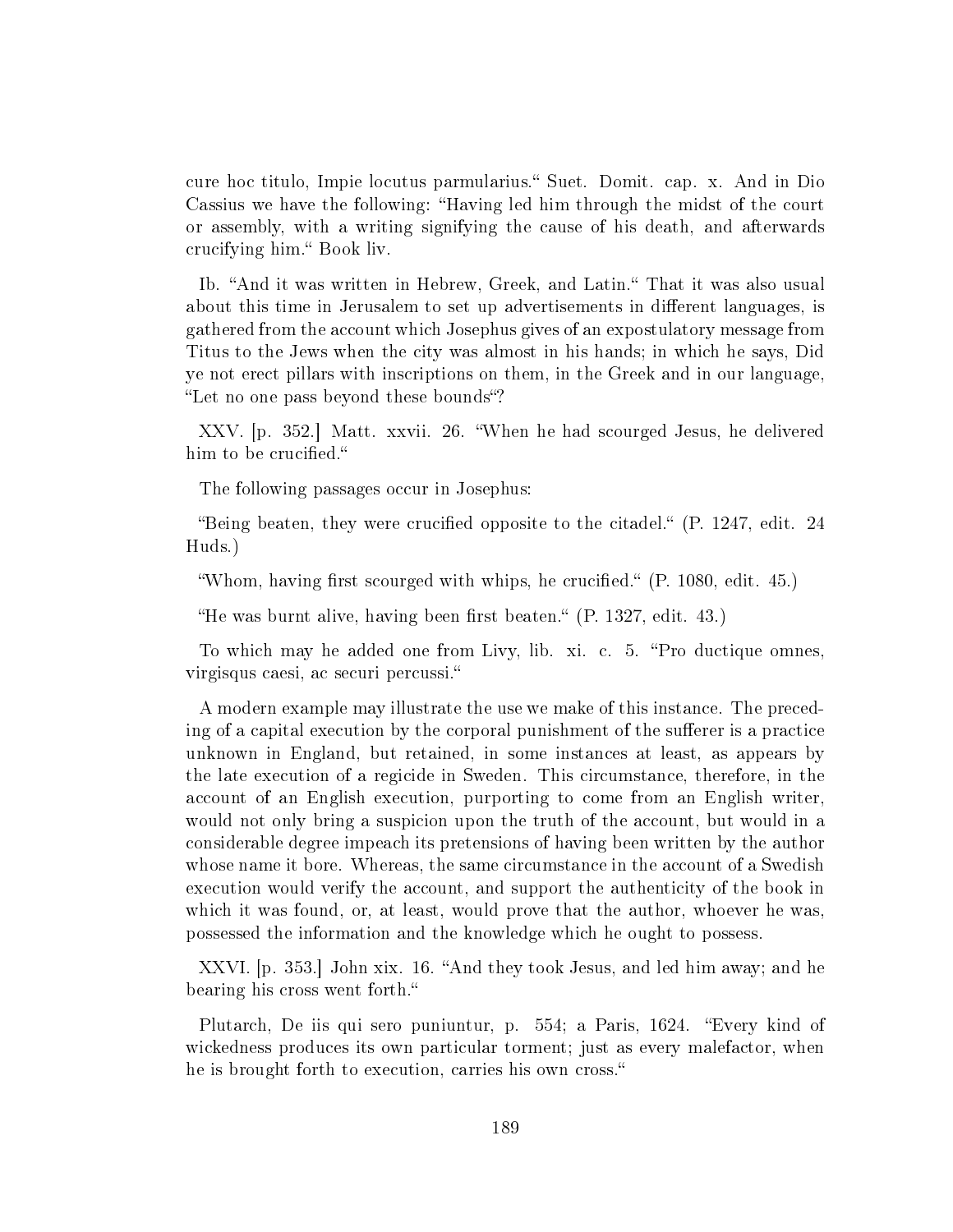cure hoc titulo, Impie locutus parmularius." Suet. Domit. cap. x. And in Dio Cassius we have the following: "Having led him through the midst of the court or assembly, with a writing signifying the cause of his death, and afterwards crucifying him." Book liv.

Ib. "And it was written in Hebrew, Greek, and Latin." That it was also usual about this time in Jerusalem to set up advertisements in different languages, is gathered from the account which Josephus gives of an expostulatory message from Titus to the Jews when the city was almost in his hands; in which he says, Did ye not erect pillars with inscriptions on them, in the Greek and in our language, "Let no one pass beyond these bounds"?

XXV. [p. 352.] Matt. xxvii. 26. "When he had scourged Jesus, he delivered him to be crucified."

The following passages occur in Josephus:

"Being beaten, they were crucified opposite to the citadel." (P. 1247, edit. 24 Huds.)

"Whom, having first scourged with whips, he crucified." (P. 1080, edit. 45.)

"He was burnt alive, having been first beaten." (P. 1327, edit. 43.)

To which may he added one from Livy, lib. xi. c. 5. "Pro ductique omnes, virgisqus caesi, ac securi percussi."

A modern example may illustrate the use we make of this instance. The preceding of a capital execution by the corporal punishment of the sufferer is a practice unknown in England, but retained, in some instances at least, as appears by the late execution of a regicide in Sweden. This circumstance, therefore, in the account of an English execution, purporting to come from an English writer, would not only bring a suspicion upon the truth of the account, but would in a considerable degree impeach its pretensions of having been written by the author whose name it bore. Whereas, the same circumstance in the account of a Swedish execution would verify the account, and support the authenticity of the book in which it was found, or, at least, would prove that the author, whoever he was, possessed the information and the knowledge which he ought to possess.

XXVI. [p. 353.] John xix. 16. "And they took Jesus, and led him away; and he bearing his cross went forth."

Plutarch, De iis qui sero puniuntur, p. 554; a Paris, 1624. "Every kind of wickedness produces its own particular torment; just as every malefactor, when he is brought forth to execution, carries his own cross."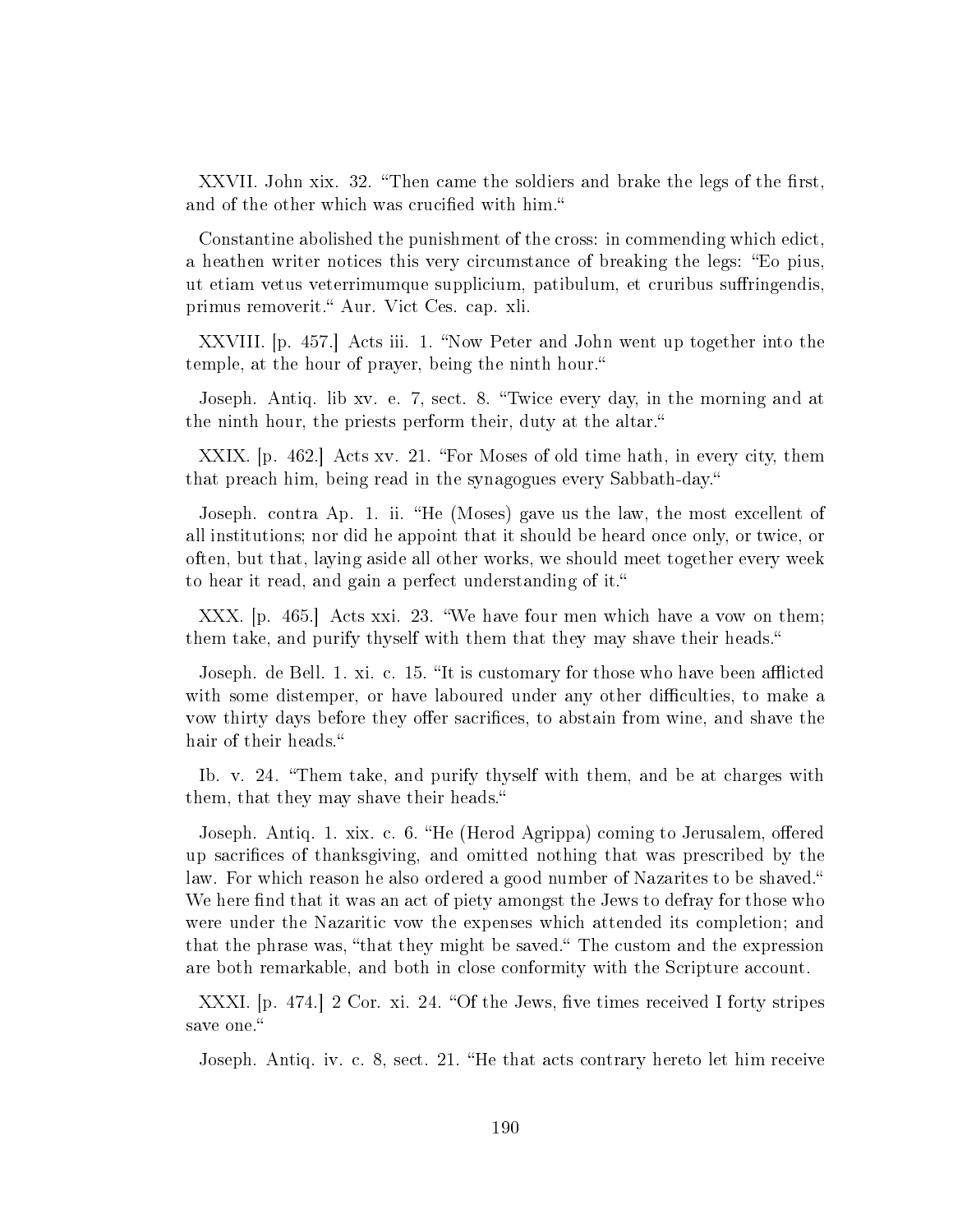XXVII. John xix. 32. "Then came the soldiers and brake the legs of the first, and of the other which was crucified with him."

Constantine abolished the punishment of the cross: in commending which edict, a heathen writer notices this very circumstance of breaking the legs: "Eo pius, ut etiam vetus veterrimumque supplicium, patibulum, et cruribus suffringendis, primus removerit." Aur. Vict Ces. cap. xli.

XXVIII. [p. 457.] Acts iii. 1. "Now Peter and John went up together into the temple, at the hour of prayer, being the ninth hour."

Joseph. Antiq. lib xv. e. 7, sect. 8. "Twice every day, in the morning and at the ninth hour, the priests perform their, duty at the altar."

XXIX. [p. 462.] Acts xv. 21. "For Moses of old time hath, in every city, them that preach him, being read in the synagogues every Sabbath-day."

Joseph. contra Ap. 1. ii. "He (Moses) gave us the law, the most excellent of all institutions; nor did he appoint that it should be heard once only, or twice, or often, but that, laying aside all other works, we should meet together every week to hear it read, and gain a perfect understanding of it."

XXX. [p. 465.] Acts xxi. 23. "We have four men which have a vow on them; them take, and purify thyself with them that they may shave their heads."

Joseph. de Bell. 1. xi. c. 15. "It is customary for those who have been afflicted with some distemper, or have laboured under any other difficulties, to make a vow thirty days before they offer sacrifices, to abstain from wine, and shave the hair of their heads."

Ib. v. 24. "Them take, and purify thyself with them, and be at charges with them, that they may shave their heads."

Joseph. Antiq. 1. xix. c. 6. "He (Herod Agrippa) coming to Jerusalem, offered up sacrifices of thanksgiving, and omitted nothing that was prescribed by the law. For which reason he also ordered a good number of Nazarites to be shaved." We here find that it was an act of piety amongst the Jews to defray for those who were under the Nazaritic vow the expenses which attended its completion; and that the phrase was, "that they might be saved." The custom and the expression are both remarkable, and both in close conformity with the Scripture account.

XXXI. [p. 474.] 2 Cor. xi. 24. "Of the Jews, five times received I forty stripes save one."

Joseph. Antiq. iv. c. 8, sect. 21. "He that acts contrary hereto let him receive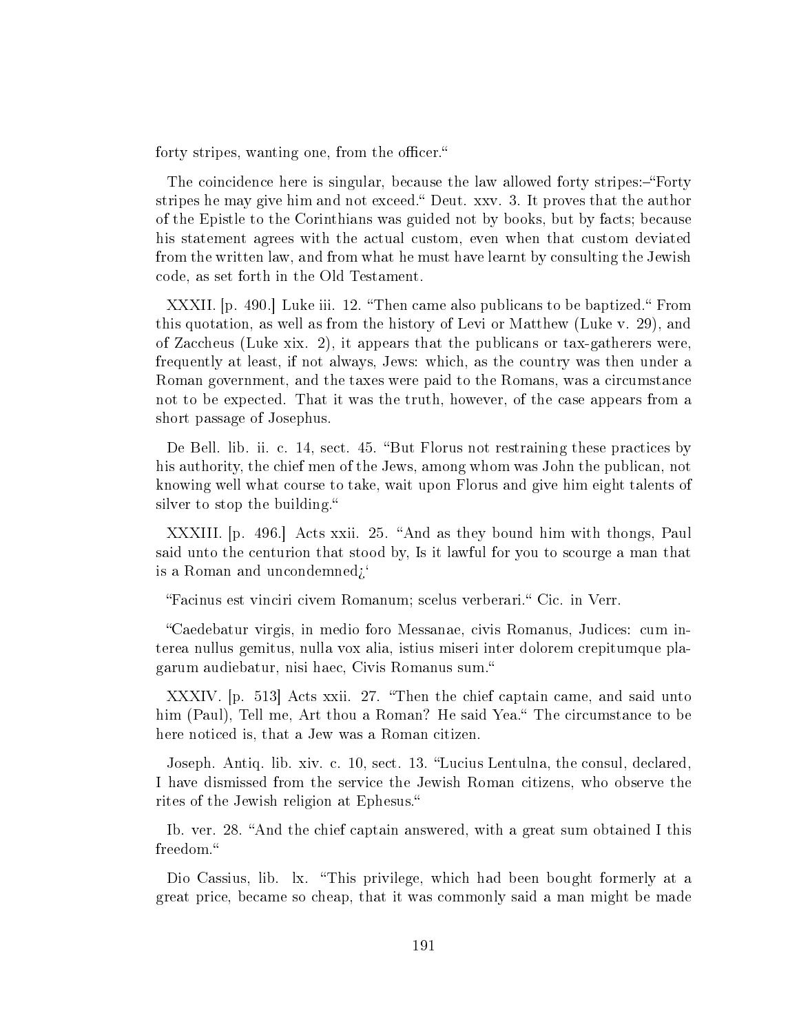forty stripes, wanting one, from the officer."

The coincidence here is singular, because the law allowed forty stripes:–"Forty stripes he may give him and not exceed." Deut. xxv. 3. It proves that the author of the Epistle to the Corinthians was guided not by books, but by facts; because his statement agrees with the actual custom, even when that custom deviated from the written law, and from what he must have learnt by consulting the Jewish code, as set forth in the Old Testament.

XXXII. [p. 490.] Luke iii. 12. "Then came also publicans to be baptized." From this quotation, as well as from the history of Levi or Matthew (Luke v. 29), and of Zaccheus (Luke xix. 2), it appears that the publicans or tax-gatherers were, frequently at least, if not always, Jews: which, as the country was then under a Roman government, and the taxes were paid to the Romans, was a circumstance not to be expected. That it was the truth, however, of the case appears from a short passage of Josephus.

De Bell. lib. ii. c. 14, sect. 45. "But Florus not restraining these practices by his authority, the chief men of the Jews, among whom was John the publican, not knowing well what course to take, wait upon Florus and give him eight talents of silver to stop the building."

XXXIII. [p. 496.] Acts xxii. 25. "And as they bound him with thongs, Paul said unto the centurion that stood by, Is it lawful for you to scourge a man that is a Roman and uncondemned¿'

"Facinus est vinciri civem Romanum; scelus verberari." Cic. in Verr.

"Caedebatur virgis, in medio foro Messanae, civis Romanus, Judices: cum interea nullus gemitus, nulla vox alia, istius miseri inter dolorem crepitumque plagarum audiebatur, nisi haec, Civis Romanus sum."

XXXIV. [p. 513] Acts xxii. 27. "Then the chief captain came, and said unto him (Paul), Tell me, Art thou a Roman? He said Yea." The circumstance to be here noticed is, that a Jew was a Roman citizen.

Joseph. Antiq. lib. xiv. c. 10, sect. 13. "Lucius Lentulna, the consul, declared, I have dismissed from the service the Jewish Roman citizens, who observe the rites of the Jewish religion at Ephesus."

Ib. ver. 28. "And the chief captain answered, with a great sum obtained I this freedom."

Dio Cassius, lib. lx. "This privilege, which had been bought formerly at a great price, became so cheap, that it was commonly said a man might be made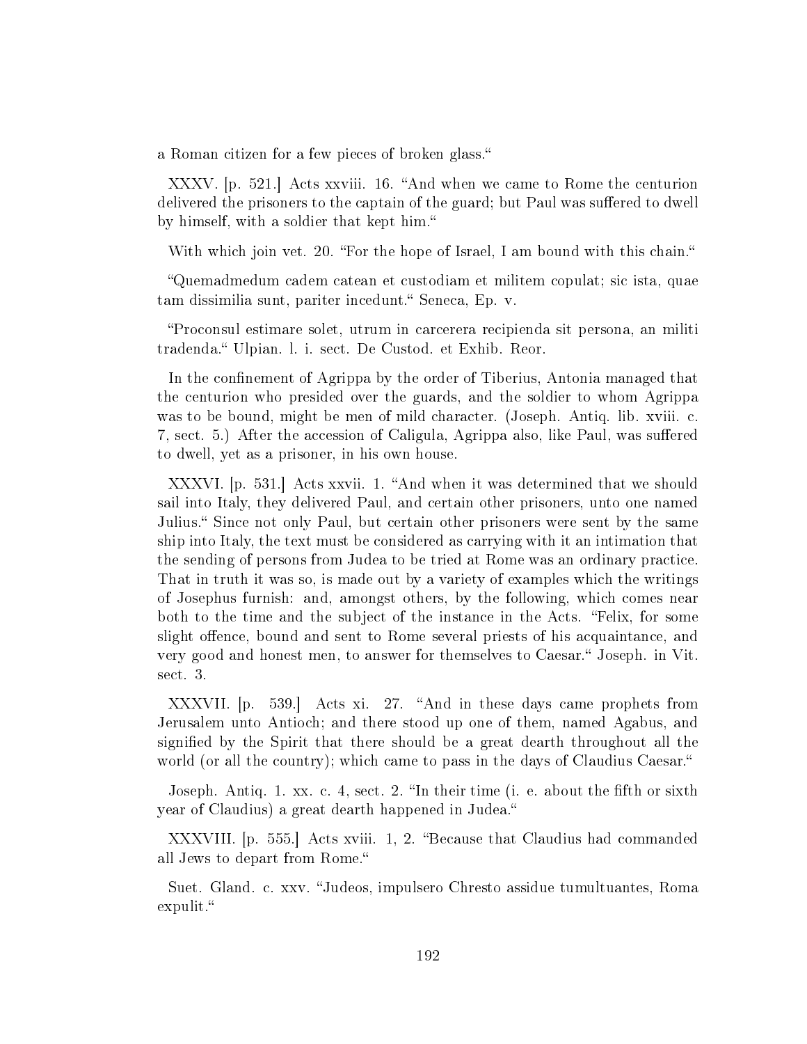a Roman citizen for a few pieces of broken glass."

XXXV. [p. 521.] Acts xxviii. 16. "And when we came to Rome the centurion delivered the prisoners to the captain of the guard; but Paul was suffered to dwell by himself, with a soldier that kept him."

With which join vet. 20. "For the hope of Israel, I am bound with this chain."

"Quemadmedum cadem catean et custodiam et militem copulat; sic ista, quae tam dissimilia sunt, pariter incedunt." Seneca, Ep. v.

"Proconsul estimare solet, utrum in carcerera recipienda sit persona, an militi tradenda." Ulpian. l. i. sect. De Custod. et Exhib. Reor.

In the confinement of Agrippa by the order of Tiberius, Antonia managed that the centurion who presided over the guards, and the soldier to whom Agrippa was to be bound, might be men of mild character. (Joseph. Antiq. lib. xviii. c. 7, sect. 5.) After the accession of Caligula, Agrippa also, like Paul, was suffered to dwell, yet as a prisoner, in his own house.

XXXVI. [p. 531.] Acts xxvii. 1. "And when it was determined that we should sail into Italy, they delivered Paul, and certain other prisoners, unto one named Julius." Since not only Paul, but certain other prisoners were sent by the same ship into Italy, the text must be considered as carrying with it an intimation that the sending of persons from Judea to be tried at Rome was an ordinary practice. That in truth it was so, is made out by a variety of examples which the writings of Josephus furnish: and, amongst others, by the following, which comes near both to the time and the subject of the instance in the Acts. "Felix, for some slight offence, bound and sent to Rome several priests of his acquaintance, and very good and honest men, to answer for themselves to Caesar." Joseph. in Vit. sect. 3.

XXXVII. [p. 539.] Acts xi. 27. "And in these days came prophets from Jerusalem unto Antioch; and there stood up one of them, named Agabus, and signified by the Spirit that there should be a great dearth throughout all the world (or all the country); which came to pass in the days of Claudius Caesar."

Joseph. Antiq. 1. xx. c. 4, sect. 2. "In their time (i. e. about the fifth or sixth year of Claudius) a great dearth happened in Judea."

XXXVIII. [p. 555.] Acts xviii. 1, 2. "Because that Claudius had commanded all Jews to depart from Rome."

Suet. Gland. c. xxv. "Judeos, impulsero Chresto assidue tumultuantes, Roma expulit."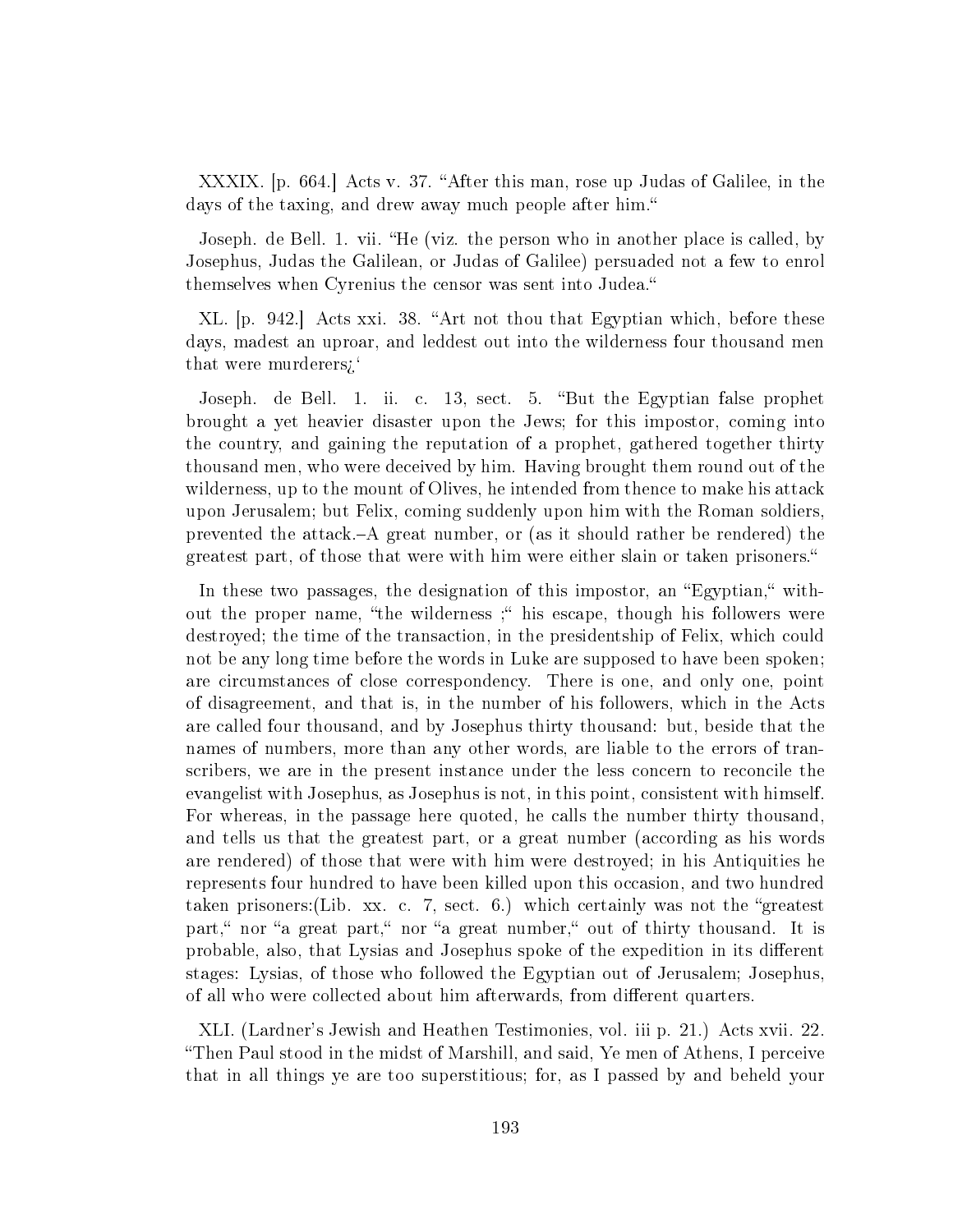XXXIX. [p. 664.] Acts v. 37. "After this man, rose up Judas of Galilee, in the days of the taxing, and drew away much people after him."

Joseph. de Bell. 1. vii. "He (viz. the person who in another place is called, by Josephus, Judas the Galilean, or Judas of Galilee) persuaded not a few to enrol themselves when Cyrenius the censor was sent into Judea."

XL. [p. 942.] Acts xxi. 38. "Art not thou that Egyptian which, before these days, madest an uproar, and leddest out into the wilderness four thousand men that were murderers¿'

Joseph. de Bell. 1. ii. c. 13, sect. 5. "But the Egyptian false prophet brought a yet heavier disaster upon the Jews; for this impostor, coming into the country, and gaining the reputation of a prophet, gathered together thirty thousand men, who were deceived by him. Having brought them round out of the wilderness, up to the mount of Olives, he intended from thence to make his attack upon Jerusalem; but Felix, coming suddenly upon him with the Roman soldiers, prevented the attack.–A great number, or (as it should rather be rendered) the greatest part, of those that were with him were either slain or taken prisoners."

In these two passages, the designation of this impostor, an "Egyptian," without the proper name, "the wilderness ;" his escape, though his followers were destroyed; the time of the transaction, in the presidentship of Felix, which could not be any long time before the words in Luke are supposed to have been spoken; are circumstances of close correspondency. There is one, and only one, point of disagreement, and that is, in the number of his followers, which in the Acts are called four thousand, and by Josephus thirty thousand: but, beside that the names of numbers, more than any other words, are liable to the errors of transcribers, we are in the present instance under the less concern to reconcile the evangelist with Josephus, as Josephus is not, in this point, consistent with himself. For whereas, in the passage here quoted, he calls the number thirty thousand, and tells us that the greatest part, or a great number (according as his words are rendered) of those that were with him were destroyed; in his Antiquities he represents four hundred to have been killed upon this occasion, and two hundred taken prisoners:(Lib. xx. c. 7, sect. 6.) which certainly was not the "greatest part," nor "a great part," nor "a great number," out of thirty thousand. It is probable, also, that Lysias and Josephus spoke of the expedition in its different stages: Lysias, of those who followed the Egyptian out of Jerusalem; Josephus, of all who were collected about him afterwards, from different quarters.

XLI. (Lardner's Jewish and Heathen Testimonies, vol. iii p. 21.) Acts xvii. 22. "Then Paul stood in the midst of Marshill, and said, Ye men of Athens, I perceive that in all things ye are too superstitious; for, as I passed by and beheld your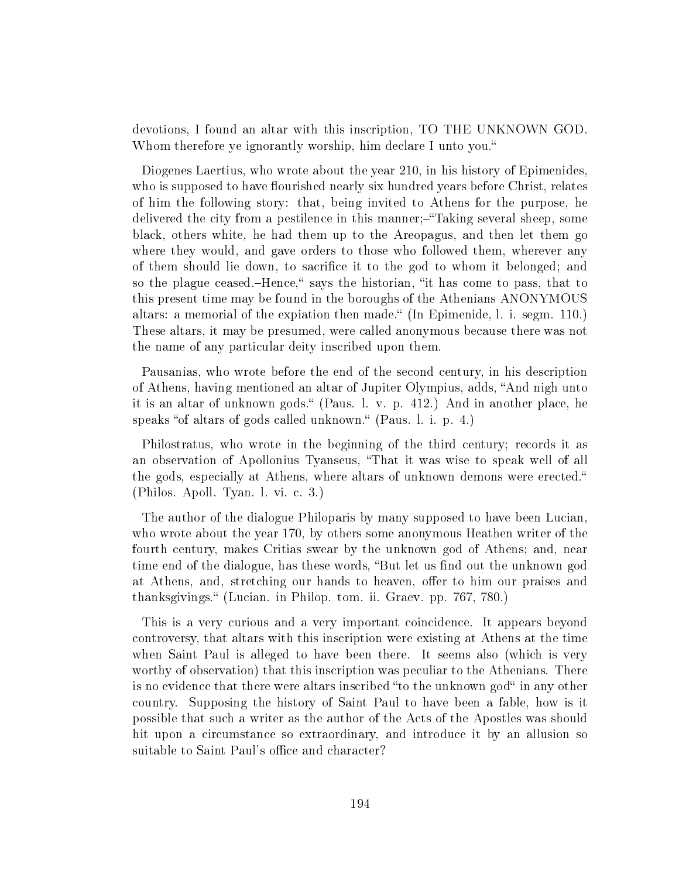devotions, I found an altar with this inscription, TO THE UNKNOWN GOD. Whom therefore ye ignorantly worship, him declare I unto you."

Diogenes Laertius, who wrote about the year 210, in his history of Epimenides, who is supposed to have flourished nearly six hundred years before Christ, relates of him the following story: that, being invited to Athens for the purpose, he delivered the city from a pestilence in this manner;–"Taking several sheep, some black, others white, he had them up to the Areopagus, and then let them go where they would, and gave orders to those who followed them, wherever any of them should lie down, to sacrifice it to the god to whom it belonged; and so the plague ceased.–Hence," says the historian, "it has come to pass, that to this present time may be found in the boroughs of the Athenians ANONYMOUS altars: a memorial of the expiation then made." (In Epimenide, l. i. segm. 110.) These altars, it may be presumed, were called anonymous because there was not the name of any particular deity inscribed upon them.

Pausanias, who wrote before the end of the second century, in his description of Athens, having mentioned an altar of Jupiter Olympius, adds, "And nigh unto it is an altar of unknown gods." (Paus. l. v. p. 412.) And in another place, he speaks "of altars of gods called unknown." (Paus. l. i. p. 4.)

Philostratus, who wrote in the beginning of the third century; records it as an observation of Apollonius Tyanseus, "That it was wise to speak well of all the gods, especially at Athens, where altars of unknown demons were erected." (Philos. Apoll. Tyan. l. vi. c. 3.)

The author of the dialogue Philoparis by many supposed to have been Lucian, who wrote about the year 170, by others some anonymous Heathen writer of the fourth century, makes Critias swear by the unknown god of Athens; and, near time end of the dialogue, has these words, "But let us find out the unknown god at Athens, and, stretching our hands to heaven, offer to him our praises and thanksgivings." (Lucian. in Philop. tom. ii. Graev. pp. 767, 780.)

This is a very curious and a very important coincidence. It appears beyond controversy, that altars with this inscription were existing at Athens at the time when Saint Paul is alleged to have been there. It seems also (which is very worthy of observation) that this inscription was peculiar to the Athenians. There is no evidence that there were altars inscribed "to the unknown god" in any other country. Supposing the history of Saint Paul to have been a fable, how is it possible that such a writer as the author of the Acts of the Apostles was should hit upon a circumstance so extraordinary, and introduce it by an allusion so suitable to Saint Paul's office and character?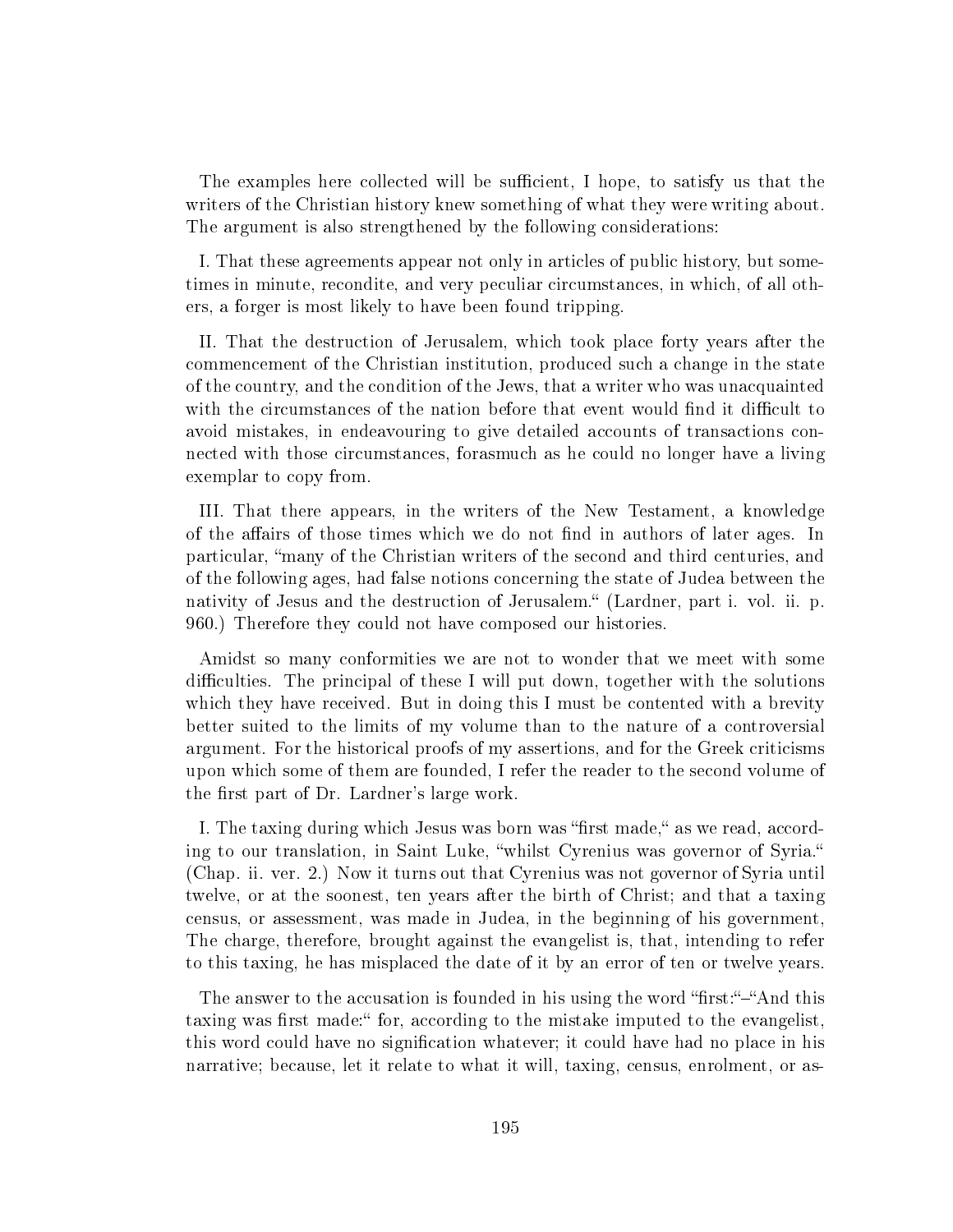The examples here collected will be sufficient, I hope, to satisfy us that the writers of the Christian history knew something of what they were writing about. The argument is also strengthened by the following considerations:

I. That these agreements appear not only in articles of public history, but sometimes in minute, recondite, and very peculiar circumstances, in which, of all others, a forger is most likely to have been found tripping.

II. That the destruction of Jerusalem, which took place forty years after the commencement of the Christian institution, produced such a change in the state of the country, and the condition of the Jews, that a writer who was unacquainted with the circumstances of the nation before that event would find it difficult to avoid mistakes, in endeavouring to give detailed accounts of transactions connected with those circumstances, forasmuch as he could no longer have a living exemplar to copy from.

III. That there appears, in the writers of the New Testament, a knowledge of the affairs of those times which we do not find in authors of later ages. In particular, "many of the Christian writers of the second and third centuries, and of the following ages, had false notions concerning the state of Judea between the nativity of Jesus and the destruction of Jerusalem." (Lardner, part i. vol. ii. p. 960.) Therefore they could not have composed our histories.

Amidst so many conformities we are not to wonder that we meet with some difficulties. The principal of these I will put down, together with the solutions which they have received. But in doing this I must be contented with a brevity better suited to the limits of my volume than to the nature of a controversial argument. For the historical proofs of my assertions, and for the Greek criticisms upon which some of them are founded, I refer the reader to the second volume of the first part of Dr. Lardner's large work.

I. The taxing during which Jesus was born was "first made," as we read, according to our translation, in Saint Luke, "whilst Cyrenius was governor of Syria." (Chap. ii. ver. 2.) Now it turns out that Cyrenius was not governor of Syria until twelve, or at the soonest, ten years after the birth of Christ; and that a taxing census, or assessment, was made in Judea, in the beginning of his government, The charge, therefore, brought against the evangelist is, that, intending to refer to this taxing, he has misplaced the date of it by an error of ten or twelve years.

The answer to the accusation is founded in his using the word "first:"–"And this taxing was first made:" for, according to the mistake imputed to the evangelist, this word could have no signification whatever; it could have had no place in his narrative; because, let it relate to what it will, taxing, census, enrolment, or as-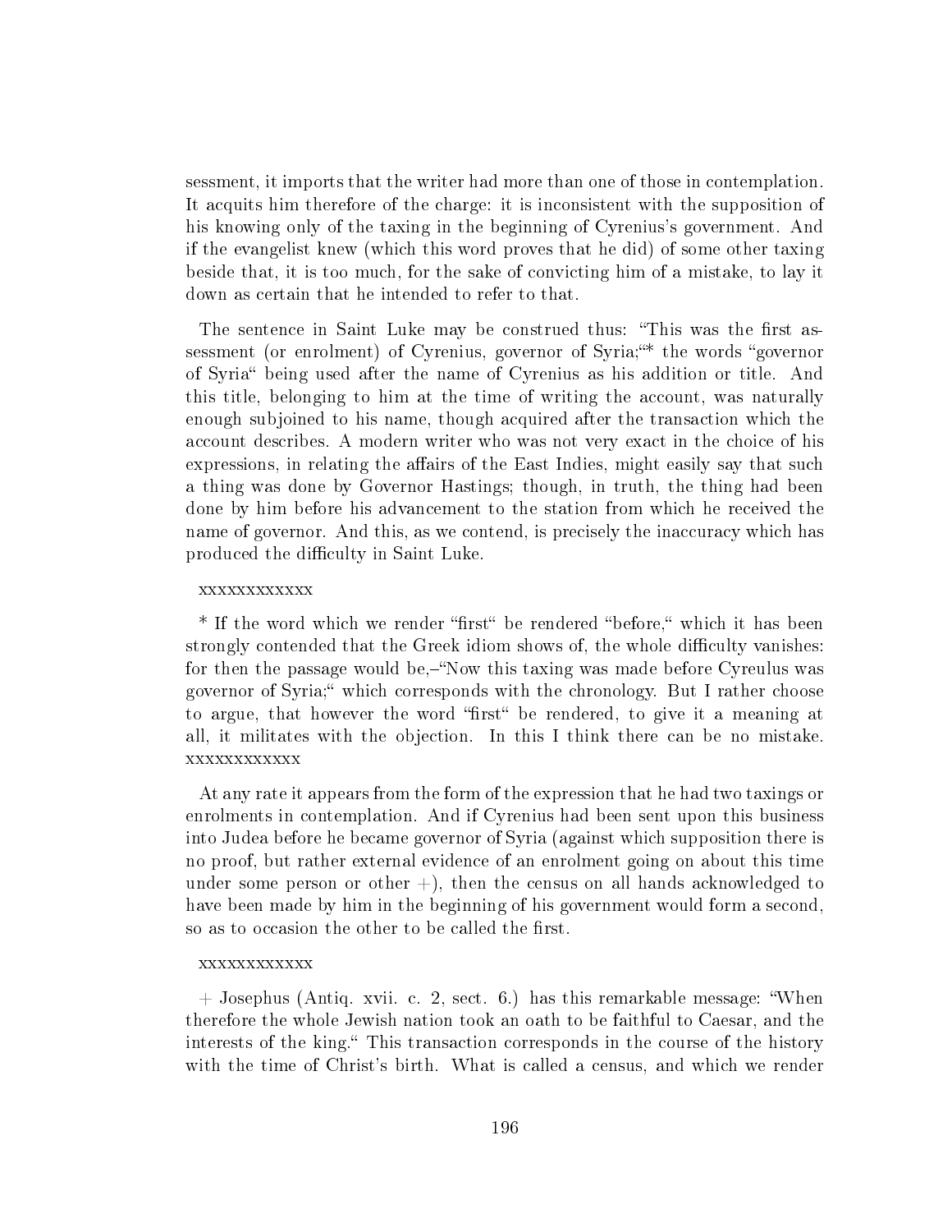sessment, it imports that the writer had more than one of those in contemplation. It acquits him therefore of the charge: it is inconsistent with the supposition of his knowing only of the taxing in the beginning of Cyrenius's government. And if the evangelist knew (which this word proves that he did) of some other taxing beside that, it is too much, for the sake of convicting him of a mistake, to lay it down as certain that he intended to refer to that.

The sentence in Saint Luke may be construed thus: "This was the first assessment (or enrolment) of Cyrenius, governor of Syria;"* the words "governor of Syria" being used after the name of Cyrenius as his addition or title. And this title, belonging to him at the time of writing the account, was naturally enough subjoined to his name, though acquired after the transaction which the account describes. A modern writer who was not very exact in the choice of his expressions, in relating the affairs of the East Indies, might easily say that such a thing was done by Governor Hastings; though, in truth, the thing had been done by him before his advancement to the station from which he received the name of governor. And this, as we contend, is precisely the inaccuracy which has produced the difficulty in Saint Luke.

xxxxxxxxxxxx

* If the word which we render "first" be rendered "before," which it has been strongly contended that the Greek idiom shows of, the whole difficulty vanishes: for then the passage would be,–"Now this taxing was made before Cyreulus was governor of Syria;" which corresponds with the chronology. But I rather choose to argue, that however the word "first" be rendered, to give it a meaning at all, it militates with the objection. In this I think there can be no mistake. xxxxxxxxxxxx

At any rate it appears from the form of the expression that he had two taxings or enrolments in contemplation. And if Cyrenius had been sent upon this business into Judea before he became governor of Syria (against which supposition there is no proof, but rather external evidence of an enrolment going on about this time under some person or other +), then the census on all hands acknowledged to have been made by him in the beginning of his government would form a second, so as to occasion the other to be called the first.

xxxxxxxxxxxx

+ Josephus (Antiq. xvii. c. 2, sect. 6.) has this remarkable message: "When therefore the whole Jewish nation took an oath to be faithful to Caesar, and the interests of the king." This transaction corresponds in the course of the history with the time of Christ's birth. What is called a census, and which we render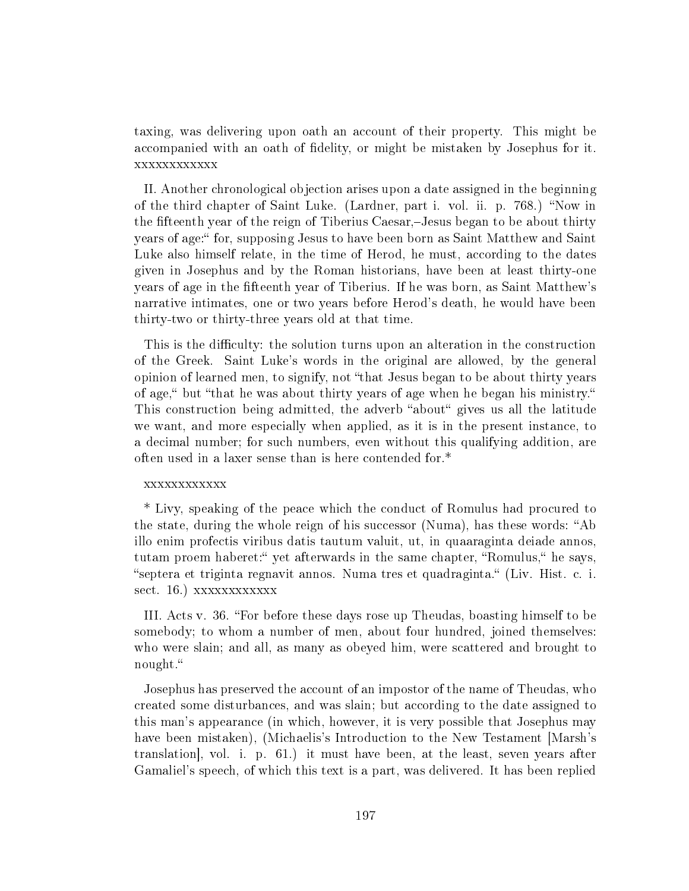taxing, was delivering upon oath an account of their property. This might be accompanied with an oath of fidelity, or might be mistaken by Josephus for it. xxxxxxxxxxxx

II. Another chronological objection arises upon a date assigned in the beginning of the third chapter of Saint Luke. (Lardner, part i. vol. ii. p. 768.) “Now in the fifteenth year of the reign of Tiberius Caesar,–Jesus began to be about thirty years of age:“ for, supposing Jesus to have been born as Saint Matthew and Saint Luke also himself relate, in the time of Herod, he must, according to the dates given in Josephus and by the Roman historians, have been at least thirty-one years of age in the fifteenth year of Tiberius. If he was born, as Saint Matthew's narrative intimates, one or two years before Herod's death, he would have been thirty-two or thirty-three years old at that time.

This is the difficulty: the solution turns upon an alteration in the construction of the Greek. Saint Luke's words in the original are allowed, by the general opinion of learned men, to signify, not “that Jesus began to be about thirty years of age,“ but “that he was about thirty years of age when he began his ministry.“ This construction being admitted, the adverb “about“ gives us all the latitude we want, and more especially when applied, as it is in the present instance, to a decimal number; for such numbers, even without this qualifying addition, are often used in a laxer sense than is here contended for.*

xxxxxxxxxxxx

* Livy, speaking of the peace which the conduct of Romulus had procured to the state, during the whole reign of his successor (Numa), has these words: “Ab illo enim profectis viribus datis tautum valuit, ut, in quaaraginta deiade annos, tutam proem haberet:“ yet afterwards in the same chapter, “Romulus,“ he says, “septera et triginta regnavit annos. Numa tres et quadraginta.“ (Liv. Hist. c. i. sect. 16.) xxxxxxxxxxxx

III. Acts v. 36. “For before these days rose up Theudas, boasting himself to be somebody; to whom a number of men, about four hundred, joined themselves: who were slain; and all, as many as obeyed him, were scattered and brought to nought.“

Josephus has preserved the account of an impostor of the name of Theudas, who created some disturbances, and was slain; but according to the date assigned to this man's appearance (in which, however, it is very possible that Josephus may have been mistaken), (Michaelis's Introduction to the New Testament [Marsh's translation], vol. i. p. 61.) it must have been, at the least, seven years after Gamaliel's speech, of which this text is a part, was delivered. It has been replied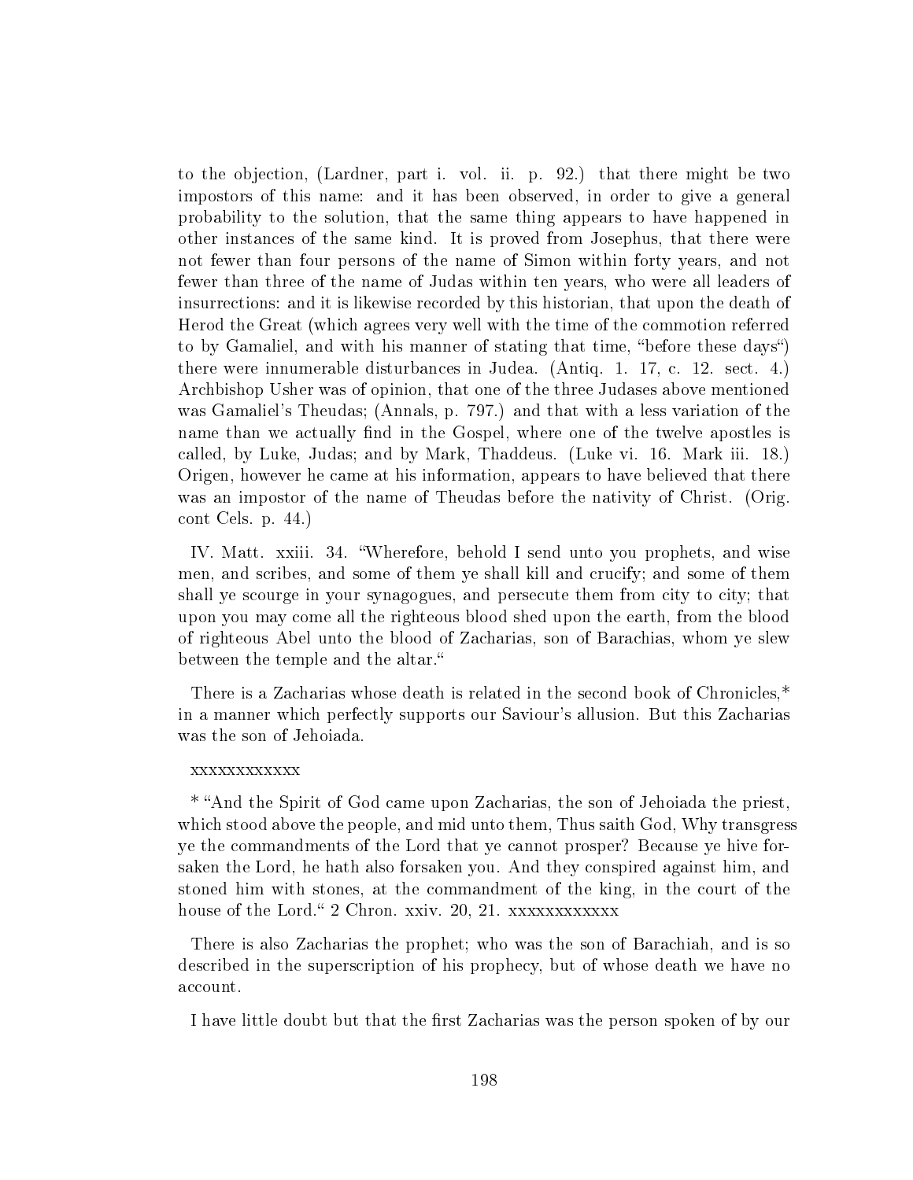to the objection, (Lardner, part i. vol. ii. p. 92.) that there might be two impostors of this name: and it has been observed, in order to give a general probability to the solution, that the same thing appears to have happened in other instances of the same kind. It is proved from Josephus, that there were not fewer than four persons of the name of Simon within forty years, and not fewer than three of the name of Judas within ten years, who were all leaders of insurrections: and it is likewise recorded by this historian, that upon the death of Herod the Great (which agrees very well with the time of the commotion referred to by Gamaliel, and with his manner of stating that time, "before these days") there were innumerable disturbances in Judea. (Antiq. 1. 17, c. 12. sect. 4.) Archbishop Usher was of opinion, that one of the three Judases above mentioned was Gamaliel's Theudas; (Annals, p. 797.) and that with a less variation of the name than we actually find in the Gospel, where one of the twelve apostles is called, by Luke, Judas; and by Mark, Thaddeus. (Luke vi. 16. Mark iii. 18.) Origen, however he came at his information, appears to have believed that there was an impostor of the name of Theudas before the nativity of Christ. (Orig. cont Cels. p. 44.)

IV. Matt. xxiii. 34. "Wherefore, behold I send unto you prophets, and wise men, and scribes, and some of them ye shall kill and crucify; and some of them shall ye scourge in your synagogues, and persecute them from city to city; that upon you may come all the righteous blood shed upon the earth, from the blood of righteous Abel unto the blood of Zacharias, son of Barachias, whom ye slew between the temple and the altar."

There is a Zacharias whose death is related in the second book of Chronicles,* in a manner which perfectly supports our Saviour's allusion. But this Zacharias was the son of Jehoiada.

xxxxxxxxxxxx

* "And the Spirit of God came upon Zacharias, the son of Jehoiada the priest, which stood above the people, and mid unto them, Thus saith God, Why transgress ye the commandments of the Lord that ye cannot prosper? Because ye hive forsaken the Lord, he hath also forsaken you. And they conspired against him, and stoned him with stones, at the commandment of the king, in the court of the house of the Lord." 2 Chron. xxiv. 20, 21. xxxxxxxxxxxx

There is also Zacharias the prophet; who was the son of Barachiah, and is so described in the superscription of his prophecy, but of whose death we have no account.

I have little doubt but that the first Zacharias was the person spoken of by our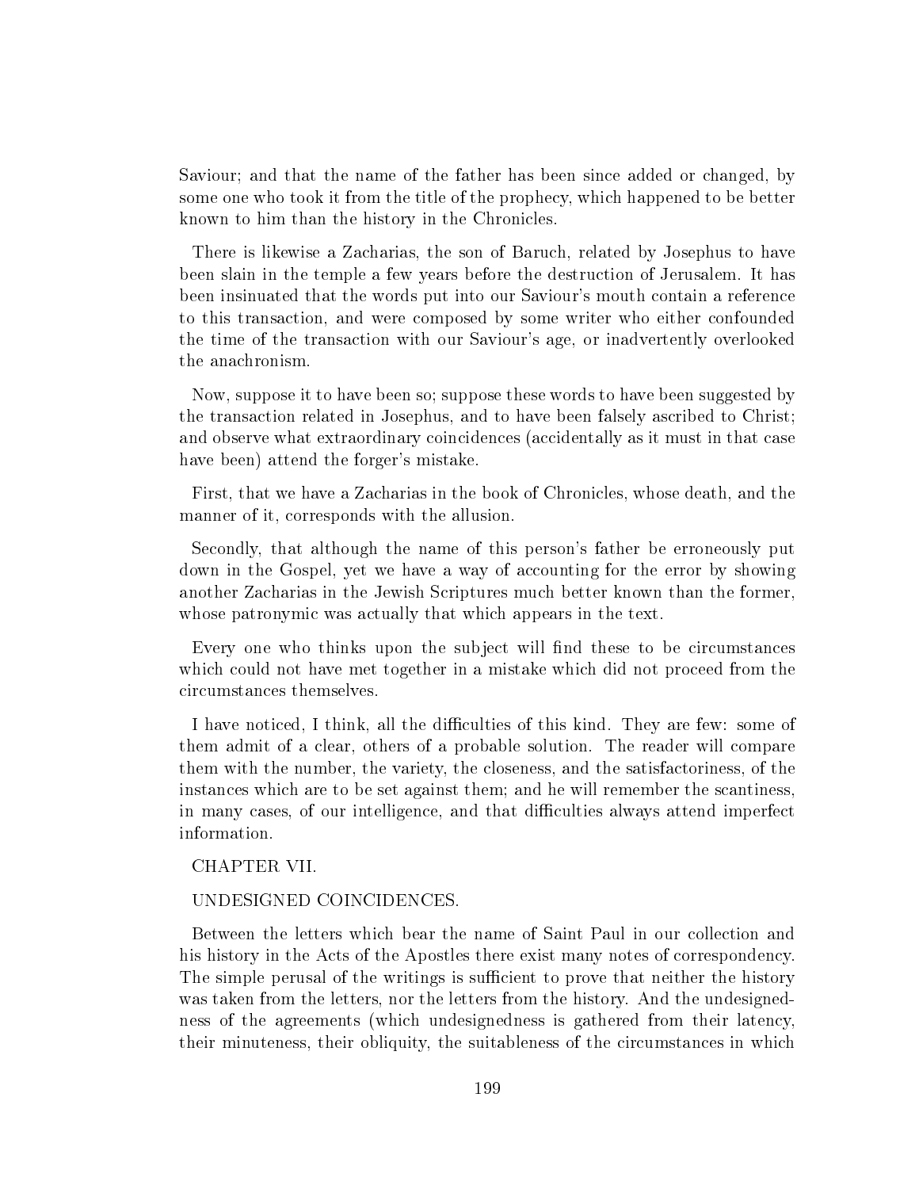Saviour; and that the name of the father has been since added or changed, by some one who took it from the title of the prophecy, which happened to be better known to him than the history in the Chronicles.

There is likewise a Zacharias, the son of Baruch, related by Josephus to have been slain in the temple a few years before the destruction of Jerusalem. It has been insinuated that the words put into our Saviour's mouth contain a reference to this transaction, and were composed by some writer who either confounded the time of the transaction with our Saviour's age, or inadvertently overlooked the anachronism.

Now, suppose it to have been so; suppose these words to have been suggested by the transaction related in Josephus, and to have been falsely ascribed to Christ; and observe what extraordinary coincidences (accidentally as it must in that case have been) attend the forger's mistake.

First, that we have a Zacharias in the book of Chronicles, whose death, and the manner of it, corresponds with the allusion.

Secondly, that although the name of this person's father be erroneously put down in the Gospel, yet we have a way of accounting for the error by showing another Zacharias in the Jewish Scriptures much better known than the former, whose patronymic was actually that which appears in the text.

Every one who thinks upon the subject will find these to be circumstances which could not have met together in a mistake which did not proceed from the circumstances themselves.

I have noticed, I think, all the difficulties of this kind. They are few: some of them admit of a clear, others of a probable solution. The reader will compare them with the number, the variety, the closeness, and the satisfactoriness, of the instances which are to be set against them; and he will remember the scantiness, in many cases, of our intelligence, and that difficulties always attend imperfect information.

## CHAPTER VII.

## UNDESIGNED COINCIDENCES.

Between the letters which bear the name of Saint Paul in our collection and his history in the Acts of the Apostles there exist many notes of correspondency. The simple perusal of the writings is sufficient to prove that neither the history was taken from the letters, nor the letters from the history. And the undesignedness of the agreements (which undesignedness is gathered from their latency, their minuteness, their obliquity, the suitableness of the circumstances in which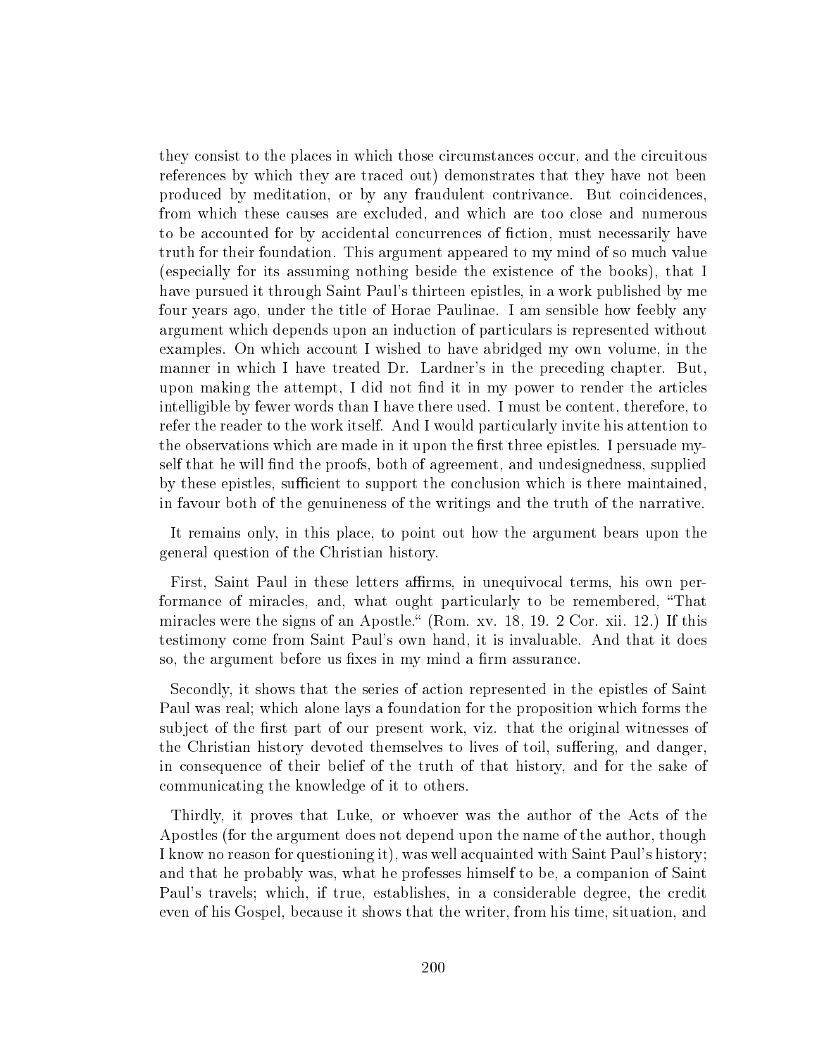they consist to the places in which those circumstances occur, and the circuitous references by which they are traced out) demonstrates that they have not been produced by meditation, or by any fraudulent contrivance. But coincidences, from which these causes are excluded, and which are too close and numerous to be accounted for by accidental concurrences of fiction, must necessarily have truth for their foundation. This argument appeared to my mind of so much value (especially for its assuming nothing beside the existence of the books), that I have pursued it through Saint Paul's thirteen epistles, in a work published by me four years ago, under the title of Horae Paulinae. I am sensible how feebly any argument which depends upon an induction of particulars is represented without examples. On which account I wished to have abridged my own volume, in the manner in which I have treated Dr. Lardner's in the preceding chapter. But, upon making the attempt, I did not find it in my power to render the articles intelligible by fewer words than I have there used. I must be content, therefore, to refer the reader to the work itself. And I would particularly invite his attention to the observations which are made in it upon the first three epistles. I persuade myself that he will find the proofs, both of agreement, and undesignedness, supplied by these epistles, sufficient to support the conclusion which is there maintained, in favour both of the genuineness of the writings and the truth of the narrative.

It remains only, in this place, to point out how the argument bears upon the general question of the Christian history.

First, Saint Paul in these letters affirms, in unequivocal terms, his own performance of miracles, and, what ought particularly to be remembered, "That miracles were the signs of an Apostle." (Rom. xv. 18, 19. 2 Cor. xii. 12.) If this testimony come from Saint Paul's own hand, it is invaluable. And that it does so, the argument before us fixes in my mind a firm assurance.

Secondly, it shows that the series of action represented in the epistles of Saint Paul was real; which alone lays a foundation for the proposition which forms the subject of the first part of our present work, viz. that the original witnesses of the Christian history devoted themselves to lives of toil, suffering, and danger, in consequence of their belief of the truth of that history, and for the sake of communicating the knowledge of it to others.

Thirdly, it proves that Luke, or whoever was the author of the Acts of the Apostles (for the argument does not depend upon the name of the author, though I know no reason for questioning it), was well acquainted with Saint Paul's history; and that he probably was, what he professes himself to be, a companion of Saint Paul's travels; which, if true, establishes, in a considerable degree, the credit even of his Gospel, because it shows that the writer, from his time, situation, and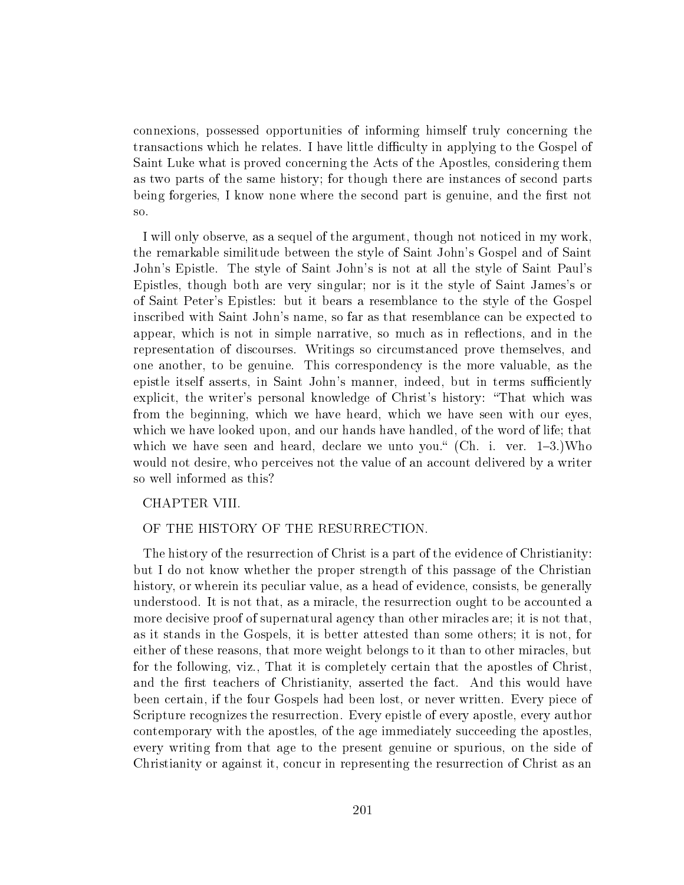connexions, possessed opportunities of informing himself truly concerning the transactions which he relates. I have little difficulty in applying to the Gospel of Saint Luke what is proved concerning the Acts of the Apostles, considering them as two parts of the same history; for though there are instances of second parts being forgeries, I know none where the second part is genuine, and the first not so.

I will only observe, as a sequel of the argument, though not noticed in my work, the remarkable similitude between the style of Saint John's Gospel and of Saint John's Epistle. The style of Saint John's is not at all the style of Saint Paul's Epistles, though both are very singular; nor is it the style of Saint James's or of Saint Peter's Epistles: but it bears a resemblance to the style of the Gospel inscribed with Saint John's name, so far as that resemblance can be expected to appear, which is not in simple narrative, so much as in reflections, and in the representation of discourses. Writings so circumstanced prove themselves, and one another, to be genuine. This correspondency is the more valuable, as the epistle itself asserts, in Saint John's manner, indeed, but in terms sufficiently explicit, the writer's personal knowledge of Christ's history: "That which was from the beginning, which we have heard, which we have seen with our eyes, which we have looked upon, and our hands have handled, of the word of life; that which we have seen and heard, declare we unto you." (Ch. i. ver. 1–3.)Who would not desire, who perceives not the value of an account delivered by a writer so well informed as this?

## CHAPTER VIII.

## OF THE HISTORY OF THE RESURRECTION.

The history of the resurrection of Christ is a part of the evidence of Christianity: but I do not know whether the proper strength of this passage of the Christian history, or wherein its peculiar value, as a head of evidence, consists, be generally understood. It is not that, as a miracle, the resurrection ought to be accounted a more decisive proof of supernatural agency than other miracles are; it is not that, as it stands in the Gospels, it is better attested than some others; it is not, for either of these reasons, that more weight belongs to it than to other miracles, but for the following, viz., That it is completely certain that the apostles of Christ, and the first teachers of Christianity, asserted the fact. And this would have been certain, if the four Gospels had been lost, or never written. Every piece of Scripture recognizes the resurrection. Every epistle of every apostle, every author contemporary with the apostles, of the age immediately succeeding the apostles, every writing from that age to the present genuine or spurious, on the side of Christianity or against it, concur in representing the resurrection of Christ as an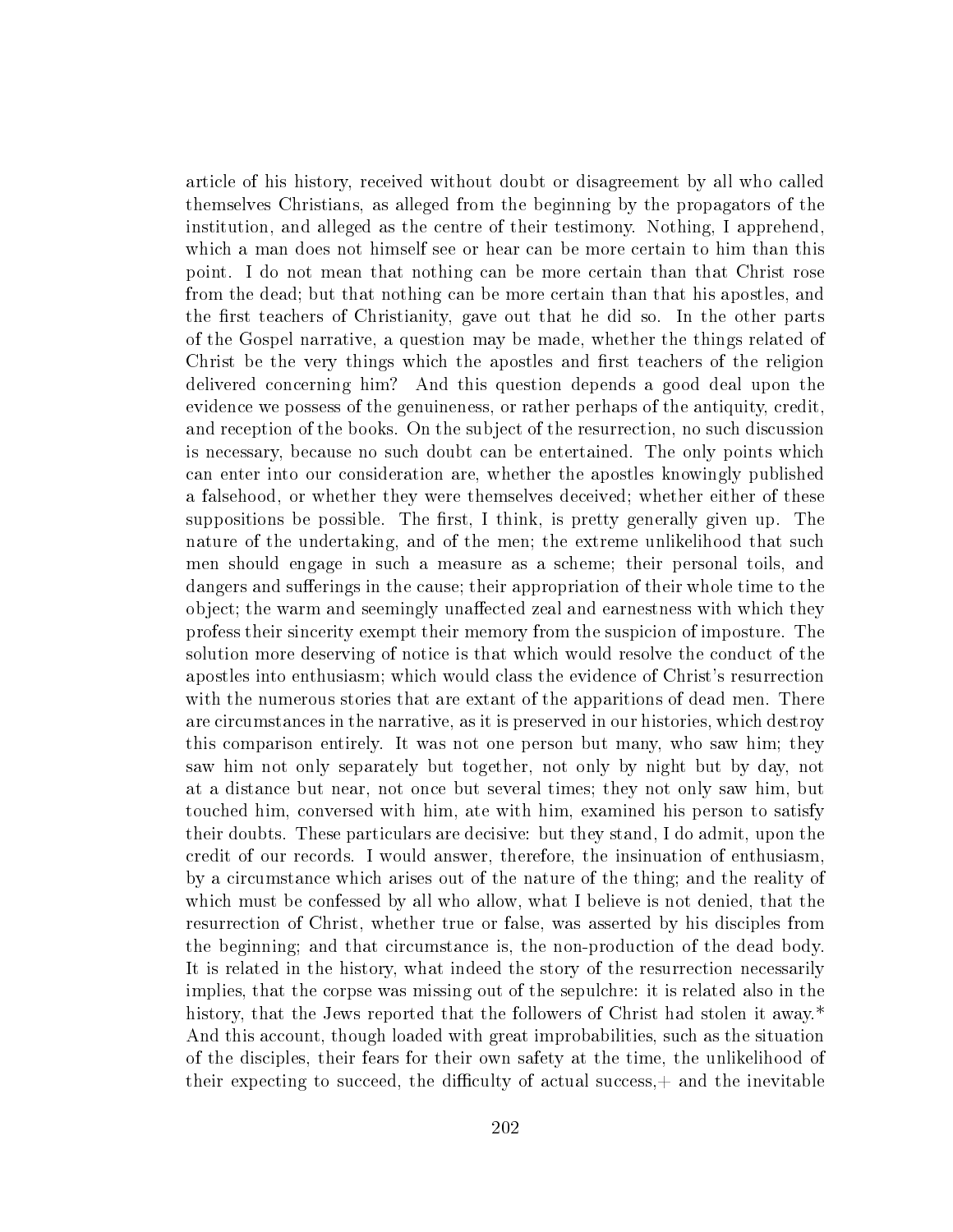article of his history, received without doubt or disagreement by all who called themselves Christians, as alleged from the beginning by the propagators of the institution, and alleged as the centre of their testimony. Nothing, I apprehend, which a man does not himself see or hear can be more certain to him than this point. I do not mean that nothing can be more certain than that Christ rose from the dead; but that nothing can be more certain than that his apostles, and the first teachers of Christianity, gave out that he did so. In the other parts of the Gospel narrative, a question may be made, whether the things related of Christ be the very things which the apostles and first teachers of the religion delivered concerning him? And this question depends a good deal upon the evidence we possess of the genuineness, or rather perhaps of the antiquity, credit, and reception of the books. On the subject of the resurrection, no such discussion is necessary, because no such doubt can be entertained. The only points which can enter into our consideration are, whether the apostles knowingly published a falsehood, or whether they were themselves deceived; whether either of these suppositions be possible. The first, I think, is pretty generally given up. The nature of the undertaking, and of the men; the extreme unlikelihood that such men should engage in such a measure as a scheme; their personal toils, and dangers and sufferings in the cause; their appropriation of their whole time to the object; the warm and seemingly unaffected zeal and earnestness with which they profess their sincerity exempt their memory from the suspicion of imposture. The solution more deserving of notice is that which would resolve the conduct of the apostles into enthusiasm; which would class the evidence of Christ's resurrection with the numerous stories that are extant of the apparitions of dead men. There are circumstances in the narrative, as it is preserved in our histories, which destroy this comparison entirely. It was not one person but many, who saw him; they saw him not only separately but together, not only by night but by day, not at a distance but near, not once but several times; they not only saw him, but touched him, conversed with him, ate with him, examined his person to satisfy their doubts. These particulars are decisive: but they stand, I do admit, upon the credit of our records. I would answer, therefore, the insinuation of enthusiasm, by a circumstance which arises out of the nature of the thing; and the reality of which must be confessed by all who allow, what I believe is not denied, that the resurrection of Christ, whether true or false, was asserted by his disciples from the beginning; and that circumstance is, the non-production of the dead body. It is related in the history, what indeed the story of the resurrection necessarily implies, that the corpse was missing out of the sepulchre: it is related also in the history, that the Jews reported that the followers of Christ had stolen it away.* And this account, though loaded with great improbabilities, such as the situation of the disciples, their fears for their own safety at the time, the unlikelihood of their expecting to succeed, the difficulty of actual success,+ and the inevitable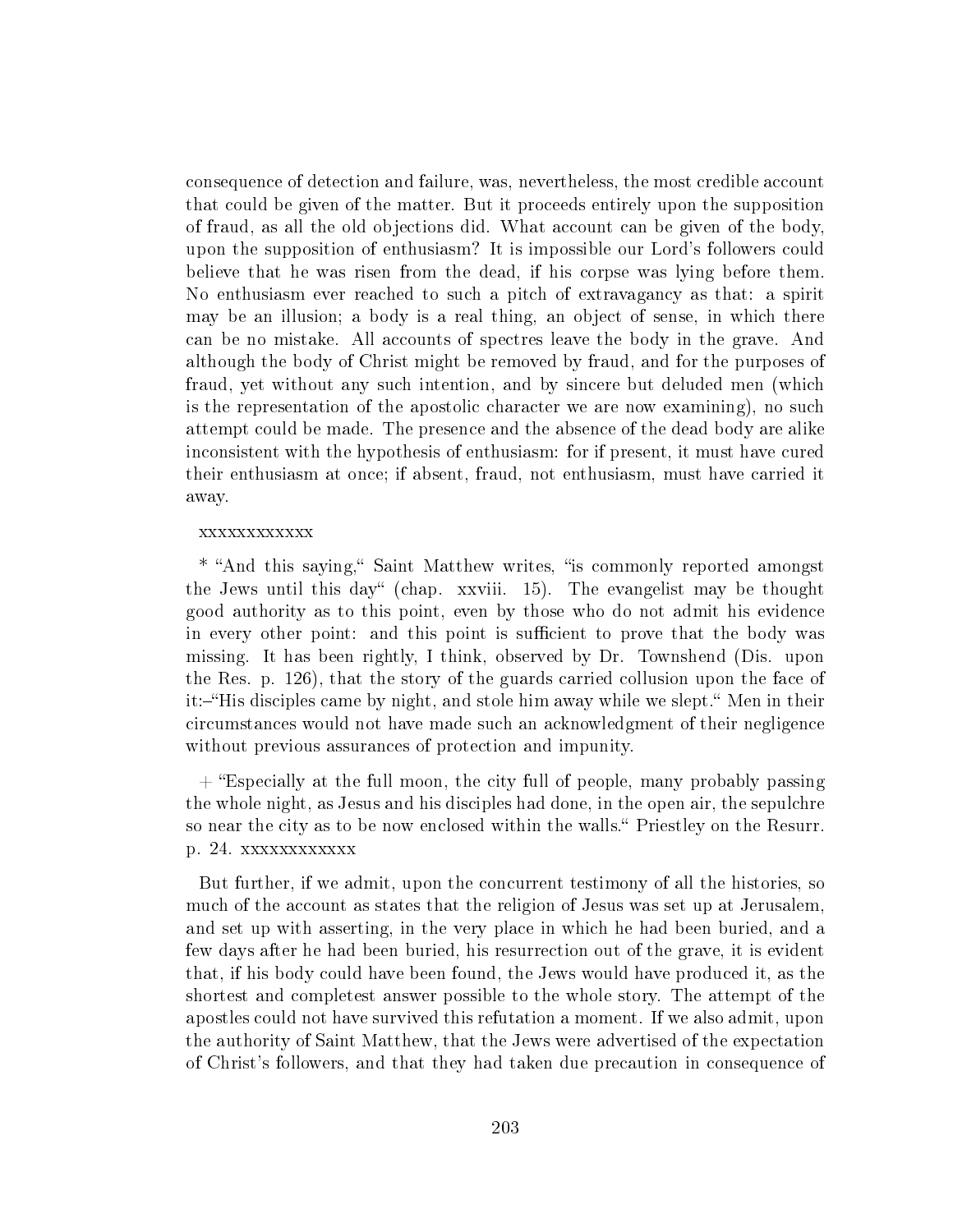consequence of detection and failure, was, nevertheless, the most credible account that could be given of the matter. But it proceeds entirely upon the supposition of fraud, as all the old objections did. What account can be given of the body, upon the supposition of enthusiasm? It is impossible our Lord's followers could believe that he was risen from the dead, if his corpse was lying before them. No enthusiasm ever reached to such a pitch of extravagancy as that: a spirit may be an illusion; a body is a real thing, an object of sense, in which there can be no mistake. All accounts of spectres leave the body in the grave. And although the body of Christ might be removed by fraud, and for the purposes of fraud, yet without any such intention, and by sincere but deluded men (which is the representation of the apostolic character we are now examining), no such attempt could be made. The presence and the absence of the dead body are alike inconsistent with the hypothesis of enthusiasm: for if present, it must have cured their enthusiasm at once; if absent, fraud, not enthusiasm, must have carried it away.

xxxxxxxxxxxx

* "And this saying," Saint Matthew writes, "is commonly reported amongst the Jews until this day" (chap. xxviii. 15). The evangelist may be thought good authority as to this point, even by those who do not admit his evidence in every other point: and this point is sufficient to prove that the body was missing. It has been rightly, I think, observed by Dr. Townshend (Dis. upon the Res. p. 126), that the story of the guards carried collusion upon the face of it:–"His disciples came by night, and stole him away while we slept." Men in their circumstances would not have made such an acknowledgment of their negligence without previous assurances of protection and impunity.

+ "Especially at the full moon, the city full of people, many probably passing the whole night, as Jesus and his disciples had done, in the open air, the sepulchre so near the city as to be now enclosed within the walls." Priestley on the Resurr. p. 24. xxxxxxxxxxxx

But further, if we admit, upon the concurrent testimony of all the histories, so much of the account as states that the religion of Jesus was set up at Jerusalem, and set up with asserting, in the very place in which he had been buried, and a few days after he had been buried, his resurrection out of the grave, it is evident that, if his body could have been found, the Jews would have produced it, as the shortest and completest answer possible to the whole story. The attempt of the apostles could not have survived this refutation a moment. If we also admit, upon the authority of Saint Matthew, that the Jews were advertised of the expectation of Christ's followers, and that they had taken due precaution in consequence of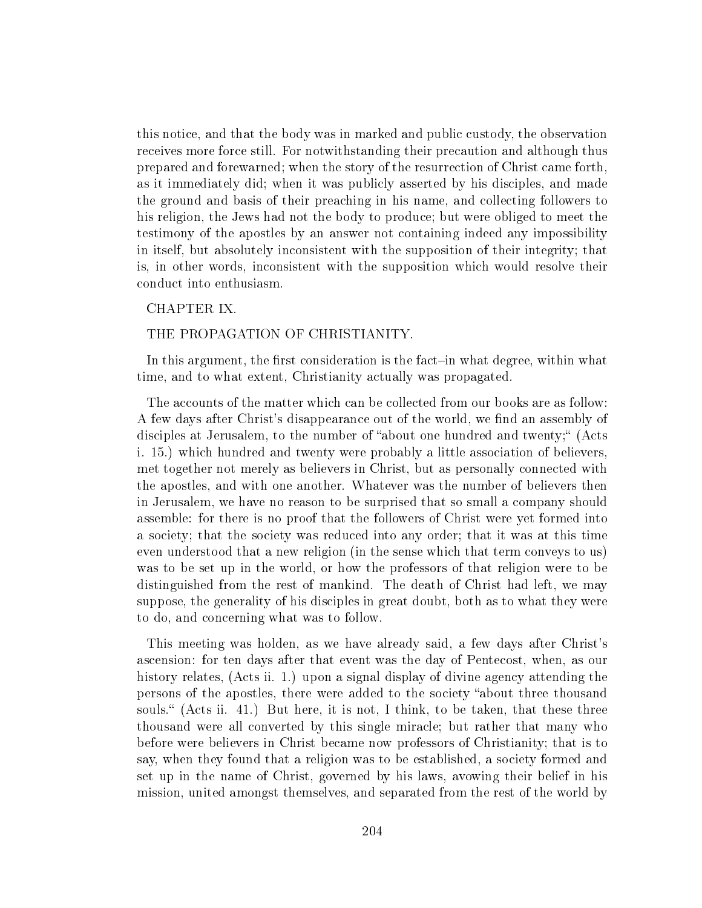this notice, and that the body was in marked and public custody, the observation receives more force still. For notwithstanding their precaution and although thus prepared and forewarned; when the story of the resurrection of Christ came forth, as it immediately did; when it was publicly asserted by his disciples, and made the ground and basis of their preaching in his name, and collecting followers to his religion, the Jews had not the body to produce; but were obliged to meet the testimony of the apostles by an answer not containing indeed any impossibility in itself, but absolutely inconsistent with the supposition of their integrity; that is, in other words, inconsistent with the supposition which would resolve their conduct into enthusiasm.

## CHAPTER IX.

## THE PROPAGATION OF CHRISTIANITY.

In this argument, the first consideration is the fact–in what degree, within what time, and to what extent, Christianity actually was propagated.

The accounts of the matter which can be collected from our books are as follow: A few days after Christ's disappearance out of the world, we find an assembly of disciples at Jerusalem, to the number of "about one hundred and twenty;" (Acts i. 15.) which hundred and twenty were probably a little association of believers, met together not merely as believers in Christ, but as personally connected with the apostles, and with one another. Whatever was the number of believers then in Jerusalem, we have no reason to be surprised that so small a company should assemble: for there is no proof that the followers of Christ were yet formed into a society; that the society was reduced into any order; that it was at this time even understood that a new religion (in the sense which that term conveys to us) was to be set up in the world, or how the professors of that religion were to be distinguished from the rest of mankind. The death of Christ had left, we may suppose, the generality of his disciples in great doubt, both as to what they were to do, and concerning what was to follow.

This meeting was holden, as we have already said, a few days after Christ's ascension: for ten days after that event was the day of Pentecost, when, as our history relates, (Acts ii. 1.) upon a signal display of divine agency attending the persons of the apostles, there were added to the society "about three thousand souls." (Acts ii. 41.) But here, it is not, I think, to be taken, that these three thousand were all converted by this single miracle; but rather that many who before were believers in Christ became now professors of Christianity; that is to say, when they found that a religion was to be established, a society formed and set up in the name of Christ, governed by his laws, avowing their belief in his mission, united amongst themselves, and separated from the rest of the world by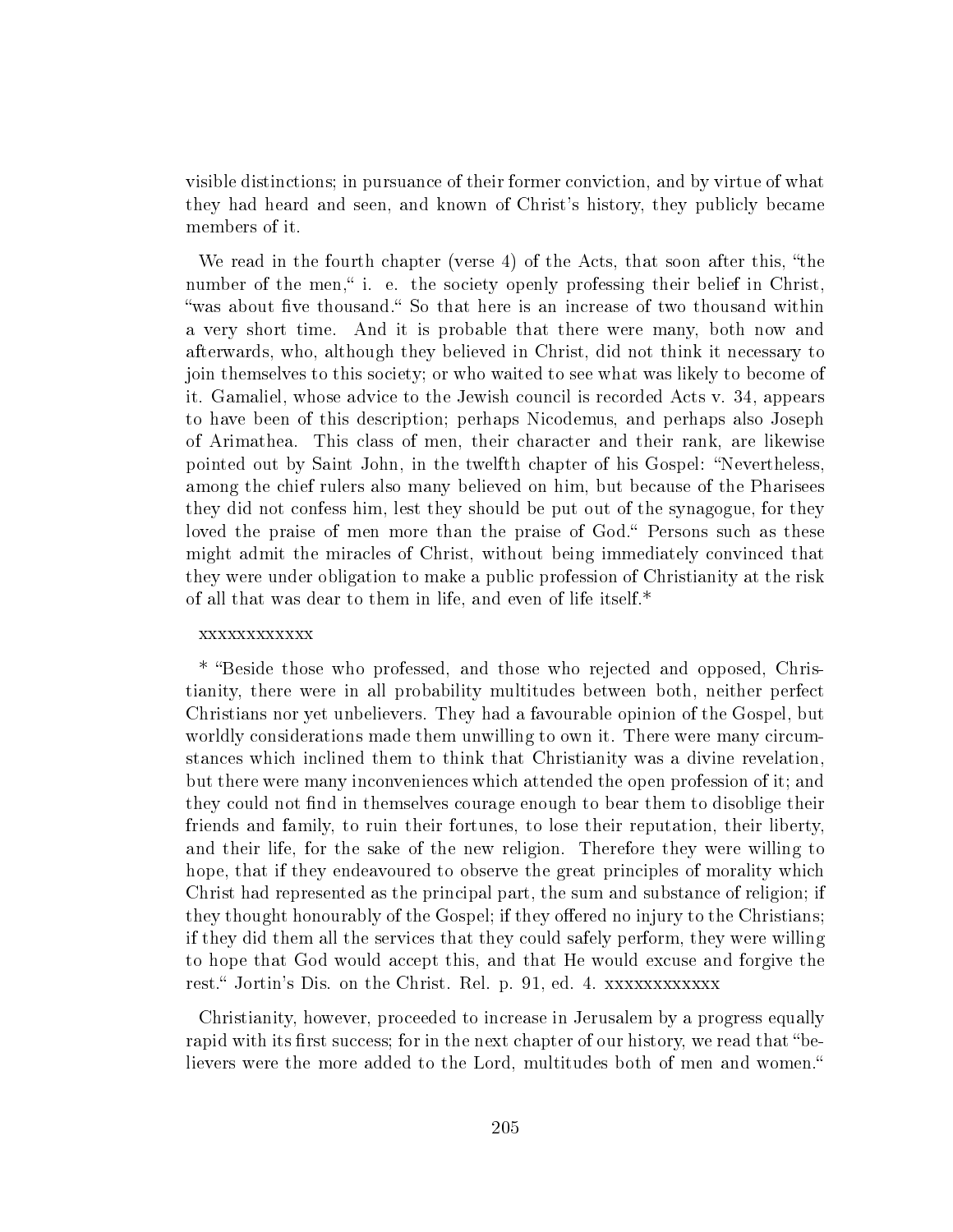visible distinctions; in pursuance of their former conviction, and by virtue of what they had heard and seen, and known of Christ's history, they publicly became members of it.

We read in the fourth chapter (verse 4) of the Acts, that soon after this, "the number of the men," i. e. the society openly professing their belief in Christ, "was about five thousand." So that here is an increase of two thousand within a very short time. And it is probable that there were many, both now and afterwards, who, although they believed in Christ, did not think it necessary to join themselves to this society; or who waited to see what was likely to become of it. Gamaliel, whose advice to the Jewish council is recorded Acts v. 34, appears to have been of this description; perhaps Nicodemus, and perhaps also Joseph of Arimathea. This class of men, their character and their rank, are likewise pointed out by Saint John, in the twelfth chapter of his Gospel: "Nevertheless, among the chief rulers also many believed on him, but because of the Pharisees they did not confess him, lest they should be put out of the synagogue, for they loved the praise of men more than the praise of God." Persons such as these might admit the miracles of Christ, without being immediately convinced that they were under obligation to make a public profession of Christianity at the risk of all that was dear to them in life, and even of life itself.*

xxxxxxxxxxxx

* "Beside those who professed, and those who rejected and opposed, Christianity, there were in all probability multitudes between both, neither perfect Christians nor yet unbelievers. They had a favourable opinion of the Gospel, but worldly considerations made them unwilling to own it. There were many circumstances which inclined them to think that Christianity was a divine revelation, but there were many inconveniences which attended the open profession of it; and they could not find in themselves courage enough to bear them to disoblige their friends and family, to ruin their fortunes, to lose their reputation, their liberty, and their life, for the sake of the new religion. Therefore they were willing to hope, that if they endeavoured to observe the great principles of morality which Christ had represented as the principal part, the sum and substance of religion; if they thought honourably of the Gospel; if they offered no injury to the Christians; if they did them all the services that they could safely perform, they were willing to hope that God would accept this, and that He would excuse and forgive the rest." Jortin's Dis. on the Christ. Rel. p. 91, ed. 4. xxxxxxxxxxxx

Christianity, however, proceeded to increase in Jerusalem by a progress equally rapid with its first success; for in the next chapter of our history, we read that "believers were the more added to the Lord, multitudes both of men and women."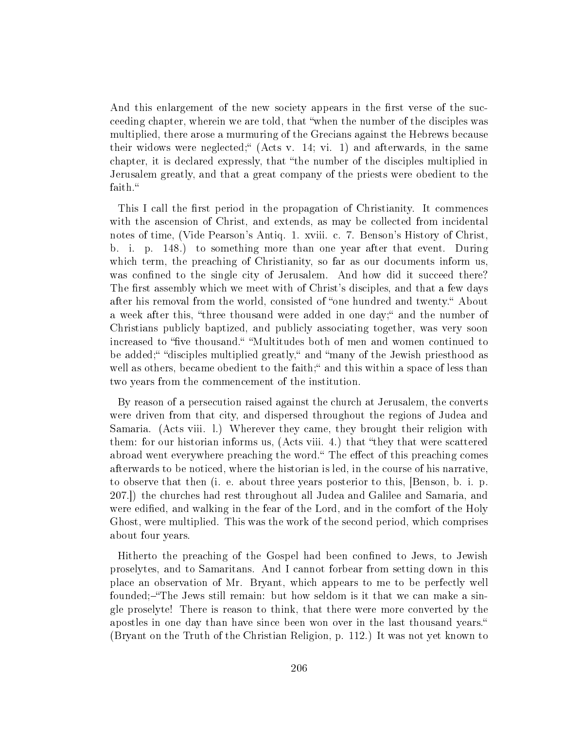And this enlargement of the new society appears in the first verse of the succeeding chapter, wherein we are told, that "when the number of the disciples was multiplied, there arose a murmuring of the Grecians against the Hebrews because their widows were neglected;" (Acts v. 14; vi. 1) and afterwards, in the same chapter, it is declared expressly, that "the number of the disciples multiplied in Jerusalem greatly, and that a great company of the priests were obedient to the faith."

This I call the first period in the propagation of Christianity. It commences with the ascension of Christ, and extends, as may be collected from incidental notes of time, (Vide Pearson's Antiq. 1. xviii. c. 7. Benson's History of Christ, b. i. p. 148.) to something more than one year after that event. During which term, the preaching of Christianity, so far as our documents inform us, was confined to the single city of Jerusalem. And how did it succeed there? The first assembly which we meet with of Christ's disciples, and that a few days after his removal from the world, consisted of "one hundred and twenty." About a week after this, "three thousand were added in one day;" and the number of Christians publicly baptized, and publicly associating together, was very soon increased to "five thousand." "Multitudes both of men and women continued to be added;" "disciples multiplied greatly," and "many of the Jewish priesthood as well as others, became obedient to the faith;" and this within a space of less than two years from the commencement of the institution.

By reason of a persecution raised against the church at Jerusalem, the converts were driven from that city, and dispersed throughout the regions of Judea and Samaria. (Acts viii. l.) Wherever they came, they brought their religion with them: for our historian informs us, (Acts viii. 4.) that "they that were scattered abroad went everywhere preaching the word." The effect of this preaching comes afterwards to be noticed, where the historian is led, in the course of his narrative, to observe that then (i. e. about three years posterior to this, [Benson, b. i. p. 207.]) the churches had rest throughout all Judea and Galilee and Samaria, and were edified, and walking in the fear of the Lord, and in the comfort of the Holy Ghost, were multiplied. This was the work of the second period, which comprises about four years.

Hitherto the preaching of the Gospel had been confined to Jews, to Jewish proselytes, and to Samaritans. And I cannot forbear from setting down in this place an observation of Mr. Bryant, which appears to me to be perfectly well founded;–"The Jews still remain: but how seldom is it that we can make a single proselyte! There is reason to think, that there were more converted by the apostles in one day than have since been won over in the last thousand years." (Bryant on the Truth of the Christian Religion, p. 112.) It was not yet known to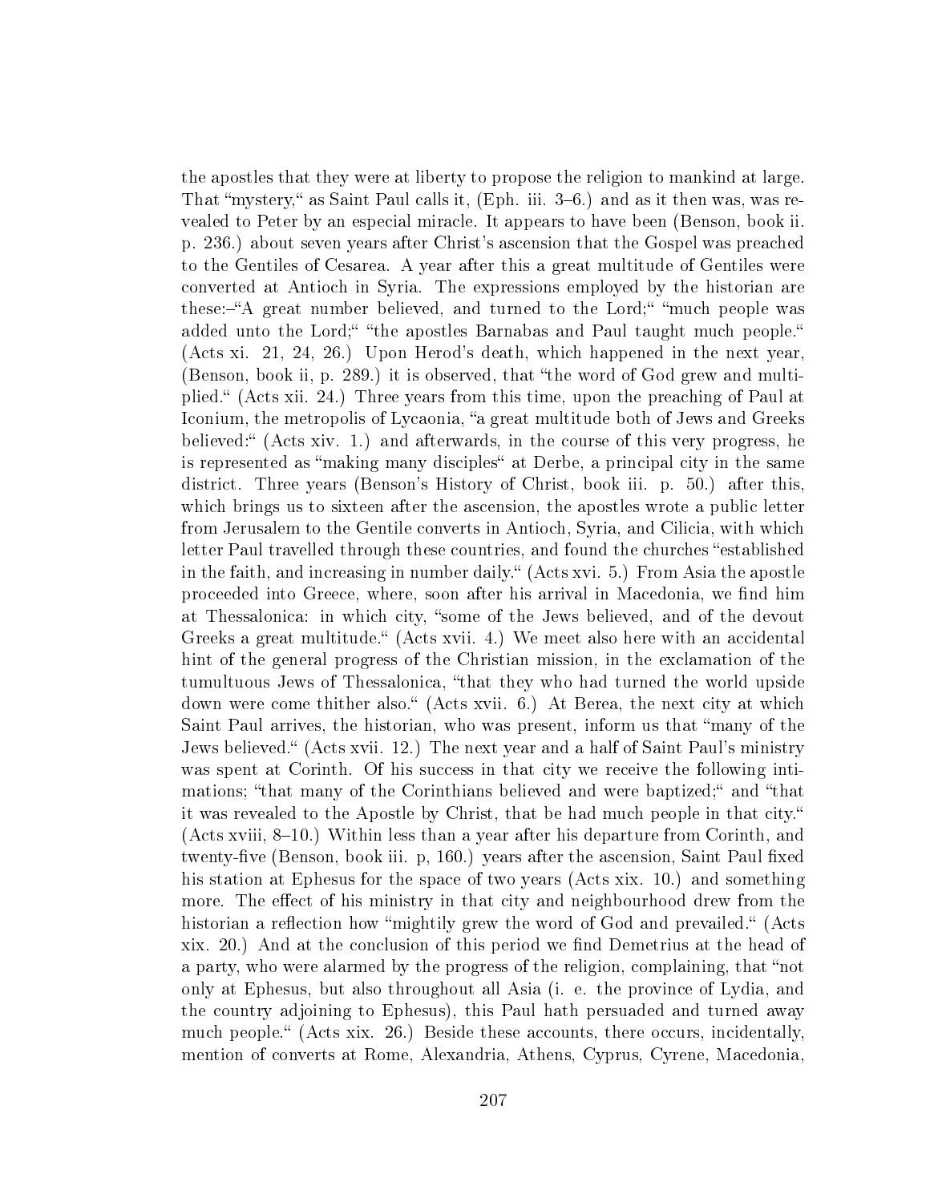the apostles that they were at liberty to propose the religion to mankind at large. That "mystery," as Saint Paul calls it, (Eph. iii. 3–6.) and as it then was, was revealed to Peter by an especial miracle. It appears to have been (Benson, book ii. p. 236.) about seven years after Christ's ascension that the Gospel was preached to the Gentiles of Cesarea. A year after this a great multitude of Gentiles were converted at Antioch in Syria. The expressions employed by the historian are these:–"A great number believed, and turned to the Lord;" "much people was added unto the Lord;" "the apostles Barnabas and Paul taught much people." (Acts xi. 21, 24, 26.) Upon Herod's death, which happened in the next year, (Benson, book ii, p. 289.) it is observed, that "the word of God grew and multiplied." (Acts xii. 24.) Three years from this time, upon the preaching of Paul at Iconium, the metropolis of Lycaonia, "a great multitude both of Jews and Greeks believed:" (Acts xiv. 1.) and afterwards, in the course of this very progress, he is represented as "making many disciples" at Derbe, a principal city in the same district. Three years (Benson's History of Christ, book iii. p. 50.) after this, which brings us to sixteen after the ascension, the apostles wrote a public letter from Jerusalem to the Gentile converts in Antioch, Syria, and Cilicia, with which letter Paul travelled through these countries, and found the churches "established in the faith, and increasing in number daily." (Acts xvi. 5.) From Asia the apostle proceeded into Greece, where, soon after his arrival in Macedonia, we find him at Thessalonica: in which city, "some of the Jews believed, and of the devout Greeks a great multitude." (Acts xvii. 4.) We meet also here with an accidental hint of the general progress of the Christian mission, in the exclamation of the tumultuous Jews of Thessalonica, "that they who had turned the world upside down were come thither also." (Acts xvii. 6.) At Berea, the next city at which Saint Paul arrives, the historian, who was present, inform us that "many of the Jews believed." (Acts xvii. 12.) The next year and a half of Saint Paul's ministry was spent at Corinth. Of his success in that city we receive the following intimations; "that many of the Corinthians believed and were baptized;" and "that it was revealed to the Apostle by Christ, that be had much people in that city." (Acts xviii, 8–10.) Within less than a year after his departure from Corinth, and twenty-five (Benson, book iii. p, 160.) years after the ascension, Saint Paul fixed his station at Ephesus for the space of two years (Acts xix. 10.) and something more. The effect of his ministry in that city and neighbourhood drew from the historian a reflection how "mightily grew the word of God and prevailed." (Acts xix. 20.) And at the conclusion of this period we find Demetrius at the head of a party, who were alarmed by the progress of the religion, complaining, that "not only at Ephesus, but also throughout all Asia (i. e. the province of Lydia, and the country adjoining to Ephesus), this Paul hath persuaded and turned away much people." (Acts xix. 26.) Beside these accounts, there occurs, incidentally, mention of converts at Rome, Alexandria, Athens, Cyprus, Cyrene, Macedonia,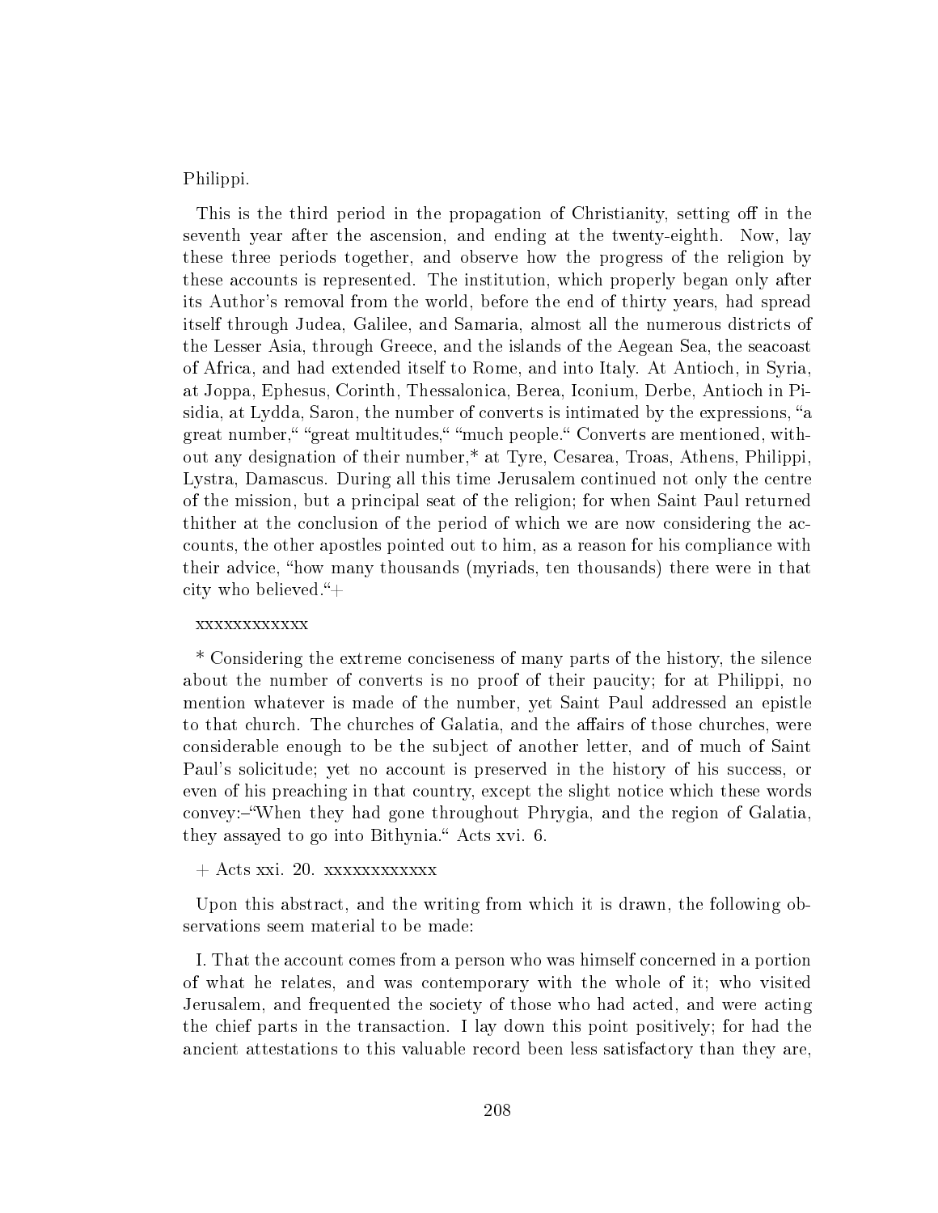Philippi.

This is the third period in the propagation of Christianity, setting off in the seventh year after the ascension, and ending at the twenty-eighth. Now, lay these three periods together, and observe how the progress of the religion by these accounts is represented. The institution, which properly began only after its Author's removal from the world, before the end of thirty years, had spread itself through Judea, Galilee, and Samaria, almost all the numerous districts of the Lesser Asia, through Greece, and the islands of the Aegean Sea, the seacoast of Africa, and had extended itself to Rome, and into Italy. At Antioch, in Syria, at Joppa, Ephesus, Corinth, Thessalonica, Berea, Iconium, Derbe, Antioch in Pisidia, at Lydda, Saron, the number of converts is intimated by the expressions, "a great number," "great multitudes," "much people." Converts are mentioned, without any designation of their number,* at Tyre, Cesarea, Troas, Athens, Philippi, Lystra, Damascus. During all this time Jerusalem continued not only the centre of the mission, but a principal seat of the religion; for when Saint Paul returned thither at the conclusion of the period of which we are now considering the accounts, the other apostles pointed out to him, as a reason for his compliance with their advice, "how many thousands (myriads, ten thousands) there were in that city who believed."+

xxxxxxxxxxxx

* Considering the extreme conciseness of many parts of the history, the silence about the number of converts is no proof of their paucity; for at Philippi, no mention whatever is made of the number, yet Saint Paul addressed an epistle to that church. The churches of Galatia, and the affairs of those churches, were considerable enough to be the subject of another letter, and of much of Saint Paul's solicitude; yet no account is preserved in the history of his success, or even of his preaching in that country, except the slight notice which these words convey:–"When they had gone throughout Phrygia, and the region of Galatia, they assayed to go into Bithynia." Acts xvi. 6.

+ Acts xxi. 20. xxxxxxxxxxxx

Upon this abstract, and the writing from which it is drawn, the following observations seem material to be made:

I. That the account comes from a person who was himself concerned in a portion of what he relates, and was contemporary with the whole of it; who visited Jerusalem, and frequented the society of those who had acted, and were acting the chief parts in the transaction. I lay down this point positively; for had the ancient attestations to this valuable record been less satisfactory than they are,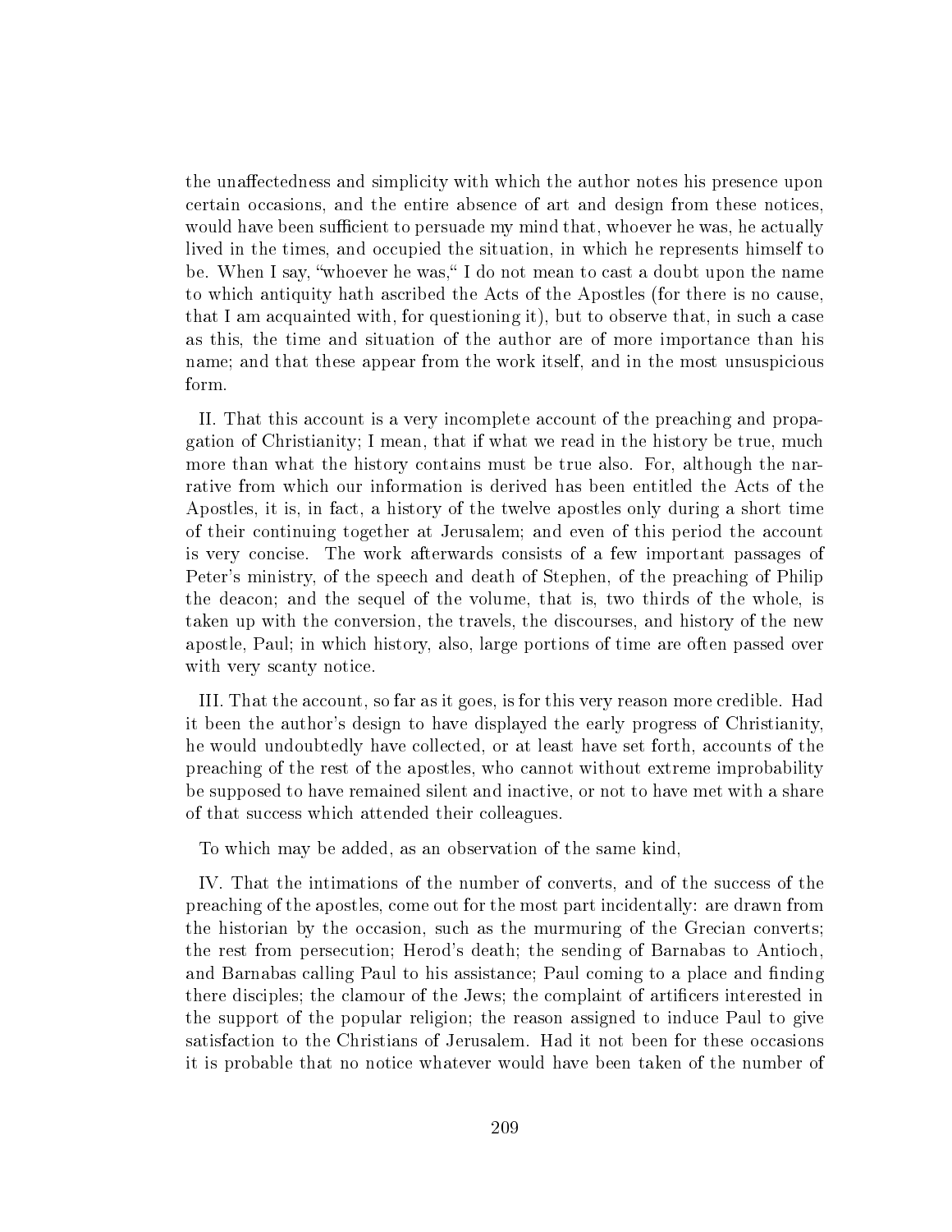the unaffectedness and simplicity with which the author notes his presence upon certain occasions, and the entire absence of art and design from these notices, would have been sufficient to persuade my mind that, whoever he was, he actually lived in the times, and occupied the situation, in which he represents himself to be. When I say, "whoever he was," I do not mean to cast a doubt upon the name to which antiquity hath ascribed the Acts of the Apostles (for there is no cause, that I am acquainted with, for questioning it), but to observe that, in such a case as this, the time and situation of the author are of more importance than his name; and that these appear from the work itself, and in the most unsuspicious form.

II. That this account is a very incomplete account of the preaching and propagation of Christianity; I mean, that if what we read in the history be true, much more than what the history contains must be true also. For, although the narrative from which our information is derived has been entitled the Acts of the Apostles, it is, in fact, a history of the twelve apostles only during a short time of their continuing together at Jerusalem; and even of this period the account is very concise. The work afterwards consists of a few important passages of Peter's ministry, of the speech and death of Stephen, of the preaching of Philip the deacon; and the sequel of the volume, that is, two thirds of the whole, is taken up with the conversion, the travels, the discourses, and history of the new apostle, Paul; in which history, also, large portions of time are often passed over with very scanty notice.

III. That the account, so far as it goes, is for this very reason more credible. Had it been the author's design to have displayed the early progress of Christianity, he would undoubtedly have collected, or at least have set forth, accounts of the preaching of the rest of the apostles, who cannot without extreme improbability be supposed to have remained silent and inactive, or not to have met with a share of that success which attended their colleagues.

To which may be added, as an observation of the same kind,

IV. That the intimations of the number of converts, and of the success of the preaching of the apostles, come out for the most part incidentally: are drawn from the historian by the occasion, such as the murmuring of the Grecian converts; the rest from persecution; Herod's death; the sending of Barnabas to Antioch, and Barnabas calling Paul to his assistance; Paul coming to a place and finding there disciples; the clamour of the Jews; the complaint of artificers interested in the support of the popular religion; the reason assigned to induce Paul to give satisfaction to the Christians of Jerusalem. Had it not been for these occasions it is probable that no notice whatever would have been taken of the number of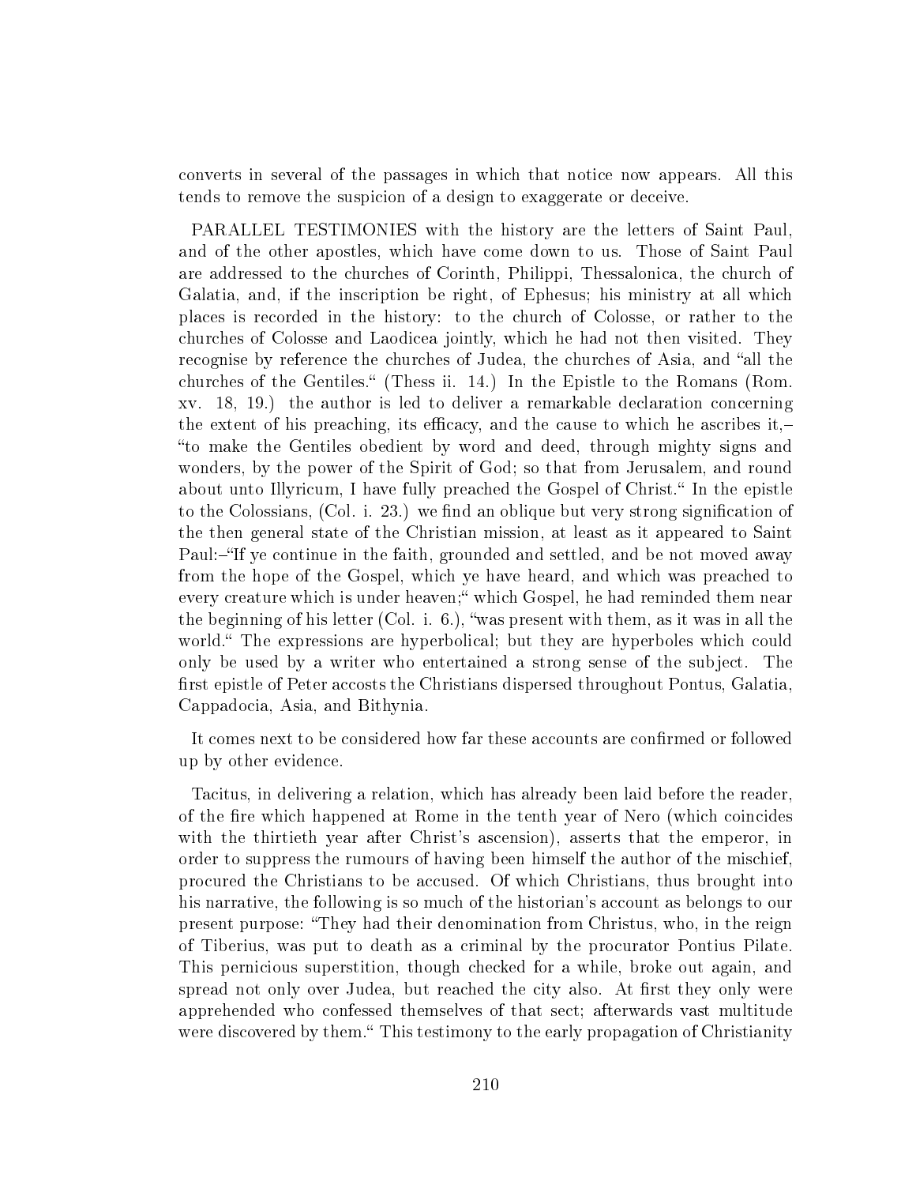converts in several of the passages in which that notice now appears. All this tends to remove the suspicion of a design to exaggerate or deceive.

PARALLEL TESTIMONIES with the history are the letters of Saint Paul, and of the other apostles, which have come down to us. Those of Saint Paul are addressed to the churches of Corinth, Philippi, Thessalonica, the church of Galatia, and, if the inscription be right, of Ephesus; his ministry at all which places is recorded in the history: to the church of Colosse, or rather to the churches of Colosse and Laodicea jointly, which he had not then visited. They recognise by reference the churches of Judea, the churches of Asia, and "all the churches of the Gentiles." (Thess ii. 14.) In the Epistle to the Romans (Rom. xv. 18, 19.) the author is led to deliver a remarkable declaration concerning the extent of his preaching, its efficacy, and the cause to which he ascribes it,– "to make the Gentiles obedient by word and deed, through mighty signs and wonders, by the power of the Spirit of God; so that from Jerusalem, and round about unto Illyricum, I have fully preached the Gospel of Christ." In the epistle to the Colossians, (Col. i. 23.) we find an oblique but very strong signification of the then general state of the Christian mission, at least as it appeared to Saint Paul:–"If ye continue in the faith, grounded and settled, and be not moved away from the hope of the Gospel, which ye have heard, and which was preached to every creature which is under heaven;" which Gospel, he had reminded them near the beginning of his letter (Col. i. 6.), "was present with them, as it was in all the world." The expressions are hyperbolical; but they are hyperboles which could only be used by a writer who entertained a strong sense of the subject. The first epistle of Peter accosts the Christians dispersed throughout Pontus, Galatia, Cappadocia, Asia, and Bithynia.

It comes next to be considered how far these accounts are confirmed or followed up by other evidence.

Tacitus, in delivering a relation, which has already been laid before the reader, of the fire which happened at Rome in the tenth year of Nero (which coincides with the thirtieth year after Christ's ascension), asserts that the emperor, in order to suppress the rumours of having been himself the author of the mischief, procured the Christians to be accused. Of which Christians, thus brought into his narrative, the following is so much of the historian's account as belongs to our present purpose: "They had their denomination from Christus, who, in the reign of Tiberius, was put to death as a criminal by the procurator Pontius Pilate. This pernicious superstition, though checked for a while, broke out again, and spread not only over Judea, but reached the city also. At first they only were apprehended who confessed themselves of that sect; afterwards vast multitude were discovered by them." This testimony to the early propagation of Christianity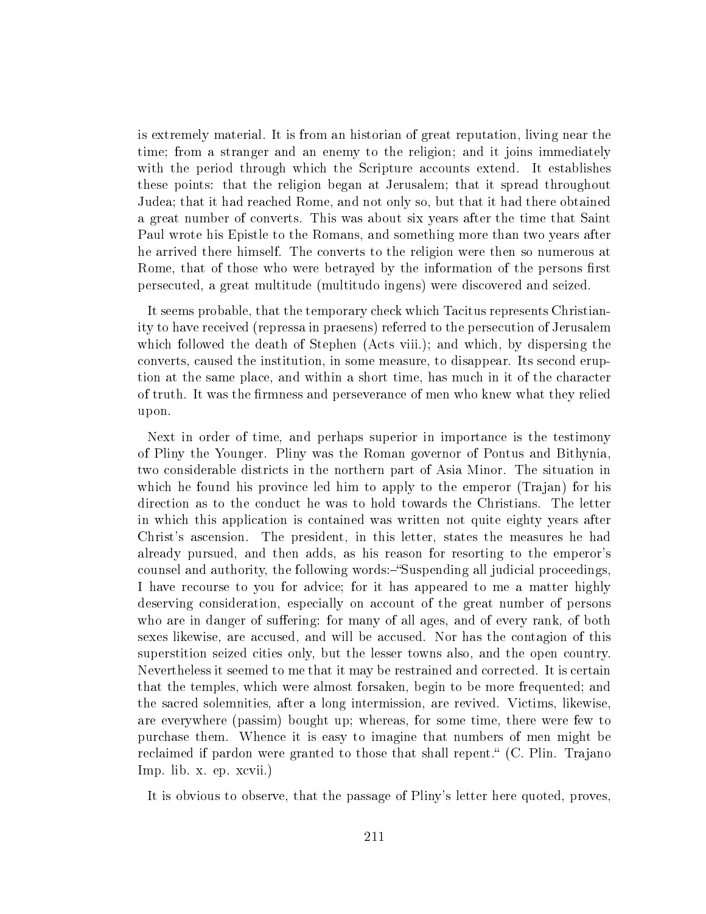is extremely material. It is from an historian of great reputation, living near the time; from a stranger and an enemy to the religion; and it joins immediately with the period through which the Scripture accounts extend. It establishes these points: that the religion began at Jerusalem; that it spread throughout Judea; that it had reached Rome, and not only so, but that it had there obtained a great number of converts. This was about six years after the time that Saint Paul wrote his Epistle to the Romans, and something more than two years after he arrived there himself. The converts to the religion were then so numerous at Rome, that of those who were betrayed by the information of the persons first persecuted, a great multitude (multitudo ingens) were discovered and seized.

It seems probable, that the temporary check which Tacitus represents Christianity to have received (repressa in praesens) referred to the persecution of Jerusalem which followed the death of Stephen (Acts viii.); and which, by dispersing the converts, caused the institution, in some measure, to disappear. Its second eruption at the same place, and within a short time, has much in it of the character of truth. It was the firmness and perseverance of men who knew what they relied upon.

Next in order of time, and perhaps superior in importance is the testimony of Pliny the Younger. Pliny was the Roman governor of Pontus and Bithynia, two considerable districts in the northern part of Asia Minor. The situation in which he found his province led him to apply to the emperor (Trajan) for his direction as to the conduct he was to hold towards the Christians. The letter in which this application is contained was written not quite eighty years after Christ's ascension. The president, in this letter, states the measures he had already pursued, and then adds, as his reason for resorting to the emperor's counsel and authority, the following words:–"Suspending all judicial proceedings, I have recourse to you for advice; for it has appeared to me a matter highly deserving consideration, especially on account of the great number of persons who are in danger of suffering: for many of all ages, and of every rank, of both sexes likewise, are accused, and will be accused. Nor has the contagion of this superstition seized cities only, but the lesser towns also, and the open country. Nevertheless it seemed to me that it may be restrained and corrected. It is certain that the temples, which were almost forsaken, begin to be more frequented; and the sacred solemnities, after a long intermission, are revived. Victims, likewise, are everywhere (passim) bought up; whereas, for some time, there were few to purchase them. Whence it is easy to imagine that numbers of men might be reclaimed if pardon were granted to those that shall repent." (C. Plin. Trajano Imp. lib. x. ep. xcvii.)

It is obvious to observe, that the passage of Pliny's letter here quoted, proves,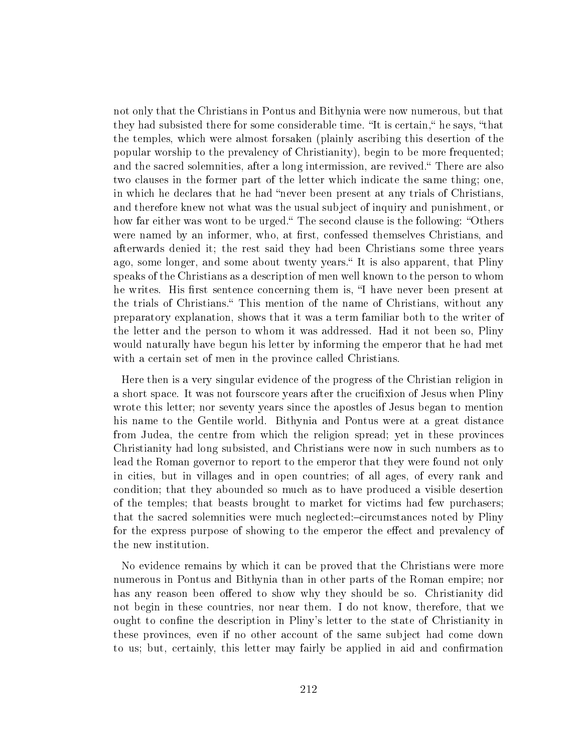not only that the Christians in Pontus and Bithynia were now numerous, but that they had subsisted there for some considerable time. "It is certain," he says, "that the temples, which were almost forsaken (plainly ascribing this desertion of the popular worship to the prevalency of Christianity), begin to be more frequented; and the sacred solemnities, after a long intermission, are revived." There are also two clauses in the former part of the letter which indicate the same thing; one, in which he declares that he had "never been present at any trials of Christians, and therefore knew not what was the usual subject of inquiry and punishment, or how far either was wont to be urged." The second clause is the following: "Others were named by an informer, who, at first, confessed themselves Christians, and afterwards denied it; the rest said they had been Christians some three years ago, some longer, and some about twenty years." It is also apparent, that Pliny speaks of the Christians as a description of men well known to the person to whom he writes. His first sentence concerning them is, "I have never been present at the trials of Christians." This mention of the name of Christians, without any preparatory explanation, shows that it was a term familiar both to the writer of the letter and the person to whom it was addressed. Had it not been so, Pliny would naturally have begun his letter by informing the emperor that he had met with a certain set of men in the province called Christians.

Here then is a very singular evidence of the progress of the Christian religion in a short space. It was not fourscore years after the crucifixion of Jesus when Pliny wrote this letter; nor seventy years since the apostles of Jesus began to mention his name to the Gentile world. Bithynia and Pontus were at a great distance from Judea, the centre from which the religion spread; yet in these provinces Christianity had long subsisted, and Christians were now in such numbers as to lead the Roman governor to report to the emperor that they were found not only in cities, but in villages and in open countries; of all ages, of every rank and condition; that they abounded so much as to have produced a visible desertion of the temples; that beasts brought to market for victims had few purchasers; that the sacred solemnities were much neglected:–circumstances noted by Pliny for the express purpose of showing to the emperor the effect and prevalency of the new institution.

No evidence remains by which it can be proved that the Christians were more numerous in Pontus and Bithynia than in other parts of the Roman empire; nor has any reason been offered to show why they should be so. Christianity did not begin in these countries, nor near them. I do not know, therefore, that we ought to confine the description in Pliny's letter to the state of Christianity in these provinces, even if no other account of the same subject had come down to us; but, certainly, this letter may fairly be applied in aid and confirmation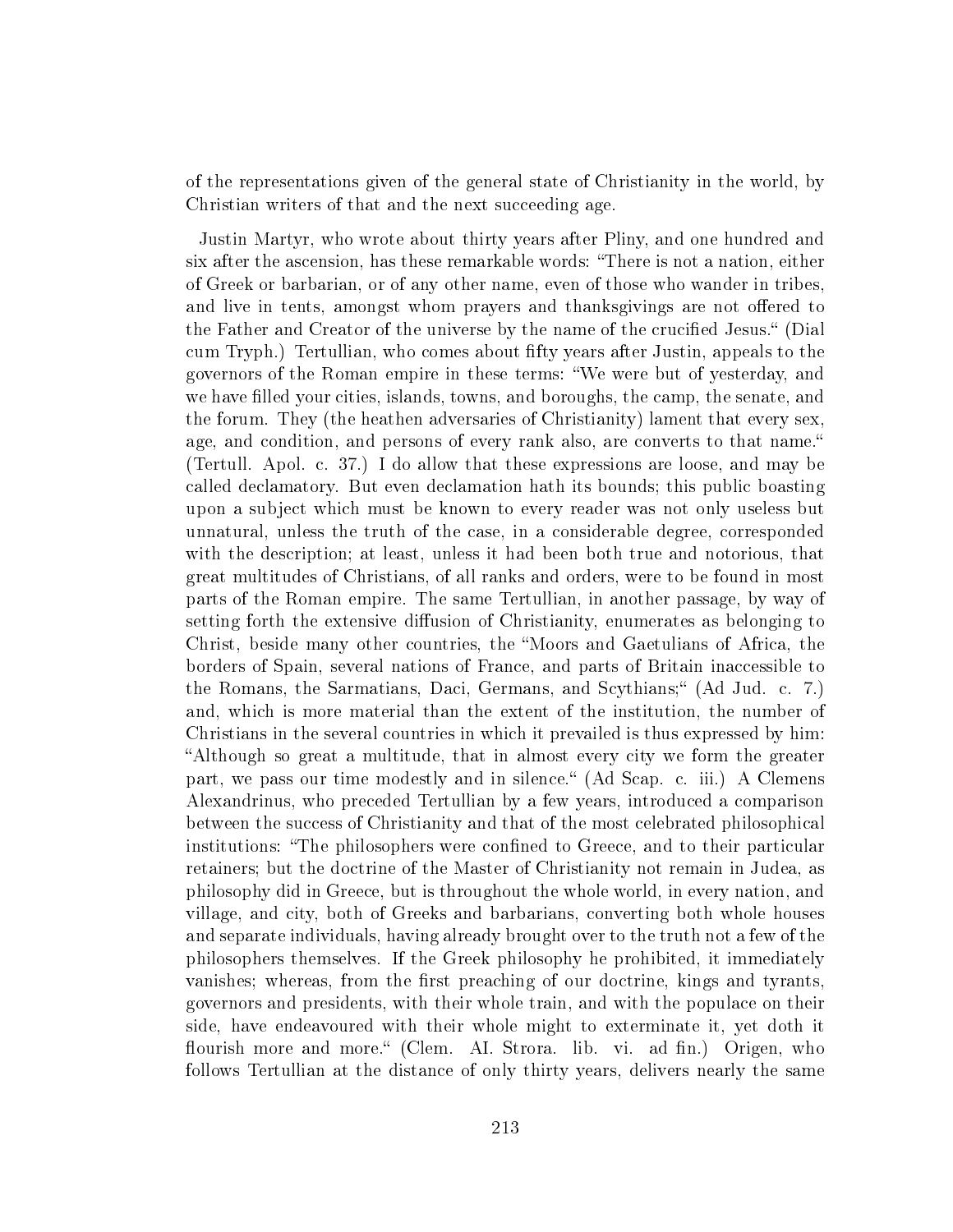of the representations given of the general state of Christianity in the world, by Christian writers of that and the next succeeding age.

Justin Martyr, who wrote about thirty years after Pliny, and one hundred and six after the ascension, has these remarkable words: "There is not a nation, either of Greek or barbarian, or of any other name, even of those who wander in tribes, and live in tents, amongst whom prayers and thanksgivings are not offered to the Father and Creator of the universe by the name of the crucified Jesus." (Dial cum Tryph.) Tertullian, who comes about fifty years after Justin, appeals to the governors of the Roman empire in these terms: "We were but of yesterday, and we have filled your cities, islands, towns, and boroughs, the camp, the senate, and the forum. They (the heathen adversaries of Christianity) lament that every sex, age, and condition, and persons of every rank also, are converts to that name." (Tertull. Apol. c. 37.) I do allow that these expressions are loose, and may be called declamatory. But even declamation hath its bounds; this public boasting upon a subject which must be known to every reader was not only useless but unnatural, unless the truth of the case, in a considerable degree, corresponded with the description; at least, unless it had been both true and notorious, that great multitudes of Christians, of all ranks and orders, were to be found in most parts of the Roman empire. The same Tertullian, in another passage, by way of setting forth the extensive diffusion of Christianity, enumerates as belonging to Christ, beside many other countries, the "Moors and Gaetulians of Africa, the borders of Spain, several nations of France, and parts of Britain inaccessible to the Romans, the Sarmatians, Daci, Germans, and Scythians;" (Ad Jud. c. 7.) and, which is more material than the extent of the institution, the number of Christians in the several countries in which it prevailed is thus expressed by him: "Although so great a multitude, that in almost every city we form the greater part, we pass our time modestly and in silence." (Ad Scap. c. iii.) A Clemens Alexandrinus, who preceded Tertullian by a few years, introduced a comparison between the success of Christianity and that of the most celebrated philosophical institutions: "The philosophers were confined to Greece, and to their particular retainers; but the doctrine of the Master of Christianity not remain in Judea, as philosophy did in Greece, but is throughout the whole world, in every nation, and village, and city, both of Greeks and barbarians, converting both whole houses and separate individuals, having already brought over to the truth not a few of the philosophers themselves. If the Greek philosophy he prohibited, it immediately vanishes; whereas, from the first preaching of our doctrine, kings and tyrants, governors and presidents, with their whole train, and with the populace on their side, have endeavoured with their whole might to exterminate it, yet doth it flourish more and more." (Clem. AI. Strora. lib. vi. ad fin.) Origen, who follows Tertullian at the distance of only thirty years, delivers nearly the same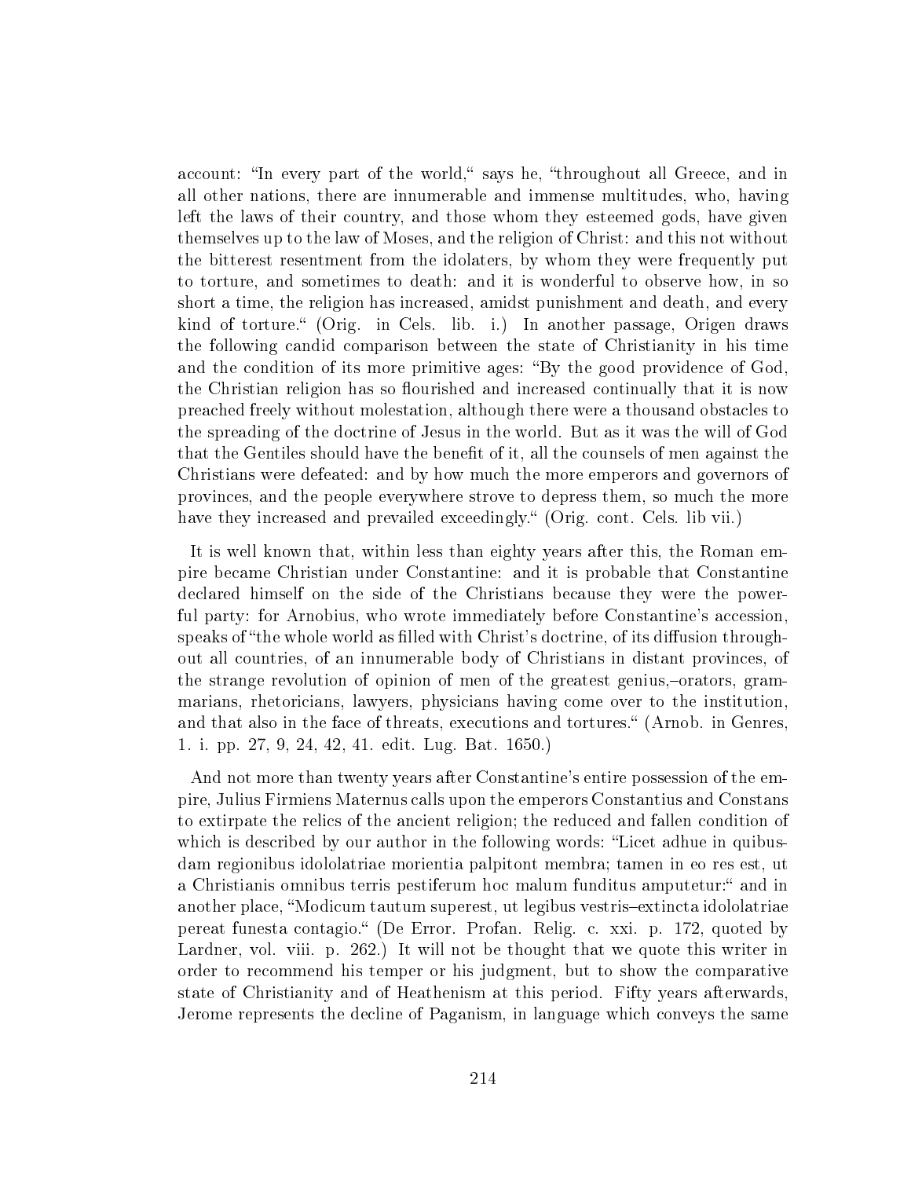account: "In every part of the world," says he, "throughout all Greece, and in all other nations, there are innumerable and immense multitudes, who, having left the laws of their country, and those whom they esteemed gods, have given themselves up to the law of Moses, and the religion of Christ: and this not without the bitterest resentment from the idolaters, by whom they were frequently put to torture, and sometimes to death: and it is wonderful to observe how, in so short a time, the religion has increased, amidst punishment and death, and every kind of torture." (Orig. in Cels. lib. i.) In another passage, Origen draws the following candid comparison between the state of Christianity in his time and the condition of its more primitive ages: "By the good providence of God, the Christian religion has so flourished and increased continually that it is now preached freely without molestation, although there were a thousand obstacles to the spreading of the doctrine of Jesus in the world. But as it was the will of God that the Gentiles should have the benefit of it, all the counsels of men against the Christians were defeated: and by how much the more emperors and governors of provinces, and the people everywhere strove to depress them, so much the more have they increased and prevailed exceedingly." (Orig. cont. Cels. lib vii.)

It is well known that, within less than eighty years after this, the Roman empire became Christian under Constantine: and it is probable that Constantine declared himself on the side of the Christians because they were the powerful party: for Arnobius, who wrote immediately before Constantine's accession, speaks of "the whole world as filled with Christ's doctrine, of its diffusion throughout all countries, of an innumerable body of Christians in distant provinces, of the strange revolution of opinion of men of the greatest genius,–orators, grammarians, rhetoricians, lawyers, physicians having come over to the institution, and that also in the face of threats, executions and tortures." (Arnob. in Genres, 1. i. pp. 27, 9, 24, 42, 41. edit. Lug. Bat. 1650.)

And not more than twenty years after Constantine's entire possession of the empire, Julius Firmiens Maternus calls upon the emperors Constantius and Constans to extirpate the relics of the ancient religion; the reduced and fallen condition of which is described by our author in the following words: "Licet adhue in quibusdam regionibus idololatriae morientia palpitont membra; tamen in eo res est, ut a Christianis omnibus terris pestiferum hoc malum funditus amputetur:" and in another place, "Modicum tautum superest, ut legibus vestris–extincta idololatriae pereat funesta contagio." (De Error. Profan. Relig. c. xxi. p. 172, quoted by Lardner, vol. viii. p. 262.) It will not be thought that we quote this writer in order to recommend his temper or his judgment, but to show the comparative state of Christianity and of Heathenism at this period. Fifty years afterwards, Jerome represents the decline of Paganism, in language which conveys the same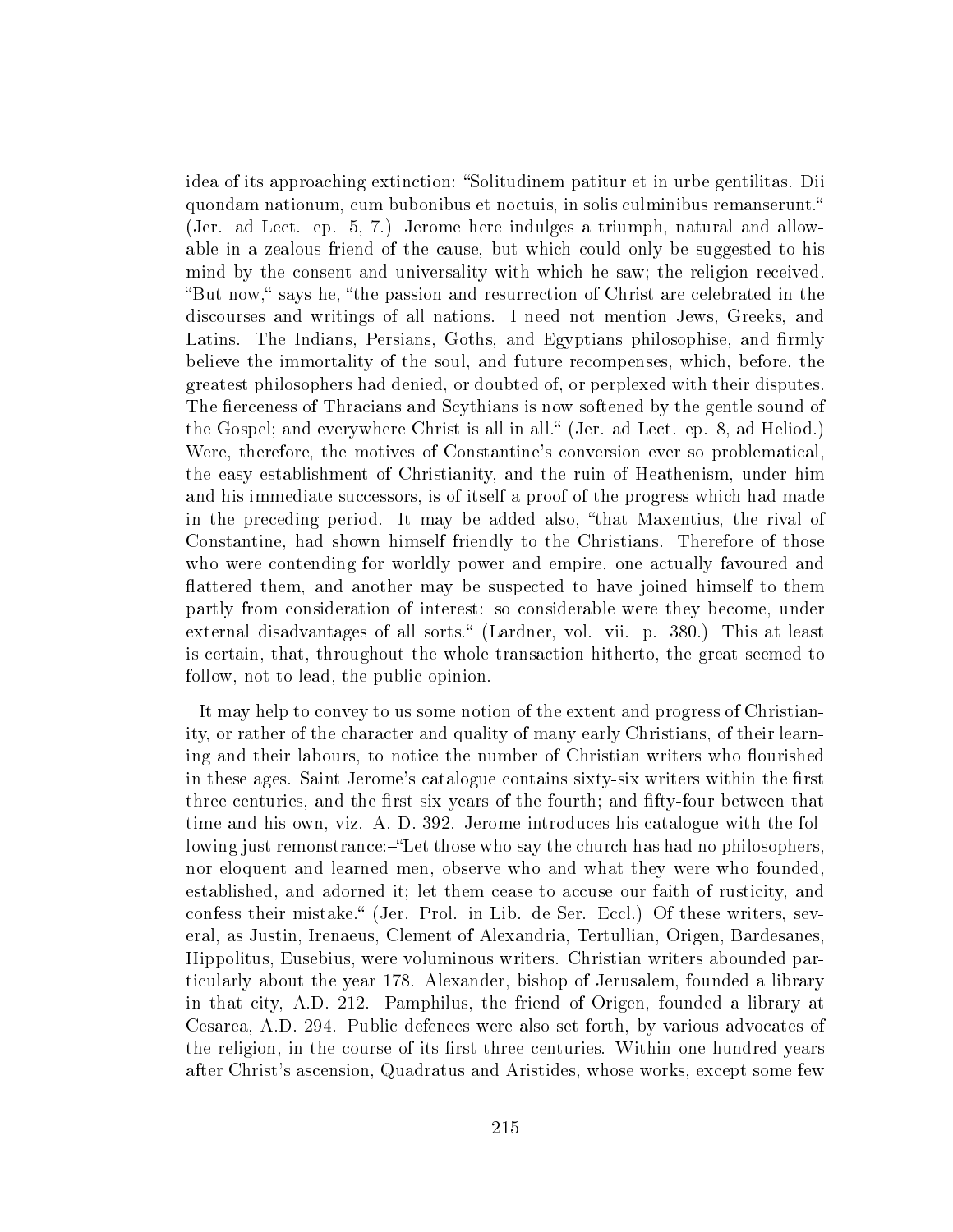idea of its approaching extinction: "Solitudinem patitur et in urbe gentilitas. Dii quondam nationum, cum bubonibus et noctuis, in solis culminibus remanserunt." (Jer. ad Lect. ep. 5, 7.) Jerome here indulges a triumph, natural and allowable in a zealous friend of the cause, but which could only be suggested to his mind by the consent and universality with which he saw; the religion received. "But now," says he, "the passion and resurrection of Christ are celebrated in the discourses and writings of all nations. I need not mention Jews, Greeks, and Latins. The Indians, Persians, Goths, and Egyptians philosophise, and firmly believe the immortality of the soul, and future recompenses, which, before, the greatest philosophers had denied, or doubted of, or perplexed with their disputes. The fierceness of Thracians and Scythians is now softened by the gentle sound of the Gospel; and everywhere Christ is all in all." (Jer. ad Lect. ep. 8, ad Heliod.) Were, therefore, the motives of Constantine's conversion ever so problematical, the easy establishment of Christianity, and the ruin of Heathenism, under him and his immediate successors, is of itself a proof of the progress which had made in the preceding period. It may be added also, "that Maxentius, the rival of Constantine, had shown himself friendly to the Christians. Therefore of those who were contending for worldly power and empire, one actually favoured and flattered them, and another may be suspected to have joined himself to them partly from consideration of interest: so considerable were they become, under external disadvantages of all sorts." (Lardner, vol. vii. p. 380.) This at least is certain, that, throughout the whole transaction hitherto, the great seemed to follow, not to lead, the public opinion.

It may help to convey to us some notion of the extent and progress of Christianity, or rather of the character and quality of many early Christians, of their learning and their labours, to notice the number of Christian writers who flourished in these ages. Saint Jerome's catalogue contains sixty-six writers within the first three centuries, and the first six years of the fourth; and fifty-four between that time and his own, viz. A. D. 392. Jerome introduces his catalogue with the following just remonstrance:–"Let those who say the church has had no philosophers, nor eloquent and learned men, observe who and what they were who founded, established, and adorned it; let them cease to accuse our faith of rusticity, and confess their mistake." (Jer. Prol. in Lib. de Ser. Eccl.) Of these writers, several, as Justin, Irenaeus, Clement of Alexandria, Tertullian, Origen, Bardesanes, Hippolitus, Eusebius, were voluminous writers. Christian writers abounded particularly about the year 178. Alexander, bishop of Jerusalem, founded a library in that city, A.D. 212. Pamphilus, the friend of Origen, founded a library at Cesarea, A.D. 294. Public defences were also set forth, by various advocates of the religion, in the course of its first three centuries. Within one hundred years after Christ's ascension, Quadratus and Aristides, whose works, except some few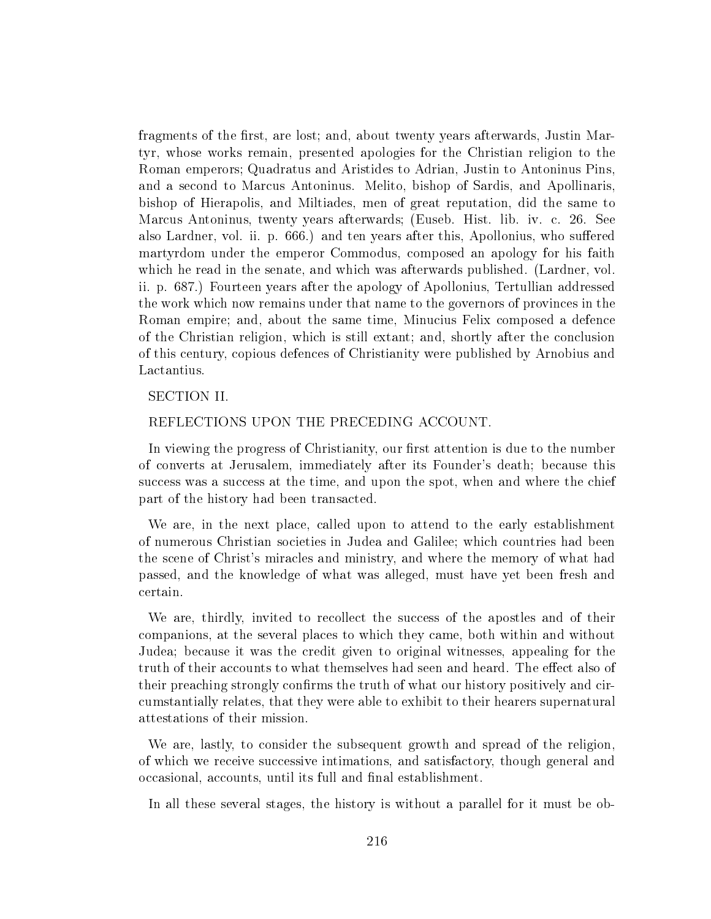fragments of the first, are lost; and, about twenty years afterwards, Justin Martyr, whose works remain, presented apologies for the Christian religion to the Roman emperors; Quadratus and Aristides to Adrian, Justin to Antoninus Pins, and a second to Marcus Antoninus. Melito, bishop of Sardis, and Apollinaris, bishop of Hierapolis, and Miltiades, men of great reputation, did the same to Marcus Antoninus, twenty years afterwards; (Euseb. Hist. lib. iv. c. 26. See also Lardner, vol. ii. p. 666.) and ten years after this, Apollonius, who suffered martyrdom under the emperor Commodus, composed an apology for his faith which he read in the senate, and which was afterwards published. (Lardner, vol. ii. p. 687.) Fourteen years after the apology of Apollonius, Tertullian addressed the work which now remains under that name to the governors of provinces in the Roman empire; and, about the same time, Minucius Felix composed a defence of the Christian religion, which is still extant; and, shortly after the conclusion of this century, copious defences of Christianity were published by Arnobius and Lactantius.

## SECTION II.

## REFLECTIONS UPON THE PRECEDING ACCOUNT.

In viewing the progress of Christianity, our first attention is due to the number of converts at Jerusalem, immediately after its Founder's death; because this success was a success at the time, and upon the spot, when and where the chief part of the history had been transacted.

We are, in the next place, called upon to attend to the early establishment of numerous Christian societies in Judea and Galilee; which countries had been the scene of Christ's miracles and ministry, and where the memory of what had passed, and the knowledge of what was alleged, must have yet been fresh and certain.

We are, thirdly, invited to recollect the success of the apostles and of their companions, at the several places to which they came, both within and without Judea; because it was the credit given to original witnesses, appealing for the truth of their accounts to what themselves had seen and heard. The effect also of their preaching strongly confirms the truth of what our history positively and circumstantially relates, that they were able to exhibit to their hearers supernatural attestations of their mission.

We are, lastly, to consider the subsequent growth and spread of the religion, of which we receive successive intimations, and satisfactory, though general and occasional, accounts, until its full and final establishment.

In all these several stages, the history is without a parallel for it must be ob-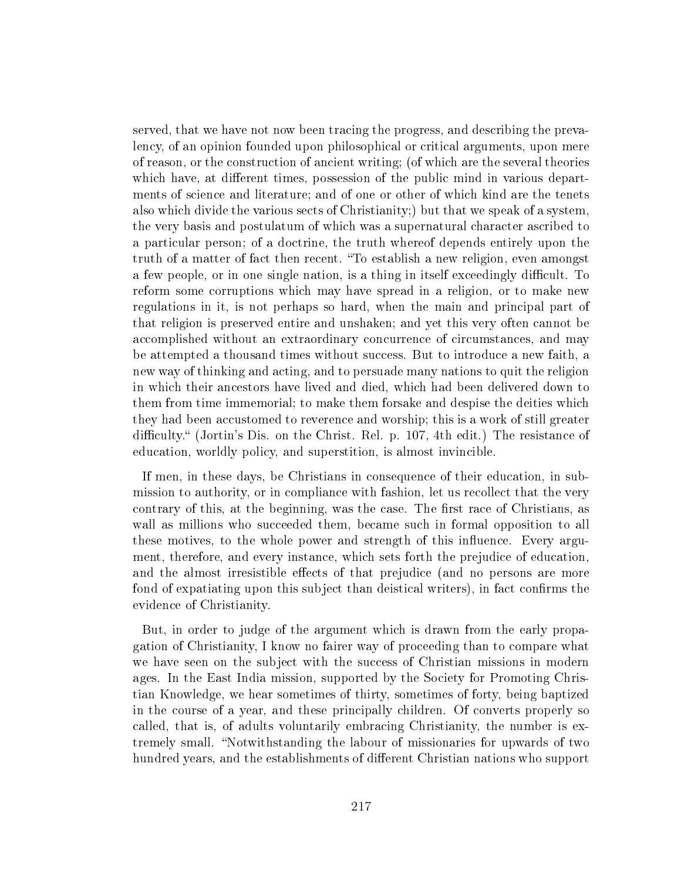served, that we have not now been tracing the progress, and describing the prevalency, of an opinion founded upon philosophical or critical arguments, upon mere of reason, or the construction of ancient writing; (of which are the several theories which have, at different times, possession of the public mind in various departments of science and literature; and of one or other of which kind are the tenets also which divide the various sects of Christianity;) but that we speak of a system, the very basis and postulatum of which was a supernatural character ascribed to a particular person; of a doctrine, the truth whereof depends entirely upon the truth of a matter of fact then recent. "To establish a new religion, even amongst a few people, or in one single nation, is a thing in itself exceedingly difficult. To reform some corruptions which may have spread in a religion, or to make new regulations in it, is not perhaps so hard, when the main and principal part of that religion is preserved entire and unshaken; and yet this very often cannot be accomplished without an extraordinary concurrence of circumstances, and may be attempted a thousand times without success. But to introduce a new faith, a new way of thinking and acting, and to persuade many nations to quit the religion in which their ancestors have lived and died, which had been delivered down to them from time immemorial; to make them forsake and despise the deities which they had been accustomed to reverence and worship; this is a work of still greater difficulty." (Jortin's Dis. on the Christ. Rel. p. 107, 4th edit.) The resistance of education, worldly policy, and superstition, is almost invincible.

If men, in these days, be Christians in consequence of their education, in submission to authority, or in compliance with fashion, let us recollect that the very contrary of this, at the beginning, was the case. The first race of Christians, as wall as millions who succeeded them, became such in formal opposition to all these motives, to the whole power and strength of this influence. Every argument, therefore, and every instance, which sets forth the prejudice of education, and the almost irresistible effects of that prejudice (and no persons are more fond of expatiating upon this subject than deistical writers), in fact confirms the evidence of Christianity.

But, in order to judge of the argument which is drawn from the early propagation of Christianity, I know no fairer way of proceeding than to compare what we have seen on the subject with the success of Christian missions in modern ages. In the East India mission, supported by the Society for Promoting Christian Knowledge, we hear sometimes of thirty, sometimes of forty, being baptized in the course of a year, and these principally children. Of converts properly so called, that is, of adults voluntarily embracing Christianity, the number is extremely small. "Notwithstanding the labour of missionaries for upwards of two hundred years, and the establishments of different Christian nations who support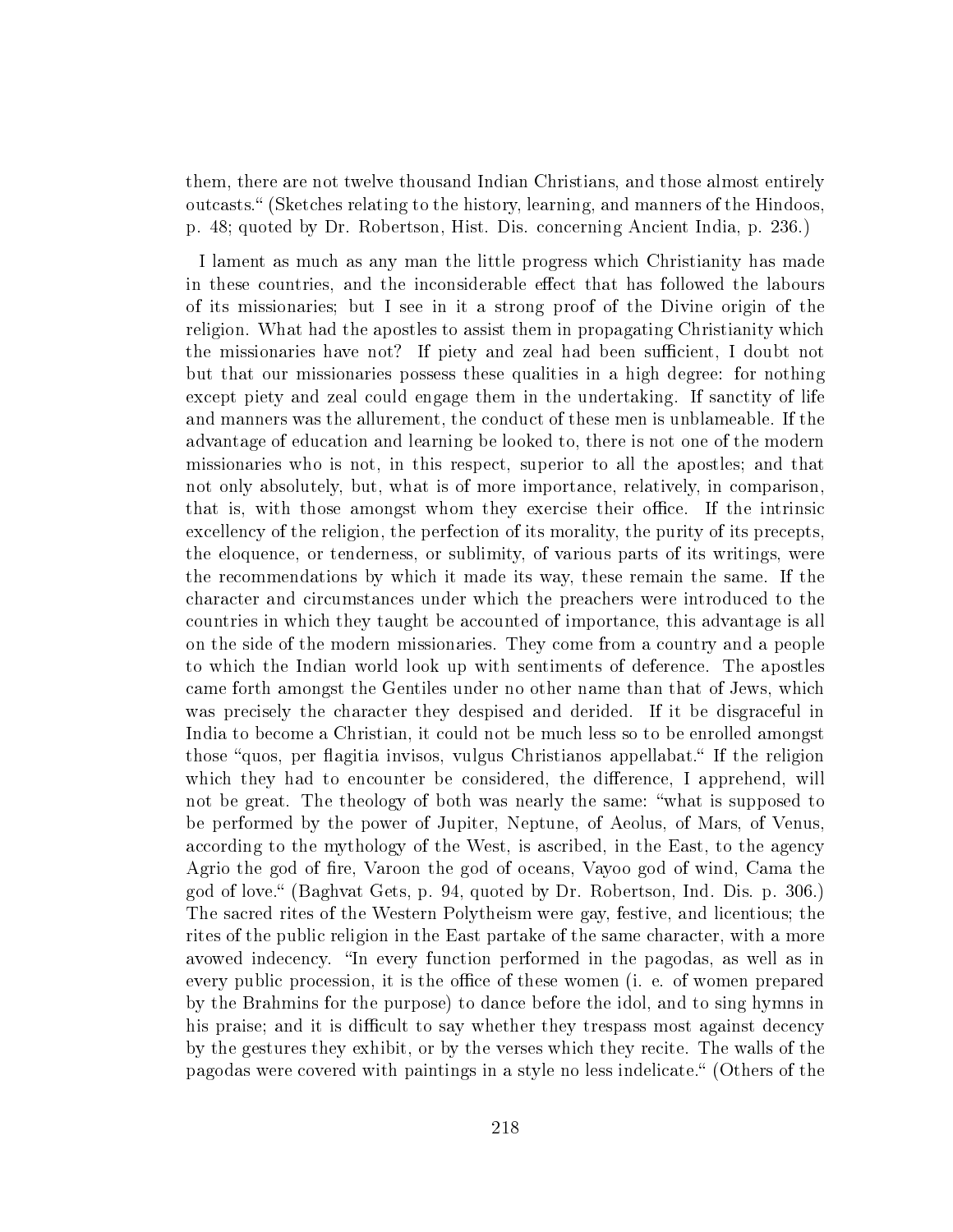them, there are not twelve thousand Indian Christians, and those almost entirely outcasts.“ (Sketches relating to the history, learning, and manners of the Hindoos, p. 48; quoted by Dr. Robertson, Hist. Dis. concerning Ancient India, p. 236.)

I lament as much as any man the little progress which Christianity has made in these countries, and the inconsiderable effect that has followed the labours of its missionaries; but I see in it a strong proof of the Divine origin of the religion. What had the apostles to assist them in propagating Christianity which the missionaries have not? If piety and zeal had been sufficient, I doubt not but that our missionaries possess these qualities in a high degree: for nothing except piety and zeal could engage them in the undertaking. If sanctity of life and manners was the allurement, the conduct of these men is unblameable. If the advantage of education and learning be looked to, there is not one of the modern missionaries who is not, in this respect, superior to all the apostles; and that not only absolutely, but, what is of more importance, relatively, in comparison, that is, with those amongst whom they exercise their office. If the intrinsic excellency of the religion, the perfection of its morality, the purity of its precepts, the eloquence, or tenderness, or sublimity, of various parts of its writings, were the recommendations by which it made its way, these remain the same. If the character and circumstances under which the preachers were introduced to the countries in which they taught be accounted of importance, this advantage is all on the side of the modern missionaries. They come from a country and a people to which the Indian world look up with sentiments of deference. The apostles came forth amongst the Gentiles under no other name than that of Jews, which was precisely the character they despised and derided. If it be disgraceful in India to become a Christian, it could not be much less so to be enrolled amongst those "quos, per flagitia invisos, vulgus Christianos appellabat.“ If the religion which they had to encounter be considered, the difference, I apprehend, will not be great. The theology of both was nearly the same: "what is supposed to be performed by the power of Jupiter, Neptune, of Aeolus, of Mars, of Venus, according to the mythology of the West, is ascribed, in the East, to the agency Agrio the god of fire, Varoon the god of oceans, Vayoo god of wind, Cama the god of love.“ (Baghvat Gets, p. 94, quoted by Dr. Robertson, Ind. Dis. p. 306.) The sacred rites of the Western Polytheism were gay, festive, and licentious; the rites of the public religion in the East partake of the same character, with a more avowed indecency. "In every function performed in the pagodas, as well as in every public procession, it is the office of these women (i. e. of women prepared by the Brahmins for the purpose) to dance before the idol, and to sing hymns in his praise; and it is difficult to say whether they trespass most against decency by the gestures they exhibit, or by the verses which they recite. The walls of the pagodas were covered with paintings in a style no less indelicate.“ (Others of the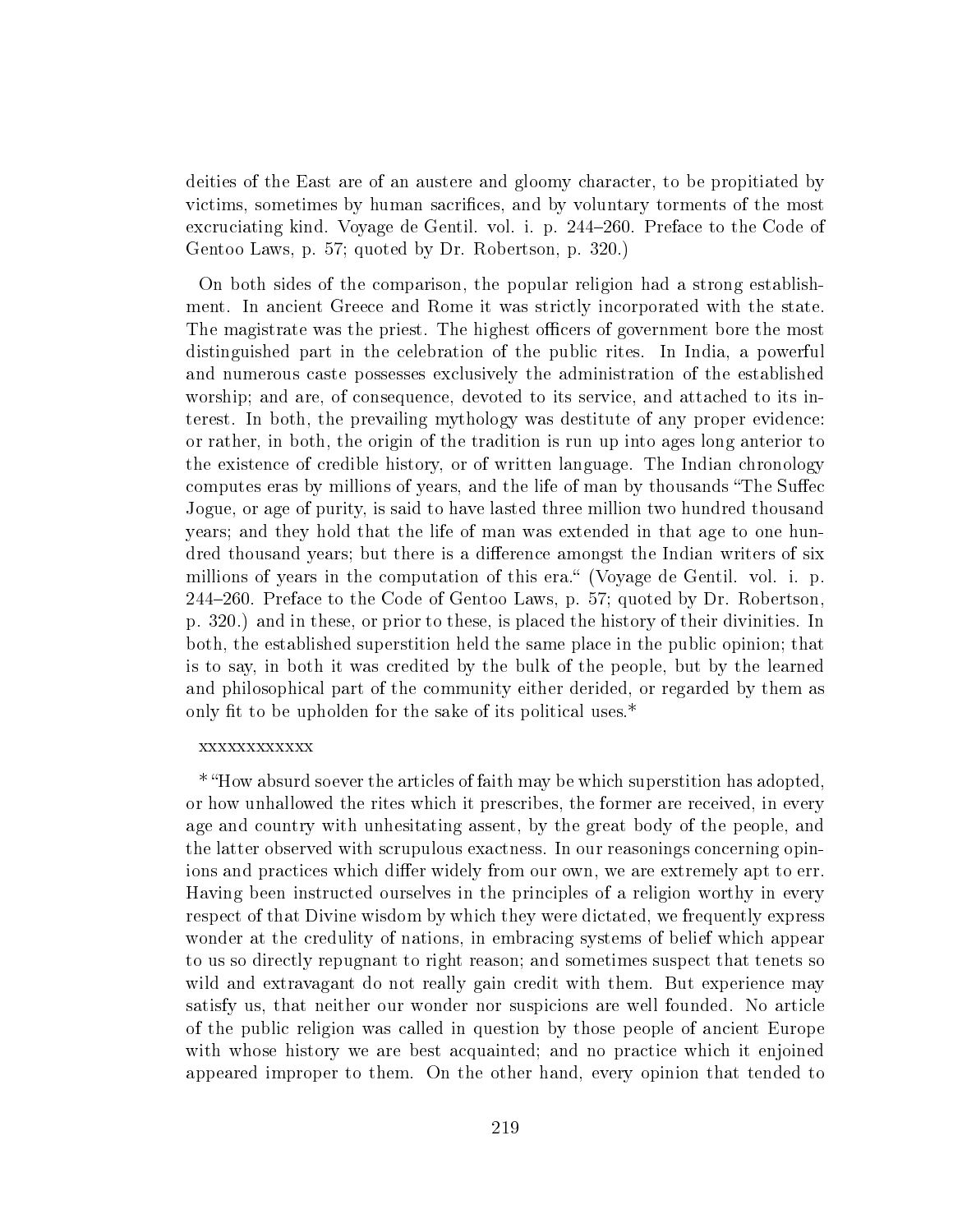deities of the East are of an austere and gloomy character, to be propitiated by victims, sometimes by human sacrifices, and by voluntary torments of the most excruciating kind. Voyage de Gentil. vol. i. p. 244–260. Preface to the Code of Gentoo Laws, p. 57; quoted by Dr. Robertson, p. 320.)

On both sides of the comparison, the popular religion had a strong establishment. In ancient Greece and Rome it was strictly incorporated with the state. The magistrate was the priest. The highest officers of government bore the most distinguished part in the celebration of the public rites. In India, a powerful and numerous caste possesses exclusively the administration of the established worship; and are, of consequence, devoted to its service, and attached to its interest. In both, the prevailing mythology was destitute of any proper evidence: or rather, in both, the origin of the tradition is run up into ages long anterior to the existence of credible history, or of written language. The Indian chronology computes eras by millions of years, and the life of man by thousands "The Suffec Jogue, or age of purity, is said to have lasted three million two hundred thousand years; and they hold that the life of man was extended in that age to one hundred thousand years; but there is a difference amongst the Indian writers of six millions of years in the computation of this era." (Voyage de Gentil. vol. i. p. 244–260. Preface to the Code of Gentoo Laws, p. 57; quoted by Dr. Robertson, p. 320.) and in these, or prior to these, is placed the history of their divinities. In both, the established superstition held the same place in the public opinion; that is to say, in both it was credited by the bulk of the people, but by the learned and philosophical part of the community either derided, or regarded by them as only fit to be upholden for the sake of its political uses.*

xxxxxxxxxxxx

* "How absurd soever the articles of faith may be which superstition has adopted, or how unhallowed the rites which it prescribes, the former are received, in every age and country with unhesitating assent, by the great body of the people, and the latter observed with scrupulous exactness. In our reasonings concerning opinions and practices which differ widely from our own, we are extremely apt to err. Having been instructed ourselves in the principles of a religion worthy in every respect of that Divine wisdom by which they were dictated, we frequently express wonder at the credulity of nations, in embracing systems of belief which appear to us so directly repugnant to right reason; and sometimes suspect that tenets so wild and extravagant do not really gain credit with them. But experience may satisfy us, that neither our wonder nor suspicions are well founded. No article of the public religion was called in question by those people of ancient Europe with whose history we are best acquainted; and no practice which it enjoined appeared improper to them. On the other hand, every opinion that tended to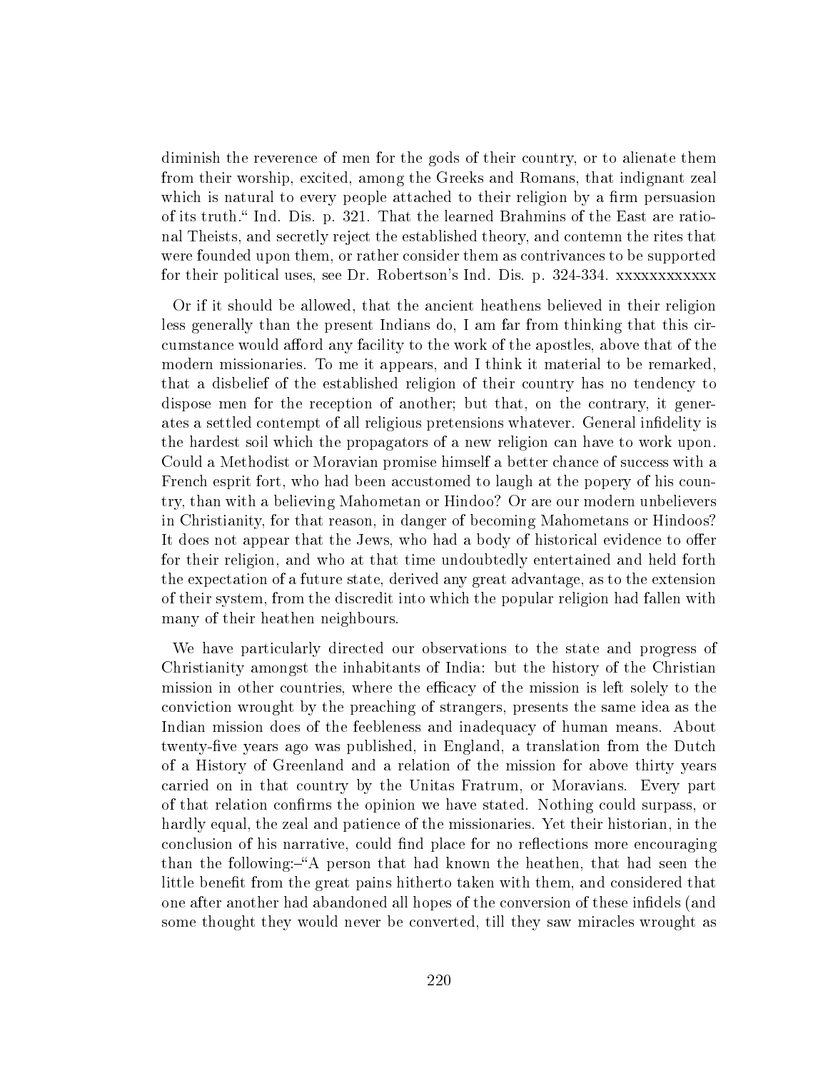diminish the reverence of men for the gods of their country, or to alienate them from their worship, excited, among the Greeks and Romans, that indignant zeal which is natural to every people attached to their religion by a firm persuasion of its truth." Ind. Dis. p. 321. That the learned Brahmins of the East are rational Theists, and secretly reject the established theory, and contemn the rites that were founded upon them, or rather consider them as contrivances to be supported for their political uses, see Dr. Robertson's Ind. Dis. p. 324-334. xxxxxxxxxxxx

Or if it should be allowed, that the ancient heathens believed in their religion less generally than the present Indians do, I am far from thinking that this circumstance would afford any facility to the work of the apostles, above that of the modern missionaries. To me it appears, and I think it material to be remarked, that a disbelief of the established religion of their country has no tendency to dispose men for the reception of another; but that, on the contrary, it generates a settled contempt of all religious pretensions whatever. General infidelity is the hardest soil which the propagators of a new religion can have to work upon. Could a Methodist or Moravian promise himself a better chance of success with a French esprit fort, who had been accustomed to laugh at the popery of his country, than with a believing Mahometan or Hindoo? Or are our modern unbelievers in Christianity, for that reason, in danger of becoming Mahometans or Hindoos? It does not appear that the Jews, who had a body of historical evidence to offer for their religion, and who at that time undoubtedly entertained and held forth the expectation of a future state, derived any great advantage, as to the extension of their system, from the discredit into which the popular religion had fallen with many of their heathen neighbours.

We have particularly directed our observations to the state and progress of Christianity amongst the inhabitants of India: but the history of the Christian mission in other countries, where the efficacy of the mission is left solely to the conviction wrought by the preaching of strangers, presents the same idea as the Indian mission does of the feebleness and inadequacy of human means. About twenty-five years ago was published, in England, a translation from the Dutch of a History of Greenland and a relation of the mission for above thirty years carried on in that country by the Unitas Fratrum, or Moravians. Every part of that relation confirms the opinion we have stated. Nothing could surpass, or hardly equal, the zeal and patience of the missionaries. Yet their historian, in the conclusion of his narrative, could find place for no reflections more encouraging than the following:–"A person that had known the heathen, that had seen the little benefit from the great pains hitherto taken with them, and considered that one after another had abandoned all hopes of the conversion of these infidels (and some thought they would never be converted, till they saw miracles wrought as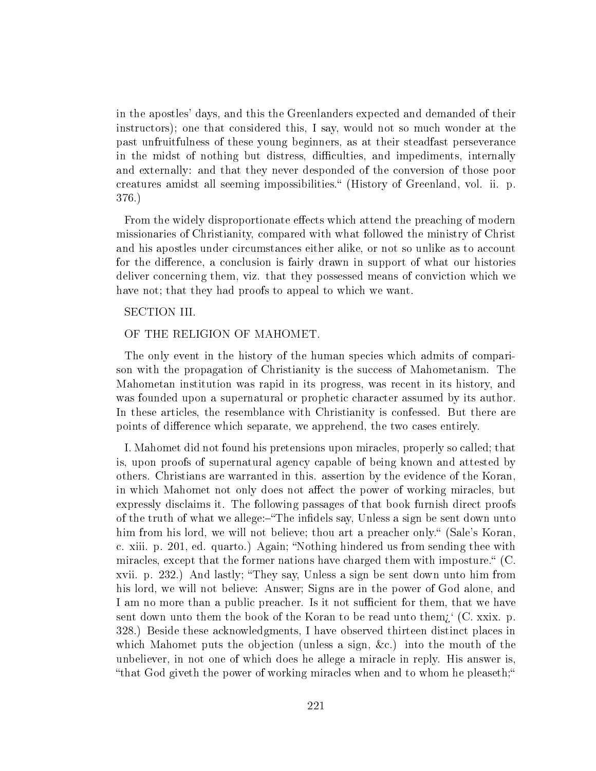in the apostles' days, and this the Greenlanders expected and demanded of their instructors); one that considered this, I say, would not so much wonder at the past unfruitfulness of these young beginners, as at their steadfast perseverance in the midst of nothing but distress, difficulties, and impediments, internally and externally: and that they never desponded of the conversion of those poor creatures amidst all seeming impossibilities." (History of Greenland, vol. ii. p. 376.)

From the widely disproportionate effects which attend the preaching of modern missionaries of Christianity, compared with what followed the ministry of Christ and his apostles under circumstances either alike, or not so unlike as to account for the difference, a conclusion is fairly drawn in support of what our histories deliver concerning them, viz. that they possessed means of conviction which we have not; that they had proofs to appeal to which we want.

## SECTION III.

## OF THE RELIGION OF MAHOMET.

The only event in the history of the human species which admits of comparison with the propagation of Christianity is the success of Mahometanism. The Mahometan institution was rapid in its progress, was recent in its history, and was founded upon a supernatural or prophetic character assumed by its author. In these articles, the resemblance with Christianity is confessed. But there are points of difference which separate, we apprehend, the two cases entirely.

I. Mahomet did not found his pretensions upon miracles, properly so called; that is, upon proofs of supernatural agency capable of being known and attested by others. Christians are warranted in this. assertion by the evidence of the Koran, in which Mahomet not only does not affect the power of working miracles, but expressly disclaims it. The following passages of that book furnish direct proofs of the truth of what we allege:–"The infidels say, Unless a sign be sent down unto him from his lord, we will not believe; thou art a preacher only." (Sale's Koran, c. xiii. p. 201, ed. quarto.) Again; "Nothing hindered us from sending thee with miracles, except that the former nations have charged them with imposture." (C. xvii. p. 232.) And lastly; "They say, Unless a sign be sent down unto him from his lord, we will not believe: Answer; Signs are in the power of God alone, and I am no more than a public preacher. Is it not sufficient for them, that we have sent down unto them the book of the Koran to be read unto them¿' (C. xxix. p. 328.) Beside these acknowledgments, I have observed thirteen distinct places in which Mahomet puts the objection (unless a sign, &c.) into the mouth of the unbeliever, in not one of which does he allege a miracle in reply. His answer is, "that God giveth the power of working miracles when and to whom he pleaseth;"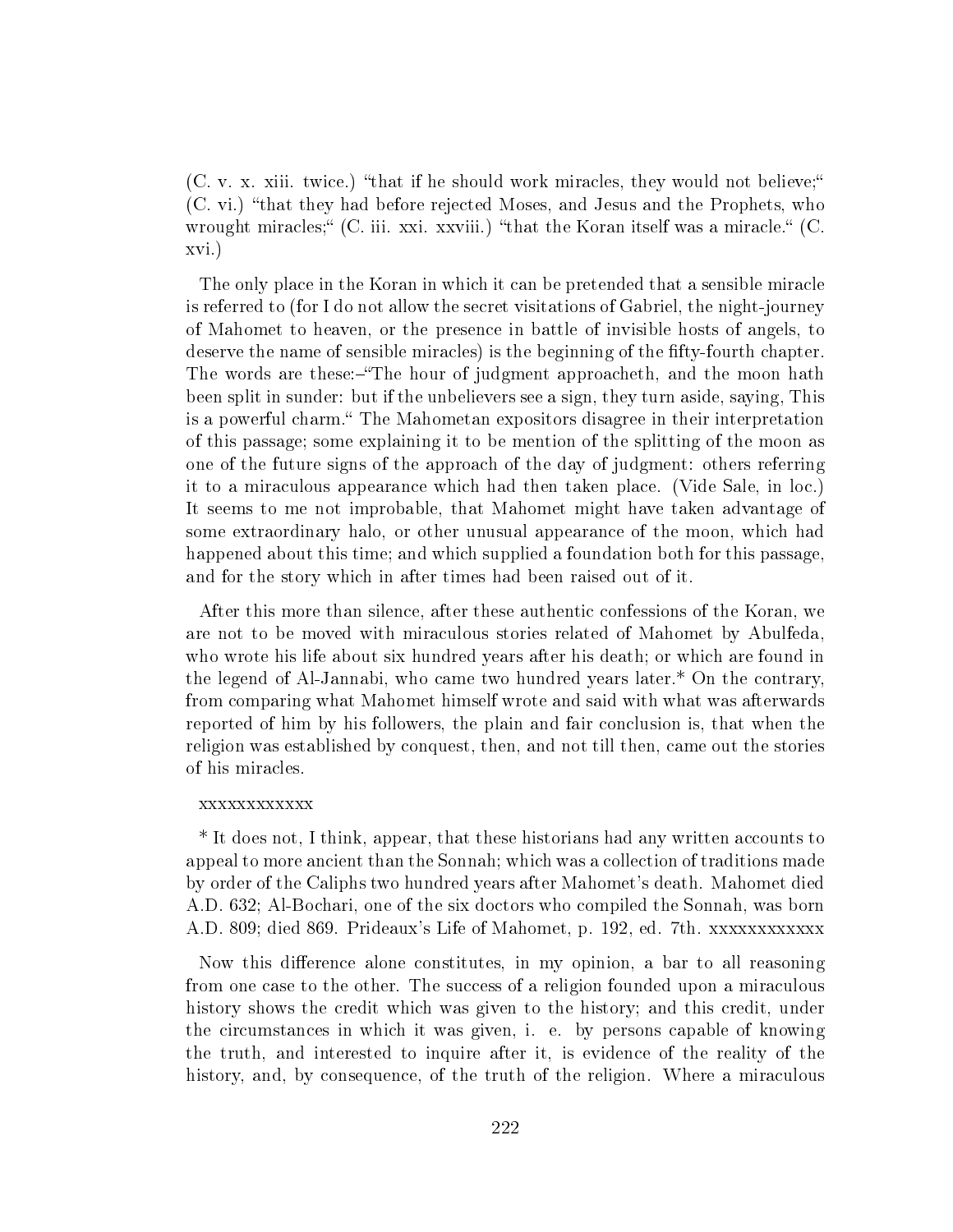(C. v. x. xiii. twice.) "that if he should work miracles, they would not believe;" (C. vi.) "that they had before rejected Moses, and Jesus and the Prophets, who wrought miracles;" (C. iii. xxi. xxviii.) "that the Koran itself was a miracle." (C. xvi.)

The only place in the Koran in which it can be pretended that a sensible miracle is referred to (for I do not allow the secret visitations of Gabriel, the night-journey of Mahomet to heaven, or the presence in battle of invisible hosts of angels, to deserve the name of sensible miracles) is the beginning of the fifty-fourth chapter. The words are these:–"The hour of judgment approacheth, and the moon hath been split in sunder: but if the unbelievers see a sign, they turn aside, saying, This is a powerful charm." The Mahometan expositors disagree in their interpretation of this passage; some explaining it to be mention of the splitting of the moon as one of the future signs of the approach of the day of judgment: others referring it to a miraculous appearance which had then taken place. (Vide Sale, in loc.) It seems to me not improbable, that Mahomet might have taken advantage of some extraordinary halo, or other unusual appearance of the moon, which had happened about this time; and which supplied a foundation both for this passage, and for the story which in after times had been raised out of it.

After this more than silence, after these authentic confessions of the Koran, we are not to be moved with miraculous stories related of Mahomet by Abulfeda, who wrote his life about six hundred years after his death; or which are found in the legend of Al-Jannabi, who came two hundred years later.* On the contrary, from comparing what Mahomet himself wrote and said with what was afterwards reported of him by his followers, the plain and fair conclusion is, that when the religion was established by conquest, then, and not till then, came out the stories of his miracles.

xxxxxxxxxxxx

* It does not, I think, appear, that these historians had any written accounts to appeal to more ancient than the Sonnah; which was a collection of traditions made by order of the Caliphs two hundred years after Mahomet's death. Mahomet died A.D. 632; Al-Bochari, one of the six doctors who compiled the Sonnah, was born A.D. 809; died 869. Prideaux's Life of Mahomet, p. 192, ed. 7th. xxxxxxxxxxxx

Now this difference alone constitutes, in my opinion, a bar to all reasoning from one case to the other. The success of a religion founded upon a miraculous history shows the credit which was given to the history; and this credit, under the circumstances in which it was given, i. e. by persons capable of knowing the truth, and interested to inquire after it, is evidence of the reality of the history, and, by consequence, of the truth of the religion. Where a miraculous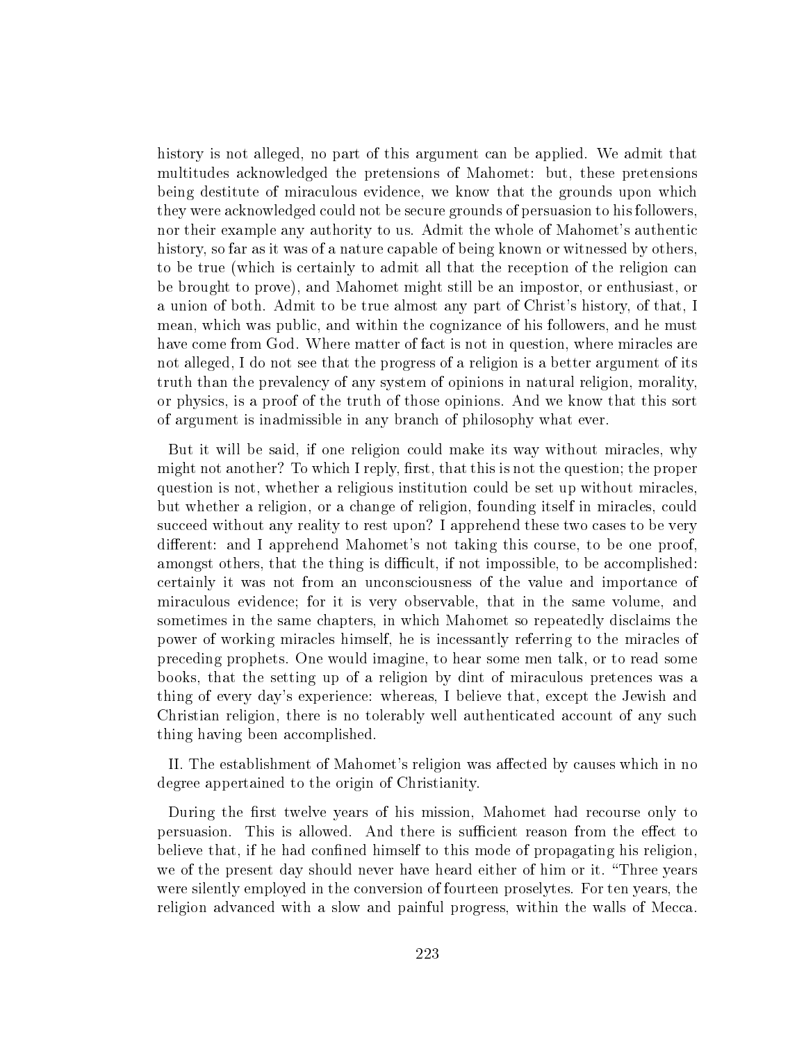history is not alleged, no part of this argument can be applied. We admit that multitudes acknowledged the pretensions of Mahomet: but, these pretensions being destitute of miraculous evidence, we know that the grounds upon which they were acknowledged could not be secure grounds of persuasion to his followers, nor their example any authority to us. Admit the whole of Mahomet's authentic history, so far as it was of a nature capable of being known or witnessed by others, to be true (which is certainly to admit all that the reception of the religion can be brought to prove), and Mahomet might still be an impostor, or enthusiast, or a union of both. Admit to be true almost any part of Christ's history, of that, I mean, which was public, and within the cognizance of his followers, and he must have come from God. Where matter of fact is not in question, where miracles are not alleged, I do not see that the progress of a religion is a better argument of its truth than the prevalency of any system of opinions in natural religion, morality, or physics, is a proof of the truth of those opinions. And we know that this sort of argument is inadmissible in any branch of philosophy what ever.

But it will be said, if one religion could make its way without miracles, why might not another? To which I reply, first, that this is not the question; the proper question is not, whether a religious institution could be set up without miracles, but whether a religion, or a change of religion, founding itself in miracles, could succeed without any reality to rest upon? I apprehend these two cases to be very different: and I apprehend Mahomet's not taking this course, to be one proof, amongst others, that the thing is difficult, if not impossible, to be accomplished: certainly it was not from an unconsciousness of the value and importance of miraculous evidence; for it is very observable, that in the same volume, and sometimes in the same chapters, in which Mahomet so repeatedly disclaims the power of working miracles himself, he is incessantly referring to the miracles of preceding prophets. One would imagine, to hear some men talk, or to read some books, that the setting up of a religion by dint of miraculous pretences was a thing of every day's experience: whereas, I believe that, except the Jewish and Christian religion, there is no tolerably well authenticated account of any such thing having been accomplished.

II. The establishment of Mahomet's religion was affected by causes which in no degree appertained to the origin of Christianity.

During the first twelve years of his mission, Mahomet had recourse only to persuasion. This is allowed. And there is sufficient reason from the effect to believe that, if he had confined himself to this mode of propagating his religion, we of the present day should never have heard either of him or it. "Three years were silently employed in the conversion of fourteen proselytes. For ten years, the religion advanced with a slow and painful progress, within the walls of Mecca.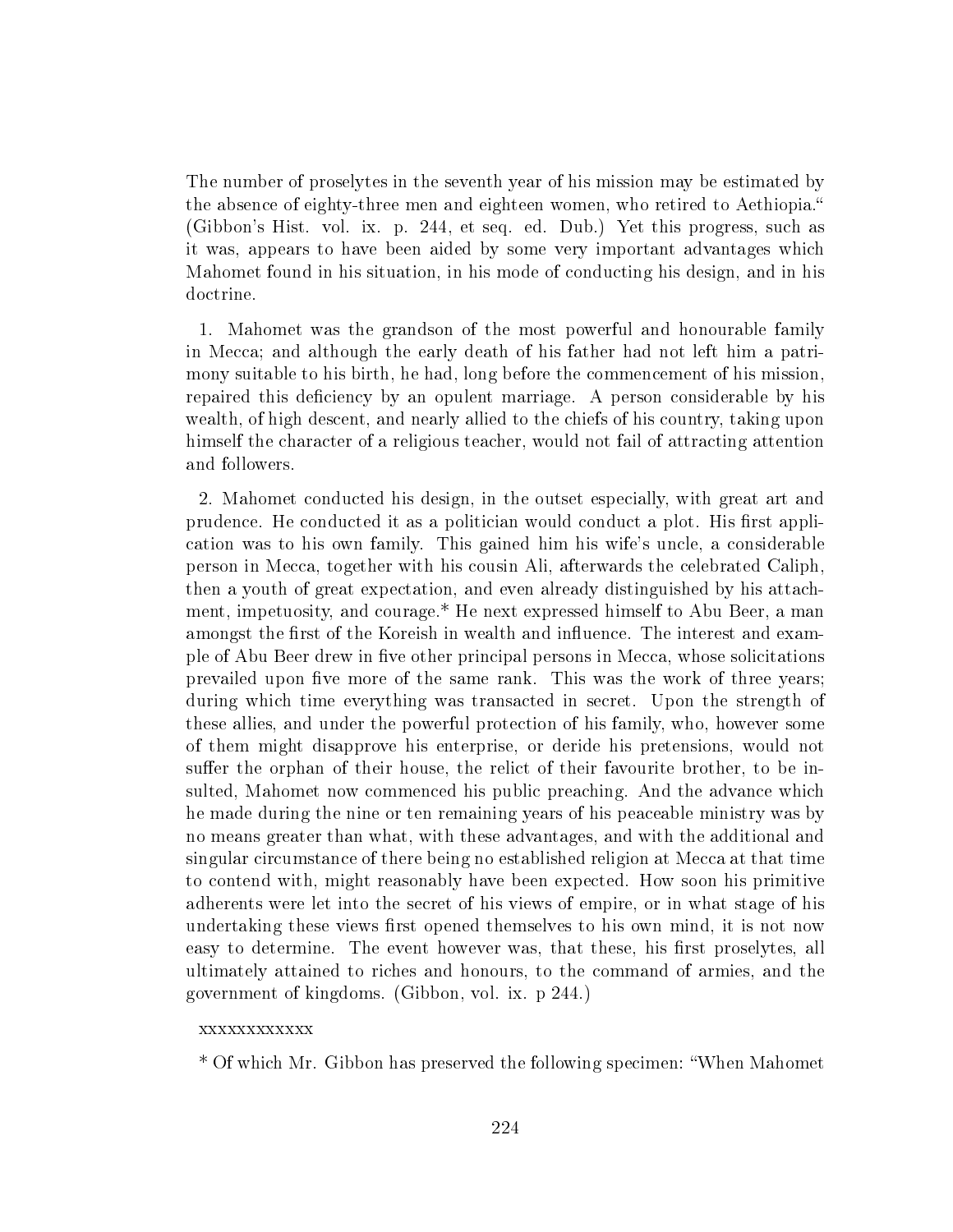The number of proselytes in the seventh year of his mission may be estimated by the absence of eighty-three men and eighteen women, who retired to Aethiopia.“ (Gibbon's Hist. vol. ix. p. 244, et seq. ed. Dub.) Yet this progress, such as it was, appears to have been aided by some very important advantages which Mahomet found in his situation, in his mode of conducting his design, and in his doctrine.

1. Mahomet was the grandson of the most powerful and honourable family in Mecca; and although the early death of his father had not left him a patrimony suitable to his birth, he had, long before the commencement of his mission, repaired this deficiency by an opulent marriage. A person considerable by his wealth, of high descent, and nearly allied to the chiefs of his country, taking upon himself the character of a religious teacher, would not fail of attracting attention and followers.

2. Mahomet conducted his design, in the outset especially, with great art and prudence. He conducted it as a politician would conduct a plot. His first application was to his own family. This gained him his wife's uncle, a considerable person in Mecca, together with his cousin Ali, afterwards the celebrated Caliph, then a youth of great expectation, and even already distinguished by his attachment, impetuosity, and courage.* He next expressed himself to Abu Beer, a man amongst the first of the Koreish in wealth and influence. The interest and example of Abu Beer drew in five other principal persons in Mecca, whose solicitations prevailed upon five more of the same rank. This was the work of three years; during which time everything was transacted in secret. Upon the strength of these allies, and under the powerful protection of his family, who, however some of them might disapprove his enterprise, or deride his pretensions, would not suffer the orphan of their house, the relict of their favourite brother, to be insulted, Mahomet now commenced his public preaching. And the advance which he made during the nine or ten remaining years of his peaceable ministry was by no means greater than what, with these advantages, and with the additional and singular circumstance of there being no established religion at Mecca at that time to contend with, might reasonably have been expected. How soon his primitive adherents were let into the secret of his views of empire, or in what stage of his undertaking these views first opened themselves to his own mind, it is not now easy to determine. The event however was, that these, his first proselytes, all ultimately attained to riches and honours, to the command of armies, and the government of kingdoms. (Gibbon, vol. ix. p 244.)

xxxxxxxxxxxx

* Of which Mr. Gibbon has preserved the following specimen: "When Mahomet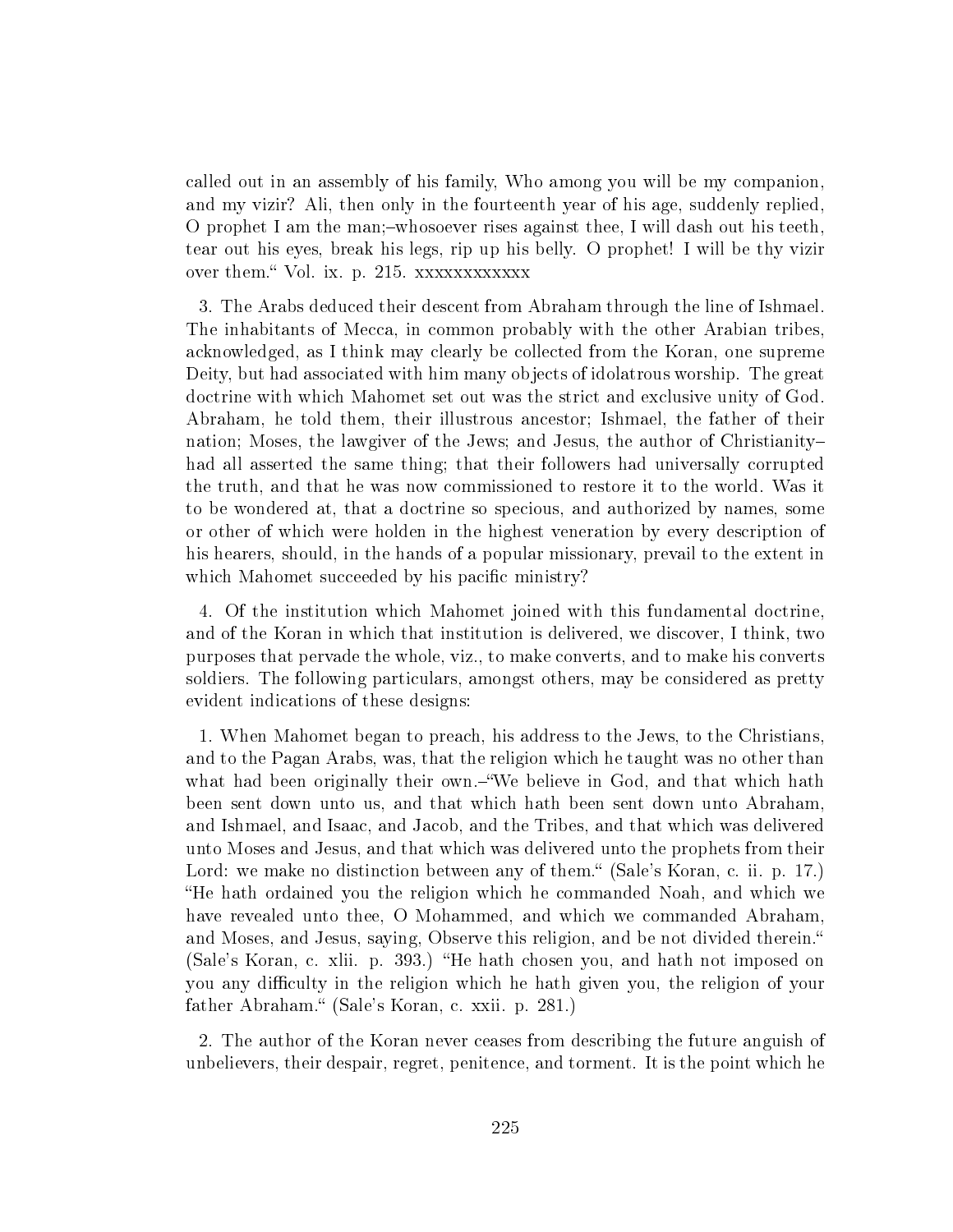called out in an assembly of his family, Who among you will be my companion, and my vizir? Ali, then only in the fourteenth year of his age, suddenly replied, O prophet I am the man;–whosoever rises against thee, I will dash out his teeth, tear out his eyes, break his legs, rip up his belly. O prophet! I will be thy vizir over them." Vol. ix. p. 215. xxxxxxxxxxxx

3. The Arabs deduced their descent from Abraham through the line of Ishmael. The inhabitants of Mecca, in common probably with the other Arabian tribes, acknowledged, as I think may clearly be collected from the Koran, one supreme Deity, but had associated with him many objects of idolatrous worship. The great doctrine with which Mahomet set out was the strict and exclusive unity of God. Abraham, he told them, their illustrous ancestor; Ishmael, the father of their nation; Moses, the lawgiver of the Jews; and Jesus, the author of Christianity–had all asserted the same thing; that their followers had universally corrupted the truth, and that he was now commissioned to restore it to the world. Was it to be wondered at, that a doctrine so specious, and authorized by names, some or other of which were holden in the highest veneration by every description of his hearers, should, in the hands of a popular missionary, prevail to the extent in which Mahomet succeeded by his pacific ministry?

4. Of the institution which Mahomet joined with this fundamental doctrine, and of the Koran in which that institution is delivered, we discover, I think, two purposes that pervade the whole, viz., to make converts, and to make his converts soldiers. The following particulars, amongst others, may be considered as pretty evident indications of these designs:

1. When Mahomet began to preach, his address to the Jews, to the Christians, and to the Pagan Arabs, was, that the religion which he taught was no other than what had been originally their own.–"We believe in God, and that which hath been sent down unto us, and that which hath been sent down unto Abraham, and Ishmael, and Isaac, and Jacob, and the Tribes, and that which was delivered unto Moses and Jesus, and that which was delivered unto the prophets from their Lord: we make no distinction between any of them." (Sale's Koran, c. ii. p. 17.) "He hath ordained you the religion which he commanded Noah, and which we have revealed unto thee, O Mohammed, and which we commanded Abraham, and Moses, and Jesus, saying, Observe this religion, and be not divided therein." (Sale's Koran, c. xlii. p. 393.) "He hath chosen you, and hath not imposed on you any difficulty in the religion which he hath given you, the religion of your father Abraham." (Sale's Koran, c. xxii. p. 281.)

2. The author of the Koran never ceases from describing the future anguish of unbelievers, their despair, regret, penitence, and torment. It is the point which he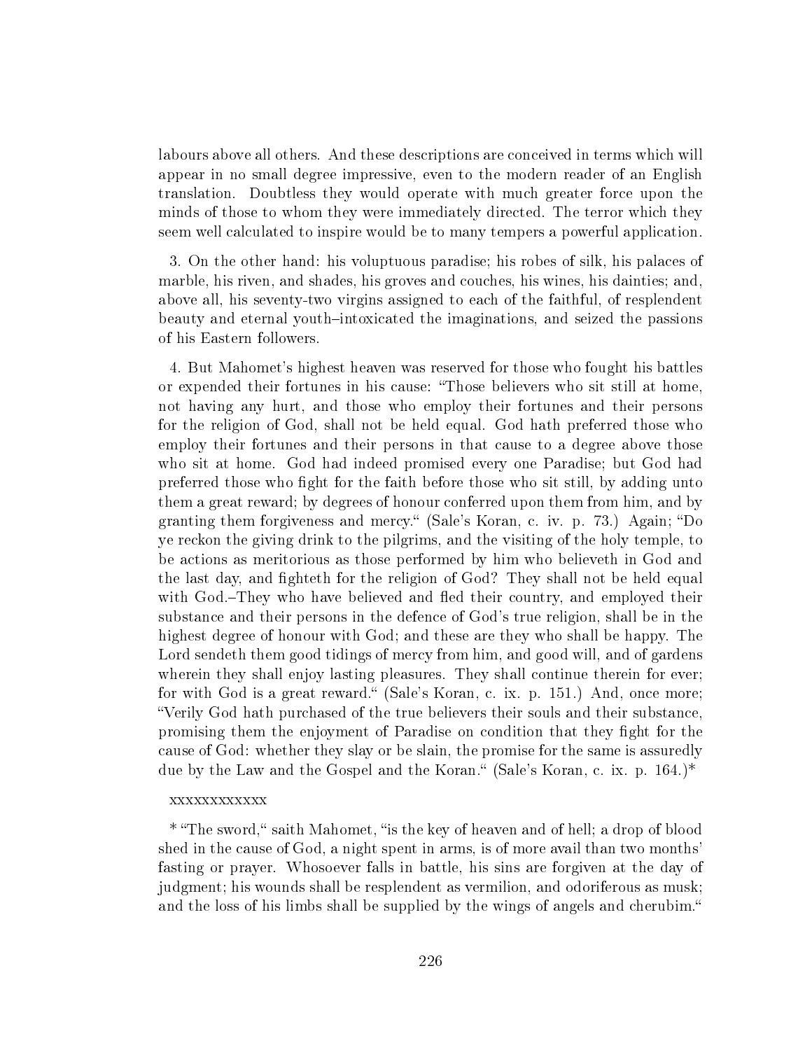labours above all others. And these descriptions are conceived in terms which will appear in no small degree impressive, even to the modern reader of an English translation. Doubtless they would operate with much greater force upon the minds of those to whom they were immediately directed. The terror which they seem well calculated to inspire would be to many tempers a powerful application.

3. On the other hand: his voluptuous paradise; his robes of silk, his palaces of marble, his riven, and shades, his groves and couches, his wines, his dainties; and, above all, his seventy-two virgins assigned to each of the faithful, of resplendent beauty and eternal youth–intoxicated the imaginations, and seized the passions of his Eastern followers.

4. But Mahomet's highest heaven was reserved for those who fought his battles or expended their fortunes in his cause: "Those believers who sit still at home, not having any hurt, and those who employ their fortunes and their persons for the religion of God, shall not be held equal. God hath preferred those who employ their fortunes and their persons in that cause to a degree above those who sit at home. God had indeed promised every one Paradise; but God had preferred those who fight for the faith before those who sit still, by adding unto them a great reward; by degrees of honour conferred upon them from him, and by granting them forgiveness and mercy." (Sale's Koran, c. iv. p. 73.) Again; "Do ye reckon the giving drink to the pilgrims, and the visiting of the holy temple, to be actions as meritorious as those performed by him who believeth in God and the last day, and fighteth for the religion of God? They shall not be held equal with God.–They who have believed and fled their country, and employed their substance and their persons in the defence of God's true religion, shall be in the highest degree of honour with God; and these are they who shall be happy. The Lord sendeth them good tidings of mercy from him, and good will, and of gardens wherein they shall enjoy lasting pleasures. They shall continue therein for ever; for with God is a great reward." (Sale's Koran, c. ix. p. 151.) And, once more; "Verily God hath purchased of the true believers their souls and their substance, promising them the enjoyment of Paradise on condition that they fight for the cause of God: whether they slay or be slain, the promise for the same is assuredly due by the Law and the Gospel and the Koran." (Sale's Koran, c. ix. p. 164.)*

xxxxxxxxxxxx

* "The sword," saith Mahomet, "is the key of heaven and of hell; a drop of blood shed in the cause of God, a night spent in arms, is of more avail than two months' fasting or prayer. Whosoever falls in battle, his sins are forgiven at the day of judgment; his wounds shall be resplendent as vermilion, and odoriferous as musk; and the loss of his limbs shall be supplied by the wings of angels and cherubim."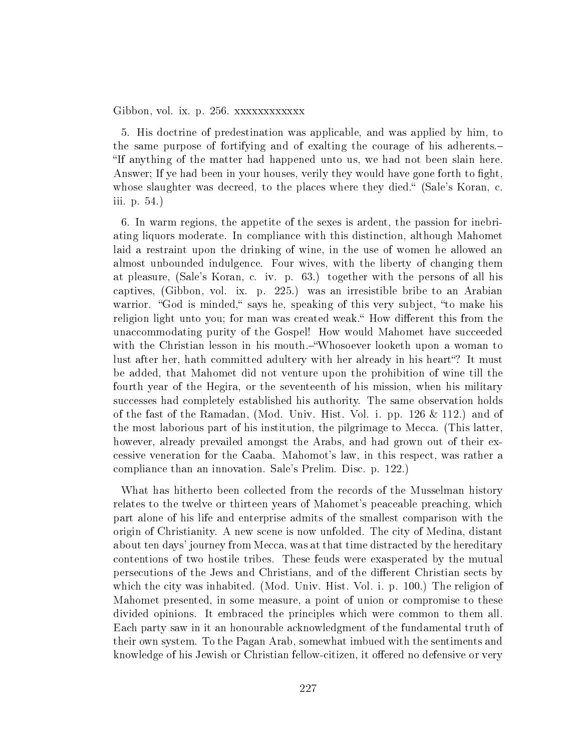Gibbon, vol. ix. p. 256. xxxxxxxxxxxx

5. His doctrine of predestination was applicable, and was applied by him, to the same purpose of fortifying and of exalting the courage of his adherents.– "If anything of the matter had happened unto us, we had not been slain here. Answer; If ye had been in your houses, verily they would have gone forth to fight, whose slaughter was decreed, to the places where they died." (Sale's Koran, c. iii. p. 54.)

6. In warm regions, the appetite of the sexes is ardent, the passion for inebriating liquors moderate. In compliance with this distinction, although Mahomet laid a restraint upon the drinking of wine, in the use of women he allowed an almost unbounded indulgence. Four wives, with the liberty of changing them at pleasure, (Sale's Koran, c. iv. p. 63.) together with the persons of all his captives, (Gibbon, vol. ix. p. 225.) was an irresistible bribe to an Arabian warrior. "God is minded," says he, speaking of this very subject, "to make his religion light unto you; for man was created weak." How different this from the unaccommodating purity of the Gospel! How would Mahomet have succeeded with the Christian lesson in his mouth.–"Whosoever looketh upon a woman to lust after her, hath committed adultery with her already in his heart"? It must be added, that Mahomet did not venture upon the prohibition of wine till the fourth year of the Hegira, or the seventeenth of his mission, when his military successes had completely established his authority. The same observation holds of the fast of the Ramadan, (Mod. Univ. Hist. Vol. i. pp. 126 & 112.) and of the most laborious part of his institution, the pilgrimage to Mecca. (This latter, however, already prevailed amongst the Arabs, and had grown out of their excessive veneration for the Caaba. Mahomot's law, in this respect, was rather a compliance than an innovation. Sale's Prelim. Disc. p. 122.)

What has hitherto been collected from the records of the Musselman history relates to the twelve or thirteen years of Mahomet's peaceable preaching, which part alone of his life and enterprise admits of the smallest comparison with the origin of Christianity. A new scene is now unfolded. The city of Medina, distant about ten days' journey from Mecca, was at that time distracted by the hereditary contentions of two hostile tribes. These feuds were exasperated by the mutual persecutions of the Jews and Christians, and of the different Christian sects by which the city was inhabited. (Mod. Univ. Hist. Vol. i. p. 100.) The religion of Mahomet presented, in some measure, a point of union or compromise to these divided opinions. It embraced the principles which were common to them all. Each party saw in it an honourable acknowledgment of the fundamental truth of their own system. To the Pagan Arab, somewhat imbued with the sentiments and knowledge of his Jewish or Christian fellow-citizen, it offered no defensive or very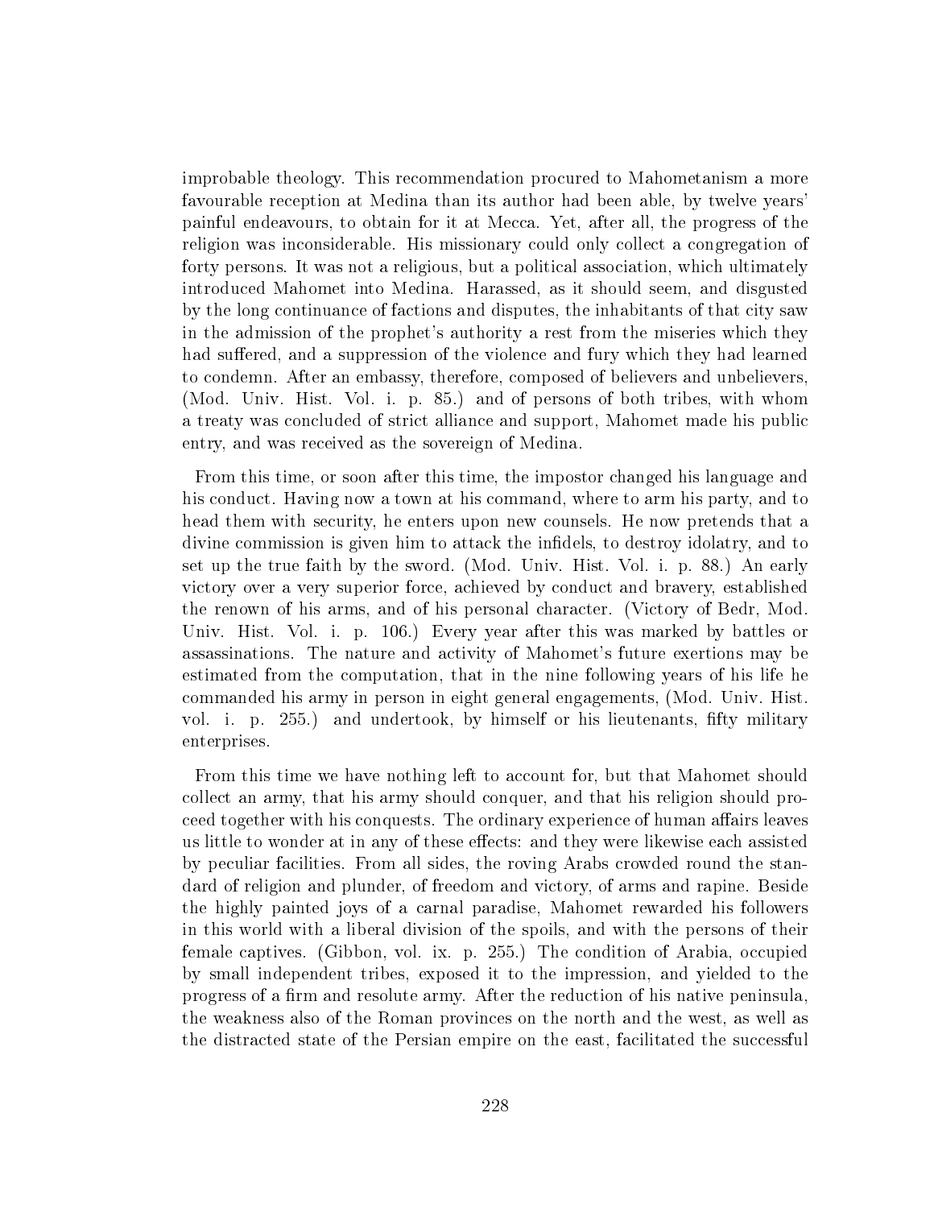improbable theology. This recommendation procured to Mahometanism a more favourable reception at Medina than its author had been able, by twelve years' painful endeavours, to obtain for it at Mecca. Yet, after all, the progress of the religion was inconsiderable. His missionary could only collect a congregation of forty persons. It was not a religious, but a political association, which ultimately introduced Mahomet into Medina. Harassed, as it should seem, and disgusted by the long continuance of factions and disputes, the inhabitants of that city saw in the admission of the prophet's authority a rest from the miseries which they had suffered, and a suppression of the violence and fury which they had learned to condemn. After an embassy, therefore, composed of believers and unbelievers, (Mod. Univ. Hist. Vol. i. p. 85.) and of persons of both tribes, with whom a treaty was concluded of strict alliance and support, Mahomet made his public entry, and was received as the sovereign of Medina.

From this time, or soon after this time, the impostor changed his language and his conduct. Having now a town at his command, where to arm his party, and to head them with security, he enters upon new counsels. He now pretends that a divine commission is given him to attack the infidels, to destroy idolatry, and to set up the true faith by the sword. (Mod. Univ. Hist. Vol. i. p. 88.) An early victory over a very superior force, achieved by conduct and bravery, established the renown of his arms, and of his personal character. (Victory of Bedr, Mod. Univ. Hist. Vol. i. p. 106.) Every year after this was marked by battles or assassinations. The nature and activity of Mahomet's future exertions may be estimated from the computation, that in the nine following years of his life he commanded his army in person in eight general engagements, (Mod. Univ. Hist. vol. i. p. 255.) and undertook, by himself or his lieutenants, fifty military enterprises.

From this time we have nothing left to account for, but that Mahomet should collect an army, that his army should conquer, and that his religion should proceed together with his conquests. The ordinary experience of human affairs leaves us little to wonder at in any of these effects: and they were likewise each assisted by peculiar facilities. From all sides, the roving Arabs crowded round the standard of religion and plunder, of freedom and victory, of arms and rapine. Beside the highly painted joys of a carnal paradise, Mahomet rewarded his followers in this world with a liberal division of the spoils, and with the persons of their female captives. (Gibbon, vol. ix. p. 255.) The condition of Arabia, occupied by small independent tribes, exposed it to the impression, and yielded to the progress of a firm and resolute army. After the reduction of his native peninsula, the weakness also of the Roman provinces on the north and the west, as well as the distracted state of the Persian empire on the east, facilitated the successful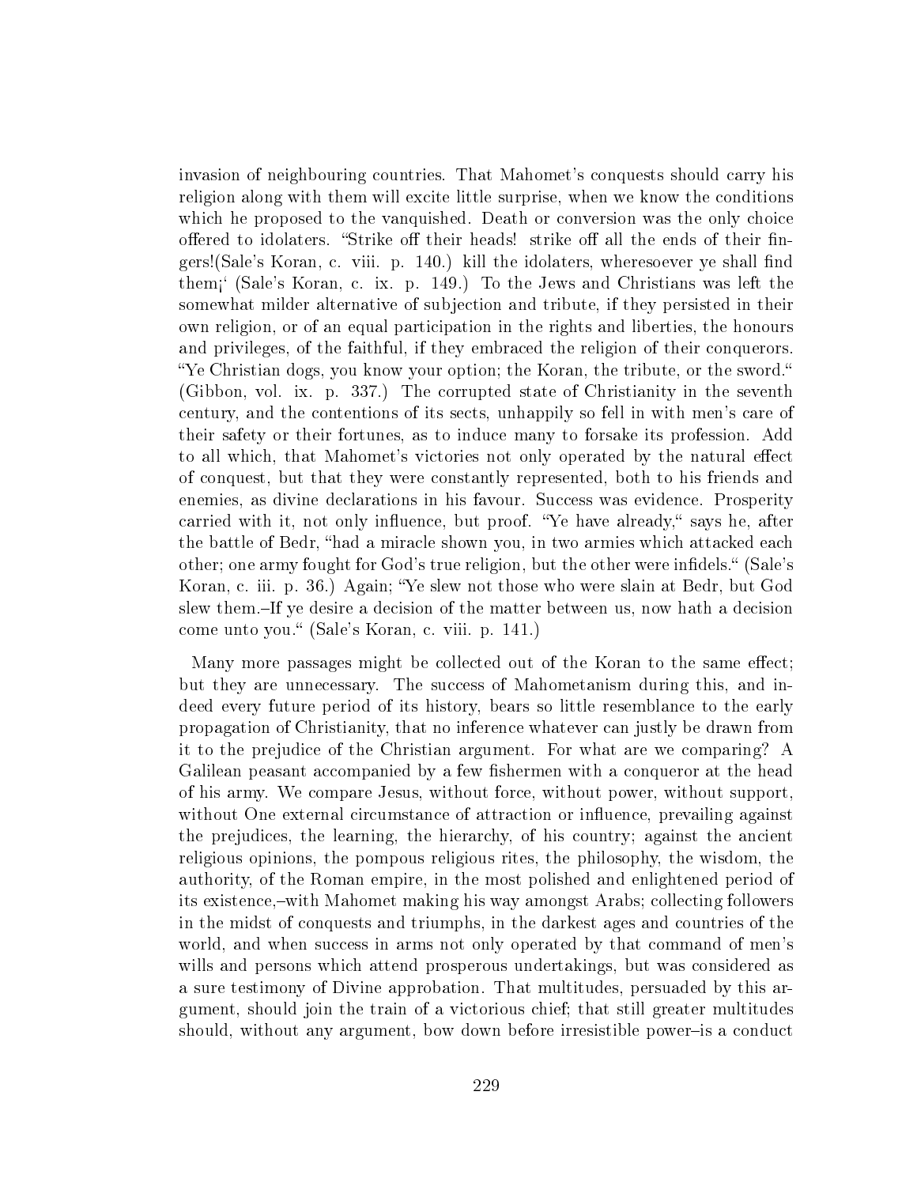invasion of neighbouring countries. That Mahomet's conquests should carry his religion along with them will excite little surprise, when we know the conditions which he proposed to the vanquished. Death or conversion was the only choice offered to idolaters. "Strike off their heads! strike off all the ends of their fingers!(Sale's Koran, c. viii. p. 140.) kill the idolaters, wheresoever ye shall find them¡' (Sale's Koran, c. ix. p. 149.) To the Jews and Christians was left the somewhat milder alternative of subjection and tribute, if they persisted in their own religion, or of an equal participation in the rights and liberties, the honours and privileges, of the faithful, if they embraced the religion of their conquerors. "Ye Christian dogs, you know your option; the Koran, the tribute, or the sword." (Gibbon, vol. ix. p. 337.) The corrupted state of Christianity in the seventh century, and the contentions of its sects, unhappily so fell in with men's care of their safety or their fortunes, as to induce many to forsake its profession. Add to all which, that Mahomet's victories not only operated by the natural effect of conquest, but that they were constantly represented, both to his friends and enemies, as divine declarations in his favour. Success was evidence. Prosperity carried with it, not only influence, but proof. "Ye have already," says he, after the battle of Bedr, "had a miracle shown you, in two armies which attacked each other; one army fought for God's true religion, but the other were infidels." (Sale's Koran, c. iii. p. 36.) Again; "Ye slew not those who were slain at Bedr, but God slew them.–If ye desire a decision of the matter between us, now hath a decision come unto you." (Sale's Koran, c. viii. p. 141.)

Many more passages might be collected out of the Koran to the same effect; but they are unnecessary. The success of Mahometanism during this, and indeed every future period of its history, bears so little resemblance to the early propagation of Christianity, that no inference whatever can justly be drawn from it to the prejudice of the Christian argument. For what are we comparing? A Galilean peasant accompanied by a few fishermen with a conqueror at the head of his army. We compare Jesus, without force, without power, without support, without One external circumstance of attraction or influence, prevailing against the prejudices, the learning, the hierarchy, of his country; against the ancient religious opinions, the pompous religious rites, the philosophy, the wisdom, the authority, of the Roman empire, in the most polished and enlightened period of its existence,–with Mahomet making his way amongst Arabs; collecting followers in the midst of conquests and triumphs, in the darkest ages and countries of the world, and when success in arms not only operated by that command of men's wills and persons which attend prosperous undertakings, but was considered as a sure testimony of Divine approbation. That multitudes, persuaded by this argument, should join the train of a victorious chief; that still greater multitudes should, without any argument, bow down before irresistible power–is a conduct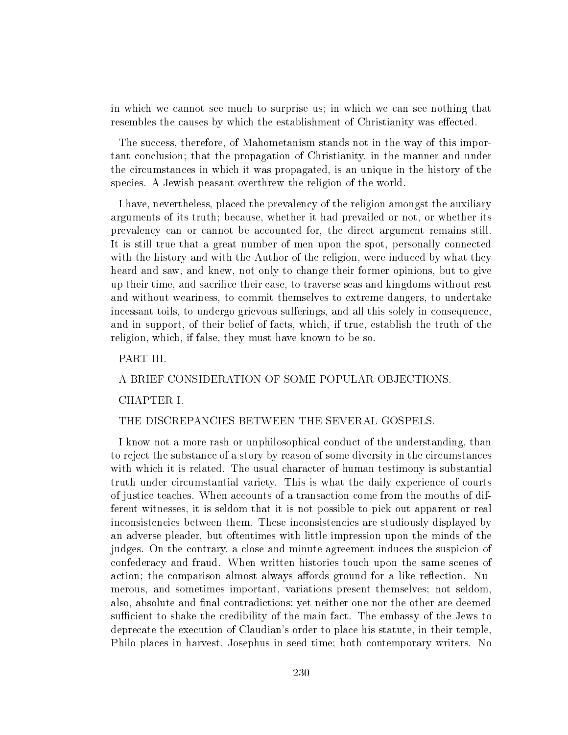in which we cannot see much to surprise us; in which we can see nothing that resembles the causes by which the establishment of Christianity was effected.

The success, therefore, of Mahometanism stands not in the way of this important conclusion; that the propagation of Christianity, in the manner and under the circumstances in which it was propagated, is an unique in the history of the species. A Jewish peasant overthrew the religion of the world.

I have, nevertheless, placed the prevalency of the religion amongst the auxiliary arguments of its truth; because, whether it had prevailed or not, or whether its prevalency can or cannot be accounted for, the direct argument remains still. It is still true that a great number of men upon the spot, personally connected with the history and with the Author of the religion, were induced by what they heard and saw, and knew, not only to change their former opinions, but to give up their time, and sacrifice their ease, to traverse seas and kingdoms without rest and without weariness, to commit themselves to extreme dangers, to undertake incessant toils, to undergo grievous sufferings, and all this solely in consequence, and in support, of their belief of facts, which, if true, establish the truth of the religion, which, if false, they must have known to be so.

# PART III.

## A BRIEF CONSIDERATION OF SOME POPULAR OBJECTIONS.

### CHAPTER I.

### THE DISCREPANCIES BETWEEN THE SEVERAL GOSPELS.

I know not a more rash or unphilosophical conduct of the understanding, than to reject the substance of a story by reason of some diversity in the circumstances with which it is related. The usual character of human testimony is substantial truth under circumstantial variety. This is what the daily experience of courts of justice teaches. When accounts of a transaction come from the mouths of different witnesses, it is seldom that it is not possible to pick out apparent or real inconsistencies between them. These inconsistencies are studiously displayed by an adverse pleader, but oftentimes with little impression upon the minds of the judges. On the contrary, a close and minute agreement induces the suspicion of confederacy and fraud. When written histories touch upon the same scenes of action; the comparison almost always affords ground for a like reflection. Numerous, and sometimes important, variations present themselves; not seldom, also, absolute and final contradictions; yet neither one nor the other are deemed sufficient to shake the credibility of the main fact. The embassy of the Jews to deprecate the execution of Claudian's order to place his statute, in their temple, Philo places in harvest, Josephus in seed time; both contemporary writers. No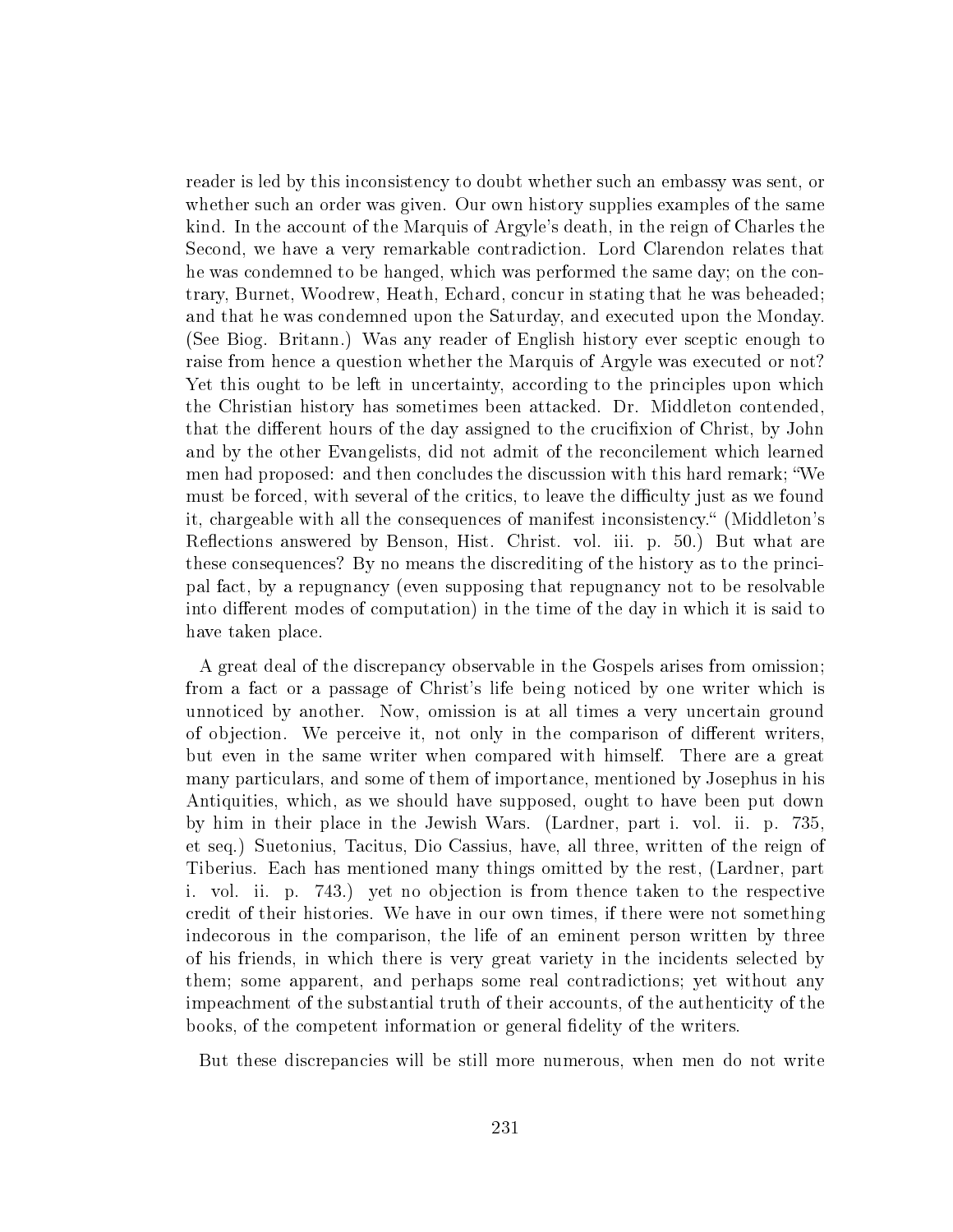reader is led by this inconsistency to doubt whether such an embassy was sent, or whether such an order was given. Our own history supplies examples of the same kind. In the account of the Marquis of Argyle's death, in the reign of Charles the Second, we have a very remarkable contradiction. Lord Clarendon relates that he was condemned to be hanged, which was performed the same day; on the contrary, Burnet, Woodrew, Heath, Echard, concur in stating that he was beheaded; and that he was condemned upon the Saturday, and executed upon the Monday. (See Biog. Britann.) Was any reader of English history ever sceptic enough to raise from hence a question whether the Marquis of Argyle was executed or not? Yet this ought to be left in uncertainty, according to the principles upon which the Christian history has sometimes been attacked. Dr. Middleton contended, that the different hours of the day assigned to the crucifixion of Christ, by John and by the other Evangelists, did not admit of the reconcilement which learned men had proposed: and then concludes the discussion with this hard remark; "We must be forced, with several of the critics, to leave the difficulty just as we found it, chargeable with all the consequences of manifest inconsistency." (Middleton's Reflections answered by Benson, Hist. Christ. vol. iii. p. 50.) But what are these consequences? By no means the discrediting of the history as to the principal fact, by a repugnancy (even supposing that repugnancy not to be resolvable into different modes of computation) in the time of the day in which it is said to have taken place.

A great deal of the discrepancy observable in the Gospels arises from omission; from a fact or a passage of Christ's life being noticed by one writer which is unnoticed by another. Now, omission is at all times a very uncertain ground of objection. We perceive it, not only in the comparison of different writers, but even in the same writer when compared with himself. There are a great many particulars, and some of them of importance, mentioned by Josephus in his Antiquities, which, as we should have supposed, ought to have been put down by him in their place in the Jewish Wars. (Lardner, part i. vol. ii. p. 735, et seq.) Suetonius, Tacitus, Dio Cassius, have, all three, written of the reign of Tiberius. Each has mentioned many things omitted by the rest, (Lardner, part i. vol. ii. p. 743.) yet no objection is from thence taken to the respective credit of their histories. We have in our own times, if there were not something indecorous in the comparison, the life of an eminent person written by three of his friends, in which there is very great variety in the incidents selected by them; some apparent, and perhaps some real contradictions; yet without any impeachment of the substantial truth of their accounts, of the authenticity of the books, of the competent information or general fidelity of the writers.

But these discrepancies will be still more numerous, when men do not write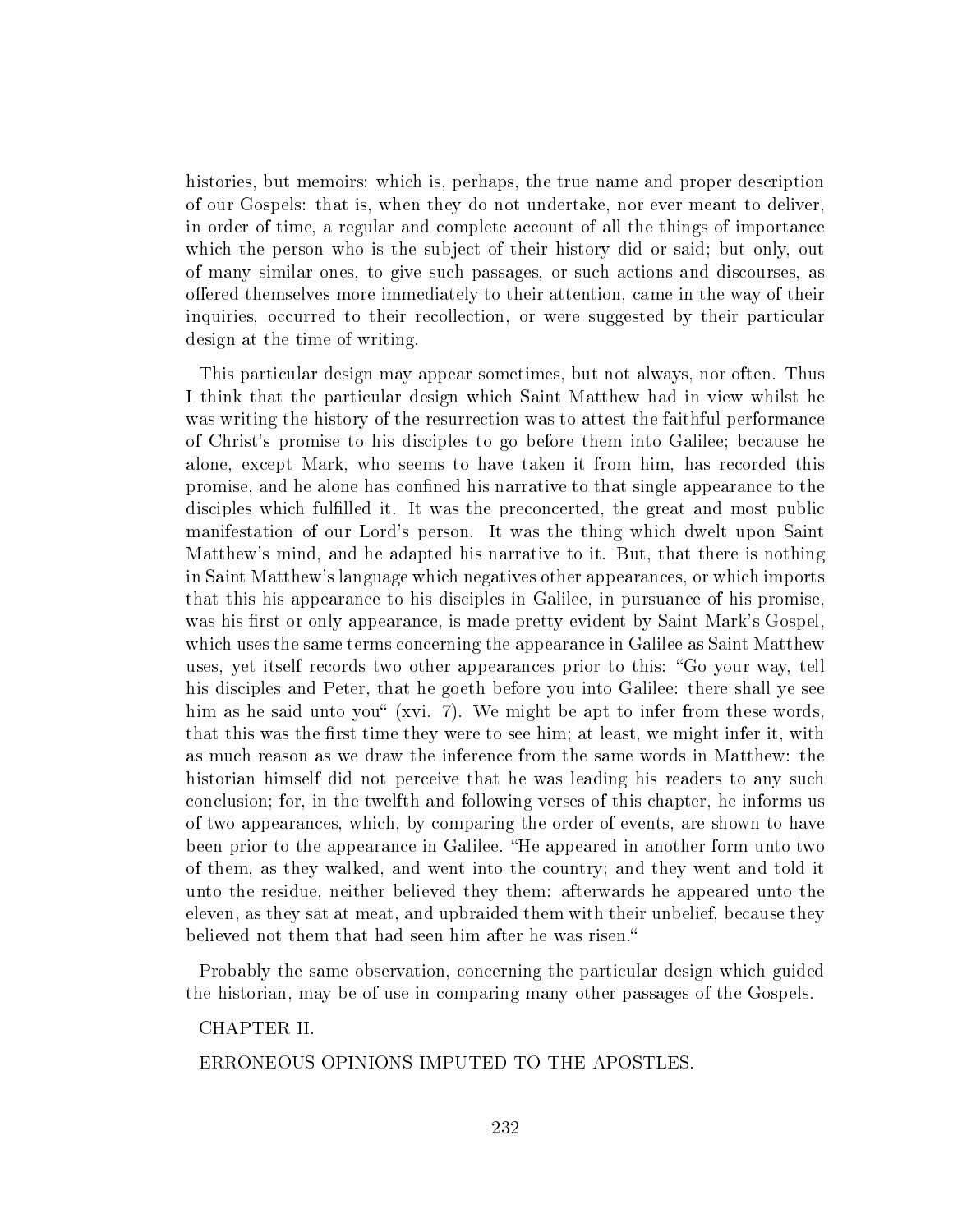histories, but memoirs: which is, perhaps, the true name and proper description of our Gospels: that is, when they do not undertake, nor ever meant to deliver, in order of time, a regular and complete account of all the things of importance which the person who is the subject of their history did or said; but only, out of many similar ones, to give such passages, or such actions and discourses, as offered themselves more immediately to their attention, came in the way of their inquiries, occurred to their recollection, or were suggested by their particular design at the time of writing.

This particular design may appear sometimes, but not always, nor often. Thus I think that the particular design which Saint Matthew had in view whilst he was writing the history of the resurrection was to attest the faithful performance of Christ's promise to his disciples to go before them into Galilee; because he alone, except Mark, who seems to have taken it from him, has recorded this promise, and he alone has confined his narrative to that single appearance to the disciples which fulfilled it. It was the preconcerted, the great and most public manifestation of our Lord's person. It was the thing which dwelt upon Saint Matthew's mind, and he adapted his narrative to it. But, that there is nothing in Saint Matthew's language which negatives other appearances, or which imports that this his appearance to his disciples in Galilee, in pursuance of his promise, was his first or only appearance, is made pretty evident by Saint Mark's Gospel, which uses the same terms concerning the appearance in Galilee as Saint Matthew uses, yet itself records two other appearances prior to this: "Go your way, tell his disciples and Peter, that he goeth before you into Galilee: there shall ye see him as he said unto you" (xvi. 7). We might be apt to infer from these words, that this was the first time they were to see him; at least, we might infer it, with as much reason as we draw the inference from the same words in Matthew: the historian himself did not perceive that he was leading his readers to any such conclusion; for, in the twelfth and following verses of this chapter, he informs us of two appearances, which, by comparing the order of events, are shown to have been prior to the appearance in Galilee. "He appeared in another form unto two of them, as they walked, and went into the country; and they went and told it unto the residue, neither believed they them: afterwards he appeared unto the eleven, as they sat at meat, and upbraided them with their unbelief, because they believed not them that had seen him after he was risen."

Probably the same observation, concerning the particular design which guided the historian, may be of use in comparing many other passages of the Gospels.

## CHAPTER II.

## ERRONEOUS OPINIONS IMPUTED TO THE APOSTLES.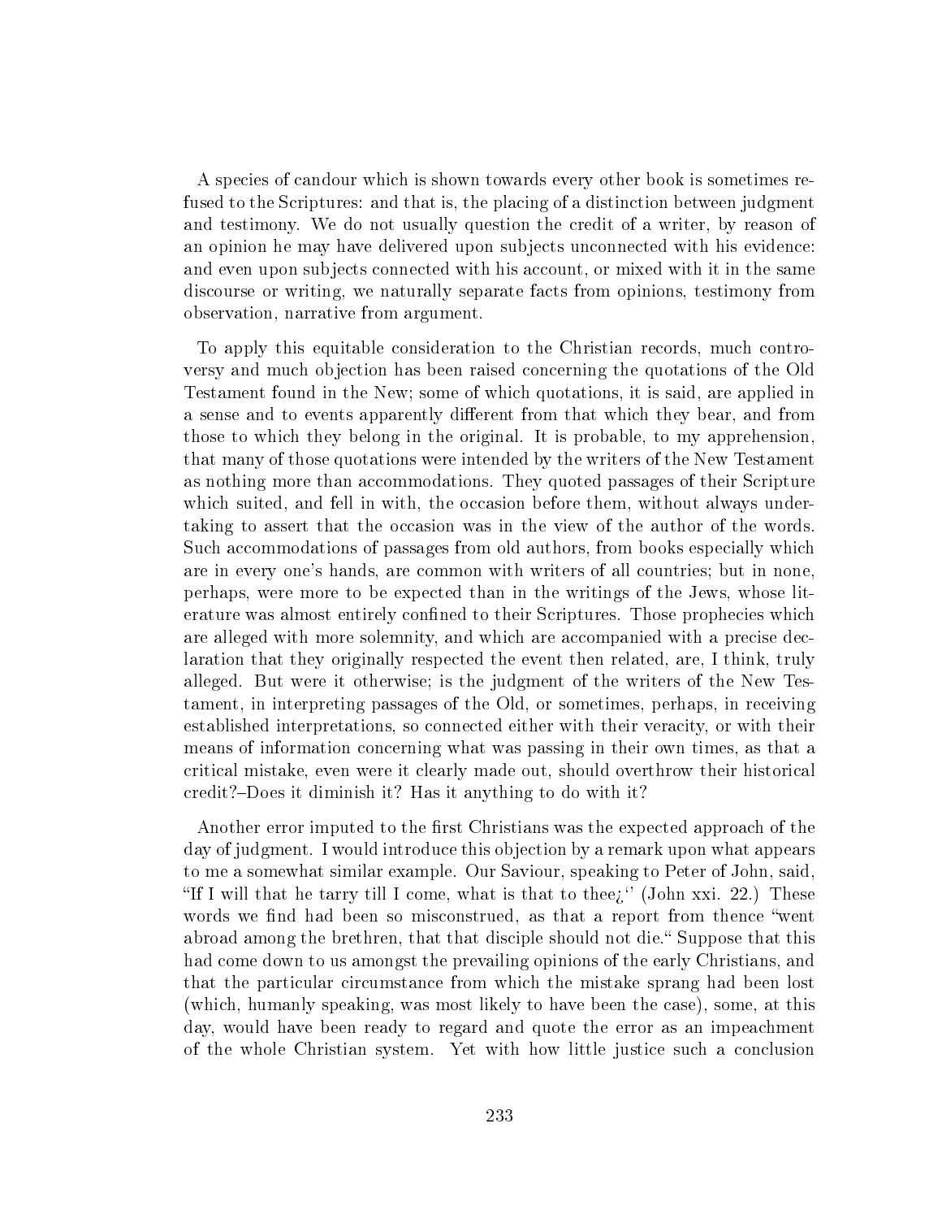A species of candour which is shown towards every other book is sometimes refused to the Scriptures: and that is, the placing of a distinction between judgment and testimony. We do not usually question the credit of a writer, by reason of an opinion he may have delivered upon subjects unconnected with his evidence: and even upon subjects connected with his account, or mixed with it in the same discourse or writing, we naturally separate facts from opinions, testimony from observation, narrative from argument.

To apply this equitable consideration to the Christian records, much controversy and much objection has been raised concerning the quotations of the Old Testament found in the New; some of which quotations, it is said, are applied in a sense and to events apparently different from that which they bear, and from those to which they belong in the original. It is probable, to my apprehension, that many of those quotations were intended by the writers of the New Testament as nothing more than accommodations. They quoted passages of their Scripture which suited, and fell in with, the occasion before them, without always undertaking to assert that the occasion was in the view of the author of the words. Such accommodations of passages from old authors, from books especially which are in every one's hands, are common with writers of all countries; but in none, perhaps, were more to be expected than in the writings of the Jews, whose literature was almost entirely confined to their Scriptures. Those prophecies which are alleged with more solemnity, and which are accompanied with a precise declaration that they originally respected the event then related, are, I think, truly alleged. But were it otherwise; is the judgment of the writers of the New Testament, in interpreting passages of the Old, or sometimes, perhaps, in receiving established interpretations, so connected either with their veracity, or with their means of information concerning what was passing in their own times, as that a critical mistake, even were it clearly made out, should overthrow their historical credit?–Does it diminish it? Has it anything to do with it?

Another error imputed to the first Christians was the expected approach of the day of judgment. I would introduce this objection by a remark upon what appears to me a somewhat similar example. Our Saviour, speaking to Peter of John, said, "If I will that he tarry till I come, what is that to thee¿'' (John xxi. 22.) These words we find had been so misconstrued, as that a report from thence "went abroad among the brethren, that that disciple should not die." Suppose that this had come down to us amongst the prevailing opinions of the early Christians, and that the particular circumstance from which the mistake sprang had been lost (which, humanly speaking, was most likely to have been the case), some, at this day, would have been ready to regard and quote the error as an impeachment of the whole Christian system. Yet with how little justice such a conclusion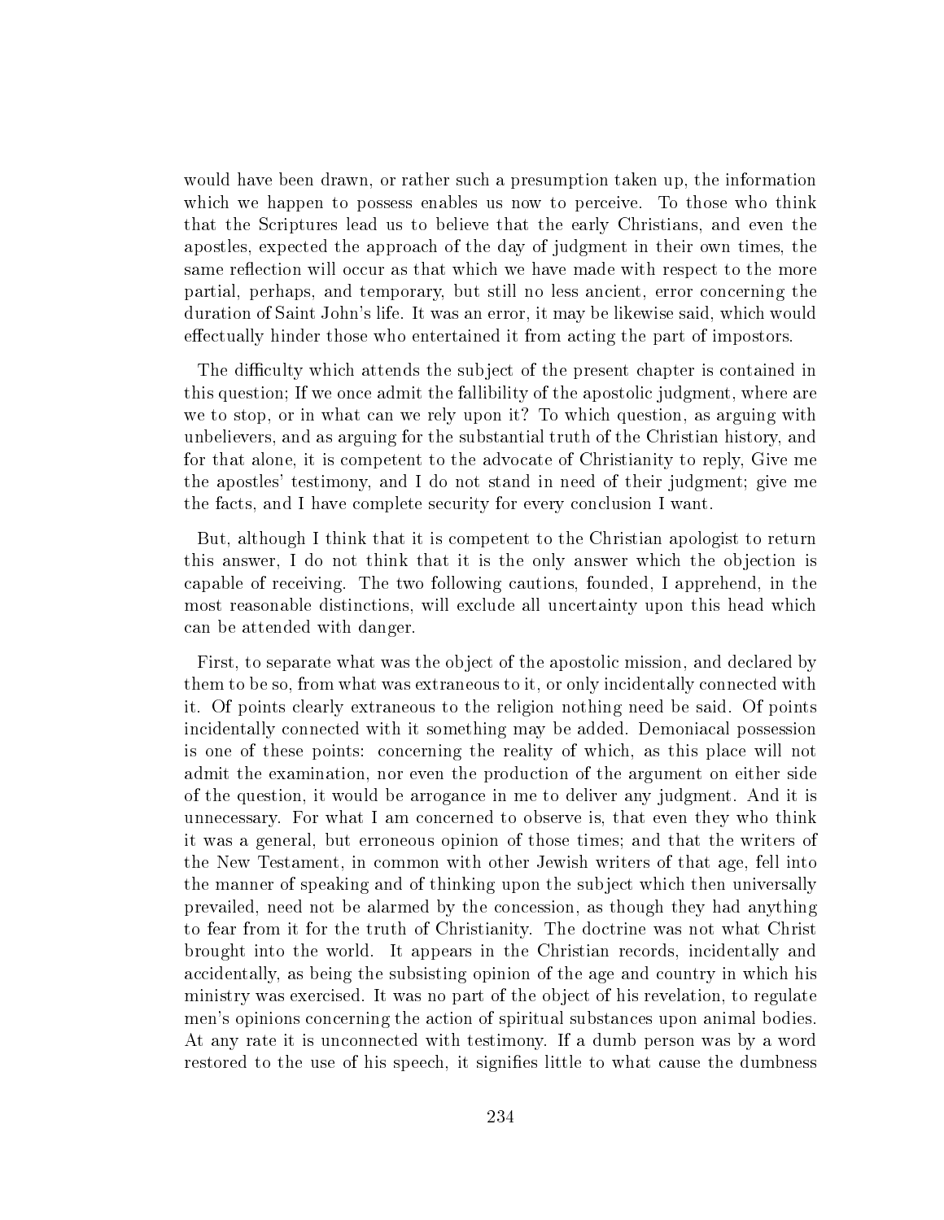would have been drawn, or rather such a presumption taken up, the information which we happen to possess enables us now to perceive. To those who think that the Scriptures lead us to believe that the early Christians, and even the apostles, expected the approach of the day of judgment in their own times, the same reflection will occur as that which we have made with respect to the more partial, perhaps, and temporary, but still no less ancient, error concerning the duration of Saint John's life. It was an error, it may be likewise said, which would effectually hinder those who entertained it from acting the part of impostors.

The difficulty which attends the subject of the present chapter is contained in this question; If we once admit the fallibility of the apostolic judgment, where are we to stop, or in what can we rely upon it? To which question, as arguing with unbelievers, and as arguing for the substantial truth of the Christian history, and for that alone, it is competent to the advocate of Christianity to reply, Give me the apostles' testimony, and I do not stand in need of their judgment; give me the facts, and I have complete security for every conclusion I want.

But, although I think that it is competent to the Christian apologist to return this answer, I do not think that it is the only answer which the objection is capable of receiving. The two following cautions, founded, I apprehend, in the most reasonable distinctions, will exclude all uncertainty upon this head which can be attended with danger.

First, to separate what was the object of the apostolic mission, and declared by them to be so, from what was extraneous to it, or only incidentally connected with it. Of points clearly extraneous to the religion nothing need be said. Of points incidentally connected with it something may be added. Demoniacal possession is one of these points: concerning the reality of which, as this place will not admit the examination, nor even the production of the argument on either side of the question, it would be arrogance in me to deliver any judgment. And it is unnecessary. For what I am concerned to observe is, that even they who think it was a general, but erroneous opinion of those times; and that the writers of the New Testament, in common with other Jewish writers of that age, fell into the manner of speaking and of thinking upon the subject which then universally prevailed, need not be alarmed by the concession, as though they had anything to fear from it for the truth of Christianity. The doctrine was not what Christ brought into the world. It appears in the Christian records, incidentally and accidentally, as being the subsisting opinion of the age and country in which his ministry was exercised. It was no part of the object of his revelation, to regulate men's opinions concerning the action of spiritual substances upon animal bodies. At any rate it is unconnected with testimony. If a dumb person was by a word restored to the use of his speech, it signifies little to what cause the dumbness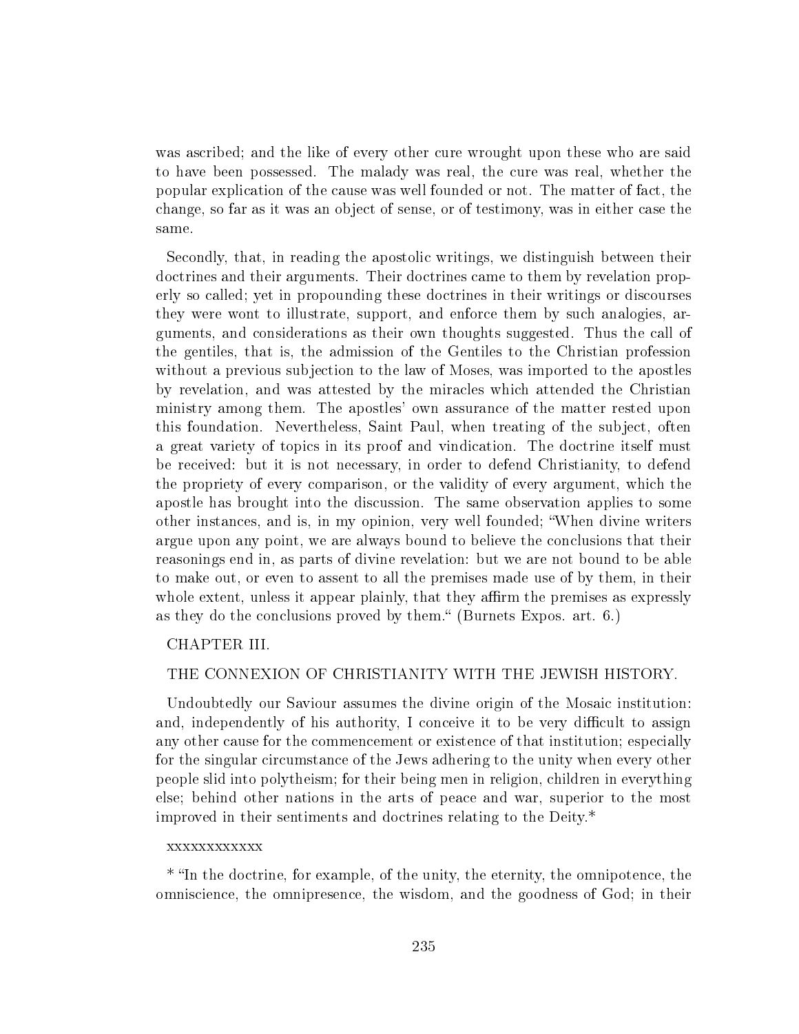was ascribed; and the like of every other cure wrought upon these who are said to have been possessed. The malady was real, the cure was real, whether the popular explication of the cause was well founded or not. The matter of fact, the change, so far as it was an object of sense, or of testimony, was in either case the same.

Secondly, that, in reading the apostolic writings, we distinguish between their doctrines and their arguments. Their doctrines came to them by revelation properly so called; yet in propounding these doctrines in their writings or discourses they were wont to illustrate, support, and enforce them by such analogies, arguments, and considerations as their own thoughts suggested. Thus the call of the gentiles, that is, the admission of the Gentiles to the Christian profession without a previous subjection to the law of Moses, was imported to the apostles by revelation, and was attested by the miracles which attended the Christian ministry among them. The apostles' own assurance of the matter rested upon this foundation. Nevertheless, Saint Paul, when treating of the subject, often a great variety of topics in its proof and vindication. The doctrine itself must be received: but it is not necessary, in order to defend Christianity, to defend the propriety of every comparison, or the validity of every argument, which the apostle has brought into the discussion. The same observation applies to some other instances, and is, in my opinion, very well founded; "When divine writers argue upon any point, we are always bound to believe the conclusions that their reasonings end in, as parts of divine revelation: but we are not bound to be able to make out, or even to assent to all the premises made use of by them, in their whole extent, unless it appear plainly, that they affirm the premises as expressly as they do the conclusions proved by them." (Burnets Expos. art. 6.)

## CHAPTER III.

## THE CONNEXION OF CHRISTIANITY WITH THE JEWISH HISTORY.

Undoubtedly our Saviour assumes the divine origin of the Mosaic institution: and, independently of his authority, I conceive it to be very difficult to assign any other cause for the commencement or existence of that institution; especially for the singular circumstance of the Jews adhering to the unity when every other people slid into polytheism; for their being men in religion, children in everything else; behind other nations in the arts of peace and war, superior to the most improved in their sentiments and doctrines relating to the Deity.*

xxxxxxxxxxxx

* "In the doctrine, for example, of the unity, the eternity, the omnipotence, the omniscience, the omnipresence, the wisdom, and the goodness of God; in their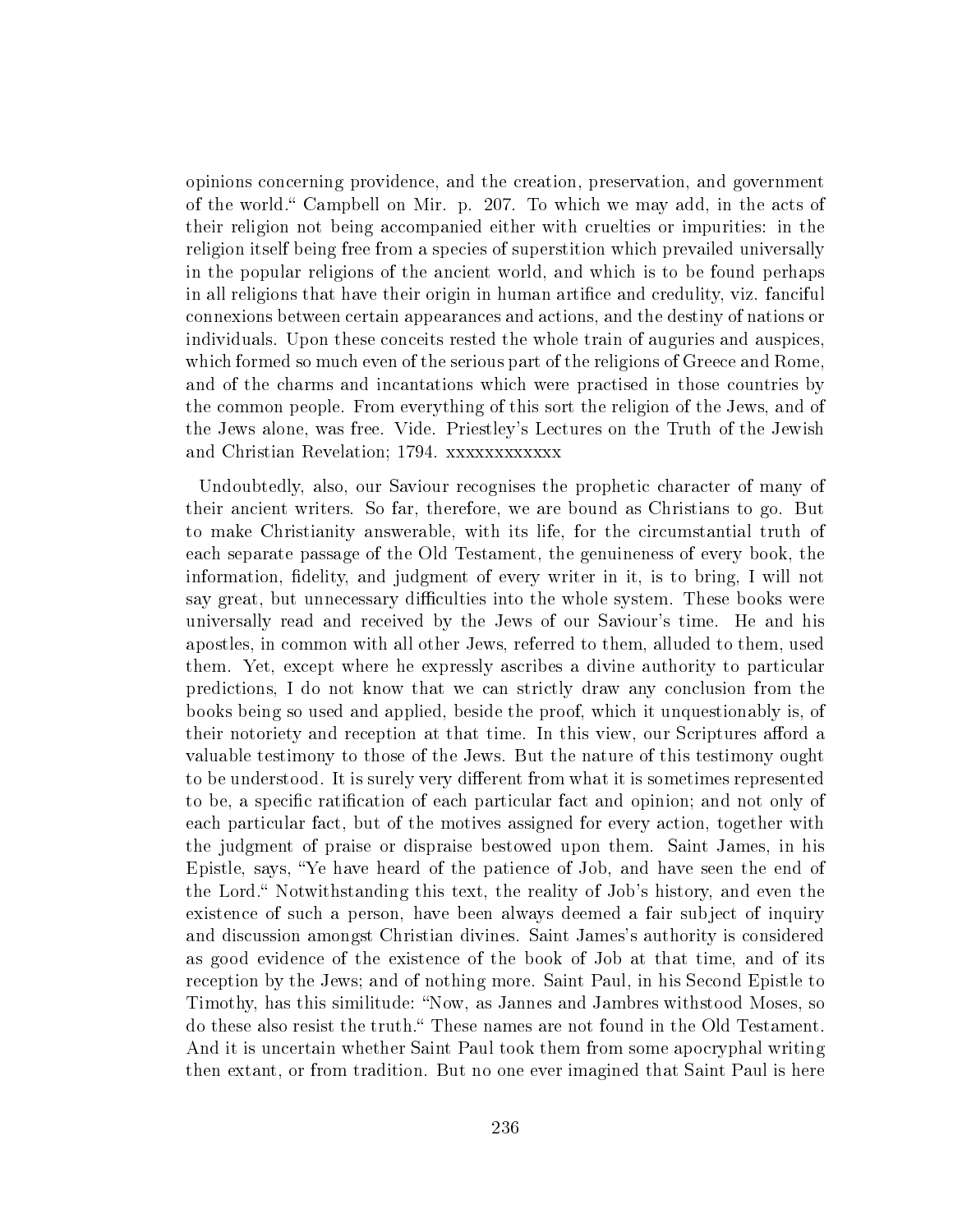opinions concerning providence, and the creation, preservation, and government of the world." Campbell on Mir. p. 207. To which we may add, in the acts of their religion not being accompanied either with cruelties or impurities: in the religion itself being free from a species of superstition which prevailed universally in the popular religions of the ancient world, and which is to be found perhaps in all religions that have their origin in human artifice and credulity, viz. fanciful connexions between certain appearances and actions, and the destiny of nations or individuals. Upon these conceits rested the whole train of auguries and auspices, which formed so much even of the serious part of the religions of Greece and Rome, and of the charms and incantations which were practised in those countries by the common people. From everything of this sort the religion of the Jews, and of the Jews alone, was free. Vide. Priestley's Lectures on the Truth of the Jewish and Christian Revelation; 1794. xxxxxxxxxxxx

Undoubtedly, also, our Saviour recognises the prophetic character of many of their ancient writers. So far, therefore, we are bound as Christians to go. But to make Christianity answerable, with its life, for the circumstantial truth of each separate passage of the Old Testament, the genuineness of every book, the information, fidelity, and judgment of every writer in it, is to bring, I will not say great, but unnecessary difficulties into the whole system. These books were universally read and received by the Jews of our Saviour's time. He and his apostles, in common with all other Jews, referred to them, alluded to them, used them. Yet, except where he expressly ascribes a divine authority to particular predictions, I do not know that we can strictly draw any conclusion from the books being so used and applied, beside the proof, which it unquestionably is, of their notoriety and reception at that time. In this view, our Scriptures afford a valuable testimony to those of the Jews. But the nature of this testimony ought to be understood. It is surely very different from what it is sometimes represented to be, a specific ratification of each particular fact and opinion; and not only of each particular fact, but of the motives assigned for every action, together with the judgment of praise or dispraise bestowed upon them. Saint James, in his Epistle, says, "Ye have heard of the patience of Job, and have seen the end of the Lord." Notwithstanding this text, the reality of Job's history, and even the existence of such a person, have been always deemed a fair subject of inquiry and discussion amongst Christian divines. Saint James's authority is considered as good evidence of the existence of the book of Job at that time, and of its reception by the Jews; and of nothing more. Saint Paul, in his Second Epistle to Timothy, has this similitude: "Now, as Jannes and Jambres withstood Moses, so do these also resist the truth." These names are not found in the Old Testament. And it is uncertain whether Saint Paul took them from some apocryphal writing then extant, or from tradition. But no one ever imagined that Saint Paul is here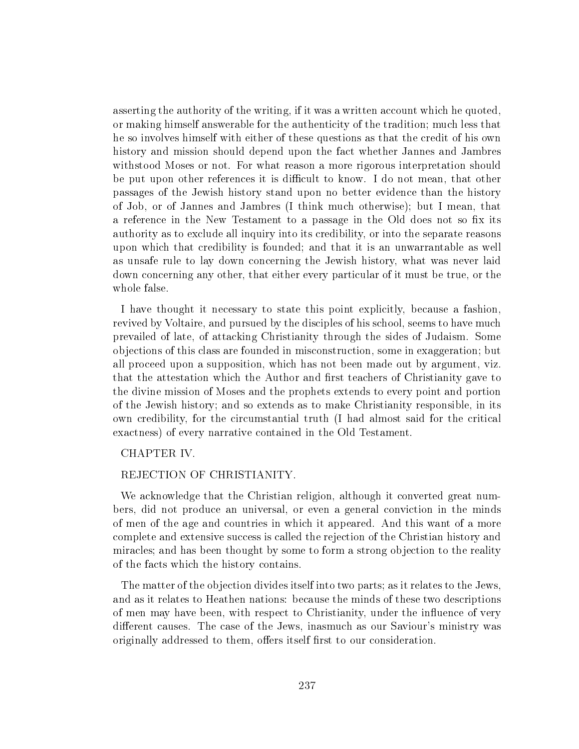asserting the authority of the writing, if it was a written account which he quoted, or making himself answerable for the authenticity of the tradition; much less that he so involves himself with either of these questions as that the credit of his own history and mission should depend upon the fact whether Jannes and Jambres withstood Moses or not. For what reason a more rigorous interpretation should be put upon other references it is difficult to know. I do not mean, that other passages of the Jewish history stand upon no better evidence than the history of Job, or of Jannes and Jambres (I think much otherwise); but I mean, that a reference in the New Testament to a passage in the Old does not so fix its authority as to exclude all inquiry into its credibility, or into the separate reasons upon which that credibility is founded; and that it is an unwarrantable as well as unsafe rule to lay down concerning the Jewish history, what was never laid down concerning any other, that either every particular of it must be true, or the whole false.

I have thought it necessary to state this point explicitly, because a fashion, revived by Voltaire, and pursued by the disciples of his school, seems to have much prevailed of late, of attacking Christianity through the sides of Judaism. Some objections of this class are founded in misconstruction, some in exaggeration; but all proceed upon a supposition, which has not been made out by argument, viz. that the attestation which the Author and first teachers of Christianity gave to the divine mission of Moses and the prophets extends to every point and portion of the Jewish history; and so extends as to make Christianity responsible, in its own credibility, for the circumstantial truth (I had almost said for the critical exactness) of every narrative contained in the Old Testament.

## CHAPTER IV.

## REJECTION OF CHRISTIANITY.

We acknowledge that the Christian religion, although it converted great numbers, did not produce an universal, or even a general conviction in the minds of men of the age and countries in which it appeared. And this want of a more complete and extensive success is called the rejection of the Christian history and miracles; and has been thought by some to form a strong objection to the reality of the facts which the history contains.

The matter of the objection divides itself into two parts; as it relates to the Jews, and as it relates to Heathen nations: because the minds of these two descriptions of men may have been, with respect to Christianity, under the influence of very different causes. The case of the Jews, inasmuch as our Saviour's ministry was originally addressed to them, offers itself first to our consideration.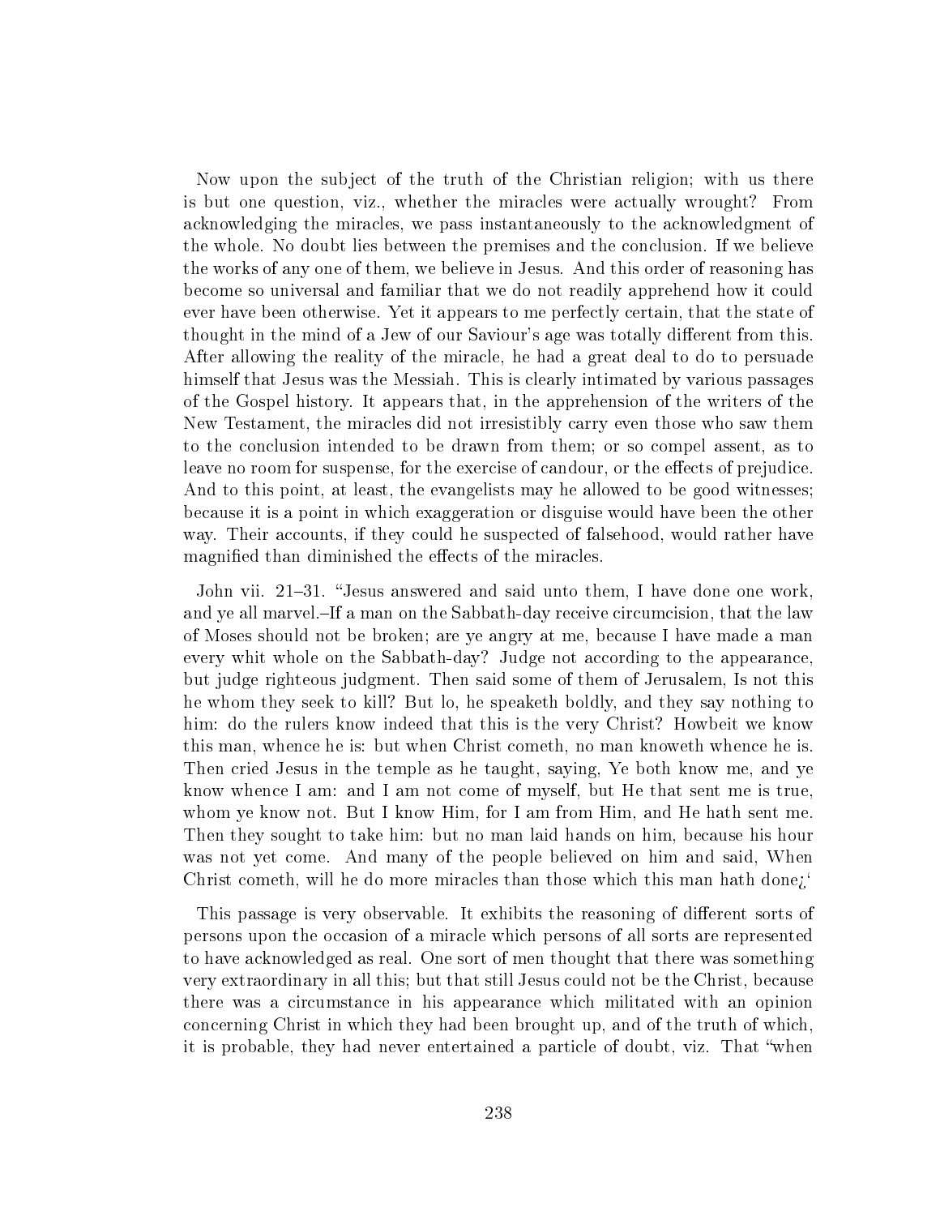Now upon the subject of the truth of the Christian religion; with us there is but one question, viz., whether the miracles were actually wrought? From acknowledging the miracles, we pass instantaneously to the acknowledgment of the whole. No doubt lies between the premises and the conclusion. If we believe the works of any one of them, we believe in Jesus. And this order of reasoning has become so universal and familiar that we do not readily apprehend how it could ever have been otherwise. Yet it appears to me perfectly certain, that the state of thought in the mind of a Jew of our Saviour's age was totally different from this. After allowing the reality of the miracle, he had a great deal to do to persuade himself that Jesus was the Messiah. This is clearly intimated by various passages of the Gospel history. It appears that, in the apprehension of the writers of the New Testament, the miracles did not irresistibly carry even those who saw them to the conclusion intended to be drawn from them; or so compel assent, as to leave no room for suspense, for the exercise of candour, or the effects of prejudice. And to this point, at least, the evangelists may he allowed to be good witnesses; because it is a point in which exaggeration or disguise would have been the other way. Their accounts, if they could he suspected of falsehood, would rather have magnified than diminished the effects of the miracles.

John vii. 21–31. "Jesus answered and said unto them, I have done one work, and ye all marvel.–If a man on the Sabbath-day receive circumcision, that the law of Moses should not be broken; are ye angry at me, because I have made a man every whit whole on the Sabbath-day? Judge not according to the appearance, but judge righteous judgment. Then said some of them of Jerusalem, Is not this he whom they seek to kill? But lo, he speaketh boldly, and they say nothing to him: do the rulers know indeed that this is the very Christ? Howbeit we know this man, whence he is: but when Christ cometh, no man knoweth whence he is. Then cried Jesus in the temple as he taught, saying, Ye both know me, and ye know whence I am: and I am not come of myself, but He that sent me is true, whom ye know not. But I know Him, for I am from Him, and He hath sent me. Then they sought to take him: but no man laid hands on him, because his hour was not yet come. And many of the people believed on him and said, When Christ cometh, will he do more miracles than those which this man hath done¿'

This passage is very observable. It exhibits the reasoning of different sorts of persons upon the occasion of a miracle which persons of all sorts are represented to have acknowledged as real. One sort of men thought that there was something very extraordinary in all this; but that still Jesus could not be the Christ, because there was a circumstance in his appearance which militated with an opinion concerning Christ in which they had been brought up, and of the truth of which, it is probable, they had never entertained a particle of doubt, viz. That "when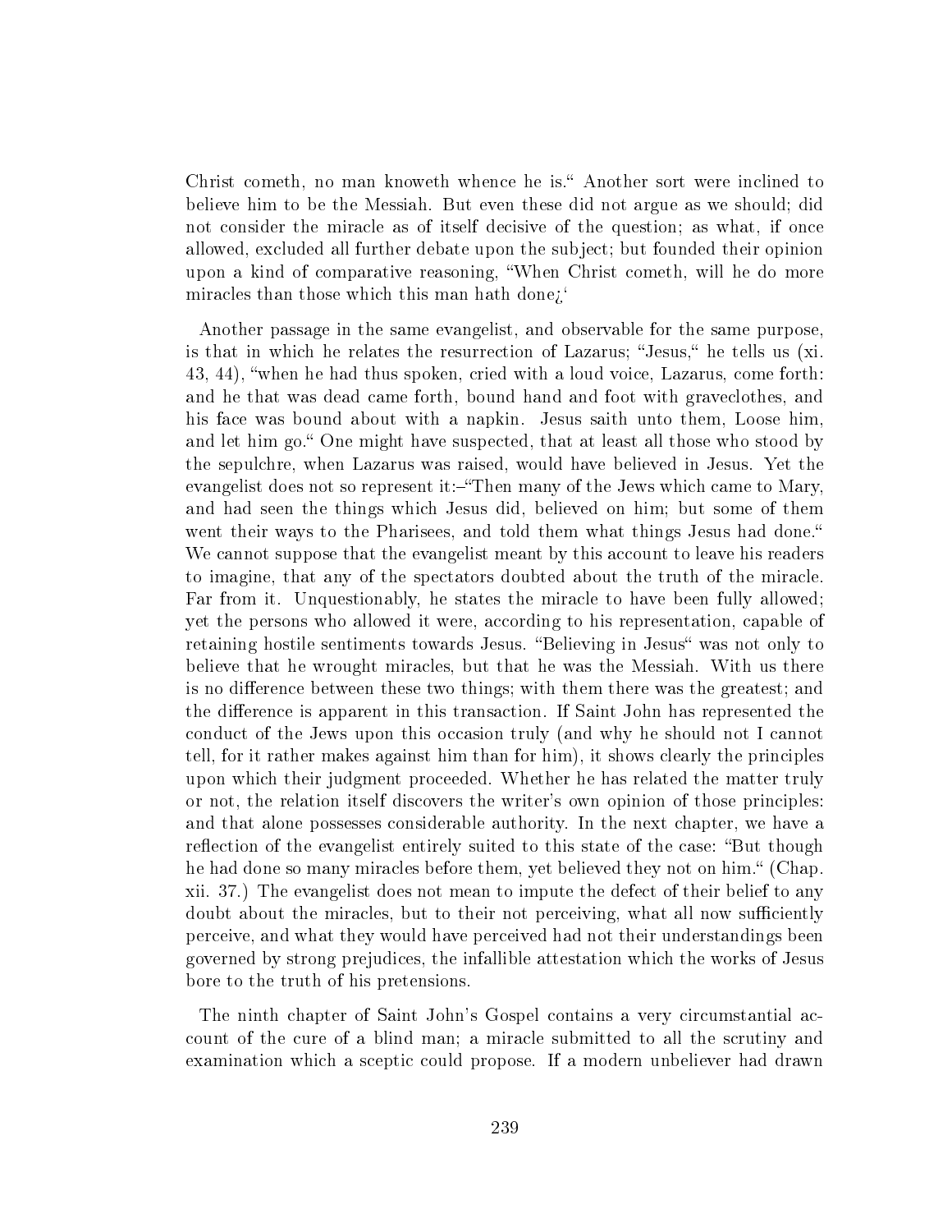Christ cometh, no man knoweth whence he is." Another sort were inclined to believe him to be the Messiah. But even these did not argue as we should; did not consider the miracle as of itself decisive of the question; as what, if once allowed, excluded all further debate upon the subject; but founded their opinion upon a kind of comparative reasoning, "When Christ cometh, will he do more miracles than those which this man hath done¿'

Another passage in the same evangelist, and observable for the same purpose, is that in which he relates the resurrection of Lazarus; "Jesus," he tells us (xi. 43, 44), "when he had thus spoken, cried with a loud voice, Lazarus, come forth: and he that was dead came forth, bound hand and foot with graveclothes, and his face was bound about with a napkin. Jesus saith unto them, Loose him, and let him go." One might have suspected, that at least all those who stood by the sepulchre, when Lazarus was raised, would have believed in Jesus. Yet the evangelist does not so represent it:–"Then many of the Jews which came to Mary, and had seen the things which Jesus did, believed on him; but some of them went their ways to the Pharisees, and told them what things Jesus had done." We cannot suppose that the evangelist meant by this account to leave his readers to imagine, that any of the spectators doubted about the truth of the miracle. Far from it. Unquestionably, he states the miracle to have been fully allowed; yet the persons who allowed it were, according to his representation, capable of retaining hostile sentiments towards Jesus. "Believing in Jesus" was not only to believe that he wrought miracles, but that he was the Messiah. With us there is no difference between these two things; with them there was the greatest; and the difference is apparent in this transaction. If Saint John has represented the conduct of the Jews upon this occasion truly (and why he should not I cannot tell, for it rather makes against him than for him), it shows clearly the principles upon which their judgment proceeded. Whether he has related the matter truly or not, the relation itself discovers the writer's own opinion of those principles: and that alone possesses considerable authority. In the next chapter, we have a reflection of the evangelist entirely suited to this state of the case: "But though he had done so many miracles before them, yet believed they not on him." (Chap. xii. 37.) The evangelist does not mean to impute the defect of their belief to any doubt about the miracles, but to their not perceiving, what all now sufficiently perceive, and what they would have perceived had not their understandings been governed by strong prejudices, the infallible attestation which the works of Jesus bore to the truth of his pretensions.

The ninth chapter of Saint John's Gospel contains a very circumstantial account of the cure of a blind man; a miracle submitted to all the scrutiny and examination which a sceptic could propose. If a modern unbeliever had drawn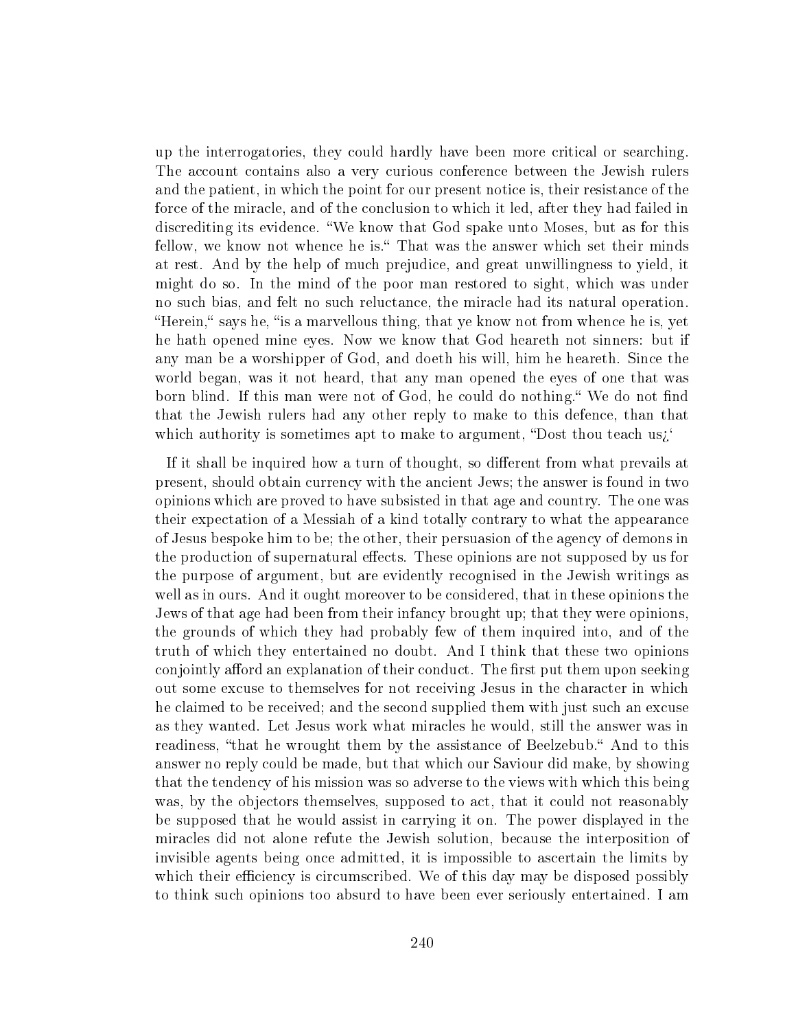up the interrogatories, they could hardly have been more critical or searching. The account contains also a very curious conference between the Jewish rulers and the patient, in which the point for our present notice is, their resistance of the force of the miracle, and of the conclusion to which it led, after they had failed in discrediting its evidence. "We know that God spake unto Moses, but as for this fellow, we know not whence he is." That was the answer which set their minds at rest. And by the help of much prejudice, and great unwillingness to yield, it might do so. In the mind of the poor man restored to sight, which was under no such bias, and felt no such reluctance, the miracle had its natural operation. "Herein," says he, "is a marvellous thing, that ye know not from whence he is, yet he hath opened mine eyes. Now we know that God heareth not sinners: but if any man be a worshipper of God, and doeth his will, him he heareth. Since the world began, was it not heard, that any man opened the eyes of one that was born blind. If this man were not of God, he could do nothing." We do not find that the Jewish rulers had any other reply to make to this defence, than that which authority is sometimes apt to make to argument, "Dost thou teach us¿'

If it shall be inquired how a turn of thought, so different from what prevails at present, should obtain currency with the ancient Jews; the answer is found in two opinions which are proved to have subsisted in that age and country. The one was their expectation of a Messiah of a kind totally contrary to what the appearance of Jesus bespoke him to be; the other, their persuasion of the agency of demons in the production of supernatural effects. These opinions are not supposed by us for the purpose of argument, but are evidently recognised in the Jewish writings as well as in ours. And it ought moreover to be considered, that in these opinions the Jews of that age had been from their infancy brought up; that they were opinions, the grounds of which they had probably few of them inquired into, and of the truth of which they entertained no doubt. And I think that these two opinions conjointly afford an explanation of their conduct. The first put them upon seeking out some excuse to themselves for not receiving Jesus in the character in which he claimed to be received; and the second supplied them with just such an excuse as they wanted. Let Jesus work what miracles he would, still the answer was in readiness, "that he wrought them by the assistance of Beelzebub." And to this answer no reply could be made, but that which our Saviour did make, by showing that the tendency of his mission was so adverse to the views with which this being was, by the objectors themselves, supposed to act, that it could not reasonably be supposed that he would assist in carrying it on. The power displayed in the miracles did not alone refute the Jewish solution, because the interposition of invisible agents being once admitted, it is impossible to ascertain the limits by which their efficiency is circumscribed. We of this day may be disposed possibly to think such opinions too absurd to have been ever seriously entertained. I am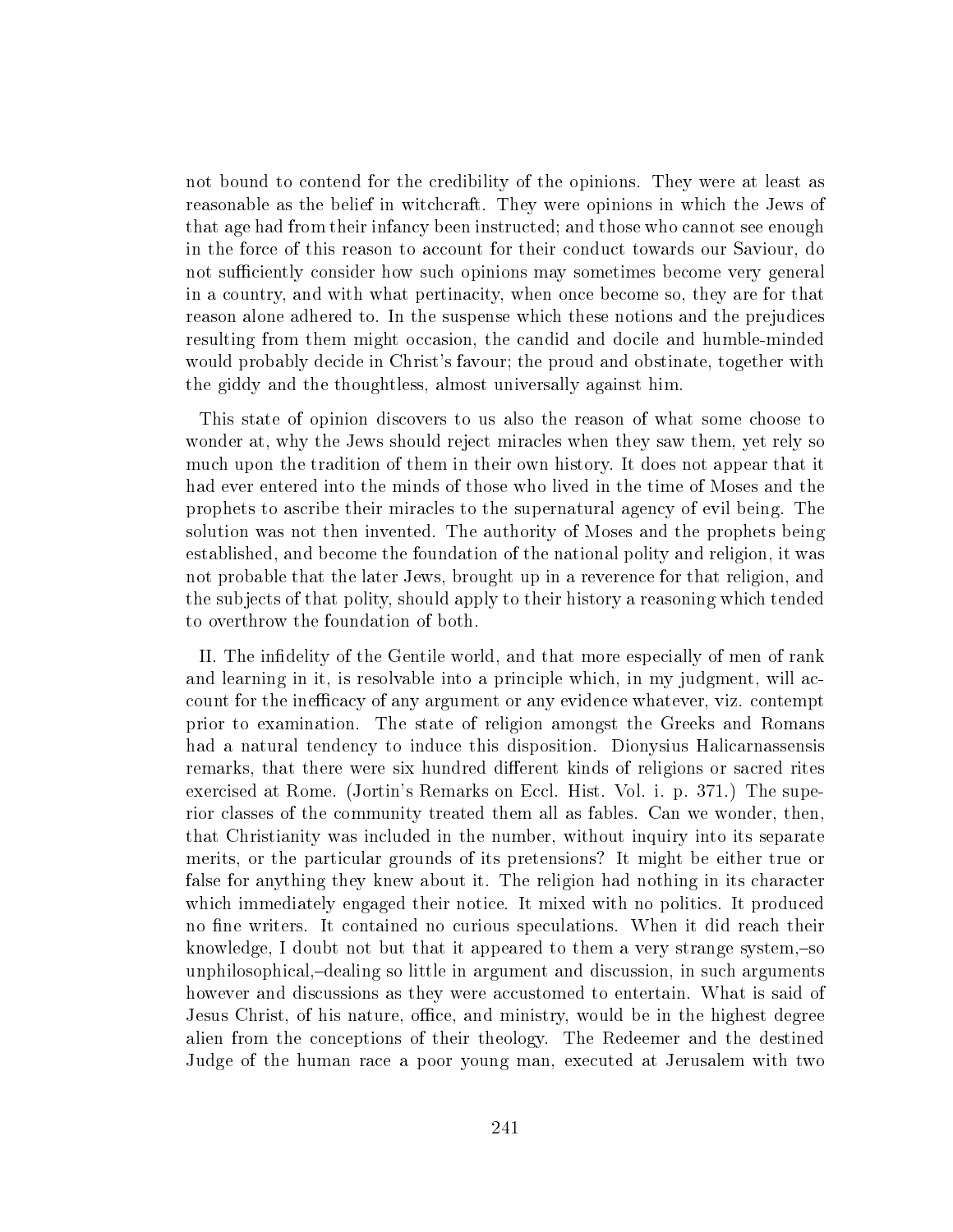not bound to contend for the credibility of the opinions. They were at least as reasonable as the belief in witchcraft. They were opinions in which the Jews of that age had from their infancy been instructed; and those who cannot see enough in the force of this reason to account for their conduct towards our Saviour, do not sufficiently consider how such opinions may sometimes become very general in a country, and with what pertinacity, when once become so, they are for that reason alone adhered to. In the suspense which these notions and the prejudices resulting from them might occasion, the candid and docile and humble-minded would probably decide in Christ's favour; the proud and obstinate, together with the giddy and the thoughtless, almost universally against him.

This state of opinion discovers to us also the reason of what some choose to wonder at, why the Jews should reject miracles when they saw them, yet rely so much upon the tradition of them in their own history. It does not appear that it had ever entered into the minds of those who lived in the time of Moses and the prophets to ascribe their miracles to the supernatural agency of evil being. The solution was not then invented. The authority of Moses and the prophets being established, and become the foundation of the national polity and religion, it was not probable that the later Jews, brought up in a reverence for that religion, and the subjects of that polity, should apply to their history a reasoning which tended to overthrow the foundation of both.

II. The infidelity of the Gentile world, and that more especially of men of rank and learning in it, is resolvable into a principle which, in my judgment, will account for the inefficacy of any argument or any evidence whatever, viz. contempt prior to examination. The state of religion amongst the Greeks and Romans had a natural tendency to induce this disposition. Dionysius Halicarnassensis remarks, that there were six hundred different kinds of religions or sacred rites exercised at Rome. (Jortin's Remarks on Eccl. Hist. Vol. i. p. 371.) The superior classes of the community treated them all as fables. Can we wonder, then, that Christianity was included in the number, without inquiry into its separate merits, or the particular grounds of its pretensions? It might be either true or false for anything they knew about it. The religion had nothing in its character which immediately engaged their notice. It mixed with no politics. It produced no fine writers. It contained no curious speculations. When it did reach their knowledge, I doubt not but that it appeared to them a very strange system,–so unphilosophical,–dealing so little in argument and discussion, in such arguments however and discussions as they were accustomed to entertain. What is said of Jesus Christ, of his nature, office, and ministry, would be in the highest degree alien from the conceptions of their theology. The Redeemer and the destined Judge of the human race a poor young man, executed at Jerusalem with two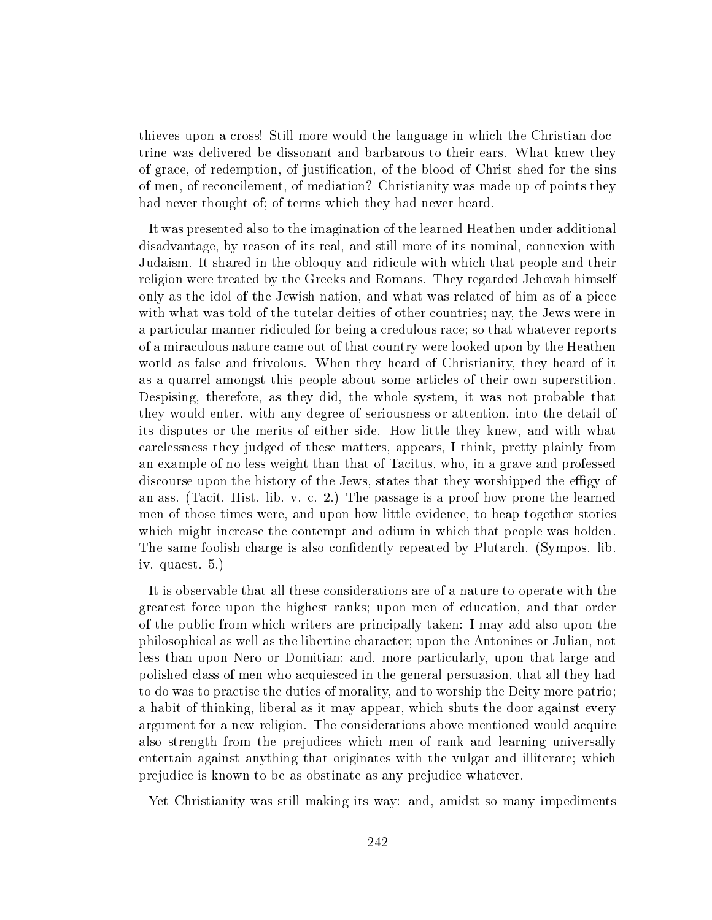thieves upon a cross! Still more would the language in which the Christian doctrine was delivered be dissonant and barbarous to their ears. What knew they of grace, of redemption, of justification, of the blood of Christ shed for the sins of men, of reconcilement, of mediation? Christianity was made up of points they had never thought of; of terms which they had never heard.

It was presented also to the imagination of the learned Heathen under additional disadvantage, by reason of its real, and still more of its nominal, connexion with Judaism. It shared in the obloquy and ridicule with which that people and their religion were treated by the Greeks and Romans. They regarded Jehovah himself only as the idol of the Jewish nation, and what was related of him as of a piece with what was told of the tutelar deities of other countries; nay, the Jews were in a particular manner ridiculed for being a credulous race; so that whatever reports of a miraculous nature came out of that country were looked upon by the Heathen world as false and frivolous. When they heard of Christianity, they heard of it as a quarrel amongst this people about some articles of their own superstition. Despising, therefore, as they did, the whole system, it was not probable that they would enter, with any degree of seriousness or attention, into the detail of its disputes or the merits of either side. How little they knew, and with what carelessness they judged of these matters, appears, I think, pretty plainly from an example of no less weight than that of Tacitus, who, in a grave and professed discourse upon the history of the Jews, states that they worshipped the effigy of an ass. (Tacit. Hist. lib. v. c. 2.) The passage is a proof how prone the learned men of those times were, and upon how little evidence, to heap together stories which might increase the contempt and odium in which that people was holden. The same foolish charge is also confidently repeated by Plutarch. (Sympos. lib. iv. quaest. 5.)

It is observable that all these considerations are of a nature to operate with the greatest force upon the highest ranks; upon men of education, and that order of the public from which writers are principally taken: I may add also upon the philosophical as well as the libertine character; upon the Antonines or Julian, not less than upon Nero or Domitian; and, more particularly, upon that large and polished class of men who acquiesced in the general persuasion, that all they had to do was to practise the duties of morality, and to worship the Deity more patrio; a habit of thinking, liberal as it may appear, which shuts the door against every argument for a new religion. The considerations above mentioned would acquire also strength from the prejudices which men of rank and learning universally entertain against anything that originates with the vulgar and illiterate; which prejudice is known to be as obstinate as any prejudice whatever.

Yet Christianity was still making its way: and, amidst so many impediments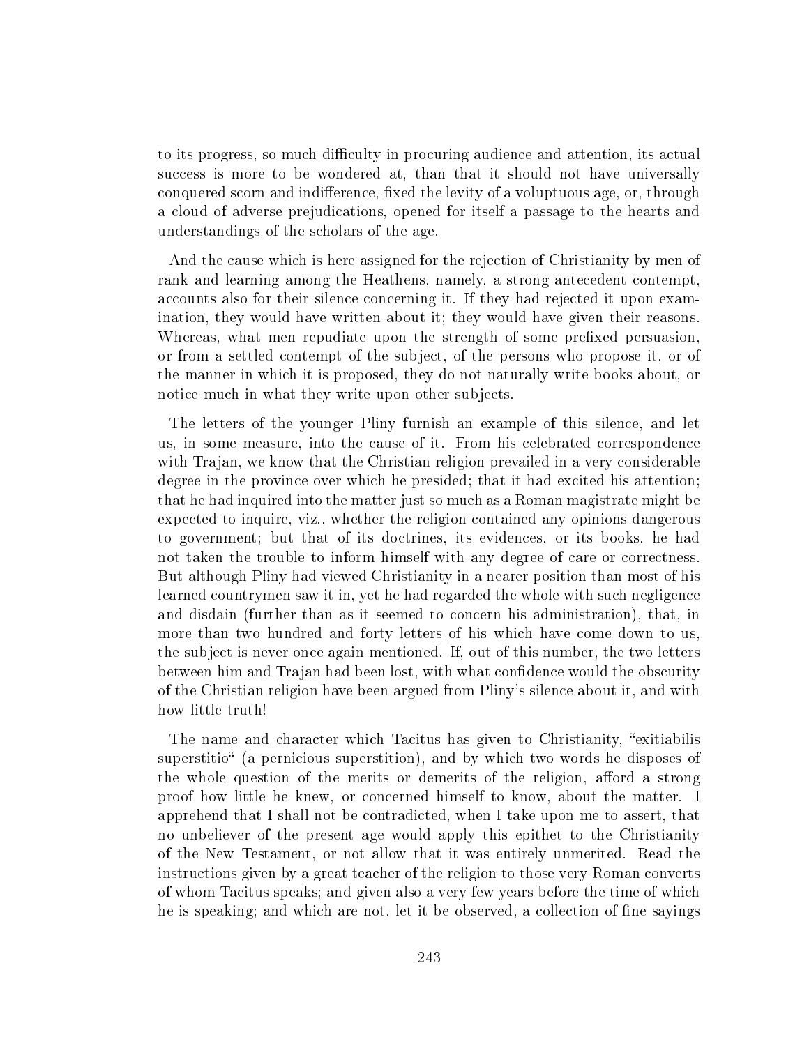to its progress, so much difficulty in procuring audience and attention, its actual success is more to be wondered at, than that it should not have universally conquered scorn and indifference, fixed the levity of a voluptuous age, or, through a cloud of adverse prejudications, opened for itself a passage to the hearts and understandings of the scholars of the age.

And the cause which is here assigned for the rejection of Christianity by men of rank and learning among the Heathens, namely, a strong antecedent contempt, accounts also for their silence concerning it. If they had rejected it upon examination, they would have written about it; they would have given their reasons. Whereas, what men repudiate upon the strength of some prefixed persuasion, or from a settled contempt of the subject, of the persons who propose it, or of the manner in which it is proposed, they do not naturally write books about, or notice much in what they write upon other subjects.

The letters of the younger Pliny furnish an example of this silence, and let us, in some measure, into the cause of it. From his celebrated correspondence with Trajan, we know that the Christian religion prevailed in a very considerable degree in the province over which he presided; that it had excited his attention; that he had inquired into the matter just so much as a Roman magistrate might be expected to inquire, viz., whether the religion contained any opinions dangerous to government; but that of its doctrines, its evidences, or its books, he had not taken the trouble to inform himself with any degree of care or correctness. But although Pliny had viewed Christianity in a nearer position than most of his learned countrymen saw it in, yet he had regarded the whole with such negligence and disdain (further than as it seemed to concern his administration), that, in more than two hundred and forty letters of his which have come down to us, the subject is never once again mentioned. If, out of this number, the two letters between him and Trajan had been lost, with what confidence would the obscurity of the Christian religion have been argued from Pliny's silence about it, and with how little truth!

The name and character which Tacitus has given to Christianity, "exitiabilis superstitio" (a pernicious superstition), and by which two words he disposes of the whole question of the merits or demerits of the religion, afford a strong proof how little he knew, or concerned himself to know, about the matter. I apprehend that I shall not be contradicted, when I take upon me to assert, that no unbeliever of the present age would apply this epithet to the Christianity of the New Testament, or not allow that it was entirely unmerited. Read the instructions given by a great teacher of the religion to those very Roman converts of whom Tacitus speaks; and given also a very few years before the time of which he is speaking; and which are not, let it be observed, a collection of fine sayings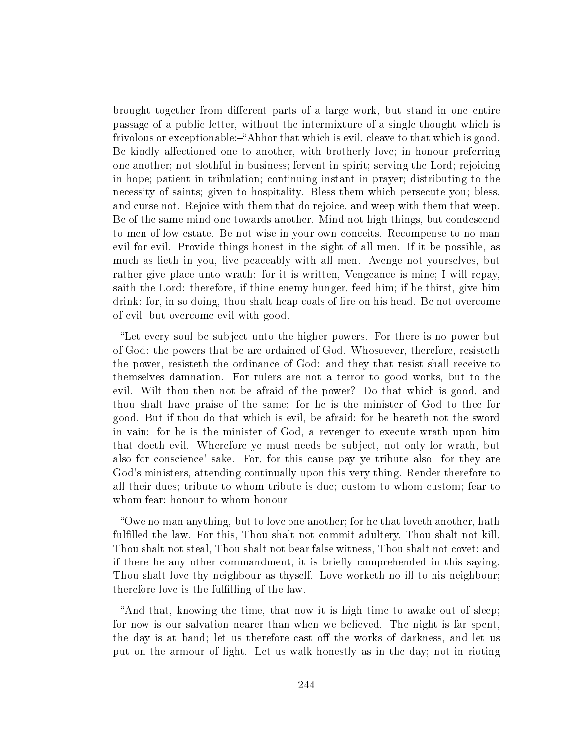brought together from different parts of a large work, but stand in one entire passage of a public letter, without the intermixture of a single thought which is frivolous or exceptionable:–"Abhor that which is evil, cleave to that which is good. Be kindly affectioned one to another, with brotherly love; in honour preferring one another; not slothful in business; fervent in spirit; serving the Lord; rejoicing in hope; patient in tribulation; continuing instant in prayer; distributing to the necessity of saints; given to hospitality. Bless them which persecute you; bless, and curse not. Rejoice with them that do rejoice, and weep with them that weep. Be of the same mind one towards another. Mind not high things, but condescend to men of low estate. Be not wise in your own conceits. Recompense to no man evil for evil. Provide things honest in the sight of all men. If it be possible, as much as lieth in you, live peaceably with all men. Avenge not yourselves, but rather give place unto wrath: for it is written, Vengeance is mine; I will repay, saith the Lord: therefore, if thine enemy hunger, feed him; if he thirst, give him drink: for, in so doing, thou shalt heap coals of fire on his head. Be not overcome of evil, but overcome evil with good.

"Let every soul be subject unto the higher powers. For there is no power but of God: the powers that be are ordained of God. Whosoever, therefore, resisteth the power, resisteth the ordinance of God: and they that resist shall receive to themselves damnation. For rulers are not a terror to good works, but to the evil. Wilt thou then not be afraid of the power? Do that which is good, and thou shalt have praise of the same: for he is the minister of God to thee for good. But if thou do that which is evil, be afraid; for he beareth not the sword in vain: for he is the minister of God, a revenger to execute wrath upon him that doeth evil. Wherefore ye must needs be subject, not only for wrath, but also for conscience' sake. For, for this cause pay ye tribute also: for they are God's ministers, attending continually upon this very thing. Render therefore to all their dues; tribute to whom tribute is due; custom to whom custom; fear to whom fear; honour to whom honour.

"Owe no man anything, but to love one another; for he that loveth another, hath fulfilled the law. For this, Thou shalt not commit adultery, Thou shalt not kill, Thou shalt not steal, Thou shalt not bear false witness, Thou shalt not covet; and if there be any other commandment, it is briefly comprehended in this saying, Thou shalt love thy neighbour as thyself. Love worketh no ill to his neighbour; therefore love is the fulfilling of the law.

"And that, knowing the time, that now it is high time to awake out of sleep; for now is our salvation nearer than when we believed. The night is far spent, the day is at hand; let us therefore cast off the works of darkness, and let us put on the armour of light. Let us walk honestly as in the day; not in rioting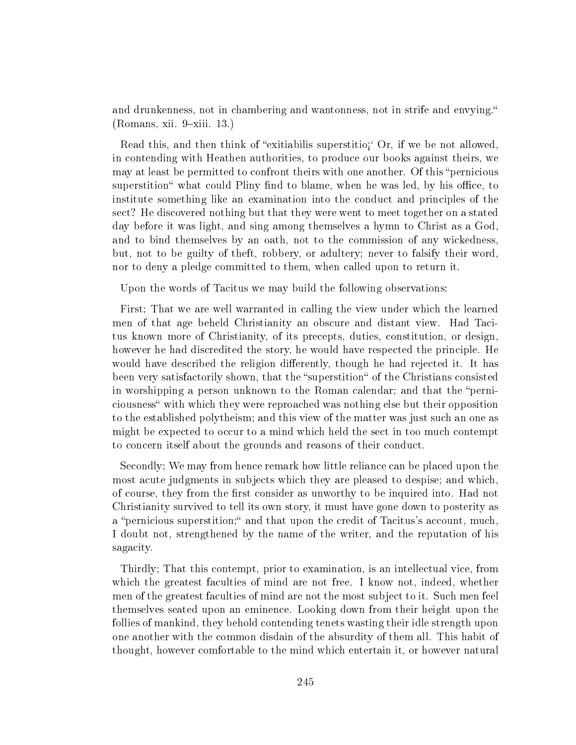and drunkenness, not in chambering and wantonness, not in strife and envying." (Romans, xii. 9–xiii. 13.)

Read this, and then think of "exitiabilis superstitio¡' Or, if we be not allowed, in contending with Heathen authorities, to produce our books against theirs, we may at least be permitted to confront theirs with one another. Of this "pernicious superstition" what could Pliny find to blame, when he was led, by his office, to institute something like an examination into the conduct and principles of the sect? He discovered nothing but that they were went to meet together on a stated day before it was light, and sing among themselves a hymn to Christ as a God, and to bind themselves by an oath, not to the commission of any wickedness, but, not to be guilty of theft, robbery, or adultery; never to falsify their word, nor to deny a pledge committed to them, when called upon to return it.

Upon the words of Tacitus we may build the following observations:

First; That we are well warranted in calling the view under which the learned men of that age beheld Christianity an obscure and distant view. Had Tacitus known more of Christianity, of its precepts, duties, constitution, or design, however he had discredited the story, he would have respected the principle. He would have described the religion differently, though he had rejected it. It has been very satisfactorily shown, that the "superstition" of the Christians consisted in worshipping a person unknown to the Roman calendar; and that the "perniciousness" with which they were reproached was nothing else but their opposition to the established polytheism; and this view of the matter was just such an one as might be expected to occur to a mind which held the sect in too much contempt to concern itself about the grounds and reasons of their conduct.

Secondly; We may from hence remark how little reliance can be placed upon the most acute judgments in subjects which they are pleased to despise; and which, of course, they from the first consider as unworthy to be inquired into. Had not Christianity survived to tell its own story, it must have gone down to posterity as a "pernicious superstition;" and that upon the credit of Tacitus's account, much, I doubt not, strengthened by the name of the writer, and the reputation of his sagacity.

Thirdly; That this contempt, prior to examination, is an intellectual vice, from which the greatest faculties of mind are not free. I know not, indeed, whether men of the greatest faculties of mind are not the most subject to it. Such men feel themselves seated upon an eminence. Looking down from their height upon the follies of mankind, they behold contending tenets wasting their idle strength upon one another with the common disdain of the absurdity of them all. This habit of thought, however comfortable to the mind which entertain it, or however natural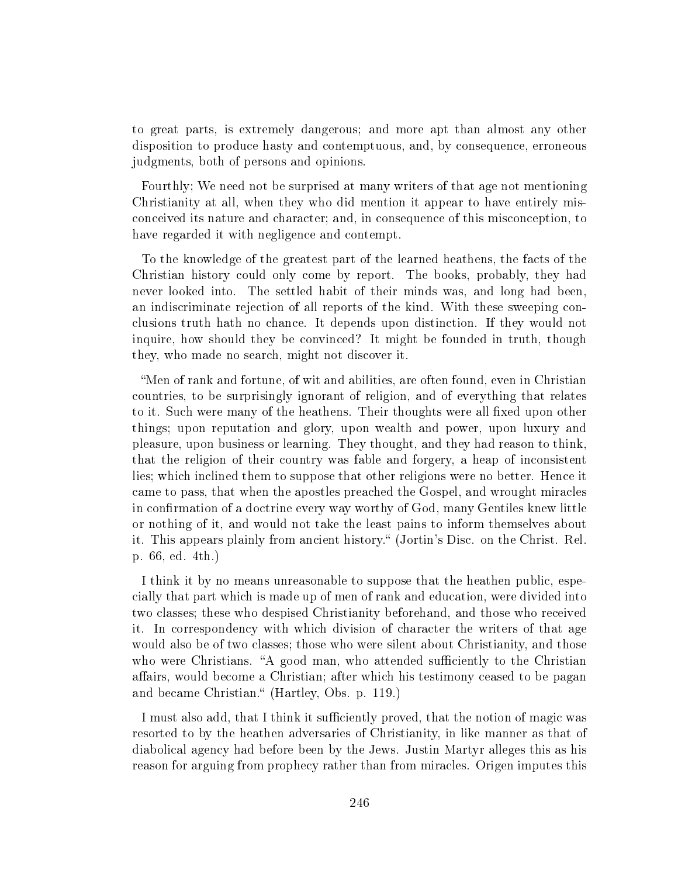to great parts, is extremely dangerous; and more apt than almost any other disposition to produce hasty and contemptuous, and, by consequence, erroneous judgments, both of persons and opinions.

Fourthly; We need not be surprised at many writers of that age not mentioning Christianity at all, when they who did mention it appear to have entirely misconceived its nature and character; and, in consequence of this misconception, to have regarded it with negligence and contempt.

To the knowledge of the greatest part of the learned heathens, the facts of the Christian history could only come by report. The books, probably, they had never looked into. The settled habit of their minds was, and long had been, an indiscriminate rejection of all reports of the kind. With these sweeping conclusions truth hath no chance. It depends upon distinction. If they would not inquire, how should they be convinced? It might be founded in truth, though they, who made no search, might not discover it.

"Men of rank and fortune, of wit and abilities, are often found, even in Christian countries, to be surprisingly ignorant of religion, and of everything that relates to it. Such were many of the heathens. Their thoughts were all fixed upon other things; upon reputation and glory, upon wealth and power, upon luxury and pleasure, upon business or learning. They thought, and they had reason to think, that the religion of their country was fable and forgery, a heap of inconsistent lies; which inclined them to suppose that other religions were no better. Hence it came to pass, that when the apostles preached the Gospel, and wrought miracles in confirmation of a doctrine every way worthy of God, many Gentiles knew little or nothing of it, and would not take the least pains to inform themselves about it. This appears plainly from ancient history." (Jortin's Disc. on the Christ. Rel. p. 66, ed. 4th.)

I think it by no means unreasonable to suppose that the heathen public, especially that part which is made up of men of rank and education, were divided into two classes; these who despised Christianity beforehand, and those who received it. In correspondency with which division of character the writers of that age would also be of two classes; those who were silent about Christianity, and those who were Christians. "A good man, who attended sufficiently to the Christian affairs, would become a Christian; after which his testimony ceased to be pagan and became Christian." (Hartley, Obs. p. 119.)

I must also add, that I think it sufficiently proved, that the notion of magic was resorted to by the heathen adversaries of Christianity, in like manner as that of diabolical agency had before been by the Jews. Justin Martyr alleges this as his reason for arguing from prophecy rather than from miracles. Origen imputes this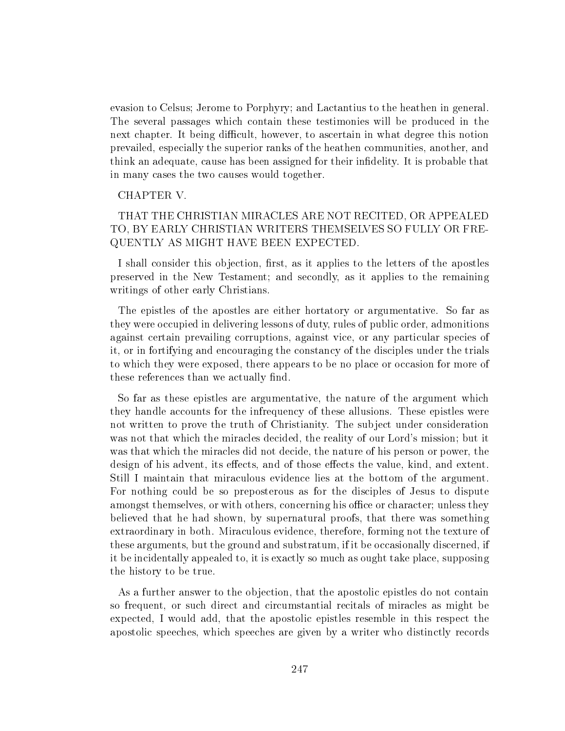evasion to Celsus; Jerome to Porphyry; and Lactantius to the heathen in general. The several passages which contain these testimonies will be produced in the next chapter. It being difficult, however, to ascertain in what degree this notion prevailed, especially the superior ranks of the heathen communities, another, and think an adequate, cause has been assigned for their infidelity. It is probable that in many cases the two causes would together.

## CHAPTER V.

### THAT THE CHRISTIAN MIRACLES ARE NOT RECITED, OR APPEALED TO, BY EARLY CHRISTIAN WRITERS THEMSELVES SO FULLY OR FREQUENTLY AS MIGHT HAVE BEEN EXPECTED.

I shall consider this objection, first, as it applies to the letters of the apostles preserved in the New Testament; and secondly, as it applies to the remaining writings of other early Christians.

The epistles of the apostles are either hortatory or argumentative. So far as they were occupied in delivering lessons of duty, rules of public order, admonitions against certain prevailing corruptions, against vice, or any particular species of it, or in fortifying and encouraging the constancy of the disciples under the trials to which they were exposed, there appears to be no place or occasion for more of these references than we actually find.

So far as these epistles are argumentative, the nature of the argument which they handle accounts for the infrequency of these allusions. These epistles were not written to prove the truth of Christianity. The subject under consideration was not that which the miracles decided, the reality of our Lord's mission; but it was that which the miracles did not decide, the nature of his person or power, the design of his advent, its effects, and of those effects the value, kind, and extent. Still I maintain that miraculous evidence lies at the bottom of the argument. For nothing could be so preposterous as for the disciples of Jesus to dispute amongst themselves, or with others, concerning his office or character; unless they believed that he had shown, by supernatural proofs, that there was something extraordinary in both. Miraculous evidence, therefore, forming not the texture of these arguments, but the ground and substratum, if it be occasionally discerned, if it be incidentally appealed to, it is exactly so much as ought take place, supposing the history to be true.

As a further answer to the objection, that the apostolic epistles do not contain so frequent, or such direct and circumstantial recitals of miracles as might be expected, I would add, that the apostolic epistles resemble in this respect the apostolic speeches, which speeches are given by a writer who distinctly records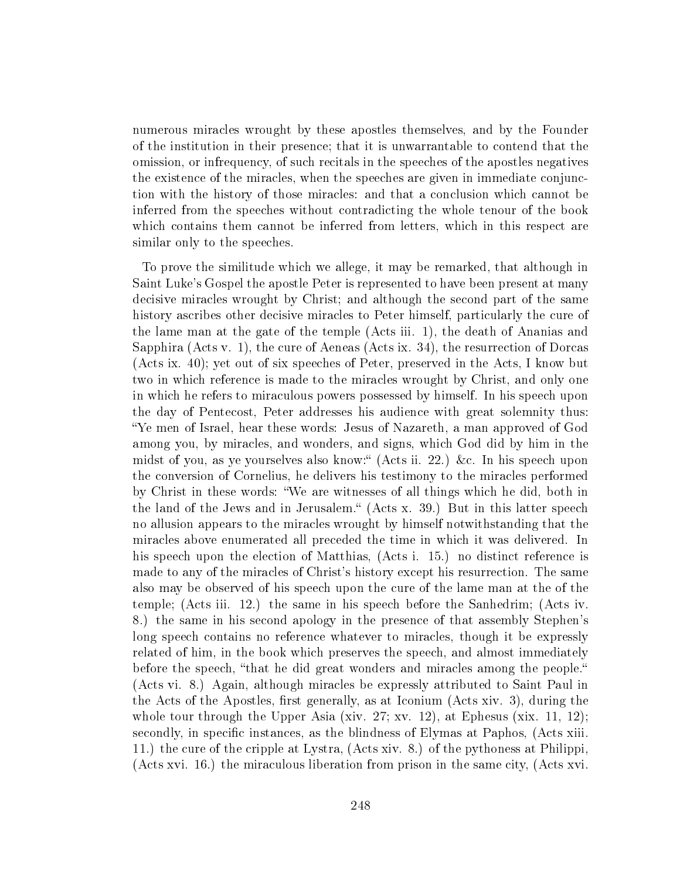numerous miracles wrought by these apostles themselves, and by the Founder of the institution in their presence; that it is unwarrantable to contend that the omission, or infrequency, of such recitals in the speeches of the apostles negatives the existence of the miracles, when the speeches are given in immediate conjunction with the history of those miracles: and that a conclusion which cannot be inferred from the speeches without contradicting the whole tenour of the book which contains them cannot be inferred from letters, which in this respect are similar only to the speeches.

To prove the similitude which we allege, it may be remarked, that although in Saint Luke's Gospel the apostle Peter is represented to have been present at many decisive miracles wrought by Christ; and although the second part of the same history ascribes other decisive miracles to Peter himself, particularly the cure of the lame man at the gate of the temple (Acts iii. 1), the death of Ananias and Sapphira (Acts v. 1), the cure of Aeneas (Acts ix. 34), the resurrection of Dorcas (Acts ix. 40); yet out of six speeches of Peter, preserved in the Acts, I know but two in which reference is made to the miracles wrought by Christ, and only one in which he refers to miraculous powers possessed by himself. In his speech upon the day of Pentecost, Peter addresses his audience with great solemnity thus: "Ye men of Israel, hear these words: Jesus of Nazareth, a man approved of God among you, by miracles, and wonders, and signs, which God did by him in the midst of you, as ye yourselves also know:" (Acts ii. 22.) &c. In his speech upon the conversion of Cornelius, he delivers his testimony to the miracles performed by Christ in these words: "We are witnesses of all things which he did, both in the land of the Jews and in Jerusalem." (Acts x. 39.) But in this latter speech no allusion appears to the miracles wrought by himself notwithstanding that the miracles above enumerated all preceded the time in which it was delivered. In his speech upon the election of Matthias, (Acts i. 15.) no distinct reference is made to any of the miracles of Christ's history except his resurrection. The same also may be observed of his speech upon the cure of the lame man at the of the temple; (Acts iii. 12.) the same in his speech before the Sanhedrim; (Acts iv. 8.) the same in his second apology in the presence of that assembly Stephen's long speech contains no reference whatever to miracles, though it be expressly related of him, in the book which preserves the speech, and almost immediately before the speech, "that he did great wonders and miracles among the people." (Acts vi. 8.) Again, although miracles be expressly attributed to Saint Paul in the Acts of the Apostles, first generally, as at Iconium (Acts xiv. 3), during the whole tour through the Upper Asia (xiv. 27; xv. 12), at Ephesus (xix. 11, 12); secondly, in specific instances, as the blindness of Elymas at Paphos, (Acts xiii. 11.) the cure of the cripple at Lystra, (Acts xiv. 8.) of the pythoness at Philippi, (Acts xvi. 16.) the miraculous liberation from prison in the same city, (Acts xvi.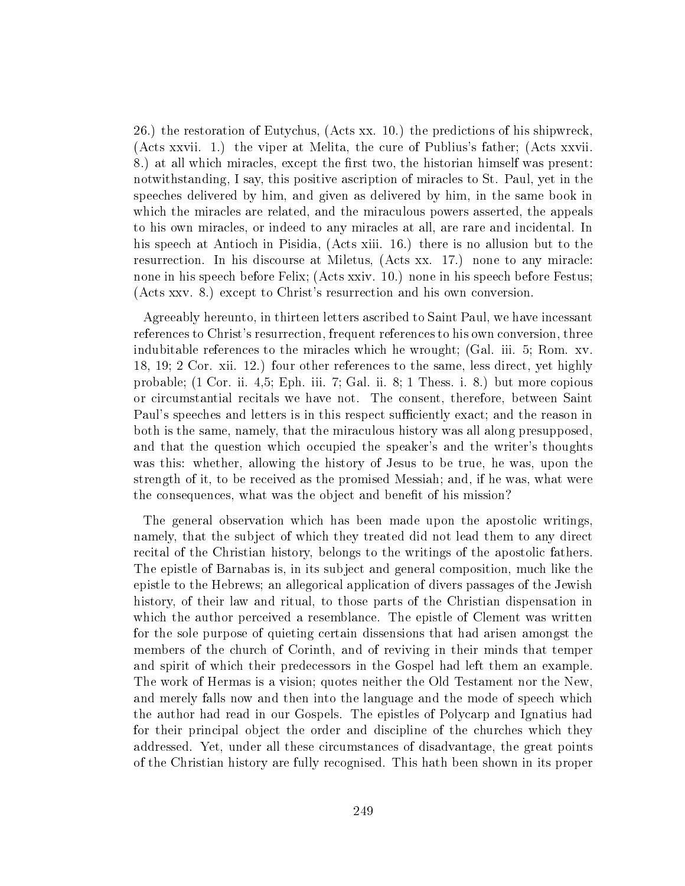26.) the restoration of Eutychus, (Acts xx. 10.) the predictions of his shipwreck, (Acts xxvii. 1.) the viper at Melita, the cure of Publius's father; (Acts xxvii. 8.) at all which miracles, except the first two, the historian himself was present: notwithstanding, I say, this positive ascription of miracles to St. Paul, yet in the speeches delivered by him, and given as delivered by him, in the same book in which the miracles are related, and the miraculous powers asserted, the appeals to his own miracles, or indeed to any miracles at all, are rare and incidental. In his speech at Antioch in Pisidia, (Acts xiii. 16.) there is no allusion but to the resurrection. In his discourse at Miletus, (Acts xx. 17.) none to any miracle: none in his speech before Felix; (Acts xxiv. 10.) none in his speech before Festus; (Acts xxv. 8.) except to Christ's resurrection and his own conversion.

Agreeably hereunto, in thirteen letters ascribed to Saint Paul, we have incessant references to Christ's resurrection, frequent references to his own conversion, three indubitable references to the miracles which he wrought; (Gal. iii. 5; Rom. xv. 18, 19; 2 Cor. xii. 12.) four other references to the same, less direct, yet highly probable; (1 Cor. ii. 4,5; Eph. iii. 7; Gal. ii. 8; 1 Thess. i. 8.) but more copious or circumstantial recitals we have not. The consent, therefore, between Saint Paul's speeches and letters is in this respect sufficiently exact; and the reason in both is the same, namely, that the miraculous history was all along presupposed, and that the question which occupied the speaker's and the writer's thoughts was this: whether, allowing the history of Jesus to be true, he was, upon the strength of it, to be received as the promised Messiah; and, if he was, what were the consequences, what was the object and benefit of his mission?

The general observation which has been made upon the apostolic writings, namely, that the subject of which they treated did not lead them to any direct recital of the Christian history, belongs to the writings of the apostolic fathers. The epistle of Barnabas is, in its subject and general composition, much like the epistle to the Hebrews; an allegorical application of divers passages of the Jewish history, of their law and ritual, to those parts of the Christian dispensation in which the author perceived a resemblance. The epistle of Clement was written for the sole purpose of quieting certain dissensions that had arisen amongst the members of the church of Corinth, and of reviving in their minds that temper and spirit of which their predecessors in the Gospel had left them an example. The work of Hermas is a vision; quotes neither the Old Testament nor the New, and merely falls now and then into the language and the mode of speech which the author had read in our Gospels. The epistles of Polycarp and Ignatius had for their principal object the order and discipline of the churches which they addressed. Yet, under all these circumstances of disadvantage, the great points of the Christian history are fully recognised. This hath been shown in its proper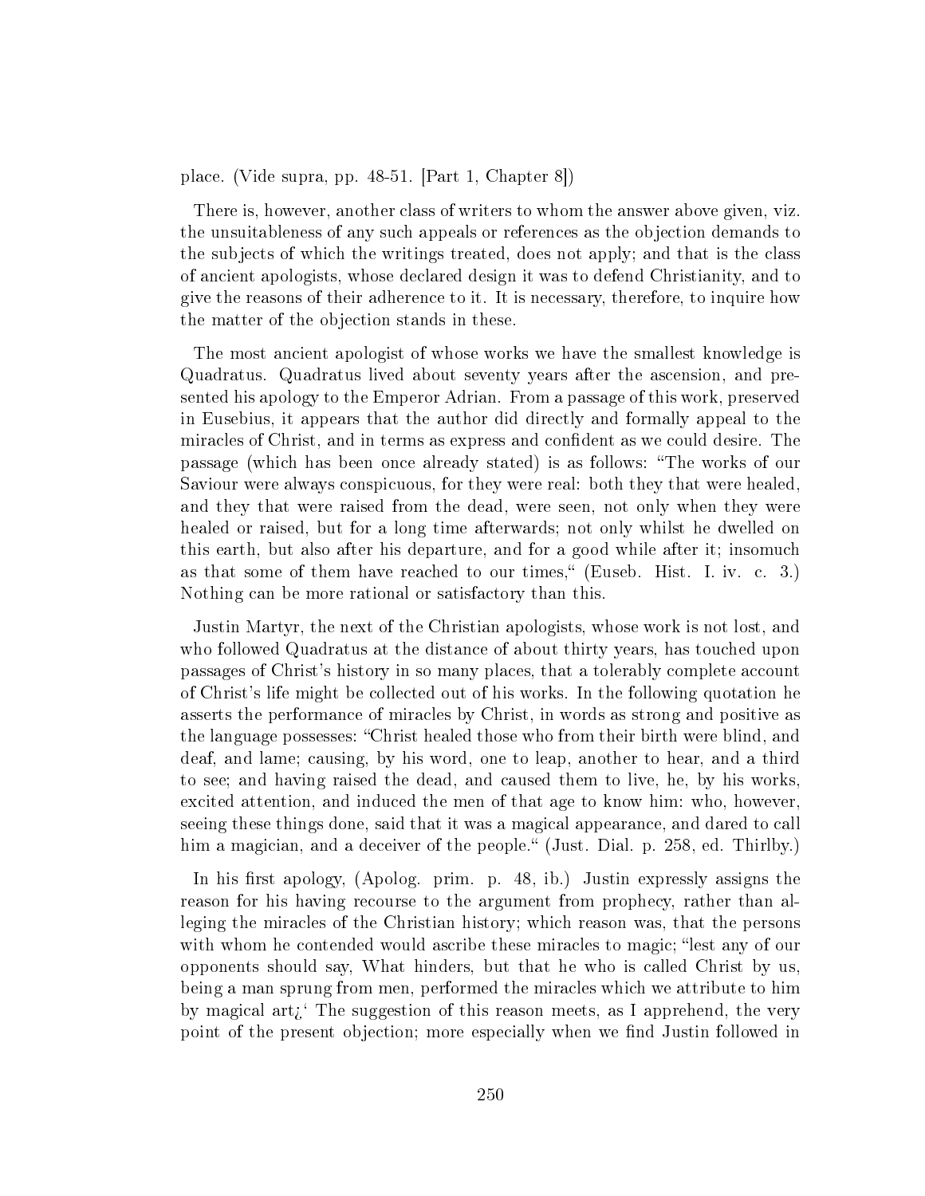place. (Vide supra, pp. 48-51. [Part 1, Chapter 8])

There is, however, another class of writers to whom the answer above given, viz. the unsuitableness of any such appeals or references as the objection demands to the subjects of which the writings treated, does not apply; and that is the class of ancient apologists, whose declared design it was to defend Christianity, and to give the reasons of their adherence to it. It is necessary, therefore, to inquire how the matter of the objection stands in these.

The most ancient apologist of whose works we have the smallest knowledge is Quadratus. Quadratus lived about seventy years after the ascension, and presented his apology to the Emperor Adrian. From a passage of this work, preserved in Eusebius, it appears that the author did directly and formally appeal to the miracles of Christ, and in terms as express and confident as we could desire. The passage (which has been once already stated) is as follows: "The works of our Saviour were always conspicuous, for they were real: both they that were healed, and they that were raised from the dead, were seen, not only when they were healed or raised, but for a long time afterwards; not only whilst he dwelled on this earth, but also after his departure, and for a good while after it; insomuch as that some of them have reached to our times," (Euseb. Hist. I. iv. c. 3.) Nothing can be more rational or satisfactory than this.

Justin Martyr, the next of the Christian apologists, whose work is not lost, and who followed Quadratus at the distance of about thirty years, has touched upon passages of Christ's history in so many places, that a tolerably complete account of Christ's life might be collected out of his works. In the following quotation he asserts the performance of miracles by Christ, in words as strong and positive as the language possesses: "Christ healed those who from their birth were blind, and deaf, and lame; causing, by his word, one to leap, another to hear, and a third to see; and having raised the dead, and caused them to live, he, by his works, excited attention, and induced the men of that age to know him: who, however, seeing these things done, said that it was a magical appearance, and dared to call him a magician, and a deceiver of the people." (Just. Dial. p. 258, ed. Thirlby.)

In his first apology, (Apolog. prim. p. 48, ib.) Justin expressly assigns the reason for his having recourse to the argument from prophecy, rather than alleging the miracles of the Christian history; which reason was, that the persons with whom he contended would ascribe these miracles to magic; "lest any of our opponents should say, What hinders, but that he who is called Christ by us, being a man sprung from men, performed the miracles which we attribute to him by magical art¿' The suggestion of this reason meets, as I apprehend, the very point of the present objection; more especially when we find Justin followed in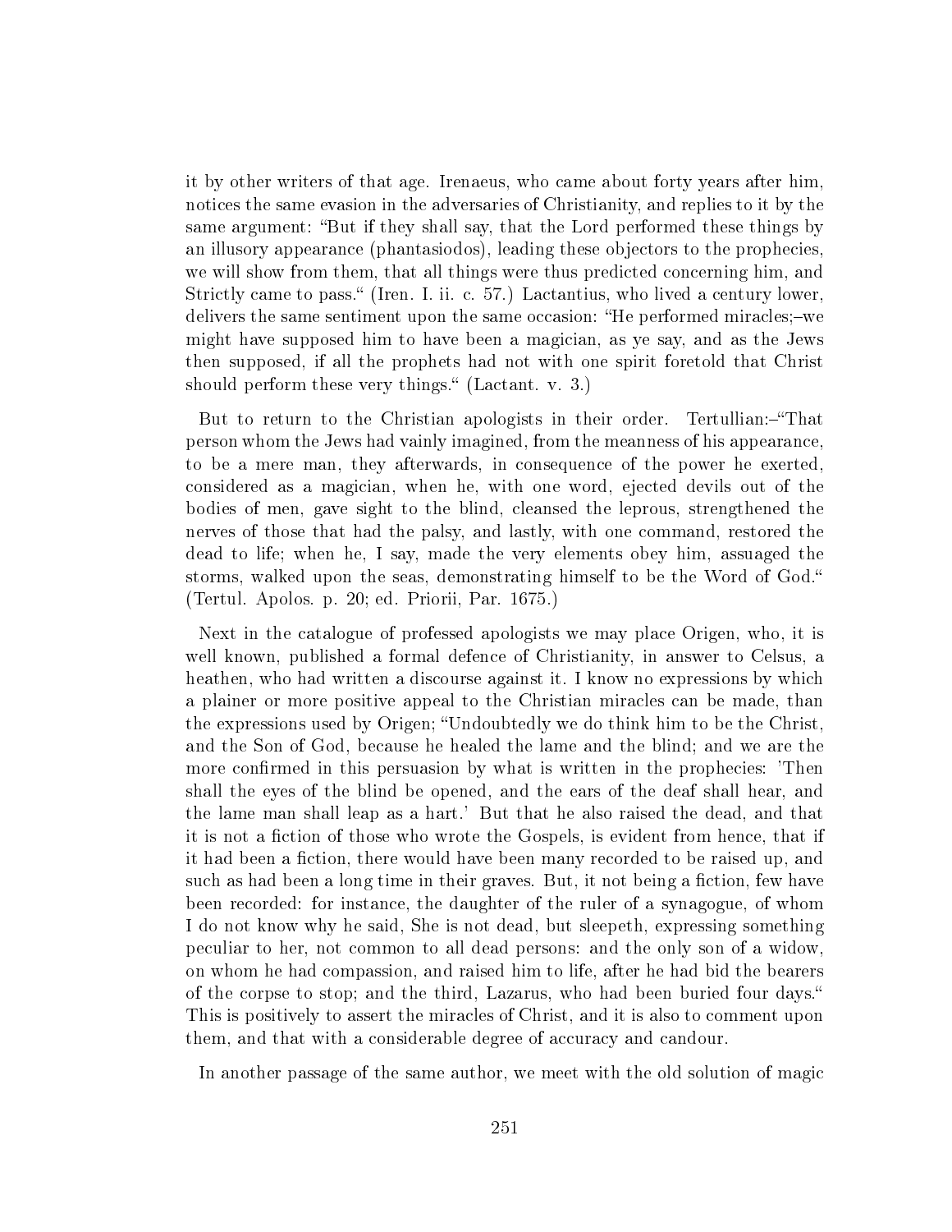it by other writers of that age. Irenaeus, who came about forty years after him, notices the same evasion in the adversaries of Christianity, and replies to it by the same argument: "But if they shall say, that the Lord performed these things by an illusory appearance (phantasiodos), leading these objectors to the prophecies, we will show from them, that all things were thus predicted concerning him, and Strictly came to pass." (Iren. I. ii. c. 57.) Lactantius, who lived a century lower, delivers the same sentiment upon the same occasion: "He performed miracles;–we might have supposed him to have been a magician, as ye say, and as the Jews then supposed, if all the prophets had not with one spirit foretold that Christ should perform these very things." (Lactant. v. 3.)

But to return to the Christian apologists in their order. Tertullian:–"That person whom the Jews had vainly imagined, from the meanness of his appearance, to be a mere man, they afterwards, in consequence of the power he exerted, considered as a magician, when he, with one word, ejected devils out of the bodies of men, gave sight to the blind, cleansed the leprous, strengthened the nerves of those that had the palsy, and lastly, with one command, restored the dead to life; when he, I say, made the very elements obey him, assuaged the storms, walked upon the seas, demonstrating himself to be the Word of God." (Tertul. Apolos. p. 20; ed. Priorii, Par. 1675.)

Next in the catalogue of professed apologists we may place Origen, who, it is well known, published a formal defence of Christianity, in answer to Celsus, a heathen, who had written a discourse against it. I know no expressions by which a plainer or more positive appeal to the Christian miracles can be made, than the expressions used by Origen; "Undoubtedly we do think him to be the Christ, and the Son of God, because he healed the lame and the blind; and we are the more confirmed in this persuasion by what is written in the prophecies: 'Then shall the eyes of the blind be opened, and the ears of the deaf shall hear, and the lame man shall leap as a hart.' But that he also raised the dead, and that it is not a fiction of those who wrote the Gospels, is evident from hence, that if it had been a fiction, there would have been many recorded to be raised up, and such as had been a long time in their graves. But, it not being a fiction, few have been recorded: for instance, the daughter of the ruler of a synagogue, of whom I do not know why he said, She is not dead, but sleepeth, expressing something peculiar to her, not common to all dead persons: and the only son of a widow, on whom he had compassion, and raised him to life, after he had bid the bearers of the corpse to stop; and the third, Lazarus, who had been buried four days." This is positively to assert the miracles of Christ, and it is also to comment upon them, and that with a considerable degree of accuracy and candour.

In another passage of the same author, we meet with the old solution of magic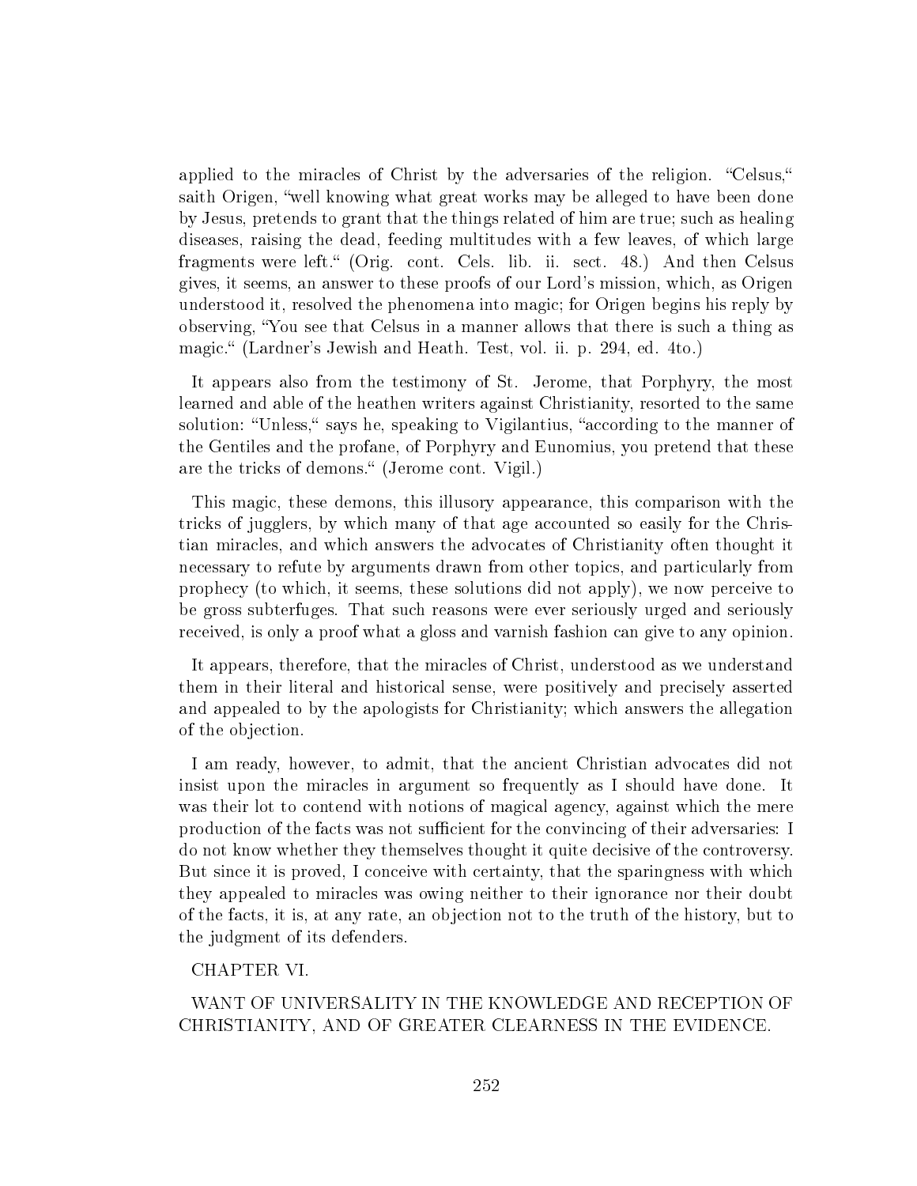applied to the miracles of Christ by the adversaries of the religion. "Celsus," saith Origen, "well knowing what great works may be alleged to have been done by Jesus, pretends to grant that the things related of him are true; such as healing diseases, raising the dead, feeding multitudes with a few leaves, of which large fragments were left." (Orig. cont. Cels. lib. ii. sect. 48.) And then Celsus gives, it seems, an answer to these proofs of our Lord's mission, which, as Origen understood it, resolved the phenomena into magic; for Origen begins his reply by observing, "You see that Celsus in a manner allows that there is such a thing as magic." (Lardner's Jewish and Heath. Test, vol. ii. p. 294, ed. 4to.)

It appears also from the testimony of St. Jerome, that Porphyry, the most learned and able of the heathen writers against Christianity, resorted to the same solution: "Unless," says he, speaking to Vigilantius, "according to the manner of the Gentiles and the profane, of Porphyry and Eunomius, you pretend that these are the tricks of demons." (Jerome cont. Vigil.)

This magic, these demons, this illusory appearance, this comparison with the tricks of jugglers, by which many of that age accounted so easily for the Christian miracles, and which answers the advocates of Christianity often thought it necessary to refute by arguments drawn from other topics, and particularly from prophecy (to which, it seems, these solutions did not apply), we now perceive to be gross subterfuges. That such reasons were ever seriously urged and seriously received, is only a proof what a gloss and varnish fashion can give to any opinion.

It appears, therefore, that the miracles of Christ, understood as we understand them in their literal and historical sense, were positively and precisely asserted and appealed to by the apologists for Christianity; which answers the allegation of the objection.

I am ready, however, to admit, that the ancient Christian advocates did not insist upon the miracles in argument so frequently as I should have done. It was their lot to contend with notions of magical agency, against which the mere production of the facts was not sufficient for the convincing of their adversaries: I do not know whether they themselves thought it quite decisive of the controversy. But since it is proved, I conceive with certainty, that the sparingness with which they appealed to miracles was owing neither to their ignorance nor their doubt of the facts, it is, at any rate, an objection not to the truth of the history, but to the judgment of its defenders.

## CHAPTER VI.

## WANT OF UNIVERSALITY IN THE KNOWLEDGE AND RECEPTION OF CHRISTIANITY, AND OF GREATER CLEARNESS IN THE EVIDENCE.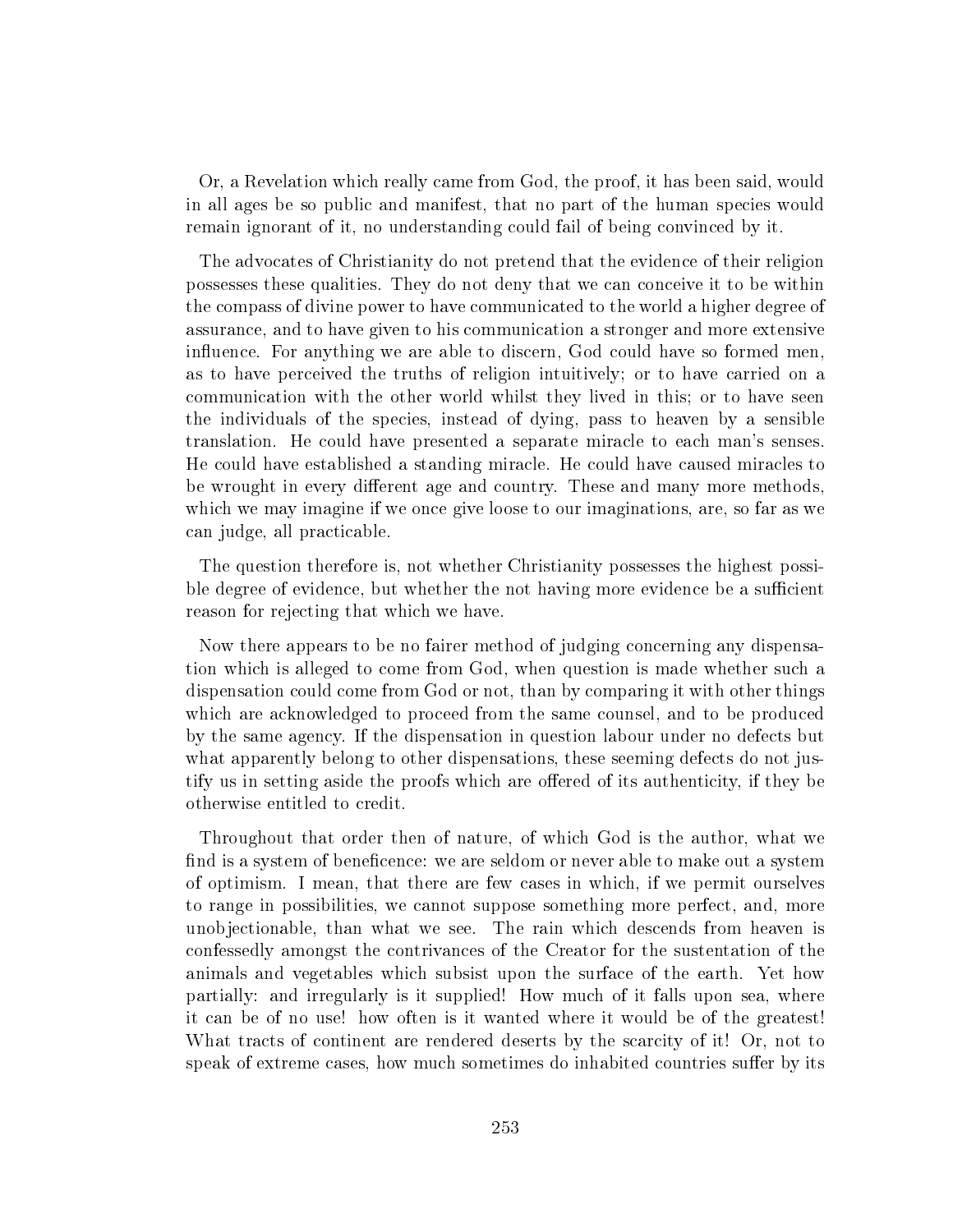Or, a Revelation which really came from God, the proof, it has been said, would in all ages be so public and manifest, that no part of the human species would remain ignorant of it, no understanding could fail of being convinced by it.

The advocates of Christianity do not pretend that the evidence of their religion possesses these qualities. They do not deny that we can conceive it to be within the compass of divine power to have communicated to the world a higher degree of assurance, and to have given to his communication a stronger and more extensive influence. For anything we are able to discern, God could have so formed men, as to have perceived the truths of religion intuitively; or to have carried on a communication with the other world whilst they lived in this; or to have seen the individuals of the species, instead of dying, pass to heaven by a sensible translation. He could have presented a separate miracle to each man's senses. He could have established a standing miracle. He could have caused miracles to be wrought in every different age and country. These and many more methods, which we may imagine if we once give loose to our imaginations, are, so far as we can judge, all practicable.

The question therefore is, not whether Christianity possesses the highest possible degree of evidence, but whether the not having more evidence be a sufficient reason for rejecting that which we have.

Now there appears to be no fairer method of judging concerning any dispensation which is alleged to come from God, when question is made whether such a dispensation could come from God or not, than by comparing it with other things which are acknowledged to proceed from the same counsel, and to be produced by the same agency. If the dispensation in question labour under no defects but what apparently belong to other dispensations, these seeming defects do not justify us in setting aside the proofs which are offered of its authenticity, if they be otherwise entitled to credit.

Throughout that order then of nature, of which God is the author, what we find is a system of beneficence: we are seldom or never able to make out a system of optimism. I mean, that there are few cases in which, if we permit ourselves to range in possibilities, we cannot suppose something more perfect, and, more unobjectionable, than what we see. The rain which descends from heaven is confessedly amongst the contrivances of the Creator for the sustentation of the animals and vegetables which subsist upon the surface of the earth. Yet how partially: and irregularly is it supplied! How much of it falls upon sea, where it can be of no use! how often is it wanted where it would be of the greatest! What tracts of continent are rendered deserts by the scarcity of it! Or, not to speak of extreme cases, how much sometimes do inhabited countries suffer by its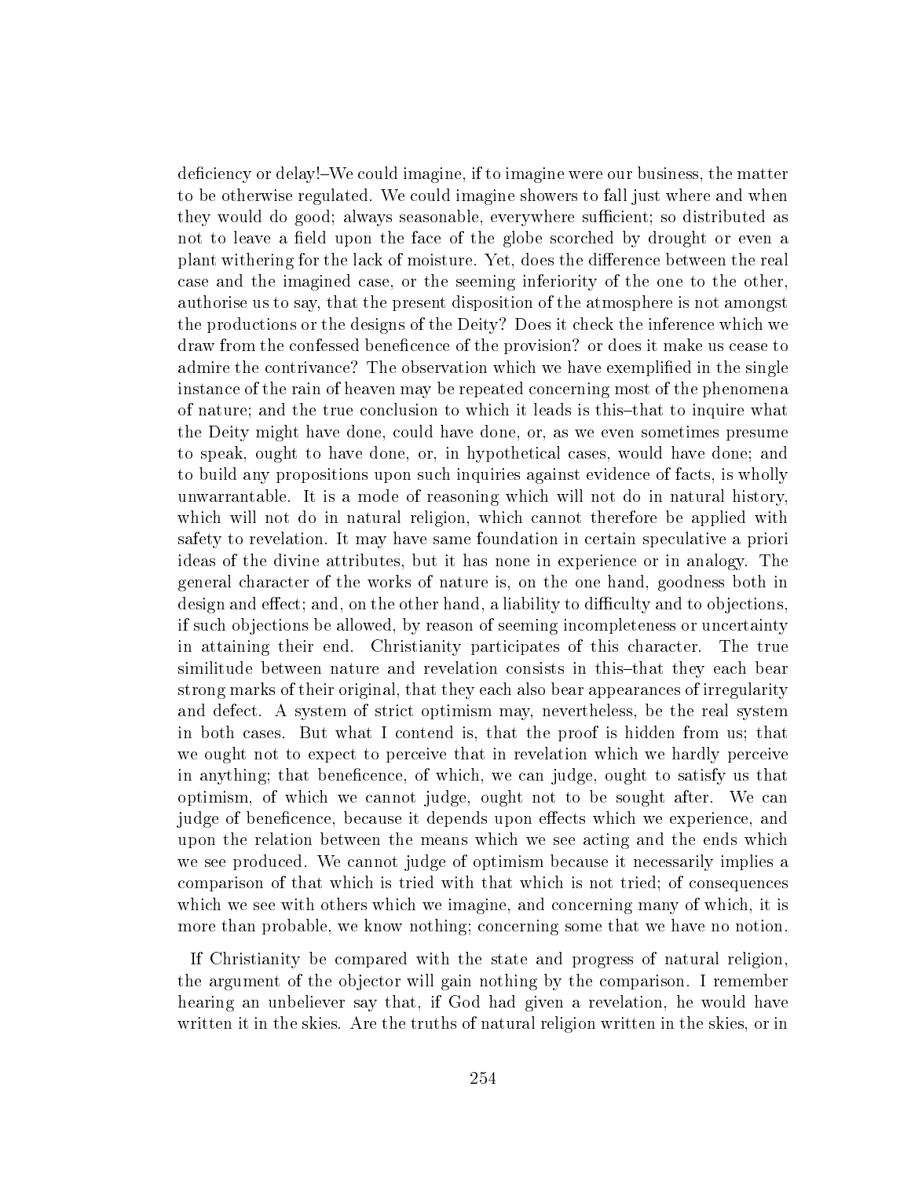deficiency or delay!–We could imagine, if to imagine were our business, the matter to be otherwise regulated. We could imagine showers to fall just where and when they would do good; always seasonable, everywhere sufficient; so distributed as not to leave a field upon the face of the globe scorched by drought or even a plant withering for the lack of moisture. Yet, does the difference between the real case and the imagined case, or the seeming inferiority of the one to the other, authorise us to say, that the present disposition of the atmosphere is not amongst the productions or the designs of the Deity? Does it check the inference which we draw from the confessed beneficence of the provision? or does it make us cease to admire the contrivance? The observation which we have exemplified in the single instance of the rain of heaven may be repeated concerning most of the phenomena of nature; and the true conclusion to which it leads is this–that to inquire what the Deity might have done, could have done, or, as we even sometimes presume to speak, ought to have done, or, in hypothetical cases, would have done; and to build any propositions upon such inquiries against evidence of facts, is wholly unwarrantable. It is a mode of reasoning which will not do in natural history, which will not do in natural religion, which cannot therefore be applied with safety to revelation. It may have same foundation in certain speculative a priori ideas of the divine attributes, but it has none in experience or in analogy. The general character of the works of nature is, on the one hand, goodness both in design and effect; and, on the other hand, a liability to difficulty and to objections, if such objections be allowed, by reason of seeming incompleteness or uncertainty in attaining their end. Christianity participates of this character. The true similitude between nature and revelation consists in this–that they each bear strong marks of their original, that they each also bear appearances of irregularity and defect. A system of strict optimism may, nevertheless, be the real system in both cases. But what I contend is, that the proof is hidden from us; that we ought not to expect to perceive that in revelation which we hardly perceive in anything; that beneficence, of which, we can judge, ought to satisfy us that optimism, of which we cannot judge, ought not to be sought after. We can judge of beneficence, because it depends upon effects which we experience, and upon the relation between the means which we see acting and the ends which we see produced. We cannot judge of optimism because it necessarily implies a comparison of that which is tried with that which is not tried; of consequences which we see with others which we imagine, and concerning many of which, it is more than probable, we know nothing; concerning some that we have no notion.

If Christianity be compared with the state and progress of natural religion, the argument of the objector will gain nothing by the comparison. I remember hearing an unbeliever say that, if God had given a revelation, he would have written it in the skies. Are the truths of natural religion written in the skies, or in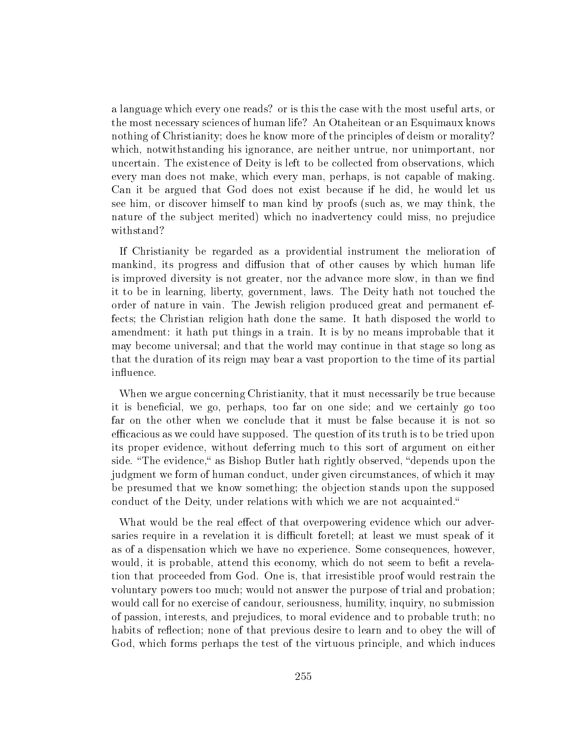a language which every one reads? or is this the case with the most useful arts, or the most necessary sciences of human life? An Otaheitean or an Esquimaux knows nothing of Christianity; does he know more of the principles of deism or morality? which, notwithstanding his ignorance, are neither untrue, nor unimportant, nor uncertain. The existence of Deity is left to be collected from observations, which every man does not make, which every man, perhaps, is not capable of making. Can it be argued that God does not exist because if he did, he would let us see him, or discover himself to man kind by proofs (such as, we may think, the nature of the subject merited) which no inadvertency could miss, no prejudice withstand?

If Christianity be regarded as a providential instrument the melioration of mankind, its progress and diffusion that of other causes by which human life is improved diversity is not greater, nor the advance more slow, in than we find it to be in learning, liberty, government, laws. The Deity hath not touched the order of nature in vain. The Jewish religion produced great and permanent effects; the Christian religion hath done the same. It hath disposed the world to amendment: it hath put things in a train. It is by no means improbable that it may become universal; and that the world may continue in that stage so long as that the duration of its reign may bear a vast proportion to the time of its partial influence.

When we argue concerning Christianity, that it must necessarily be true because it is beneficial, we go, perhaps, too far on one side; and we certainly go too far on the other when we conclude that it must be false because it is not so efficacious as we could have supposed. The question of its truth is to be tried upon its proper evidence, without deferring much to this sort of argument on either side. "The evidence," as Bishop Butler hath rightly observed, "depends upon the judgment we form of human conduct, under given circumstances, of which it may be presumed that we know something; the objection stands upon the supposed conduct of the Deity, under relations with which we are not acquainted."

What would be the real effect of that overpowering evidence which our adversaries require in a revelation it is difficult foretell; at least we must speak of it as of a dispensation which we have no experience. Some consequences, however, would, it is probable, attend this economy, which do not seem to befit a revelation that proceeded from God. One is, that irresistible proof would restrain the voluntary powers too much; would not answer the purpose of trial and probation; would call for no exercise of candour, seriousness, humility, inquiry, no submission of passion, interests, and prejudices, to moral evidence and to probable truth; no habits of reflection; none of that previous desire to learn and to obey the will of God, which forms perhaps the test of the virtuous principle, and which induces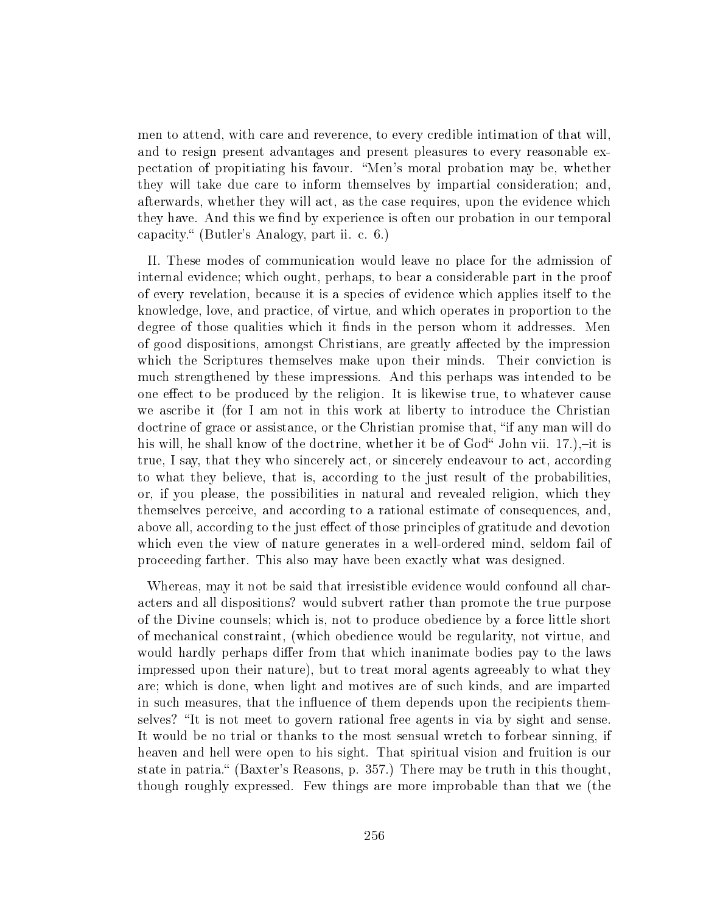men to attend, with care and reverence, to every credible intimation of that will, and to resign present advantages and present pleasures to every reasonable expectation of propitiating his favour. "Men's moral probation may be, whether they will take due care to inform themselves by impartial consideration; and, afterwards, whether they will act, as the case requires, upon the evidence which they have. And this we find by experience is often our probation in our temporal capacity." (Butler's Analogy, part ii. c. 6.)

II. These modes of communication would leave no place for the admission of internal evidence; which ought, perhaps, to bear a considerable part in the proof of every revelation, because it is a species of evidence which applies itself to the knowledge, love, and practice, of virtue, and which operates in proportion to the degree of those qualities which it finds in the person whom it addresses. Men of good dispositions, amongst Christians, are greatly affected by the impression which the Scriptures themselves make upon their minds. Their conviction is much strengthened by these impressions. And this perhaps was intended to be one effect to be produced by the religion. It is likewise true, to whatever cause we ascribe it (for I am not in this work at liberty to introduce the Christian doctrine of grace or assistance, or the Christian promise that, "if any man will do his will, he shall know of the doctrine, whether it be of God" John vii. 17.),–it is true, I say, that they who sincerely act, or sincerely endeavour to act, according to what they believe, that is, according to the just result of the probabilities, or, if you please, the possibilities in natural and revealed religion, which they themselves perceive, and according to a rational estimate of consequences, and, above all, according to the just effect of those principles of gratitude and devotion which even the view of nature generates in a well-ordered mind, seldom fail of proceeding farther. This also may have been exactly what was designed.

Whereas, may it not be said that irresistible evidence would confound all characters and all dispositions? would subvert rather than promote the true purpose of the Divine counsels; which is, not to produce obedience by a force little short of mechanical constraint, (which obedience would be regularity, not virtue, and would hardly perhaps differ from that which inanimate bodies pay to the laws impressed upon their nature), but to treat moral agents agreeably to what they are; which is done, when light and motives are of such kinds, and are imparted in such measures, that the influence of them depends upon the recipients themselves? "It is not meet to govern rational free agents in via by sight and sense. It would be no trial or thanks to the most sensual wretch to forbear sinning, if heaven and hell were open to his sight. That spiritual vision and fruition is our state in patria." (Baxter's Reasons, p. 357.) There may be truth in this thought, though roughly expressed. Few things are more improbable than that we (the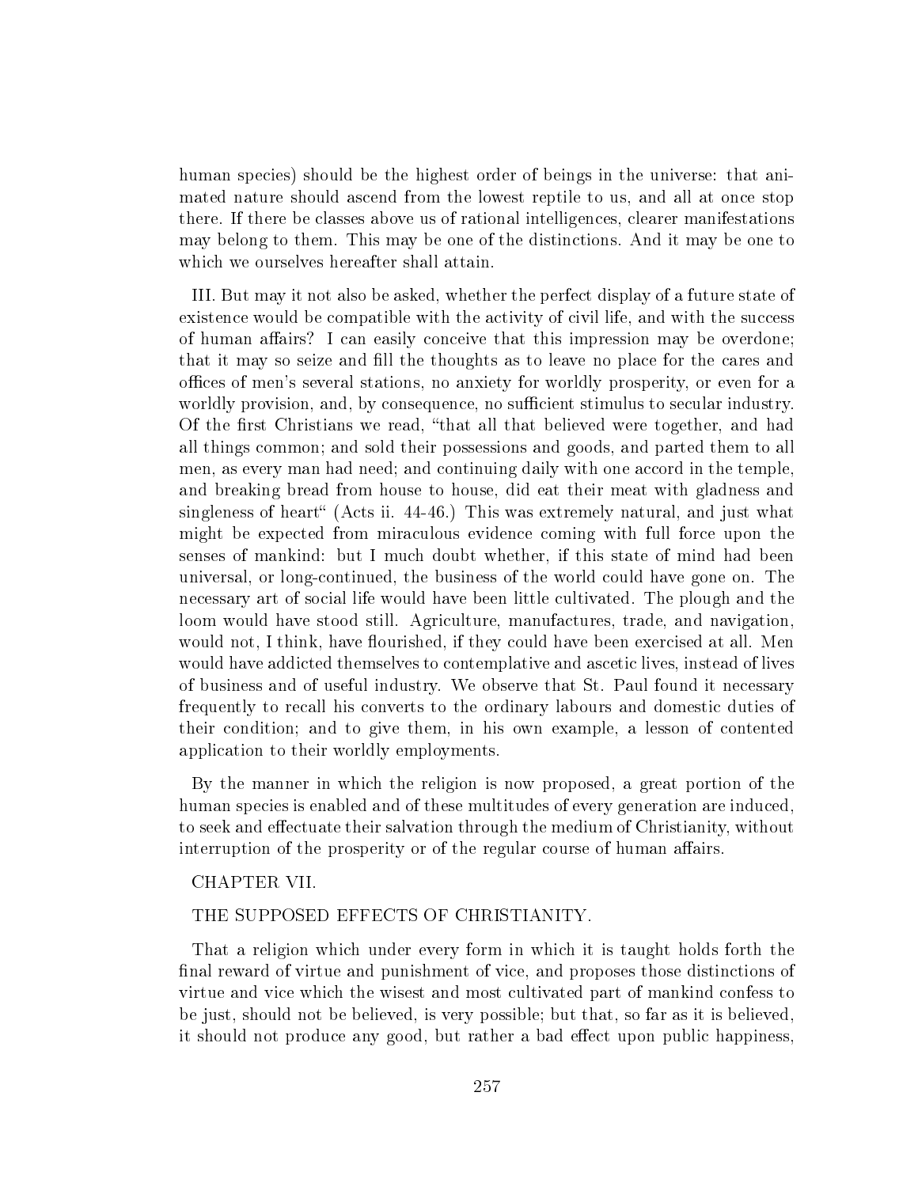human species) should be the highest order of beings in the universe: that animated nature should ascend from the lowest reptile to us, and all at once stop there. If there be classes above us of rational intelligences, clearer manifestations may belong to them. This may be one of the distinctions. And it may be one to which we ourselves hereafter shall attain.

III. But may it not also be asked, whether the perfect display of a future state of existence would be compatible with the activity of civil life, and with the success of human affairs? I can easily conceive that this impression may be overdone; that it may so seize and fill the thoughts as to leave no place for the cares and offices of men's several stations, no anxiety for worldly prosperity, or even for a worldly provision, and, by consequence, no sufficient stimulus to secular industry. Of the first Christians we read, "that all that believed were together, and had all things common; and sold their possessions and goods, and parted them to all men, as every man had need; and continuing daily with one accord in the temple, and breaking bread from house to house, did eat their meat with gladness and singleness of heart" (Acts ii. 44-46.) This was extremely natural, and just what might be expected from miraculous evidence coming with full force upon the senses of mankind: but I much doubt whether, if this state of mind had been universal, or long-continued, the business of the world could have gone on. The necessary art of social life would have been little cultivated. The plough and the loom would have stood still. Agriculture, manufactures, trade, and navigation, would not, I think, have flourished, if they could have been exercised at all. Men would have addicted themselves to contemplative and ascetic lives, instead of lives of business and of useful industry. We observe that St. Paul found it necessary frequently to recall his converts to the ordinary labours and domestic duties of their condition; and to give them, in his own example, a lesson of contented application to their worldly employments.

By the manner in which the religion is now proposed, a great portion of the human species is enabled and of these multitudes of every generation are induced, to seek and effectuate their salvation through the medium of Christianity, without interruption of the prosperity or of the regular course of human affairs.

## CHAPTER VII.

## THE SUPPOSED EFFECTS OF CHRISTIANITY.

That a religion which under every form in which it is taught holds forth the final reward of virtue and punishment of vice, and proposes those distinctions of virtue and vice which the wisest and most cultivated part of mankind confess to be just, should not be believed, is very possible; but that, so far as it is believed, it should not produce any good, but rather a bad effect upon public happiness,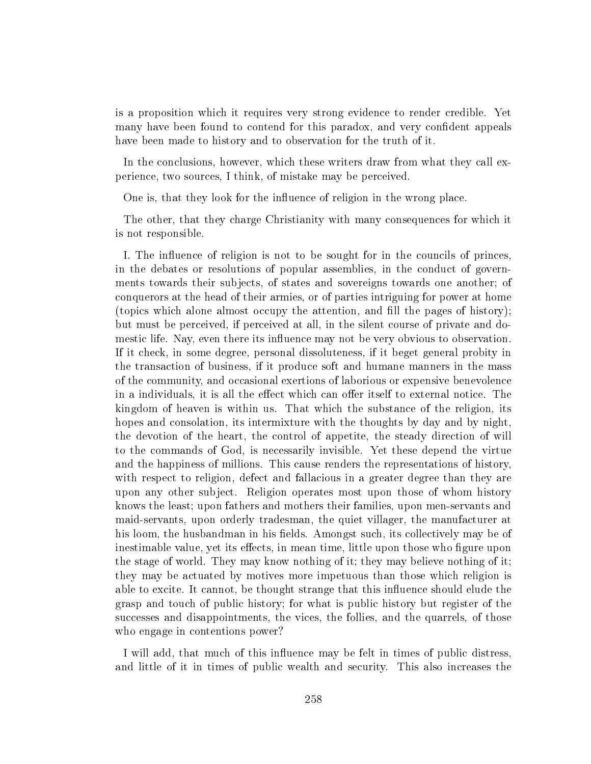is a proposition which it requires very strong evidence to render credible. Yet many have been found to contend for this paradox, and very confident appeals have been made to history and to observation for the truth of it.

In the conclusions, however, which these writers draw from what they call experience, two sources, I think, of mistake may be perceived.

One is, that they look for the influence of religion in the wrong place.

The other, that they charge Christianity with many consequences for which it is not responsible.

I. The influence of religion is not to be sought for in the councils of princes, in the debates or resolutions of popular assemblies, in the conduct of governments towards their subjects, of states and sovereigns towards one another; of conquerors at the head of their armies, or of parties intriguing for power at home (topics which alone almost occupy the attention, and fill the pages of history); but must be perceived, if perceived at all, in the silent course of private and domestic life. Nay, even there its influence may not be very obvious to observation. If it check, in some degree, personal dissoluteness, if it beget general probity in the transaction of business, if it produce soft and humane manners in the mass of the community, and occasional exertions of laborious or expensive benevolence in a individuals, it is all the effect which can offer itself to external notice. The kingdom of heaven is within us. That which the substance of the religion, its hopes and consolation, its intermixture with the thoughts by day and by night, the devotion of the heart, the control of appetite, the steady direction of will to the commands of God, is necessarily invisible. Yet these depend the virtue and the happiness of millions. This cause renders the representations of history, with respect to religion, defect and fallacious in a greater degree than they are upon any other subject. Religion operates most upon those of whom history knows the least; upon fathers and mothers their families, upon men-servants and maid-servants, upon orderly tradesman, the quiet villager, the manufacturer at his loom, the husbandman in his fields. Amongst such, its collectively may be of inestimable value, yet its effects, in mean time, little upon those who figure upon the stage of world. They may know nothing of it; they may believe nothing of it; they may be actuated by motives more impetuous than those which religion is able to excite. It cannot, be thought strange that this influence should elude the grasp and touch of public history; for what is public history but register of the successes and disappointments, the vices, the follies, and the quarrels, of those who engage in contentions power?

I will add, that much of this influence may be felt in times of public distress, and little of it in times of public wealth and security. This also increases the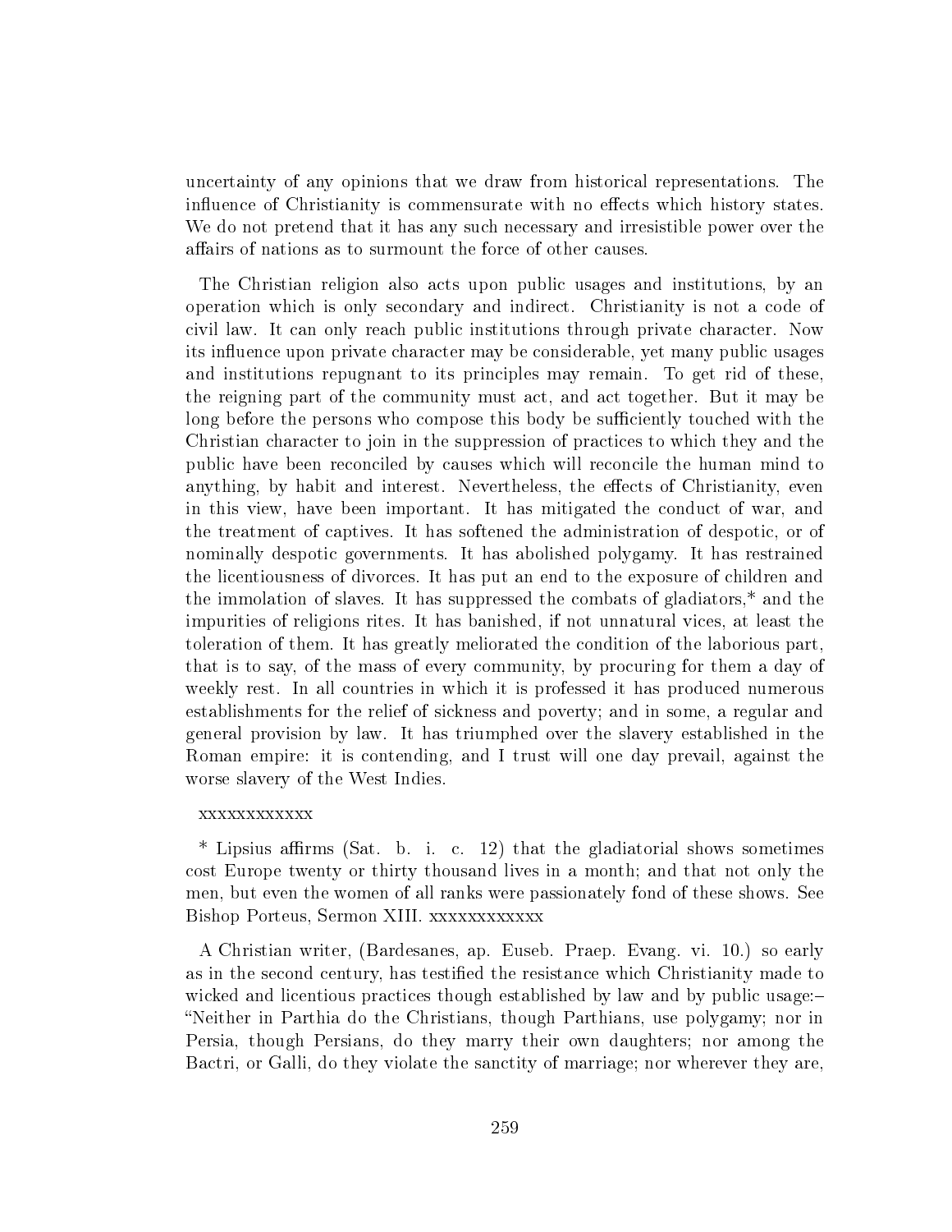uncertainty of any opinions that we draw from historical representations. The influence of Christianity is commensurate with no effects which history states. We do not pretend that it has any such necessary and irresistible power over the affairs of nations as to surmount the force of other causes.

The Christian religion also acts upon public usages and institutions, by an operation which is only secondary and indirect. Christianity is not a code of civil law. It can only reach public institutions through private character. Now its influence upon private character may be considerable, yet many public usages and institutions repugnant to its principles may remain. To get rid of these, the reigning part of the community must act, and act together. But it may be long before the persons who compose this body be sufficiently touched with the Christian character to join in the suppression of practices to which they and the public have been reconciled by causes which will reconcile the human mind to anything, by habit and interest. Nevertheless, the effects of Christianity, even in this view, have been important. It has mitigated the conduct of war, and the treatment of captives. It has softened the administration of despotic, or of nominally despotic governments. It has abolished polygamy. It has restrained the licentiousness of divorces. It has put an end to the exposure of children and the immolation of slaves. It has suppressed the combats of gladiators,* and the impurities of religions rites. It has banished, if not unnatural vices, at least the toleration of them. It has greatly meliorated the condition of the laborious part, that is to say, of the mass of every community, by procuring for them a day of weekly rest. In all countries in which it is professed it has produced numerous establishments for the relief of sickness and poverty; and in some, a regular and general provision by law. It has triumphed over the slavery established in the Roman empire: it is contending, and I trust will one day prevail, against the worse slavery of the West Indies.

xxxxxxxxxxxx

* Lipsius affirms (Sat. b. i. c. 12) that the gladiatorial shows sometimes cost Europe twenty or thirty thousand lives in a month; and that not only the men, but even the women of all ranks were passionately fond of these shows. See Bishop Porteus, Sermon XIII. xxxxxxxxxxxx

A Christian writer, (Bardesanes, ap. Euseb. Praep. Evang. vi. 10.) so early as in the second century, has testified the resistance which Christianity made to wicked and licentious practices though established by law and by public usage:– "Neither in Parthia do the Christians, though Parthians, use polygamy; nor in Persia, though Persians, do they marry their own daughters; nor among the Bactri, or Galli, do they violate the sanctity of marriage; nor wherever they are,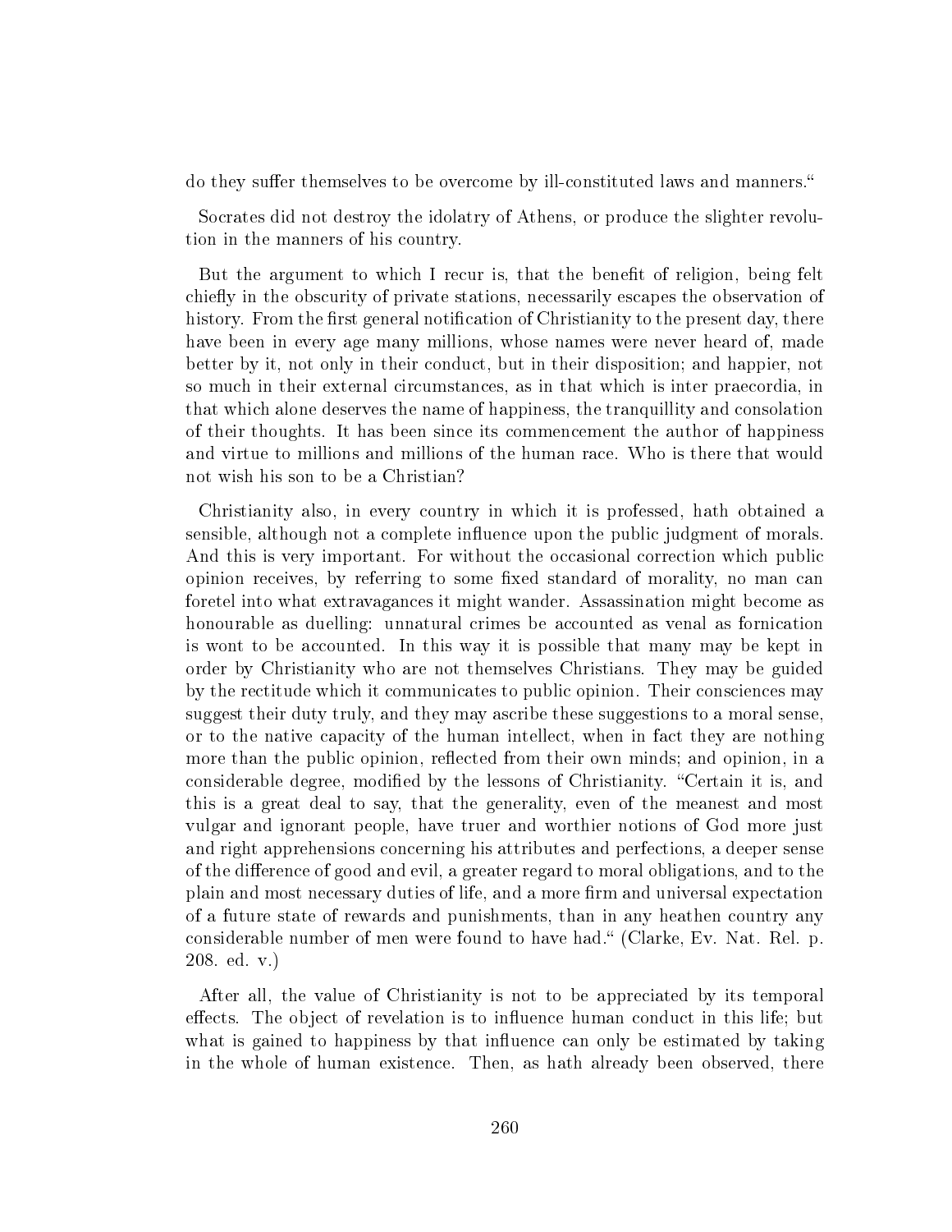do they suffer themselves to be overcome by ill-constituted laws and manners."

Socrates did not destroy the idolatry of Athens, or produce the slighter revolution in the manners of his country.

But the argument to which I recur is, that the benefit of religion, being felt chiefly in the obscurity of private stations, necessarily escapes the observation of history. From the first general notification of Christianity to the present day, there have been in every age many millions, whose names were never heard of, made better by it, not only in their conduct, but in their disposition; and happier, not so much in their external circumstances, as in that which is inter praecordia, in that which alone deserves the name of happiness, the tranquillity and consolation of their thoughts. It has been since its commencement the author of happiness and virtue to millions and millions of the human race. Who is there that would not wish his son to be a Christian?

Christianity also, in every country in which it is professed, hath obtained a sensible, although not a complete influence upon the public judgment of morals. And this is very important. For without the occasional correction which public opinion receives, by referring to some fixed standard of morality, no man can foretel into what extravagances it might wander. Assassination might become as honourable as duelling: unnatural crimes be accounted as venal as fornication is wont to be accounted. In this way it is possible that many may be kept in order by Christianity who are not themselves Christians. They may be guided by the rectitude which it communicates to public opinion. Their consciences may suggest their duty truly, and they may ascribe these suggestions to a moral sense, or to the native capacity of the human intellect, when in fact they are nothing more than the public opinion, reflected from their own minds; and opinion, in a considerable degree, modified by the lessons of Christianity. "Certain it is, and this is a great deal to say, that the generality, even of the meanest and most vulgar and ignorant people, have truer and worthier notions of God more just and right apprehensions concerning his attributes and perfections, a deeper sense of the difference of good and evil, a greater regard to moral obligations, and to the plain and most necessary duties of life, and a more firm and universal expectation of a future state of rewards and punishments, than in any heathen country any considerable number of men were found to have had." (Clarke, Ev. Nat. Rel. p. 208. ed. v.)

After all, the value of Christianity is not to be appreciated by its temporal effects. The object of revelation is to influence human conduct in this life; but what is gained to happiness by that influence can only be estimated by taking in the whole of human existence. Then, as hath already been observed, there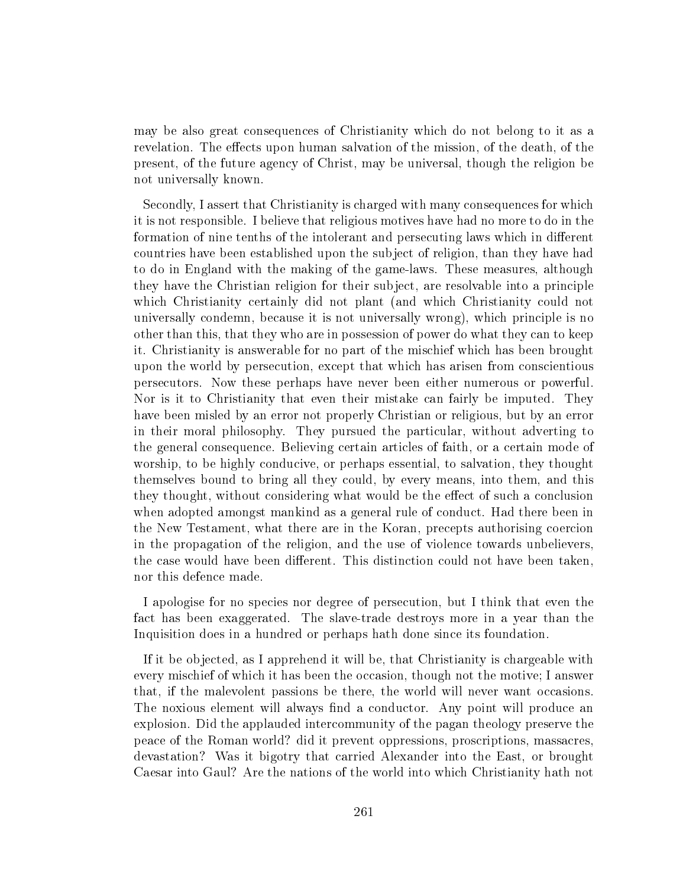may be also great consequences of Christianity which do not belong to it as a revelation. The effects upon human salvation of the mission, of the death, of the present, of the future agency of Christ, may be universal, though the religion be not universally known.

Secondly, I assert that Christianity is charged with many consequences for which it is not responsible. I believe that religious motives have had no more to do in the formation of nine tenths of the intolerant and persecuting laws which in different countries have been established upon the subject of religion, than they have had to do in England with the making of the game-laws. These measures, although they have the Christian religion for their subject, are resolvable into a principle which Christianity certainly did not plant (and which Christianity could not universally condemn, because it is not universally wrong), which principle is no other than this, that they who are in possession of power do what they can to keep it. Christianity is answerable for no part of the mischief which has been brought upon the world by persecution, except that which has arisen from conscientious persecutors. Now these perhaps have never been either numerous or powerful. Nor is it to Christianity that even their mistake can fairly be imputed. They have been misled by an error not properly Christian or religious, but by an error in their moral philosophy. They pursued the particular, without adverting to the general consequence. Believing certain articles of faith, or a certain mode of worship, to be highly conducive, or perhaps essential, to salvation, they thought themselves bound to bring all they could, by every means, into them, and this they thought, without considering what would be the effect of such a conclusion when adopted amongst mankind as a general rule of conduct. Had there been in the New Testament, what there are in the Koran, precepts authorising coercion in the propagation of the religion, and the use of violence towards unbelievers, the case would have been different. This distinction could not have been taken, nor this defence made.

I apologise for no species nor degree of persecution, but I think that even the fact has been exaggerated. The slave-trade destroys more in a year than the Inquisition does in a hundred or perhaps hath done since its foundation.

If it be objected, as I apprehend it will be, that Christianity is chargeable with every mischief of which it has been the occasion, though not the motive; I answer that, if the malevolent passions be there, the world will never want occasions. The noxious element will always find a conductor. Any point will produce an explosion. Did the applauded intercommunity of the pagan theology preserve the peace of the Roman world? did it prevent oppressions, proscriptions, massacres, devastation? Was it bigotry that carried Alexander into the East, or brought Caesar into Gaul? Are the nations of the world into which Christianity hath not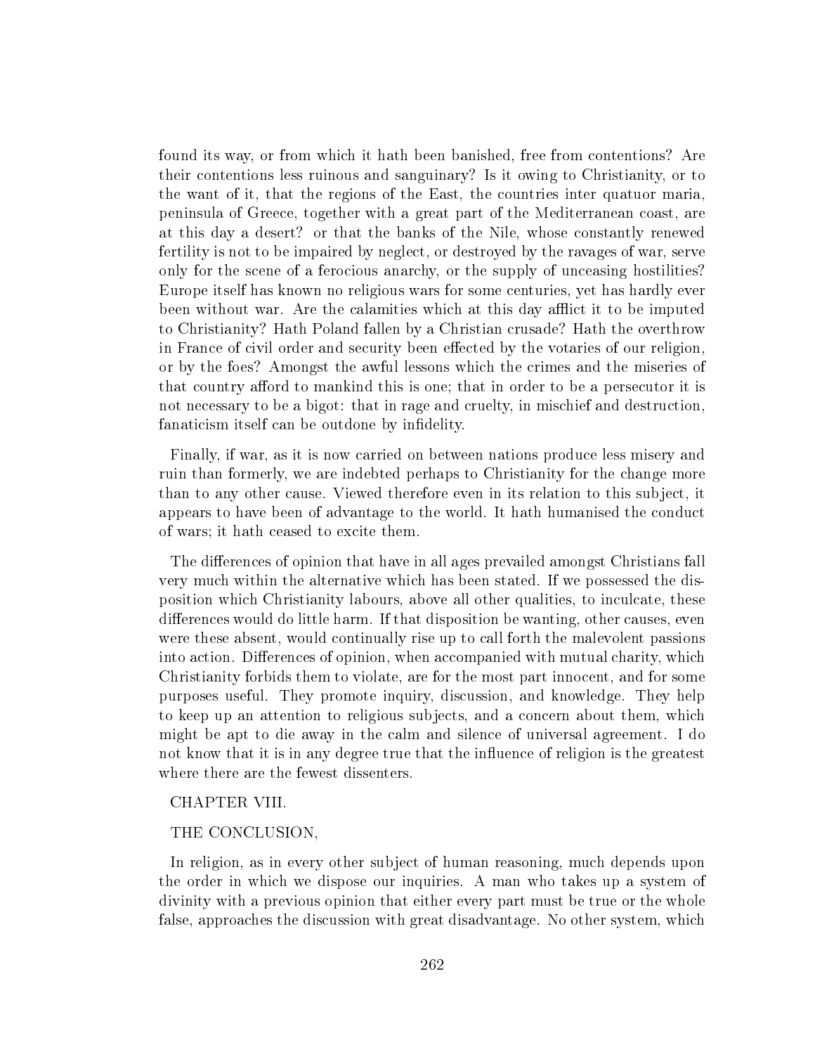found its way, or from which it hath been banished, free from contentions? Are their contentions less ruinous and sanguinary? Is it owing to Christianity, or to the want of it, that the regions of the East, the countries inter quatuor maria, peninsula of Greece, together with a great part of the Mediterranean coast, are at this day a desert? or that the banks of the Nile, whose constantly renewed fertility is not to be impaired by neglect, or destroyed by the ravages of war, serve only for the scene of a ferocious anarchy, or the supply of unceasing hostilities? Europe itself has known no religious wars for some centuries, yet has hardly ever been without war. Are the calamities which at this day afflict it to be imputed to Christianity? Hath Poland fallen by a Christian crusade? Hath the overthrow in France of civil order and security been effected by the votaries of our religion, or by the foes? Amongst the awful lessons which the crimes and the miseries of that country afford to mankind this is one; that in order to be a persecutor it is not necessary to be a bigot: that in rage and cruelty, in mischief and destruction, fanaticism itself can be outdone by infidelity.

Finally, if war, as it is now carried on between nations produce less misery and ruin than formerly, we are indebted perhaps to Christianity for the change more than to any other cause. Viewed therefore even in its relation to this subject, it appears to have been of advantage to the world. It hath humanised the conduct of wars; it hath ceased to excite them.

The differences of opinion that have in all ages prevailed amongst Christians fall very much within the alternative which has been stated. If we possessed the disposition which Christianity labours, above all other qualities, to inculcate, these differences would do little harm. If that disposition be wanting, other causes, even were these absent, would continually rise up to call forth the malevolent passions into action. Differences of opinion, when accompanied with mutual charity, which Christianity forbids them to violate, are for the most part innocent, and for some purposes useful. They promote inquiry, discussion, and knowledge. They help to keep up an attention to religious subjects, and a concern about them, which might be apt to die away in the calm and silence of universal agreement. I do not know that it is in any degree true that the influence of religion is the greatest where there are the fewest dissenters.

## CHAPTER VIII.

## THE CONCLUSION,

In religion, as in every other subject of human reasoning, much depends upon the order in which we dispose our inquiries. A man who takes up a system of divinity with a previous opinion that either every part must be true or the whole false, approaches the discussion with great disadvantage. No other system, which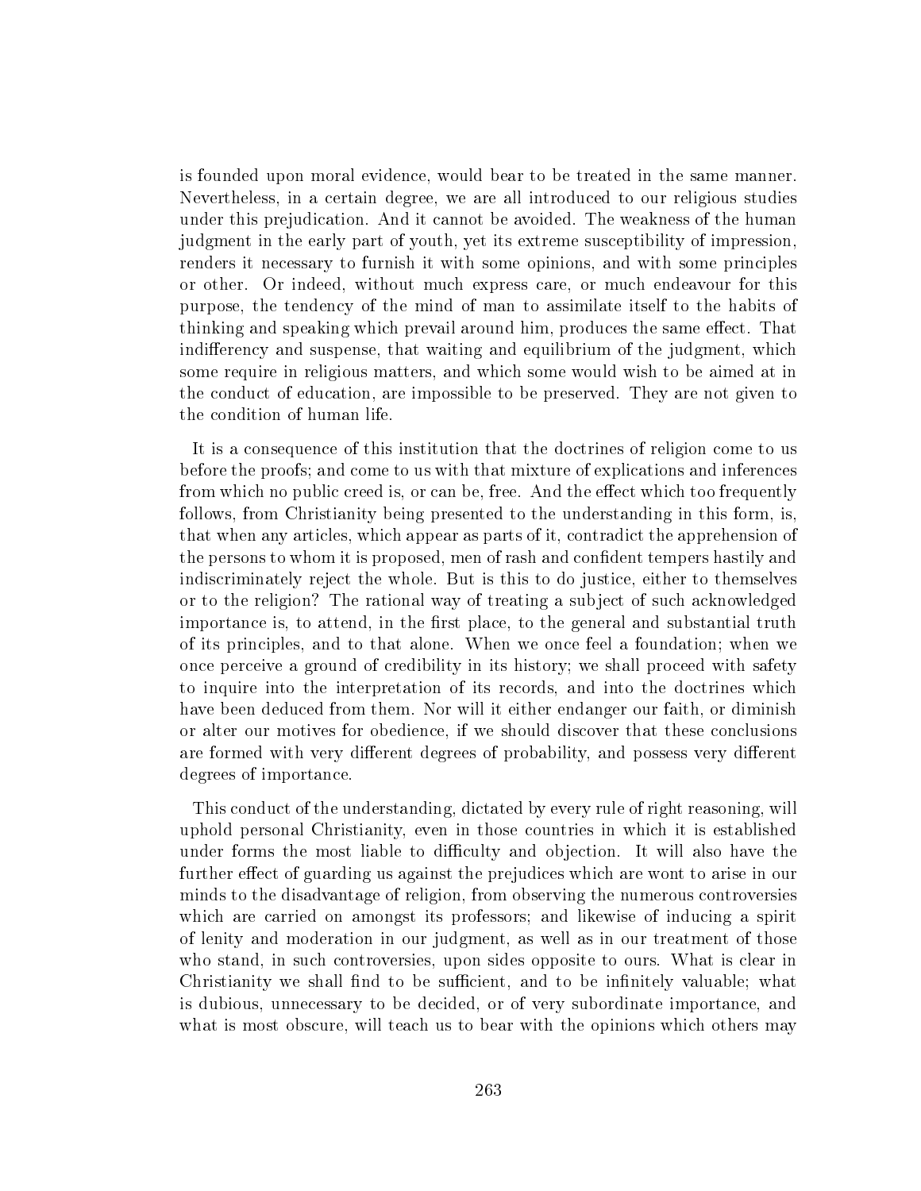is founded upon moral evidence, would bear to be treated in the same manner. Nevertheless, in a certain degree, we are all introduced to our religious studies under this prejudication. And it cannot be avoided. The weakness of the human judgment in the early part of youth, yet its extreme susceptibility of impression, renders it necessary to furnish it with some opinions, and with some principles or other. Or indeed, without much express care, or much endeavour for this purpose, the tendency of the mind of man to assimilate itself to the habits of thinking and speaking which prevail around him, produces the same effect. That indifferency and suspense, that waiting and equilibrium of the judgment, which some require in religious matters, and which some would wish to be aimed at in the conduct of education, are impossible to be preserved. They are not given to the condition of human life.

It is a consequence of this institution that the doctrines of religion come to us before the proofs; and come to us with that mixture of explications and inferences from which no public creed is, or can be, free. And the effect which too frequently follows, from Christianity being presented to the understanding in this form, is, that when any articles, which appear as parts of it, contradict the apprehension of the persons to whom it is proposed, men of rash and confident tempers hastily and indiscriminately reject the whole. But is this to do justice, either to themselves or to the religion? The rational way of treating a subject of such acknowledged importance is, to attend, in the first place, to the general and substantial truth of its principles, and to that alone. When we once feel a foundation; when we once perceive a ground of credibility in its history; we shall proceed with safety to inquire into the interpretation of its records, and into the doctrines which have been deduced from them. Nor will it either endanger our faith, or diminish or alter our motives for obedience, if we should discover that these conclusions are formed with very different degrees of probability, and possess very different degrees of importance.

This conduct of the understanding, dictated by every rule of right reasoning, will uphold personal Christianity, even in those countries in which it is established under forms the most liable to difficulty and objection. It will also have the further effect of guarding us against the prejudices which are wont to arise in our minds to the disadvantage of religion, from observing the numerous controversies which are carried on amongst its professors; and likewise of inducing a spirit of lenity and moderation in our judgment, as well as in our treatment of those who stand, in such controversies, upon sides opposite to ours. What is clear in Christianity we shall find to be sufficient, and to be infinitely valuable; what is dubious, unnecessary to be decided, or of very subordinate importance, and what is most obscure, will teach us to bear with the opinions which others may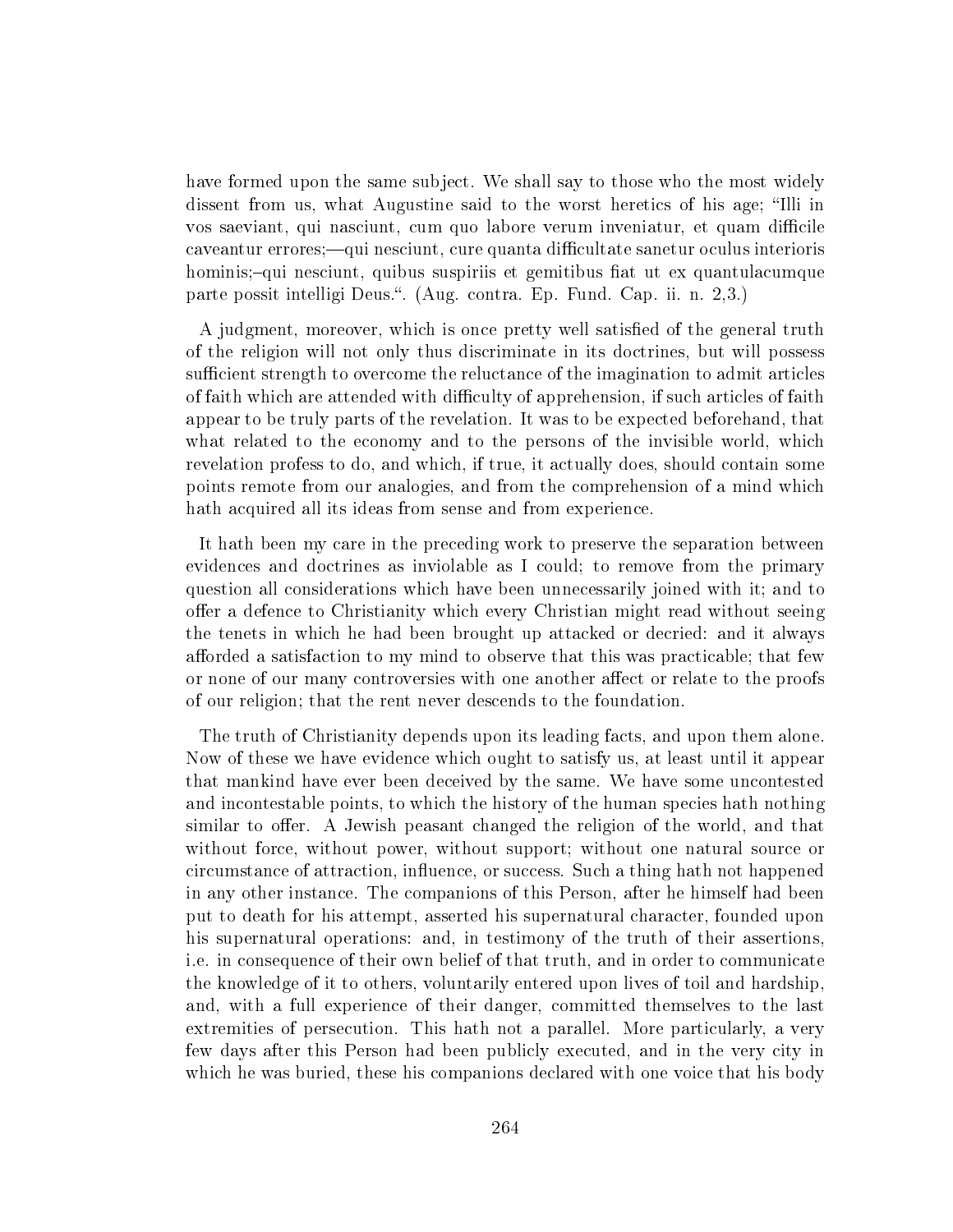have formed upon the same subject. We shall say to those who the most widely dissent from us, what Augustine said to the worst heretics of his age; "Illi in vos saeviant, qui nasciunt, cum quo labore verum inveniatur, et quam difficile caveantur errores;—qui nesciunt, cure quanta difficultate sanetur oculus interioris hominis;–qui nesciunt, quibus suspiriis et gemitibus fiat ut ex quantulacumque parte possit intelligi Deus.". (Aug. contra. Ep. Fund. Cap. ii. n. 2,3.)

A judgment, moreover, which is once pretty well satisfied of the general truth of the religion will not only thus discriminate in its doctrines, but will possess sufficient strength to overcome the reluctance of the imagination to admit articles of faith which are attended with difficulty of apprehension, if such articles of faith appear to be truly parts of the revelation. It was to be expected beforehand, that what related to the economy and to the persons of the invisible world, which revelation profess to do, and which, if true, it actually does, should contain some points remote from our analogies, and from the comprehension of a mind which hath acquired all its ideas from sense and from experience.

It hath been my care in the preceding work to preserve the separation between evidences and doctrines as inviolable as I could; to remove from the primary question all considerations which have been unnecessarily joined with it; and to offer a defence to Christianity which every Christian might read without seeing the tenets in which he had been brought up attacked or decried: and it always afforded a satisfaction to my mind to observe that this was practicable; that few or none of our many controversies with one another affect or relate to the proofs of our religion; that the rent never descends to the foundation.

The truth of Christianity depends upon its leading facts, and upon them alone. Now of these we have evidence which ought to satisfy us, at least until it appear that mankind have ever been deceived by the same. We have some uncontested and incontestable points, to which the history of the human species hath nothing similar to offer. A Jewish peasant changed the religion of the world, and that without force, without power, without support; without one natural source or circumstance of attraction, influence, or success. Such a thing hath not happened in any other instance. The companions of this Person, after he himself had been put to death for his attempt, asserted his supernatural character, founded upon his supernatural operations: and, in testimony of the truth of their assertions, i.e. in consequence of their own belief of that truth, and in order to communicate the knowledge of it to others, voluntarily entered upon lives of toil and hardship, and, with a full experience of their danger, committed themselves to the last extremities of persecution. This hath not a parallel. More particularly, a very few days after this Person had been publicly executed, and in the very city in which he was buried, these his companions declared with one voice that his body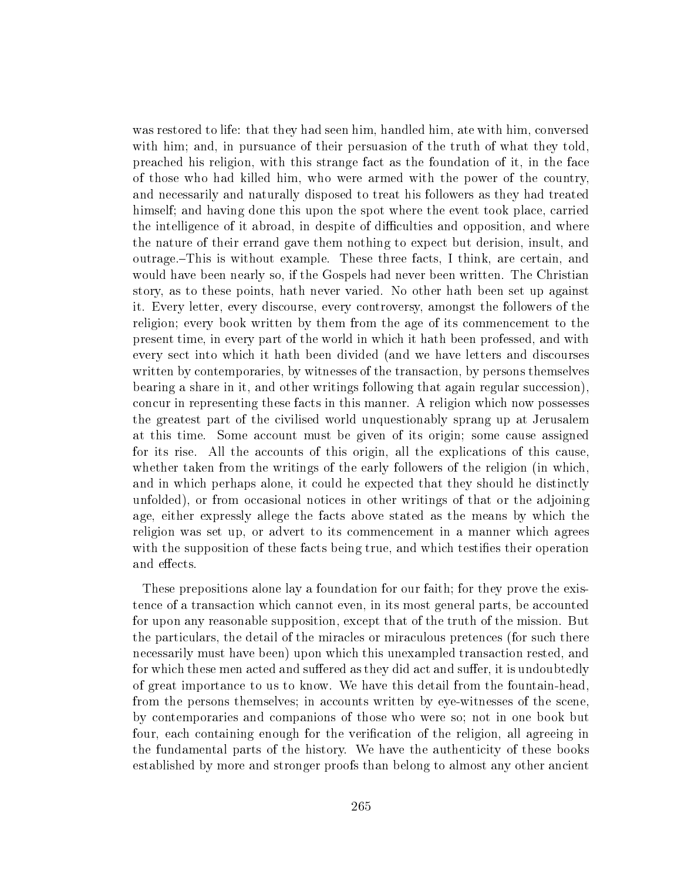was restored to life: that they had seen him, handled him, ate with him, conversed with him; and, in pursuance of their persuasion of the truth of what they told, preached his religion, with this strange fact as the foundation of it, in the face of those who had killed him, who were armed with the power of the country, and necessarily and naturally disposed to treat his followers as they had treated himself; and having done this upon the spot where the event took place, carried the intelligence of it abroad, in despite of difficulties and opposition, and where the nature of their errand gave them nothing to expect but derision, insult, and outrage.–This is without example. These three facts, I think, are certain, and would have been nearly so, if the Gospels had never been written. The Christian story, as to these points, hath never varied. No other hath been set up against it. Every letter, every discourse, every controversy, amongst the followers of the religion; every book written by them from the age of its commencement to the present time, in every part of the world in which it hath been professed, and with every sect into which it hath been divided (and we have letters and discourses written by contemporaries, by witnesses of the transaction, by persons themselves bearing a share in it, and other writings following that again regular succession), concur in representing these facts in this manner. A religion which now possesses the greatest part of the civilised world unquestionably sprang up at Jerusalem at this time. Some account must be given of its origin; some cause assigned for its rise. All the accounts of this origin, all the explications of this cause, whether taken from the writings of the early followers of the religion (in which, and in which perhaps alone, it could he expected that they should he distinctly unfolded), or from occasional notices in other writings of that or the adjoining age, either expressly allege the facts above stated as the means by which the religion was set up, or advert to its commencement in a manner which agrees with the supposition of these facts being true, and which testifies their operation and effects.

These prepositions alone lay a foundation for our faith; for they prove the existence of a transaction which cannot even, in its most general parts, be accounted for upon any reasonable supposition, except that of the truth of the mission. But the particulars, the detail of the miracles or miraculous pretences (for such there necessarily must have been) upon which this unexampled transaction rested, and for which these men acted and suffered as they did act and suffer, it is undoubtedly of great importance to us to know. We have this detail from the fountain-head, from the persons themselves; in accounts written by eye-witnesses of the scene, by contemporaries and companions of those who were so; not in one book but four, each containing enough for the verification of the religion, all agreeing in the fundamental parts of the history. We have the authenticity of these books established by more and stronger proofs than belong to almost any other ancient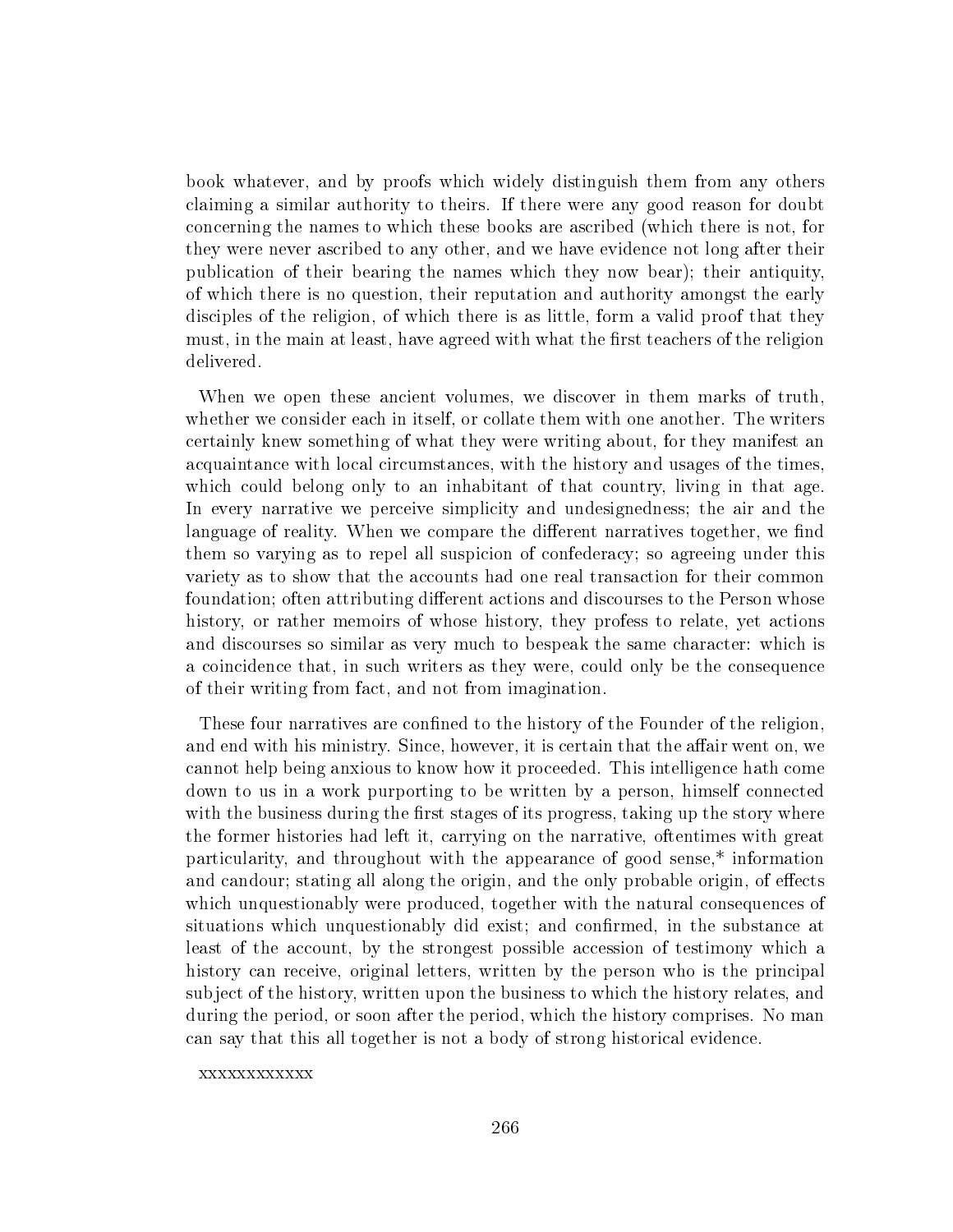book whatever, and by proofs which widely distinguish them from any others claiming a similar authority to theirs. If there were any good reason for doubt concerning the names to which these books are ascribed (which there is not, for they were never ascribed to any other, and we have evidence not long after their publication of their bearing the names which they now bear); their antiquity, of which there is no question, their reputation and authority amongst the early disciples of the religion, of which there is as little, form a valid proof that they must, in the main at least, have agreed with what the first teachers of the religion delivered.

When we open these ancient volumes, we discover in them marks of truth, whether we consider each in itself, or collate them with one another. The writers certainly knew something of what they were writing about, for they manifest an acquaintance with local circumstances, with the history and usages of the times, which could belong only to an inhabitant of that country, living in that age. In every narrative we perceive simplicity and undesignedness; the air and the language of reality. When we compare the different narratives together, we find them so varying as to repel all suspicion of confederacy; so agreeing under this variety as to show that the accounts had one real transaction for their common foundation; often attributing different actions and discourses to the Person whose history, or rather memoirs of whose history, they profess to relate, yet actions and discourses so similar as very much to bespeak the same character: which is a coincidence that, in such writers as they were, could only be the consequence of their writing from fact, and not from imagination.

These four narratives are confined to the history of the Founder of the religion, and end with his ministry. Since, however, it is certain that the affair went on, we cannot help being anxious to know how it proceeded. This intelligence hath come down to us in a work purporting to be written by a person, himself connected with the business during the first stages of its progress, taking up the story where the former histories had left it, carrying on the narrative, oftentimes with great particularity, and throughout with the appearance of good sense,* information and candour; stating all along the origin, and the only probable origin, of effects which unquestionably were produced, together with the natural consequences of situations which unquestionably did exist; and confirmed, in the substance at least of the account, by the strongest possible accession of testimony which a history can receive, original letters, written by the person who is the principal subject of the history, written upon the business to which the history relates, and during the period, or soon after the period, which the history comprises. No man can say that this all together is not a body of strong historical evidence.

xxxxxxxxxxxx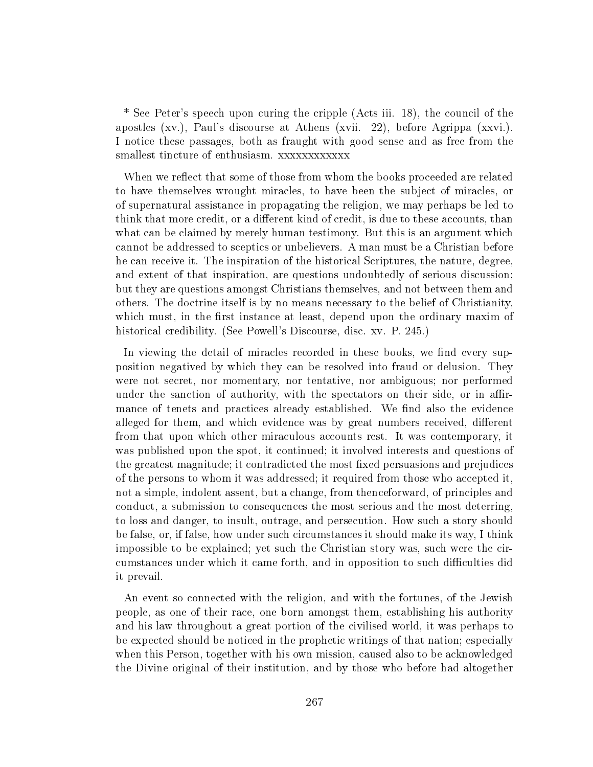* See Peter's speech upon curing the cripple (Acts iii. 18), the council of the apostles (xv.), Paul's discourse at Athens (xvii. 22), before Agrippa (xxvi.). I notice these passages, both as fraught with good sense and as free from the smallest tincture of enthusiasm. xxxxxxxxxxxx

When we reflect that some of those from whom the books proceeded are related to have themselves wrought miracles, to have been the subject of miracles, or of supernatural assistance in propagating the religion, we may perhaps be led to think that more credit, or a different kind of credit, is due to these accounts, than what can be claimed by merely human testimony. But this is an argument which cannot be addressed to sceptics or unbelievers. A man must be a Christian before he can receive it. The inspiration of the historical Scriptures, the nature, degree, and extent of that inspiration, are questions undoubtedly of serious discussion; but they are questions amongst Christians themselves, and not between them and others. The doctrine itself is by no means necessary to the belief of Christianity, which must, in the first instance at least, depend upon the ordinary maxim of historical credibility. (See Powell's Discourse, disc. xv. P. 245.)

In viewing the detail of miracles recorded in these books, we find every supposition negatived by which they can be resolved into fraud or delusion. They were not secret, nor momentary, nor tentative, nor ambiguous; nor performed under the sanction of authority, with the spectators on their side, or in affirmance of tenets and practices already established. We find also the evidence alleged for them, and which evidence was by great numbers received, different from that upon which other miraculous accounts rest. It was contemporary, it was published upon the spot, it continued; it involved interests and questions of the greatest magnitude; it contradicted the most fixed persuasions and prejudices of the persons to whom it was addressed; it required from those who accepted it, not a simple, indolent assent, but a change, from thenceforward, of principles and conduct, a submission to consequences the most serious and the most deterring, to loss and danger, to insult, outrage, and persecution. How such a story should be false, or, if false, how under such circumstances it should make its way, I think impossible to be explained; yet such the Christian story was, such were the circumstances under which it came forth, and in opposition to such difficulties did it prevail.

An event so connected with the religion, and with the fortunes, of the Jewish people, as one of their race, one born amongst them, establishing his authority and his law throughout a great portion of the civilised world, it was perhaps to be expected should be noticed in the prophetic writings of that nation; especially when this Person, together with his own mission, caused also to be acknowledged the Divine original of their institution, and by those who before had altogether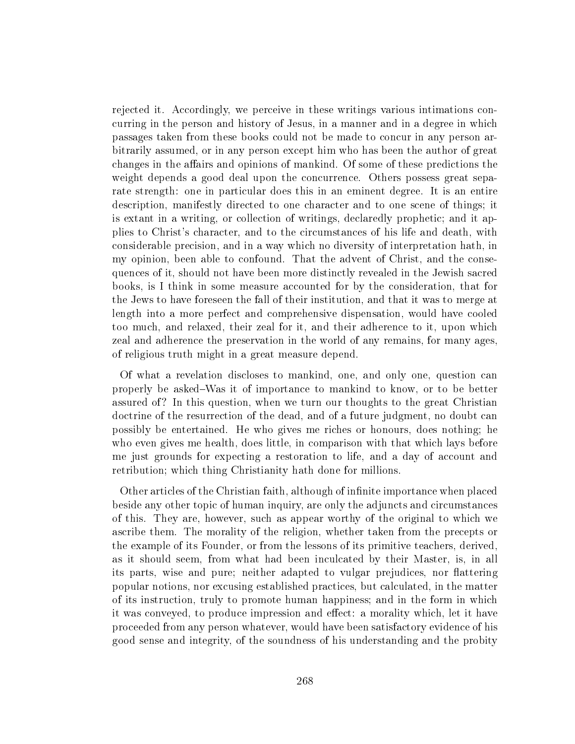rejected it. Accordingly, we perceive in these writings various intimations concurring in the person and history of Jesus, in a manner and in a degree in which passages taken from these books could not be made to concur in any person arbitrarily assumed, or in any person except him who has been the author of great changes in the affairs and opinions of mankind. Of some of these predictions the weight depends a good deal upon the concurrence. Others possess great separate strength: one in particular does this in an eminent degree. It is an entire description, manifestly directed to one character and to one scene of things; it is extant in a writing, or collection of writings, declaredly prophetic; and it applies to Christ's character, and to the circumstances of his life and death, with considerable precision, and in a way which no diversity of interpretation hath, in my opinion, been able to confound. That the advent of Christ, and the consequences of it, should not have been more distinctly revealed in the Jewish sacred books, is I think in some measure accounted for by the consideration, that for the Jews to have foreseen the fall of their institution, and that it was to merge at length into a more perfect and comprehensive dispensation, would have cooled too much, and relaxed, their zeal for it, and their adherence to it, upon which zeal and adherence the preservation in the world of any remains, for many ages, of religious truth might in a great measure depend.

Of what a revelation discloses to mankind, one, and only one, question can properly be asked–Was it of importance to mankind to know, or to be better assured of? In this question, when we turn our thoughts to the great Christian doctrine of the resurrection of the dead, and of a future judgment, no doubt can possibly be entertained. He who gives me riches or honours, does nothing; he who even gives me health, does little, in comparison with that which lays before me just grounds for expecting a restoration to life, and a day of account and retribution; which thing Christianity hath done for millions.

Other articles of the Christian faith, although of infinite importance when placed beside any other topic of human inquiry, are only the adjuncts and circumstances of this. They are, however, such as appear worthy of the original to which we ascribe them. The morality of the religion, whether taken from the precepts or the example of its Founder, or from the lessons of its primitive teachers, derived, as it should seem, from what had been inculcated by their Master, is, in all its parts, wise and pure; neither adapted to vulgar prejudices, nor flattering popular notions, nor excusing established practices, but calculated, in the matter of its instruction, truly to promote human happiness; and in the form in which it was conveyed, to produce impression and effect: a morality which, let it have proceeded from any person whatever, would have been satisfactory evidence of his good sense and integrity, of the soundness of his understanding and the probity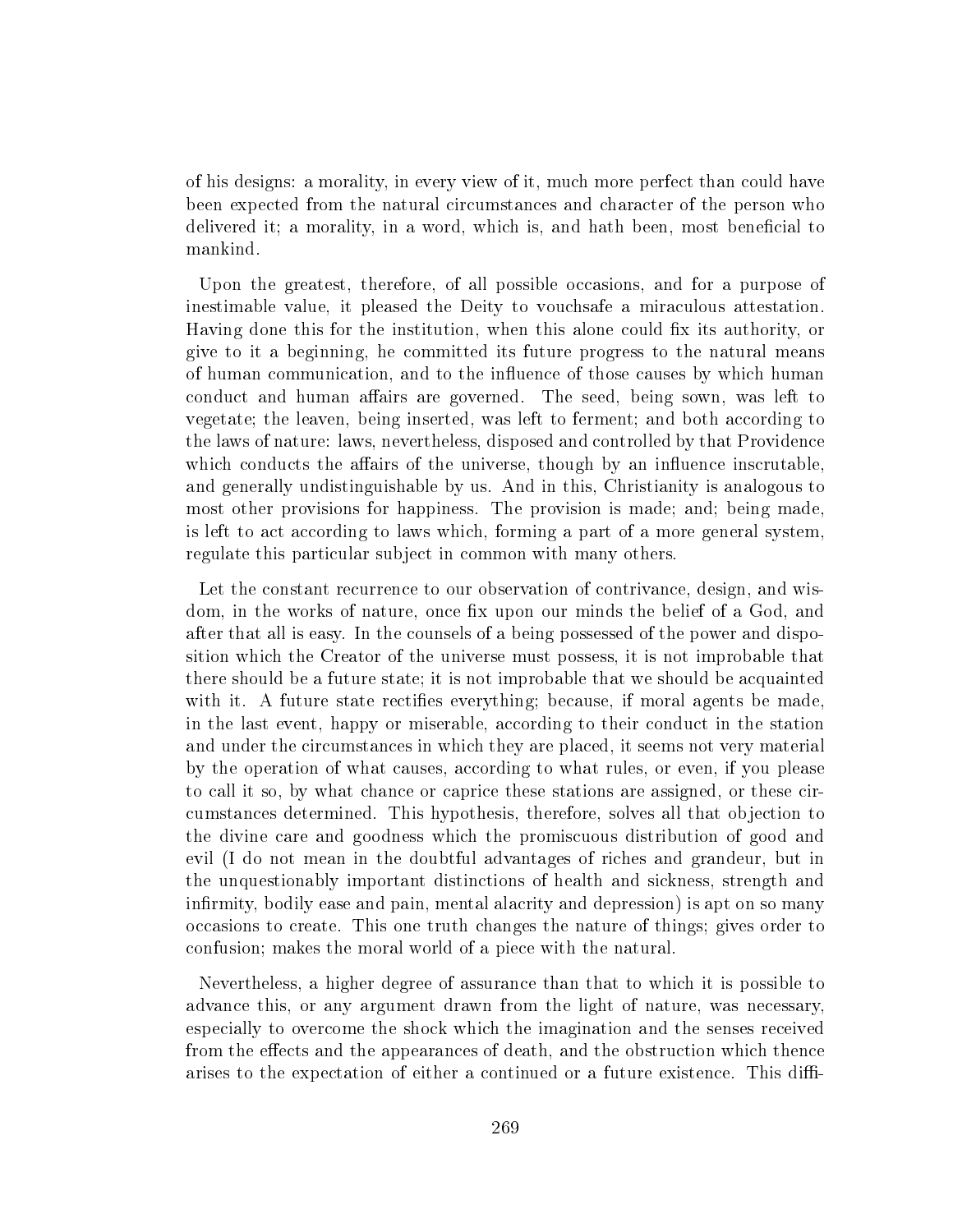of his designs: a morality, in every view of it, much more perfect than could have been expected from the natural circumstances and character of the person who delivered it; a morality, in a word, which is, and hath been, most beneficial to mankind.

Upon the greatest, therefore, of all possible occasions, and for a purpose of inestimable value, it pleased the Deity to vouchsafe a miraculous attestation. Having done this for the institution, when this alone could fix its authority, or give to it a beginning, he committed its future progress to the natural means of human communication, and to the influence of those causes by which human conduct and human affairs are governed. The seed, being sown, was left to vegetate; the leaven, being inserted, was left to ferment; and both according to the laws of nature: laws, nevertheless, disposed and controlled by that Providence which conducts the affairs of the universe, though by an influence inscrutable, and generally undistinguishable by us. And in this, Christianity is analogous to most other provisions for happiness. The provision is made; and; being made, is left to act according to laws which, forming a part of a more general system, regulate this particular subject in common with many others.

Let the constant recurrence to our observation of contrivance, design, and wisdom, in the works of nature, once fix upon our minds the belief of a God, and after that all is easy. In the counsels of a being possessed of the power and disposition which the Creator of the universe must possess, it is not improbable that there should be a future state; it is not improbable that we should be acquainted with it. A future state rectifies everything; because, if moral agents be made, in the last event, happy or miserable, according to their conduct in the station and under the circumstances in which they are placed, it seems not very material by the operation of what causes, according to what rules, or even, if you please to call it so, by what chance or caprice these stations are assigned, or these circumstances determined. This hypothesis, therefore, solves all that objection to the divine care and goodness which the promiscuous distribution of good and evil (I do not mean in the doubtful advantages of riches and grandeur, but in the unquestionably important distinctions of health and sickness, strength and infirmity, bodily ease and pain, mental alacrity and depression) is apt on so many occasions to create. This one truth changes the nature of things; gives order to confusion; makes the moral world of a piece with the natural.

Nevertheless, a higher degree of assurance than that to which it is possible to advance this, or any argument drawn from the light of nature, was necessary, especially to overcome the shock which the imagination and the senses received from the effects and the appearances of death, and the obstruction which thence arises to the expectation of either a continued or a future existence. This diffi-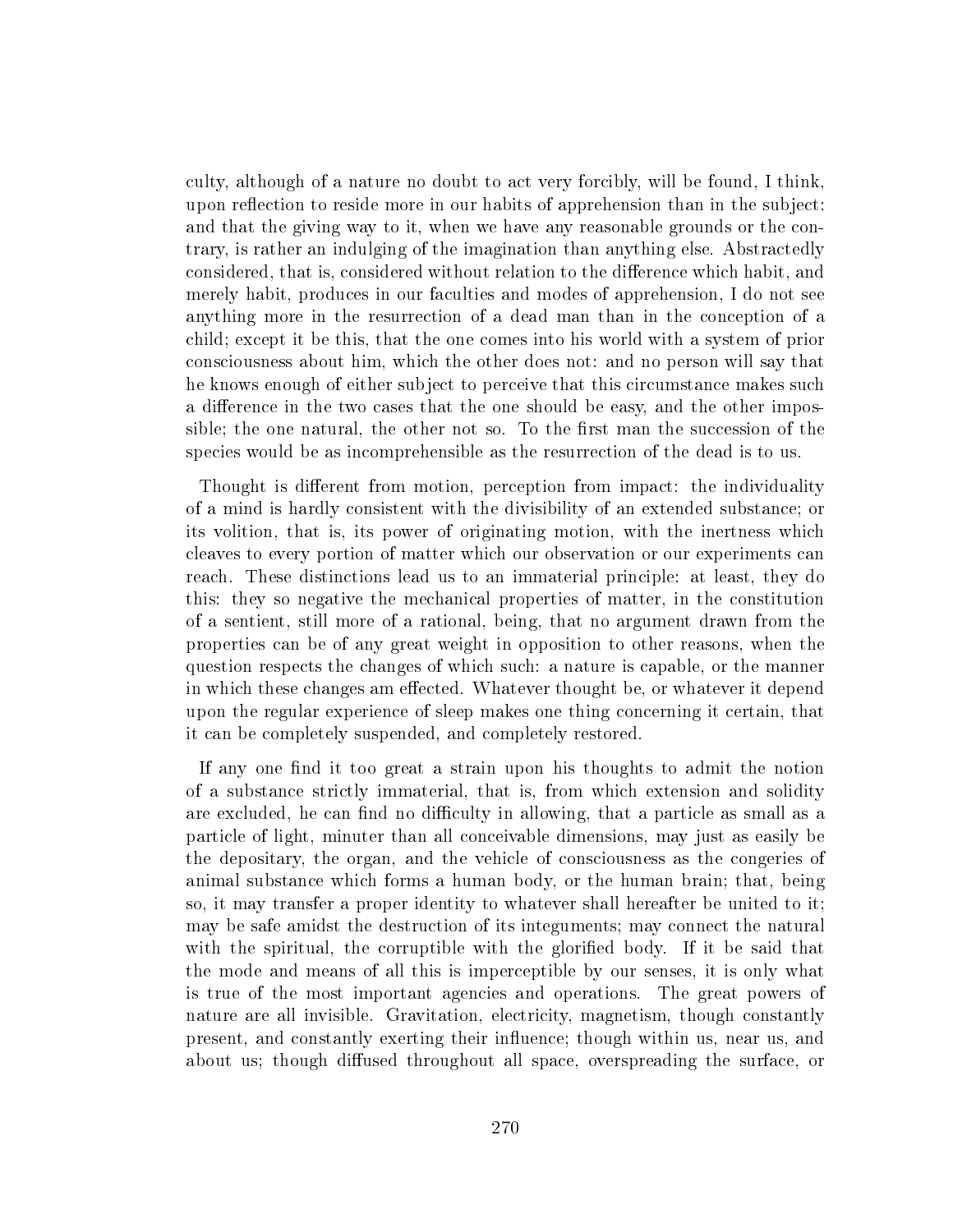culty, although of a nature no doubt to act very forcibly, will be found, I think, upon reflection to reside more in our habits of apprehension than in the subject: and that the giving way to it, when we have any reasonable grounds or the contrary, is rather an indulging of the imagination than anything else. Abstractedly considered, that is, considered without relation to the difference which habit, and merely habit, produces in our faculties and modes of apprehension, I do not see anything more in the resurrection of a dead man than in the conception of a child; except it be this, that the one comes into his world with a system of prior consciousness about him, which the other does not: and no person will say that he knows enough of either subject to perceive that this circumstance makes such a difference in the two cases that the one should be easy, and the other impossible; the one natural, the other not so. To the first man the succession of the species would be as incomprehensible as the resurrection of the dead is to us.

Thought is different from motion, perception from impact: the individuality of a mind is hardly consistent with the divisibility of an extended substance; or its volition, that is, its power of originating motion, with the inertness which cleaves to every portion of matter which our observation or our experiments can reach. These distinctions lead us to an immaterial principle: at least, they do this: they so negative the mechanical properties of matter, in the constitution of a sentient, still more of a rational, being, that no argument drawn from the properties can be of any great weight in opposition to other reasons, when the question respects the changes of which such: a nature is capable, or the manner in which these changes am effected. Whatever thought be, or whatever it depend upon the regular experience of sleep makes one thing concerning it certain, that it can be completely suspended, and completely restored.

If any one find it too great a strain upon his thoughts to admit the notion of a substance strictly immaterial, that is, from which extension and solidity are excluded, he can find no difficulty in allowing, that a particle as small as a particle of light, minuter than all conceivable dimensions, may just as easily be the depositary, the organ, and the vehicle of consciousness as the congeries of animal substance which forms a human body, or the human brain; that, being so, it may transfer a proper identity to whatever shall hereafter be united to it; may be safe amidst the destruction of its integuments; may connect the natural with the spiritual, the corruptible with the glorified body. If it be said that the mode and means of all this is imperceptible by our senses, it is only what is true of the most important agencies and operations. The great powers of nature are all invisible. Gravitation, electricity, magnetism, though constantly present, and constantly exerting their influence; though within us, near us, and about us; though diffused throughout all space, overspreading the surface, or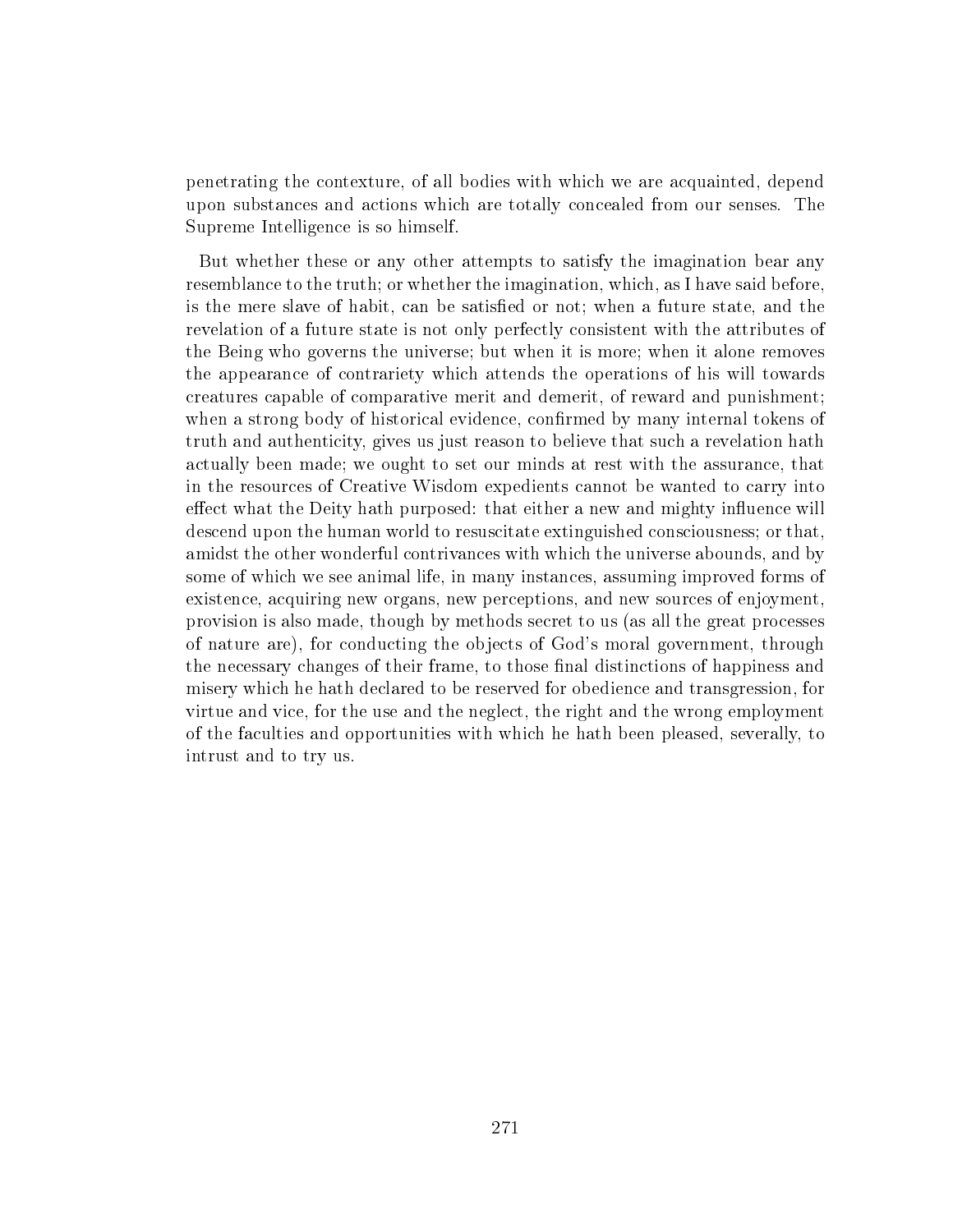penetrating the contexture, of all bodies with which we are acquainted, depend upon substances and actions which are totally concealed from our senses. The Supreme Intelligence is so himself.

But whether these or any other attempts to satisfy the imagination bear any resemblance to the truth; or whether the imagination, which, as I have said before, is the mere slave of habit, can be satisfied or not; when a future state, and the revelation of a future state is not only perfectly consistent with the attributes of the Being who governs the universe; but when it is more; when it alone removes the appearance of contrariety which attends the operations of his will towards creatures capable of comparative merit and demerit, of reward and punishment; when a strong body of historical evidence, confirmed by many internal tokens of truth and authenticity, gives us just reason to believe that such a revelation hath actually been made; we ought to set our minds at rest with the assurance, that in the resources of Creative Wisdom expedients cannot be wanted to carry into effect what the Deity hath purposed: that either a new and mighty influence will descend upon the human world to resuscitate extinguished consciousness; or that, amidst the other wonderful contrivances with which the universe abounds, and by some of which we see animal life, in many instances, assuming improved forms of existence, acquiring new organs, new perceptions, and new sources of enjoyment, provision is also made, though by methods secret to us (as all the great processes of nature are), for conducting the objects of God's moral government, through the necessary changes of their frame, to those final distinctions of happiness and misery which he hath declared to be reserved for obedience and transgression, for virtue and vice, for the use and the neglect, the right and the wrong employment of the faculties and opportunities with which he hath been pleased, severally, to intrust and to try us.